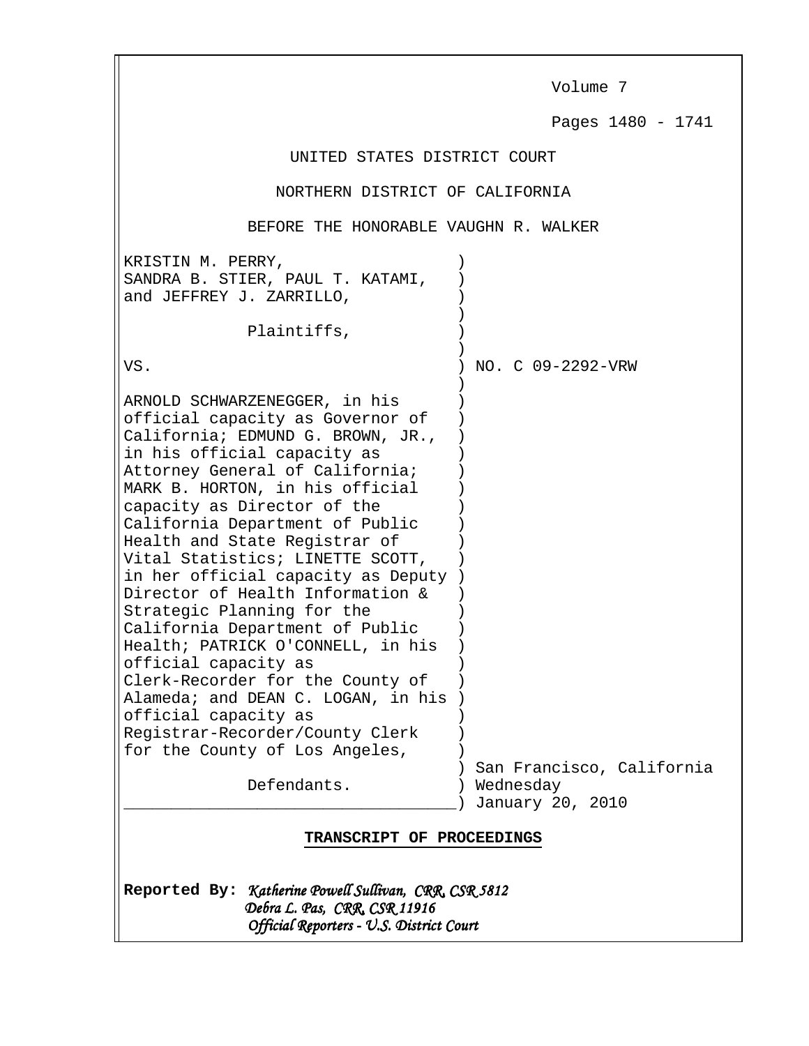Volume 7

Pages 1480 - 1741

UNITED STATES DISTRICT COURT

NORTHERN DISTRICT OF CALIFORNIA

BEFORE THE HONORABLE VAUGHN R. WALKER

KRISTIN M. PERRY, SANDRA B. STIER, PAUL T. KATAMI, and JEFFREY J. ZARRILLO,

Plaintiffs,

VS.

ARNOLD SCHWARZENEGGER, in his official capacity as Governor of California; EDMUND G. BROWN, JR., in his official capacity as Attorney General of California; MARK B. HORTON, in his official capacity as Director of the California Department of Public Health and State Registrar of Vital Statistics; LINETTE SCOTT, in her official capacity as Deputy Director of Health Information & Strategic Planning for the California Department of Public Health; PATRICK O'CONNELL, in his official capacity as Clerk-Recorder for the County of Alameda; and DEAN C. LOGAN, in his official capacity as Registrar-Recorder/County Clerk for the County of Los Angeles,

Defendants.

NO. C 09-2292-VRW

San Francisco, California
Wednesday
January 20, 2010

**TRANSCRIPT OF PROCEEDINGS**

**Reported By:** *Katherine Powell Sullivan, CRR, CSR 5812*
*Debra L. Pas, CRR, CSR 11916*
*Official Reporters - U.S. District Court*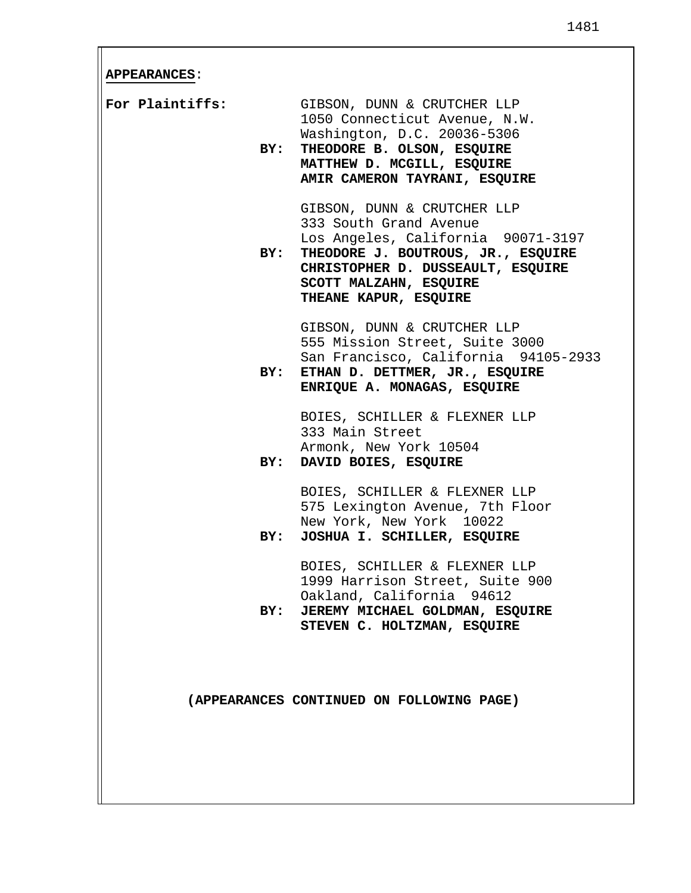**APPEARANCES**:

**For Plaintiffs:**

GIBSON, DUNN & CRUTCHER LLP
1050 Connecticut Avenue, N.W.
Washington, D.C. 20036-5306
**BY: THEODORE B. OLSON, ESQUIRE**
**MATTHEW D. MCGILL, ESQUIRE**
**AMIR CAMERON TAYRANI, ESQUIRE**

GIBSON, DUNN & CRUTCHER LLP
333 South Grand Avenue
Los Angeles, California 90071-3197
**BY: THEODORE J. BOUTROUS, JR., ESQUIRE**
**CHRISTOPHER D. DUSSEAULT, ESQUIRE**
**SCOTT MALZAHN, ESQUIRE**
**THEANE KAPUR, ESQUIRE**

GIBSON, DUNN & CRUTCHER LLP
555 Mission Street, Suite 3000
San Francisco, California 94105-2933
**BY: ETHAN D. DETTMER, JR., ESQUIRE**
**ENRIQUE A. MONAGAS, ESQUIRE**

BOIES, SCHILLER & FLEXNER LLP
333 Main Street
Armonk, New York 10504
**BY: DAVID BOIES, ESQUIRE**

BOIES, SCHILLER & FLEXNER LLP
575 Lexington Avenue, 7th Floor
New York, New York 10022
**BY: JOSHUA I. SCHILLER, ESQUIRE**

BOIES, SCHILLER & FLEXNER LLP
1999 Harrison Street, Suite 900
Oakland, California 94612
**BY: JEREMY MICHAEL GOLDMAN, ESQUIRE**
**STEVEN C. HOLTZMAN, ESQUIRE**

**(APPEARANCES CONTINUED ON FOLLOWING PAGE)**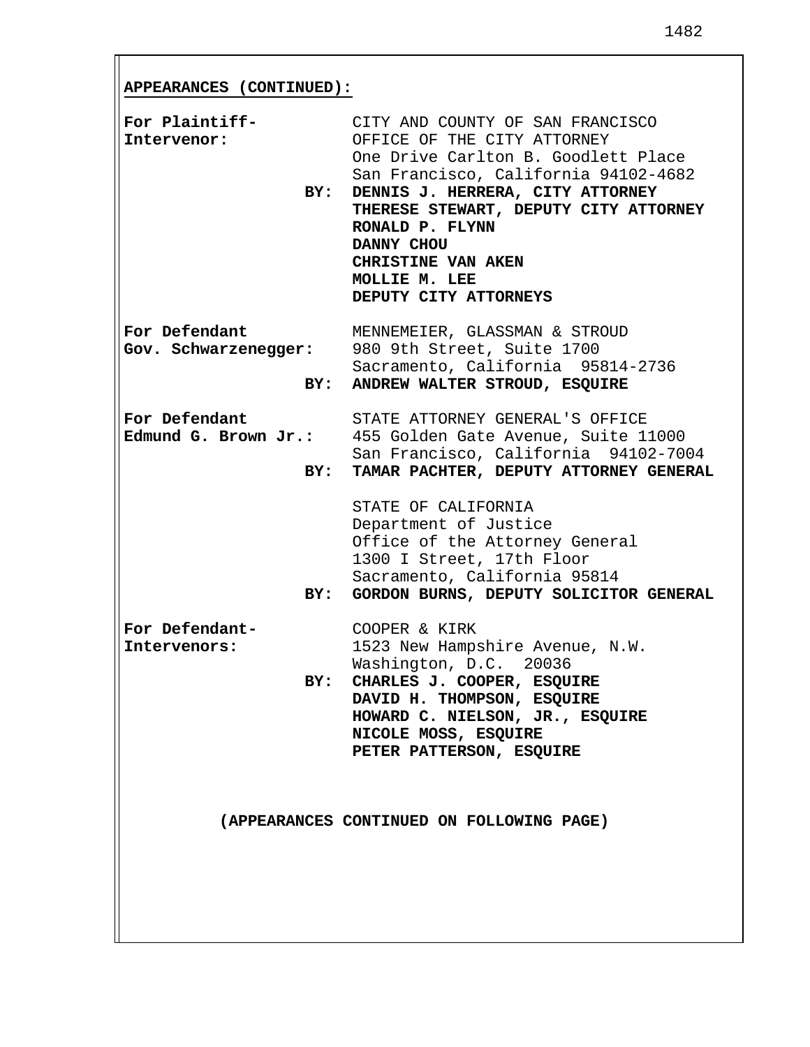**APPEARANCES (CONTINUED):**

**For Plaintiff-Intervenor:**

CITY AND COUNTY OF SAN FRANCISCO
OFFICE OF THE CITY ATTORNEY
One Drive Carlton B. Goodlett Place
San Francisco, California 94102-4682

**BY: DENNIS J. HERRERA, CITY ATTORNEY**
**THERESE STEWART, DEPUTY CITY ATTORNEY**
**RONALD P. FLYNN**
**DANNY CHOU**
**CHRISTINE VAN AKEN**
**MOLLIE M. LEE**
**DEPUTY CITY ATTORNEYS**

**For Defendant Gov. Schwarzenegger:**

MENNEMEIER, GLASSMAN & STROUD
980 9th Street, Suite 1700
Sacramento, California 95814-2736

**BY: ANDREW WALTER STROUD, ESQUIRE**

**For Defendant Edmund G. Brown Jr.:**

STATE ATTORNEY GENERAL'S OFFICE
455 Golden Gate Avenue, Suite 11000
San Francisco, California 94102-7004

**BY: TAMAR PACHTER, DEPUTY ATTORNEY GENERAL**

STATE OF CALIFORNIA
Department of Justice
Office of the Attorney General
1300 I Street, 17th Floor
Sacramento, California 95814

**BY: GORDON BURNS, DEPUTY SOLICITOR GENERAL**

**For Defendant-Intervenors:**

COOPER & KIRK
1523 New Hampshire Avenue, N.W.
Washington, D.C. 20036

**BY: CHARLES J. COOPER, ESQUIRE**
**DAVID H. THOMPSON, ESQUIRE**
**HOWARD C. NIELSON, JR., ESQUIRE**
**NICOLE MOSS, ESQUIRE**
**PETER PATTERSON, ESQUIRE**

**(APPEARANCES CONTINUED ON FOLLOWING PAGE)**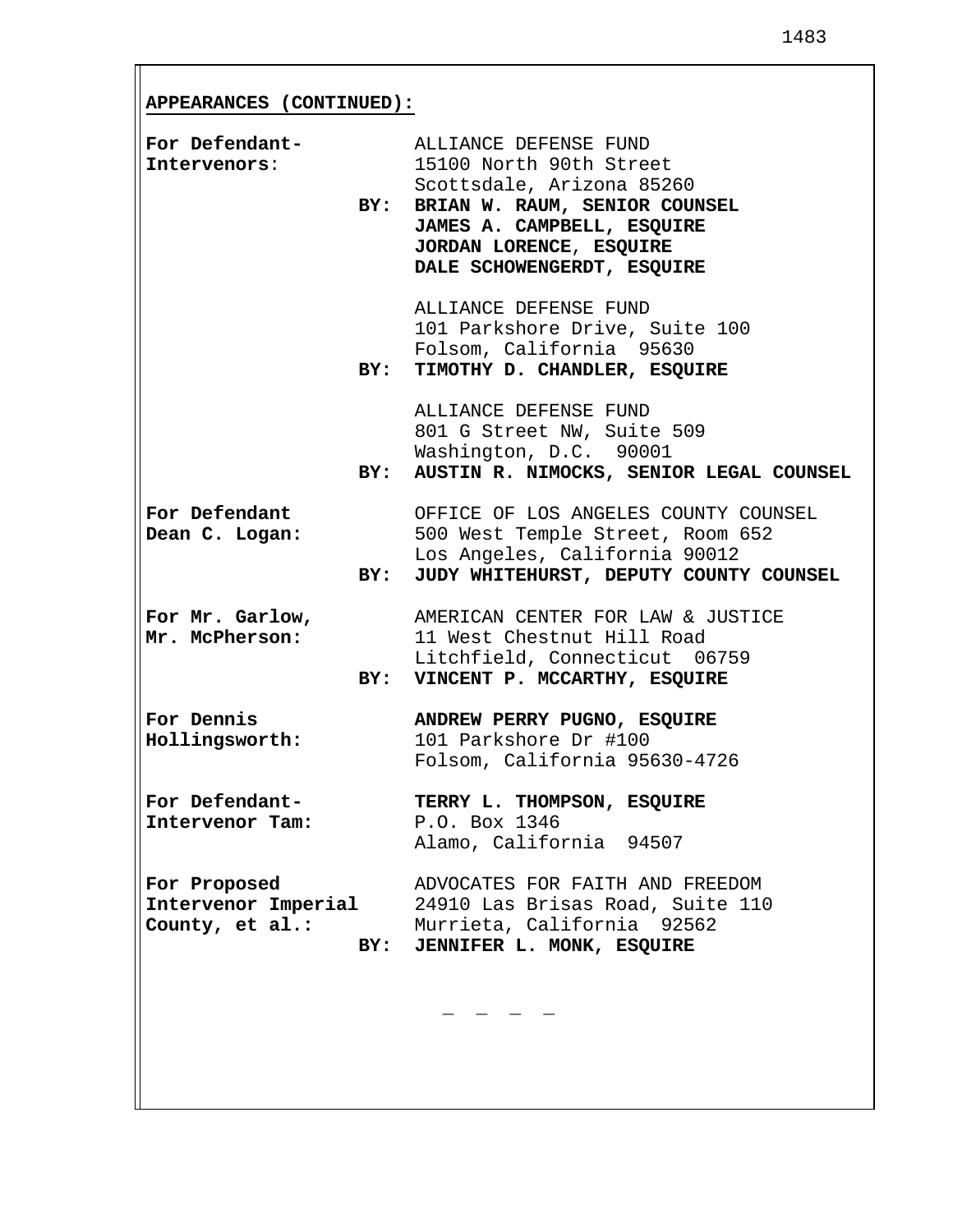**APPEARANCES (CONTINUED):**

**For Defendant-Intervenors:**

ALLIANCE DEFENSE FUND
15100 North 90th Street
Scottsdale, Arizona 85260
**BY: BRIAN W. RAUM, SENIOR COUNSEL**
**JAMES A. CAMPBELL, ESQUIRE**
**JORDAN LORENCE, ESQUIRE**
**DALE SCHOWENGERDT, ESQUIRE**

ALLIANCE DEFENSE FUND
101 Parkshore Drive, Suite 100
Folsom, California 95630
**BY: TIMOTHY D. CHANDLER, ESQUIRE**

ALLIANCE DEFENSE FUND
801 G Street NW, Suite 509
Washington, D.C. 90001
**BY: AUSTIN R. NIMOCKS, SENIOR LEGAL COUNSEL**

**For Defendant Dean C. Logan:**

OFFICE OF LOS ANGELES COUNTY COUNSEL
500 West Temple Street, Room 652
Los Angeles, California 90012
**BY: JUDY WHITEHURST, DEPUTY COUNTY COUNSEL**

**For Mr. Garlow, Mr. McPherson:**

AMERICAN CENTER FOR LAW & JUSTICE
11 West Chestnut Hill Road
Litchfield, Connecticut 06759
**BY: VINCENT P. MCCARTHY, ESQUIRE**

**For Dennis Hollingsworth:**

**ANDREW PERRY PUGNO, ESQUIRE**
101 Parkshore Dr #100
Folsom, California 95630-4726

**For Defendant-Intervenor Tam:**

**TERRY L. THOMPSON, ESQUIRE**
P.O. Box 1346
Alamo, California 94507

**For Proposed Intervenor Imperial County, et al.:**

ADVOCATES FOR FAITH AND FREEDOM
24910 Las Brisas Road, Suite 110
Murrieta, California 92562
**BY: JENNIFER L. MONK, ESQUIRE**

\- - - -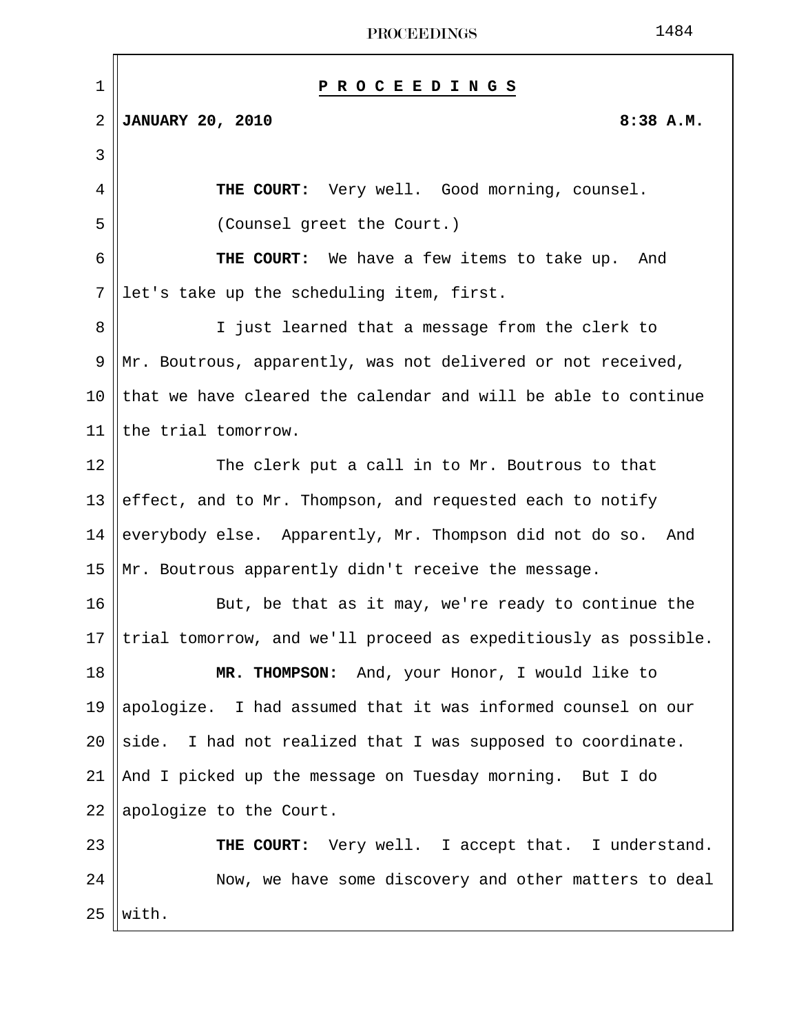**P R O C E E D I N G S**

**JANUARY 20, 2010** **8:38 A.M.**

**THE COURT:** Very well. Good morning, counsel.

(Counsel greet the Court.)

**THE COURT:** We have a few items to take up. And let's take up the scheduling item, first.

I just learned that a message from the clerk to Mr. Boutrous, apparently, was not delivered or not received, that we have cleared the calendar and will be able to continue the trial tomorrow.

The clerk put a call in to Mr. Boutrous to that effect, and to Mr. Thompson, and requested each to notify everybody else. Apparently, Mr. Thompson did not do so. And Mr. Boutrous apparently didn't receive the message.

But, be that as it may, we're ready to continue the trial tomorrow, and we'll proceed as expeditiously as possible.

**MR. THOMPSON:** And, your Honor, I would like to apologize. I had assumed that it was informed counsel on our side. I had not realized that I was supposed to coordinate. And I picked up the message on Tuesday morning. But I do apologize to the Court.

**THE COURT:** Very well. I accept that. I understand.

Now, we have some discovery and other matters to deal with.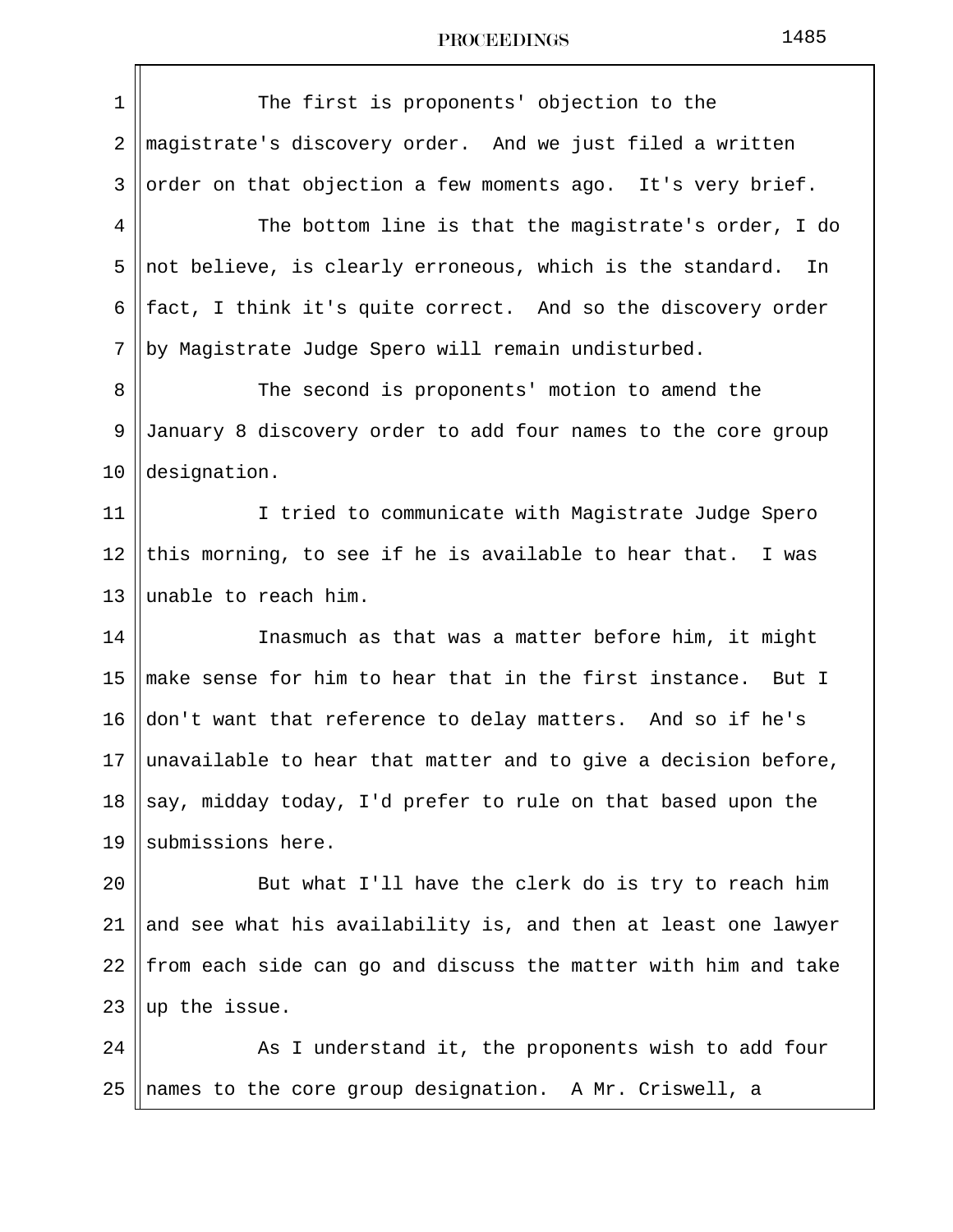The first is proponents' objection to the magistrate's discovery order. And we just filed a written order on that objection a few moments ago. It's very brief.

The bottom line is that the magistrate's order, I do not believe, is clearly erroneous, which is the standard. In fact, I think it's quite correct. And so the discovery order by Magistrate Judge Spero will remain undisturbed.

The second is proponents' motion to amend the January 8 discovery order to add four names to the core group designation.

I tried to communicate with Magistrate Judge Spero this morning, to see if he is available to hear that. I was unable to reach him.

Inasmuch as that was a matter before him, it might make sense for him to hear that in the first instance. But I don't want that reference to delay matters. And so if he's unavailable to hear that matter and to give a decision before, say, midday today, I'd prefer to rule on that based upon the submissions here.

But what I'll have the clerk do is try to reach him and see what his availability is, and then at least one lawyer from each side can go and discuss the matter with him and take up the issue.

As I understand it, the proponents wish to add four names to the core group designation. A Mr. Criswell, a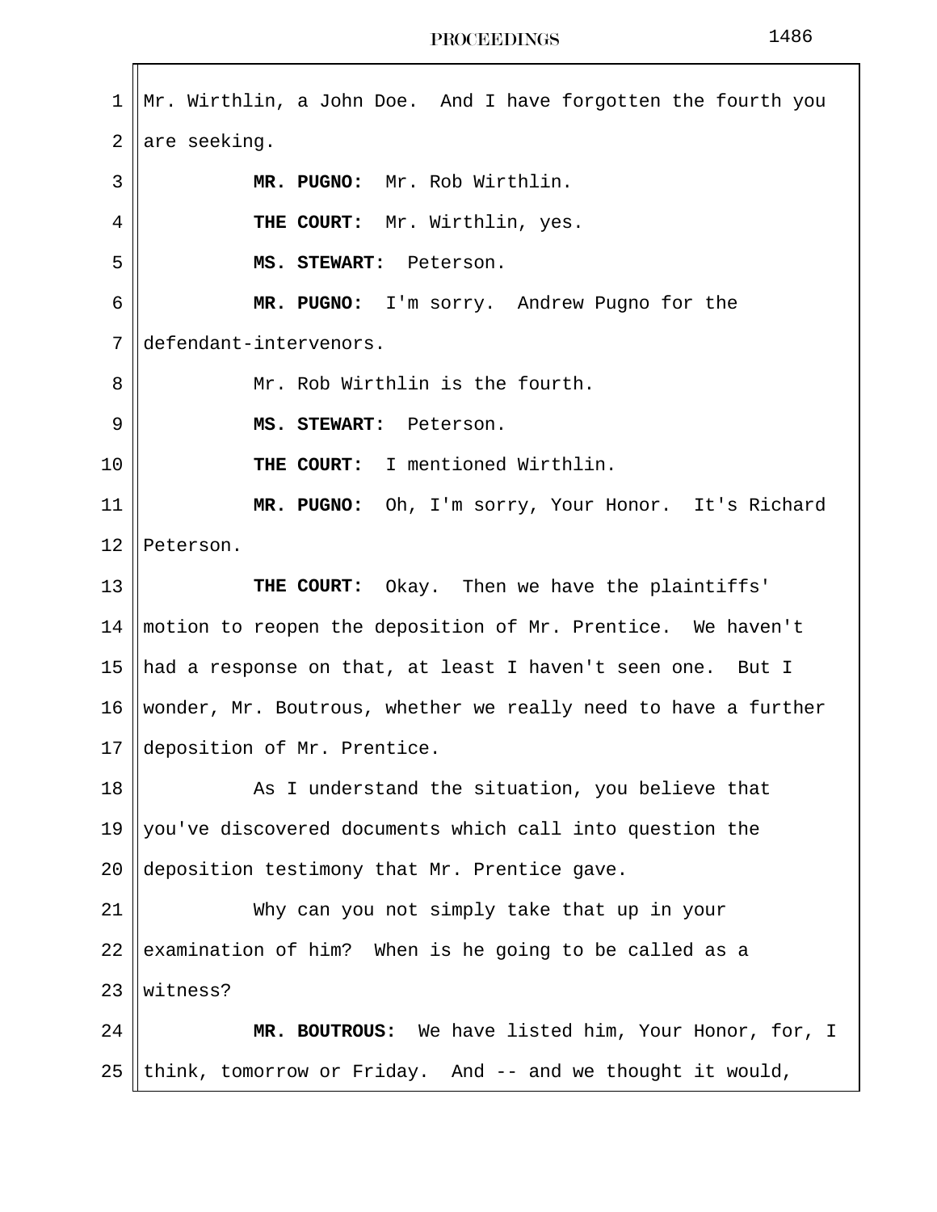Mr. Wirthlin, a John Doe. And I have forgotten the fourth you are seeking.

**MR. PUGNO:** Mr. Rob Wirthlin.

**THE COURT:** Mr. Wirthlin, yes.

**MS. STEWART:** Peterson.

**MR. PUGNO:** I'm sorry. Andrew Pugno for the defendant-intervenors.

Mr. Rob Wirthlin is the fourth.

**MS. STEWART:** Peterson.

**THE COURT:** I mentioned Wirthlin.

**MR. PUGNO:** Oh, I'm sorry, Your Honor. It's Richard Peterson.

**THE COURT:** Okay. Then we have the plaintiffs' motion to reopen the deposition of Mr. Prentice. We haven't had a response on that, at least I haven't seen one. But I wonder, Mr. Boutrous, whether we really need to have a further deposition of Mr. Prentice.

As I understand the situation, you believe that you've discovered documents which call into question the deposition testimony that Mr. Prentice gave.

Why can you not simply take that up in your examination of him? When is he going to be called as a witness?

**MR. BOUTROUS:** We have listed him, Your Honor, for, I think, tomorrow or Friday. And -- and we thought it would,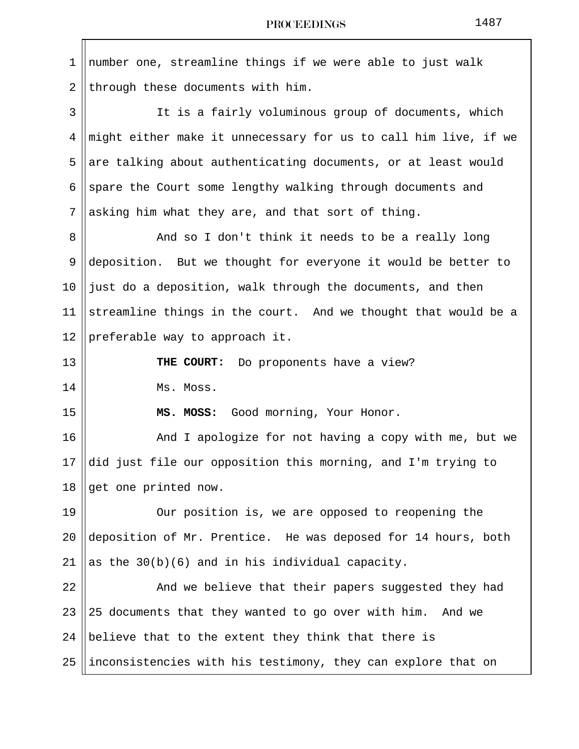number one, streamline things if we were able to just walk through these documents with him.

It is a fairly voluminous group of documents, which might either make it unnecessary for us to call him live, if we are talking about authenticating documents, or at least would spare the Court some lengthy walking through documents and asking him what they are, and that sort of thing.

And so I don't think it needs to be a really long deposition. But we thought for everyone it would be better to just do a deposition, walk through the documents, and then streamline things in the court. And we thought that would be a preferable way to approach it.

**THE COURT:** Do proponents have a view?

Ms. Moss.

**MS. MOSS:** Good morning, Your Honor.

And I apologize for not having a copy with me, but we did just file our opposition this morning, and I'm trying to get one printed now.

Our position is, we are opposed to reopening the deposition of Mr. Prentice. He was deposed for 14 hours, both as the 30(b)(6) and in his individual capacity.

And we believe that their papers suggested they had 25 documents that they wanted to go over with him. And we believe that to the extent they think that there is inconsistencies with his testimony, they can explore that on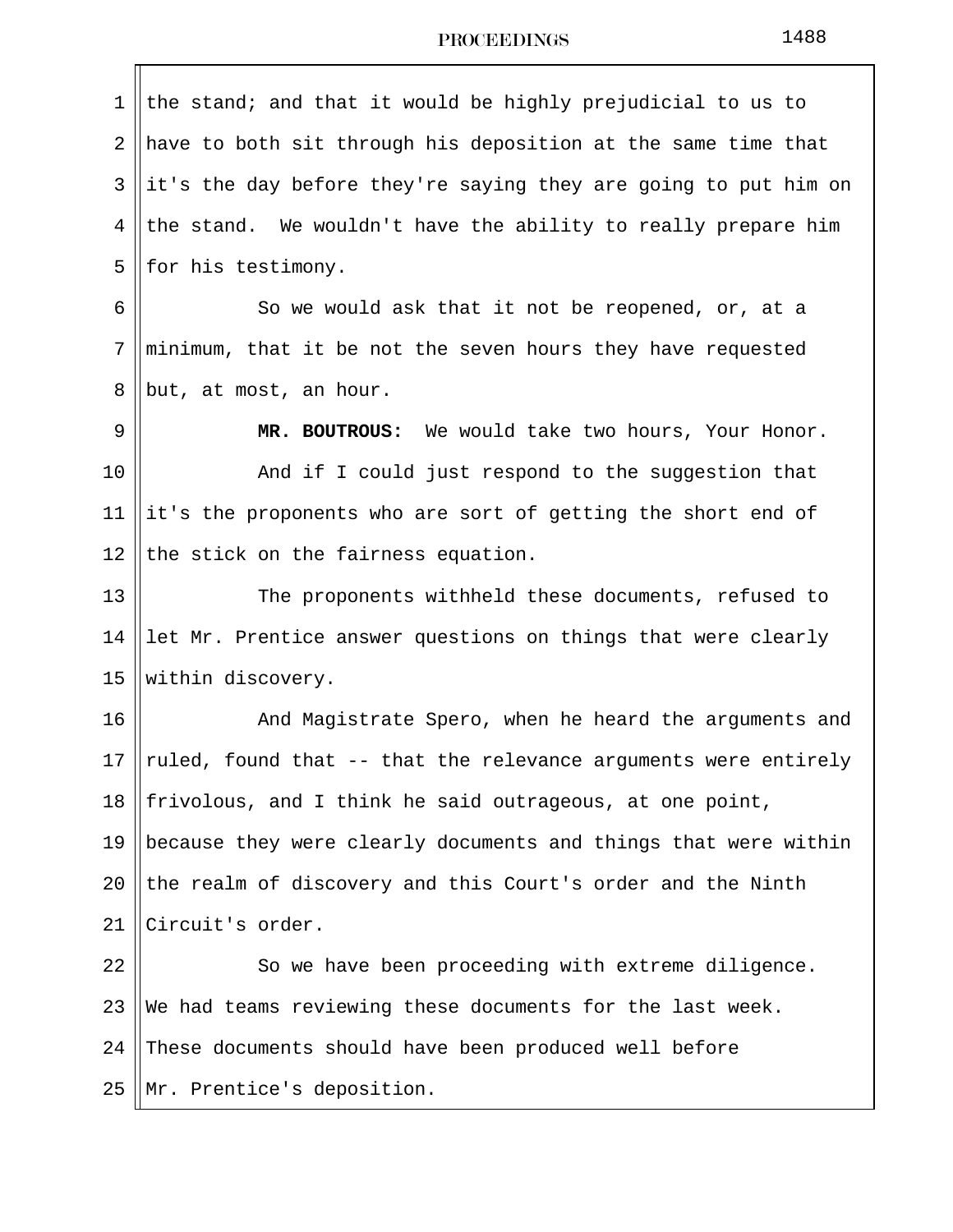the stand; and that it would be highly prejudicial to us to have to both sit through his deposition at the same time that it's the day before they're saying they are going to put him on the stand. We wouldn't have the ability to really prepare him for his testimony.

So we would ask that it not be reopened, or, at a minimum, that it be not the seven hours they have requested but, at most, an hour.

**MR. BOUTROUS:** We would take two hours, Your Honor.

And if I could just respond to the suggestion that it's the proponents who are sort of getting the short end of the stick on the fairness equation.

The proponents withheld these documents, refused to let Mr. Prentice answer questions on things that were clearly within discovery.

And Magistrate Spero, when he heard the arguments and ruled, found that -- that the relevance arguments were entirely frivolous, and I think he said outrageous, at one point, because they were clearly documents and things that were within the realm of discovery and this Court's order and the Ninth Circuit's order.

So we have been proceeding with extreme diligence. We had teams reviewing these documents for the last week. These documents should have been produced well before Mr. Prentice's deposition.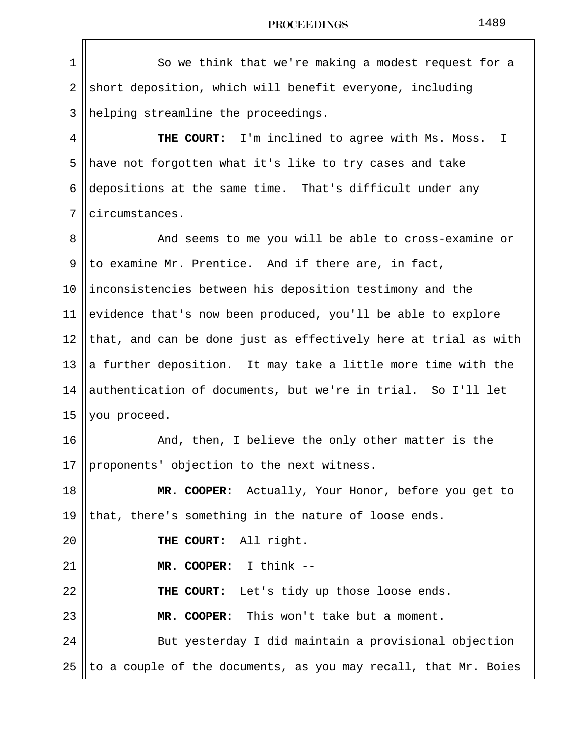So we think that we're making a modest request for a short deposition, which will benefit everyone, including helping streamline the proceedings.

**THE COURT:** I'm inclined to agree with Ms. Moss. I have not forgotten what it's like to try cases and take depositions at the same time. That's difficult under any circumstances.

And seems to me you will be able to cross-examine or to examine Mr. Prentice. And if there are, in fact, inconsistencies between his deposition testimony and the evidence that's now been produced, you'll be able to explore that, and can be done just as effectively here at trial as with a further deposition. It may take a little more time with the authentication of documents, but we're in trial. So I'll let you proceed.

And, then, I believe the only other matter is the proponents' objection to the next witness.

**MR. COOPER:** Actually, Your Honor, before you get to that, there's something in the nature of loose ends.

**THE COURT:** All right.

**MR. COOPER:** I think --

**THE COURT:** Let's tidy up those loose ends.

**MR. COOPER:** This won't take but a moment.

But yesterday I did maintain a provisional objection to a couple of the documents, as you may recall, that Mr. Boies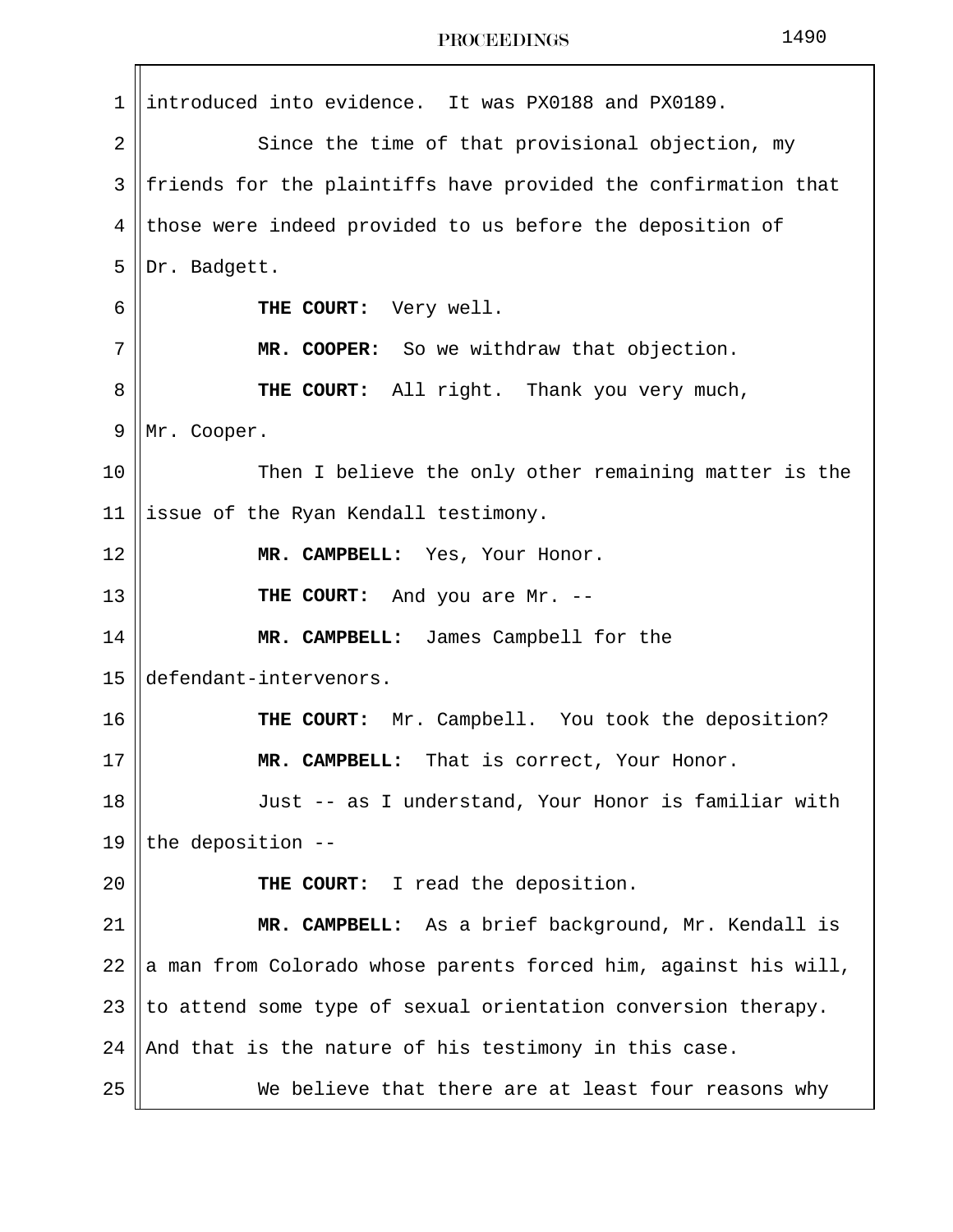introduced into evidence. It was PX0188 and PX0189.

Since the time of that provisional objection, my friends for the plaintiffs have provided the confirmation that those were indeed provided to us before the deposition of Dr. Badgett.

**THE COURT:** Very well.

**MR. COOPER:** So we withdraw that objection.

**THE COURT:** All right. Thank you very much, Mr. Cooper.

Then I believe the only other remaining matter is the issue of the Ryan Kendall testimony.

**MR. CAMPBELL:** Yes, Your Honor.

**THE COURT:** And you are Mr. --

**MR. CAMPBELL:** James Campbell for the defendant-intervenors.

**THE COURT:** Mr. Campbell. You took the deposition?

**MR. CAMPBELL:** That is correct, Your Honor.

Just -- as I understand, Your Honor is familiar with the deposition --

**THE COURT:** I read the deposition.

**MR. CAMPBELL:** As a brief background, Mr. Kendall is a man from Colorado whose parents forced him, against his will, to attend some type of sexual orientation conversion therapy. And that is the nature of his testimony in this case.

We believe that there are at least four reasons why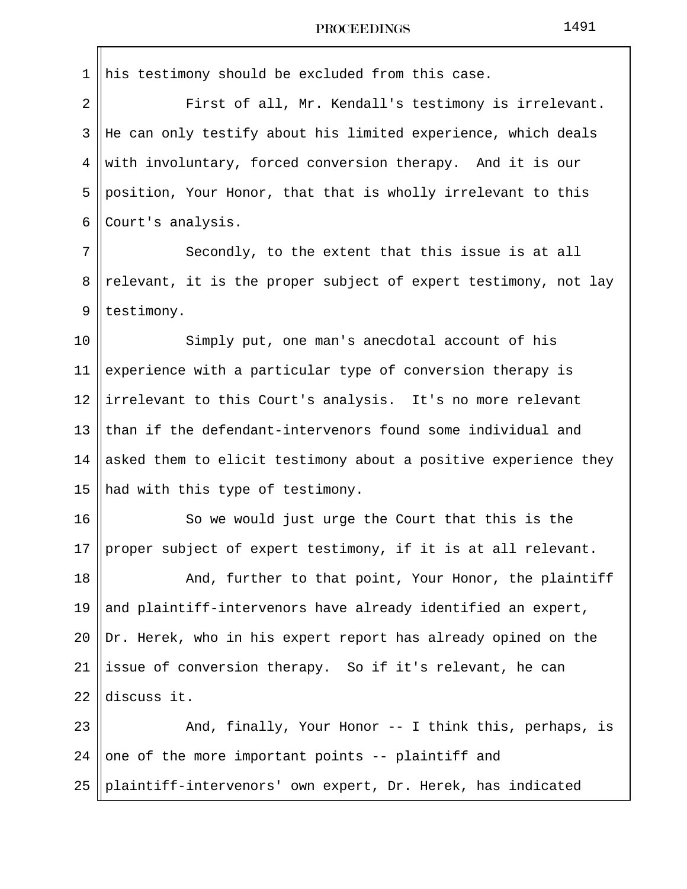his testimony should be excluded from this case.

First of all, Mr. Kendall's testimony is irrelevant. He can only testify about his limited experience, which deals with involuntary, forced conversion therapy. And it is our position, Your Honor, that that is wholly irrelevant to this Court's analysis.

Secondly, to the extent that this issue is at all relevant, it is the proper subject of expert testimony, not lay testimony.

Simply put, one man's anecdotal account of his experience with a particular type of conversion therapy is irrelevant to this Court's analysis. It's no more relevant than if the defendant-intervenors found some individual and asked them to elicit testimony about a positive experience they had with this type of testimony.

So we would just urge the Court that this is the proper subject of expert testimony, if it is at all relevant.

And, further to that point, Your Honor, the plaintiff and plaintiff-intervenors have already identified an expert, Dr. Herek, who in his expert report has already opined on the issue of conversion therapy. So if it's relevant, he can discuss it.

And, finally, Your Honor -- I think this, perhaps, is one of the more important points -- plaintiff and plaintiff-intervenors' own expert, Dr. Herek, has indicated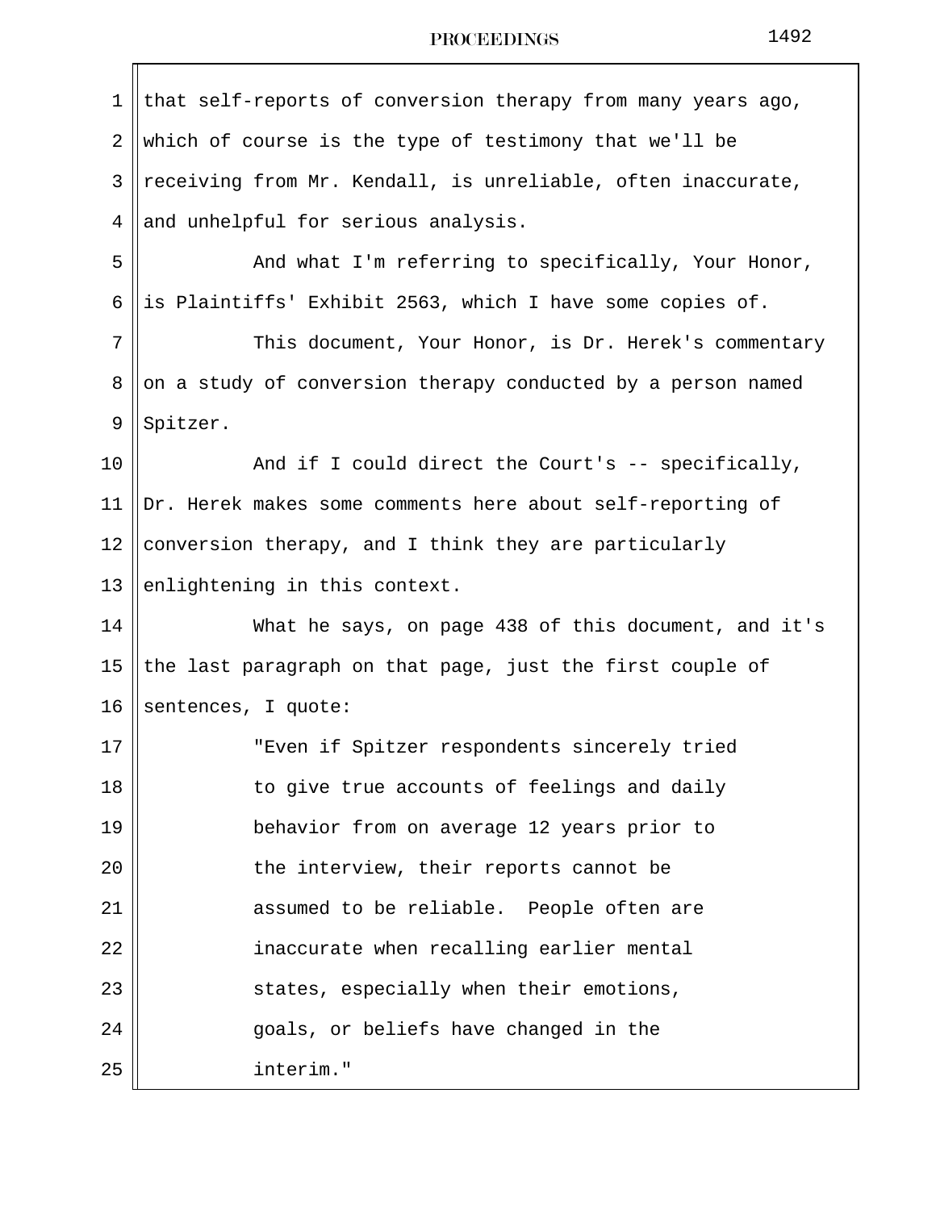that self-reports of conversion therapy from many years ago, which of course is the type of testimony that we'll be receiving from Mr. Kendall, is unreliable, often inaccurate, and unhelpful for serious analysis.

And what I'm referring to specifically, Your Honor, is Plaintiffs' Exhibit 2563, which I have some copies of.

This document, Your Honor, is Dr. Herek's commentary on a study of conversion therapy conducted by a person named Spitzer.

And if I could direct the Court's -- specifically, Dr. Herek makes some comments here about self-reporting of conversion therapy, and I think they are particularly enlightening in this context.

What he says, on page 438 of this document, and it's the last paragraph on that page, just the first couple of sentences, I quote:

> "Even if Spitzer respondents sincerely tried to give true accounts of feelings and daily behavior from on average 12 years prior to the interview, their reports cannot be assumed to be reliable. People often are inaccurate when recalling earlier mental states, especially when their emotions, goals, or beliefs have changed in the interim."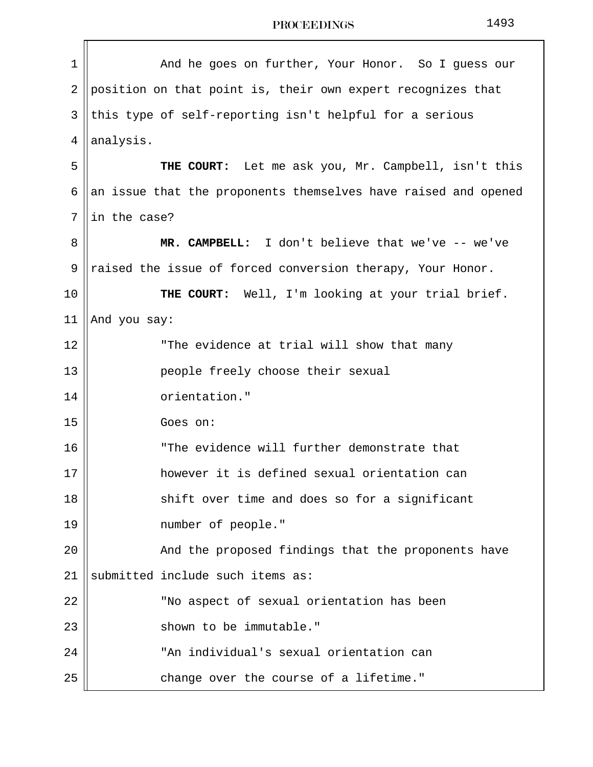And he goes on further, Your Honor. So I guess our position on that point is, their own expert recognizes that this type of self-reporting isn't helpful for a serious analysis.

**THE COURT:** Let me ask you, Mr. Campbell, isn't this an issue that the proponents themselves have raised and opened in the case?

**MR. CAMPBELL:** I don't believe that we've -- we've raised the issue of forced conversion therapy, Your Honor.

**THE COURT:** Well, I'm looking at your trial brief. And you say:

> "The evidence at trial will show that many people freely choose their sexual orientation."

Goes on:

> "The evidence will further demonstrate that however it is defined sexual orientation can shift over time and does so for a significant number of people."

And the proposed findings that the proponents have submitted include such items as:

> "No aspect of sexual orientation has been shown to be immutable."

> "An individual's sexual orientation can change over the course of a lifetime."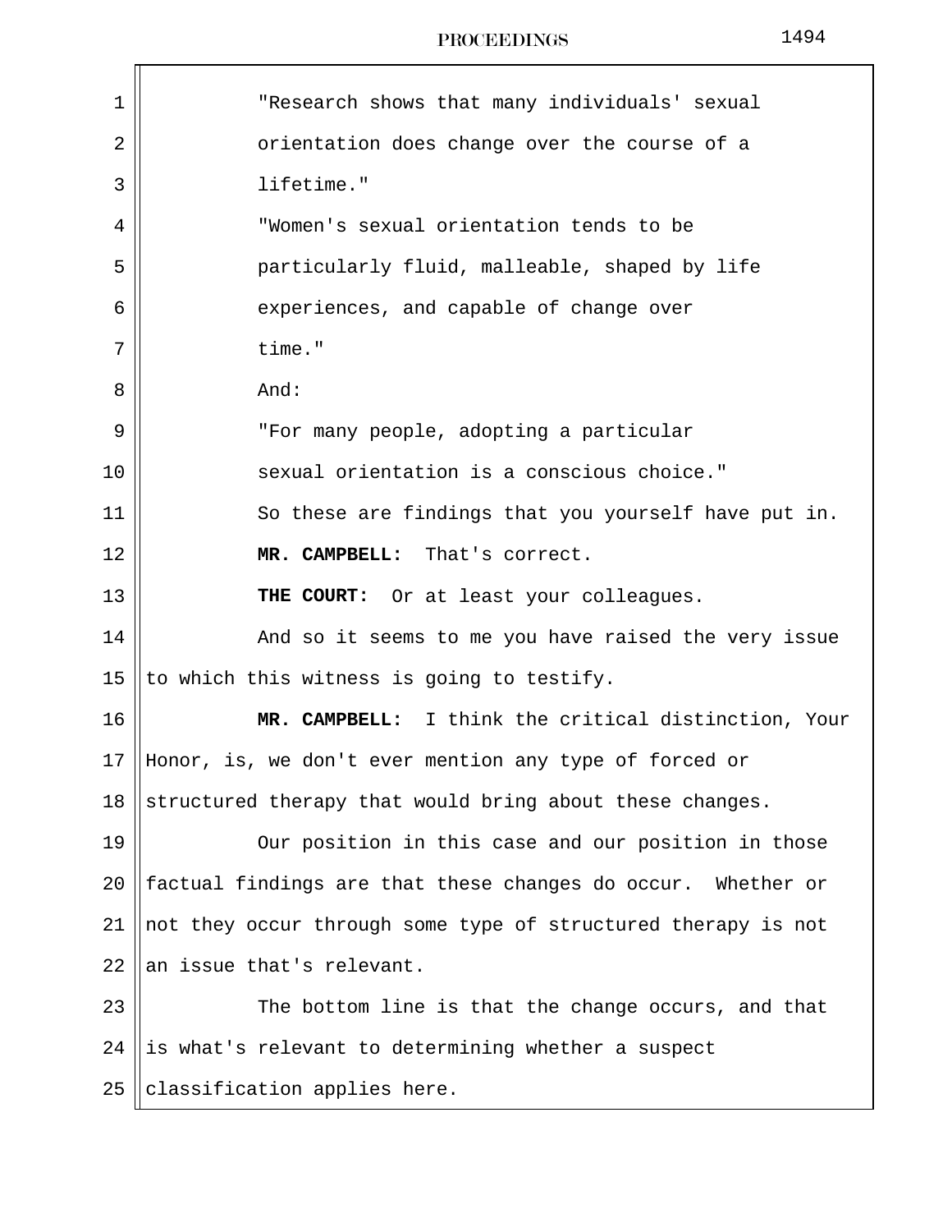"Research shows that many individuals' sexual orientation does change over the course of a lifetime."

"Women's sexual orientation tends to be particularly fluid, malleable, shaped by life experiences, and capable of change over time."

And:

"For many people, adopting a particular sexual orientation is a conscious choice."

So these are findings that you yourself have put in.

**MR. CAMPBELL:** That's correct.

**THE COURT:** Or at least your colleagues.

And so it seems to me you have raised the very issue to which this witness is going to testify.

**MR. CAMPBELL:** I think the critical distinction, Your Honor, is, we don't ever mention any type of forced or structured therapy that would bring about these changes.

Our position in this case and our position in those factual findings are that these changes do occur. Whether or not they occur through some type of structured therapy is not an issue that's relevant.

The bottom line is that the change occurs, and that is what's relevant to determining whether a suspect classification applies here.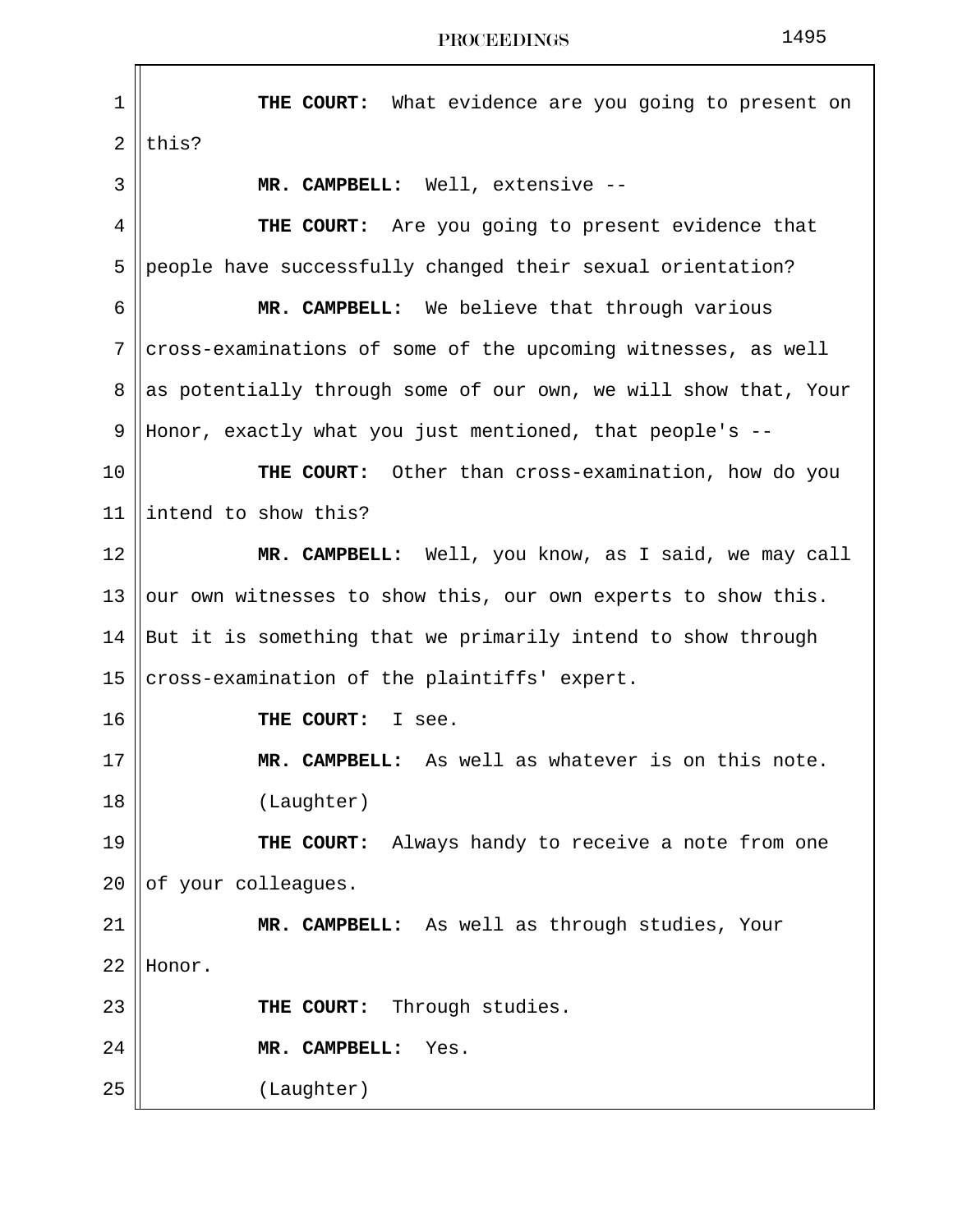**THE COURT:** What evidence are you going to present on this?

**MR. CAMPBELL:** Well, extensive --

**THE COURT:** Are you going to present evidence that people have successfully changed their sexual orientation?

**MR. CAMPBELL:** We believe that through various cross-examinations of some of the upcoming witnesses, as well as potentially through some of our own, we will show that, Your Honor, exactly what you just mentioned, that people's --

**THE COURT:** Other than cross-examination, how do you intend to show this?

**MR. CAMPBELL:** Well, you know, as I said, we may call our own witnesses to show this, our own experts to show this. But it is something that we primarily intend to show through cross-examination of the plaintiffs' expert.

**THE COURT:** I see.

**MR. CAMPBELL:** As well as whatever is on this note.

(Laughter)

**THE COURT:** Always handy to receive a note from one of your colleagues.

**MR. CAMPBELL:** As well as through studies, Your Honor.

**THE COURT:** Through studies.

**MR. CAMPBELL:** Yes.

(Laughter)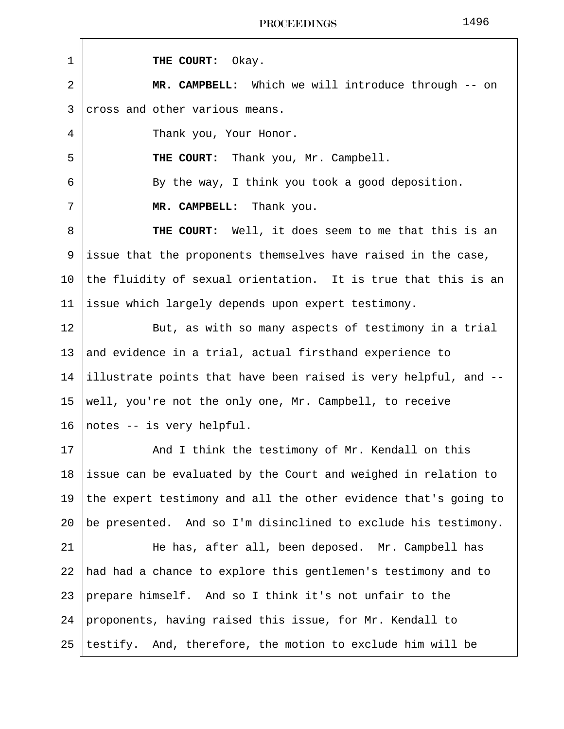**THE COURT:** Okay.

**MR. CAMPBELL:** Which we will introduce through -- on cross and other various means.

Thank you, Your Honor.

**THE COURT:** Thank you, Mr. Campbell.

By the way, I think you took a good deposition.

**MR. CAMPBELL:** Thank you.

**THE COURT:** Well, it does seem to me that this is an issue that the proponents themselves have raised in the case, the fluidity of sexual orientation. It is true that this is an issue which largely depends upon expert testimony.

But, as with so many aspects of testimony in a trial and evidence in a trial, actual firsthand experience to illustrate points that have been raised is very helpful, and -- well, you're not the only one, Mr. Campbell, to receive notes -- is very helpful.

And I think the testimony of Mr. Kendall on this issue can be evaluated by the Court and weighed in relation to the expert testimony and all the other evidence that's going to be presented. And so I'm disinclined to exclude his testimony.

He has, after all, been deposed. Mr. Campbell has had had a chance to explore this gentlemen's testimony and to prepare himself. And so I think it's not unfair to the proponents, having raised this issue, for Mr. Kendall to testify. And, therefore, the motion to exclude him will be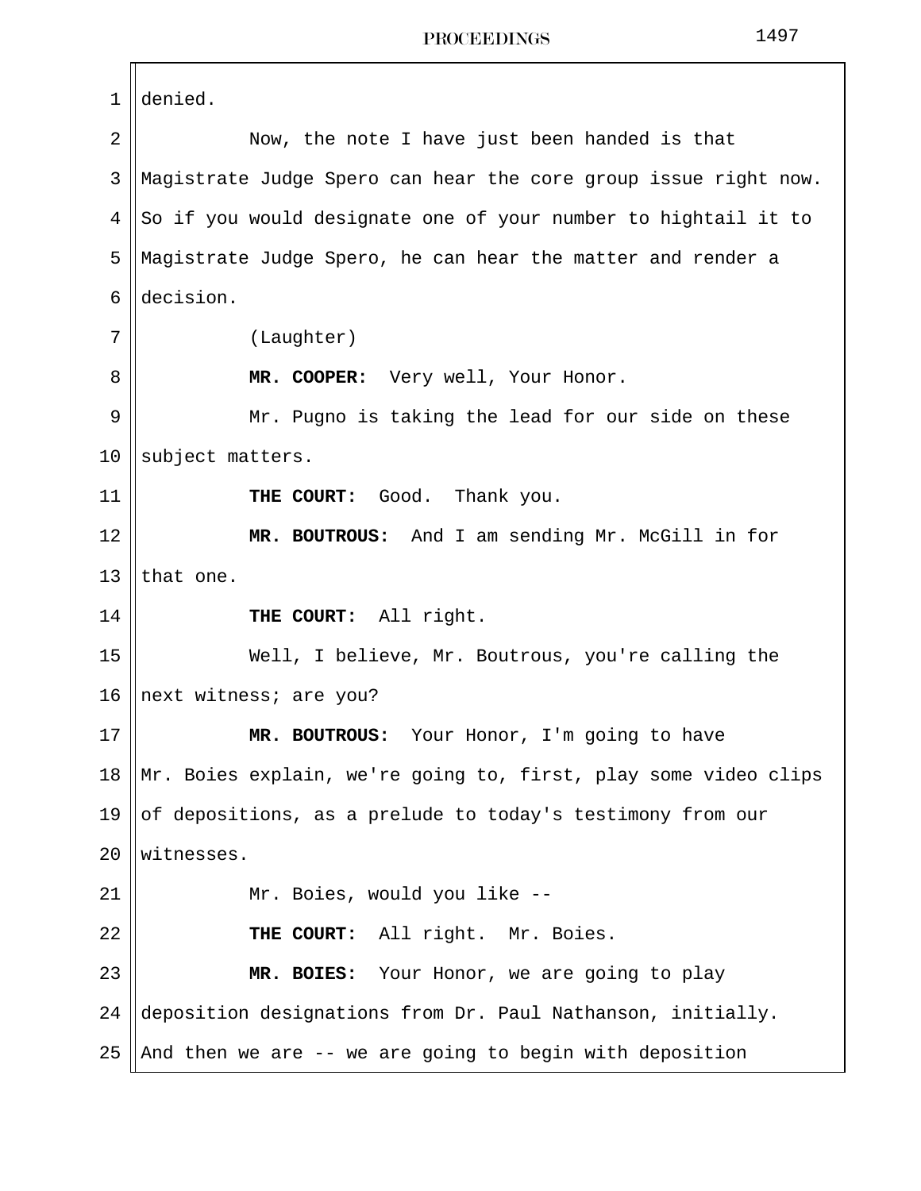denied.

Now, the note I have just been handed is that Magistrate Judge Spero can hear the core group issue right now. So if you would designate one of your number to hightail it to Magistrate Judge Spero, he can hear the matter and render a decision.

(Laughter)

**MR. COOPER:** Very well, Your Honor.

Mr. Pugno is taking the lead for our side on these subject matters.

**THE COURT:** Good. Thank you.

**MR. BOUTROUS:** And I am sending Mr. McGill in for that one.

**THE COURT:** All right.

Well, I believe, Mr. Boutrous, you're calling the next witness; are you?

**MR. BOUTROUS:** Your Honor, I'm going to have Mr. Boies explain, we're going to, first, play some video clips of depositions, as a prelude to today's testimony from our witnesses.

Mr. Boies, would you like --

**THE COURT:** All right. Mr. Boies.

**MR. BOIES:** Your Honor, we are going to play deposition designations from Dr. Paul Nathanson, initially. And then we are -- we are going to begin with deposition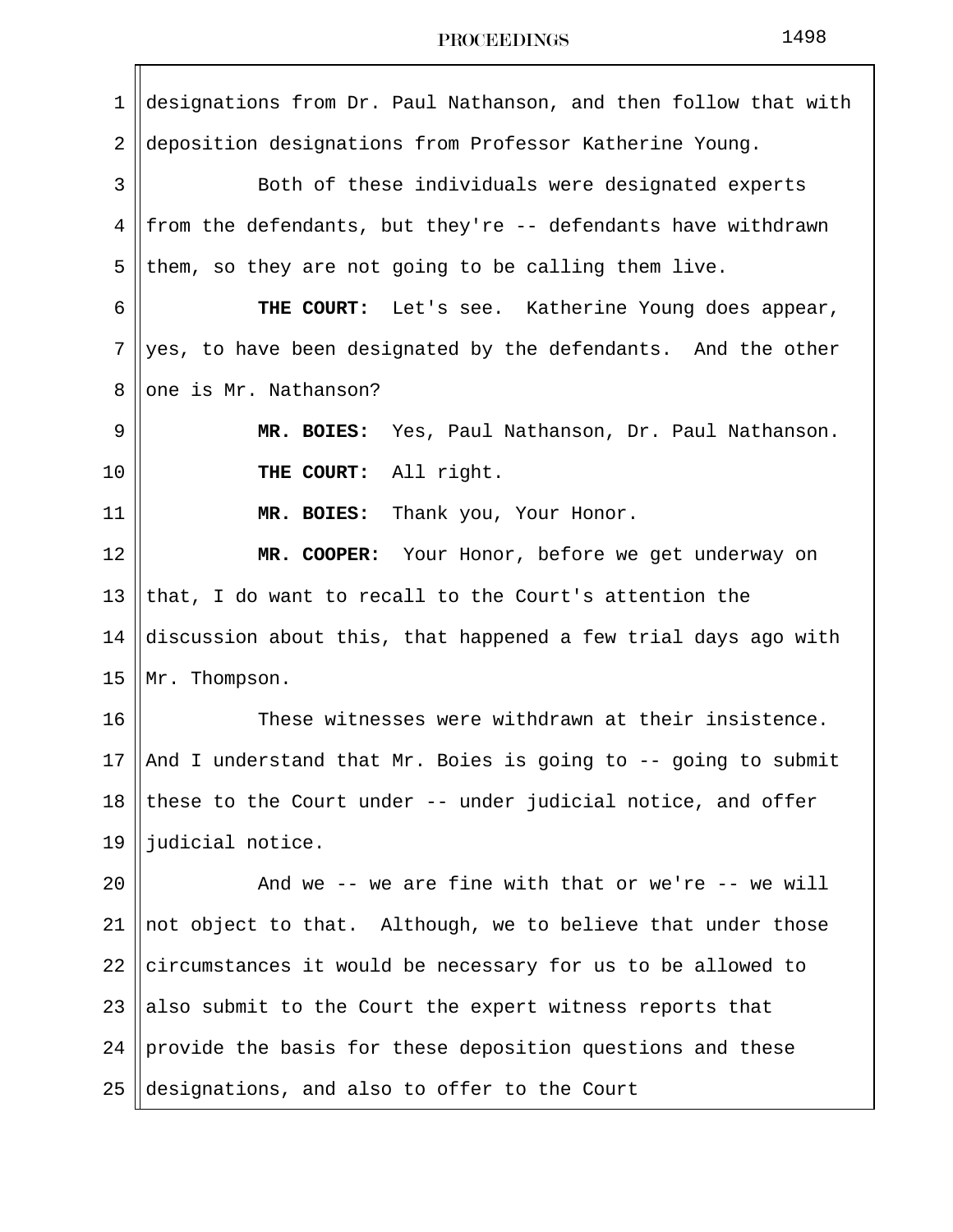designations from Dr. Paul Nathanson, and then follow that with deposition designations from Professor Katherine Young.

Both of these individuals were designated experts from the defendants, but they're -- defendants have withdrawn them, so they are not going to be calling them live.

**THE COURT:** Let's see. Katherine Young does appear, yes, to have been designated by the defendants. And the other one is Mr. Nathanson?

**MR. BOIES:** Yes, Paul Nathanson, Dr. Paul Nathanson.

**THE COURT:** All right.

**MR. BOIES:** Thank you, Your Honor.

**MR. COOPER:** Your Honor, before we get underway on that, I do want to recall to the Court's attention the discussion about this, that happened a few trial days ago with Mr. Thompson.

These witnesses were withdrawn at their insistence. And I understand that Mr. Boies is going to -- going to submit these to the Court under -- under judicial notice, and offer judicial notice.

And we -- we are fine with that or we're -- we will not object to that. Although, we to believe that under those circumstances it would be necessary for us to be allowed to also submit to the Court the expert witness reports that provide the basis for these deposition questions and these designations, and also to offer to the Court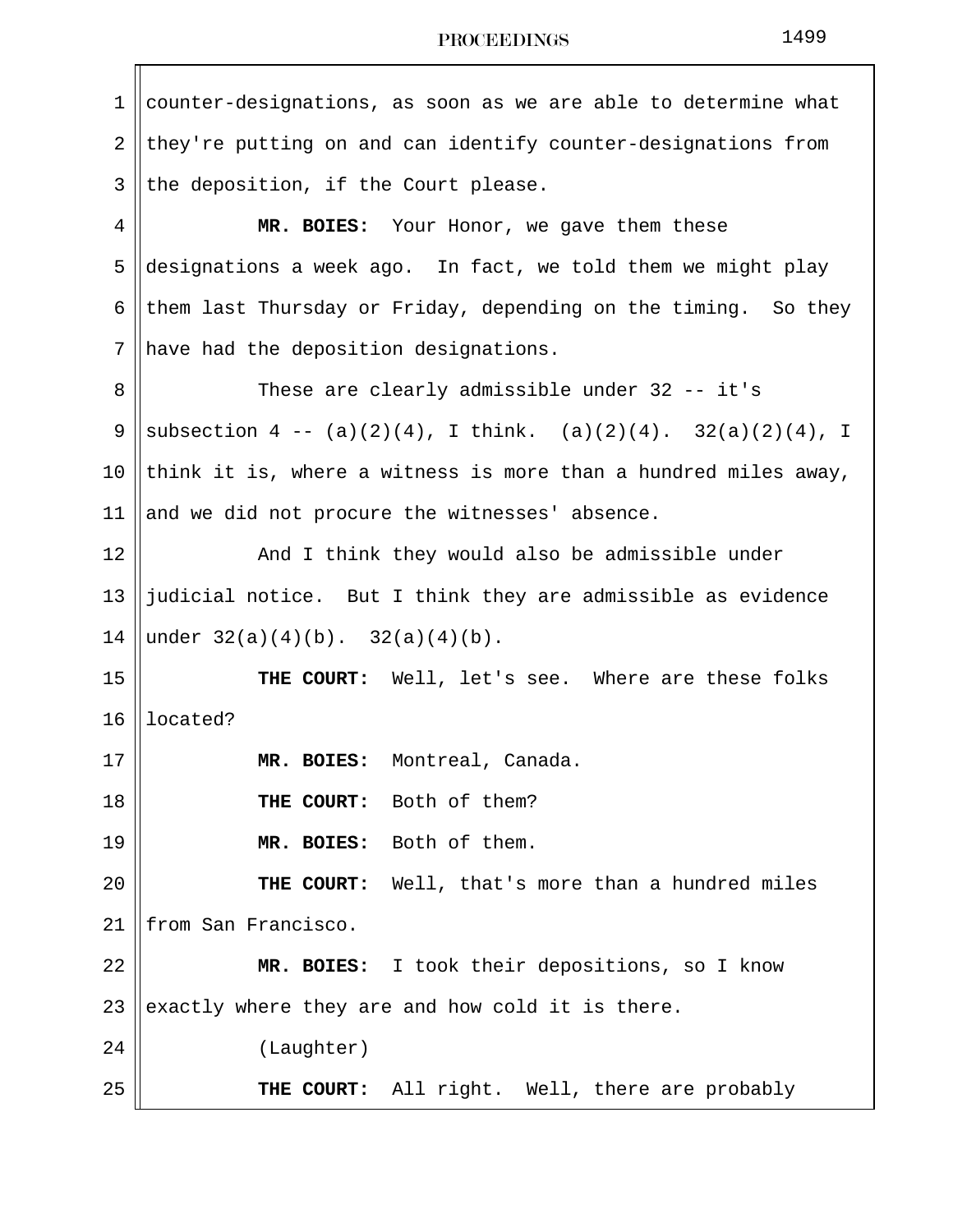counter-designations, as soon as we are able to determine what they're putting on and can identify counter-designations from the deposition, if the Court please.

**MR. BOIES:** Your Honor, we gave them these designations a week ago. In fact, we told them we might play them last Thursday or Friday, depending on the timing. So they have had the deposition designations.

These are clearly admissible under 32 -- it's subsection 4 -- (a)(2)(4), I think. (a)(2)(4). 32(a)(2)(4), I think it is, where a witness is more than a hundred miles away, and we did not procure the witnesses' absence.

And I think they would also be admissible under judicial notice. But I think they are admissible as evidence under 32(a)(4)(b). 32(a)(4)(b).

**THE COURT:** Well, let's see. Where are these folks located?

**MR. BOIES:** Montreal, Canada.

**THE COURT:** Both of them?

**MR. BOIES:** Both of them.

**THE COURT:** Well, that's more than a hundred miles from San Francisco.

**MR. BOIES:** I took their depositions, so I know exactly where they are and how cold it is there.

(Laughter)

**THE COURT:** All right. Well, there are probably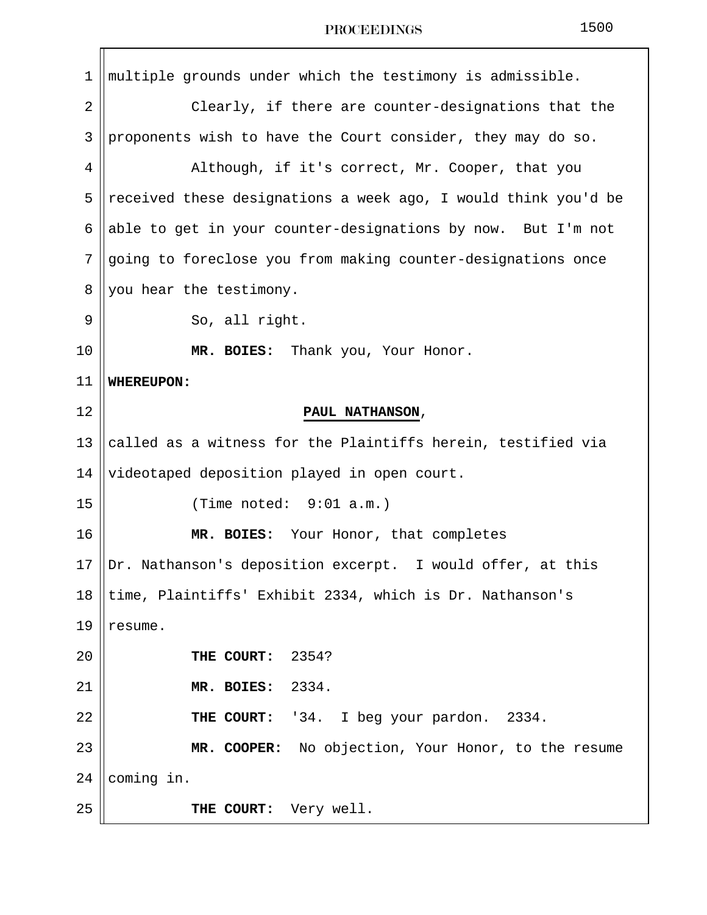1 multiple grounds under which the testimony is admissible.

2 Clearly, if there are counter-designations that the

3 proponents wish to have the Court consider, they may do so.

4 Although, if it's correct, Mr. Cooper, that you

5 received these designations a week ago, I would think you'd be

6 able to get in your counter-designations by now. But I'm not

7 going to foreclose you from making counter-designations once

8 you hear the testimony.

9 So, all right.

10 **MR. BOIES:** Thank you, Your Honor.

11 **WHEREUPON:**

12 **PAUL NATHANSON**,

13 called as a witness for the Plaintiffs herein, testified via

14 videotaped deposition played in open court.

15 (Time noted: 9:01 a.m.)

16 **MR. BOIES:** Your Honor, that completes

17 Dr. Nathanson's deposition excerpt. I would offer, at this

18 time, Plaintiffs' Exhibit 2334, which is Dr. Nathanson's

19 resume.

20 **THE COURT:** 2354?

21 **MR. BOIES:** 2334.

22 **THE COURT:** '34. I beg your pardon. 2334.

23 **MR. COOPER:** No objection, Your Honor, to the resume

24 coming in.

25 **THE COURT:** Very well.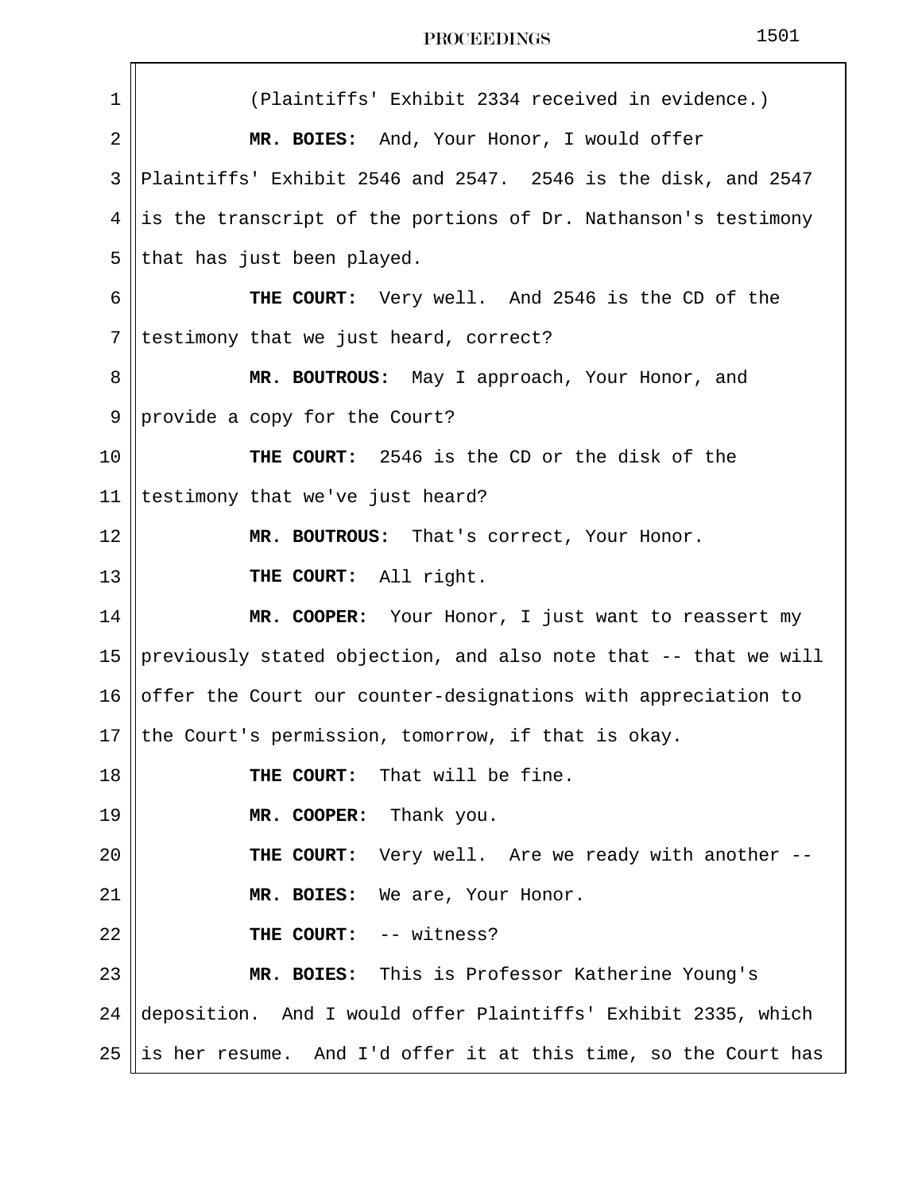(Plaintiffs' Exhibit 2334 received in evidence.)

**MR. BOIES:** And, Your Honor, I would offer Plaintiffs' Exhibit 2546 and 2547. 2546 is the disk, and 2547 is the transcript of the portions of Dr. Nathanson's testimony that has just been played.

**THE COURT:** Very well. And 2546 is the CD of the testimony that we just heard, correct?

**MR. BOUTROUS:** May I approach, Your Honor, and provide a copy for the Court?

**THE COURT:** 2546 is the CD or the disk of the testimony that we've just heard?

**MR. BOUTROUS:** That's correct, Your Honor.

**THE COURT:** All right.

**MR. COOPER:** Your Honor, I just want to reassert my previously stated objection, and also note that -- that we will offer the Court our counter-designations with appreciation to the Court's permission, tomorrow, if that is okay.

**THE COURT:** That will be fine.

**MR. COOPER:** Thank you.

**THE COURT:** Very well. Are we ready with another --

**MR. BOIES:** We are, Your Honor.

**THE COURT:** -- witness?

**MR. BOIES:** This is Professor Katherine Young's deposition. And I would offer Plaintiffs' Exhibit 2335, which is her resume. And I'd offer it at this time, so the Court has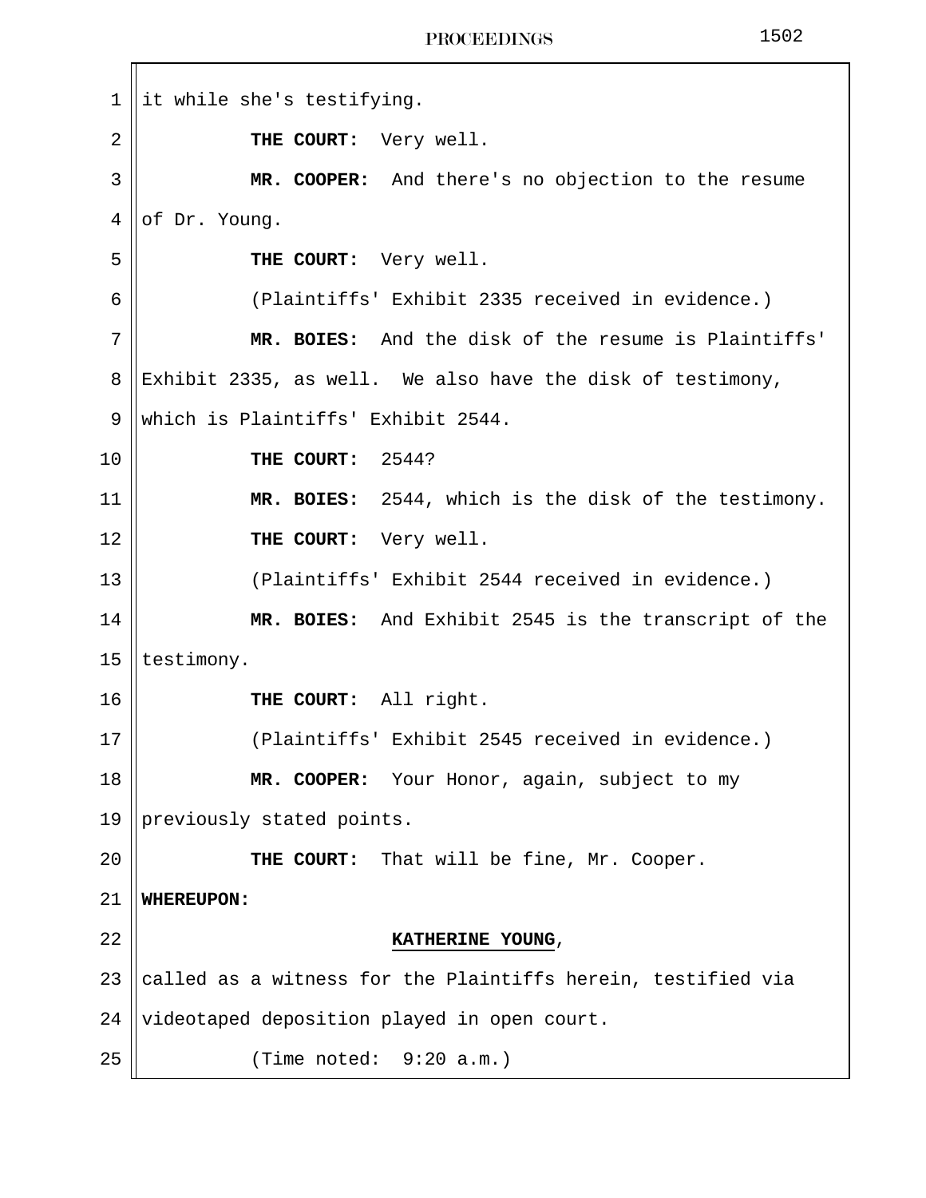it while she's testifying.

**THE COURT:** Very well.

**MR. COOPER:** And there's no objection to the resume of Dr. Young.

**THE COURT:** Very well.

(Plaintiffs' Exhibit 2335 received in evidence.)

**MR. BOIES:** And the disk of the resume is Plaintiffs' Exhibit 2335, as well. We also have the disk of testimony, which is Plaintiffs' Exhibit 2544.

**THE COURT:** 2544?

**MR. BOIES:** 2544, which is the disk of the testimony.

**THE COURT:** Very well.

(Plaintiffs' Exhibit 2544 received in evidence.)

**MR. BOIES:** And Exhibit 2545 is the transcript of the testimony.

**THE COURT:** All right.

(Plaintiffs' Exhibit 2545 received in evidence.)

**MR. COOPER:** Your Honor, again, subject to my previously stated points.

**THE COURT:** That will be fine, Mr. Cooper.

**WHEREUPON:**

**KATHERINE YOUNG**,

called as a witness for the Plaintiffs herein, testified via videotaped deposition played in open court.

(Time noted: 9:20 a.m.)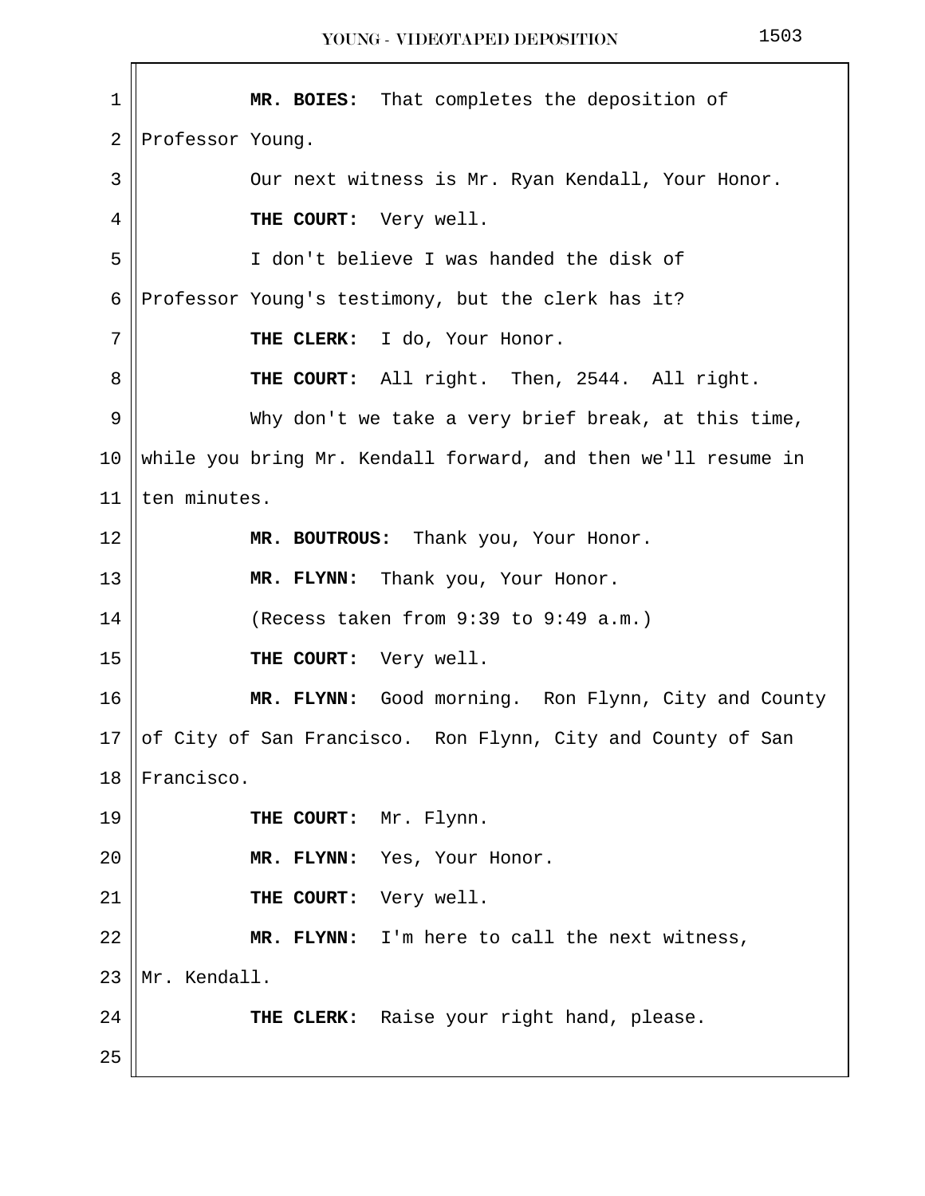**MR. BOIES:** That completes the deposition of Professor Young.

Our next witness is Mr. Ryan Kendall, Your Honor.

**THE COURT:** Very well.

I don't believe I was handed the disk of Professor Young's testimony, but the clerk has it?

**THE CLERK:** I do, Your Honor.

**THE COURT:** All right. Then, 2544. All right.

Why don't we take a very brief break, at this time, while you bring Mr. Kendall forward, and then we'll resume in ten minutes.

**MR. BOUTROUS:** Thank you, Your Honor.

**MR. FLYNN:** Thank you, Your Honor.

(Recess taken from 9:39 to 9:49 a.m.)

**THE COURT:** Very well.

**MR. FLYNN:** Good morning. Ron Flynn, City and County of City of San Francisco. Ron Flynn, City and County of San Francisco.

**THE COURT:** Mr. Flynn.

**MR. FLYNN:** Yes, Your Honor.

**THE COURT:** Very well.

**MR. FLYNN:** I'm here to call the next witness, Mr. Kendall.

**THE CLERK:** Raise your right hand, please.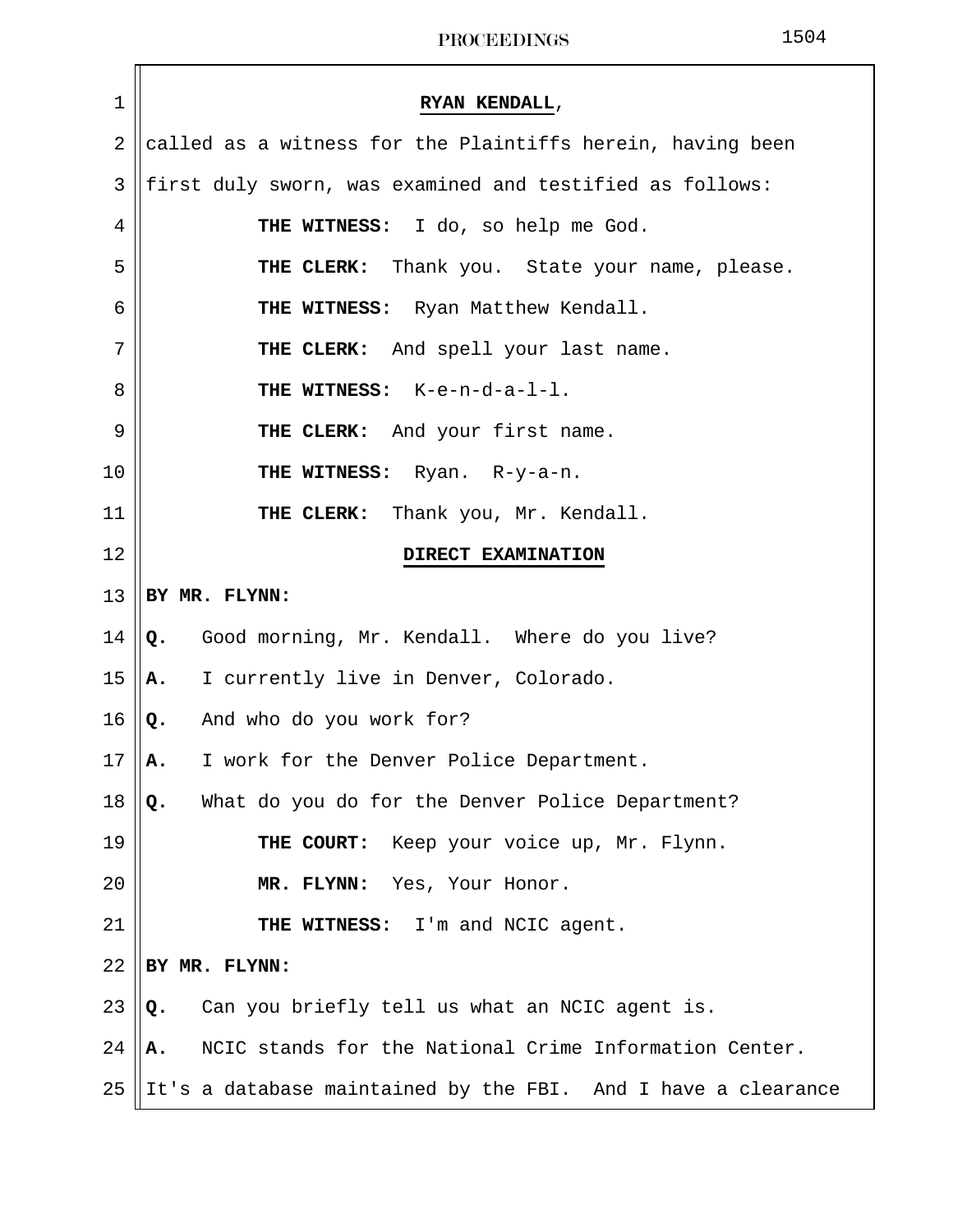**RYAN KENDALL**,

called as a witness for the Plaintiffs herein, having been first duly sworn, was examined and testified as follows:

**THE WITNESS:** I do, so help me God.

**THE CLERK:** Thank you. State your name, please.

**THE WITNESS:** Ryan Matthew Kendall.

**THE CLERK:** And spell your last name.

**THE WITNESS:** K-e-n-d-a-l-l.

**THE CLERK:** And your first name.

**THE WITNESS:** Ryan. R-y-a-n.

**THE CLERK:** Thank you, Mr. Kendall.

**DIRECT EXAMINATION**

**BY MR. FLYNN:**

**Q.** Good morning, Mr. Kendall. Where do you live?

**A.** I currently live in Denver, Colorado.

**Q.** And who do you work for?

**A.** I work for the Denver Police Department.

**Q.** What do you do for the Denver Police Department?

**THE COURT:** Keep your voice up, Mr. Flynn.

**MR. FLYNN:** Yes, Your Honor.

**THE WITNESS:** I'm and NCIC agent.

**BY MR. FLYNN:**

**Q.** Can you briefly tell us what an NCIC agent is.

**A.** NCIC stands for the National Crime Information Center. It's a database maintained by the FBI. And I have a clearance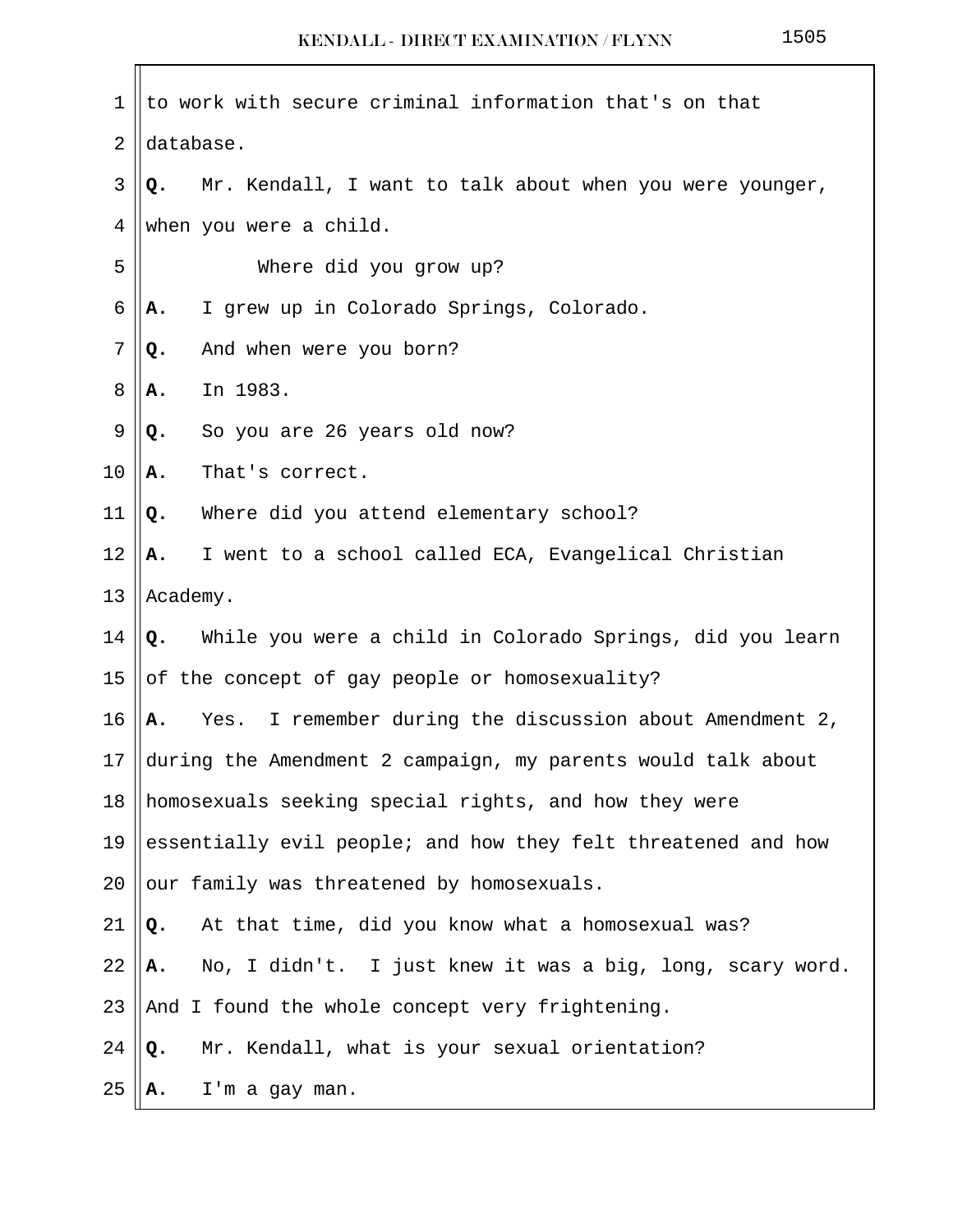to work with secure criminal information that's on that database.

**Q.** Mr. Kendall, I want to talk about when you were younger, when you were a child.

Where did you grow up?

**A.** I grew up in Colorado Springs, Colorado.

**Q.** And when were you born?

**A.** In 1983.

**Q.** So you are 26 years old now?

**A.** That's correct.

**Q.** Where did you attend elementary school?

**A.** I went to a school called ECA, Evangelical Christian Academy.

**Q.** While you were a child in Colorado Springs, did you learn of the concept of gay people or homosexuality?

**A.** Yes. I remember during the discussion about Amendment 2, during the Amendment 2 campaign, my parents would talk about homosexuals seeking special rights, and how they were essentially evil people; and how they felt threatened and how our family was threatened by homosexuals.

**Q.** At that time, did you know what a homosexual was?

**A.** No, I didn't. I just knew it was a big, long, scary word. And I found the whole concept very frightening.

**Q.** Mr. Kendall, what is your sexual orientation?

**A.** I'm a gay man.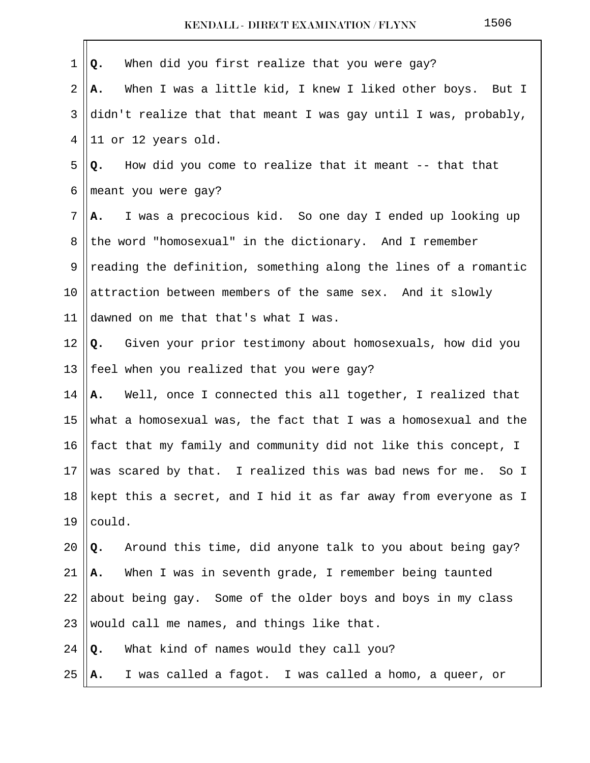Q. When did you first realize that you were gay?

A. When I was a little kid, I knew I liked other boys. But I didn't realize that that meant I was gay until I was, probably, 11 or 12 years old.

Q. How did you come to realize that it meant -- that that meant you were gay?

A. I was a precocious kid. So one day I ended up looking up the word "homosexual" in the dictionary. And I remember reading the definition, something along the lines of a romantic attraction between members of the same sex. And it slowly dawned on me that that's what I was.

Q. Given your prior testimony about homosexuals, how did you feel when you realized that you were gay?

A. Well, once I connected this all together, I realized that what a homosexual was, the fact that I was a homosexual and the fact that my family and community did not like this concept, I was scared by that. I realized this was bad news for me. So I kept this a secret, and I hid it as far away from everyone as I could.

Q. Around this time, did anyone talk to you about being gay?

A. When I was in seventh grade, I remember being taunted about being gay. Some of the older boys and boys in my class would call me names, and things like that.

Q. What kind of names would they call you?

A. I was called a fagot. I was called a homo, a queer, or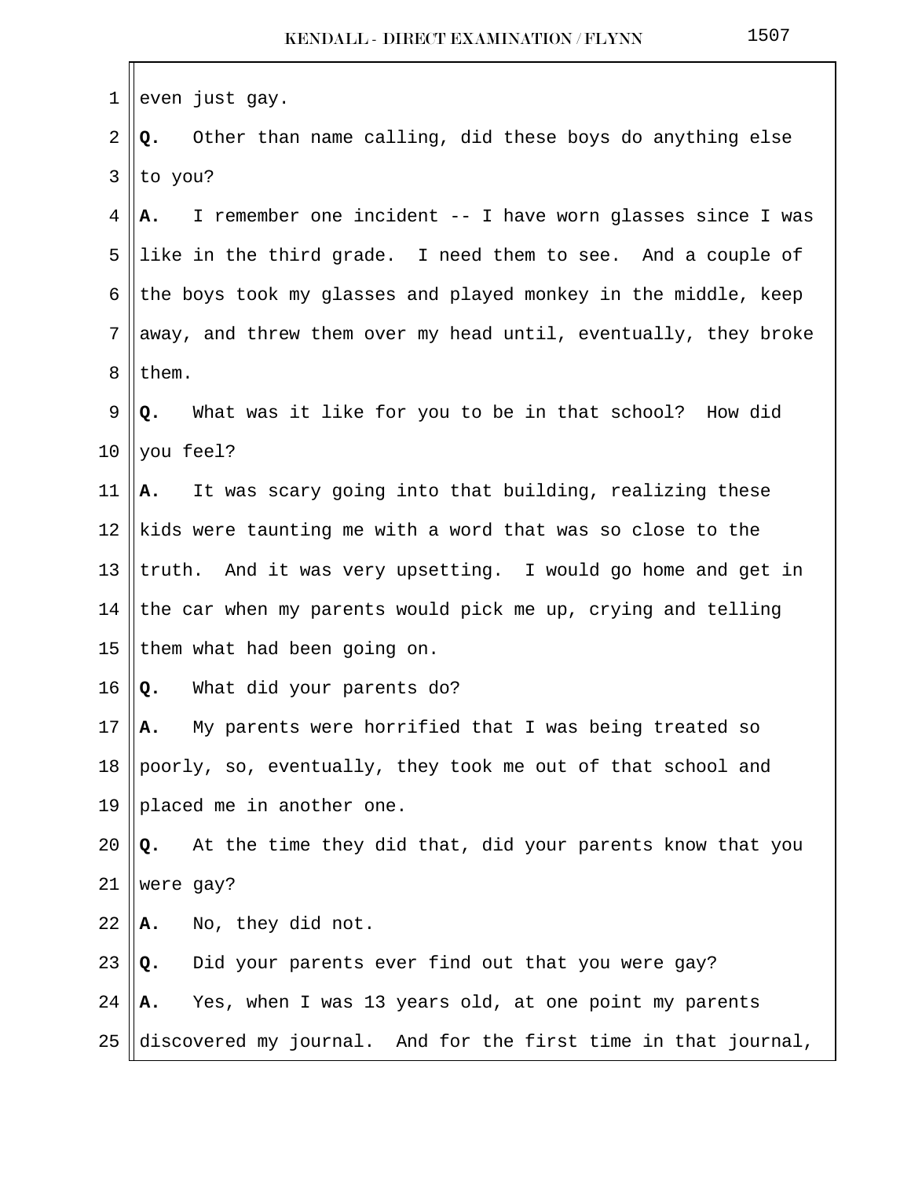even just gay.

**Q.** Other than name calling, did these boys do anything else to you?

**A.** I remember one incident -- I have worn glasses since I was like in the third grade. I need them to see. And a couple of the boys took my glasses and played monkey in the middle, keep away, and threw them over my head until, eventually, they broke them.

**Q.** What was it like for you to be in that school? How did you feel?

**A.** It was scary going into that building, realizing these kids were taunting me with a word that was so close to the truth. And it was very upsetting. I would go home and get in the car when my parents would pick me up, crying and telling them what had been going on.

**Q.** What did your parents do?

**A.** My parents were horrified that I was being treated so poorly, so, eventually, they took me out of that school and placed me in another one.

**Q.** At the time they did that, did your parents know that you were gay?

**A.** No, they did not.

**Q.** Did your parents ever find out that you were gay?

**A.** Yes, when I was 13 years old, at one point my parents discovered my journal. And for the first time in that journal,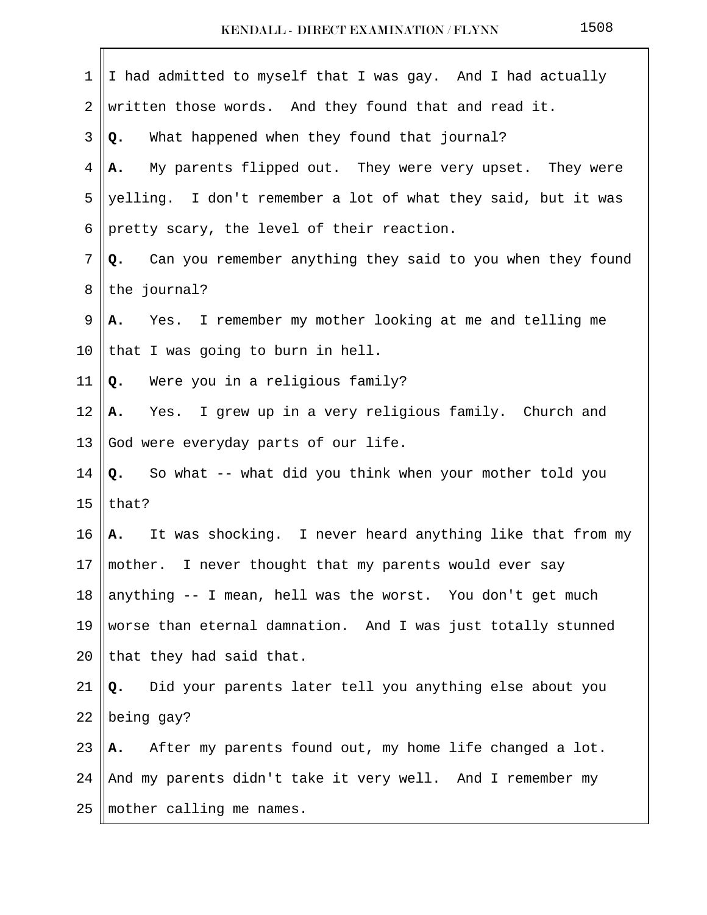I had admitted to myself that I was gay. And I had actually written those words. And they found that and read it.

**Q.** What happened when they found that journal?

**A.** My parents flipped out. They were very upset. They were yelling. I don't remember a lot of what they said, but it was pretty scary, the level of their reaction.

**Q.** Can you remember anything they said to you when they found the journal?

**A.** Yes. I remember my mother looking at me and telling me that I was going to burn in hell.

**Q.** Were you in a religious family?

**A.** Yes. I grew up in a very religious family. Church and God were everyday parts of our life.

**Q.** So what -- what did you think when your mother told you that?

**A.** It was shocking. I never heard anything like that from my mother. I never thought that my parents would ever say anything -- I mean, hell was the worst. You don't get much worse than eternal damnation. And I was just totally stunned that they had said that.

**Q.** Did your parents later tell you anything else about you being gay?

**A.** After my parents found out, my home life changed a lot. And my parents didn't take it very well. And I remember my mother calling me names.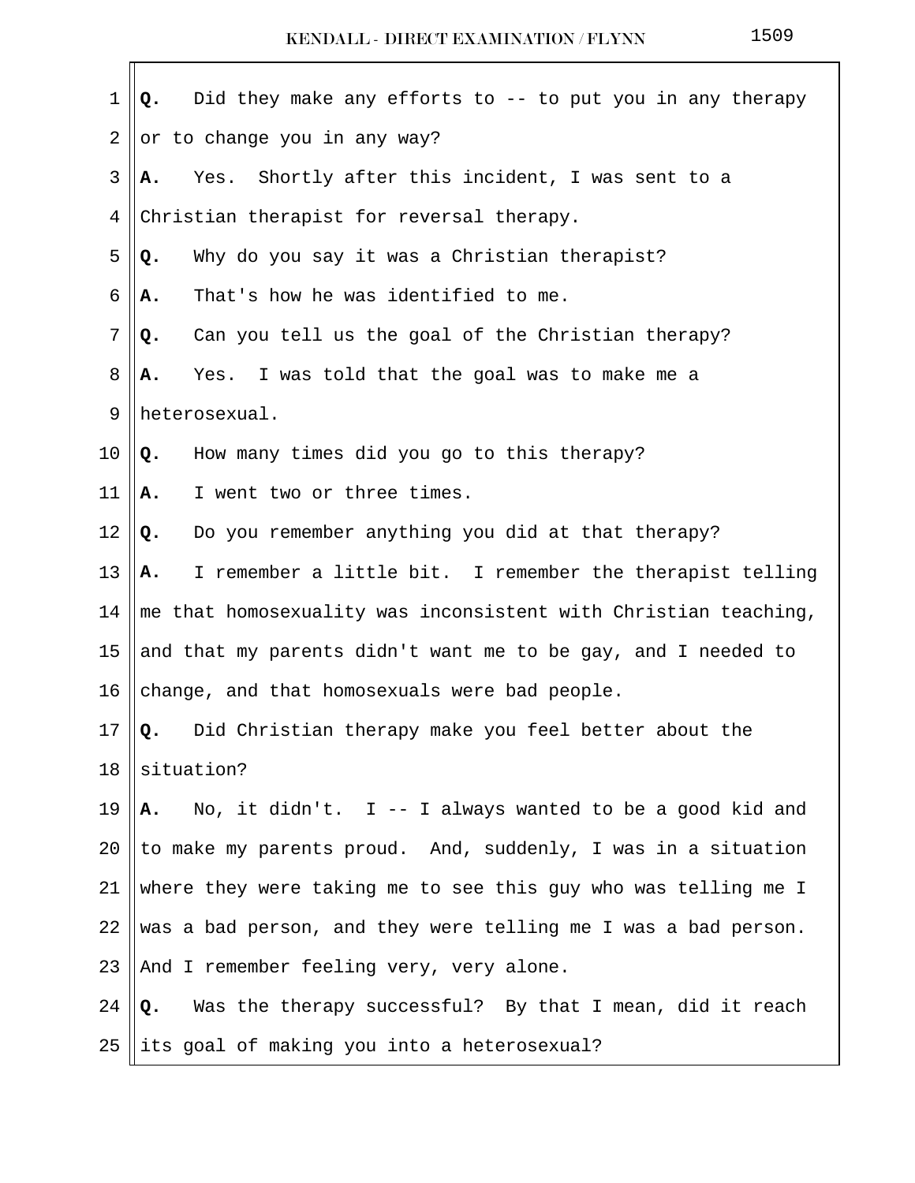**Q.** Did they make any efforts to -- to put you in any therapy or to change you in any way?

**A.** Yes. Shortly after this incident, I was sent to a Christian therapist for reversal therapy.

**Q.** Why do you say it was a Christian therapist?

**A.** That's how he was identified to me.

**Q.** Can you tell us the goal of the Christian therapy?

**A.** Yes. I was told that the goal was to make me a heterosexual.

**Q.** How many times did you go to this therapy?

**A.** I went two or three times.

**Q.** Do you remember anything you did at that therapy?

**A.** I remember a little bit. I remember the therapist telling me that homosexuality was inconsistent with Christian teaching, and that my parents didn't want me to be gay, and I needed to change, and that homosexuals were bad people.

**Q.** Did Christian therapy make you feel better about the situation?

**A.** No, it didn't. I -- I always wanted to be a good kid and to make my parents proud. And, suddenly, I was in a situation where they were taking me to see this guy who was telling me I was a bad person, and they were telling me I was a bad person. And I remember feeling very, very alone.

**Q.** Was the therapy successful? By that I mean, did it reach its goal of making you into a heterosexual?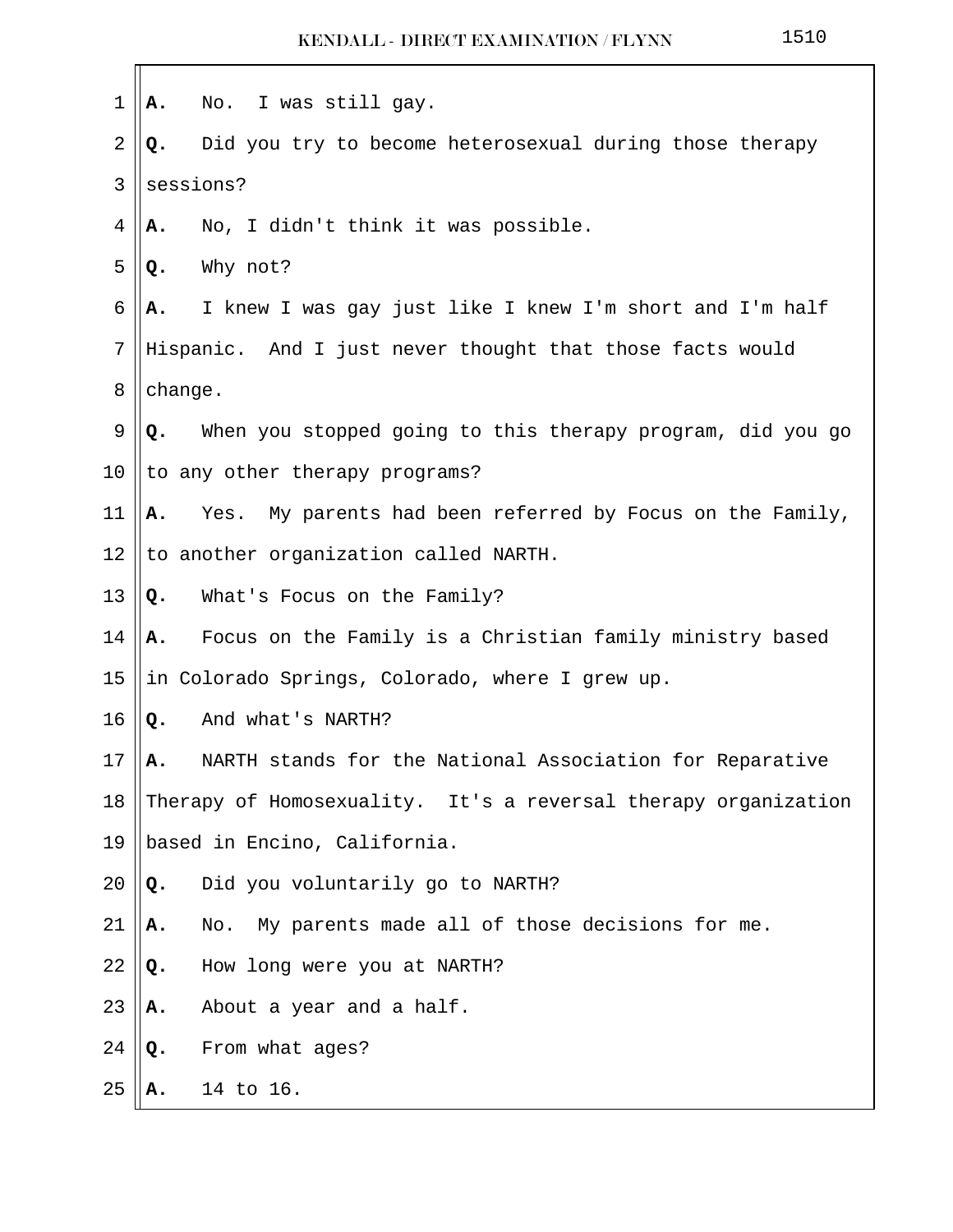**A.** No. I was still gay.

**Q.** Did you try to become heterosexual during those therapy sessions?

**A.** No, I didn't think it was possible.

**Q.** Why not?

**A.** I knew I was gay just like I knew I'm short and I'm half Hispanic. And I just never thought that those facts would change.

**Q.** When you stopped going to this therapy program, did you go to any other therapy programs?

**A.** Yes. My parents had been referred by Focus on the Family, to another organization called NARTH.

**Q.** What's Focus on the Family?

**A.** Focus on the Family is a Christian family ministry based in Colorado Springs, Colorado, where I grew up.

**Q.** And what's NARTH?

**A.** NARTH stands for the National Association for Reparative Therapy of Homosexuality. It's a reversal therapy organization based in Encino, California.

**Q.** Did you voluntarily go to NARTH?

**A.** No. My parents made all of those decisions for me.

**Q.** How long were you at NARTH?

**A.** About a year and a half.

**Q.** From what ages?

**A.** 14 to 16.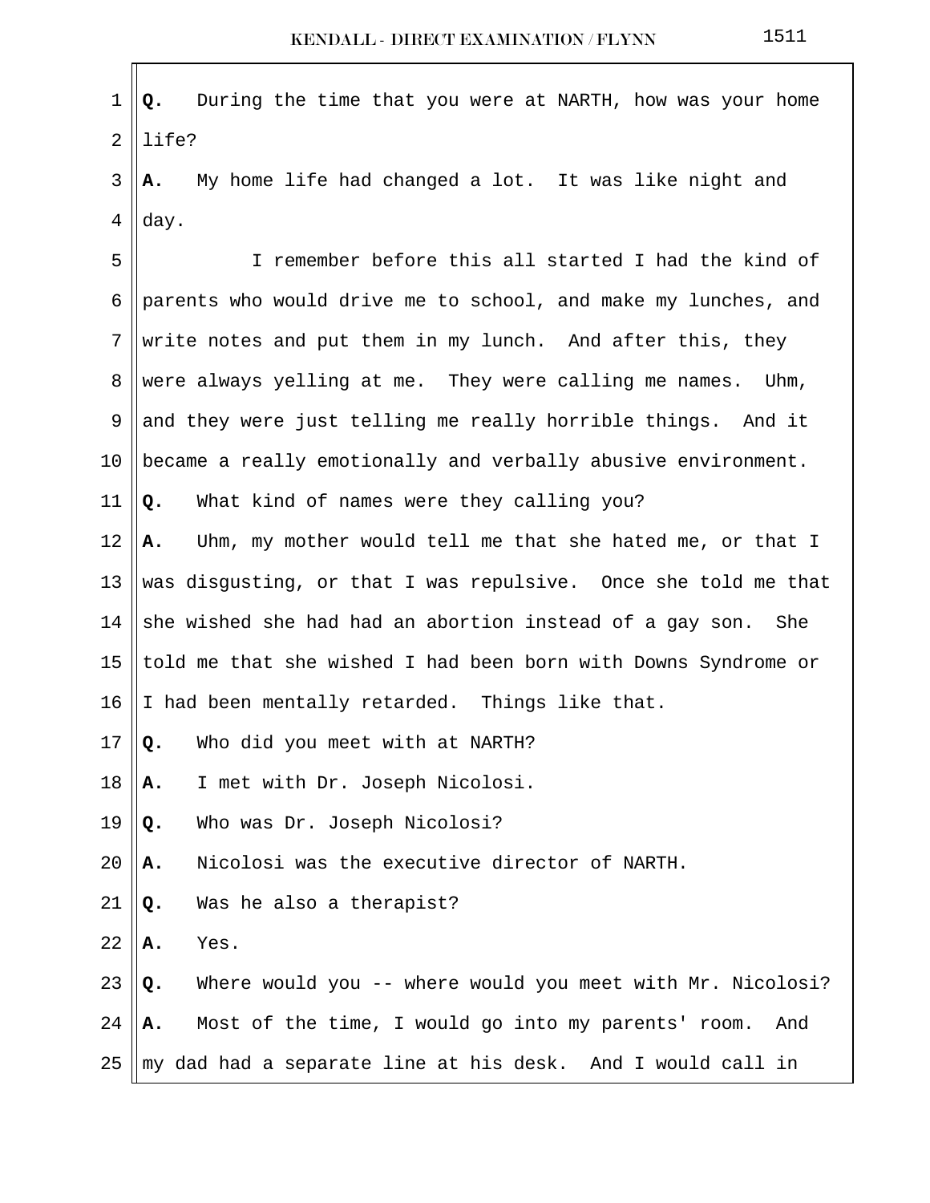**Q.** During the time that you were at NARTH, how was your home life?

**A.** My home life had changed a lot. It was like night and day.

I remember before this all started I had the kind of parents who would drive me to school, and make my lunches, and write notes and put them in my lunch. And after this, they were always yelling at me. They were calling me names. Uhm, and they were just telling me really horrible things. And it became a really emotionally and verbally abusive environment.

**Q.** What kind of names were they calling you?

**A.** Uhm, my mother would tell me that she hated me, or that I was disgusting, or that I was repulsive. Once she told me that she wished she had had an abortion instead of a gay son. She told me that she wished I had been born with Downs Syndrome or I had been mentally retarded. Things like that.

**Q.** Who did you meet with at NARTH?

**A.** I met with Dr. Joseph Nicolosi.

**Q.** Who was Dr. Joseph Nicolosi?

**A.** Nicolosi was the executive director of NARTH.

**Q.** Was he also a therapist?

**A.** Yes.

**Q.** Where would you -- where would you meet with Mr. Nicolosi?

**A.** Most of the time, I would go into my parents' room. And my dad had a separate line at his desk. And I would call in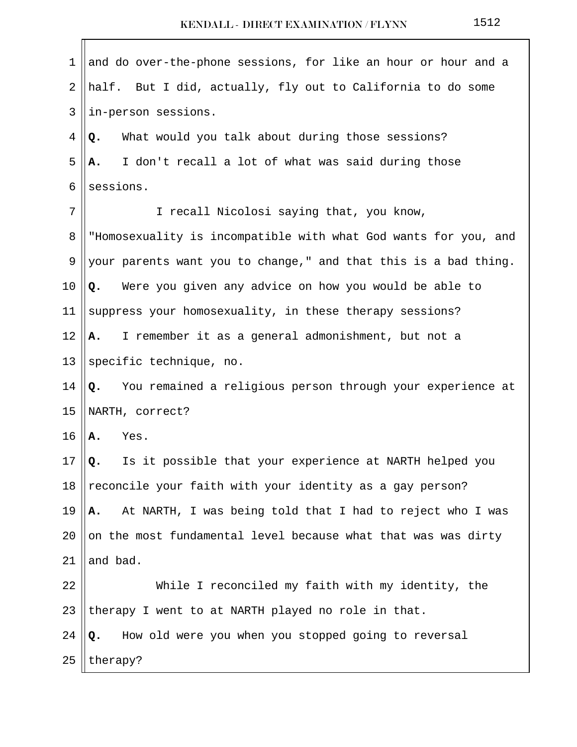and do over-the-phone sessions, for like an hour or hour and a half. But I did, actually, fly out to California to do some in-person sessions.

**Q.** What would you talk about during those sessions?

**A.** I don't recall a lot of what was said during those sessions.

I recall Nicolosi saying that, you know, "Homosexuality is incompatible with what God wants for you, and your parents want you to change," and that this is a bad thing.

**Q.** Were you given any advice on how you would be able to suppress your homosexuality, in these therapy sessions?

**A.** I remember it as a general admonishment, but not a specific technique, no.

**Q.** You remained a religious person through your experience at NARTH, correct?

**A.** Yes.

**Q.** Is it possible that your experience at NARTH helped you reconcile your faith with your identity as a gay person?

**A.** At NARTH, I was being told that I had to reject who I was on the most fundamental level because what that was was dirty and bad.

While I reconciled my faith with my identity, the therapy I went to at NARTH played no role in that.

**Q.** How old were you when you stopped going to reversal therapy?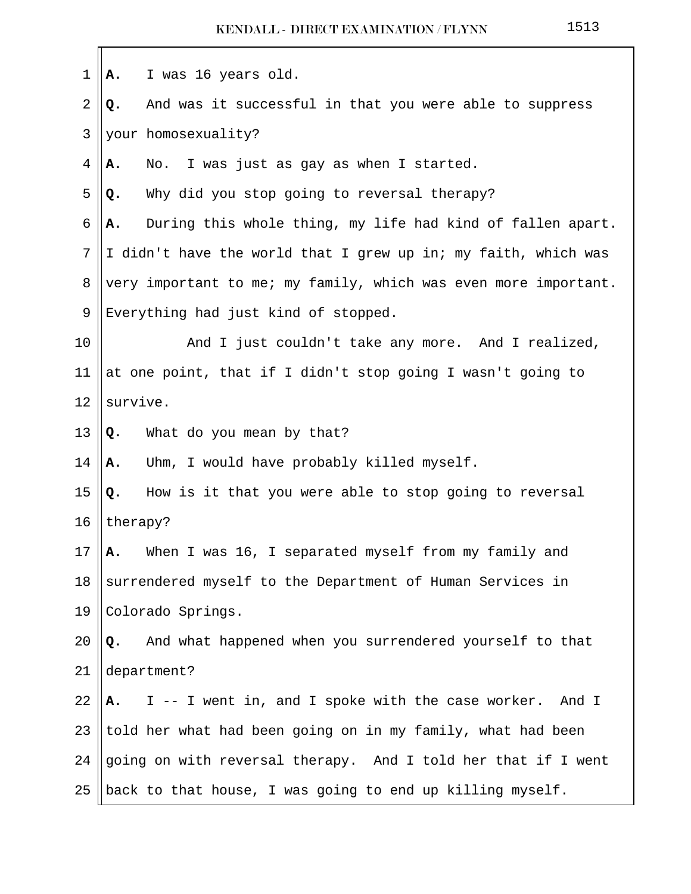**A.** I was 16 years old.

**Q.** And was it successful in that you were able to suppress your homosexuality?

**A.** No. I was just as gay as when I started.

**Q.** Why did you stop going to reversal therapy?

**A.** During this whole thing, my life had kind of fallen apart. I didn't have the world that I grew up in; my faith, which was very important to me; my family, which was even more important. Everything had just kind of stopped.

And I just couldn't take any more. And I realized, at one point, that if I didn't stop going I wasn't going to survive.

**Q.** What do you mean by that?

**A.** Uhm, I would have probably killed myself.

**Q.** How is it that you were able to stop going to reversal therapy?

**A.** When I was 16, I separated myself from my family and surrendered myself to the Department of Human Services in Colorado Springs.

**Q.** And what happened when you surrendered yourself to that department?

**A.** I -- I went in, and I spoke with the case worker. And I told her what had been going on in my family, what had been going on with reversal therapy. And I told her that if I went back to that house, I was going to end up killing myself.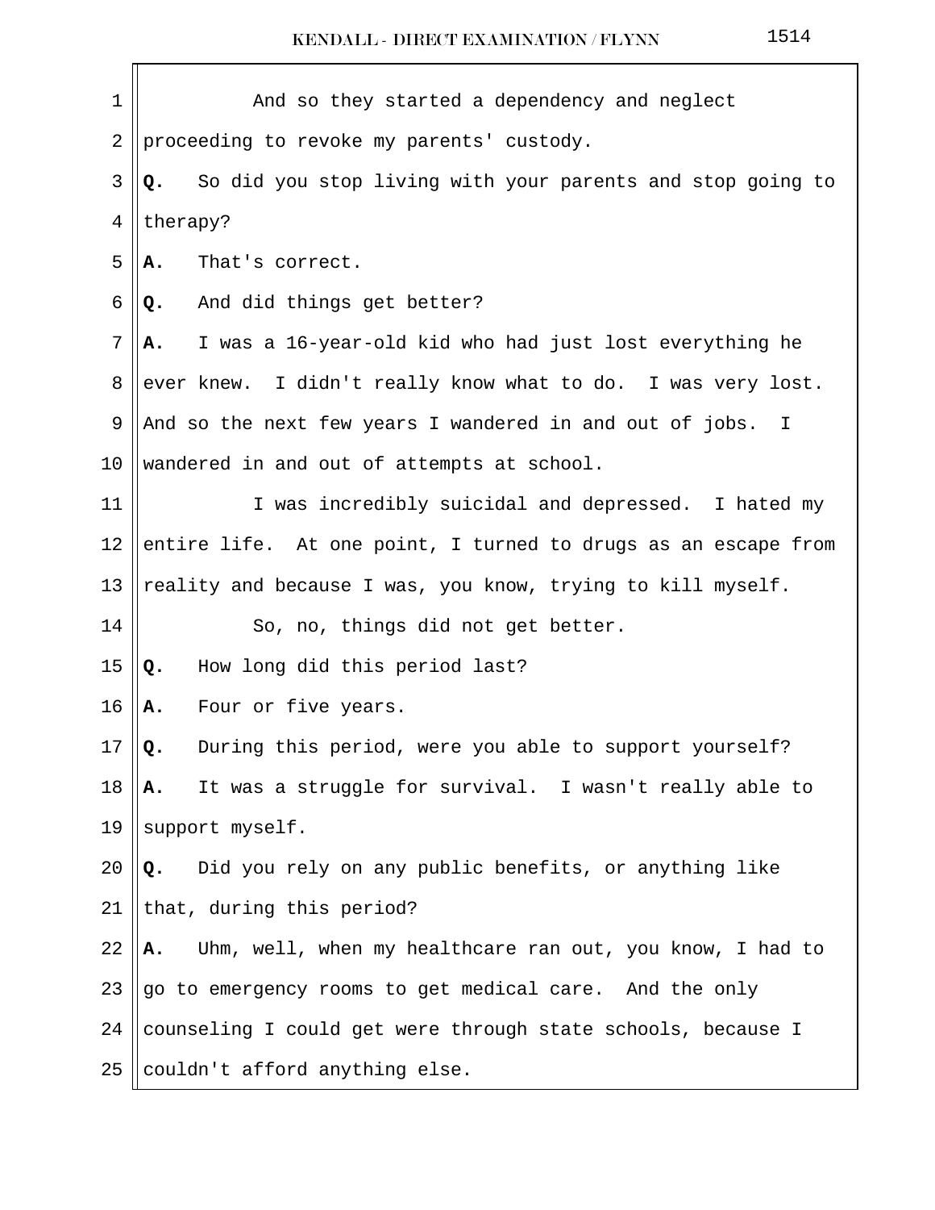And so they started a dependency and neglect proceeding to revoke my parents' custody.

**Q.** So did you stop living with your parents and stop going to therapy?

**A.** That's correct.

**Q.** And did things get better?

**A.** I was a 16-year-old kid who had just lost everything he ever knew. I didn't really know what to do. I was very lost. And so the next few years I wandered in and out of jobs. I wandered in and out of attempts at school.

I was incredibly suicidal and depressed. I hated my entire life. At one point, I turned to drugs as an escape from reality and because I was, you know, trying to kill myself.

So, no, things did not get better.

**Q.** How long did this period last?

**A.** Four or five years.

**Q.** During this period, were you able to support yourself?

**A.** It was a struggle for survival. I wasn't really able to support myself.

**Q.** Did you rely on any public benefits, or anything like that, during this period?

**A.** Uhm, well, when my healthcare ran out, you know, I had to go to emergency rooms to get medical care. And the only counseling I could get were through state schools, because I couldn't afford anything else.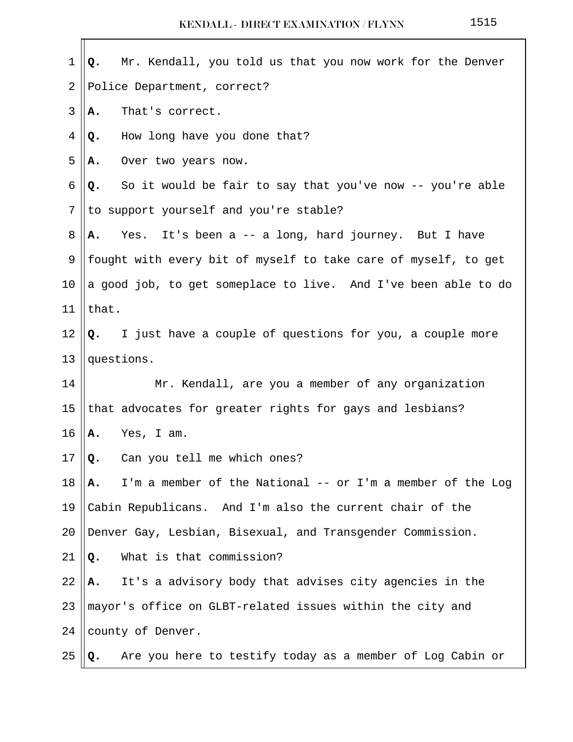**Q.** Mr. Kendall, you told us that you now work for the Denver Police Department, correct?

**A.** That's correct.

**Q.** How long have you done that?

**A.** Over two years now.

**Q.** So it would be fair to say that you've now -- you're able to support yourself and you're stable?

**A.** Yes. It's been a -- a long, hard journey. But I have fought with every bit of myself to take care of myself, to get a good job, to get someplace to live. And I've been able to do that.

**Q.** I just have a couple of questions for you, a couple more questions.

Mr. Kendall, are you a member of any organization that advocates for greater rights for gays and lesbians?

**A.** Yes, I am.

**Q.** Can you tell me which ones?

**A.** I'm a member of the National -- or I'm a member of the Log Cabin Republicans. And I'm also the current chair of the Denver Gay, Lesbian, Bisexual, and Transgender Commission.

**Q.** What is that commission?

**A.** It's a advisory body that advises city agencies in the mayor's office on GLBT-related issues within the city and county of Denver.

**Q.** Are you here to testify today as a member of Log Cabin or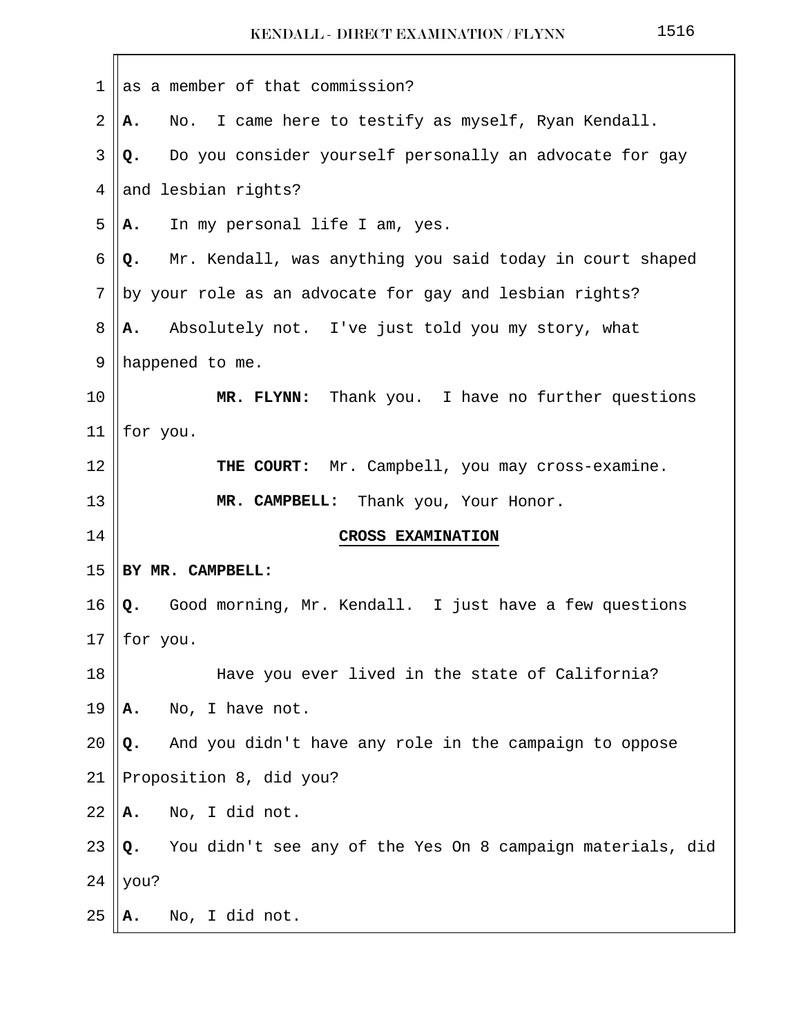as a member of that commission?

**A.** No. I came here to testify as myself, Ryan Kendall.

**Q.** Do you consider yourself personally an advocate for gay and lesbian rights?

**A.** In my personal life I am, yes.

**Q.** Mr. Kendall, was anything you said today in court shaped by your role as an advocate for gay and lesbian rights?

**A.** Absolutely not. I've just told you my story, what happened to me.

**MR. FLYNN:** Thank you. I have no further questions for you.

**THE COURT:** Mr. Campbell, you may cross-examine.

**MR. CAMPBELL:** Thank you, Your Honor.

## CROSS EXAMINATION

**BY MR. CAMPBELL:**

**Q.** Good morning, Mr. Kendall. I just have a few questions for you.

Have you ever lived in the state of California?

**A.** No, I have not.

**Q.** And you didn't have any role in the campaign to oppose Proposition 8, did you?

**A.** No, I did not.

**Q.** You didn't see any of the Yes On 8 campaign materials, did you?

**A.** No, I did not.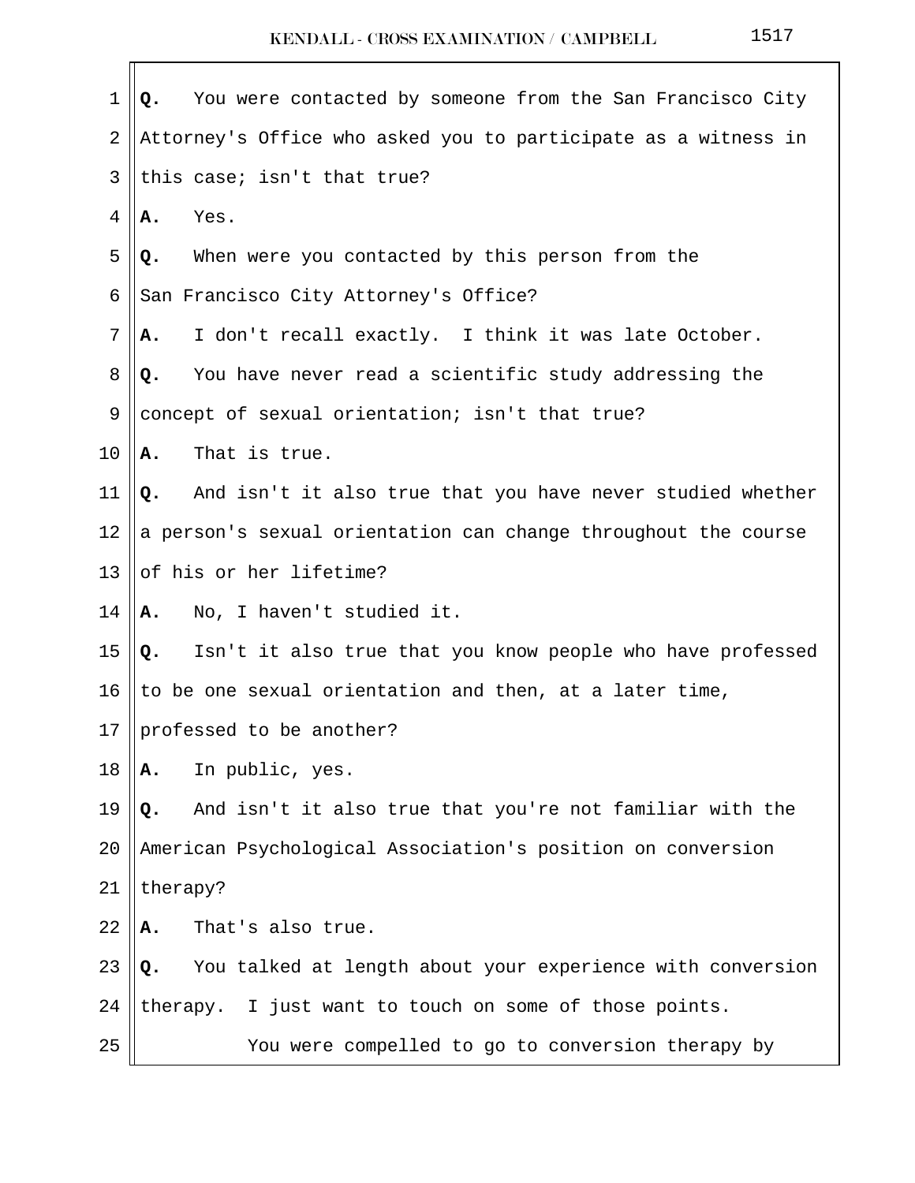**Q.** You were contacted by someone from the San Francisco City Attorney's Office who asked you to participate as a witness in this case; isn't that true?

**A.** Yes.

**Q.** When were you contacted by this person from the San Francisco City Attorney's Office?

**A.** I don't recall exactly. I think it was late October.

**Q.** You have never read a scientific study addressing the concept of sexual orientation; isn't that true?

**A.** That is true.

**Q.** And isn't it also true that you have never studied whether a person's sexual orientation can change throughout the course of his or her lifetime?

**A.** No, I haven't studied it.

**Q.** Isn't it also true that you know people who have professed to be one sexual orientation and then, at a later time, professed to be another?

**A.** In public, yes.

**Q.** And isn't it also true that you're not familiar with the American Psychological Association's position on conversion therapy?

**A.** That's also true.

**Q.** You talked at length about your experience with conversion therapy. I just want to touch on some of those points.

You were compelled to go to conversion therapy by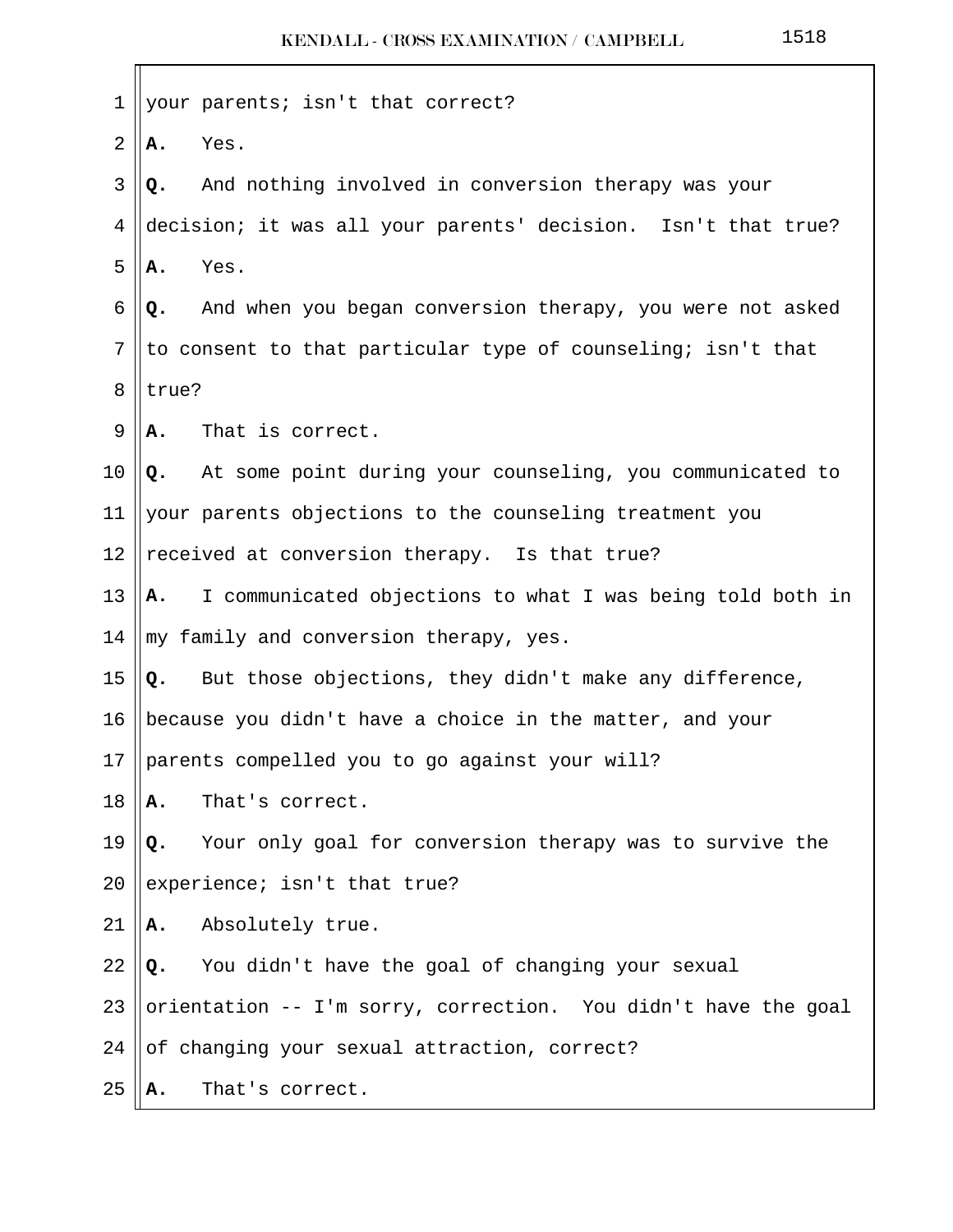your parents; isn't that correct?

**A.** Yes.

**Q.** And nothing involved in conversion therapy was your decision; it was all your parents' decision. Isn't that true?

**A.** Yes.

**Q.** And when you began conversion therapy, you were not asked to consent to that particular type of counseling; isn't that true?

**A.** That is correct.

**Q.** At some point during your counseling, you communicated to your parents objections to the counseling treatment you received at conversion therapy. Is that true?

**A.** I communicated objections to what I was being told both in my family and conversion therapy, yes.

**Q.** But those objections, they didn't make any difference, because you didn't have a choice in the matter, and your parents compelled you to go against your will?

**A.** That's correct.

**Q.** Your only goal for conversion therapy was to survive the experience; isn't that true?

**A.** Absolutely true.

**Q.** You didn't have the goal of changing your sexual orientation -- I'm sorry, correction. You didn't have the goal of changing your sexual attraction, correct?

**A.** That's correct.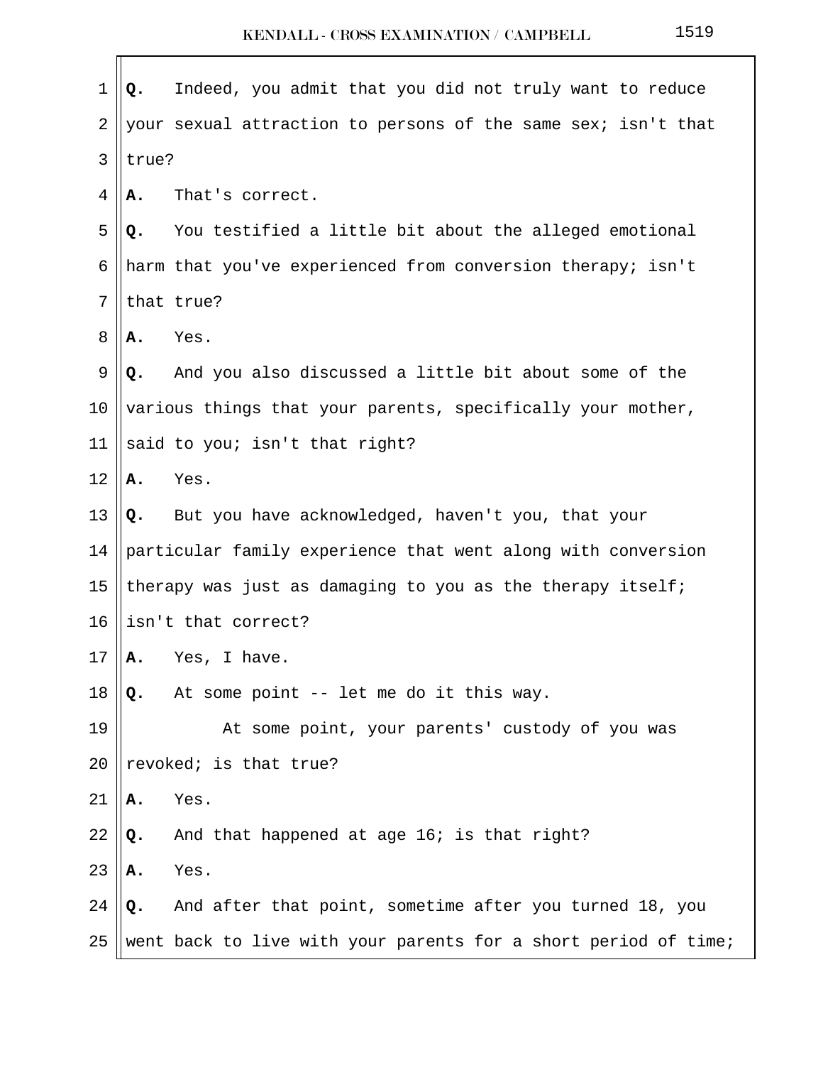**Q.** Indeed, you admit that you did not truly want to reduce your sexual attraction to persons of the same sex; isn't that true?

**A.** That's correct.

**Q.** You testified a little bit about the alleged emotional harm that you've experienced from conversion therapy; isn't that true?

**A.** Yes.

**Q.** And you also discussed a little bit about some of the various things that your parents, specifically your mother, said to you; isn't that right?

**A.** Yes.

**Q.** But you have acknowledged, haven't you, that your particular family experience that went along with conversion therapy was just as damaging to you as the therapy itself; isn't that correct?

**A.** Yes, I have.

**Q.** At some point -- let me do it this way.

At some point, your parents' custody of you was revoked; is that true?

**A.** Yes.

**Q.** And that happened at age 16; is that right?

**A.** Yes.

**Q.** And after that point, sometime after you turned 18, you went back to live with your parents for a short period of time;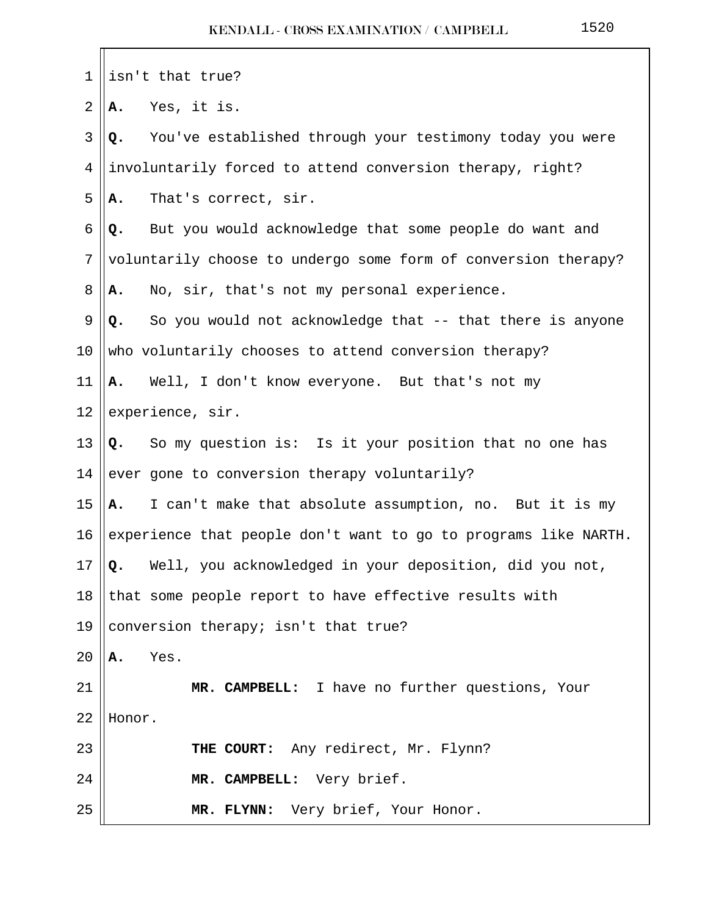isn't that true?

**A.** Yes, it is.

**Q.** You've established through your testimony today you were involuntarily forced to attend conversion therapy, right?

**A.** That's correct, sir.

**Q.** But you would acknowledge that some people do want and voluntarily choose to undergo some form of conversion therapy?

**A.** No, sir, that's not my personal experience.

**Q.** So you would not acknowledge that -- that there is anyone who voluntarily chooses to attend conversion therapy?

**A.** Well, I don't know everyone. But that's not my experience, sir.

**Q.** So my question is: Is it your position that no one has ever gone to conversion therapy voluntarily?

**A.** I can't make that absolute assumption, no. But it is my experience that people don't want to go to programs like NARTH.

**Q.** Well, you acknowledged in your deposition, did you not, that some people report to have effective results with conversion therapy; isn't that true?

**A.** Yes.

**MR. CAMPBELL:** I have no further questions, Your Honor.

**THE COURT:** Any redirect, Mr. Flynn?

**MR. CAMPBELL:** Very brief.

**MR. FLYNN:** Very brief, Your Honor.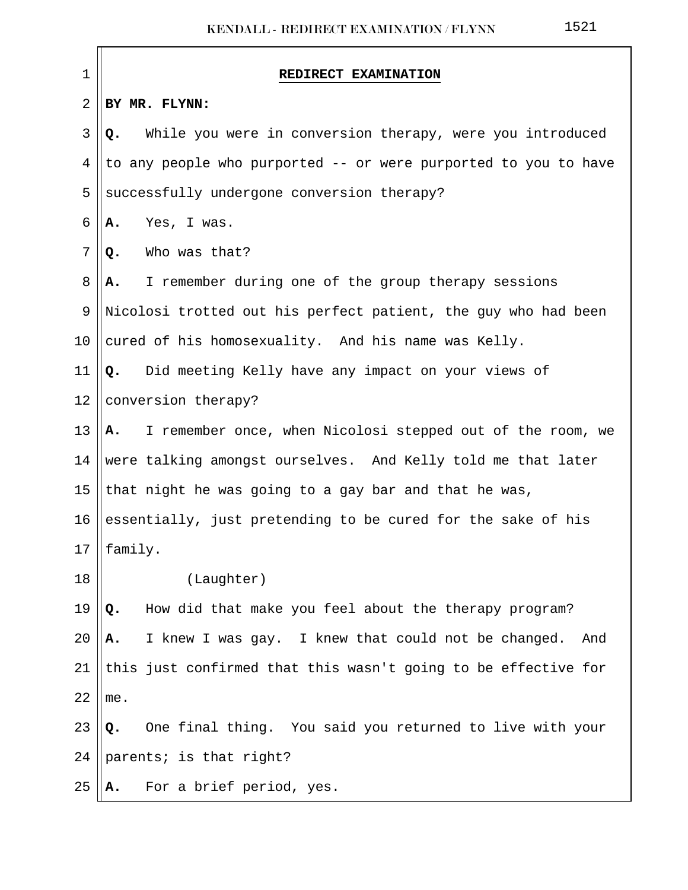## REDIRECT EXAMINATION

**BY MR. FLYNN:**

**Q.** While you were in conversion therapy, were you introduced to any people who purported -- or were purported to you to have successfully undergone conversion therapy?

**A.** Yes, I was.

**Q.** Who was that?

**A.** I remember during one of the group therapy sessions Nicolosi trotted out his perfect patient, the guy who had been cured of his homosexuality. And his name was Kelly.

**Q.** Did meeting Kelly have any impact on your views of conversion therapy?

**A.** I remember once, when Nicolosi stepped out of the room, we were talking amongst ourselves. And Kelly told me that later that night he was going to a gay bar and that he was, essentially, just pretending to be cured for the sake of his family.

(Laughter)

**Q.** How did that make you feel about the therapy program?

**A.** I knew I was gay. I knew that could not be changed. And this just confirmed that this wasn't going to be effective for me.

**Q.** One final thing. You said you returned to live with your parents; is that right?

**A.** For a brief period, yes.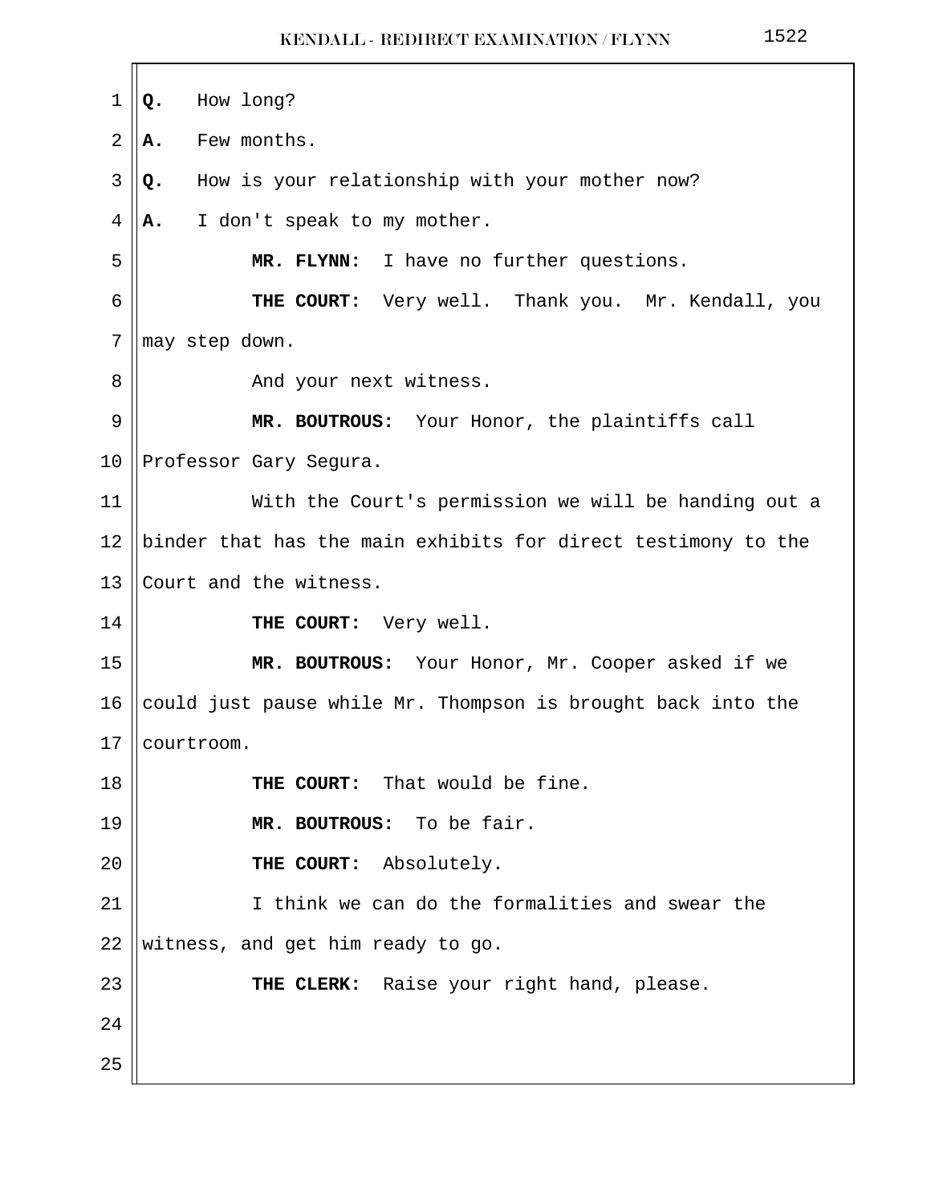**Q.** How long?

**A.** Few months.

**Q.** How is your relationship with your mother now?

**A.** I don't speak to my mother.

**MR. FLYNN:** I have no further questions.

**THE COURT:** Very well. Thank you. Mr. Kendall, you may step down.

And your next witness.

**MR. BOUTROUS:** Your Honor, the plaintiffs call Professor Gary Segura.

With the Court's permission we will be handing out a binder that has the main exhibits for direct testimony to the Court and the witness.

**THE COURT:** Very well.

**MR. BOUTROUS:** Your Honor, Mr. Cooper asked if we could just pause while Mr. Thompson is brought back into the courtroom.

**THE COURT:** That would be fine.

**MR. BOUTROUS:** To be fair.

**THE COURT:** Absolutely.

I think we can do the formalities and swear the witness, and get him ready to go.

**THE CLERK:** Raise your right hand, please.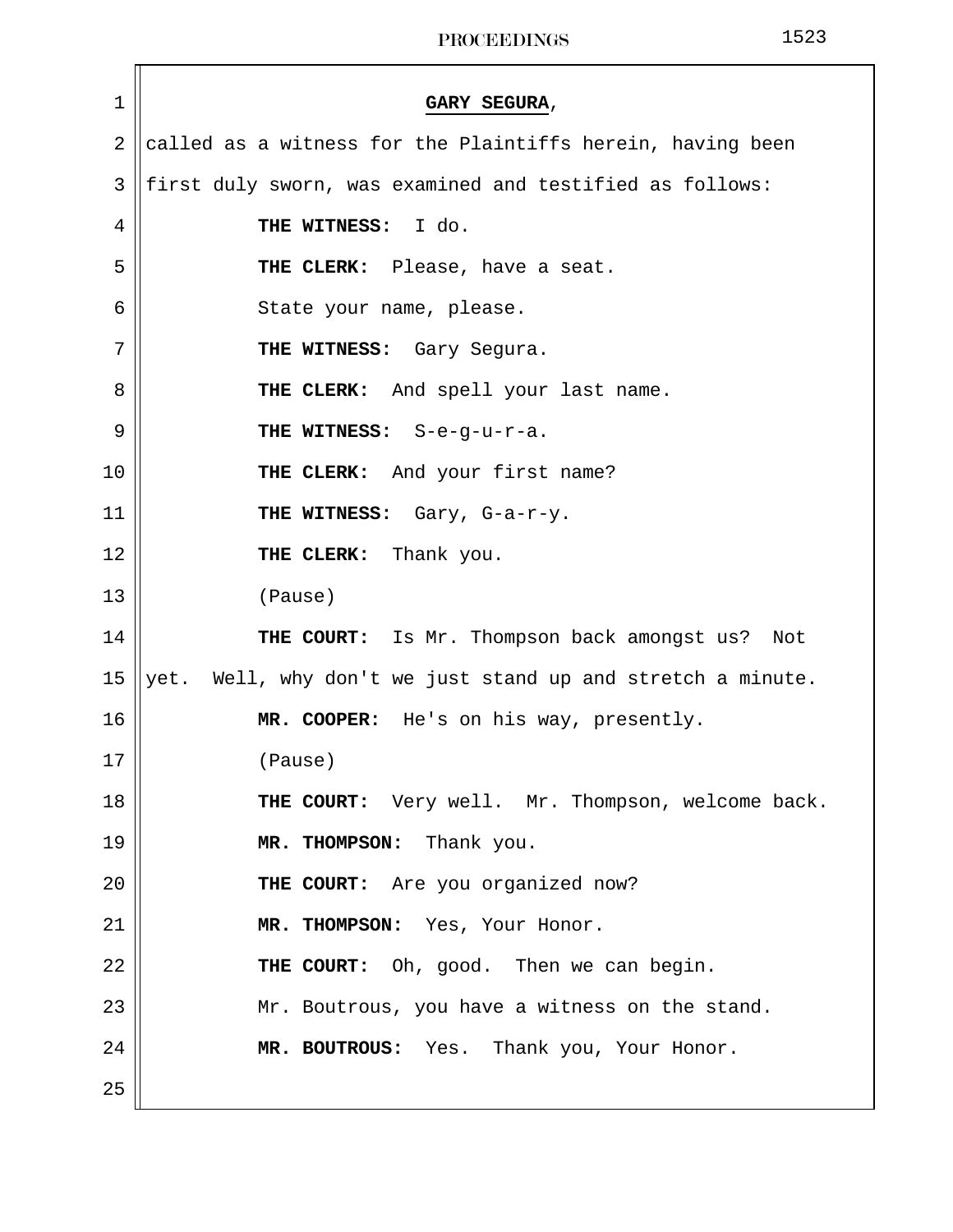**GARY SEGURA**,

called as a witness for the Plaintiffs herein, having been first duly sworn, was examined and testified as follows:

**THE WITNESS:** I do.

**THE CLERK:** Please, have a seat.

State your name, please.

**THE WITNESS:** Gary Segura.

**THE CLERK:** And spell your last name.

**THE WITNESS:** S-e-g-u-r-a.

**THE CLERK:** And your first name?

**THE WITNESS:** Gary, G-a-r-y.

**THE CLERK:** Thank you.

(Pause)

**THE COURT:** Is Mr. Thompson back amongst us? Not yet. Well, why don't we just stand up and stretch a minute.

**MR. COOPER:** He's on his way, presently.

(Pause)

**THE COURT:** Very well. Mr. Thompson, welcome back.

**MR. THOMPSON:** Thank you.

**THE COURT:** Are you organized now?

**MR. THOMPSON:** Yes, Your Honor.

**THE COURT:** Oh, good. Then we can begin.

Mr. Boutrous, you have a witness on the stand.

**MR. BOUTROUS:** Yes. Thank you, Your Honor.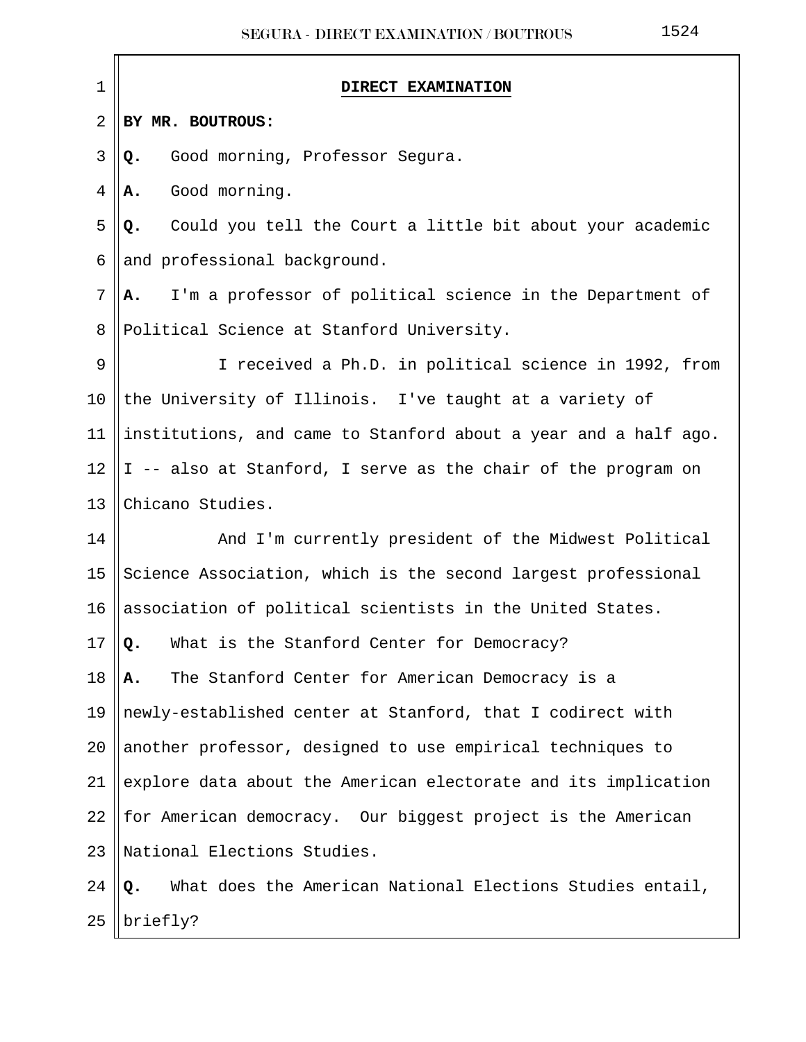**DIRECT EXAMINATION**

**BY MR. BOUTROUS:**

**Q.** Good morning, Professor Segura.

**A.** Good morning.

**Q.** Could you tell the Court a little bit about your academic and professional background.

**A.** I'm a professor of political science in the Department of Political Science at Stanford University.

I received a Ph.D. in political science in 1992, from the University of Illinois. I've taught at a variety of institutions, and came to Stanford about a year and a half ago. I -- also at Stanford, I serve as the chair of the program on Chicano Studies.

And I'm currently president of the Midwest Political Science Association, which is the second largest professional association of political scientists in the United States.

**Q.** What is the Stanford Center for Democracy?

**A.** The Stanford Center for American Democracy is a newly-established center at Stanford, that I codirect with another professor, designed to use empirical techniques to explore data about the American electorate and its implication for American democracy. Our biggest project is the American National Elections Studies.

**Q.** What does the American National Elections Studies entail, briefly?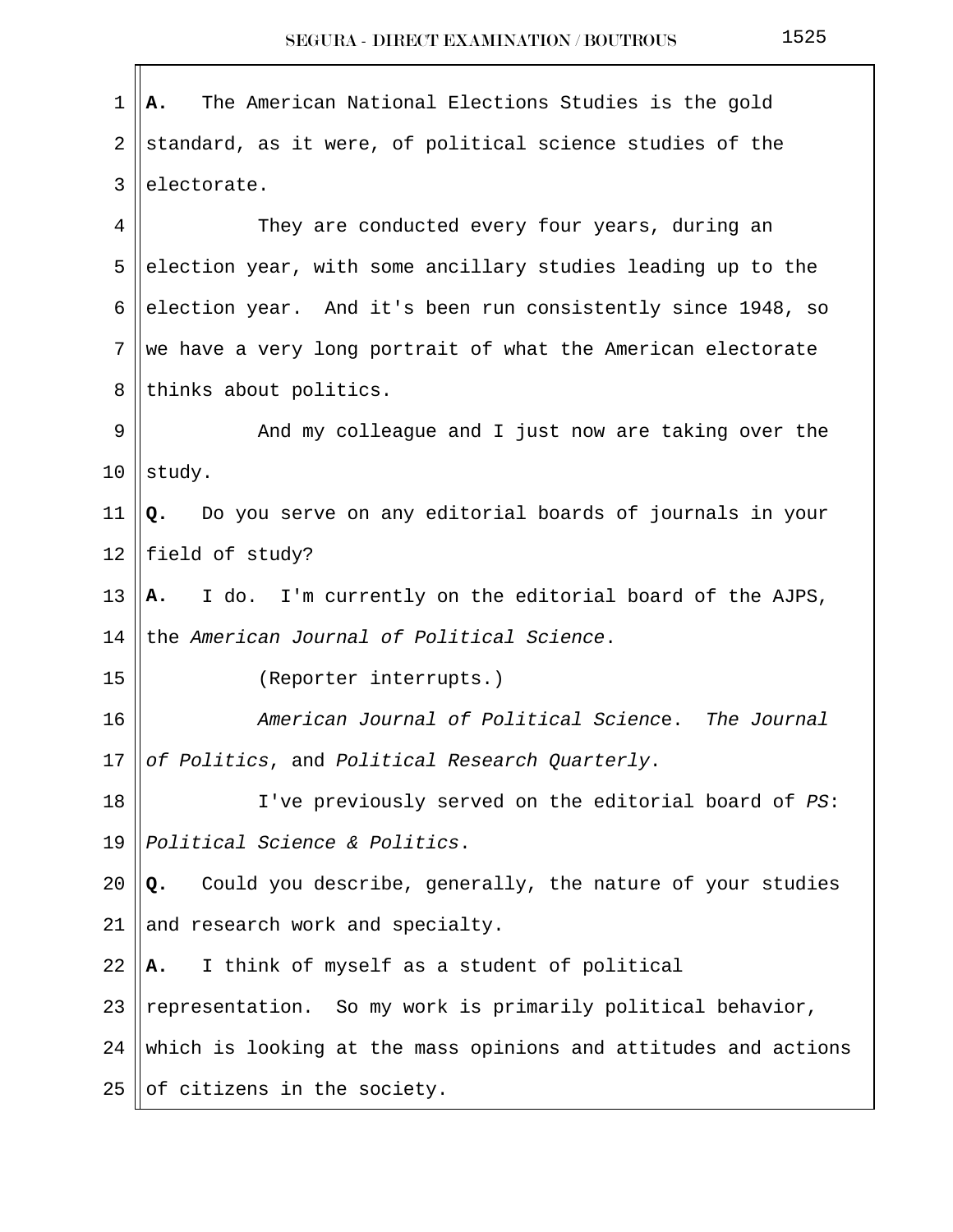**A.** The American National Elections Studies is the gold standard, as it were, of political science studies of the electorate.

They are conducted every four years, during an election year, with some ancillary studies leading up to the election year. And it's been run consistently since 1948, so we have a very long portrait of what the American electorate thinks about politics.

And my colleague and I just now are taking over the study.

**Q.** Do you serve on any editorial boards of journals in your field of study?

**A.** I do. I'm currently on the editorial board of the AJPS, the *American Journal of Political Science*.

(Reporter interrupts.)

*American Journal of Political Scienc*e. *The Journal of Politics*, and *Political Research Quarterly*.

I've previously served on the editorial board of *PS*: *Political Science & Politics*.

**Q.** Could you describe, generally, the nature of your studies and research work and specialty.

**A.** I think of myself as a student of political representation. So my work is primarily political behavior, which is looking at the mass opinions and attitudes and actions of citizens in the society.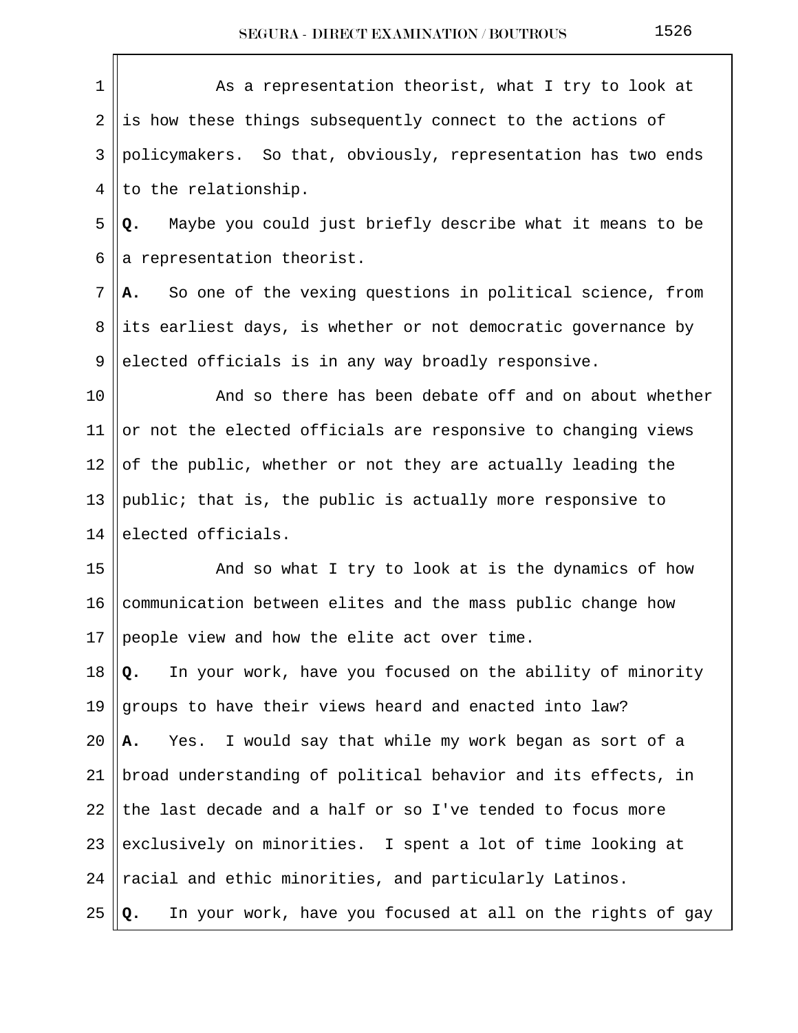As a representation theorist, what I try to look at is how these things subsequently connect to the actions of policymakers. So that, obviously, representation has two ends to the relationship.

**Q.** Maybe you could just briefly describe what it means to be a representation theorist.

**A.** So one of the vexing questions in political science, from its earliest days, is whether or not democratic governance by elected officials is in any way broadly responsive.

And so there has been debate off and on about whether or not the elected officials are responsive to changing views of the public, whether or not they are actually leading the public; that is, the public is actually more responsive to elected officials.

And so what I try to look at is the dynamics of how communication between elites and the mass public change how people view and how the elite act over time.

**Q.** In your work, have you focused on the ability of minority groups to have their views heard and enacted into law?

**A.** Yes. I would say that while my work began as sort of a broad understanding of political behavior and its effects, in the last decade and a half or so I've tended to focus more exclusively on minorities. I spent a lot of time looking at racial and ethic minorities, and particularly Latinos.

**Q.** In your work, have you focused at all on the rights of gay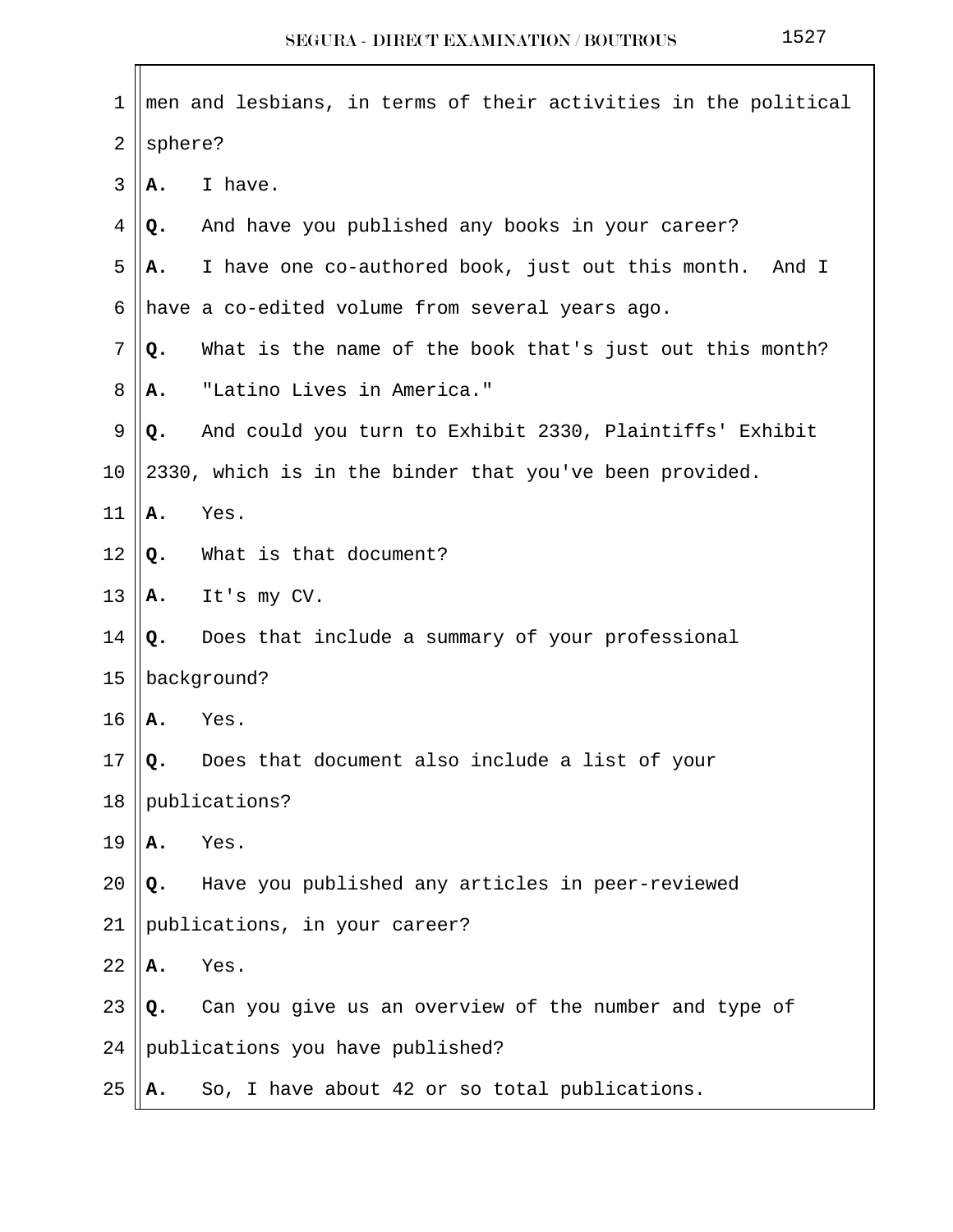men and lesbians, in terms of their activities in the political sphere?

**A.** I have.

**Q.** And have you published any books in your career?

**A.** I have one co-authored book, just out this month. And I have a co-edited volume from several years ago.

**Q.** What is the name of the book that's just out this month?

**A.** "Latino Lives in America."

**Q.** And could you turn to Exhibit 2330, Plaintiffs' Exhibit 2330, which is in the binder that you've been provided.

**A.** Yes.

**Q.** What is that document?

**A.** It's my CV.

**Q.** Does that include a summary of your professional background?

**A.** Yes.

**Q.** Does that document also include a list of your publications?

**A.** Yes.

**Q.** Have you published any articles in peer-reviewed publications, in your career?

**A.** Yes.

**Q.** Can you give us an overview of the number and type of publications you have published?

**A.** So, I have about 42 or so total publications.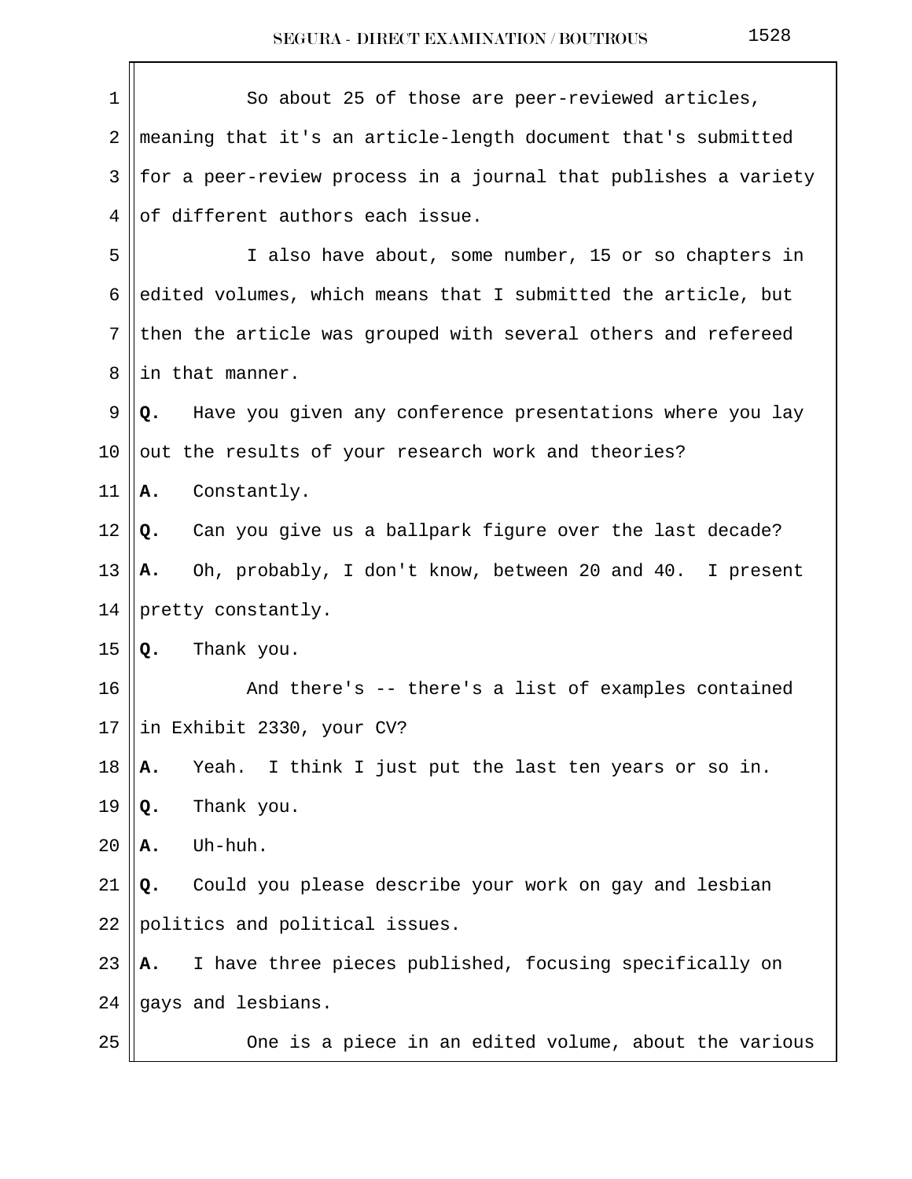So about 25 of those are peer-reviewed articles, meaning that it's an article-length document that's submitted for a peer-review process in a journal that publishes a variety of different authors each issue.

I also have about, some number, 15 or so chapters in edited volumes, which means that I submitted the article, but then the article was grouped with several others and refereed in that manner.

**Q.** Have you given any conference presentations where you lay out the results of your research work and theories?

**A.** Constantly.

**Q.** Can you give us a ballpark figure over the last decade?

**A.** Oh, probably, I don't know, between 20 and 40. I present pretty constantly.

**Q.** Thank you.

And there's -- there's a list of examples contained in Exhibit 2330, your CV?

**A.** Yeah. I think I just put the last ten years or so in.

**Q.** Thank you.

**A.** Uh-huh.

**Q.** Could you please describe your work on gay and lesbian politics and political issues.

**A.** I have three pieces published, focusing specifically on gays and lesbians.

One is a piece in an edited volume, about the various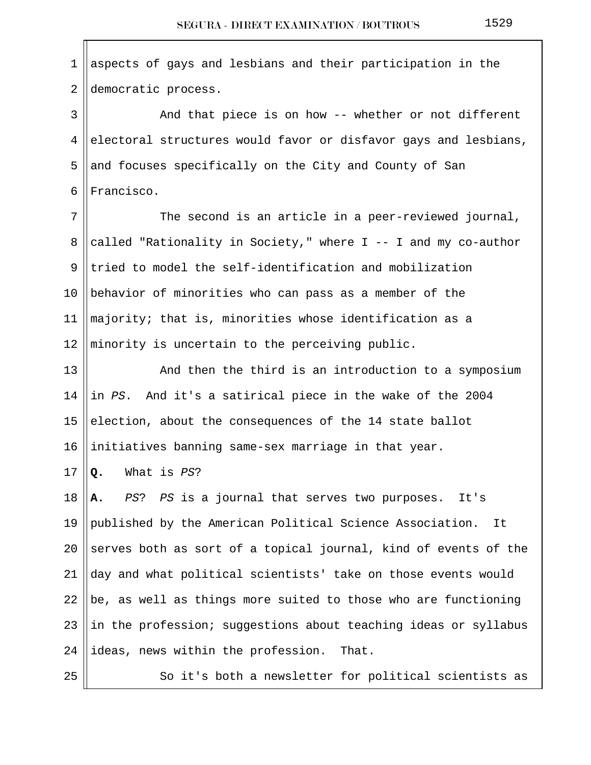aspects of gays and lesbians and their participation in the democratic process.

And that piece is on how -- whether or not different electoral structures would favor or disfavor gays and lesbians, and focuses specifically on the City and County of San Francisco.

The second is an article in a peer-reviewed journal, called "Rationality in Society," where I -- I and my co-author tried to model the self-identification and mobilization behavior of minorities who can pass as a member of the majority; that is, minorities whose identification as a minority is uncertain to the perceiving public.

And then the third is an introduction to a symposium in *PS*. And it's a satirical piece in the wake of the 2004 election, about the consequences of the 14 state ballot initiatives banning same-sex marriage in that year.

**Q.** What is *PS*?

**A.** *PS*? *PS* is a journal that serves two purposes. It's published by the American Political Science Association. It serves both as sort of a topical journal, kind of events of the day and what political scientists' take on those events would be, as well as things more suited to those who are functioning in the profession; suggestions about teaching ideas or syllabus ideas, news within the profession. That.

So it's both a newsletter for political scientists as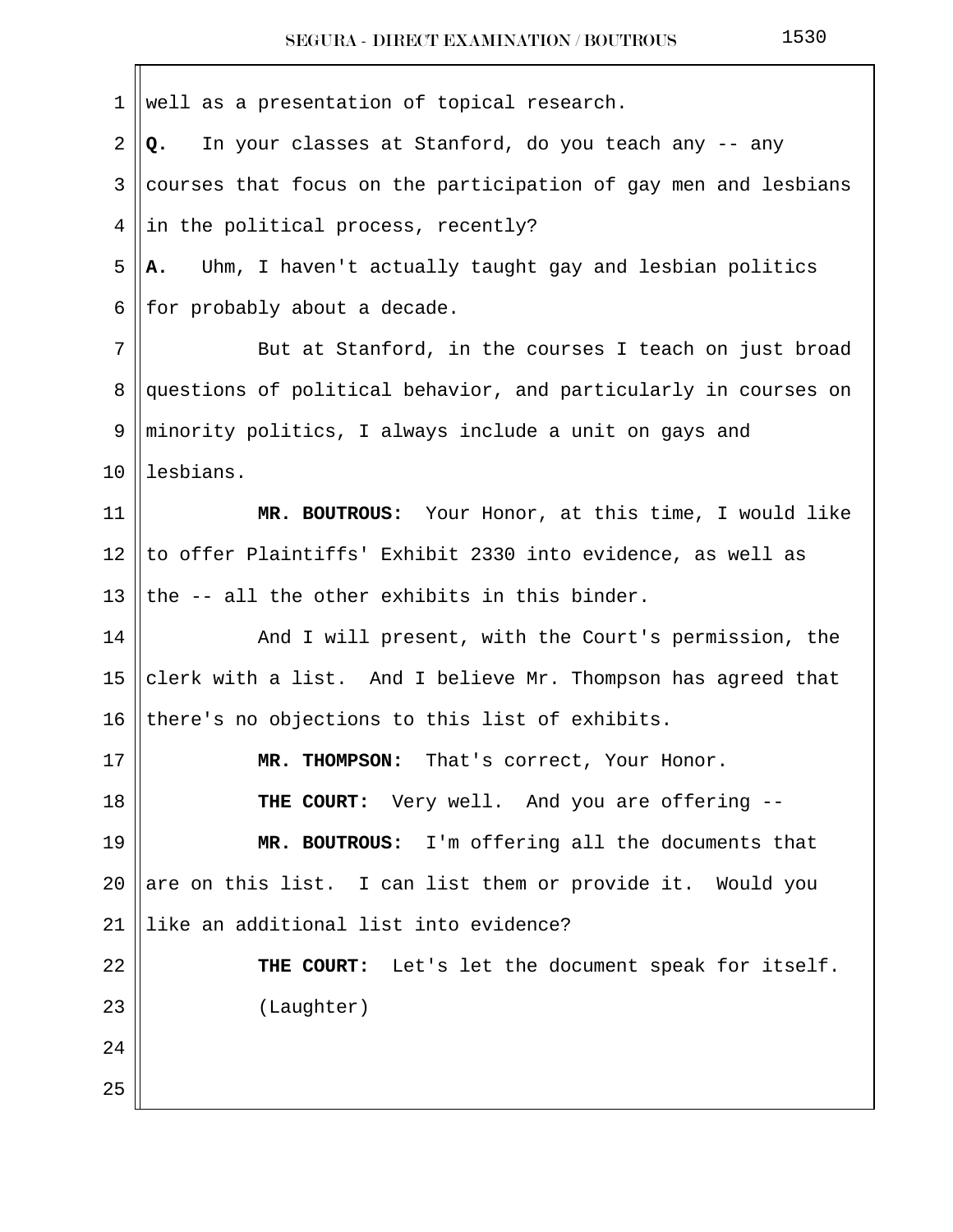well as a presentation of topical research.

**Q.** In your classes at Stanford, do you teach any -- any courses that focus on the participation of gay men and lesbians in the political process, recently?

**A.** Uhm, I haven't actually taught gay and lesbian politics for probably about a decade.

But at Stanford, in the courses I teach on just broad questions of political behavior, and particularly in courses on minority politics, I always include a unit on gays and lesbians.

**MR. BOUTROUS:** Your Honor, at this time, I would like to offer Plaintiffs' Exhibit 2330 into evidence, as well as the -- all the other exhibits in this binder.

And I will present, with the Court's permission, the clerk with a list. And I believe Mr. Thompson has agreed that there's no objections to this list of exhibits.

**MR. THOMPSON:** That's correct, Your Honor.

**THE COURT:** Very well. And you are offering --

**MR. BOUTROUS:** I'm offering all the documents that are on this list. I can list them or provide it. Would you like an additional list into evidence?

**THE COURT:** Let's let the document speak for itself.

(Laughter)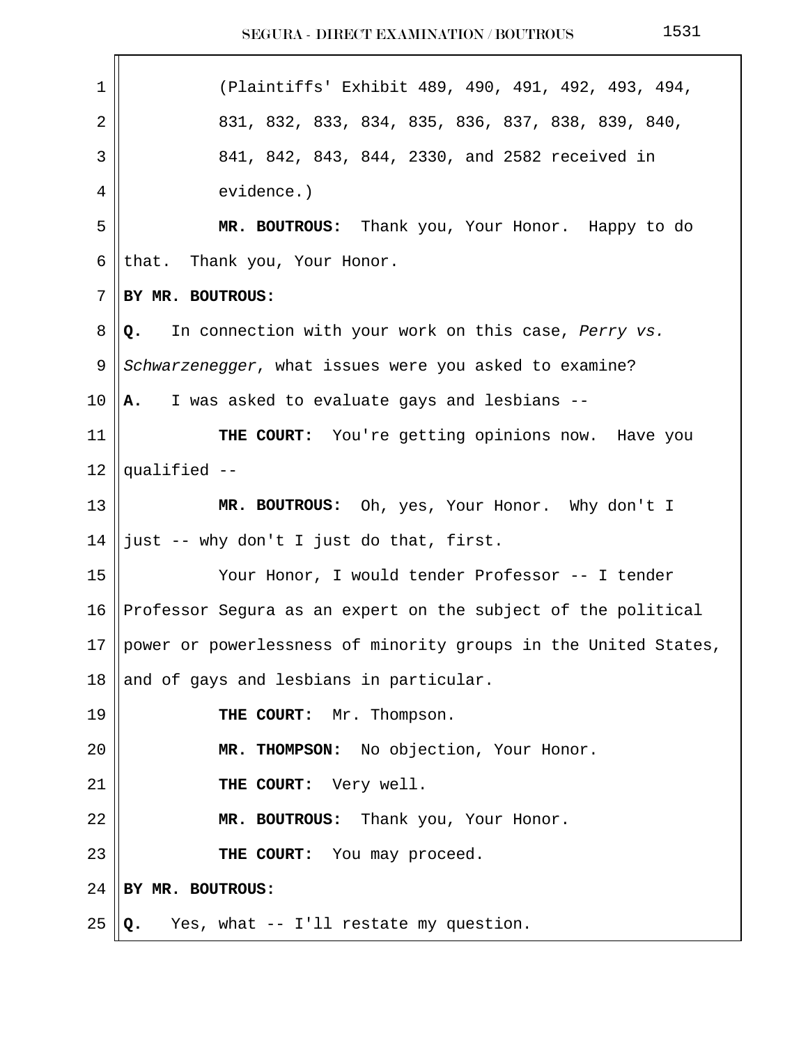(Plaintiffs' Exhibit 489, 490, 491, 492, 493, 494, 831, 832, 833, 834, 835, 836, 837, 838, 839, 840, 841, 842, 843, 844, 2330, and 2582 received in evidence.)

**MR. BOUTROUS:** Thank you, Your Honor. Happy to do that. Thank you, Your Honor.

**BY MR. BOUTROUS:**

**Q.** In connection with your work on this case, *Perry vs. Schwarzenegger*, what issues were you asked to examine?

**A.** I was asked to evaluate gays and lesbians --

**THE COURT:** You're getting opinions now. Have you qualified --

**MR. BOUTROUS:** Oh, yes, Your Honor. Why don't I just -- why don't I just do that, first.

Your Honor, I would tender Professor -- I tender Professor Segura as an expert on the subject of the political power or powerlessness of minority groups in the United States, and of gays and lesbians in particular.

**THE COURT:** Mr. Thompson.

**MR. THOMPSON:** No objection, Your Honor.

**THE COURT:** Very well.

**MR. BOUTROUS:** Thank you, Your Honor.

**THE COURT:** You may proceed.

**BY MR. BOUTROUS:**

**Q.** Yes, what -- I'll restate my question.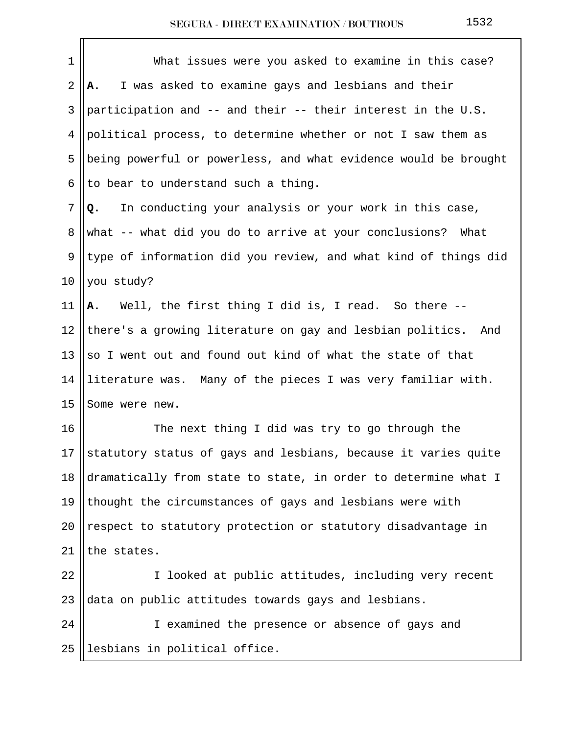What issues were you asked to examine in this case?

**A.** I was asked to examine gays and lesbians and their participation and -- and their -- their interest in the U.S. political process, to determine whether or not I saw them as being powerful or powerless, and what evidence would be brought to bear to understand such a thing.

**Q.** In conducting your analysis or your work in this case, what -- what did you do to arrive at your conclusions? What type of information did you review, and what kind of things did you study?

**A.** Well, the first thing I did is, I read. So there -- there's a growing literature on gay and lesbian politics. And so I went out and found out kind of what the state of that literature was. Many of the pieces I was very familiar with. Some were new.

The next thing I did was try to go through the statutory status of gays and lesbians, because it varies quite dramatically from state to state, in order to determine what I thought the circumstances of gays and lesbians were with respect to statutory protection or statutory disadvantage in the states.

I looked at public attitudes, including very recent data on public attitudes towards gays and lesbians.

I examined the presence or absence of gays and lesbians in political office.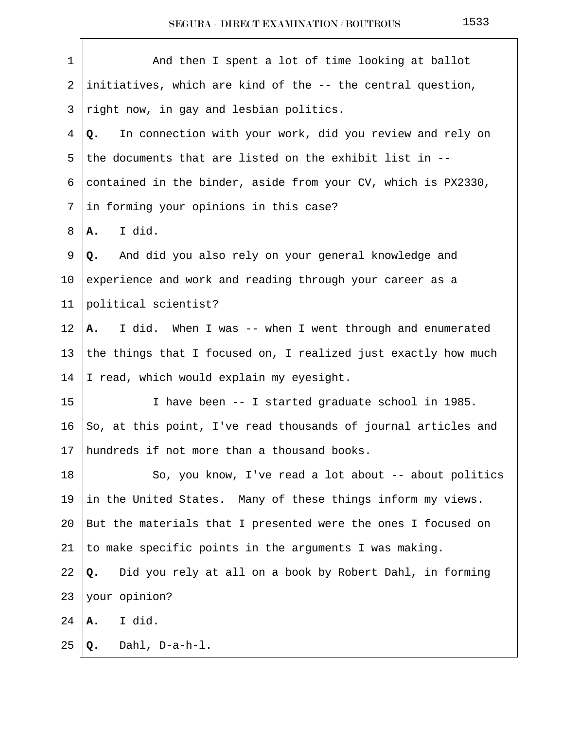And then I spent a lot of time looking at ballot initiatives, which are kind of the -- the central question, right now, in gay and lesbian politics.

**Q.** In connection with your work, did you review and rely on the documents that are listed on the exhibit list in -- contained in the binder, aside from your CV, which is PX2330, in forming your opinions in this case?

**A.** I did.

**Q.** And did you also rely on your general knowledge and experience and work and reading through your career as a political scientist?

**A.** I did. When I was -- when I went through and enumerated the things that I focused on, I realized just exactly how much I read, which would explain my eyesight.

I have been -- I started graduate school in 1985. So, at this point, I've read thousands of journal articles and hundreds if not more than a thousand books.

So, you know, I've read a lot about -- about politics in the United States. Many of these things inform my views. But the materials that I presented were the ones I focused on to make specific points in the arguments I was making.

**Q.** Did you rely at all on a book by Robert Dahl, in forming your opinion?

**A.** I did.

**Q.** Dahl, D-a-h-l.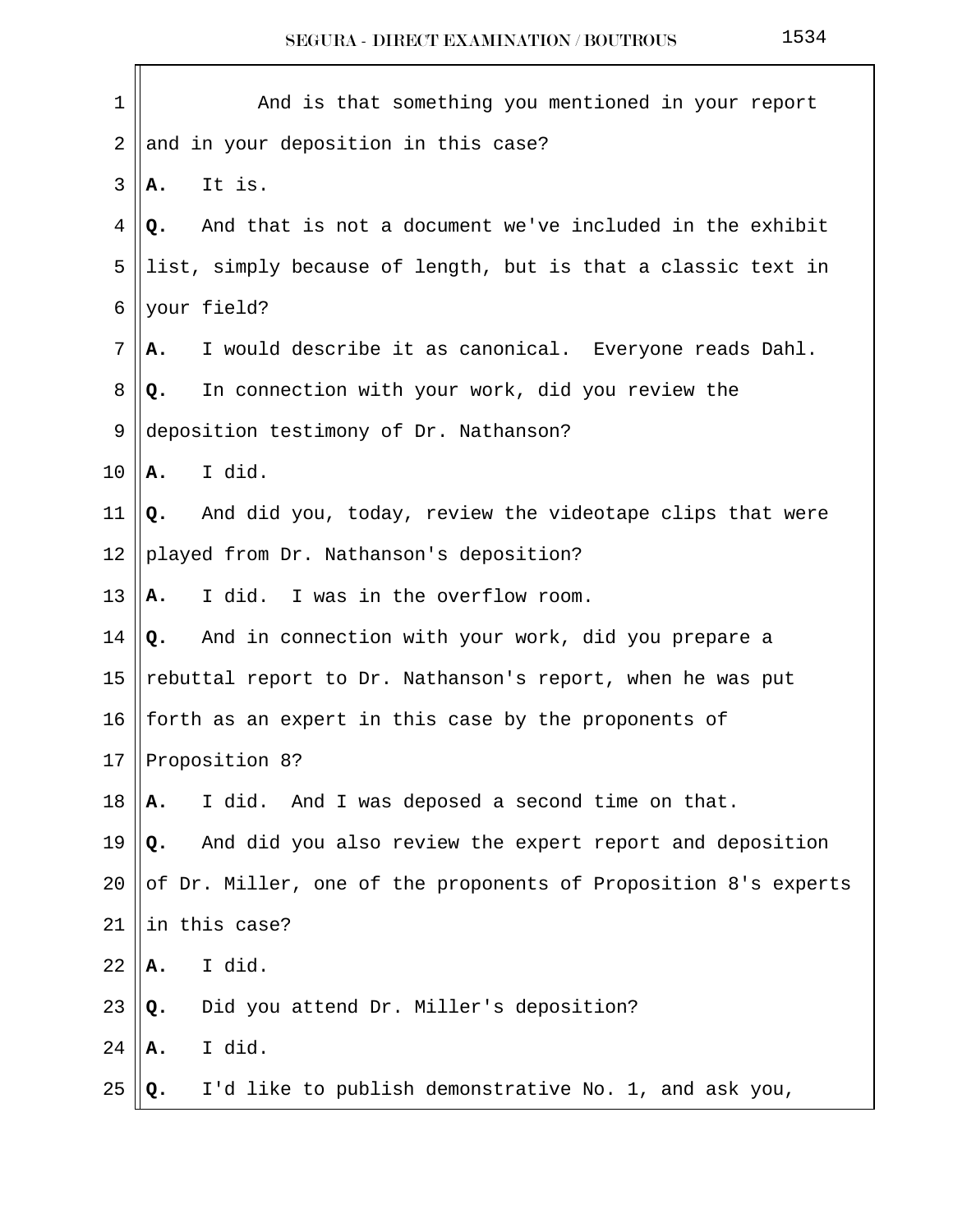And is that something you mentioned in your report and in your deposition in this case?

**A.** It is.

**Q.** And that is not a document we've included in the exhibit list, simply because of length, but is that a classic text in your field?

**A.** I would describe it as canonical. Everyone reads Dahl.

**Q.** In connection with your work, did you review the deposition testimony of Dr. Nathanson?

**A.** I did.

**Q.** And did you, today, review the videotape clips that were played from Dr. Nathanson's deposition?

**A.** I did. I was in the overflow room.

**Q.** And in connection with your work, did you prepare a rebuttal report to Dr. Nathanson's report, when he was put forth as an expert in this case by the proponents of Proposition 8?

**A.** I did. And I was deposed a second time on that.

**Q.** And did you also review the expert report and deposition of Dr. Miller, one of the proponents of Proposition 8's experts in this case?

**A.** I did.

**Q.** Did you attend Dr. Miller's deposition?

**A.** I did.

**Q.** I'd like to publish demonstrative No. 1, and ask you,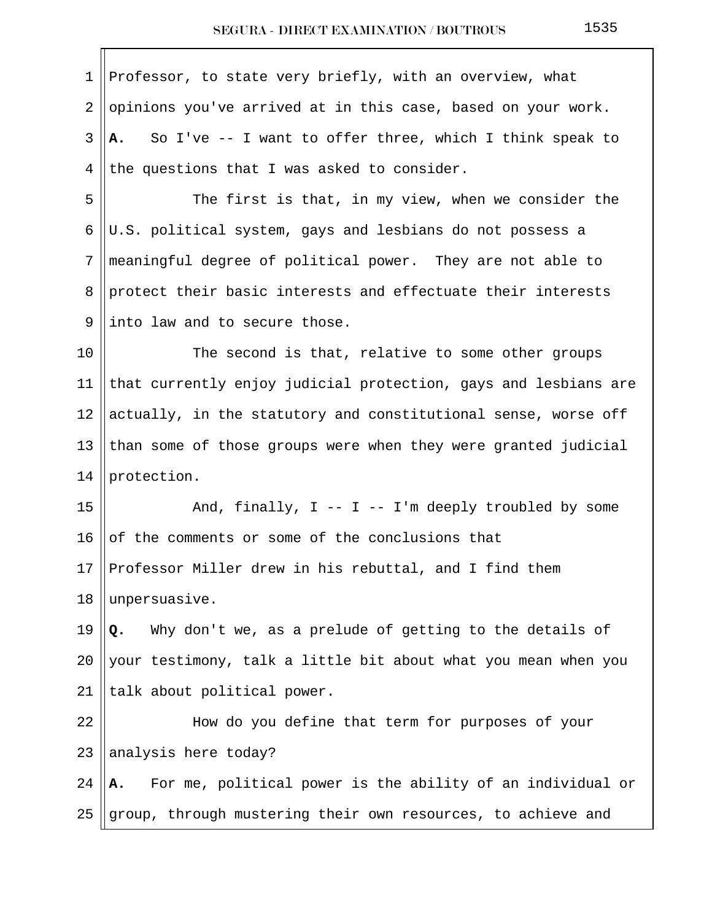Professor, to state very briefly, with an overview, what opinions you've arrived at in this case, based on your work.

**A.** So I've -- I want to offer three, which I think speak to the questions that I was asked to consider.

The first is that, in my view, when we consider the U.S. political system, gays and lesbians do not possess a meaningful degree of political power. They are not able to protect their basic interests and effectuate their interests into law and to secure those.

The second is that, relative to some other groups that currently enjoy judicial protection, gays and lesbians are actually, in the statutory and constitutional sense, worse off than some of those groups were when they were granted judicial protection.

And, finally, I -- I -- I'm deeply troubled by some of the comments or some of the conclusions that Professor Miller drew in his rebuttal, and I find them unpersuasive.

**Q.** Why don't we, as a prelude of getting to the details of your testimony, talk a little bit about what you mean when you talk about political power.

How do you define that term for purposes of your analysis here today?

**A.** For me, political power is the ability of an individual or group, through mustering their own resources, to achieve and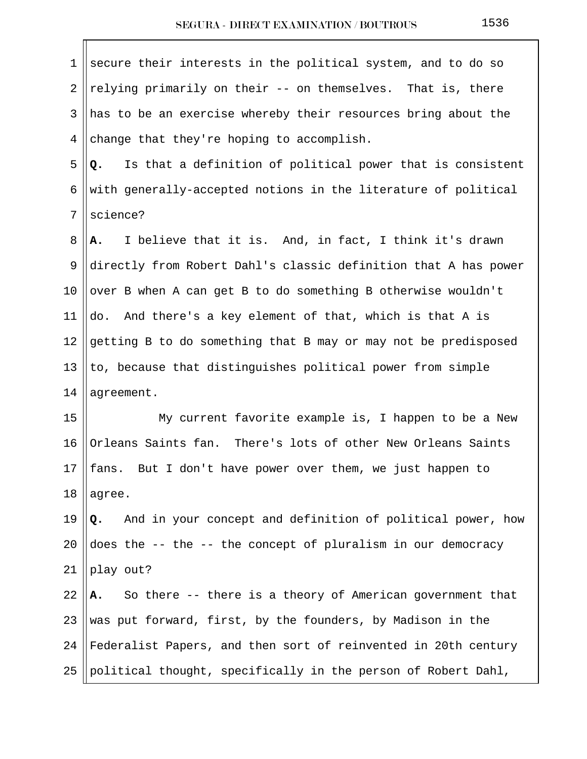secure their interests in the political system, and to do so relying primarily on their -- on themselves. That is, there has to be an exercise whereby their resources bring about the change that they're hoping to accomplish.

**Q.** Is that a definition of political power that is consistent with generally-accepted notions in the literature of political science?

**A.** I believe that it is. And, in fact, I think it's drawn directly from Robert Dahl's classic definition that A has power over B when A can get B to do something B otherwise wouldn't do. And there's a key element of that, which is that A is getting B to do something that B may or may not be predisposed to, because that distinguishes political power from simple agreement.

My current favorite example is, I happen to be a New Orleans Saints fan. There's lots of other New Orleans Saints fans. But I don't have power over them, we just happen to agree.

**Q.** And in your concept and definition of political power, how does the -- the -- the concept of pluralism in our democracy play out?

**A.** So there -- there is a theory of American government that was put forward, first, by the founders, by Madison in the Federalist Papers, and then sort of reinvented in 20th century political thought, specifically in the person of Robert Dahl,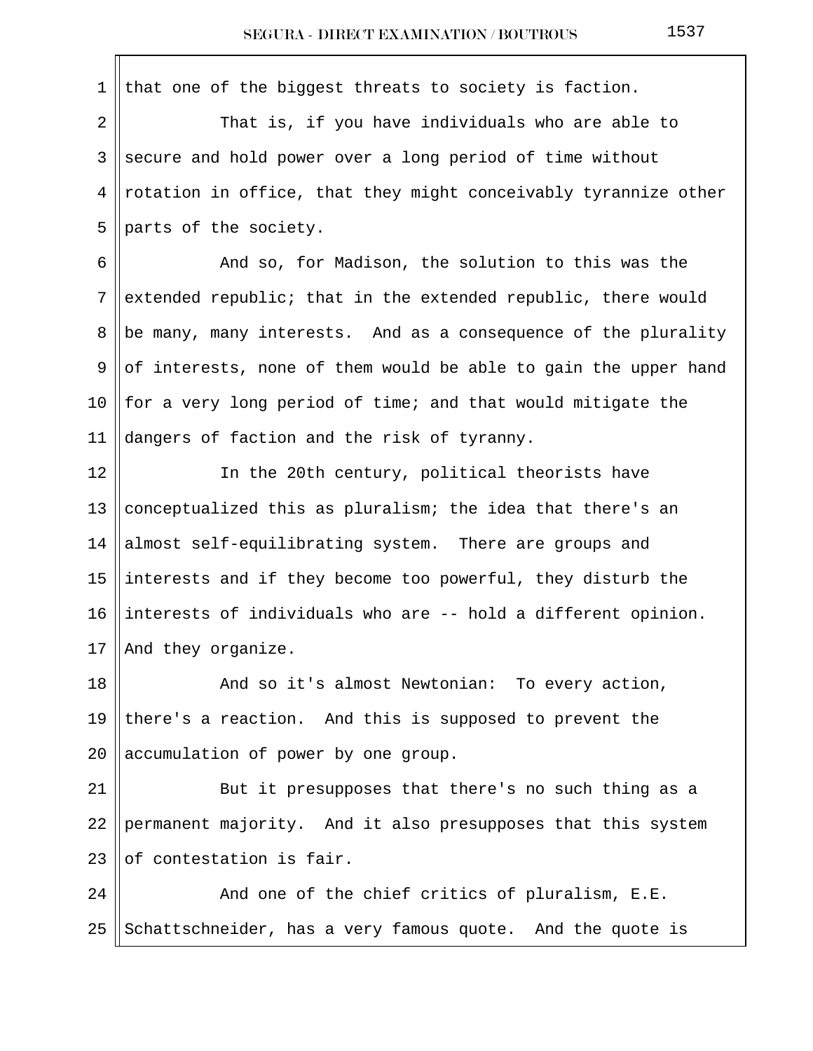that one of the biggest threats to society is faction.

That is, if you have individuals who are able to secure and hold power over a long period of time without rotation in office, that they might conceivably tyrannize other parts of the society.

And so, for Madison, the solution to this was the extended republic; that in the extended republic, there would be many, many interests. And as a consequence of the plurality of interests, none of them would be able to gain the upper hand for a very long period of time; and that would mitigate the dangers of faction and the risk of tyranny.

In the 20th century, political theorists have conceptualized this as pluralism; the idea that there's an almost self-equilibrating system. There are groups and interests and if they become too powerful, they disturb the interests of individuals who are -- hold a different opinion. And they organize.

And so it's almost Newtonian: To every action, there's a reaction. And this is supposed to prevent the accumulation of power by one group.

But it presupposes that there's no such thing as a permanent majority. And it also presupposes that this system of contestation is fair.

And one of the chief critics of pluralism, E.E. Schattschneider, has a very famous quote. And the quote is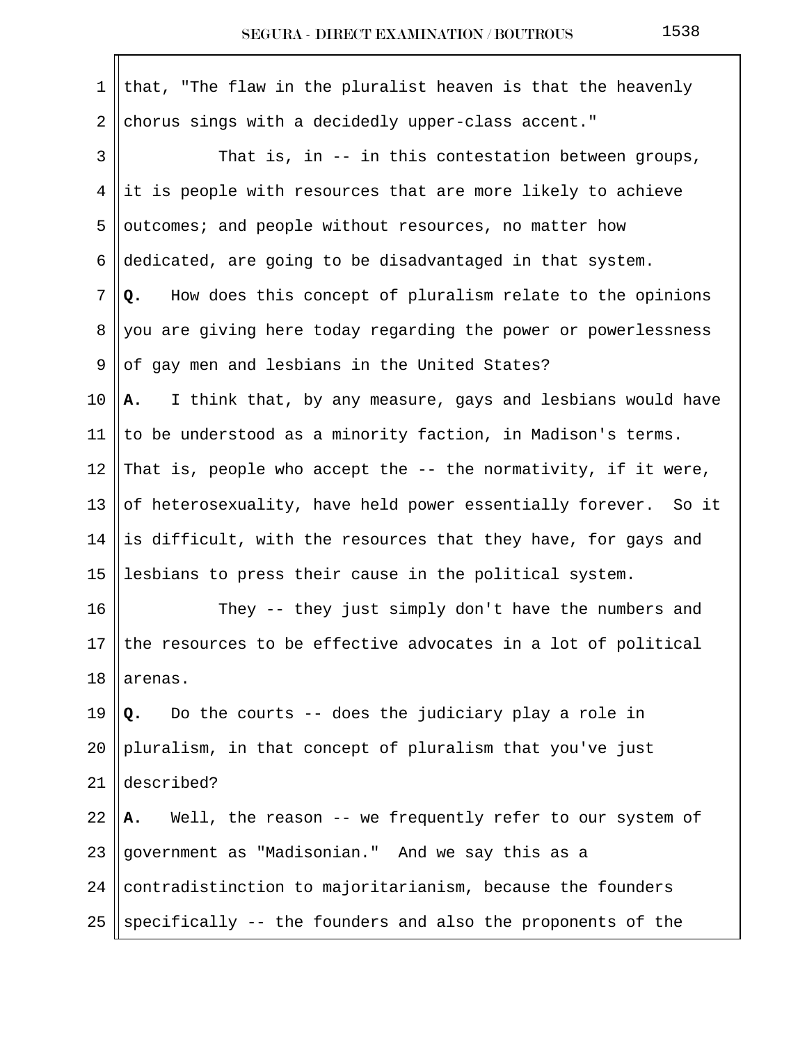that, "The flaw in the pluralist heaven is that the heavenly chorus sings with a decidedly upper-class accent."

That is, in -- in this contestation between groups, it is people with resources that are more likely to achieve outcomes; and people without resources, no matter how dedicated, are going to be disadvantaged in that system.

**Q.** How does this concept of pluralism relate to the opinions you are giving here today regarding the power or powerlessness of gay men and lesbians in the United States?

**A.** I think that, by any measure, gays and lesbians would have to be understood as a minority faction, in Madison's terms. That is, people who accept the -- the normativity, if it were, of heterosexuality, have held power essentially forever. So it is difficult, with the resources that they have, for gays and lesbians to press their cause in the political system.

They -- they just simply don't have the numbers and the resources to be effective advocates in a lot of political arenas.

**Q.** Do the courts -- does the judiciary play a role in pluralism, in that concept of pluralism that you've just described?

**A.** Well, the reason -- we frequently refer to our system of government as "Madisonian." And we say this as a contradistinction to majoritarianism, because the founders specifically -- the founders and also the proponents of the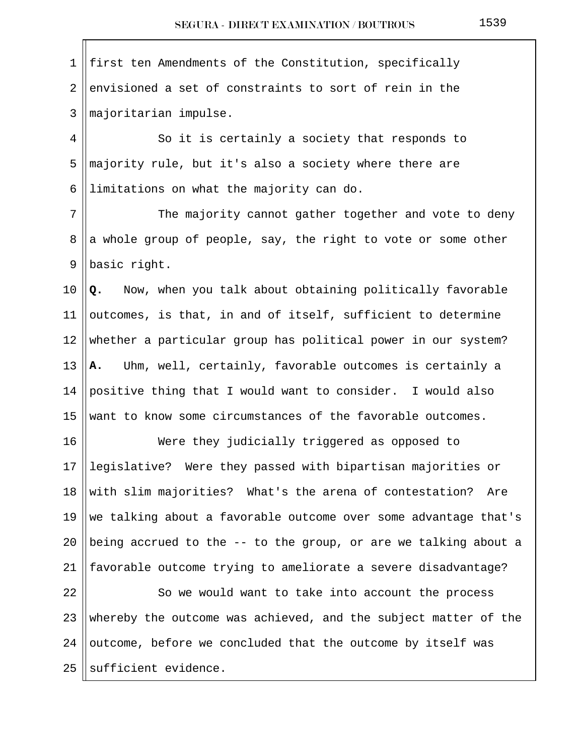first ten Amendments of the Constitution, specifically envisioned a set of constraints to sort of rein in the majoritarian impulse.

So it is certainly a society that responds to majority rule, but it's also a society where there are limitations on what the majority can do.

The majority cannot gather together and vote to deny a whole group of people, say, the right to vote or some other basic right.

**Q.** Now, when you talk about obtaining politically favorable outcomes, is that, in and of itself, sufficient to determine whether a particular group has political power in our system?

**A.** Uhm, well, certainly, favorable outcomes is certainly a positive thing that I would want to consider. I would also want to know some circumstances of the favorable outcomes.

Were they judicially triggered as opposed to legislative? Were they passed with bipartisan majorities or with slim majorities? What's the arena of contestation? Are we talking about a favorable outcome over some advantage that's being accrued to the -- to the group, or are we talking about a favorable outcome trying to ameliorate a severe disadvantage?

So we would want to take into account the process whereby the outcome was achieved, and the subject matter of the outcome, before we concluded that the outcome by itself was sufficient evidence.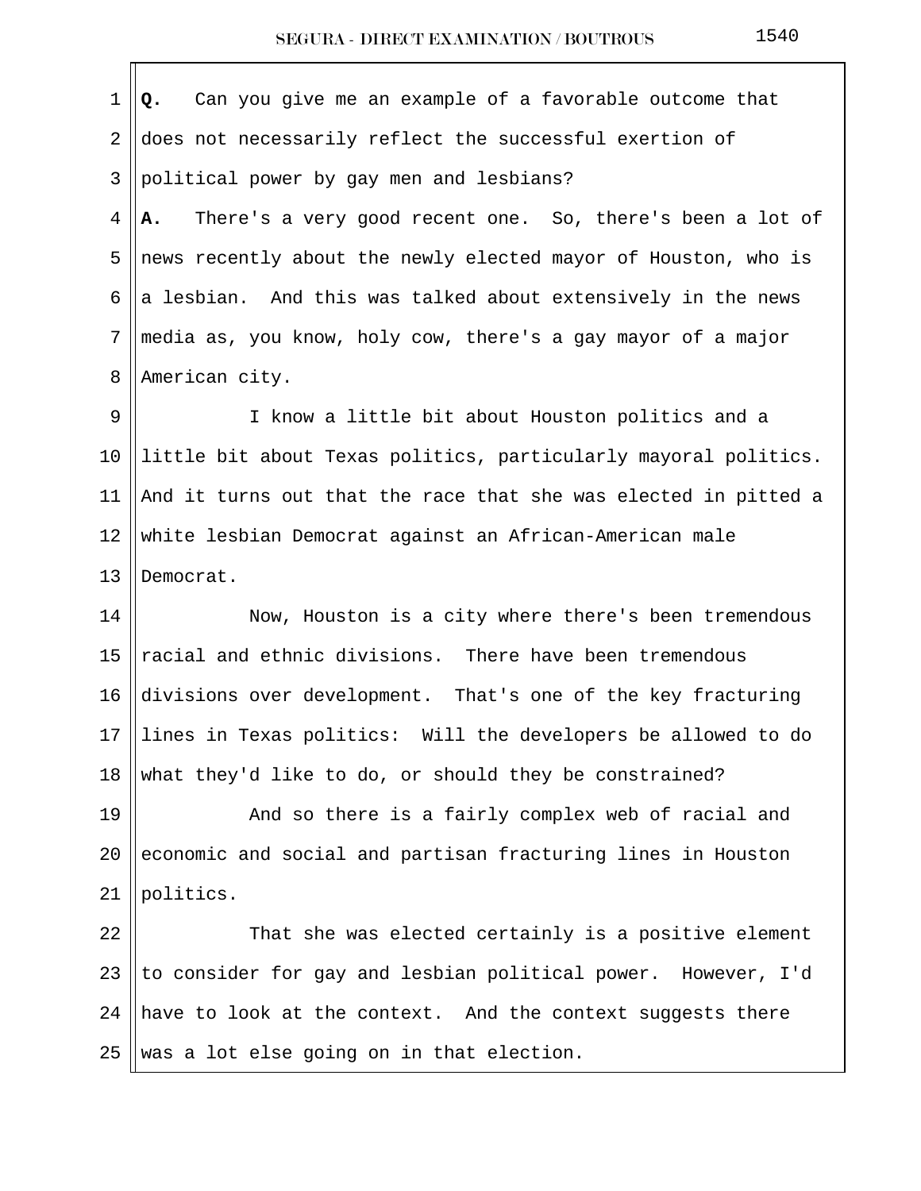**Q.** Can you give me an example of a favorable outcome that does not necessarily reflect the successful exertion of political power by gay men and lesbians?

**A.** There's a very good recent one. So, there's been a lot of news recently about the newly elected mayor of Houston, who is a lesbian. And this was talked about extensively in the news media as, you know, holy cow, there's a gay mayor of a major American city.

I know a little bit about Houston politics and a little bit about Texas politics, particularly mayoral politics. And it turns out that the race that she was elected in pitted a white lesbian Democrat against an African-American male Democrat.

Now, Houston is a city where there's been tremendous racial and ethnic divisions. There have been tremendous divisions over development. That's one of the key fracturing lines in Texas politics: Will the developers be allowed to do what they'd like to do, or should they be constrained?

And so there is a fairly complex web of racial and economic and social and partisan fracturing lines in Houston politics.

That she was elected certainly is a positive element to consider for gay and lesbian political power. However, I'd have to look at the context. And the context suggests there was a lot else going on in that election.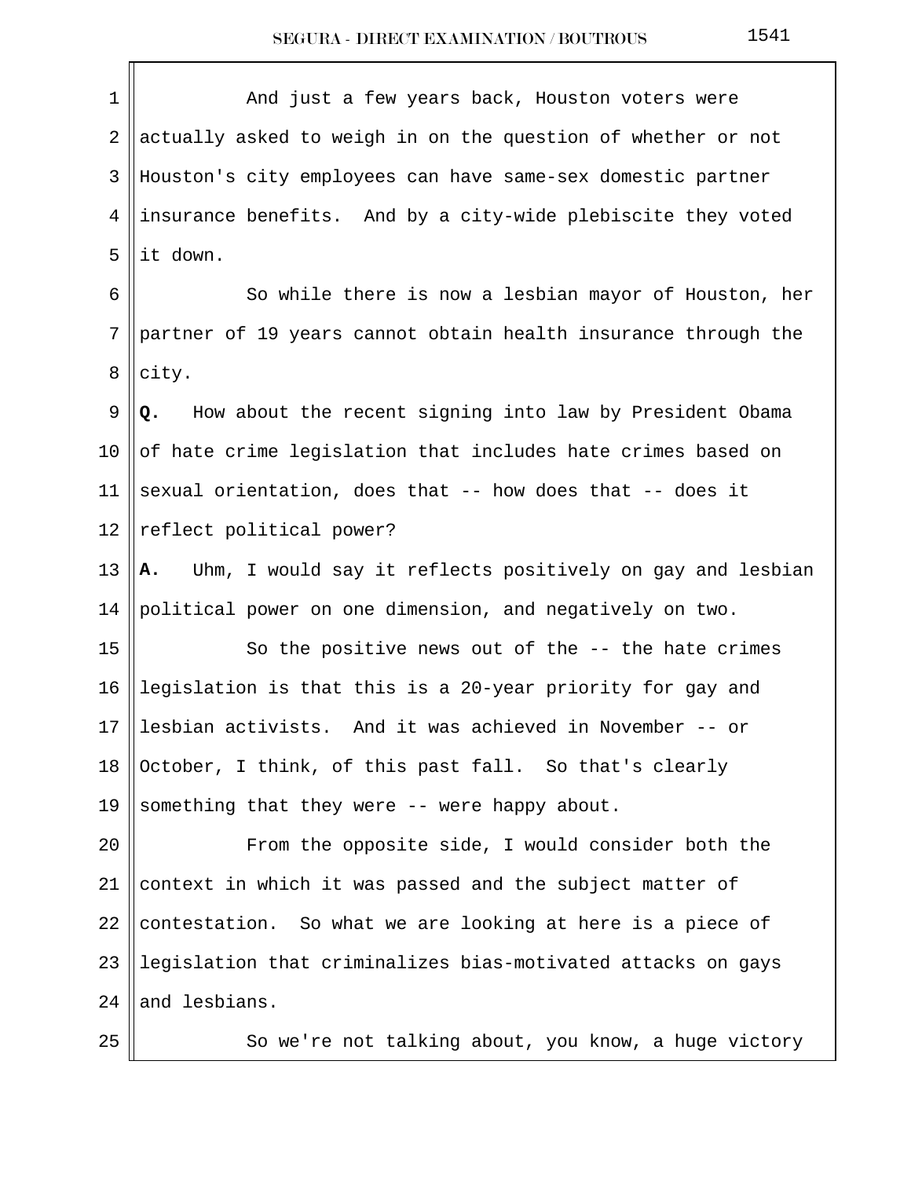And just a few years back, Houston voters were actually asked to weigh in on the question of whether or not Houston's city employees can have same-sex domestic partner insurance benefits. And by a city-wide plebiscite they voted it down.

So while there is now a lesbian mayor of Houston, her partner of 19 years cannot obtain health insurance through the city.

**Q.** How about the recent signing into law by President Obama of hate crime legislation that includes hate crimes based on sexual orientation, does that -- how does that -- does it reflect political power?

**A.** Uhm, I would say it reflects positively on gay and lesbian political power on one dimension, and negatively on two.

So the positive news out of the -- the hate crimes legislation is that this is a 20-year priority for gay and lesbian activists. And it was achieved in November -- or October, I think, of this past fall. So that's clearly something that they were -- were happy about.

From the opposite side, I would consider both the context in which it was passed and the subject matter of contestation. So what we are looking at here is a piece of legislation that criminalizes bias-motivated attacks on gays and lesbians.

So we're not talking about, you know, a huge victory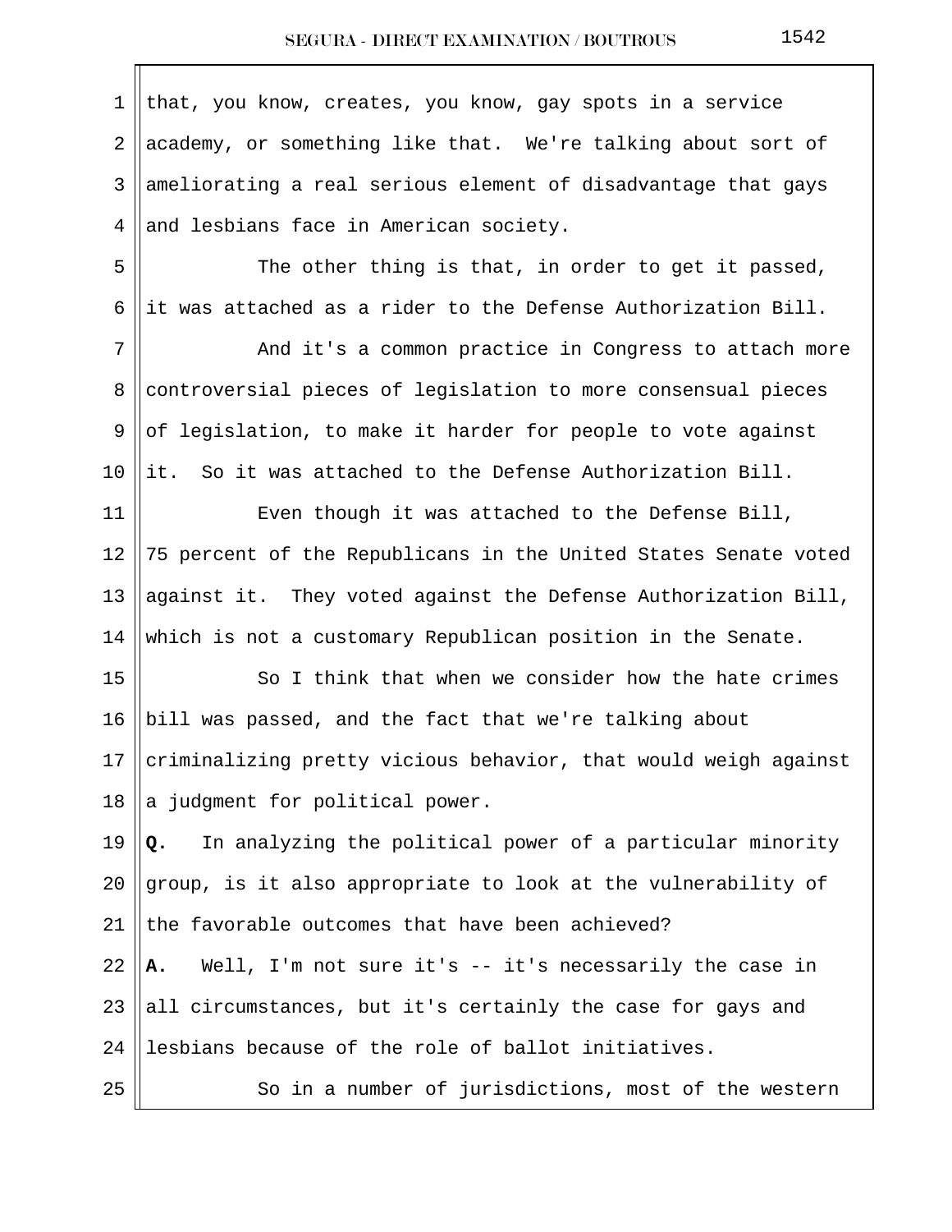that, you know, creates, you know, gay spots in a service academy, or something like that. We're talking about sort of ameliorating a real serious element of disadvantage that gays and lesbians face in American society.

The other thing is that, in order to get it passed, it was attached as a rider to the Defense Authorization Bill.

And it's a common practice in Congress to attach more controversial pieces of legislation to more consensual pieces of legislation, to make it harder for people to vote against it. So it was attached to the Defense Authorization Bill.

Even though it was attached to the Defense Bill, 75 percent of the Republicans in the United States Senate voted against it. They voted against the Defense Authorization Bill, which is not a customary Republican position in the Senate.

So I think that when we consider how the hate crimes bill was passed, and the fact that we're talking about criminalizing pretty vicious behavior, that would weigh against a judgment for political power.

**Q.** In analyzing the political power of a particular minority group, is it also appropriate to look at the vulnerability of the favorable outcomes that have been achieved?

**A.** Well, I'm not sure it's -- it's necessarily the case in all circumstances, but it's certainly the case for gays and lesbians because of the role of ballot initiatives.

So in a number of jurisdictions, most of the western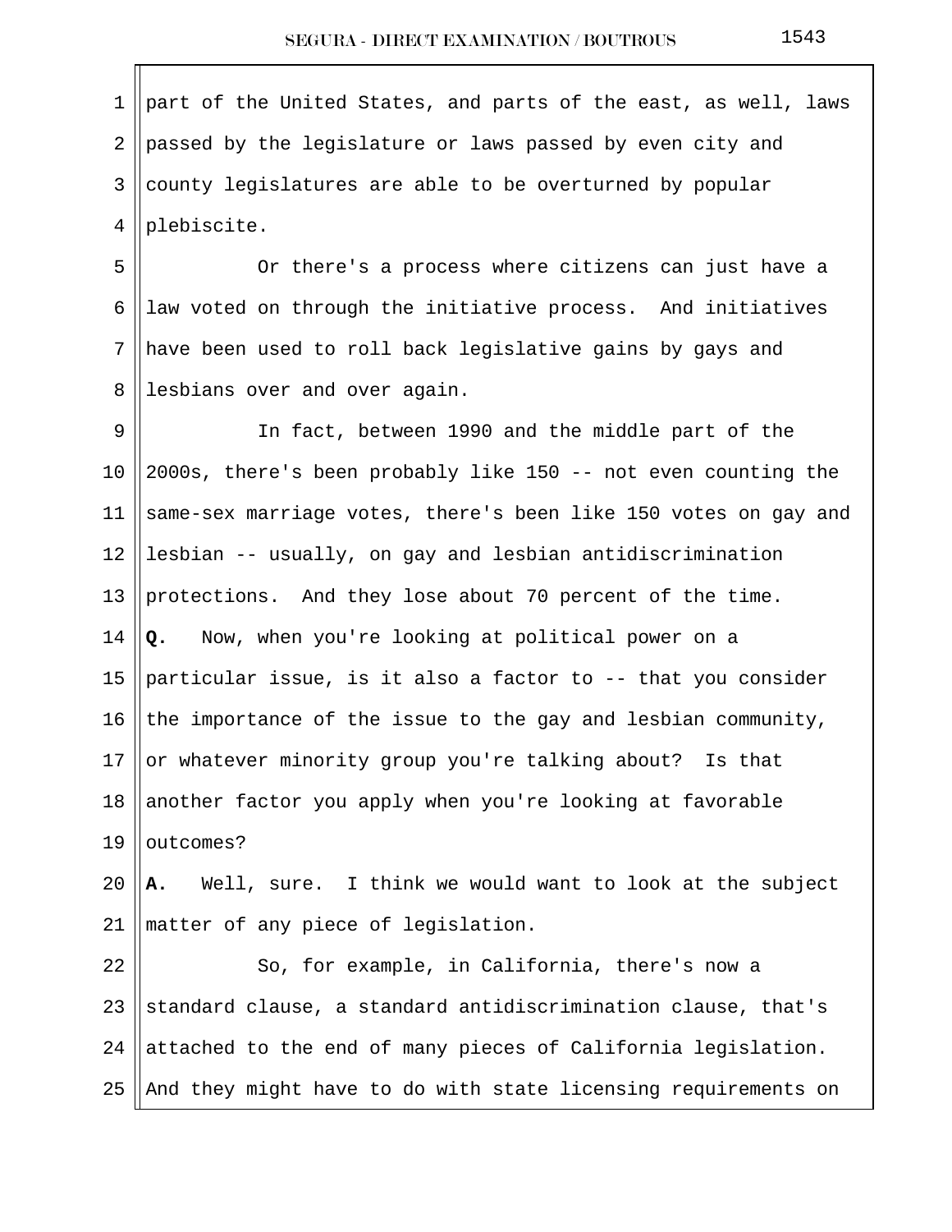part of the United States, and parts of the east, as well, laws passed by the legislature or laws passed by even city and county legislatures are able to be overturned by popular plebiscite.

Or there's a process where citizens can just have a law voted on through the initiative process. And initiatives have been used to roll back legislative gains by gays and lesbians over and over again.

In fact, between 1990 and the middle part of the 2000s, there's been probably like 150 -- not even counting the same-sex marriage votes, there's been like 150 votes on gay and lesbian -- usually, on gay and lesbian antidiscrimination protections. And they lose about 70 percent of the time.

**Q.** Now, when you're looking at political power on a particular issue, is it also a factor to -- that you consider the importance of the issue to the gay and lesbian community, or whatever minority group you're talking about? Is that another factor you apply when you're looking at favorable outcomes?

**A.** Well, sure. I think we would want to look at the subject matter of any piece of legislation.

So, for example, in California, there's now a standard clause, a standard antidiscrimination clause, that's attached to the end of many pieces of California legislation. And they might have to do with state licensing requirements on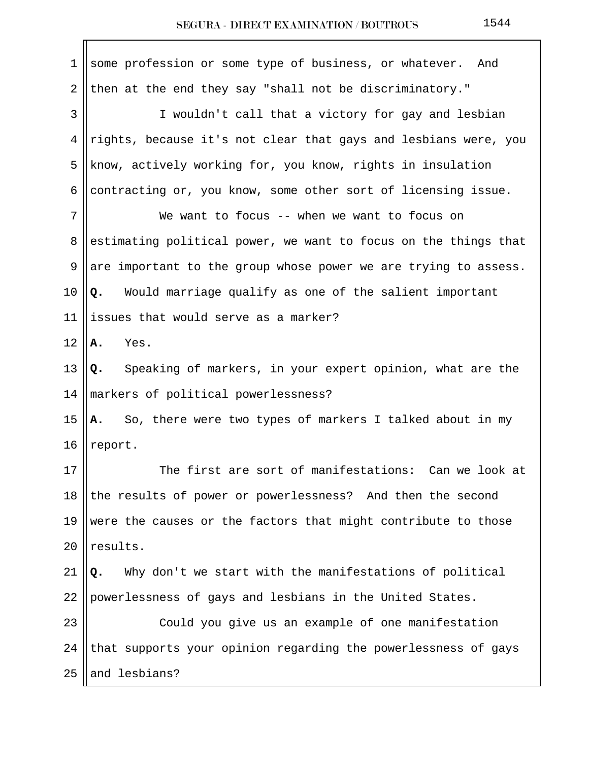some profession or some type of business, or whatever. And then at the end they say "shall not be discriminatory."

I wouldn't call that a victory for gay and lesbian rights, because it's not clear that gays and lesbians were, you know, actively working for, you know, rights in insulation contracting or, you know, some other sort of licensing issue.

We want to focus -- when we want to focus on estimating political power, we want to focus on the things that are important to the group whose power we are trying to assess.

**Q.** Would marriage qualify as one of the salient important issues that would serve as a marker?

**A.** Yes.

**Q.** Speaking of markers, in your expert opinion, what are the markers of political powerlessness?

**A.** So, there were two types of markers I talked about in my report.

The first are sort of manifestations: Can we look at the results of power or powerlessness? And then the second were the causes or the factors that might contribute to those results.

**Q.** Why don't we start with the manifestations of political powerlessness of gays and lesbians in the United States.

Could you give us an example of one manifestation that supports your opinion regarding the powerlessness of gays and lesbians?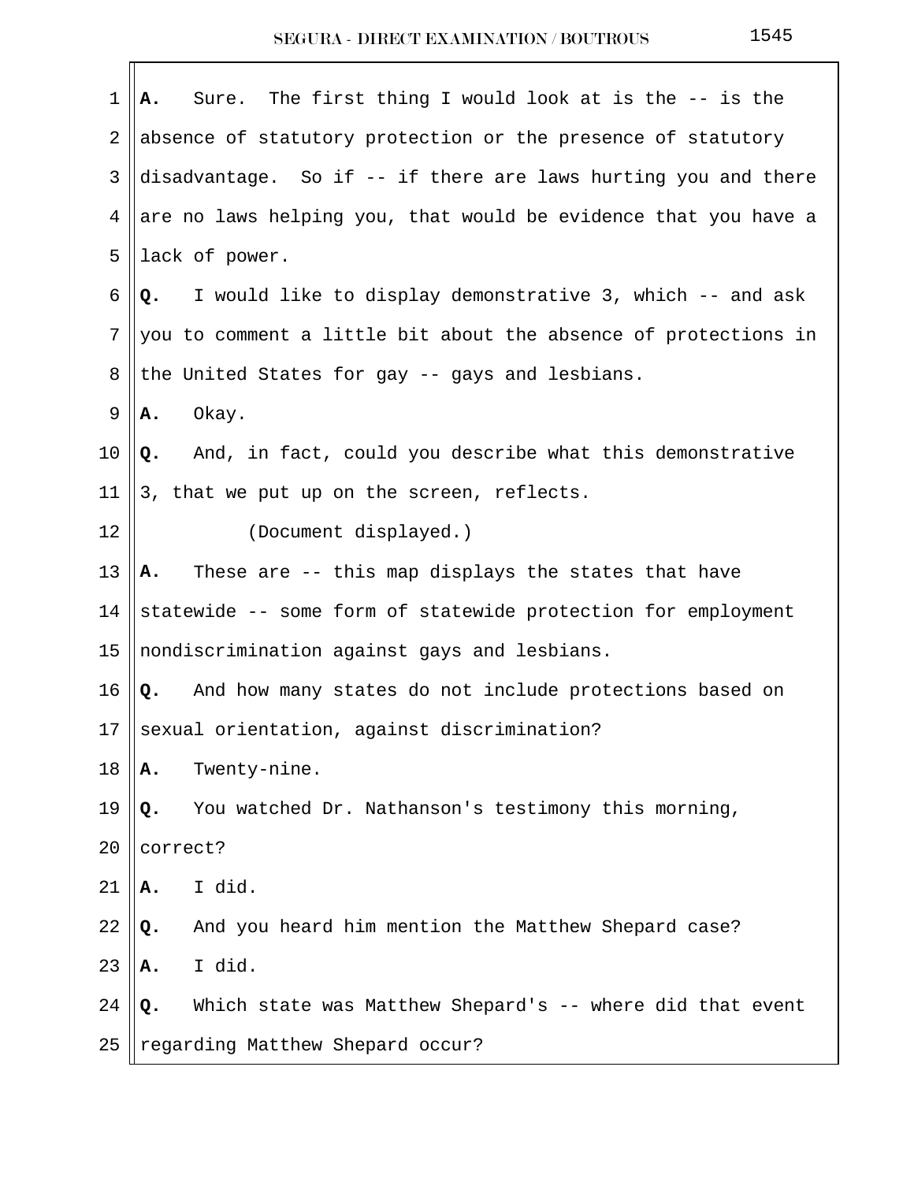**A.** Sure. The first thing I would look at is the -- is the absence of statutory protection or the presence of statutory disadvantage. So if -- if there are laws hurting you and there are no laws helping you, that would be evidence that you have a lack of power.

**Q.** I would like to display demonstrative 3, which -- and ask you to comment a little bit about the absence of protections in the United States for gay -- gays and lesbians.

**A.** Okay.

**Q.** And, in fact, could you describe what this demonstrative 3, that we put up on the screen, reflects.

(Document displayed.)

**A.** These are -- this map displays the states that have statewide -- some form of statewide protection for employment nondiscrimination against gays and lesbians.

**Q.** And how many states do not include protections based on sexual orientation, against discrimination?

**A.** Twenty-nine.

**Q.** You watched Dr. Nathanson's testimony this morning, correct?

**A.** I did.

**Q.** And you heard him mention the Matthew Shepard case?

**A.** I did.

**Q.** Which state was Matthew Shepard's -- where did that event regarding Matthew Shepard occur?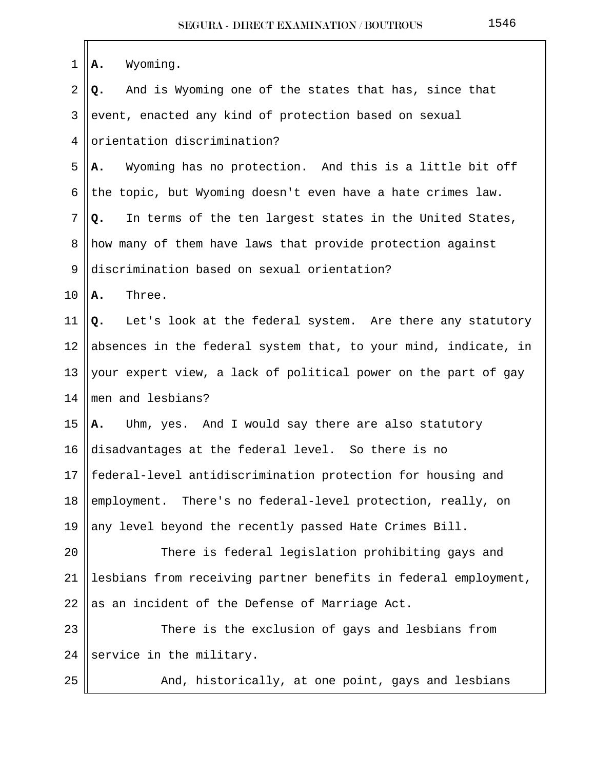**A.** Wyoming.

**Q.** And is Wyoming one of the states that has, since that event, enacted any kind of protection based on sexual orientation discrimination?

**A.** Wyoming has no protection. And this is a little bit off the topic, but Wyoming doesn't even have a hate crimes law.

**Q.** In terms of the ten largest states in the United States, how many of them have laws that provide protection against discrimination based on sexual orientation?

**A.** Three.

**Q.** Let's look at the federal system. Are there any statutory absences in the federal system that, to your mind, indicate, in your expert view, a lack of political power on the part of gay men and lesbians?

**A.** Uhm, yes. And I would say there are also statutory disadvantages at the federal level. So there is no federal-level antidiscrimination protection for housing and employment. There's no federal-level protection, really, on any level beyond the recently passed Hate Crimes Bill.

There is federal legislation prohibiting gays and lesbians from receiving partner benefits in federal employment, as an incident of the Defense of Marriage Act.

There is the exclusion of gays and lesbians from service in the military.

And, historically, at one point, gays and lesbians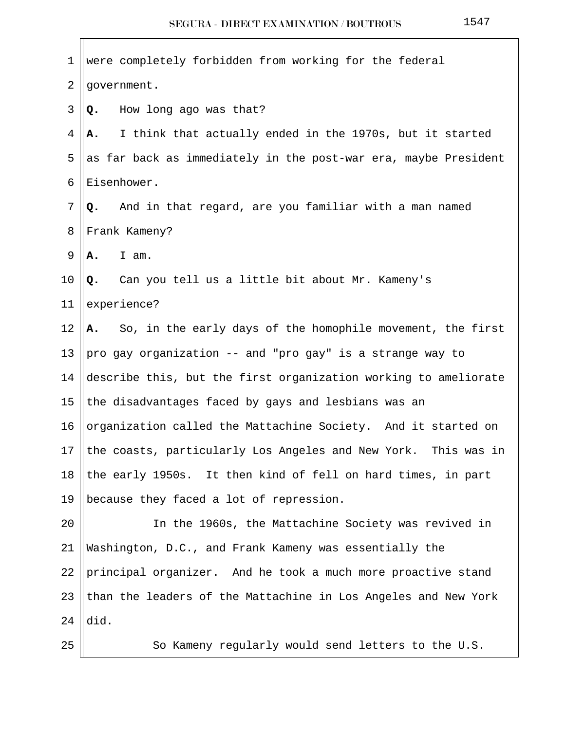were completely forbidden from working for the federal government.

**Q.** How long ago was that?

**A.** I think that actually ended in the 1970s, but it started as far back as immediately in the post-war era, maybe President Eisenhower.

**Q.** And in that regard, are you familiar with a man named Frank Kameny?

**A.** I am.

**Q.** Can you tell us a little bit about Mr. Kameny's experience?

**A.** So, in the early days of the homophile movement, the first pro gay organization -- and "pro gay" is a strange way to describe this, but the first organization working to ameliorate the disadvantages faced by gays and lesbians was an organization called the Mattachine Society. And it started on the coasts, particularly Los Angeles and New York. This was in the early 1950s. It then kind of fell on hard times, in part because they faced a lot of repression.

In the 1960s, the Mattachine Society was revived in Washington, D.C., and Frank Kameny was essentially the principal organizer. And he took a much more proactive stand than the leaders of the Mattachine in Los Angeles and New York did.

So Kameny regularly would send letters to the U.S.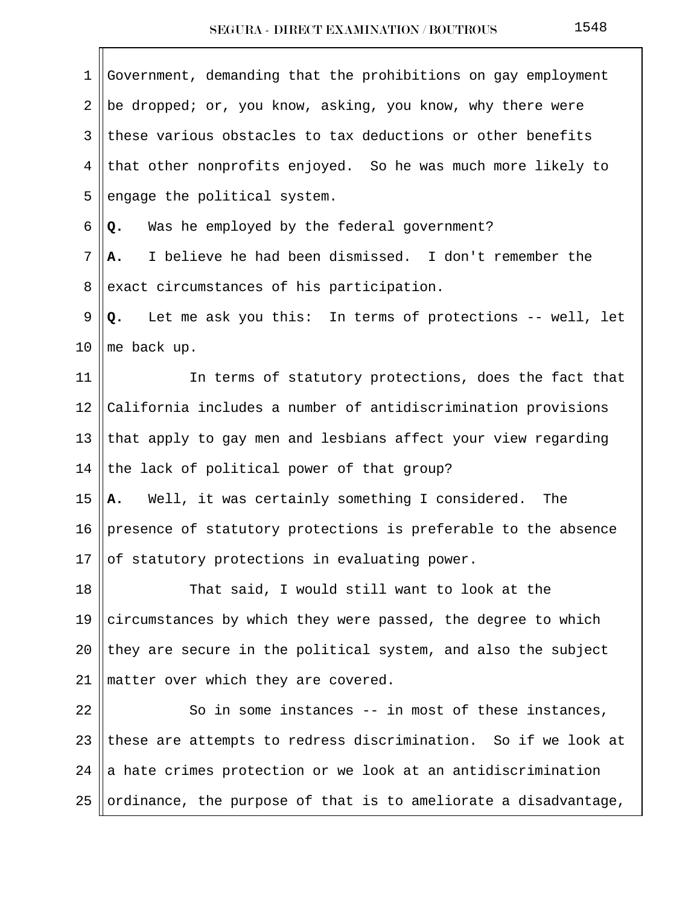Government, demanding that the prohibitions on gay employment be dropped; or, you know, asking, you know, why there were these various obstacles to tax deductions or other benefits that other nonprofits enjoyed. So he was much more likely to engage the political system.

**Q.** Was he employed by the federal government?

**A.** I believe he had been dismissed. I don't remember the exact circumstances of his participation.

**Q.** Let me ask you this: In terms of protections -- well, let me back up.

In terms of statutory protections, does the fact that California includes a number of antidiscrimination provisions that apply to gay men and lesbians affect your view regarding the lack of political power of that group?

**A.** Well, it was certainly something I considered. The presence of statutory protections is preferable to the absence of statutory protections in evaluating power.

That said, I would still want to look at the circumstances by which they were passed, the degree to which they are secure in the political system, and also the subject matter over which they are covered.

So in some instances -- in most of these instances, these are attempts to redress discrimination. So if we look at a hate crimes protection or we look at an antidiscrimination ordinance, the purpose of that is to ameliorate a disadvantage,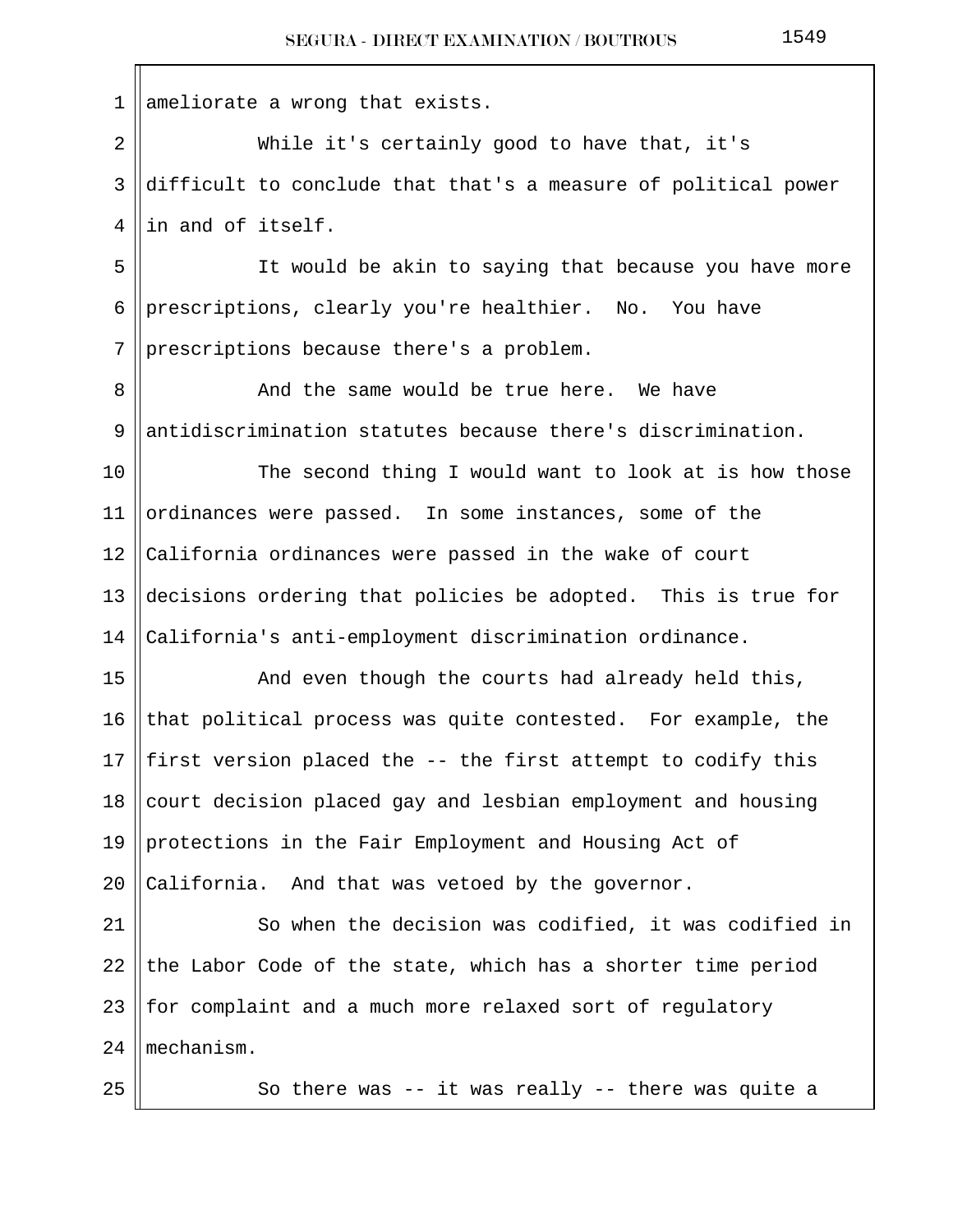ameliorate a wrong that exists.

While it's certainly good to have that, it's difficult to conclude that that's a measure of political power in and of itself.

It would be akin to saying that because you have more prescriptions, clearly you're healthier. No. You have prescriptions because there's a problem.

And the same would be true here. We have antidiscrimination statutes because there's discrimination.

The second thing I would want to look at is how those ordinances were passed. In some instances, some of the California ordinances were passed in the wake of court decisions ordering that policies be adopted. This is true for California's anti-employment discrimination ordinance.

And even though the courts had already held this, that political process was quite contested. For example, the first version placed the -- the first attempt to codify this court decision placed gay and lesbian employment and housing protections in the Fair Employment and Housing Act of California. And that was vetoed by the governor.

So when the decision was codified, it was codified in the Labor Code of the state, which has a shorter time period for complaint and a much more relaxed sort of regulatory mechanism.

So there was -- it was really -- there was quite a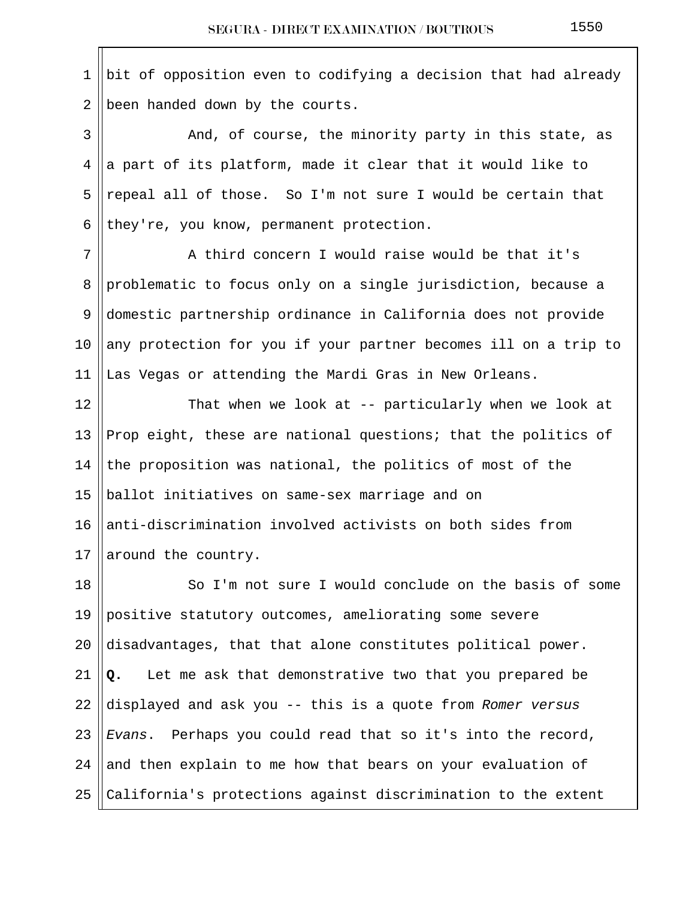bit of opposition even to codifying a decision that had already been handed down by the courts.

And, of course, the minority party in this state, as a part of its platform, made it clear that it would like to repeal all of those. So I'm not sure I would be certain that they're, you know, permanent protection.

A third concern I would raise would be that it's problematic to focus only on a single jurisdiction, because a domestic partnership ordinance in California does not provide any protection for you if your partner becomes ill on a trip to Las Vegas or attending the Mardi Gras in New Orleans.

That when we look at -- particularly when we look at Prop eight, these are national questions; that the politics of the proposition was national, the politics of most of the ballot initiatives on same-sex marriage and on anti-discrimination involved activists on both sides from around the country.

So I'm not sure I would conclude on the basis of some positive statutory outcomes, ameliorating some severe disadvantages, that that alone constitutes political power.

**Q.** Let me ask that demonstrative two that you prepared be displayed and ask you -- this is a quote from *Romer versus Evans*. Perhaps you could read that so it's into the record, and then explain to me how that bears on your evaluation of California's protections against discrimination to the extent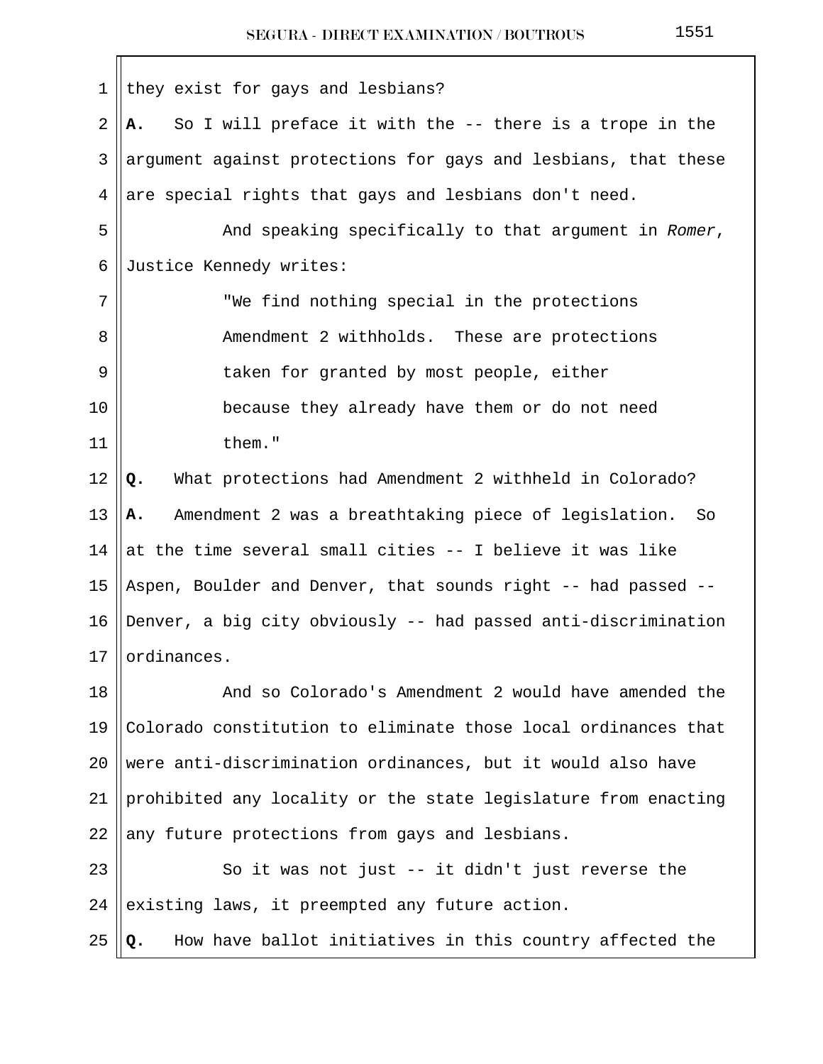they exist for gays and lesbians?

**A.** So I will preface it with the -- there is a trope in the argument against protections for gays and lesbians, that these are special rights that gays and lesbians don't need.

And speaking specifically to that argument in *Romer*, Justice Kennedy writes:

> "We find nothing special in the protections Amendment 2 withholds. These are protections taken for granted by most people, either because they already have them or do not need them."

**Q.** What protections had Amendment 2 withheld in Colorado?

**A.** Amendment 2 was a breathtaking piece of legislation. So at the time several small cities -- I believe it was like Aspen, Boulder and Denver, that sounds right -- had passed -- Denver, a big city obviously -- had passed anti-discrimination ordinances.

And so Colorado's Amendment 2 would have amended the Colorado constitution to eliminate those local ordinances that were anti-discrimination ordinances, but it would also have prohibited any locality or the state legislature from enacting any future protections from gays and lesbians.

So it was not just -- it didn't just reverse the existing laws, it preempted any future action.

**Q.** How have ballot initiatives in this country affected the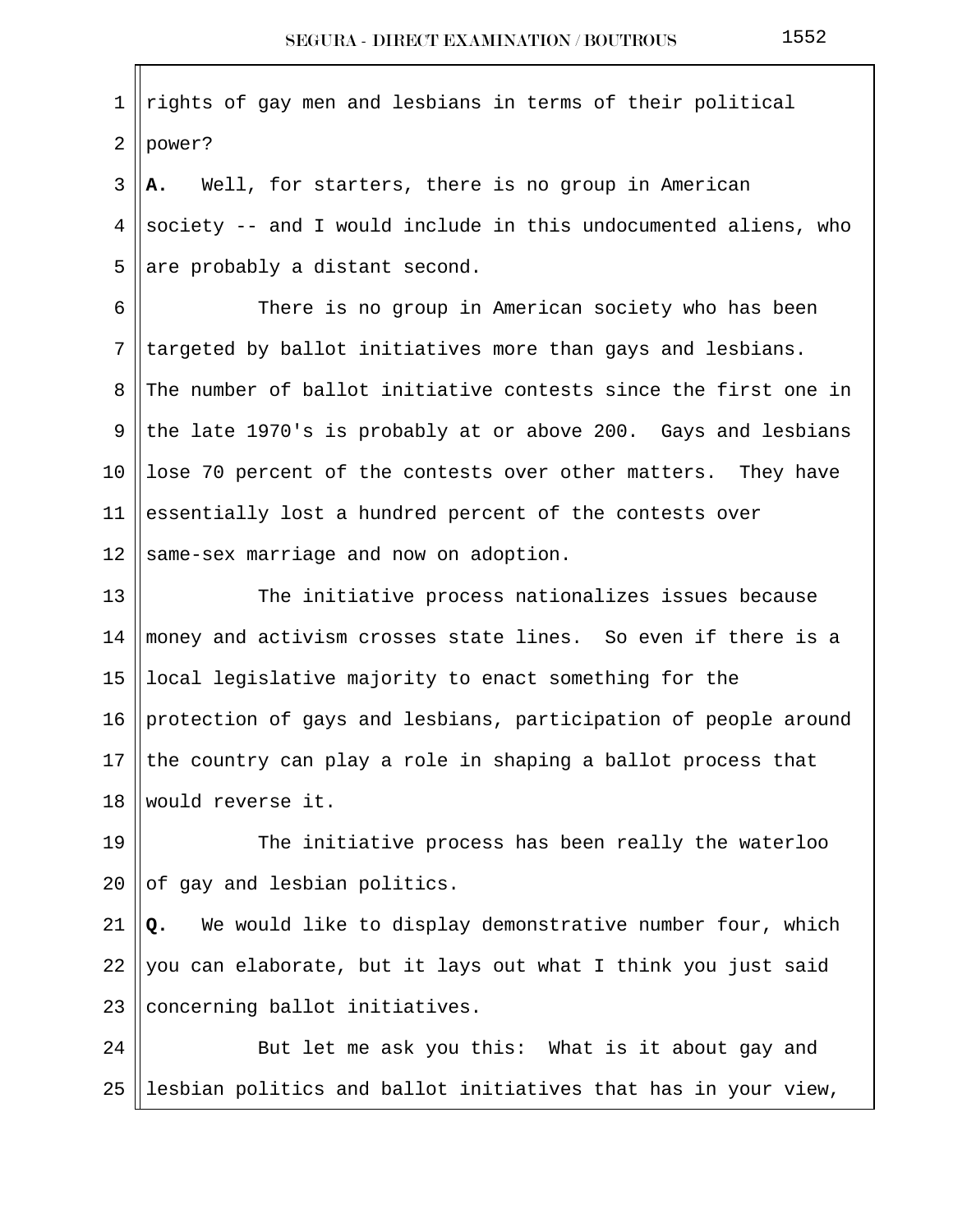rights of gay men and lesbians in terms of their political power?

**A.** Well, for starters, there is no group in American society -- and I would include in this undocumented aliens, who are probably a distant second.

There is no group in American society who has been targeted by ballot initiatives more than gays and lesbians. The number of ballot initiative contests since the first one in the late 1970's is probably at or above 200. Gays and lesbians lose 70 percent of the contests over other matters. They have essentially lost a hundred percent of the contests over same-sex marriage and now on adoption.

The initiative process nationalizes issues because money and activism crosses state lines. So even if there is a local legislative majority to enact something for the protection of gays and lesbians, participation of people around the country can play a role in shaping a ballot process that would reverse it.

The initiative process has been really the waterloo of gay and lesbian politics.

**Q.** We would like to display demonstrative number four, which you can elaborate, but it lays out what I think you just said concerning ballot initiatives.

But let me ask you this: What is it about gay and lesbian politics and ballot initiatives that has in your view,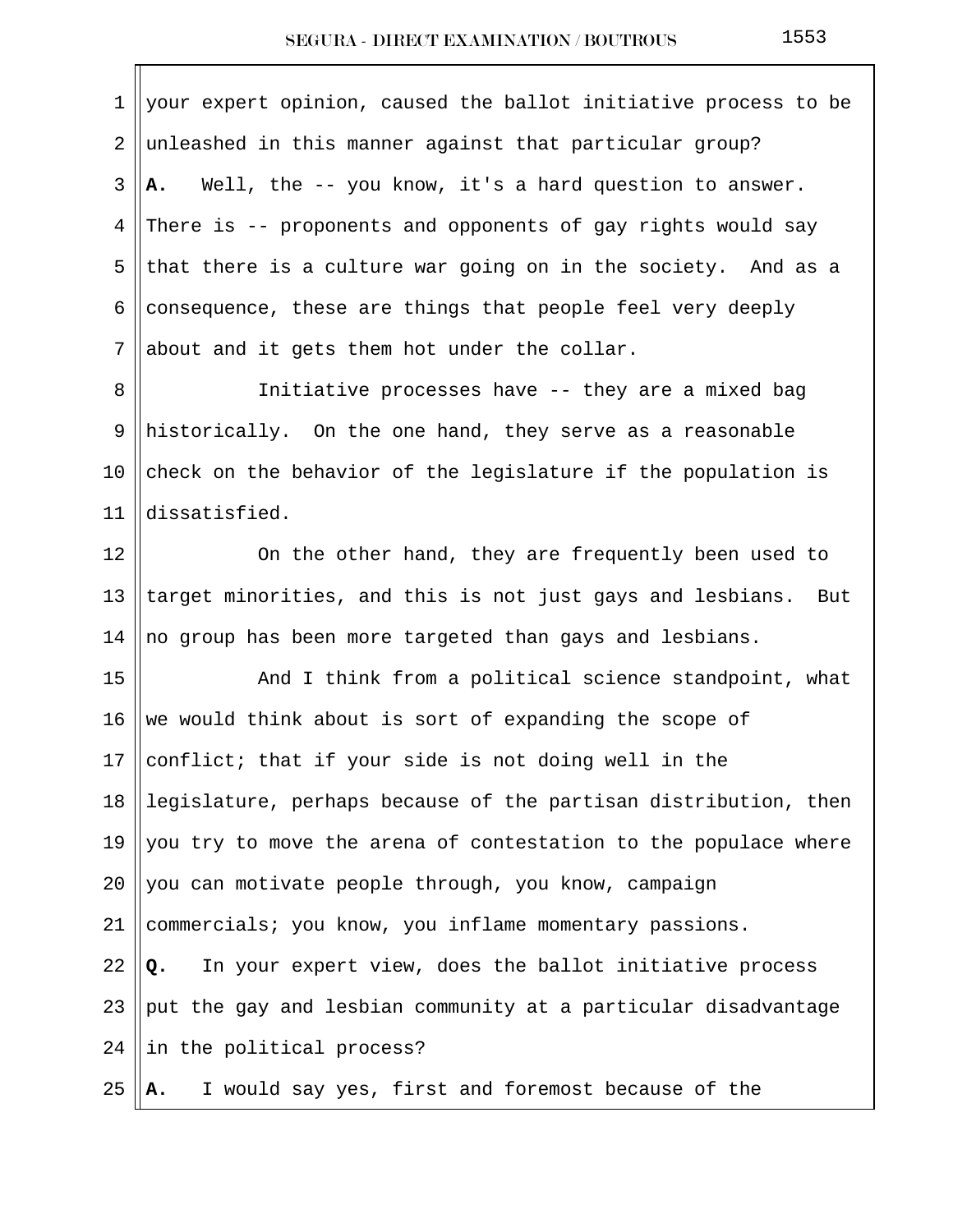your expert opinion, caused the ballot initiative process to be unleashed in this manner against that particular group?

**A.** Well, the -- you know, it's a hard question to answer. There is -- proponents and opponents of gay rights would say that there is a culture war going on in the society. And as a consequence, these are things that people feel very deeply about and it gets them hot under the collar.

Initiative processes have -- they are a mixed bag historically. On the one hand, they serve as a reasonable check on the behavior of the legislature if the population is dissatisfied.

On the other hand, they are frequently been used to target minorities, and this is not just gays and lesbians. But no group has been more targeted than gays and lesbians.

And I think from a political science standpoint, what we would think about is sort of expanding the scope of conflict; that if your side is not doing well in the legislature, perhaps because of the partisan distribution, then you try to move the arena of contestation to the populace where you can motivate people through, you know, campaign commercials; you know, you inflame momentary passions.

**Q.** In your expert view, does the ballot initiative process put the gay and lesbian community at a particular disadvantage in the political process?

**A.** I would say yes, first and foremost because of the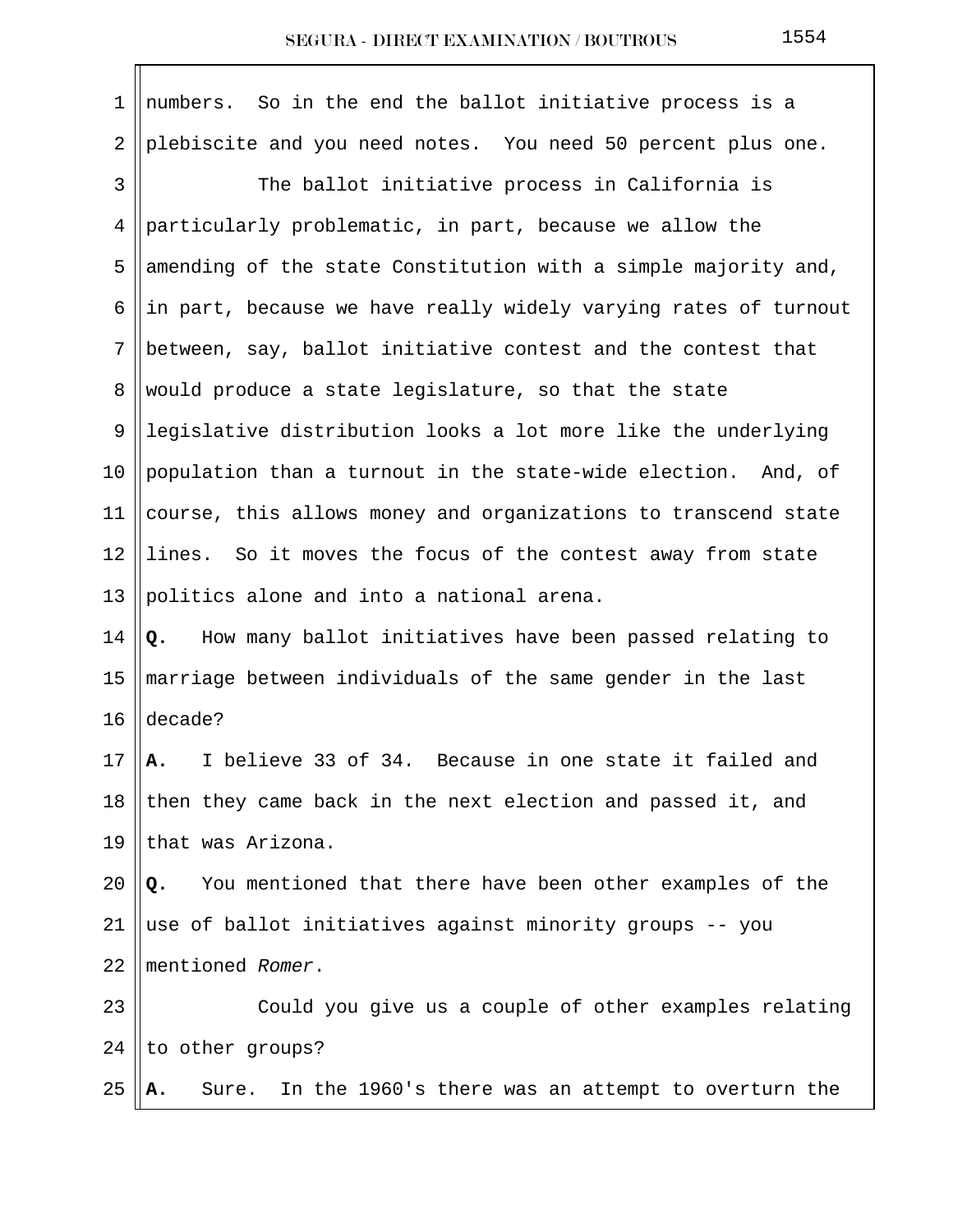numbers. So in the end the ballot initiative process is a plebiscite and you need notes. You need 50 percent plus one.

The ballot initiative process in California is particularly problematic, in part, because we allow the amending of the state Constitution with a simple majority and, in part, because we have really widely varying rates of turnout between, say, ballot initiative contest and the contest that would produce a state legislature, so that the state legislative distribution looks a lot more like the underlying population than a turnout in the state-wide election. And, of course, this allows money and organizations to transcend state lines. So it moves the focus of the contest away from state politics alone and into a national arena.

**Q.** How many ballot initiatives have been passed relating to marriage between individuals of the same gender in the last decade?

**A.** I believe 33 of 34. Because in one state it failed and then they came back in the next election and passed it, and that was Arizona.

**Q.** You mentioned that there have been other examples of the use of ballot initiatives against minority groups -- you mentioned *Romer*.

Could you give us a couple of other examples relating to other groups?

**A.** Sure. In the 1960's there was an attempt to overturn the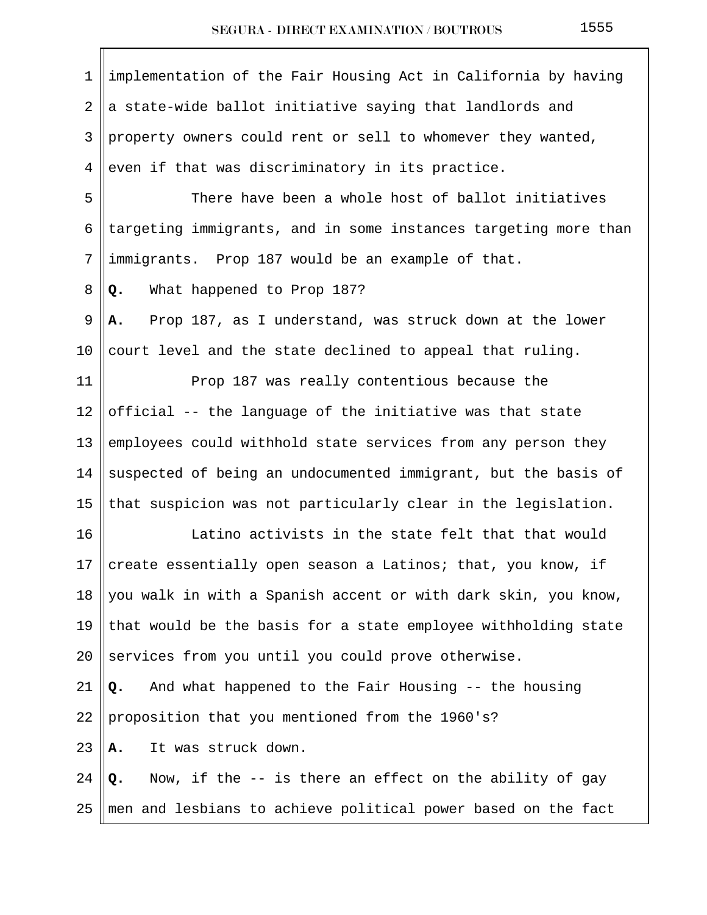implementation of the Fair Housing Act in California by having a state-wide ballot initiative saying that landlords and property owners could rent or sell to whomever they wanted, even if that was discriminatory in its practice.

There have been a whole host of ballot initiatives targeting immigrants, and in some instances targeting more than immigrants. Prop 187 would be an example of that.

**Q.** What happened to Prop 187?

**A.** Prop 187, as I understand, was struck down at the lower court level and the state declined to appeal that ruling.

Prop 187 was really contentious because the official -- the language of the initiative was that state employees could withhold state services from any person they suspected of being an undocumented immigrant, but the basis of that suspicion was not particularly clear in the legislation.

Latino activists in the state felt that that would create essentially open season a Latinos; that, you know, if you walk in with a Spanish accent or with dark skin, you know, that would be the basis for a state employee withholding state services from you until you could prove otherwise.

**Q.** And what happened to the Fair Housing -- the housing proposition that you mentioned from the 1960's?

**A.** It was struck down.

**Q.** Now, if the -- is there an effect on the ability of gay men and lesbians to achieve political power based on the fact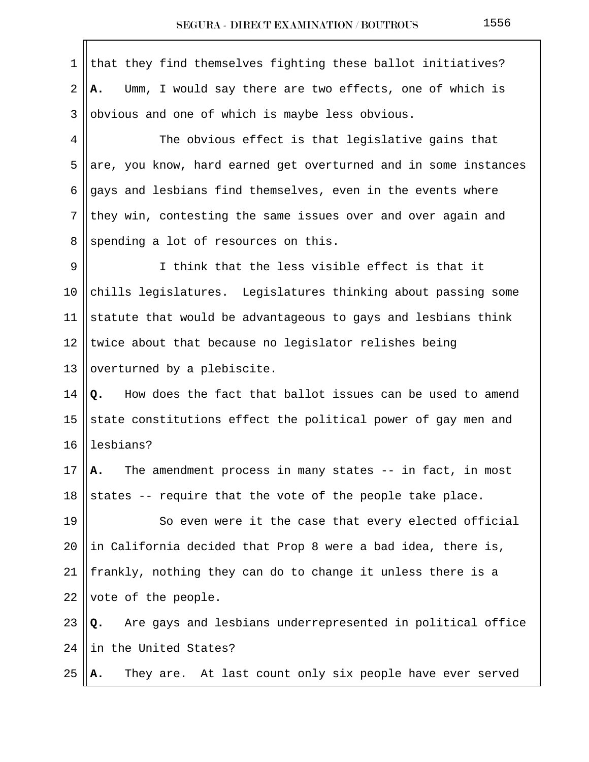that they find themselves fighting these ballot initiatives?

**A.** Umm, I would say there are two effects, one of which is obvious and one of which is maybe less obvious.

The obvious effect is that legislative gains that are, you know, hard earned get overturned and in some instances gays and lesbians find themselves, even in the events where they win, contesting the same issues over and over again and spending a lot of resources on this.

I think that the less visible effect is that it chills legislatures. Legislatures thinking about passing some statute that would be advantageous to gays and lesbians think twice about that because no legislator relishes being overturned by a plebiscite.

**Q.** How does the fact that ballot issues can be used to amend state constitutions effect the political power of gay men and lesbians?

**A.** The amendment process in many states -- in fact, in most states -- require that the vote of the people take place.

So even were it the case that every elected official in California decided that Prop 8 were a bad idea, there is, frankly, nothing they can do to change it unless there is a vote of the people.

**Q.** Are gays and lesbians underrepresented in political office in the United States?

**A.** They are. At last count only six people have ever served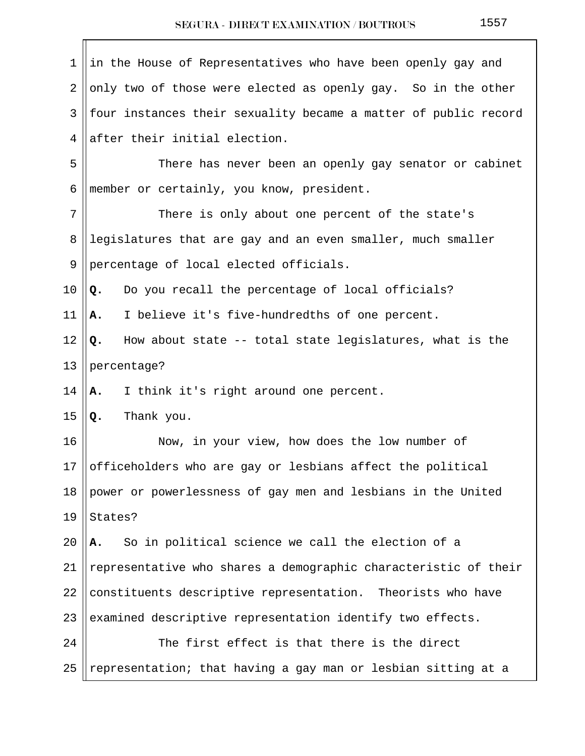in the House of Representatives who have been openly gay and only two of those were elected as openly gay. So in the other four instances their sexuality became a matter of public record after their initial election.

There has never been an openly gay senator or cabinet member or certainly, you know, president.

There is only about one percent of the state's legislatures that are gay and an even smaller, much smaller percentage of local elected officials.

**Q.** Do you recall the percentage of local officials?

**A.** I believe it's five-hundredths of one percent.

**Q.** How about state -- total state legislatures, what is the percentage?

**A.** I think it's right around one percent.

**Q.** Thank you.

Now, in your view, how does the low number of officeholders who are gay or lesbians affect the political power or powerlessness of gay men and lesbians in the United States?

**A.** So in political science we call the election of a representative who shares a demographic characteristic of their constituents descriptive representation. Theorists who have examined descriptive representation identify two effects.

The first effect is that there is the direct representation; that having a gay man or lesbian sitting at a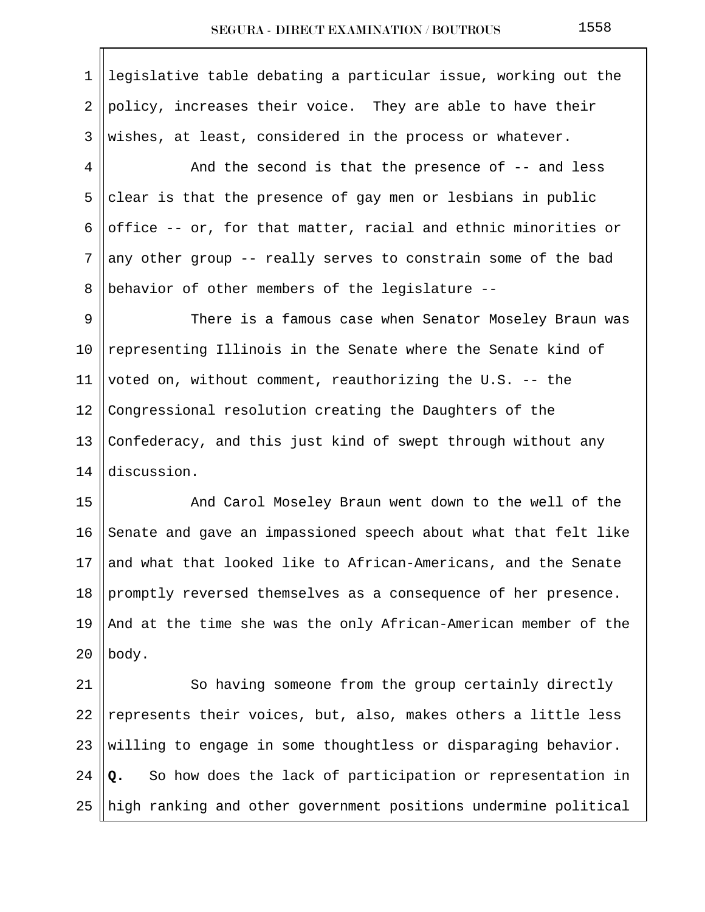legislative table debating a particular issue, working out the policy, increases their voice. They are able to have their wishes, at least, considered in the process or whatever.

And the second is that the presence of -- and less clear is that the presence of gay men or lesbians in public office -- or, for that matter, racial and ethnic minorities or any other group -- really serves to constrain some of the bad behavior of other members of the legislature --

There is a famous case when Senator Moseley Braun was representing Illinois in the Senate where the Senate kind of voted on, without comment, reauthorizing the U.S. -- the Congressional resolution creating the Daughters of the Confederacy, and this just kind of swept through without any discussion.

And Carol Moseley Braun went down to the well of the Senate and gave an impassioned speech about what that felt like and what that looked like to African-Americans, and the Senate promptly reversed themselves as a consequence of her presence. And at the time she was the only African-American member of the body.

So having someone from the group certainly directly represents their voices, but, also, makes others a little less willing to engage in some thoughtless or disparaging behavior.

**Q.** So how does the lack of participation or representation in high ranking and other government positions undermine political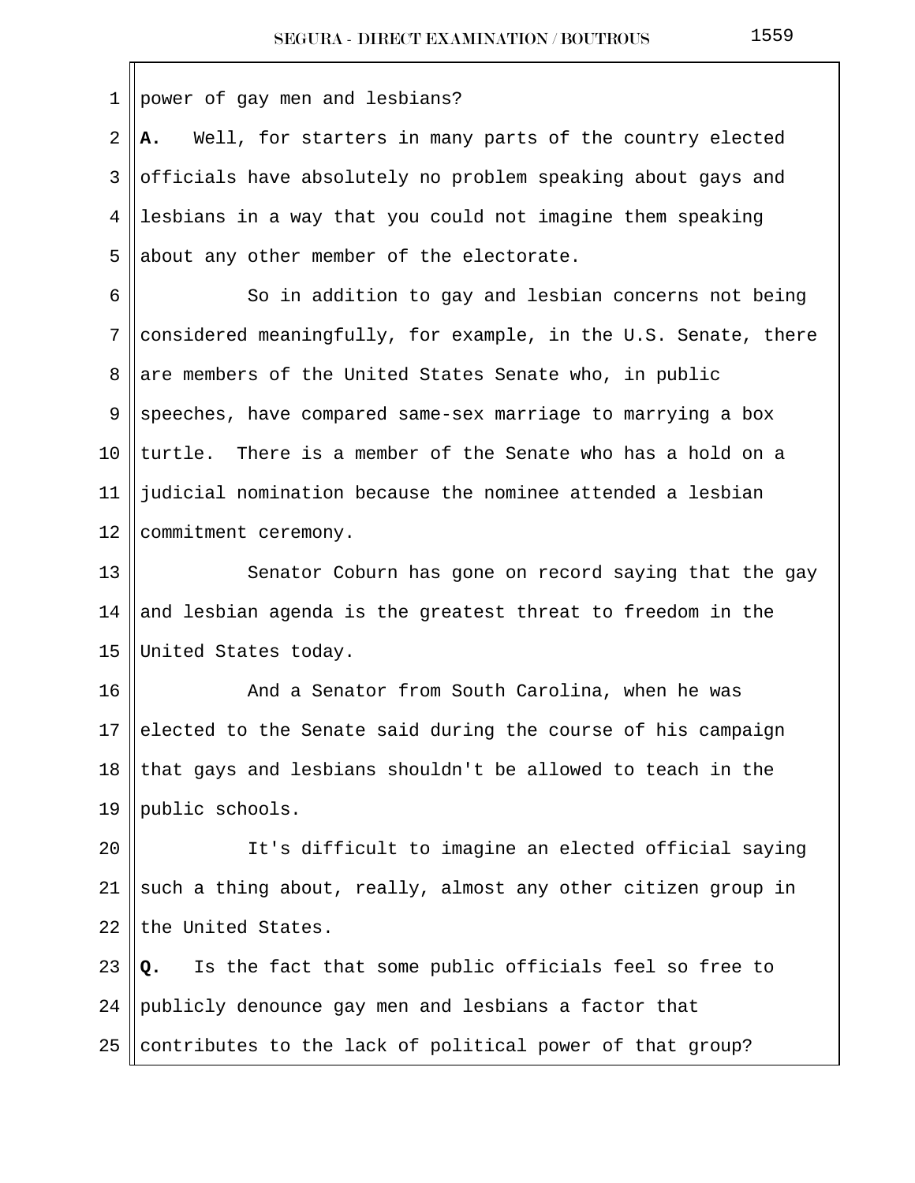power of gay men and lesbians?

**A.** Well, for starters in many parts of the country elected officials have absolutely no problem speaking about gays and lesbians in a way that you could not imagine them speaking about any other member of the electorate.

So in addition to gay and lesbian concerns not being considered meaningfully, for example, in the U.S. Senate, there are members of the United States Senate who, in public speeches, have compared same-sex marriage to marrying a box turtle. There is a member of the Senate who has a hold on a judicial nomination because the nominee attended a lesbian commitment ceremony.

Senator Coburn has gone on record saying that the gay and lesbian agenda is the greatest threat to freedom in the United States today.

And a Senator from South Carolina, when he was elected to the Senate said during the course of his campaign that gays and lesbians shouldn't be allowed to teach in the public schools.

It's difficult to imagine an elected official saying such a thing about, really, almost any other citizen group in the United States.

**Q.** Is the fact that some public officials feel so free to publicly denounce gay men and lesbians a factor that contributes to the lack of political power of that group?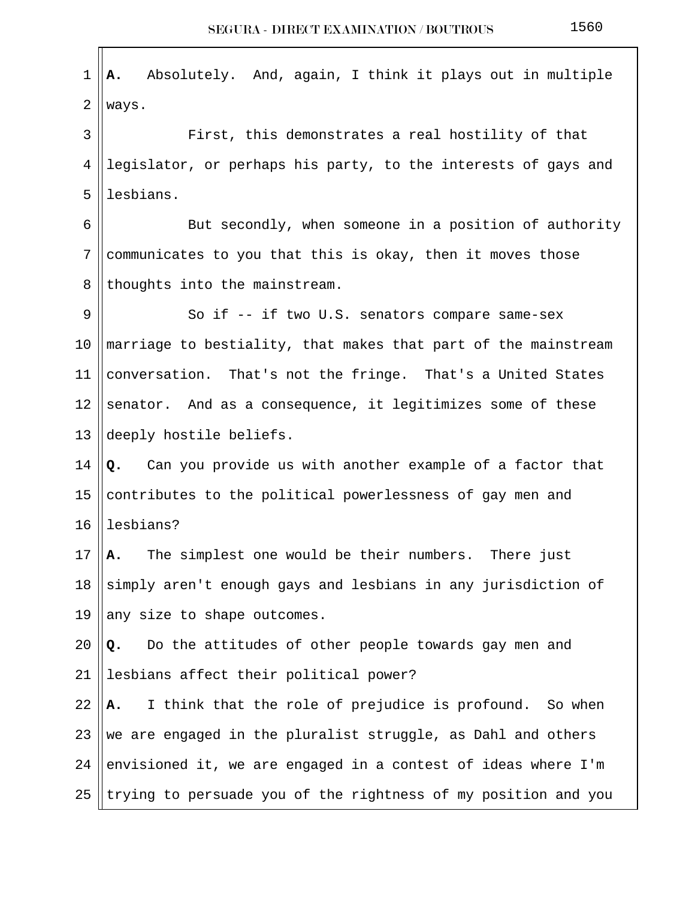**A.** Absolutely. And, again, I think it plays out in multiple ways.

First, this demonstrates a real hostility of that legislator, or perhaps his party, to the interests of gays and lesbians.

But secondly, when someone in a position of authority communicates to you that this is okay, then it moves those thoughts into the mainstream.

So if -- if two U.S. senators compare same-sex marriage to bestiality, that makes that part of the mainstream conversation. That's not the fringe. That's a United States senator. And as a consequence, it legitimizes some of these deeply hostile beliefs.

**Q.** Can you provide us with another example of a factor that contributes to the political powerlessness of gay men and lesbians?

**A.** The simplest one would be their numbers. There just simply aren't enough gays and lesbians in any jurisdiction of any size to shape outcomes.

**Q.** Do the attitudes of other people towards gay men and lesbians affect their political power?

**A.** I think that the role of prejudice is profound. So when we are engaged in the pluralist struggle, as Dahl and others envisioned it, we are engaged in a contest of ideas where I'm trying to persuade you of the rightness of my position and you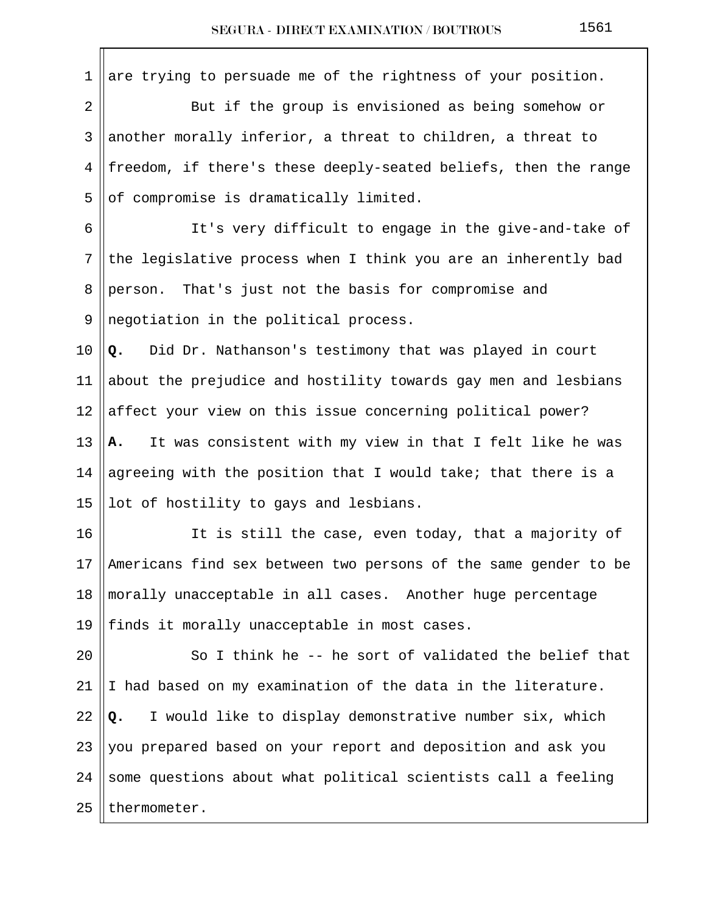are trying to persuade me of the rightness of your position.

But if the group is envisioned as being somehow or another morally inferior, a threat to children, a threat to freedom, if there's these deeply-seated beliefs, then the range of compromise is dramatically limited.

It's very difficult to engage in the give-and-take of the legislative process when I think you are an inherently bad person. That's just not the basis for compromise and negotiation in the political process.

**Q.** Did Dr. Nathanson's testimony that was played in court about the prejudice and hostility towards gay men and lesbians affect your view on this issue concerning political power?

**A.** It was consistent with my view in that I felt like he was agreeing with the position that I would take; that there is a lot of hostility to gays and lesbians.

It is still the case, even today, that a majority of Americans find sex between two persons of the same gender to be morally unacceptable in all cases. Another huge percentage finds it morally unacceptable in most cases.

So I think he -- he sort of validated the belief that I had based on my examination of the data in the literature.

**Q.** I would like to display demonstrative number six, which you prepared based on your report and deposition and ask you some questions about what political scientists call a feeling thermometer.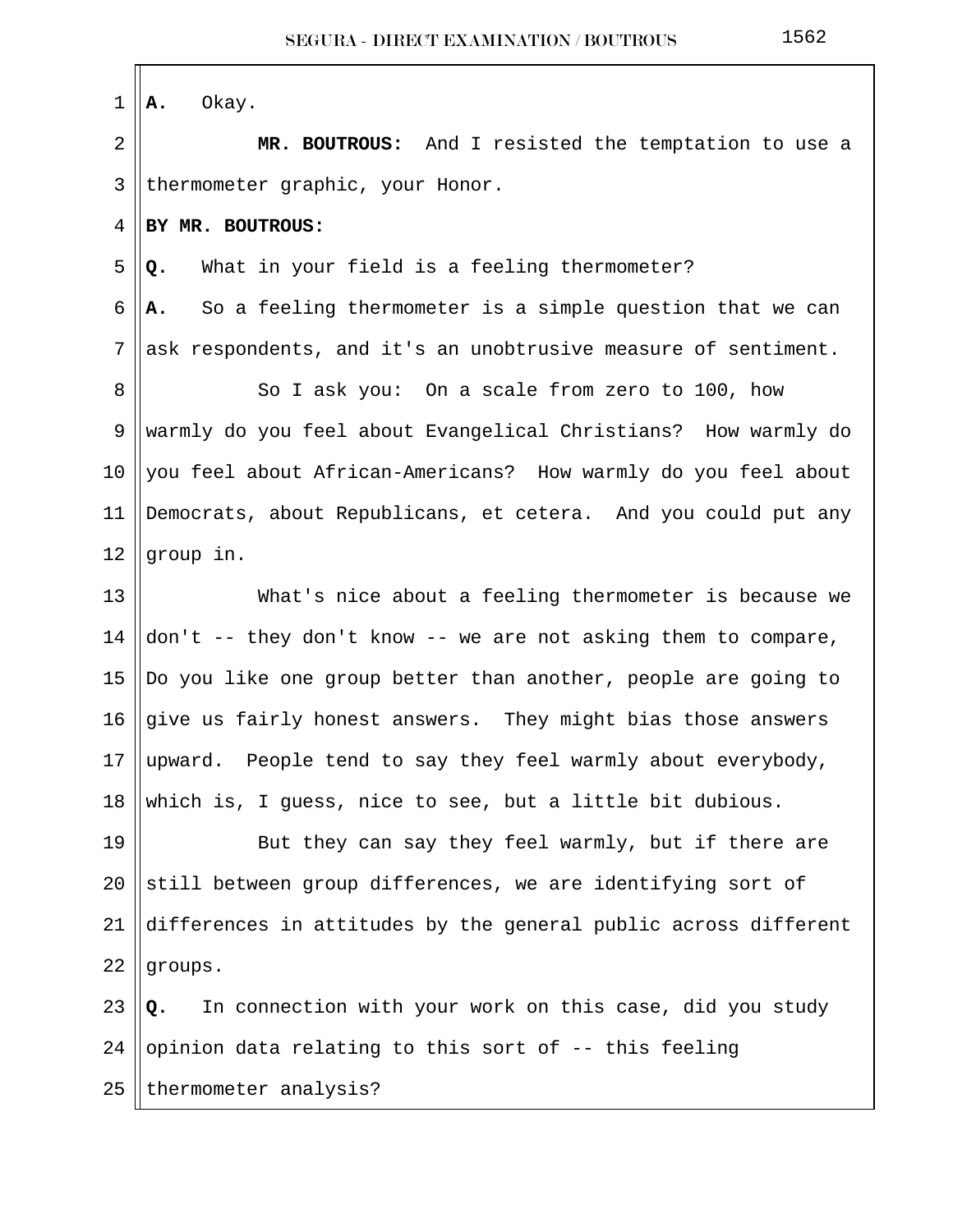**A.** Okay.

**MR. BOUTROUS:** And I resisted the temptation to use a thermometer graphic, your Honor.

**BY MR. BOUTROUS:**

**Q.** What in your field is a feeling thermometer?

**A.** So a feeling thermometer is a simple question that we can ask respondents, and it's an unobtrusive measure of sentiment.

So I ask you: On a scale from zero to 100, how warmly do you feel about Evangelical Christians? How warmly do you feel about African-Americans? How warmly do you feel about Democrats, about Republicans, et cetera. And you could put any group in.

What's nice about a feeling thermometer is because we don't -- they don't know -- we are not asking them to compare, Do you like one group better than another, people are going to give us fairly honest answers. They might bias those answers upward. People tend to say they feel warmly about everybody, which is, I guess, nice to see, but a little bit dubious.

But they can say they feel warmly, but if there are still between group differences, we are identifying sort of differences in attitudes by the general public across different groups.

**Q.** In connection with your work on this case, did you study opinion data relating to this sort of -- this feeling thermometer analysis?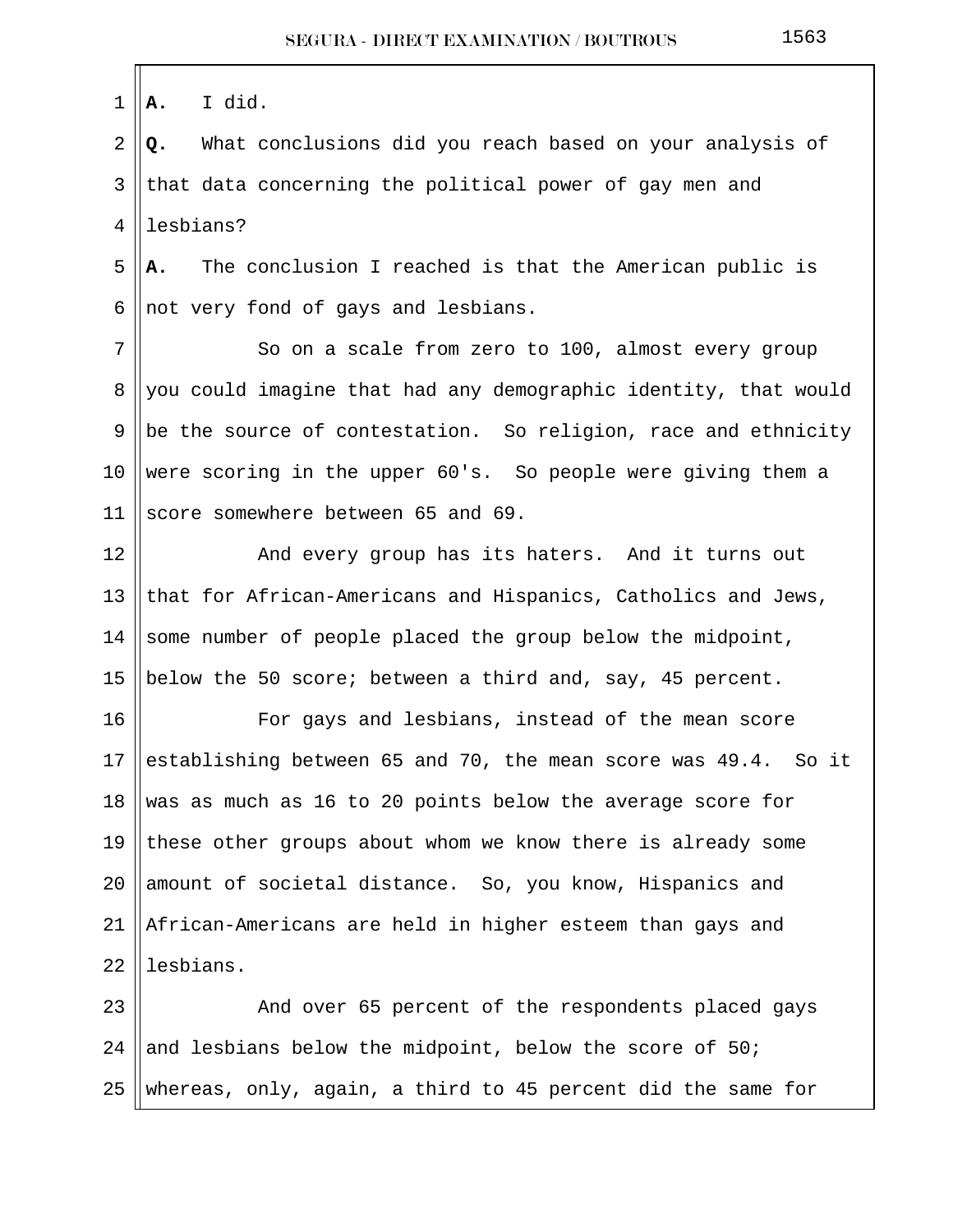**A.** I did.

**Q.** What conclusions did you reach based on your analysis of that data concerning the political power of gay men and lesbians?

**A.** The conclusion I reached is that the American public is not very fond of gays and lesbians.

So on a scale from zero to 100, almost every group you could imagine that had any demographic identity, that would be the source of contestation. So religion, race and ethnicity were scoring in the upper 60's. So people were giving them a score somewhere between 65 and 69.

And every group has its haters. And it turns out that for African-Americans and Hispanics, Catholics and Jews, some number of people placed the group below the midpoint, below the 50 score; between a third and, say, 45 percent.

For gays and lesbians, instead of the mean score establishing between 65 and 70, the mean score was 49.4. So it was as much as 16 to 20 points below the average score for these other groups about whom we know there is already some amount of societal distance. So, you know, Hispanics and African-Americans are held in higher esteem than gays and lesbians.

And over 65 percent of the respondents placed gays and lesbians below the midpoint, below the score of 50; whereas, only, again, a third to 45 percent did the same for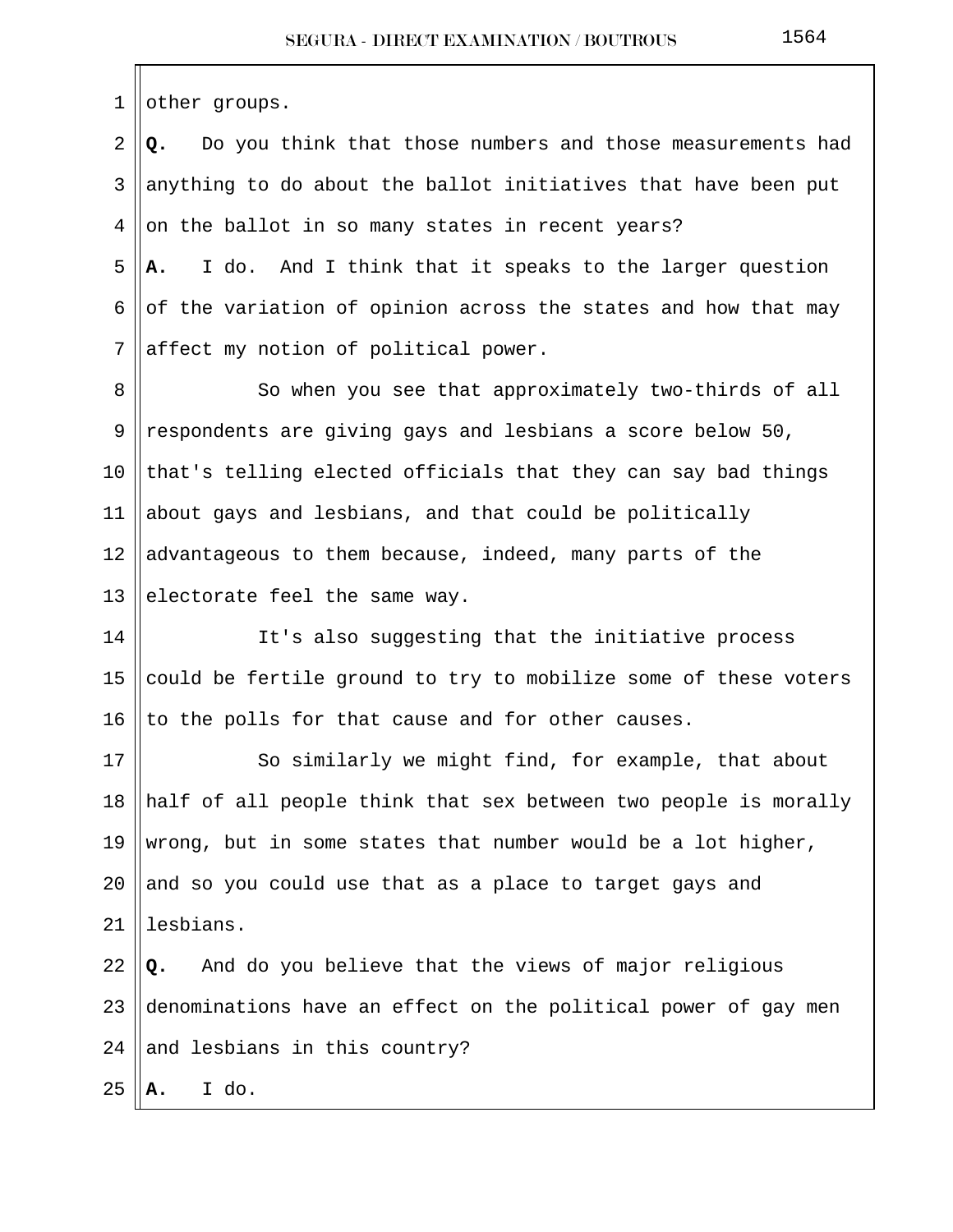other groups.

**Q.** Do you think that those numbers and those measurements had anything to do about the ballot initiatives that have been put on the ballot in so many states in recent years?

**A.** I do. And I think that it speaks to the larger question of the variation of opinion across the states and how that may affect my notion of political power.

So when you see that approximately two-thirds of all respondents are giving gays and lesbians a score below 50, that's telling elected officials that they can say bad things about gays and lesbians, and that could be politically advantageous to them because, indeed, many parts of the electorate feel the same way.

It's also suggesting that the initiative process could be fertile ground to try to mobilize some of these voters to the polls for that cause and for other causes.

So similarly we might find, for example, that about half of all people think that sex between two people is morally wrong, but in some states that number would be a lot higher, and so you could use that as a place to target gays and lesbians.

**Q.** And do you believe that the views of major religious denominations have an effect on the political power of gay men and lesbians in this country?

**A.** I do.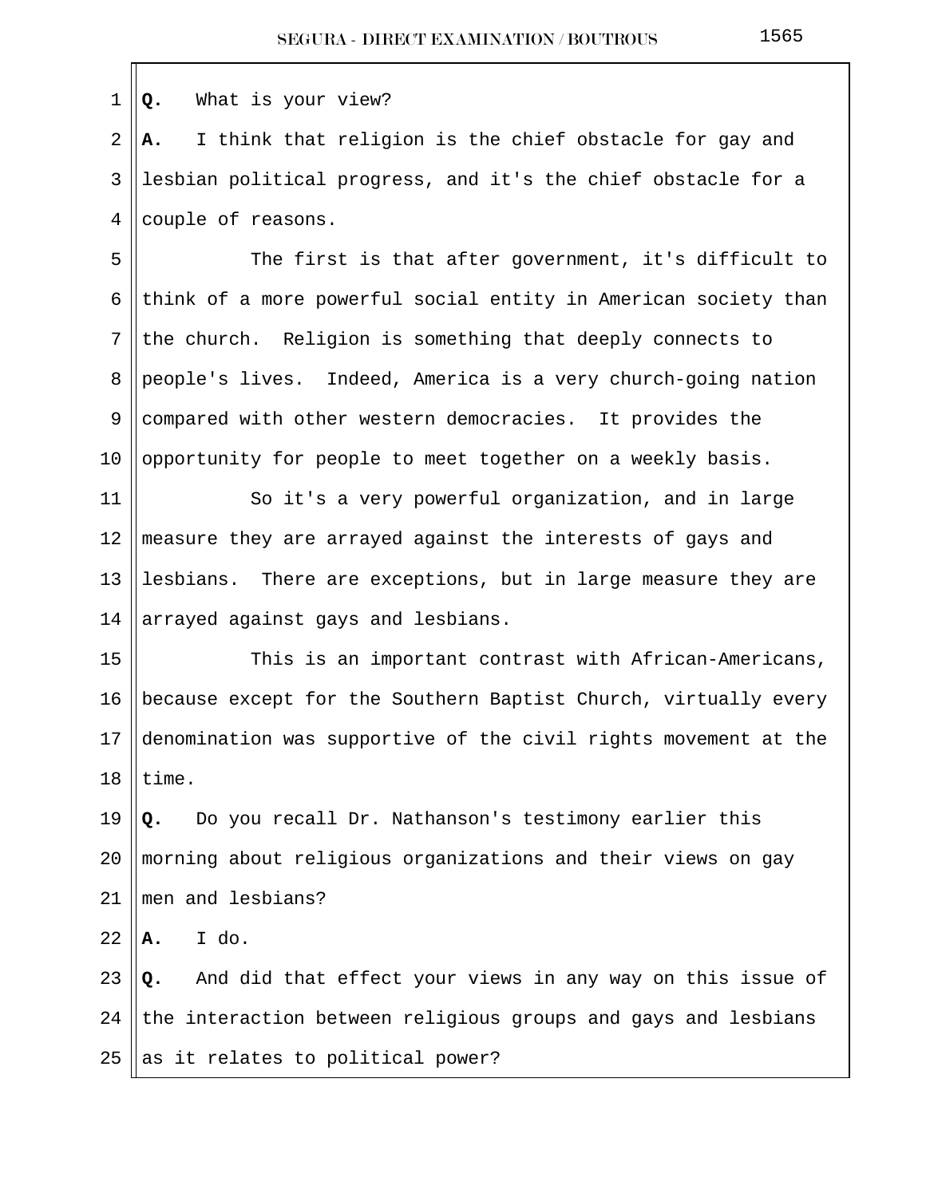**Q.** What is your view?

**A.** I think that religion is the chief obstacle for gay and lesbian political progress, and it's the chief obstacle for a couple of reasons.

The first is that after government, it's difficult to think of a more powerful social entity in American society than the church. Religion is something that deeply connects to people's lives. Indeed, America is a very church-going nation compared with other western democracies. It provides the opportunity for people to meet together on a weekly basis.

So it's a very powerful organization, and in large measure they are arrayed against the interests of gays and lesbians. There are exceptions, but in large measure they are arrayed against gays and lesbians.

This is an important contrast with African-Americans, because except for the Southern Baptist Church, virtually every denomination was supportive of the civil rights movement at the time.

**Q.** Do you recall Dr. Nathanson's testimony earlier this morning about religious organizations and their views on gay men and lesbians?

**A.** I do.

**Q.** And did that effect your views in any way on this issue of the interaction between religious groups and gays and lesbians as it relates to political power?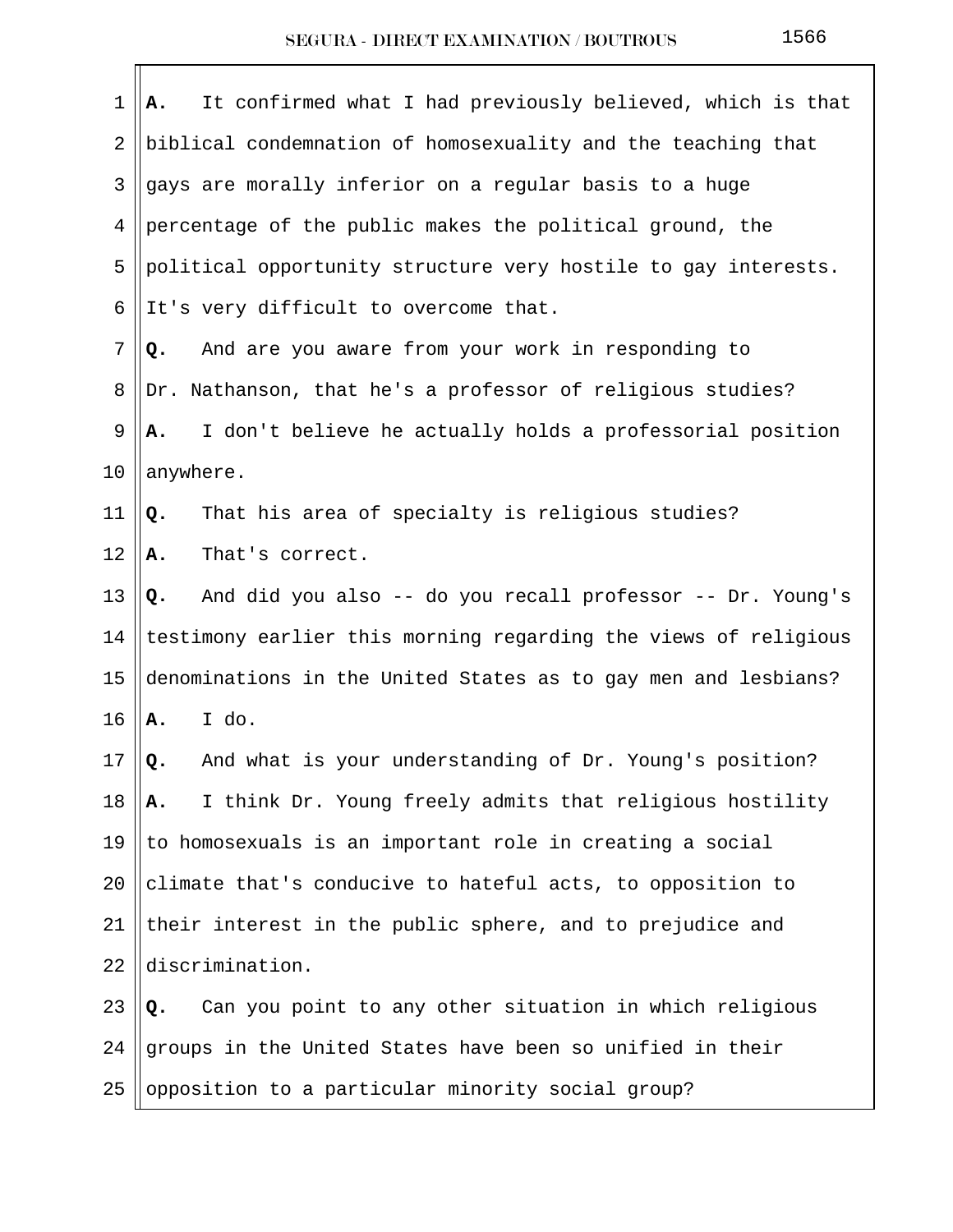**A.** It confirmed what I had previously believed, which is that biblical condemnation of homosexuality and the teaching that gays are morally inferior on a regular basis to a huge percentage of the public makes the political ground, the political opportunity structure very hostile to gay interests. It's very difficult to overcome that.

**Q.** And are you aware from your work in responding to Dr. Nathanson, that he's a professor of religious studies?

**A.** I don't believe he actually holds a professorial position anywhere.

**Q.** That his area of specialty is religious studies?

**A.** That's correct.

**Q.** And did you also -- do you recall professor -- Dr. Young's testimony earlier this morning regarding the views of religious denominations in the United States as to gay men and lesbians?

**A.** I do.

**Q.** And what is your understanding of Dr. Young's position?

**A.** I think Dr. Young freely admits that religious hostility to homosexuals is an important role in creating a social climate that's conducive to hateful acts, to opposition to their interest in the public sphere, and to prejudice and discrimination.

**Q.** Can you point to any other situation in which religious groups in the United States have been so unified in their opposition to a particular minority social group?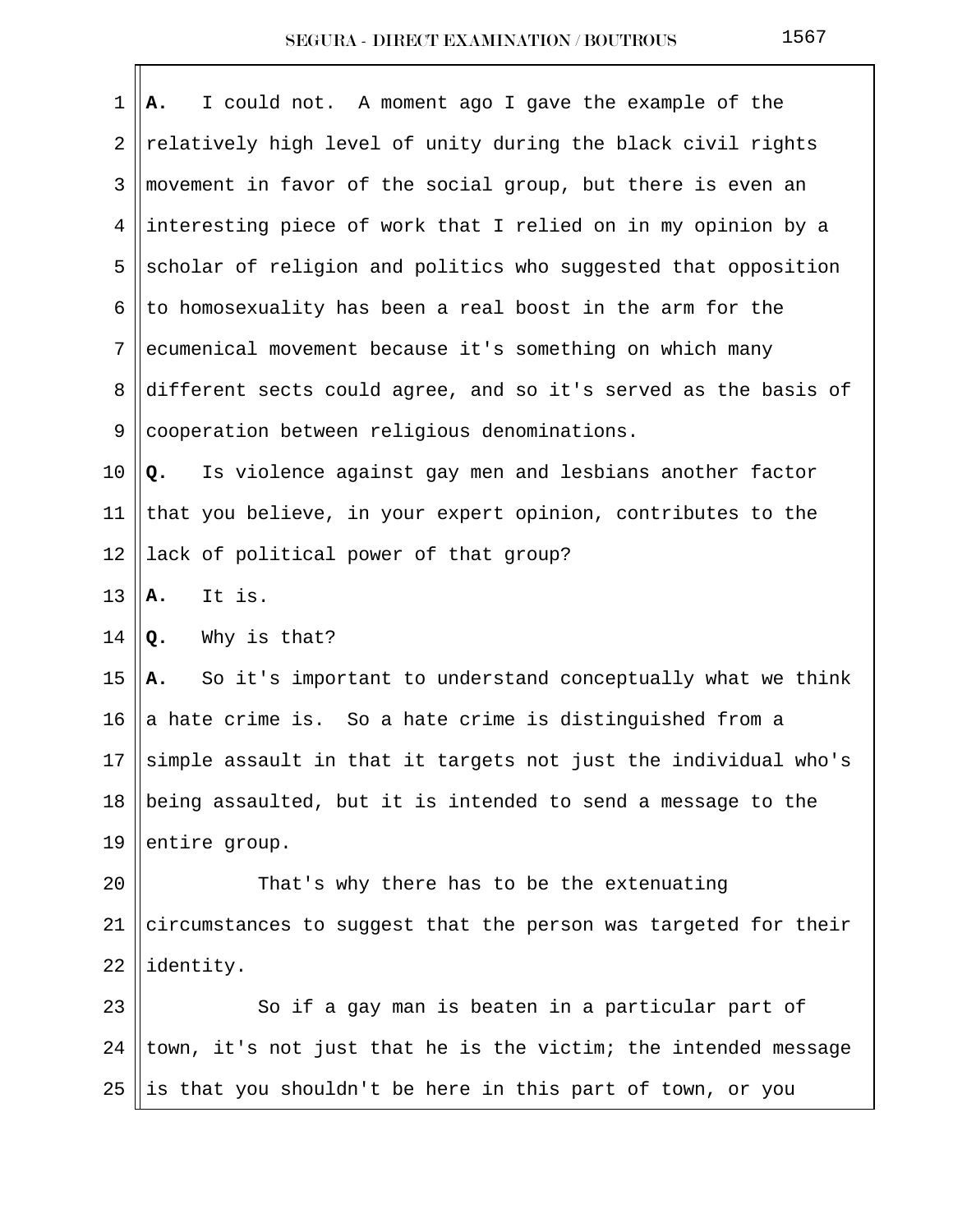**A.** I could not. A moment ago I gave the example of the relatively high level of unity during the black civil rights movement in favor of the social group, but there is even an interesting piece of work that I relied on in my opinion by a scholar of religion and politics who suggested that opposition to homosexuality has been a real boost in the arm for the ecumenical movement because it's something on which many different sects could agree, and so it's served as the basis of cooperation between religious denominations.

**Q.** Is violence against gay men and lesbians another factor that you believe, in your expert opinion, contributes to the lack of political power of that group?

**A.** It is.

**Q.** Why is that?

**A.** So it's important to understand conceptually what we think a hate crime is. So a hate crime is distinguished from a simple assault in that it targets not just the individual who's being assaulted, but it is intended to send a message to the entire group.

That's why there has to be the extenuating circumstances to suggest that the person was targeted for their identity.

So if a gay man is beaten in a particular part of town, it's not just that he is the victim; the intended message is that you shouldn't be here in this part of town, or you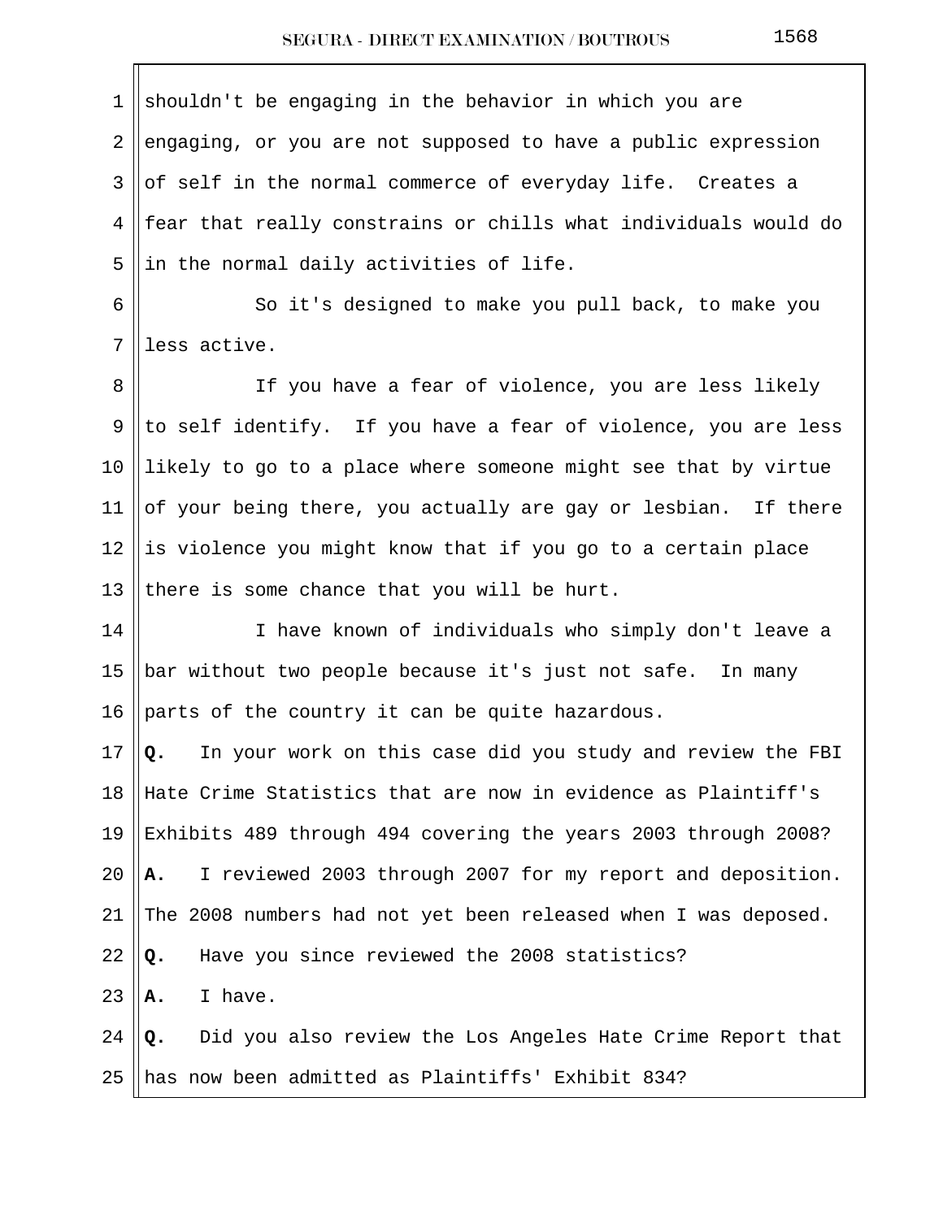shouldn't be engaging in the behavior in which you are engaging, or you are not supposed to have a public expression of self in the normal commerce of everyday life. Creates a fear that really constrains or chills what individuals would do in the normal daily activities of life.

So it's designed to make you pull back, to make you less active.

If you have a fear of violence, you are less likely to self identify. If you have a fear of violence, you are less likely to go to a place where someone might see that by virtue of your being there, you actually are gay or lesbian. If there is violence you might know that if you go to a certain place there is some chance that you will be hurt.

I have known of individuals who simply don't leave a bar without two people because it's just not safe. In many parts of the country it can be quite hazardous.

**Q.** In your work on this case did you study and review the FBI Hate Crime Statistics that are now in evidence as Plaintiff's Exhibits 489 through 494 covering the years 2003 through 2008?

**A.** I reviewed 2003 through 2007 for my report and deposition. The 2008 numbers had not yet been released when I was deposed.

**Q.** Have you since reviewed the 2008 statistics?

**A.** I have.

**Q.** Did you also review the Los Angeles Hate Crime Report that has now been admitted as Plaintiffs' Exhibit 834?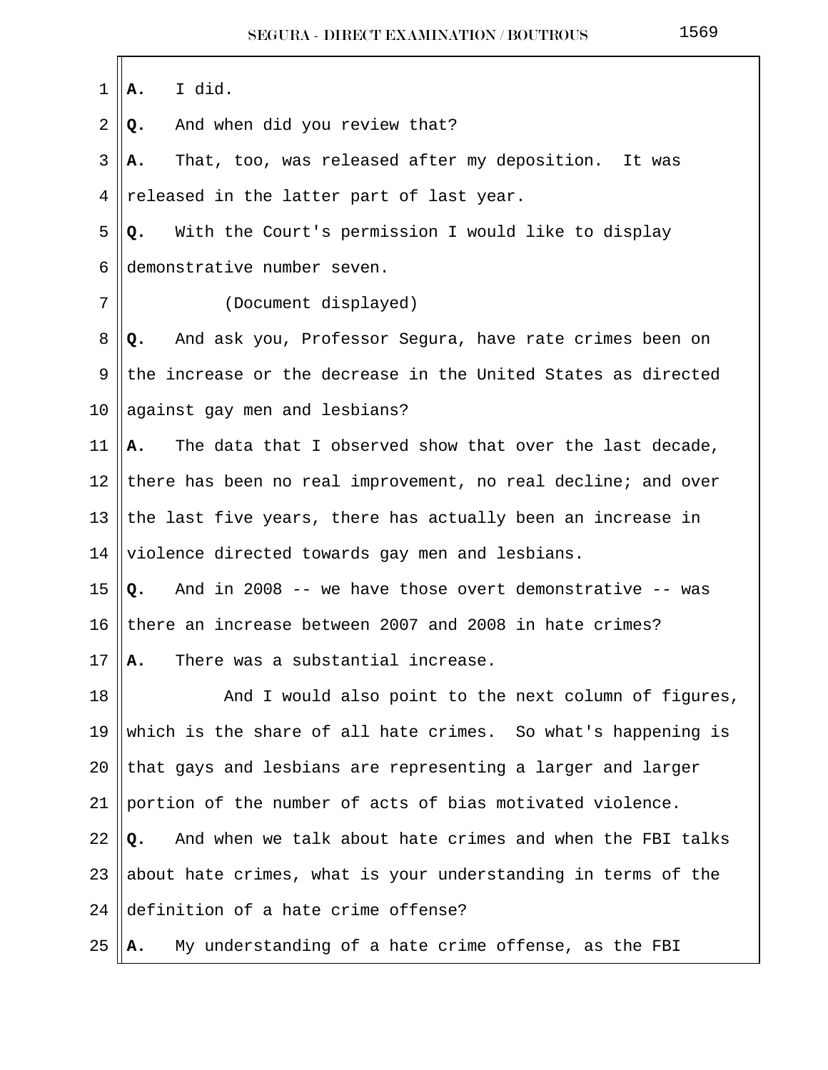1 **A.** I did.

2 **Q.** And when did you review that?

3 **A.** That, too, was released after my deposition. It was

4 released in the latter part of last year.

5 **Q.** With the Court's permission I would like to display

6 demonstrative number seven.

7 (Document displayed)

8 **Q.** And ask you, Professor Segura, have rate crimes been on

9 the increase or the decrease in the United States as directed

10 against gay men and lesbians?

11 **A.** The data that I observed show that over the last decade,

12 there has been no real improvement, no real decline; and over

13 the last five years, there has actually been an increase in

14 violence directed towards gay men and lesbians.

15 **Q.** And in 2008 -- we have those overt demonstrative -- was

16 there an increase between 2007 and 2008 in hate crimes?

17 **A.** There was a substantial increase.

18 And I would also point to the next column of figures,

19 which is the share of all hate crimes. So what's happening is

20 that gays and lesbians are representing a larger and larger

21 portion of the number of acts of bias motivated violence.

22 **Q.** And when we talk about hate crimes and when the FBI talks

23 about hate crimes, what is your understanding in terms of the

24 definition of a hate crime offense?

25 **A.** My understanding of a hate crime offense, as the FBI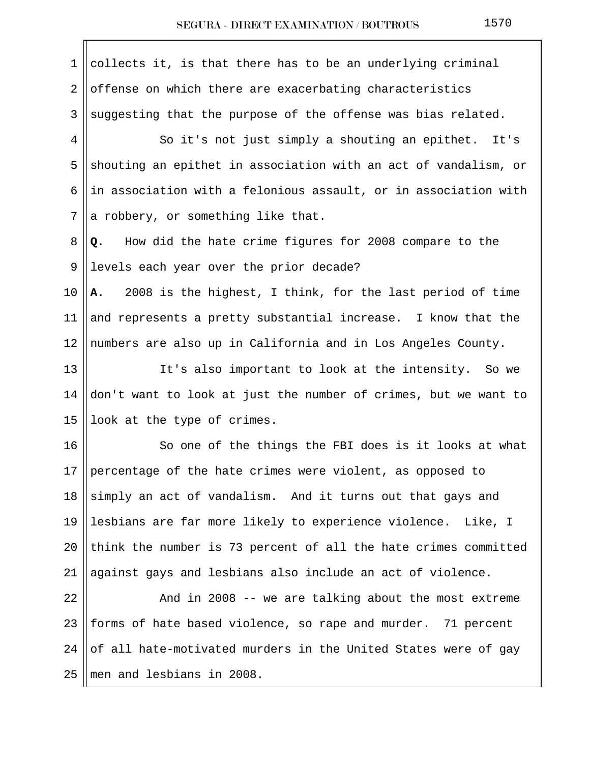collects it, is that there has to be an underlying criminal offense on which there are exacerbating characteristics suggesting that the purpose of the offense was bias related.

So it's not just simply a shouting an epithet. It's shouting an epithet in association with an act of vandalism, or in association with a felonious assault, or in association with a robbery, or something like that.

**Q.** How did the hate crime figures for 2008 compare to the levels each year over the prior decade?

**A.** 2008 is the highest, I think, for the last period of time and represents a pretty substantial increase. I know that the numbers are also up in California and in Los Angeles County.

It's also important to look at the intensity. So we don't want to look at just the number of crimes, but we want to look at the type of crimes.

So one of the things the FBI does is it looks at what percentage of the hate crimes were violent, as opposed to simply an act of vandalism. And it turns out that gays and lesbians are far more likely to experience violence. Like, I think the number is 73 percent of all the hate crimes committed against gays and lesbians also include an act of violence.

And in 2008 -- we are talking about the most extreme forms of hate based violence, so rape and murder. 71 percent of all hate-motivated murders in the United States were of gay men and lesbians in 2008.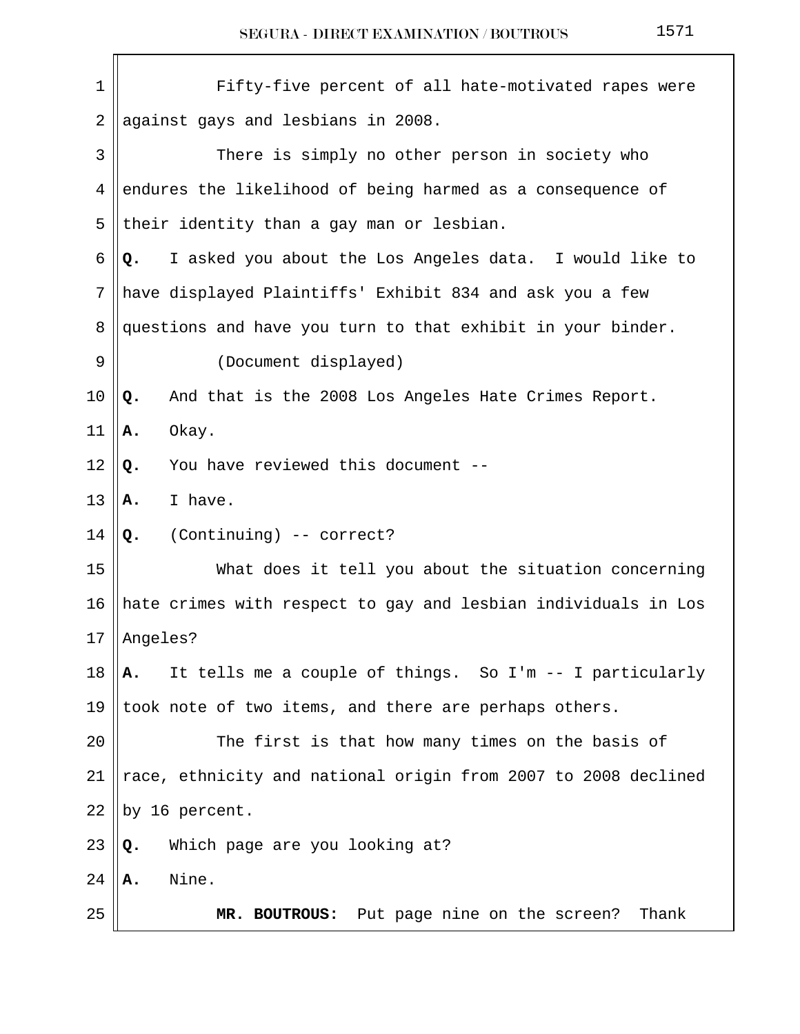Fifty-five percent of all hate-motivated rapes were against gays and lesbians in 2008.

There is simply no other person in society who endures the likelihood of being harmed as a consequence of their identity than a gay man or lesbian.

**Q.** I asked you about the Los Angeles data. I would like to have displayed Plaintiffs' Exhibit 834 and ask you a few questions and have you turn to that exhibit in your binder.

(Document displayed)

**Q.** And that is the 2008 Los Angeles Hate Crimes Report.

**A.** Okay.

**Q.** You have reviewed this document --

**A.** I have.

**Q.** (Continuing) -- correct?

What does it tell you about the situation concerning hate crimes with respect to gay and lesbian individuals in Los Angeles?

**A.** It tells me a couple of things. So I'm -- I particularly took note of two items, and there are perhaps others.

The first is that how many times on the basis of race, ethnicity and national origin from 2007 to 2008 declined by 16 percent.

**Q.** Which page are you looking at?

**A.** Nine.

**MR. BOUTROUS:** Put page nine on the screen? Thank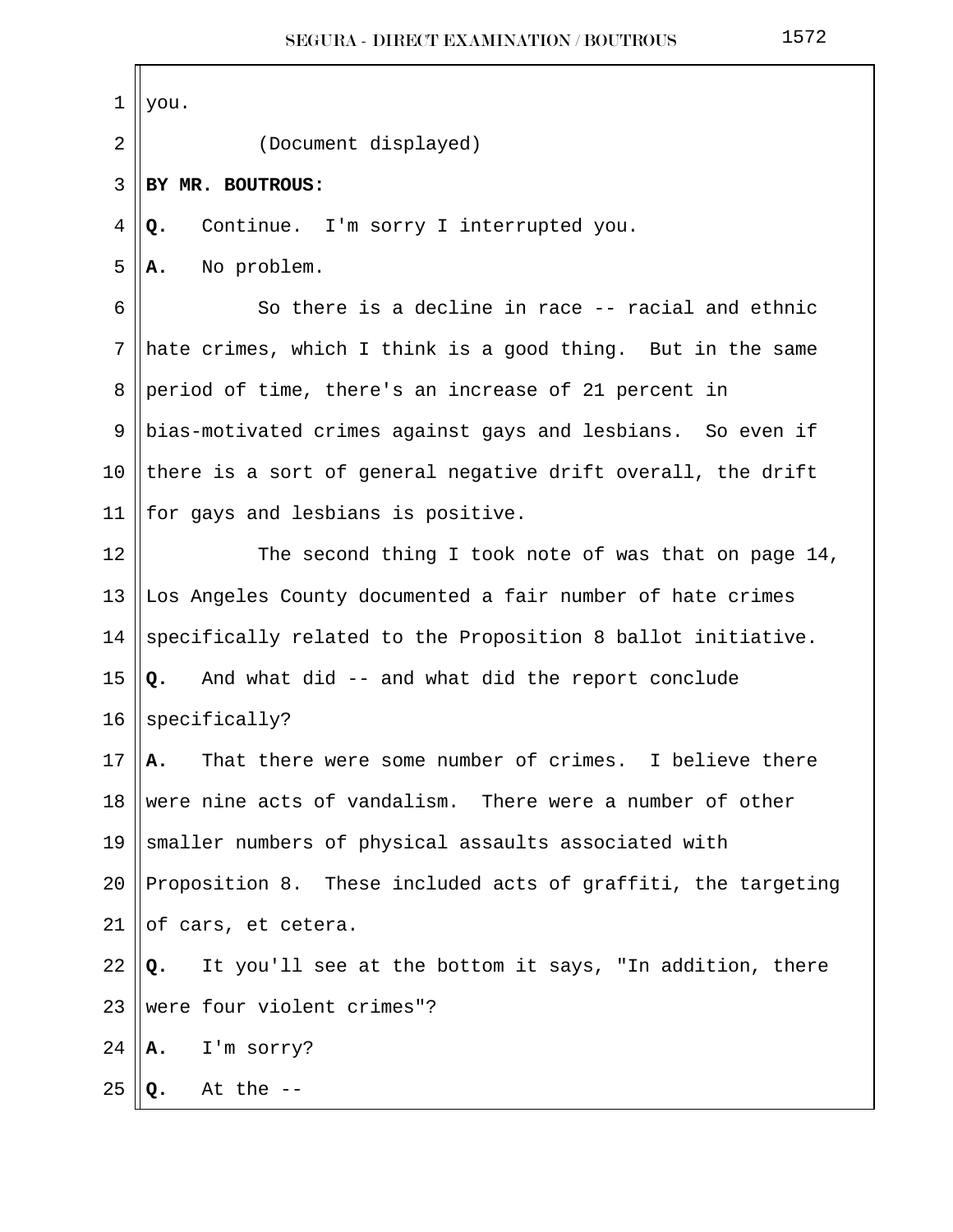you.

(Document displayed)

**BY MR. BOUTROUS:**

**Q.** Continue. I'm sorry I interrupted you.

**A.** No problem.

So there is a decline in race -- racial and ethnic hate crimes, which I think is a good thing. But in the same period of time, there's an increase of 21 percent in bias-motivated crimes against gays and lesbians. So even if there is a sort of general negative drift overall, the drift for gays and lesbians is positive.

The second thing I took note of was that on page 14, Los Angeles County documented a fair number of hate crimes specifically related to the Proposition 8 ballot initiative.

**Q.** And what did -- and what did the report conclude specifically?

**A.** That there were some number of crimes. I believe there were nine acts of vandalism. There were a number of other smaller numbers of physical assaults associated with Proposition 8. These included acts of graffiti, the targeting of cars, et cetera.

**Q.** It you'll see at the bottom it says, "In addition, there were four violent crimes"?

**A.** I'm sorry?

**Q.** At the --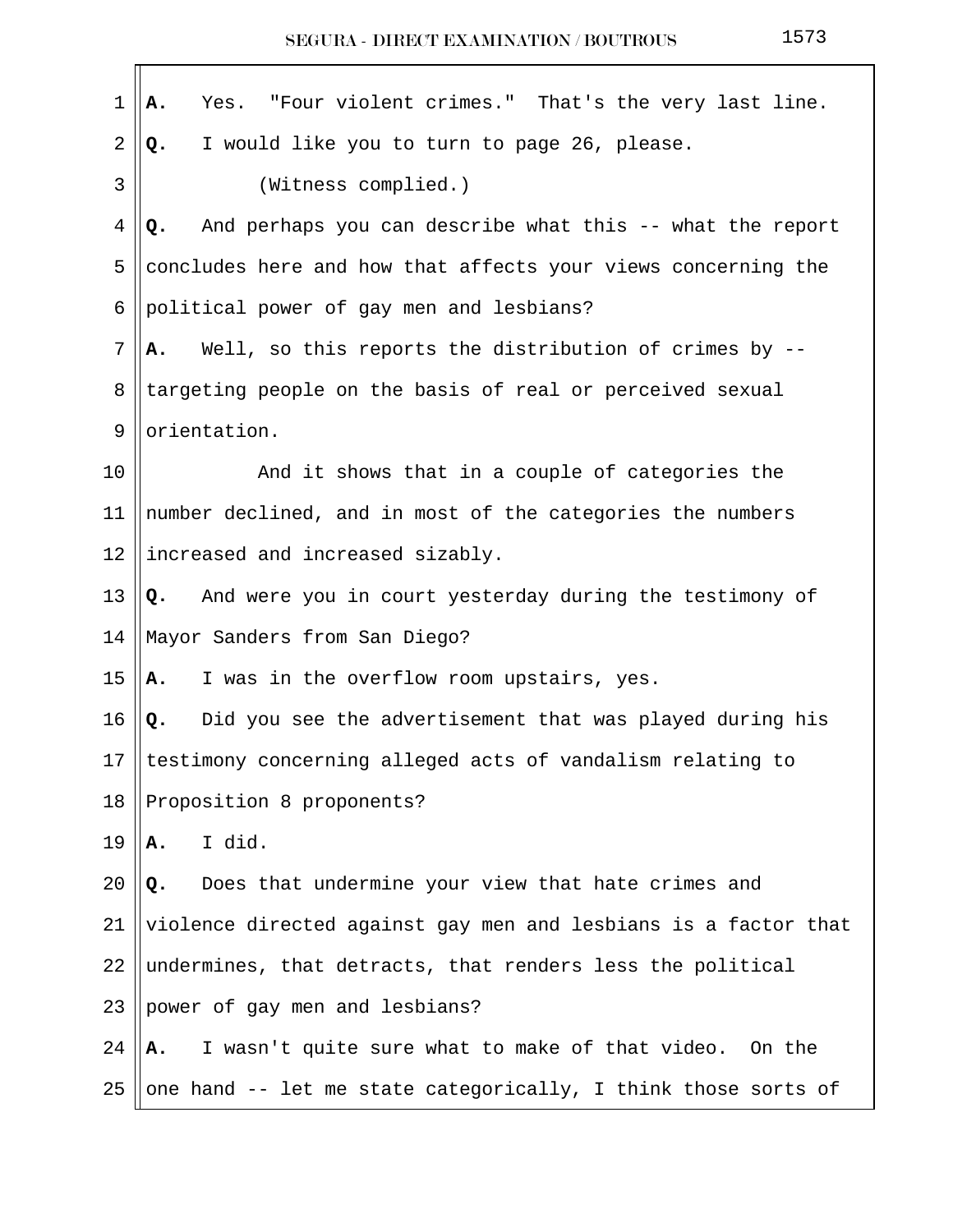**A.** Yes. "Four violent crimes." That's the very last line.

**Q.** I would like you to turn to page 26, please.

(Witness complied.)

**Q.** And perhaps you can describe what this -- what the report concludes here and how that affects your views concerning the political power of gay men and lesbians?

**A.** Well, so this reports the distribution of crimes by -- targeting people on the basis of real or perceived sexual orientation.

And it shows that in a couple of categories the number declined, and in most of the categories the numbers increased and increased sizably.

**Q.** And were you in court yesterday during the testimony of Mayor Sanders from San Diego?

**A.** I was in the overflow room upstairs, yes.

**Q.** Did you see the advertisement that was played during his testimony concerning alleged acts of vandalism relating to Proposition 8 proponents?

**A.** I did.

**Q.** Does that undermine your view that hate crimes and violence directed against gay men and lesbians is a factor that undermines, that detracts, that renders less the political power of gay men and lesbians?

**A.** I wasn't quite sure what to make of that video. On the one hand -- let me state categorically, I think those sorts of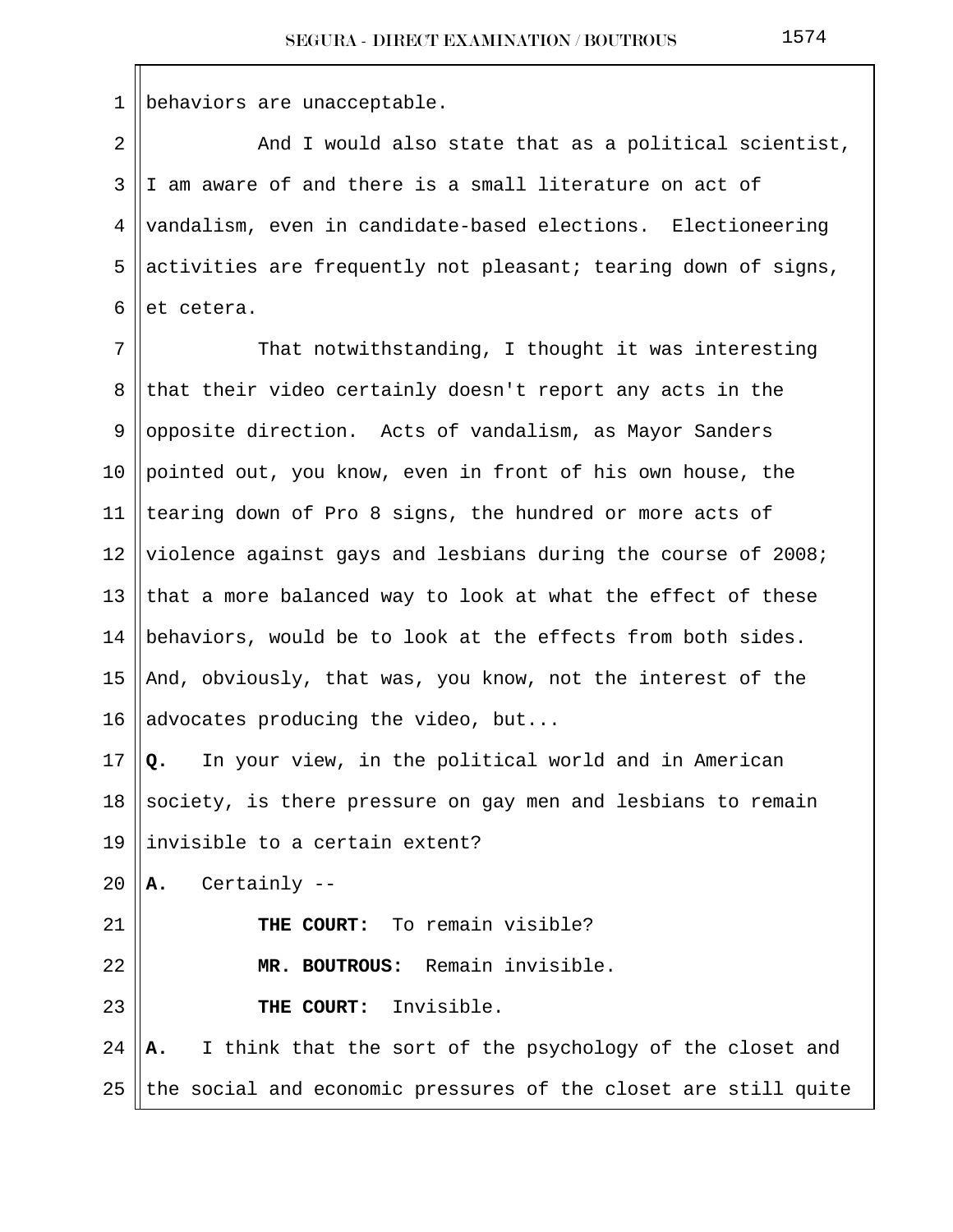behaviors are unacceptable.

And I would also state that as a political scientist, I am aware of and there is a small literature on act of vandalism, even in candidate-based elections. Electioneering activities are frequently not pleasant; tearing down of signs, et cetera.

That notwithstanding, I thought it was interesting that their video certainly doesn't report any acts in the opposite direction. Acts of vandalism, as Mayor Sanders pointed out, you know, even in front of his own house, the tearing down of Pro 8 signs, the hundred or more acts of violence against gays and lesbians during the course of 2008; that a more balanced way to look at what the effect of these behaviors, would be to look at the effects from both sides. And, obviously, that was, you know, not the interest of the advocates producing the video, but...

**Q.** In your view, in the political world and in American society, is there pressure on gay men and lesbians to remain invisible to a certain extent?

**A.** Certainly --

**THE COURT:** To remain visible?

**MR. BOUTROUS:** Remain invisible.

**THE COURT:** Invisible.

**A.** I think that the sort of the psychology of the closet and the social and economic pressures of the closet are still quite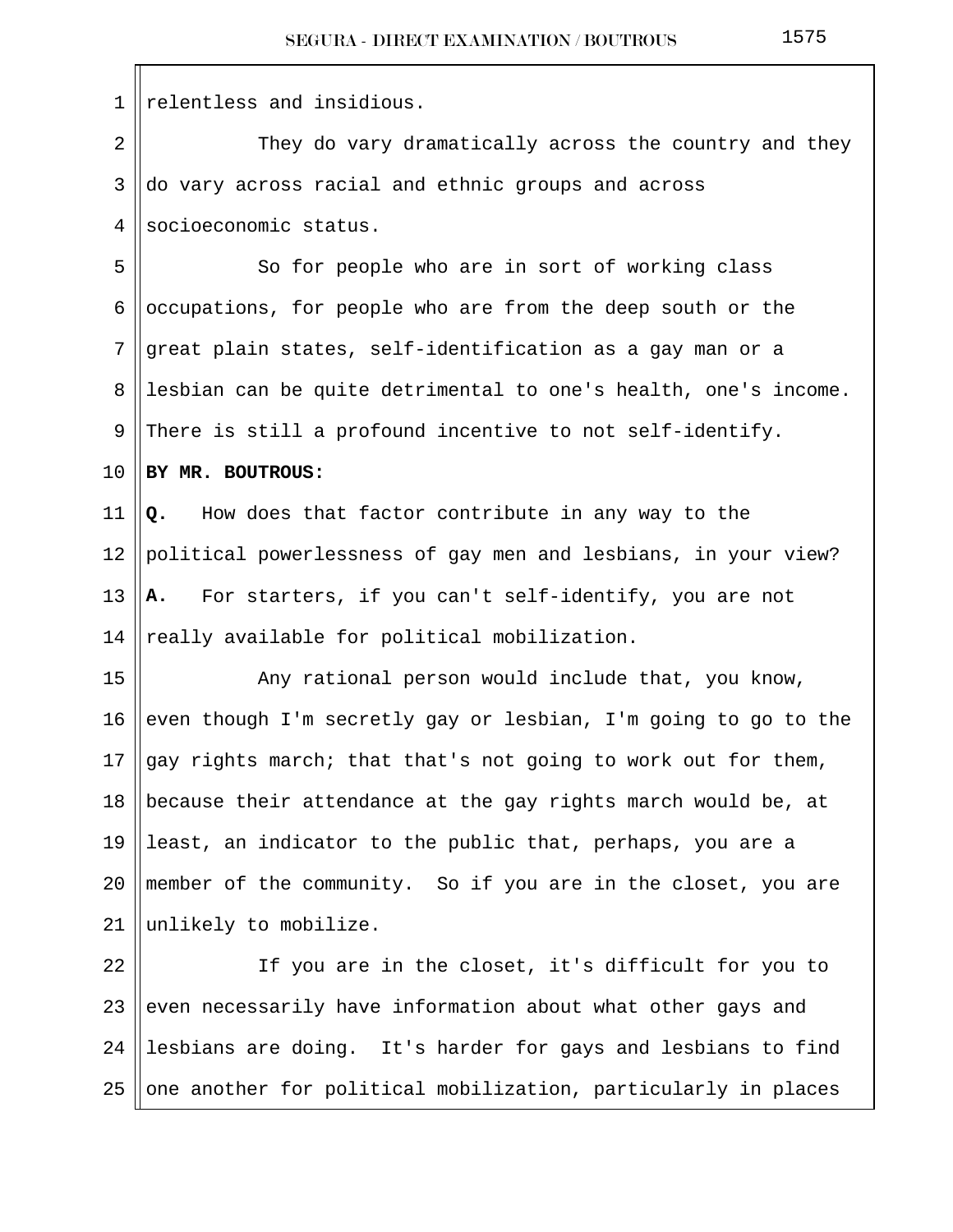relentless and insidious.

They do vary dramatically across the country and they do vary across racial and ethnic groups and across socioeconomic status.

So for people who are in sort of working class occupations, for people who are from the deep south or the great plain states, self-identification as a gay man or a lesbian can be quite detrimental to one's health, one's income. There is still a profound incentive to not self-identify.

**BY MR. BOUTROUS:**

**Q.** How does that factor contribute in any way to the political powerlessness of gay men and lesbians, in your view?

**A.** For starters, if you can't self-identify, you are not really available for political mobilization.

Any rational person would include that, you know, even though I'm secretly gay or lesbian, I'm going to go to the gay rights march; that that's not going to work out for them, because their attendance at the gay rights march would be, at least, an indicator to the public that, perhaps, you are a member of the community. So if you are in the closet, you are unlikely to mobilize.

If you are in the closet, it's difficult for you to even necessarily have information about what other gays and lesbians are doing. It's harder for gays and lesbians to find one another for political mobilization, particularly in places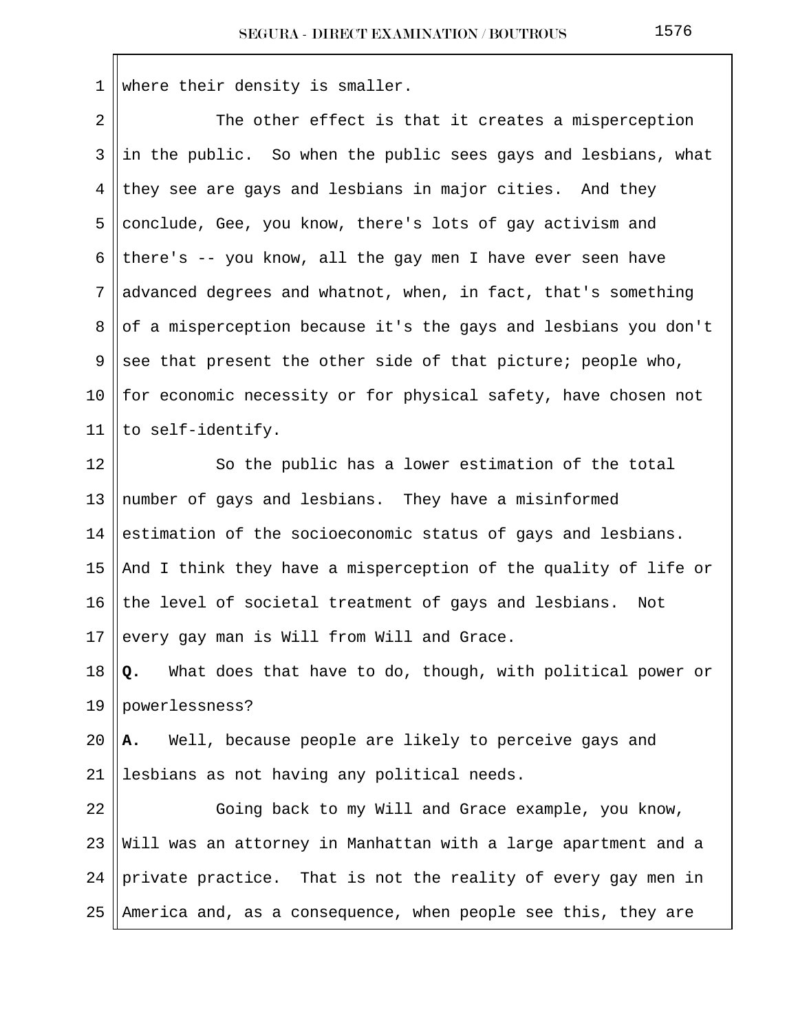where their density is smaller.

The other effect is that it creates a misperception in the public. So when the public sees gays and lesbians, what they see are gays and lesbians in major cities. And they conclude, Gee, you know, there's lots of gay activism and there's -- you know, all the gay men I have ever seen have advanced degrees and whatnot, when, in fact, that's something of a misperception because it's the gays and lesbians you don't see that present the other side of that picture; people who, for economic necessity or for physical safety, have chosen not to self-identify.

So the public has a lower estimation of the total number of gays and lesbians. They have a misinformed estimation of the socioeconomic status of gays and lesbians. And I think they have a misperception of the quality of life or the level of societal treatment of gays and lesbians. Not every gay man is Will from Will and Grace.

**Q.** What does that have to do, though, with political power or powerlessness?

**A.** Well, because people are likely to perceive gays and lesbians as not having any political needs.

Going back to my Will and Grace example, you know, Will was an attorney in Manhattan with a large apartment and a private practice. That is not the reality of every gay men in America and, as a consequence, when people see this, they are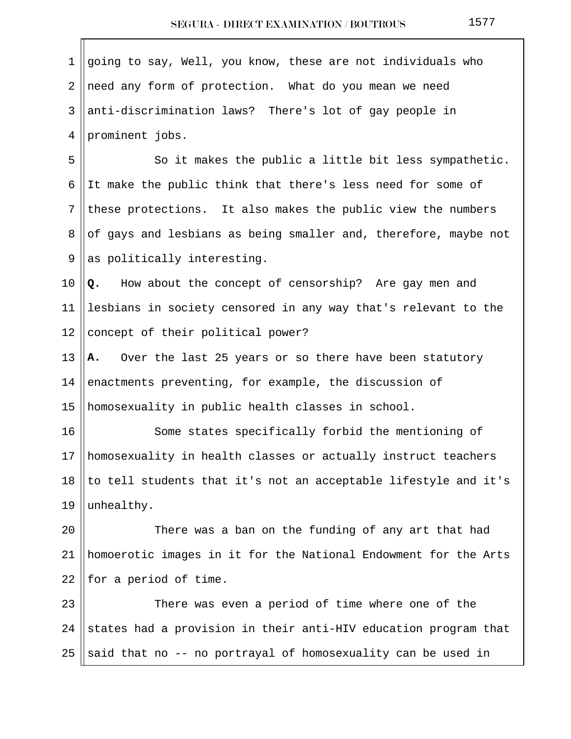going to say, Well, you know, these are not individuals who need any form of protection. What do you mean we need anti-discrimination laws? There's lot of gay people in prominent jobs.

So it makes the public a little bit less sympathetic. It make the public think that there's less need for some of these protections. It also makes the public view the numbers of gays and lesbians as being smaller and, therefore, maybe not as politically interesting.

**Q.** How about the concept of censorship? Are gay men and lesbians in society censored in any way that's relevant to the concept of their political power?

**A.** Over the last 25 years or so there have been statutory enactments preventing, for example, the discussion of homosexuality in public health classes in school.

Some states specifically forbid the mentioning of homosexuality in health classes or actually instruct teachers to tell students that it's not an acceptable lifestyle and it's unhealthy.

There was a ban on the funding of any art that had homoerotic images in it for the National Endowment for the Arts for a period of time.

There was even a period of time where one of the states had a provision in their anti-HIV education program that said that no -- no portrayal of homosexuality can be used in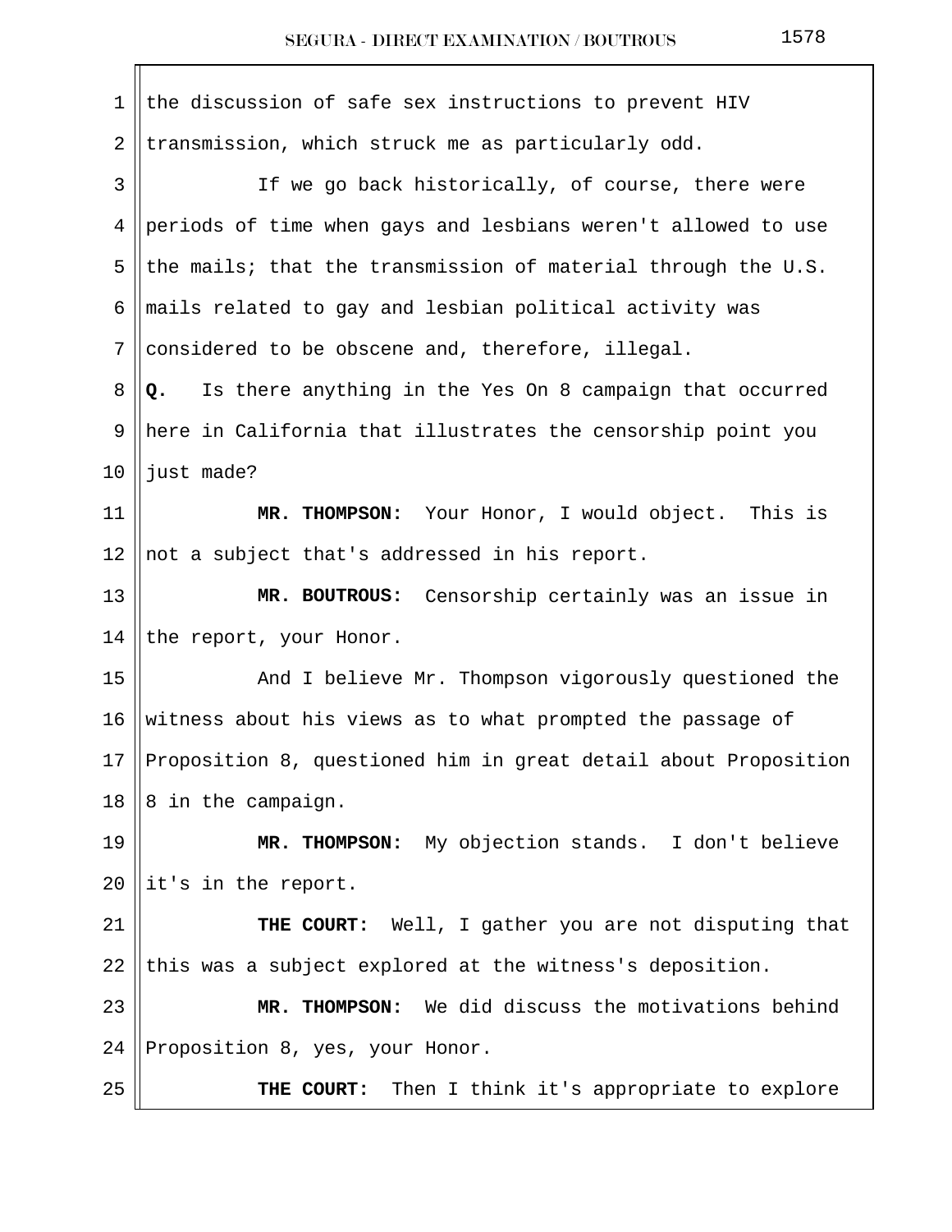the discussion of safe sex instructions to prevent HIV transmission, which struck me as particularly odd.

If we go back historically, of course, there were periods of time when gays and lesbians weren't allowed to use the mails; that the transmission of material through the U.S. mails related to gay and lesbian political activity was considered to be obscene and, therefore, illegal.

**Q.** Is there anything in the Yes On 8 campaign that occurred here in California that illustrates the censorship point you just made?

**MR. THOMPSON:** Your Honor, I would object. This is not a subject that's addressed in his report.

**MR. BOUTROUS:** Censorship certainly was an issue in the report, your Honor.

And I believe Mr. Thompson vigorously questioned the witness about his views as to what prompted the passage of Proposition 8, questioned him in great detail about Proposition 8 in the campaign.

**MR. THOMPSON:** My objection stands. I don't believe it's in the report.

**THE COURT:** Well, I gather you are not disputing that this was a subject explored at the witness's deposition.

**MR. THOMPSON:** We did discuss the motivations behind Proposition 8, yes, your Honor.

**THE COURT:** Then I think it's appropriate to explore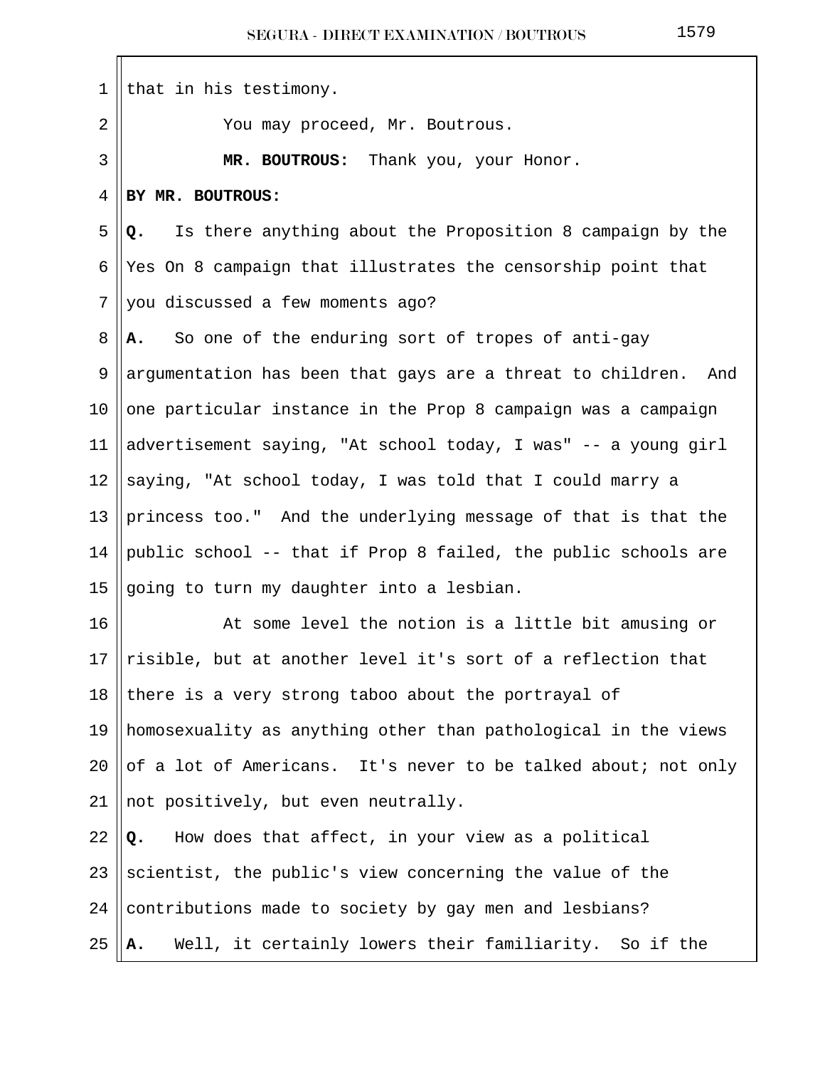that in his testimony.

You may proceed, Mr. Boutrous.

**MR. BOUTROUS:** Thank you, your Honor.

**BY MR. BOUTROUS:**

**Q.** Is there anything about the Proposition 8 campaign by the Yes On 8 campaign that illustrates the censorship point that you discussed a few moments ago?

**A.** So one of the enduring sort of tropes of anti-gay argumentation has been that gays are a threat to children. And one particular instance in the Prop 8 campaign was a campaign advertisement saying, "At school today, I was" -- a young girl saying, "At school today, I was told that I could marry a princess too." And the underlying message of that is that the public school -- that if Prop 8 failed, the public schools are going to turn my daughter into a lesbian.

At some level the notion is a little bit amusing or risible, but at another level it's sort of a reflection that there is a very strong taboo about the portrayal of homosexuality as anything other than pathological in the views of a lot of Americans. It's never to be talked about; not only not positively, but even neutrally.

**Q.** How does that affect, in your view as a political scientist, the public's view concerning the value of the contributions made to society by gay men and lesbians?

**A.** Well, it certainly lowers their familiarity. So if the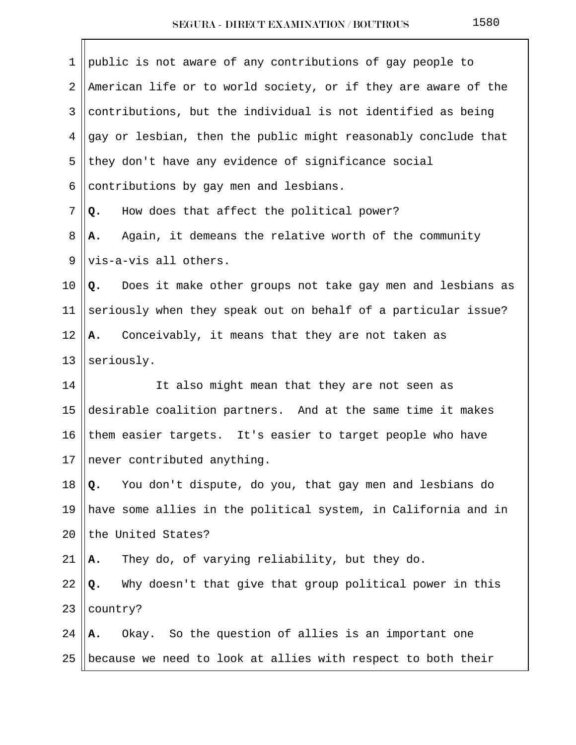public is not aware of any contributions of gay people to American life or to world society, or if they are aware of the contributions, but the individual is not identified as being gay or lesbian, then the public might reasonably conclude that they don't have any evidence of significance social contributions by gay men and lesbians.

**Q.** How does that affect the political power?

**A.** Again, it demeans the relative worth of the community vis-a-vis all others.

**Q.** Does it make other groups not take gay men and lesbians as seriously when they speak out on behalf of a particular issue?

**A.** Conceivably, it means that they are not taken as seriously.

It also might mean that they are not seen as desirable coalition partners. And at the same time it makes them easier targets. It's easier to target people who have never contributed anything.

**Q.** You don't dispute, do you, that gay men and lesbians do have some allies in the political system, in California and in the United States?

**A.** They do, of varying reliability, but they do.

**Q.** Why doesn't that give that group political power in this country?

**A.** Okay. So the question of allies is an important one because we need to look at allies with respect to both their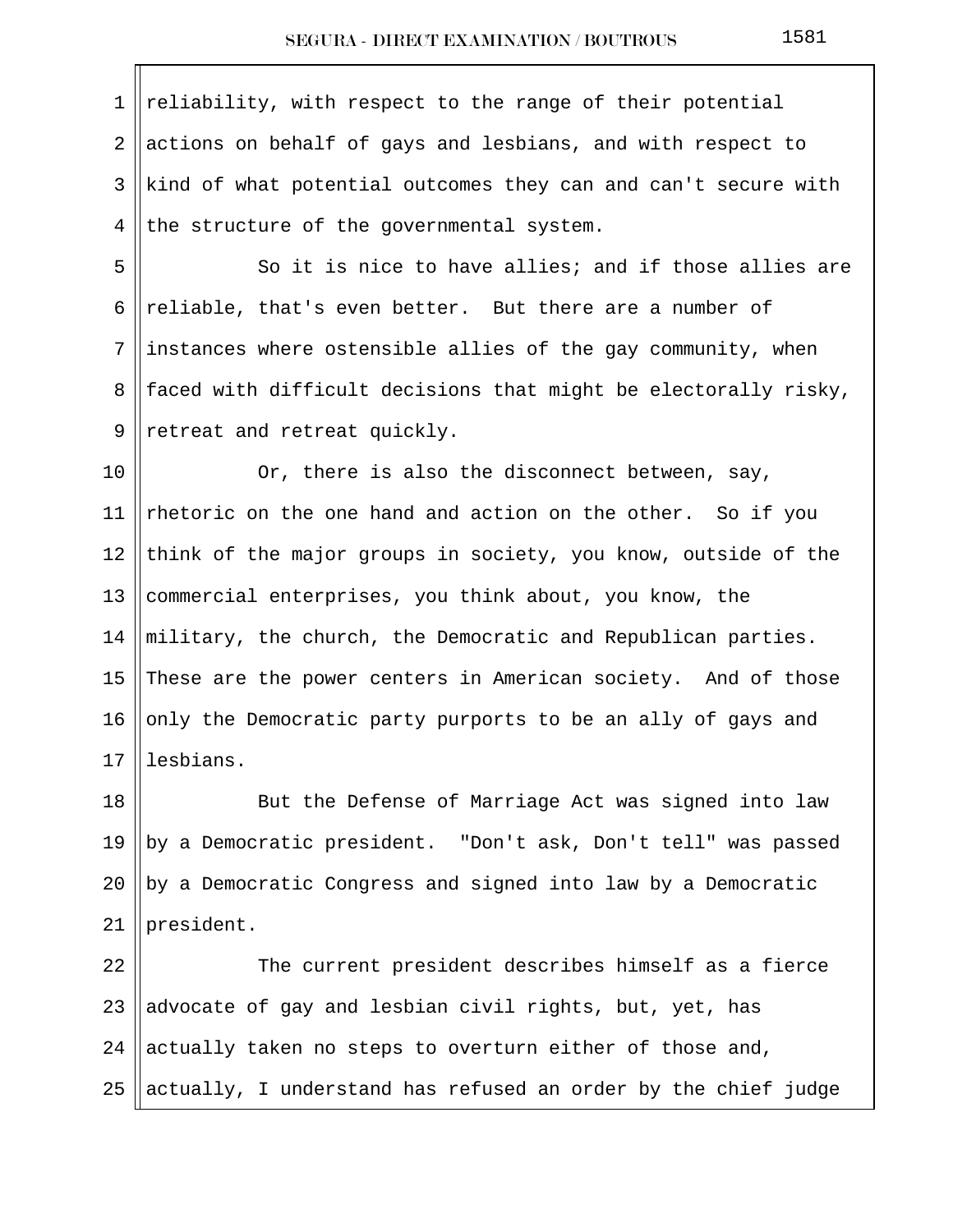reliability, with respect to the range of their potential actions on behalf of gays and lesbians, and with respect to kind of what potential outcomes they can and can't secure with the structure of the governmental system.

So it is nice to have allies; and if those allies are reliable, that's even better. But there are a number of instances where ostensible allies of the gay community, when faced with difficult decisions that might be electorally risky, retreat and retreat quickly.

Or, there is also the disconnect between, say, rhetoric on the one hand and action on the other. So if you think of the major groups in society, you know, outside of the commercial enterprises, you think about, you know, the military, the church, the Democratic and Republican parties. These are the power centers in American society. And of those only the Democratic party purports to be an ally of gays and lesbians.

But the Defense of Marriage Act was signed into law by a Democratic president. "Don't ask, Don't tell" was passed by a Democratic Congress and signed into law by a Democratic president.

The current president describes himself as a fierce advocate of gay and lesbian civil rights, but, yet, has actually taken no steps to overturn either of those and, actually, I understand has refused an order by the chief judge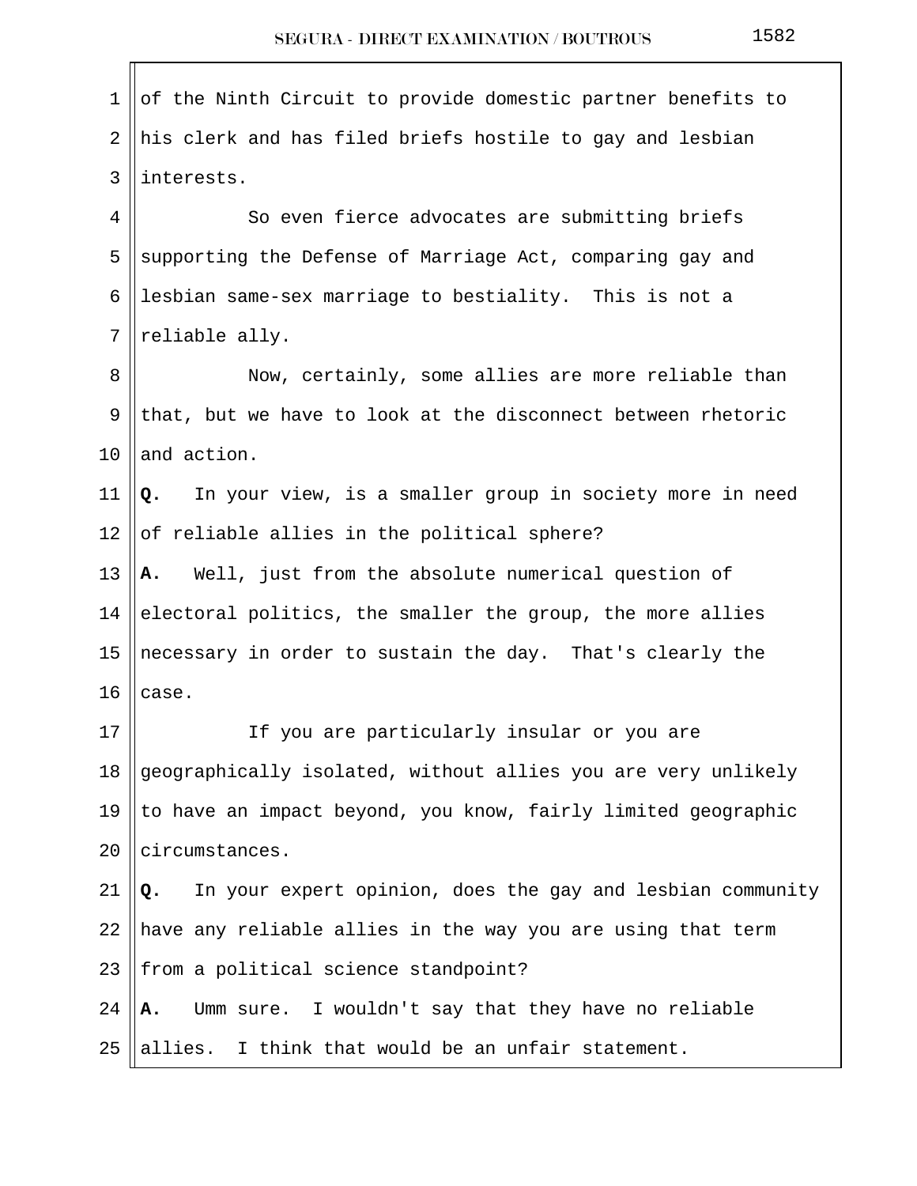of the Ninth Circuit to provide domestic partner benefits to his clerk and has filed briefs hostile to gay and lesbian interests.

So even fierce advocates are submitting briefs supporting the Defense of Marriage Act, comparing gay and lesbian same-sex marriage to bestiality. This is not a reliable ally.

Now, certainly, some allies are more reliable than that, but we have to look at the disconnect between rhetoric and action.

**Q.** In your view, is a smaller group in society more in need of reliable allies in the political sphere?

**A.** Well, just from the absolute numerical question of electoral politics, the smaller the group, the more allies necessary in order to sustain the day. That's clearly the case.

If you are particularly insular or you are geographically isolated, without allies you are very unlikely to have an impact beyond, you know, fairly limited geographic circumstances.

**Q.** In your expert opinion, does the gay and lesbian community have any reliable allies in the way you are using that term from a political science standpoint?

**A.** Umm sure. I wouldn't say that they have no reliable allies. I think that would be an unfair statement.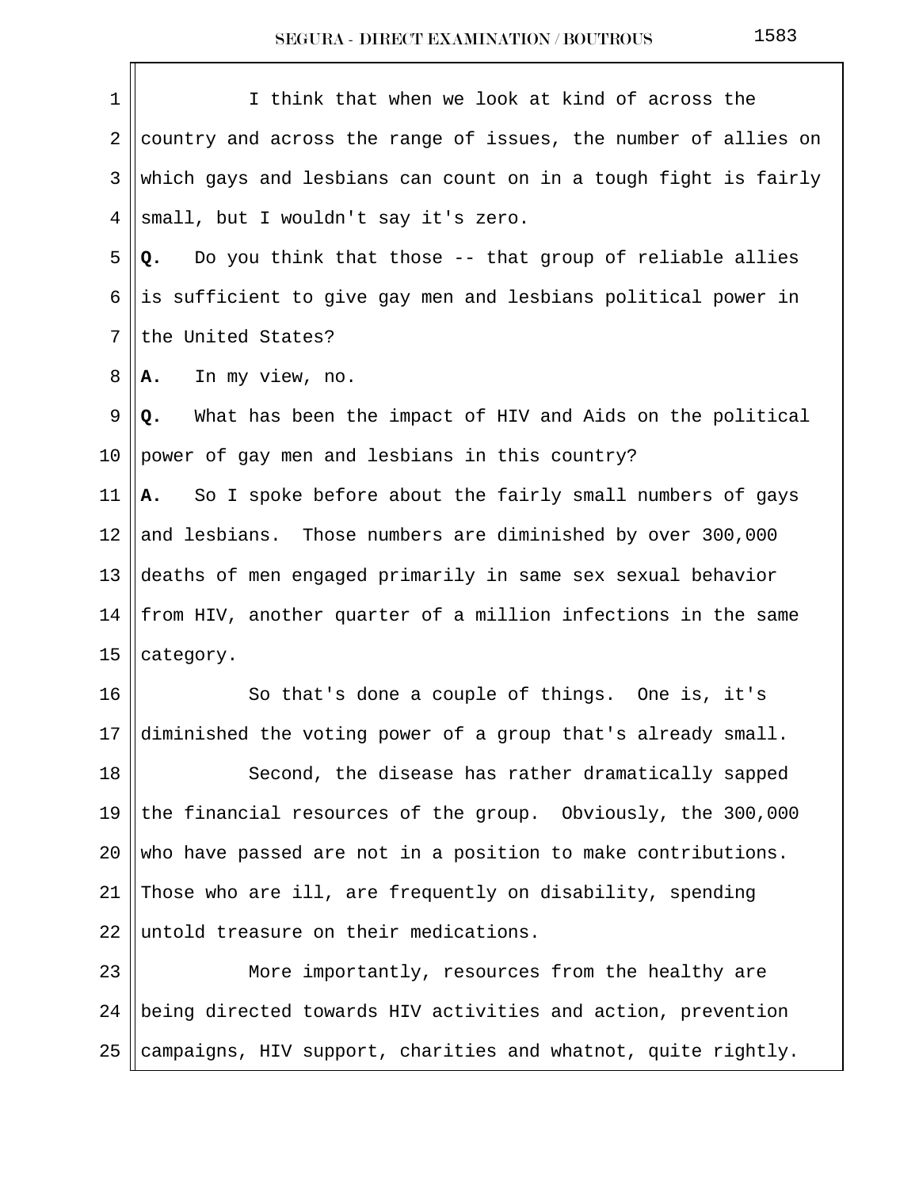I think that when we look at kind of across the country and across the range of issues, the number of allies on which gays and lesbians can count on in a tough fight is fairly small, but I wouldn't say it's zero.

**Q.** Do you think that those -- that group of reliable allies is sufficient to give gay men and lesbians political power in the United States?

**A.** In my view, no.

**Q.** What has been the impact of HIV and Aids on the political power of gay men and lesbians in this country?

**A.** So I spoke before about the fairly small numbers of gays and lesbians. Those numbers are diminished by over 300,000 deaths of men engaged primarily in same sex sexual behavior from HIV, another quarter of a million infections in the same category.

So that's done a couple of things. One is, it's diminished the voting power of a group that's already small.

Second, the disease has rather dramatically sapped the financial resources of the group. Obviously, the 300,000 who have passed are not in a position to make contributions. Those who are ill, are frequently on disability, spending untold treasure on their medications.

More importantly, resources from the healthy are being directed towards HIV activities and action, prevention campaigns, HIV support, charities and whatnot, quite rightly.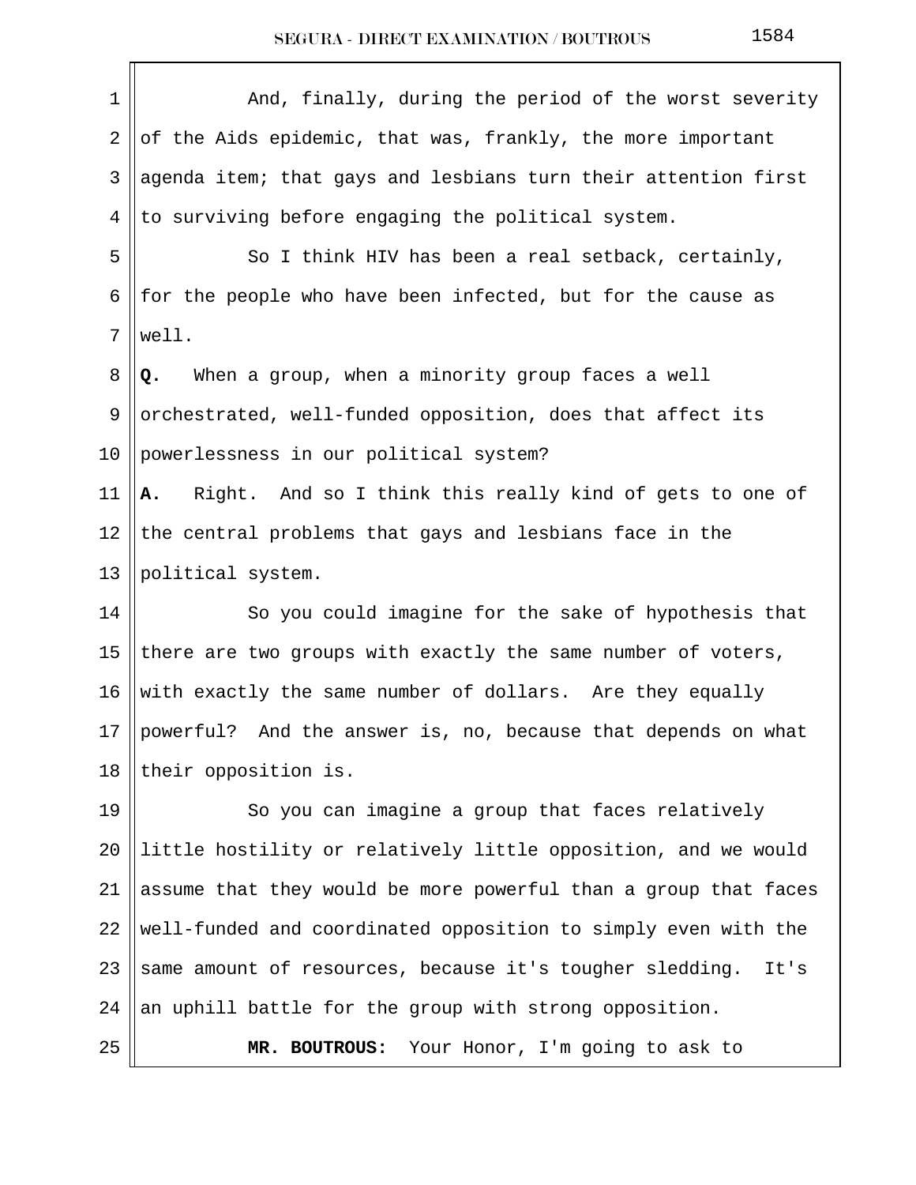And, finally, during the period of the worst severity of the Aids epidemic, that was, frankly, the more important agenda item; that gays and lesbians turn their attention first to surviving before engaging the political system.

So I think HIV has been a real setback, certainly, for the people who have been infected, but for the cause as well.

**Q.** When a group, when a minority group faces a well orchestrated, well-funded opposition, does that affect its powerlessness in our political system?

**A.** Right. And so I think this really kind of gets to one of the central problems that gays and lesbians face in the political system.

So you could imagine for the sake of hypothesis that there are two groups with exactly the same number of voters, with exactly the same number of dollars. Are they equally powerful? And the answer is, no, because that depends on what their opposition is.

So you can imagine a group that faces relatively little hostility or relatively little opposition, and we would assume that they would be more powerful than a group that faces well-funded and coordinated opposition to simply even with the same amount of resources, because it's tougher sledding. It's an uphill battle for the group with strong opposition.

**MR. BOUTROUS:** Your Honor, I'm going to ask to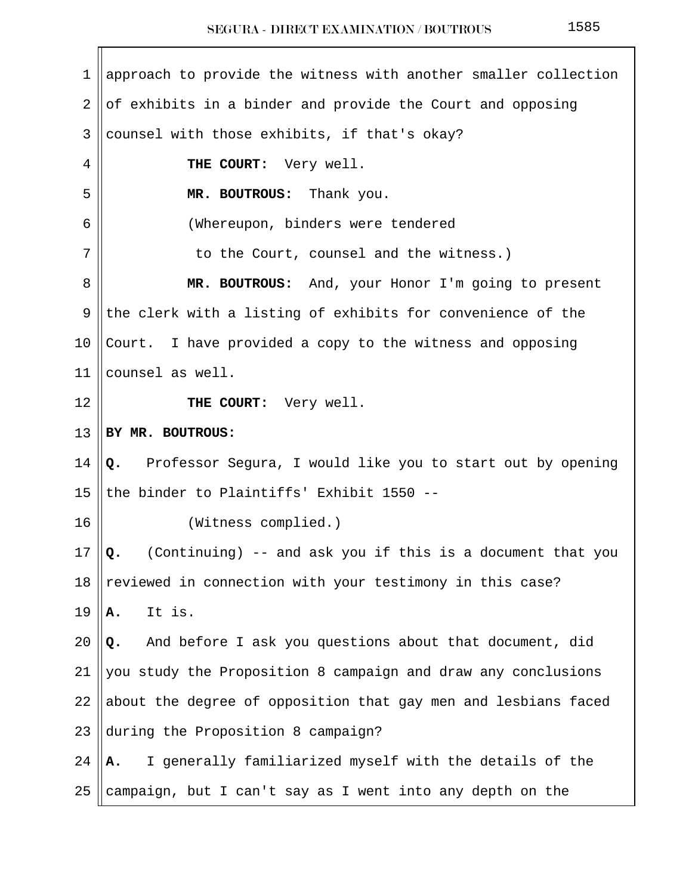approach to provide the witness with another smaller collection of exhibits in a binder and provide the Court and opposing counsel with those exhibits, if that's okay?

**THE COURT:** Very well.

**MR. BOUTROUS:** Thank you.

(Whereupon, binders were tendered to the Court, counsel and the witness.)

**MR. BOUTROUS:** And, your Honor I'm going to present the clerk with a listing of exhibits for convenience of the Court. I have provided a copy to the witness and opposing counsel as well.

**THE COURT:** Very well.

**BY MR. BOUTROUS:**

**Q.** Professor Segura, I would like you to start out by opening the binder to Plaintiffs' Exhibit 1550 --

(Witness complied.)

**Q.** (Continuing) -- and ask you if this is a document that you reviewed in connection with your testimony in this case?

**A.** It is.

**Q.** And before I ask you questions about that document, did you study the Proposition 8 campaign and draw any conclusions about the degree of opposition that gay men and lesbians faced during the Proposition 8 campaign?

**A.** I generally familiarized myself with the details of the campaign, but I can't say as I went into any depth on the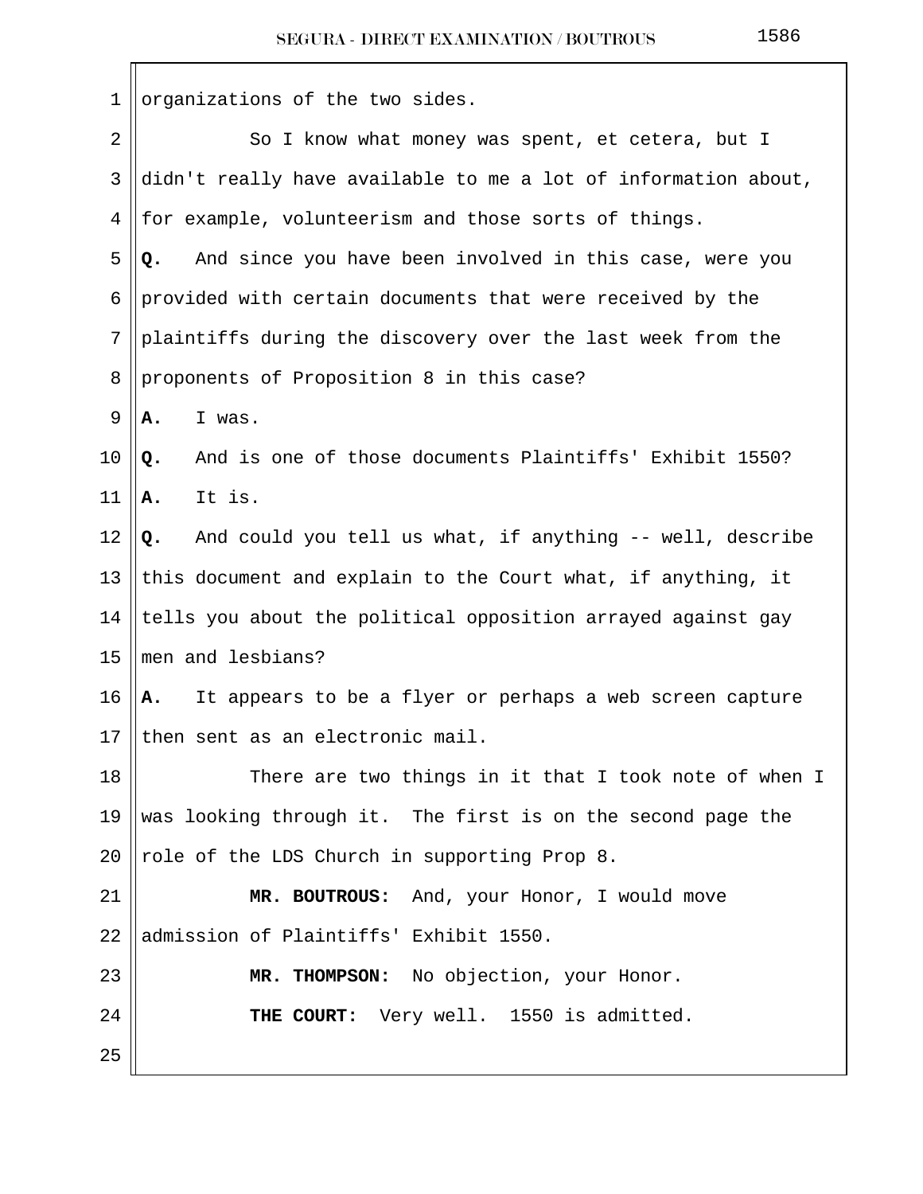organizations of the two sides.

So I know what money was spent, et cetera, but I didn't really have available to me a lot of information about, for example, volunteerism and those sorts of things.

**Q.** And since you have been involved in this case, were you provided with certain documents that were received by the plaintiffs during the discovery over the last week from the proponents of Proposition 8 in this case?

**A.** I was.

**Q.** And is one of those documents Plaintiffs' Exhibit 1550?

**A.** It is.

**Q.** And could you tell us what, if anything -- well, describe this document and explain to the Court what, if anything, it tells you about the political opposition arrayed against gay men and lesbians?

**A.** It appears to be a flyer or perhaps a web screen capture then sent as an electronic mail.

There are two things in it that I took note of when I was looking through it. The first is on the second page the role of the LDS Church in supporting Prop 8.

**MR. BOUTROUS:** And, your Honor, I would move admission of Plaintiffs' Exhibit 1550.

**MR. THOMPSON:** No objection, your Honor.

**THE COURT:** Very well. 1550 is admitted.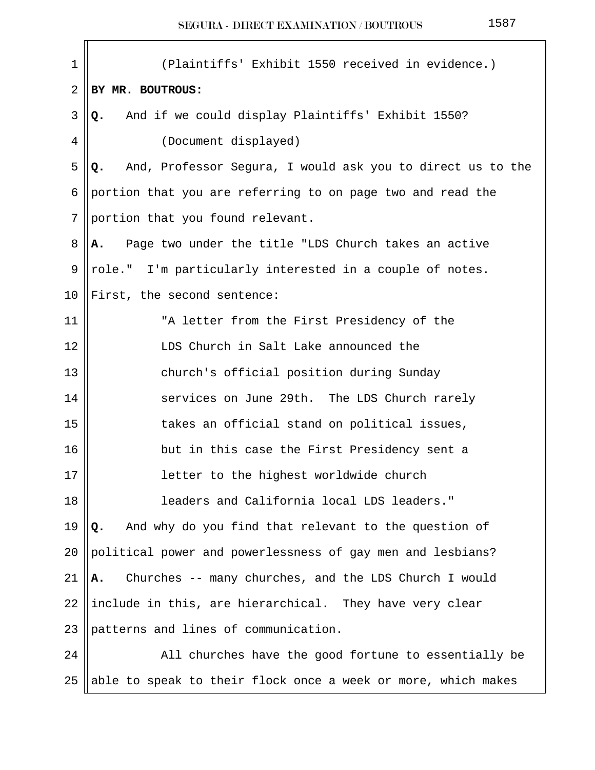(Plaintiffs' Exhibit 1550 received in evidence.)

**BY MR. BOUTROUS:**

**Q.** And if we could display Plaintiffs' Exhibit 1550?

(Document displayed)

**Q.** And, Professor Segura, I would ask you to direct us to the portion that you are referring to on page two and read the portion that you found relevant.

**A.** Page two under the title "LDS Church takes an active role." I'm particularly interested in a couple of notes. First, the second sentence:

> "A letter from the First Presidency of the LDS Church in Salt Lake announced the church's official position during Sunday services on June 29th. The LDS Church rarely takes an official stand on political issues, but in this case the First Presidency sent a letter to the highest worldwide church leaders and California local LDS leaders."

**Q.** And why do you find that relevant to the question of political power and powerlessness of gay men and lesbians?

**A.** Churches -- many churches, and the LDS Church I would include in this, are hierarchical. They have very clear patterns and lines of communication.

All churches have the good fortune to essentially be able to speak to their flock once a week or more, which makes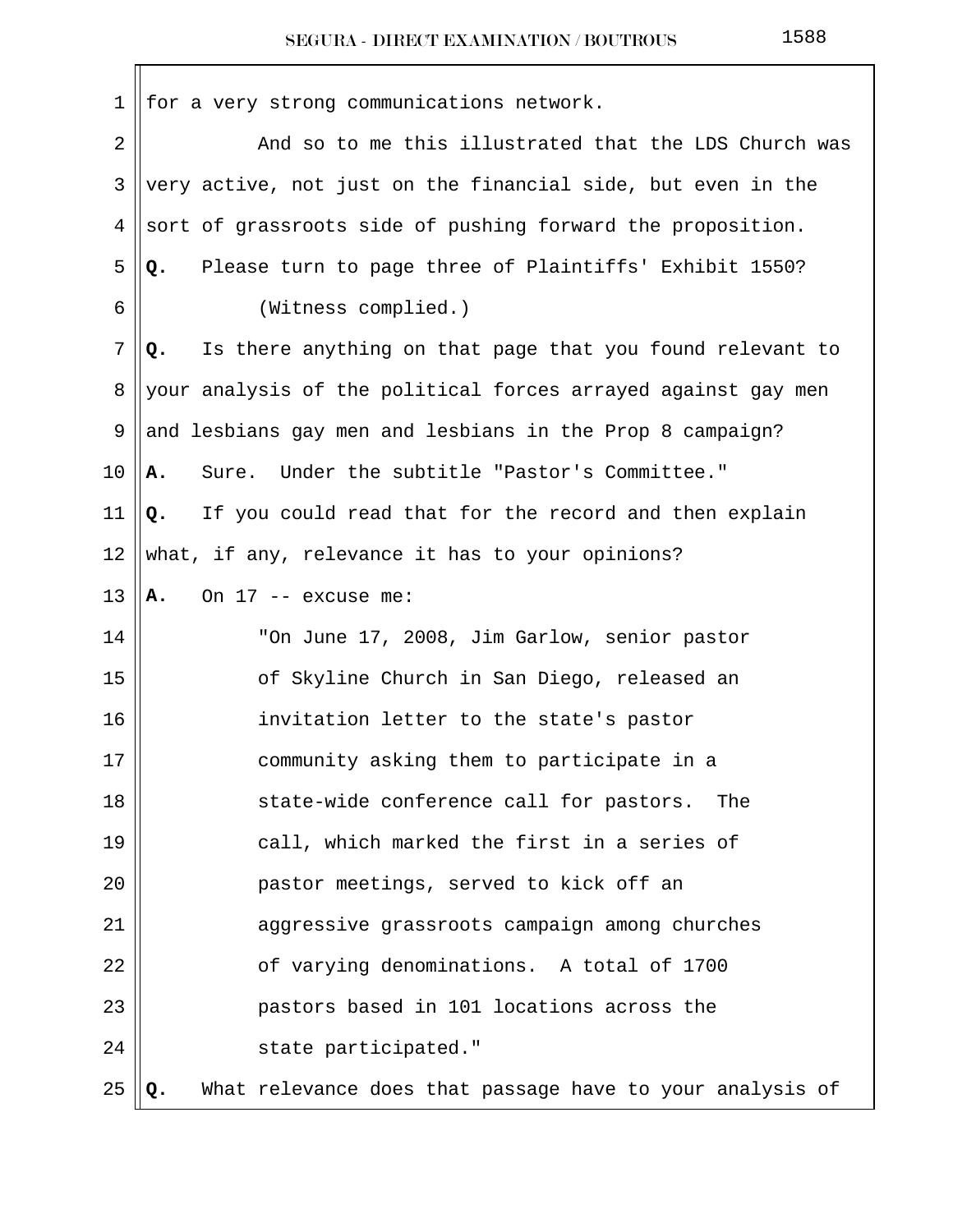for a very strong communications network.

And so to me this illustrated that the LDS Church was very active, not just on the financial side, but even in the sort of grassroots side of pushing forward the proposition.

**Q.** Please turn to page three of Plaintiffs' Exhibit 1550?

(Witness complied.)

**Q.** Is there anything on that page that you found relevant to your analysis of the political forces arrayed against gay men and lesbians gay men and lesbians in the Prop 8 campaign?

**A.** Sure. Under the subtitle "Pastor's Committee."

**Q.** If you could read that for the record and then explain what, if any, relevance it has to your opinions?

**A.** On 17 -- excuse me:

> "On June 17, 2008, Jim Garlow, senior pastor of Skyline Church in San Diego, released an invitation letter to the state's pastor community asking them to participate in a state-wide conference call for pastors. The call, which marked the first in a series of pastor meetings, served to kick off an aggressive grassroots campaign among churches of varying denominations. A total of 1700 pastors based in 101 locations across the state participated."

**Q.** What relevance does that passage have to your analysis of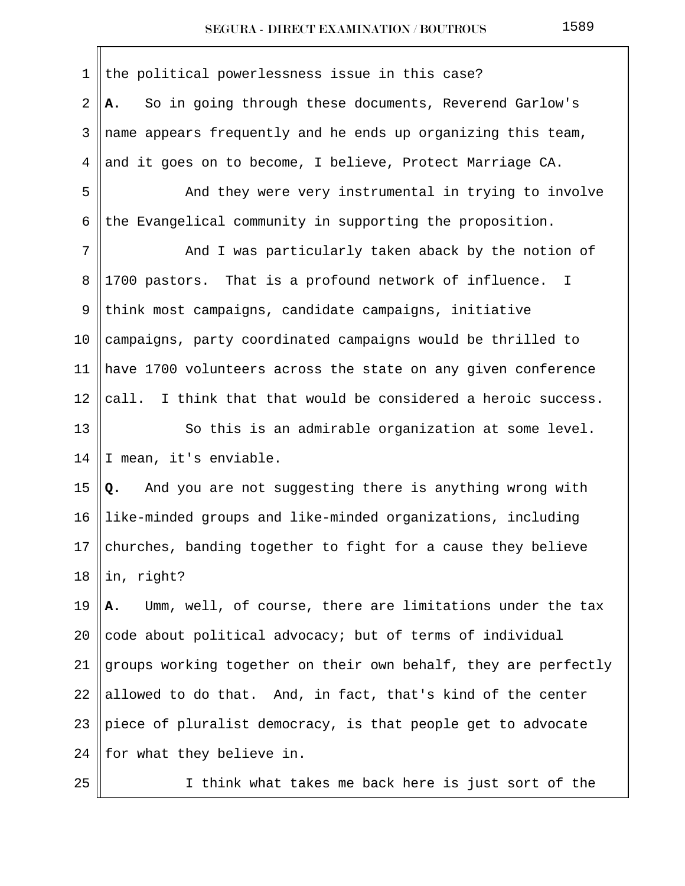the political powerlessness issue in this case?

**A.** So in going through these documents, Reverend Garlow's name appears frequently and he ends up organizing this team, and it goes on to become, I believe, Protect Marriage CA.

And they were very instrumental in trying to involve the Evangelical community in supporting the proposition.

And I was particularly taken aback by the notion of 1700 pastors. That is a profound network of influence. I think most campaigns, candidate campaigns, initiative campaigns, party coordinated campaigns would be thrilled to have 1700 volunteers across the state on any given conference call. I think that that would be considered a heroic success.

So this is an admirable organization at some level. I mean, it's enviable.

**Q.** And you are not suggesting there is anything wrong with like-minded groups and like-minded organizations, including churches, banding together to fight for a cause they believe in, right?

**A.** Umm, well, of course, there are limitations under the tax code about political advocacy; but of terms of individual groups working together on their own behalf, they are perfectly allowed to do that. And, in fact, that's kind of the center piece of pluralist democracy, is that people get to advocate for what they believe in.

I think what takes me back here is just sort of the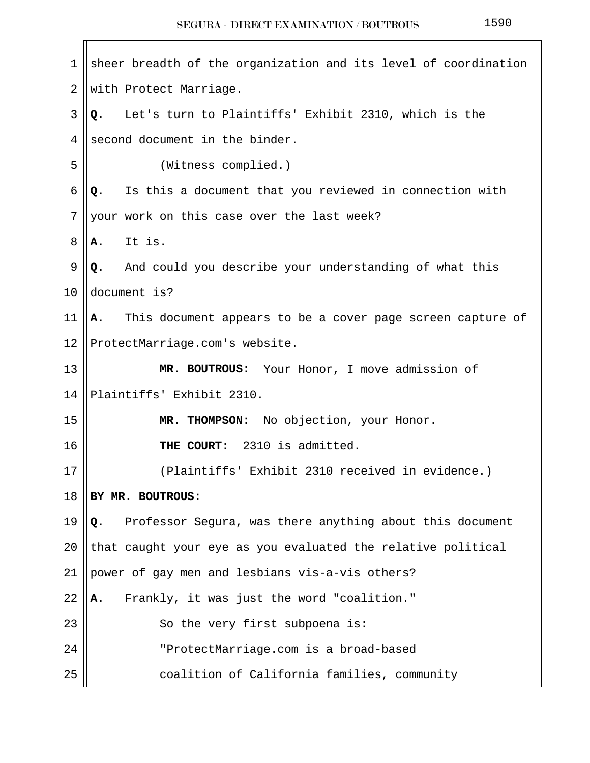sheer breadth of the organization and its level of coordination with Protect Marriage.

**Q.** Let's turn to Plaintiffs' Exhibit 2310, which is the second document in the binder.

(Witness complied.)

**Q.** Is this a document that you reviewed in connection with your work on this case over the last week?

**A.** It is.

**Q.** And could you describe your understanding of what this document is?

**A.** This document appears to be a cover page screen capture of ProtectMarriage.com's website.

**MR. BOUTROUS:** Your Honor, I move admission of Plaintiffs' Exhibit 2310.

**MR. THOMPSON:** No objection, your Honor.

**THE COURT:** 2310 is admitted.

(Plaintiffs' Exhibit 2310 received in evidence.)

**BY MR. BOUTROUS:**

**Q.** Professor Segura, was there anything about this document that caught your eye as you evaluated the relative political power of gay men and lesbians vis-a-vis others?

**A.** Frankly, it was just the word "coalition."

So the very first subpoena is:

"ProtectMarriage.com is a broad-based coalition of California families, community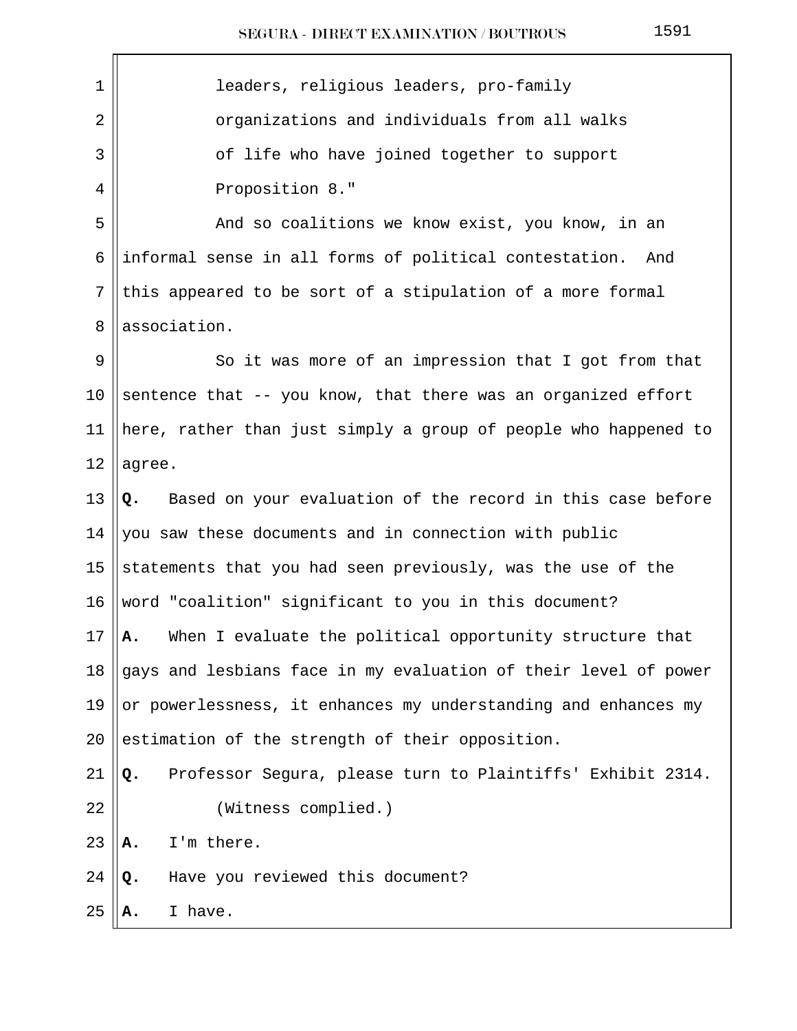leaders, religious leaders, pro-family organizations and individuals from all walks of life who have joined together to support Proposition 8."

And so coalitions we know exist, you know, in an informal sense in all forms of political contestation. And this appeared to be sort of a stipulation of a more formal association.

So it was more of an impression that I got from that sentence that -- you know, that there was an organized effort here, rather than just simply a group of people who happened to agree.

**Q.** Based on your evaluation of the record in this case before you saw these documents and in connection with public statements that you had seen previously, was the use of the word "coalition" significant to you in this document?

**A.** When I evaluate the political opportunity structure that gays and lesbians face in my evaluation of their level of power or powerlessness, it enhances my understanding and enhances my estimation of the strength of their opposition.

**Q.** Professor Segura, please turn to Plaintiffs' Exhibit 2314.

(Witness complied.)

**A.** I'm there.

**Q.** Have you reviewed this document?

**A.** I have.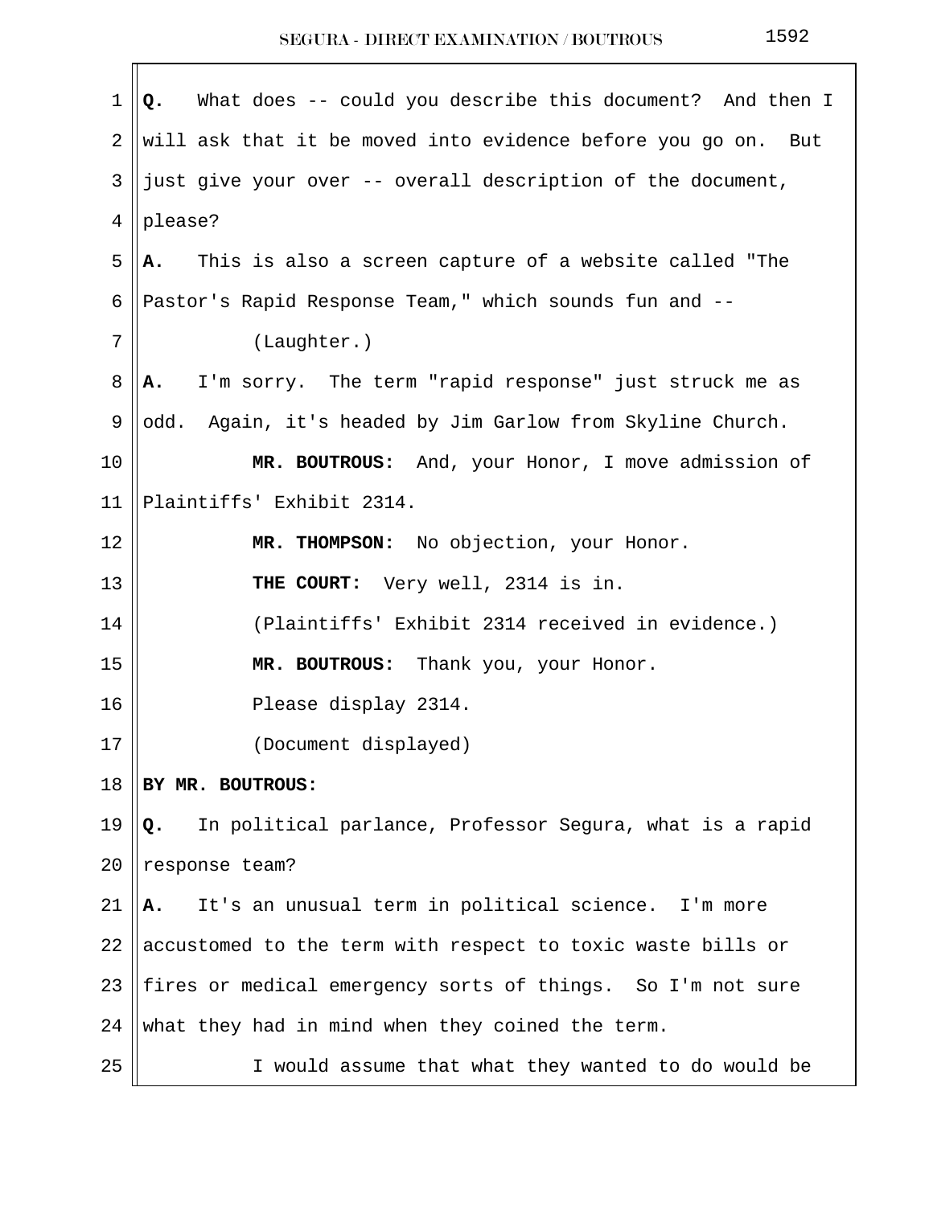**Q.** What does -- could you describe this document? And then I will ask that it be moved into evidence before you go on. But just give your over -- overall description of the document, please?

**A.** This is also a screen capture of a website called "The Pastor's Rapid Response Team," which sounds fun and --

(Laughter.)

**A.** I'm sorry. The term "rapid response" just struck me as odd. Again, it's headed by Jim Garlow from Skyline Church.

**MR. BOUTROUS:** And, your Honor, I move admission of Plaintiffs' Exhibit 2314.

**MR. THOMPSON:** No objection, your Honor.

**THE COURT:** Very well, 2314 is in.

(Plaintiffs' Exhibit 2314 received in evidence.)

**MR. BOUTROUS:** Thank you, your Honor.

Please display 2314.

(Document displayed)

**BY MR. BOUTROUS:**

**Q.** In political parlance, Professor Segura, what is a rapid response team?

**A.** It's an unusual term in political science. I'm more accustomed to the term with respect to toxic waste bills or fires or medical emergency sorts of things. So I'm not sure what they had in mind when they coined the term.

I would assume that what they wanted to do would be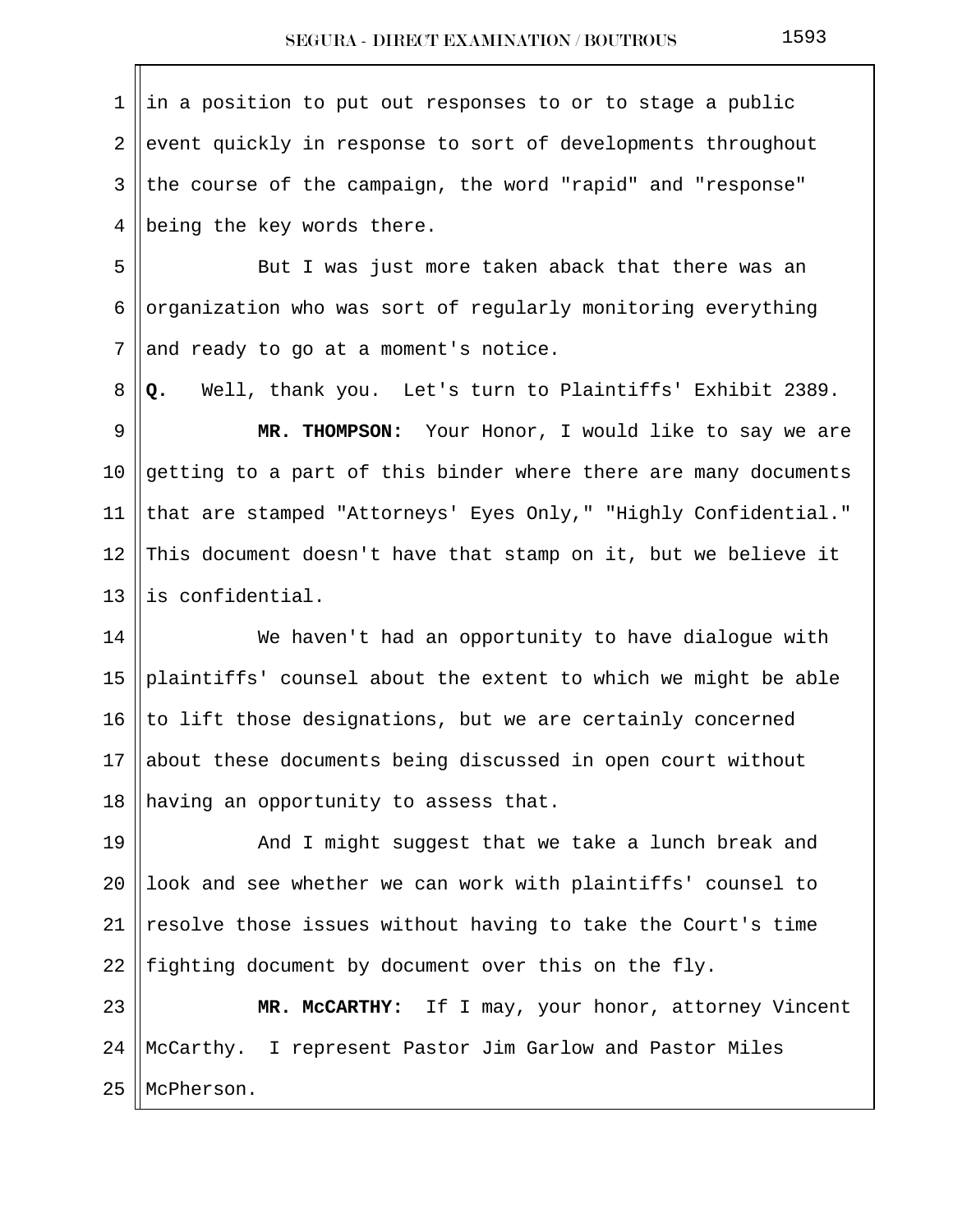in a position to put out responses to or to stage a public event quickly in response to sort of developments throughout the course of the campaign, the word "rapid" and "response" being the key words there.

But I was just more taken aback that there was an organization who was sort of regularly monitoring everything and ready to go at a moment's notice.

**Q.** Well, thank you. Let's turn to Plaintiffs' Exhibit 2389.

**MR. THOMPSON:** Your Honor, I would like to say we are getting to a part of this binder where there are many documents that are stamped "Attorneys' Eyes Only," "Highly Confidential." This document doesn't have that stamp on it, but we believe it is confidential.

We haven't had an opportunity to have dialogue with plaintiffs' counsel about the extent to which we might be able to lift those designations, but we are certainly concerned about these documents being discussed in open court without having an opportunity to assess that.

And I might suggest that we take a lunch break and look and see whether we can work with plaintiffs' counsel to resolve those issues without having to take the Court's time fighting document by document over this on the fly.

**MR. McCARTHY:** If I may, your honor, attorney Vincent McCarthy. I represent Pastor Jim Garlow and Pastor Miles McPherson.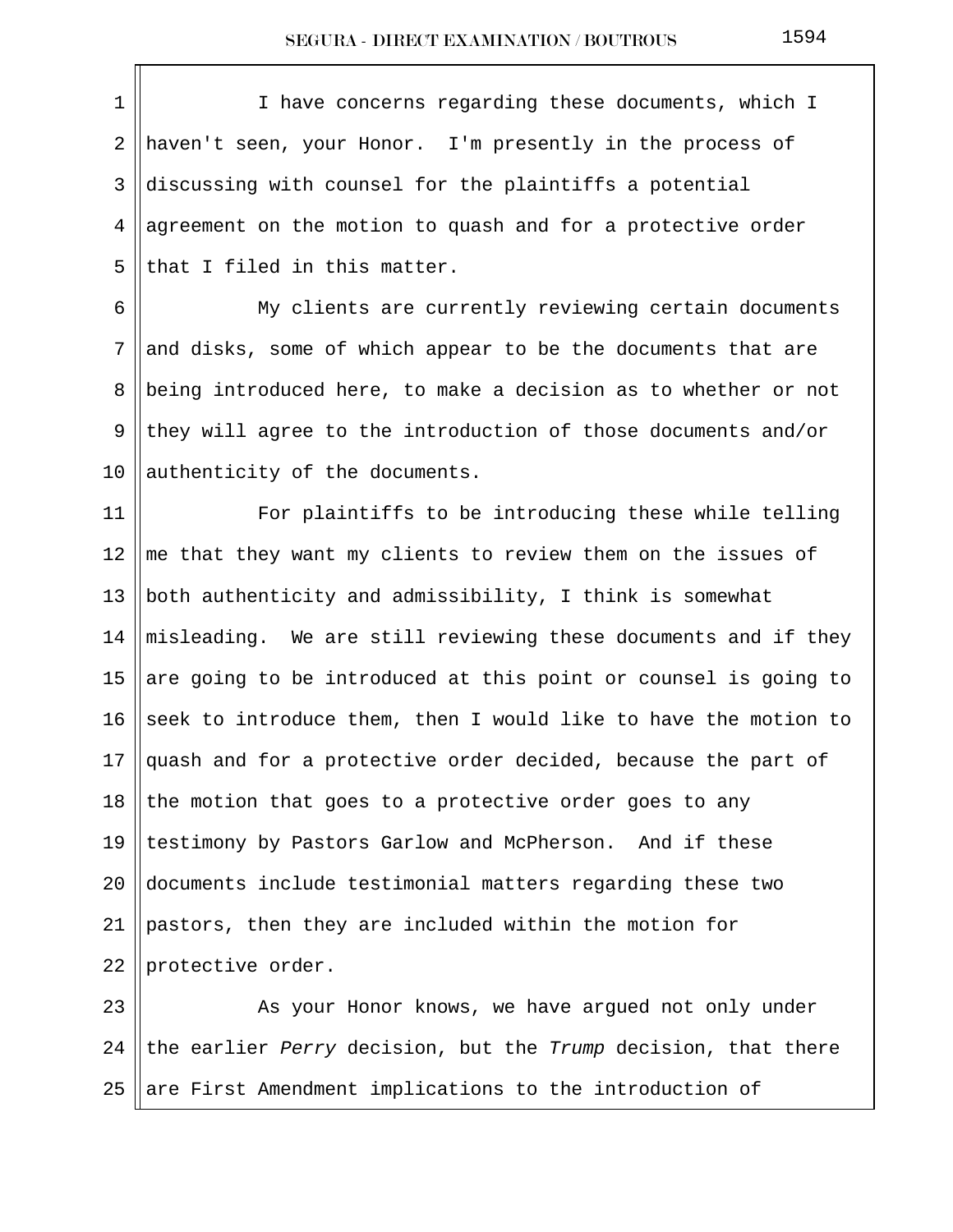I have concerns regarding these documents, which I haven't seen, your Honor. I'm presently in the process of discussing with counsel for the plaintiffs a potential agreement on the motion to quash and for a protective order that I filed in this matter.

My clients are currently reviewing certain documents and disks, some of which appear to be the documents that are being introduced here, to make a decision as to whether or not they will agree to the introduction of those documents and/or authenticity of the documents.

For plaintiffs to be introducing these while telling me that they want my clients to review them on the issues of both authenticity and admissibility, I think is somewhat misleading. We are still reviewing these documents and if they are going to be introduced at this point or counsel is going to seek to introduce them, then I would like to have the motion to quash and for a protective order decided, because the part of the motion that goes to a protective order goes to any testimony by Pastors Garlow and McPherson. And if these documents include testimonial matters regarding these two pastors, then they are included within the motion for protective order.

As your Honor knows, we have argued not only under the earlier *Perry* decision, but the *Trump* decision, that there are First Amendment implications to the introduction of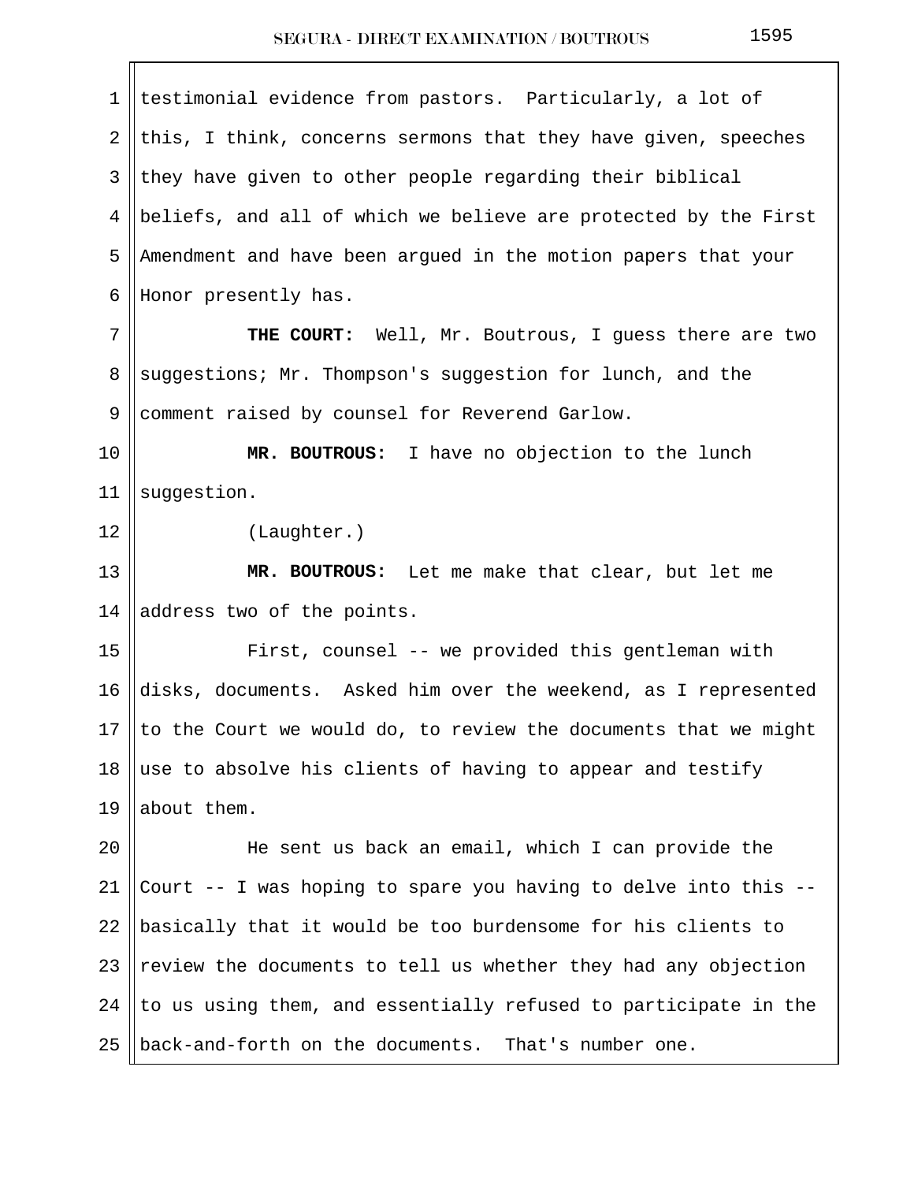testimonial evidence from pastors. Particularly, a lot of this, I think, concerns sermons that they have given, speeches they have given to other people regarding their biblical beliefs, and all of which we believe are protected by the First Amendment and have been argued in the motion papers that your Honor presently has.

**THE COURT:** Well, Mr. Boutrous, I guess there are two suggestions; Mr. Thompson's suggestion for lunch, and the comment raised by counsel for Reverend Garlow.

**MR. BOUTROUS:** I have no objection to the lunch suggestion.

(Laughter.)

**MR. BOUTROUS:** Let me make that clear, but let me address two of the points.

First, counsel -- we provided this gentleman with disks, documents. Asked him over the weekend, as I represented to the Court we would do, to review the documents that we might use to absolve his clients of having to appear and testify about them.

He sent us back an email, which I can provide the Court -- I was hoping to spare you having to delve into this -- basically that it would be too burdensome for his clients to review the documents to tell us whether they had any objection to us using them, and essentially refused to participate in the back-and-forth on the documents. That's number one.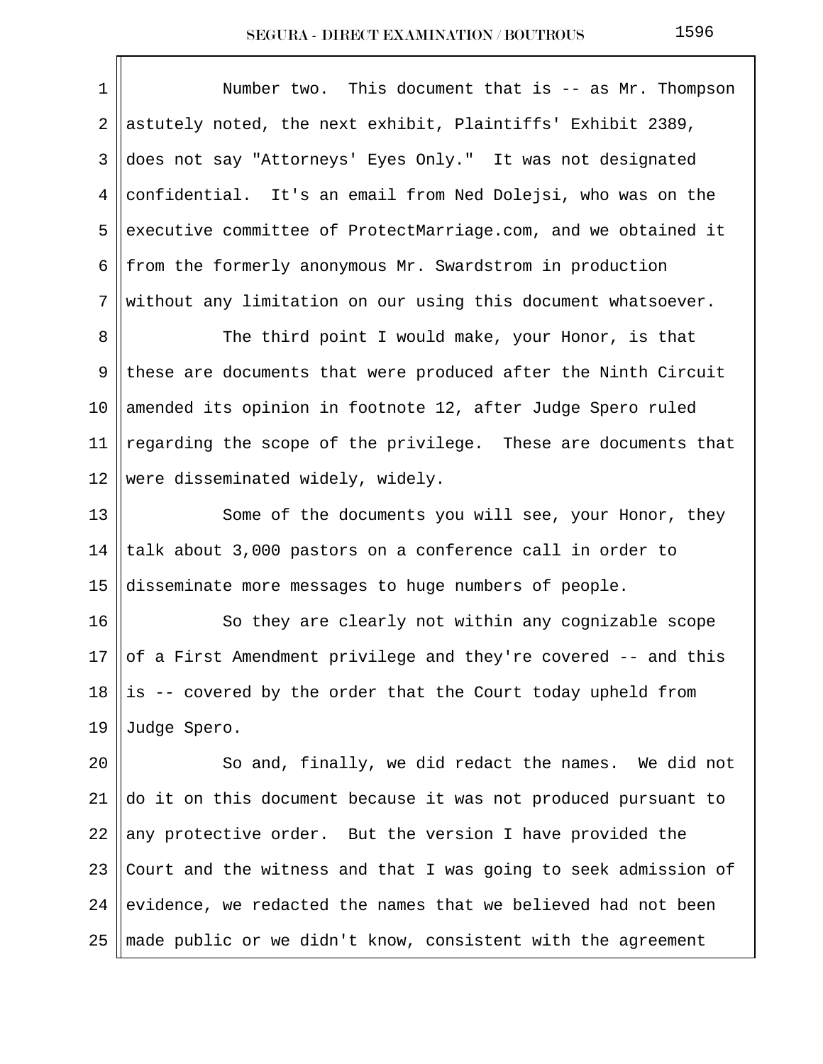Number two. This document that is -- as Mr. Thompson astutely noted, the next exhibit, Plaintiffs' Exhibit 2389, does not say "Attorneys' Eyes Only." It was not designated confidential. It's an email from Ned Dolejsi, who was on the executive committee of ProtectMarriage.com, and we obtained it from the formerly anonymous Mr. Swardstrom in production without any limitation on our using this document whatsoever.

The third point I would make, your Honor, is that these are documents that were produced after the Ninth Circuit amended its opinion in footnote 12, after Judge Spero ruled regarding the scope of the privilege. These are documents that were disseminated widely, widely.

Some of the documents you will see, your Honor, they talk about 3,000 pastors on a conference call in order to disseminate more messages to huge numbers of people.

So they are clearly not within any cognizable scope of a First Amendment privilege and they're covered -- and this is -- covered by the order that the Court today upheld from Judge Spero.

So and, finally, we did redact the names. We did not do it on this document because it was not produced pursuant to any protective order. But the version I have provided the Court and the witness and that I was going to seek admission of evidence, we redacted the names that we believed had not been made public or we didn't know, consistent with the agreement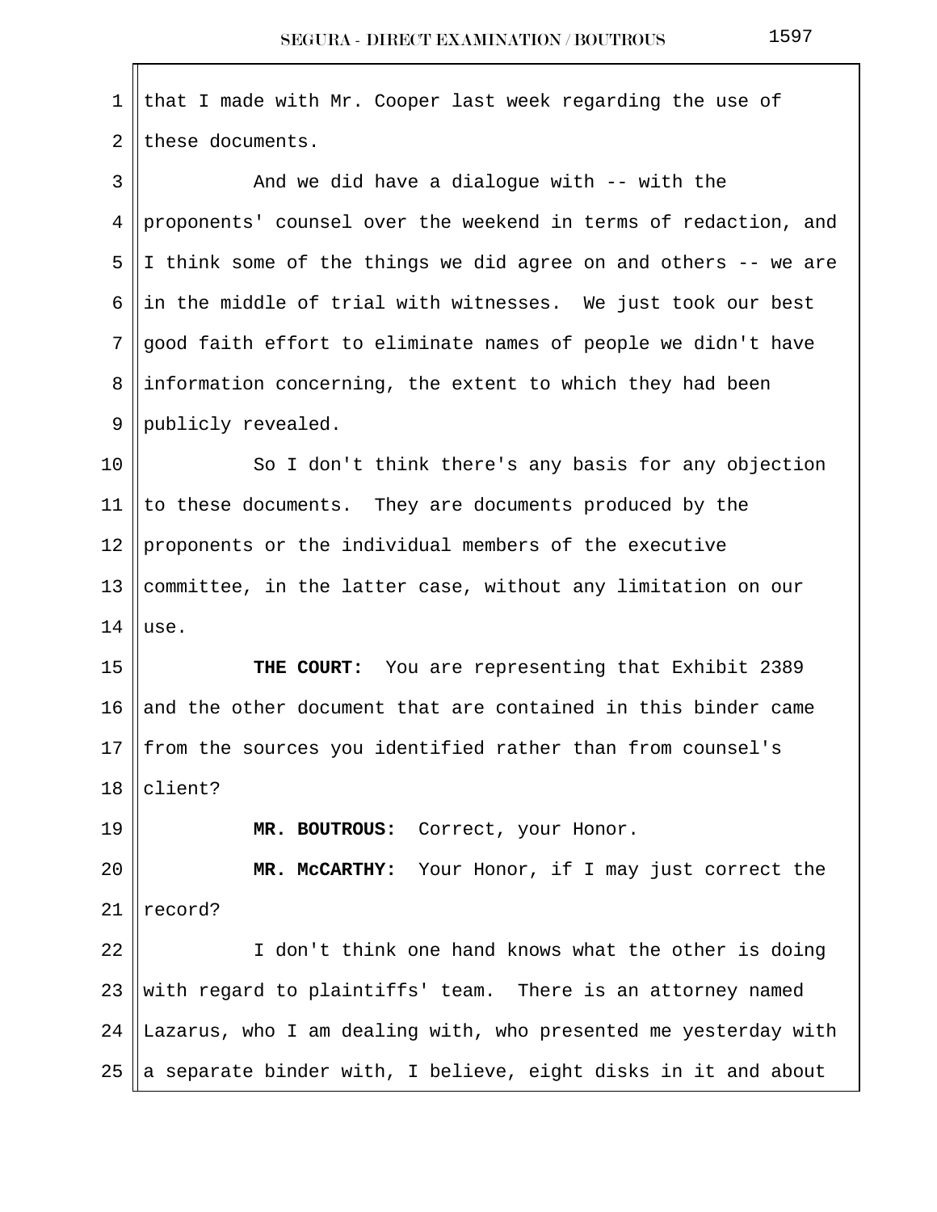that I made with Mr. Cooper last week regarding the use of these documents.

And we did have a dialogue with -- with the proponents' counsel over the weekend in terms of redaction, and I think some of the things we did agree on and others -- we are in the middle of trial with witnesses. We just took our best good faith effort to eliminate names of people we didn't have information concerning, the extent to which they had been publicly revealed.

So I don't think there's any basis for any objection to these documents. They are documents produced by the proponents or the individual members of the executive committee, in the latter case, without any limitation on our use.

**THE COURT:** You are representing that Exhibit 2389 and the other document that are contained in this binder came from the sources you identified rather than from counsel's client?

**MR. BOUTROUS:** Correct, your Honor.

**MR. McCARTHY:** Your Honor, if I may just correct the record?

I don't think one hand knows what the other is doing with regard to plaintiffs' team. There is an attorney named Lazarus, who I am dealing with, who presented me yesterday with a separate binder with, I believe, eight disks in it and about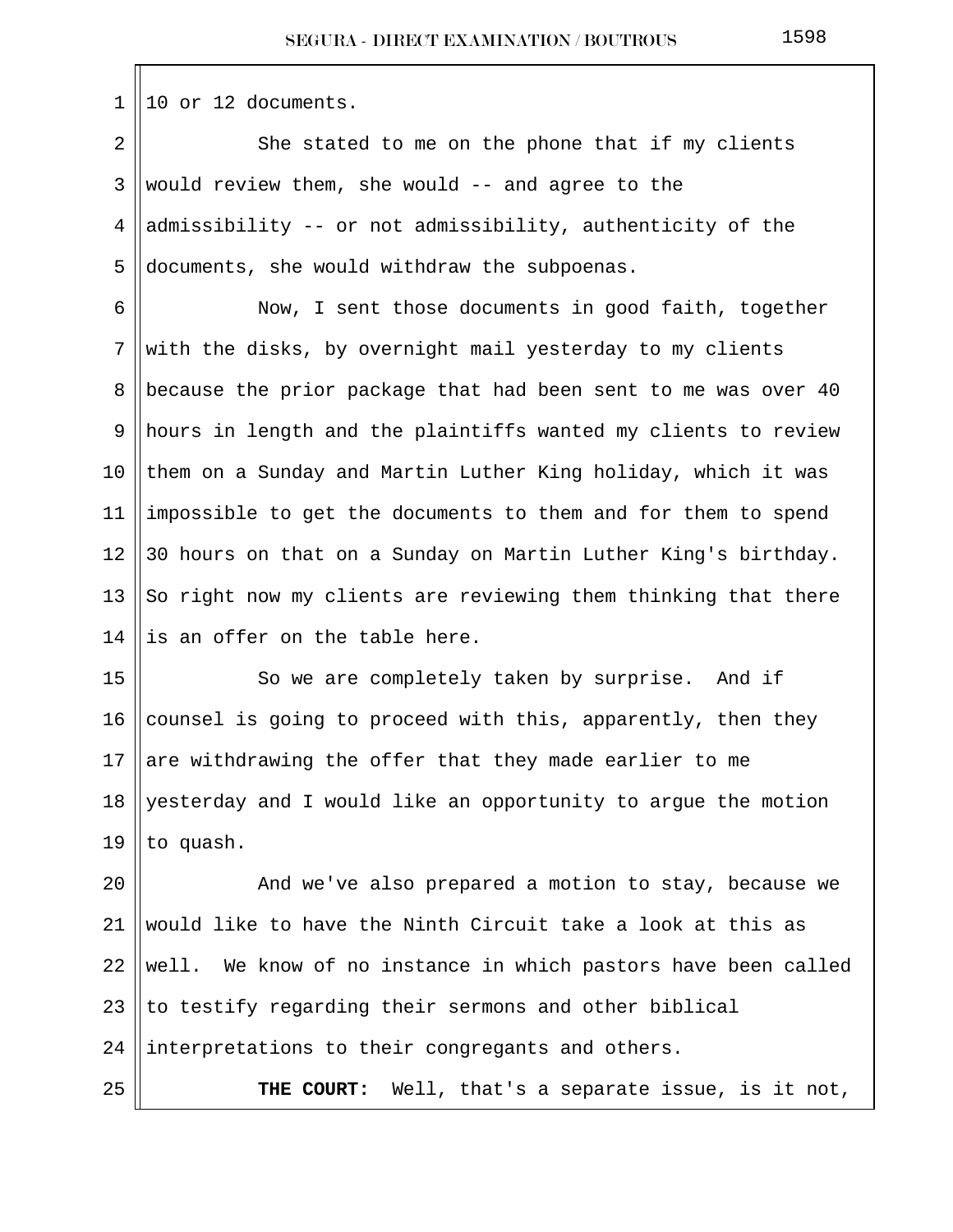10 or 12 documents.

She stated to me on the phone that if my clients would review them, she would -- and agree to the admissibility -- or not admissibility, authenticity of the documents, she would withdraw the subpoenas.

Now, I sent those documents in good faith, together with the disks, by overnight mail yesterday to my clients because the prior package that had been sent to me was over 40 hours in length and the plaintiffs wanted my clients to review them on a Sunday and Martin Luther King holiday, which it was impossible to get the documents to them and for them to spend 30 hours on that on a Sunday on Martin Luther King's birthday. So right now my clients are reviewing them thinking that there is an offer on the table here.

So we are completely taken by surprise. And if counsel is going to proceed with this, apparently, then they are withdrawing the offer that they made earlier to me yesterday and I would like an opportunity to argue the motion to quash.

And we've also prepared a motion to stay, because we would like to have the Ninth Circuit take a look at this as well. We know of no instance in which pastors have been called to testify regarding their sermons and other biblical interpretations to their congregants and others.

**THE COURT:** Well, that's a separate issue, is it not,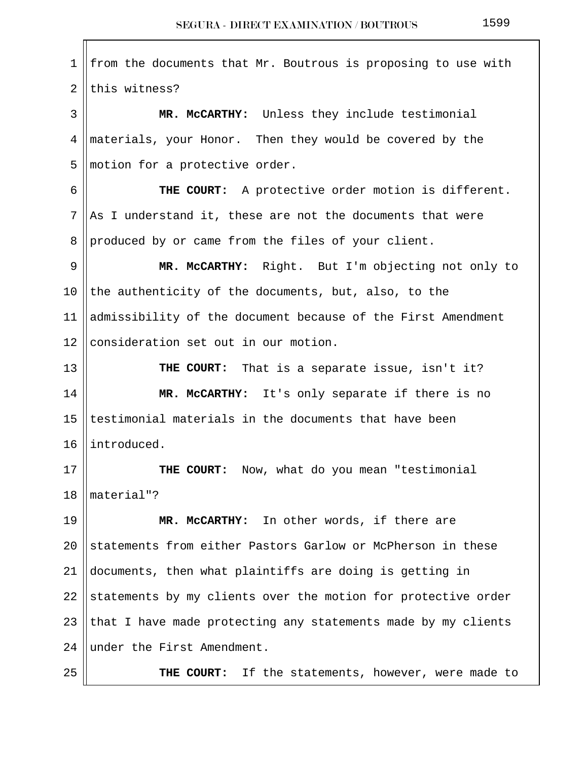from the documents that Mr. Boutrous is proposing to use with this witness?

**MR. McCARTHY:** Unless they include testimonial materials, your Honor. Then they would be covered by the motion for a protective order.

**THE COURT:** A protective order motion is different. As I understand it, these are not the documents that were produced by or came from the files of your client.

**MR. McCARTHY:** Right. But I'm objecting not only to the authenticity of the documents, but, also, to the admissibility of the document because of the First Amendment consideration set out in our motion.

**THE COURT:** That is a separate issue, isn't it?

**MR. McCARTHY:** It's only separate if there is no testimonial materials in the documents that have been introduced.

**THE COURT:** Now, what do you mean "testimonial material"?

**MR. McCARTHY:** In other words, if there are statements from either Pastors Garlow or McPherson in these documents, then what plaintiffs are doing is getting in statements by my clients over the motion for protective order that I have made protecting any statements made by my clients under the First Amendment.

**THE COURT:** If the statements, however, were made to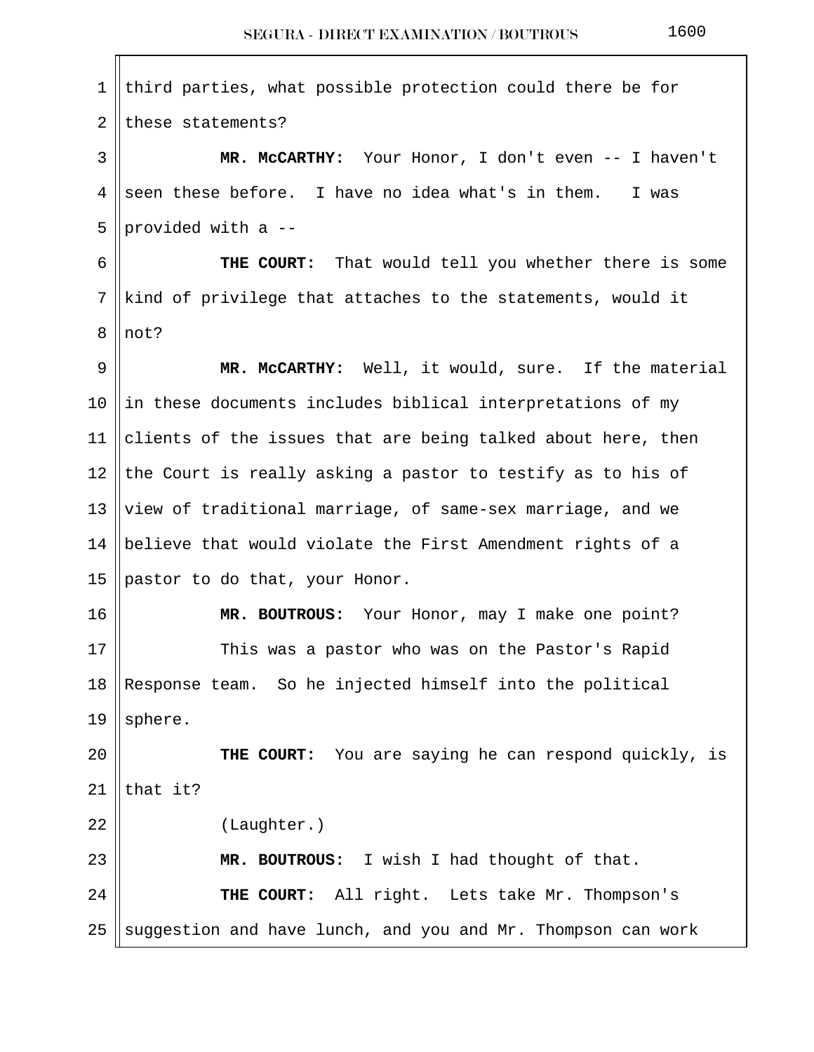third parties, what possible protection could there be for these statements?

**MR. McCARTHY:** Your Honor, I don't even -- I haven't seen these before. I have no idea what's in them. I was provided with a --

**THE COURT:** That would tell you whether there is some kind of privilege that attaches to the statements, would it not?

**MR. McCARTHY:** Well, it would, sure. If the material in these documents includes biblical interpretations of my clients of the issues that are being talked about here, then the Court is really asking a pastor to testify as to his of view of traditional marriage, of same-sex marriage, and we believe that would violate the First Amendment rights of a pastor to do that, your Honor.

**MR. BOUTROUS:** Your Honor, may I make one point?

This was a pastor who was on the Pastor's Rapid Response team. So he injected himself into the political sphere.

**THE COURT:** You are saying he can respond quickly, is that it?

(Laughter.)

**MR. BOUTROUS:** I wish I had thought of that.

**THE COURT:** All right. Lets take Mr. Thompson's suggestion and have lunch, and you and Mr. Thompson can work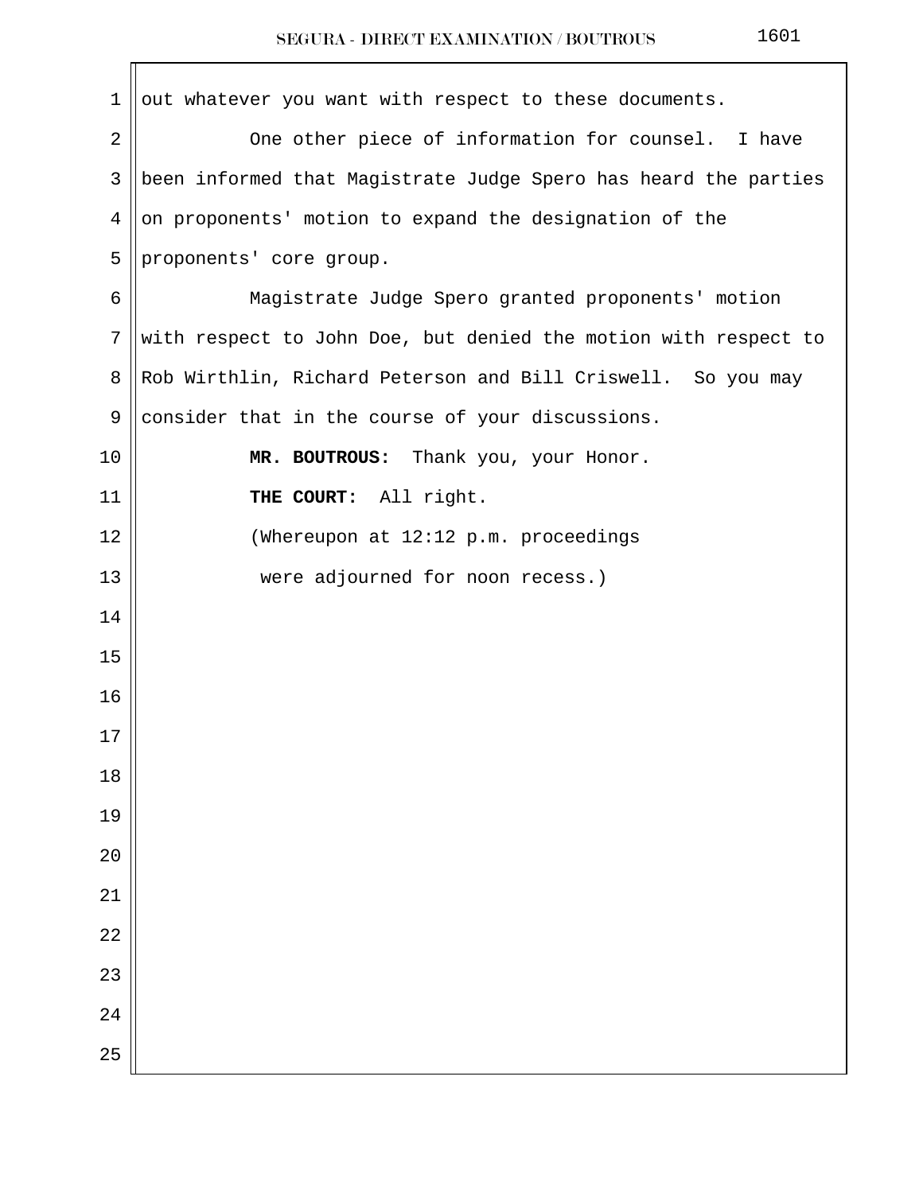out whatever you want with respect to these documents.

One other piece of information for counsel. I have been informed that Magistrate Judge Spero has heard the parties on proponents' motion to expand the designation of the proponents' core group.

Magistrate Judge Spero granted proponents' motion with respect to John Doe, but denied the motion with respect to Rob Wirthlin, Richard Peterson and Bill Criswell. So you may consider that in the course of your discussions.

**MR. BOUTROUS:** Thank you, your Honor.

**THE COURT:** All right.

(Whereupon at 12:12 p.m. proceedings were adjourned for noon recess.)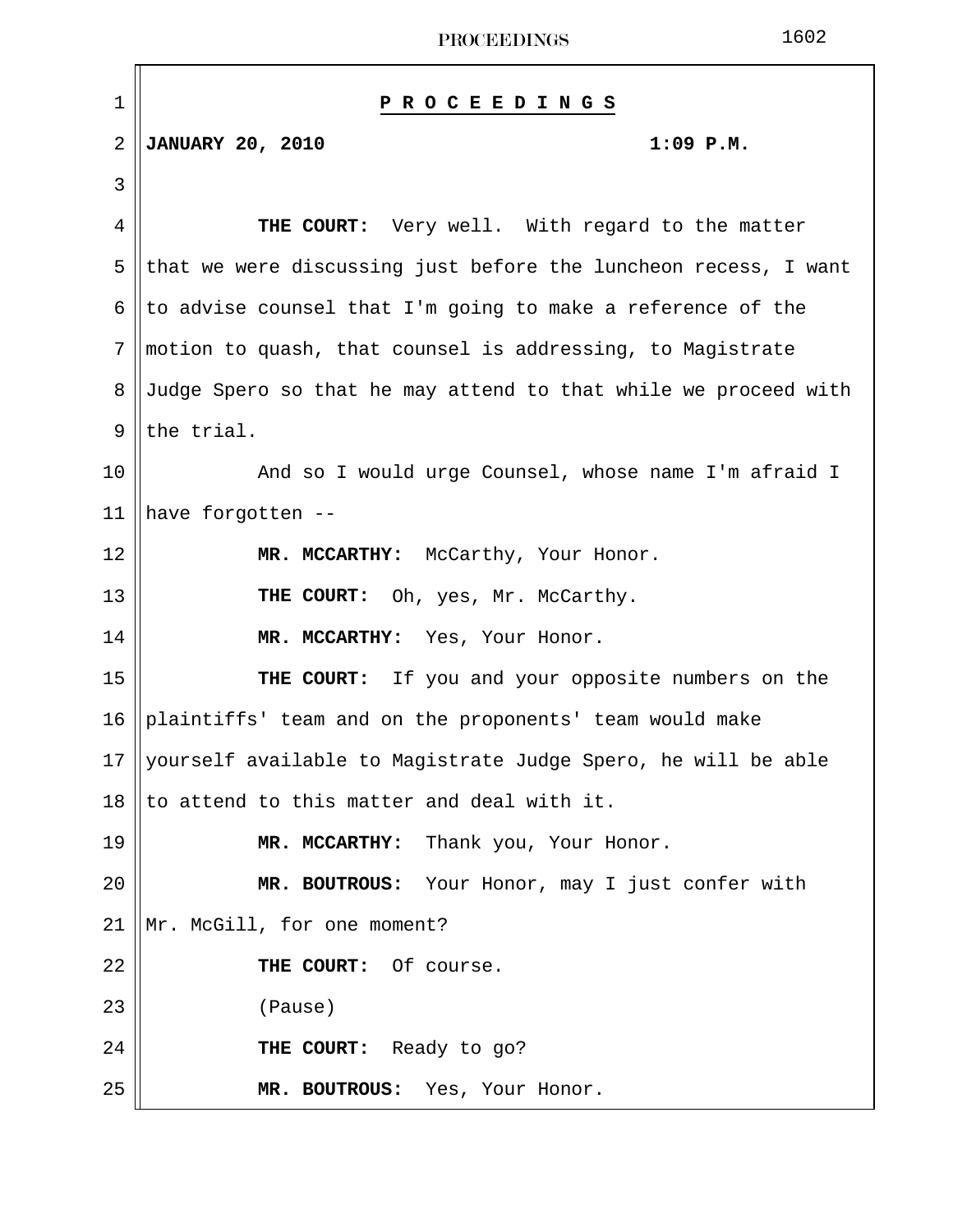**P R O C E E D I N G S**

**JANUARY 20, 2010** **1:09 P.M.**

**THE COURT:** Very well. With regard to the matter that we were discussing just before the luncheon recess, I want to advise counsel that I'm going to make a reference of the motion to quash, that counsel is addressing, to Magistrate Judge Spero so that he may attend to that while we proceed with the trial.

And so I would urge Counsel, whose name I'm afraid I have forgotten --

**MR. MCCARTHY:** McCarthy, Your Honor.

**THE COURT:** Oh, yes, Mr. McCarthy.

**MR. MCCARTHY:** Yes, Your Honor.

**THE COURT:** If you and your opposite numbers on the plaintiffs' team and on the proponents' team would make yourself available to Magistrate Judge Spero, he will be able to attend to this matter and deal with it.

**MR. MCCARTHY:** Thank you, Your Honor.

**MR. BOUTROUS:** Your Honor, may I just confer with Mr. McGill, for one moment?

**THE COURT:** Of course.

(Pause)

**THE COURT:** Ready to go?

**MR. BOUTROUS:** Yes, Your Honor.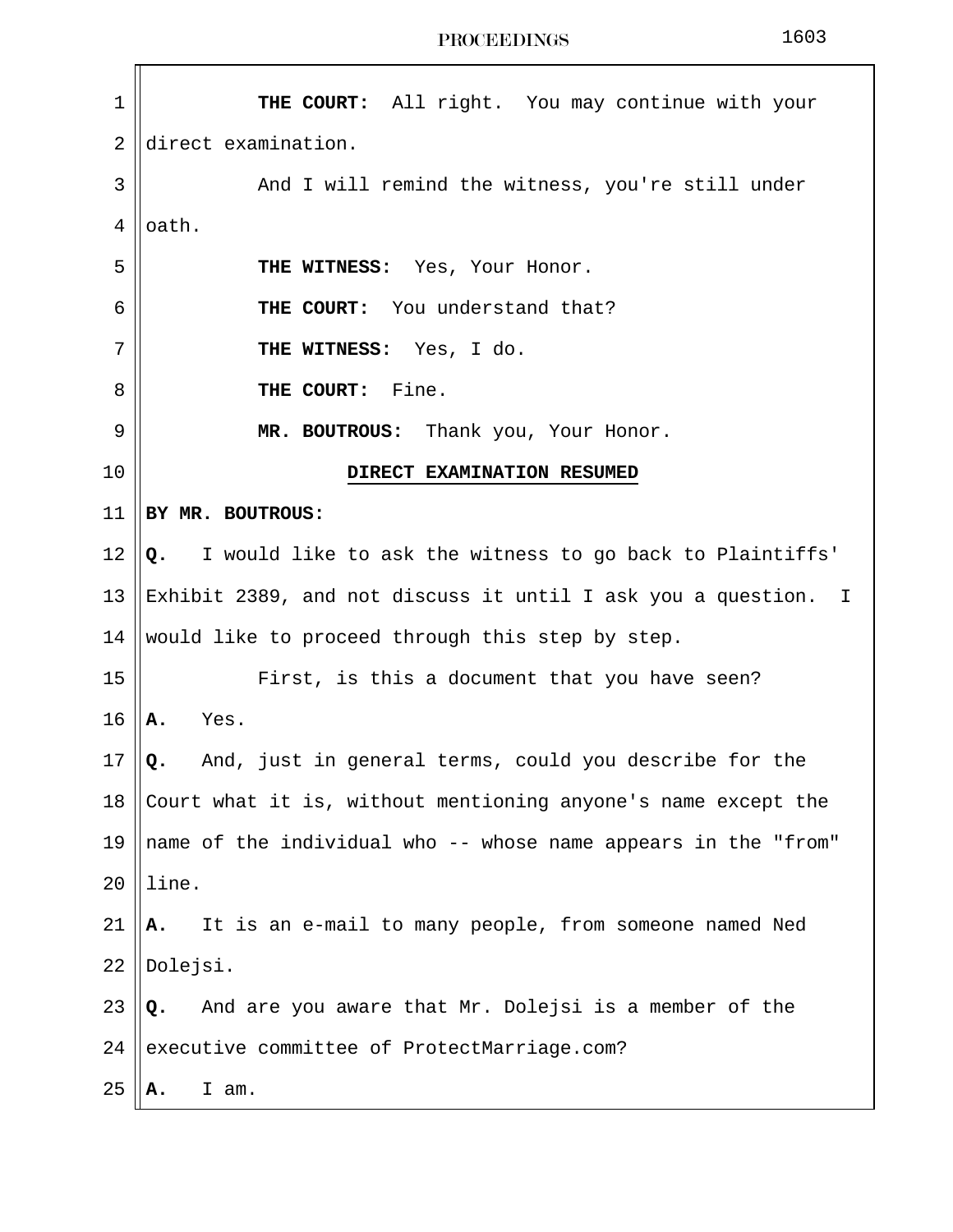**THE COURT:** All right. You may continue with your direct examination.

And I will remind the witness, you're still under oath.

**THE WITNESS:** Yes, Your Honor.

**THE COURT:** You understand that?

**THE WITNESS:** Yes, I do.

**THE COURT:** Fine.

**MR. BOUTROUS:** Thank you, Your Honor.

**DIRECT EXAMINATION RESUMED**

**BY MR. BOUTROUS:**

**Q.** I would like to ask the witness to go back to Plaintiffs' Exhibit 2389, and not discuss it until I ask you a question. I would like to proceed through this step by step.

First, is this a document that you have seen?

**A.** Yes.

**Q.** And, just in general terms, could you describe for the Court what it is, without mentioning anyone's name except the name of the individual who -- whose name appears in the "from" line.

**A.** It is an e-mail to many people, from someone named Ned Dolejsi.

**Q.** And are you aware that Mr. Dolejsi is a member of the executive committee of ProtectMarriage.com?

**A.** I am.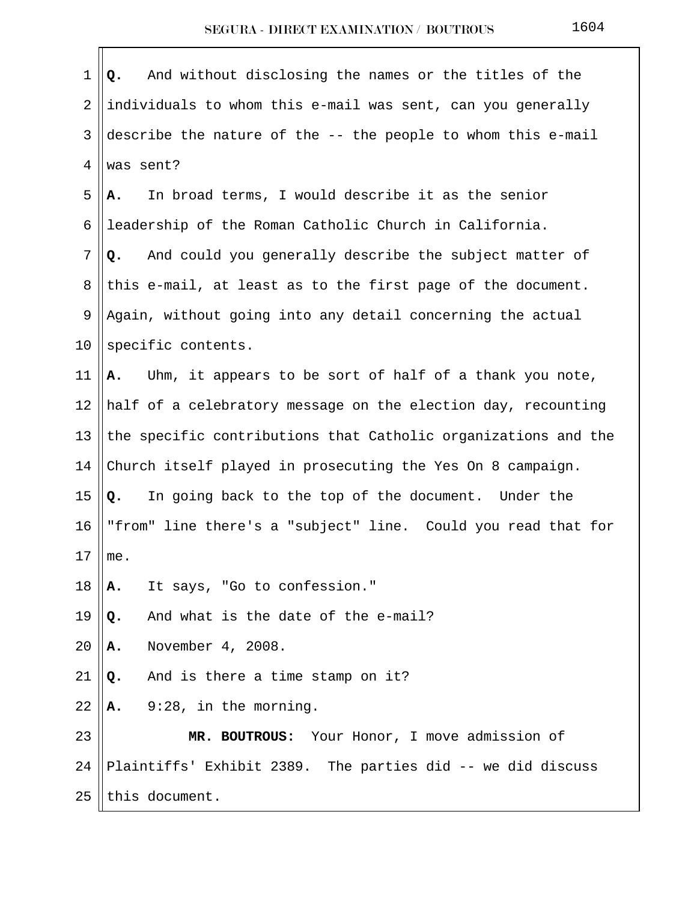**Q.** And without disclosing the names or the titles of the individuals to whom this e-mail was sent, can you generally describe the nature of the -- the people to whom this e-mail was sent?

**A.** In broad terms, I would describe it as the senior leadership of the Roman Catholic Church in California.

**Q.** And could you generally describe the subject matter of this e-mail, at least as to the first page of the document. Again, without going into any detail concerning the actual specific contents.

**A.** Uhm, it appears to be sort of half of a thank you note, half of a celebratory message on the election day, recounting the specific contributions that Catholic organizations and the Church itself played in prosecuting the Yes On 8 campaign.

**Q.** In going back to the top of the document. Under the "from" line there's a "subject" line. Could you read that for me.

**A.** It says, "Go to confession."

**Q.** And what is the date of the e-mail?

**A.** November 4, 2008.

**Q.** And is there a time stamp on it?

**A.** 9:28, in the morning.

**MR. BOUTROUS:** Your Honor, I move admission of Plaintiffs' Exhibit 2389. The parties did -- we did discuss this document.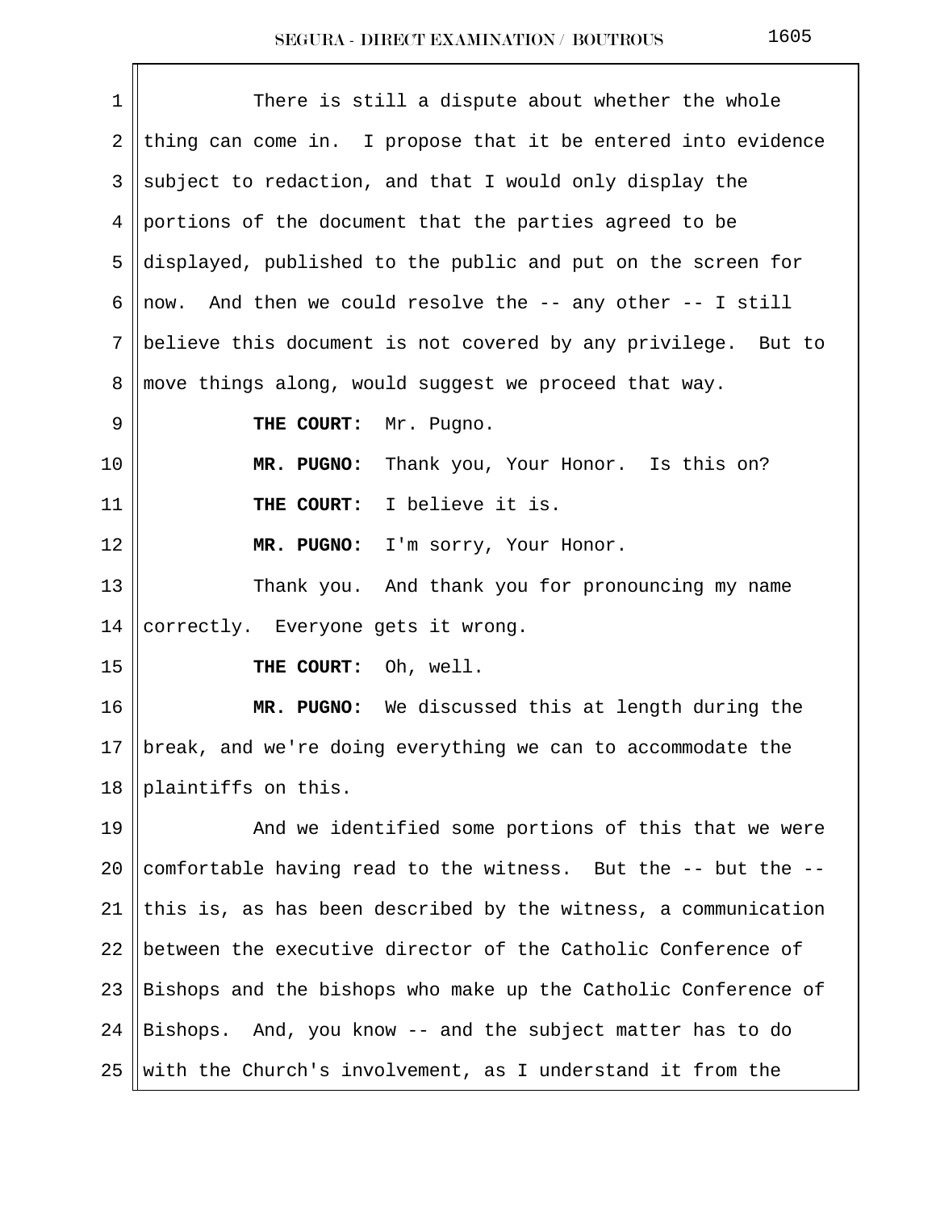There is still a dispute about whether the whole thing can come in. I propose that it be entered into evidence subject to redaction, and that I would only display the portions of the document that the parties agreed to be displayed, published to the public and put on the screen for now. And then we could resolve the -- any other -- I still believe this document is not covered by any privilege. But to move things along, would suggest we proceed that way.

**THE COURT:** Mr. Pugno.

**MR. PUGNO:** Thank you, Your Honor. Is this on?

**THE COURT:** I believe it is.

**MR. PUGNO:** I'm sorry, Your Honor.

Thank you. And thank you for pronouncing my name correctly. Everyone gets it wrong.

**THE COURT:** Oh, well.

**MR. PUGNO:** We discussed this at length during the break, and we're doing everything we can to accommodate the plaintiffs on this.

And we identified some portions of this that we were comfortable having read to the witness. But the -- but the -- this is, as has been described by the witness, a communication between the executive director of the Catholic Conference of Bishops and the bishops who make up the Catholic Conference of Bishops. And, you know -- and the subject matter has to do with the Church's involvement, as I understand it from the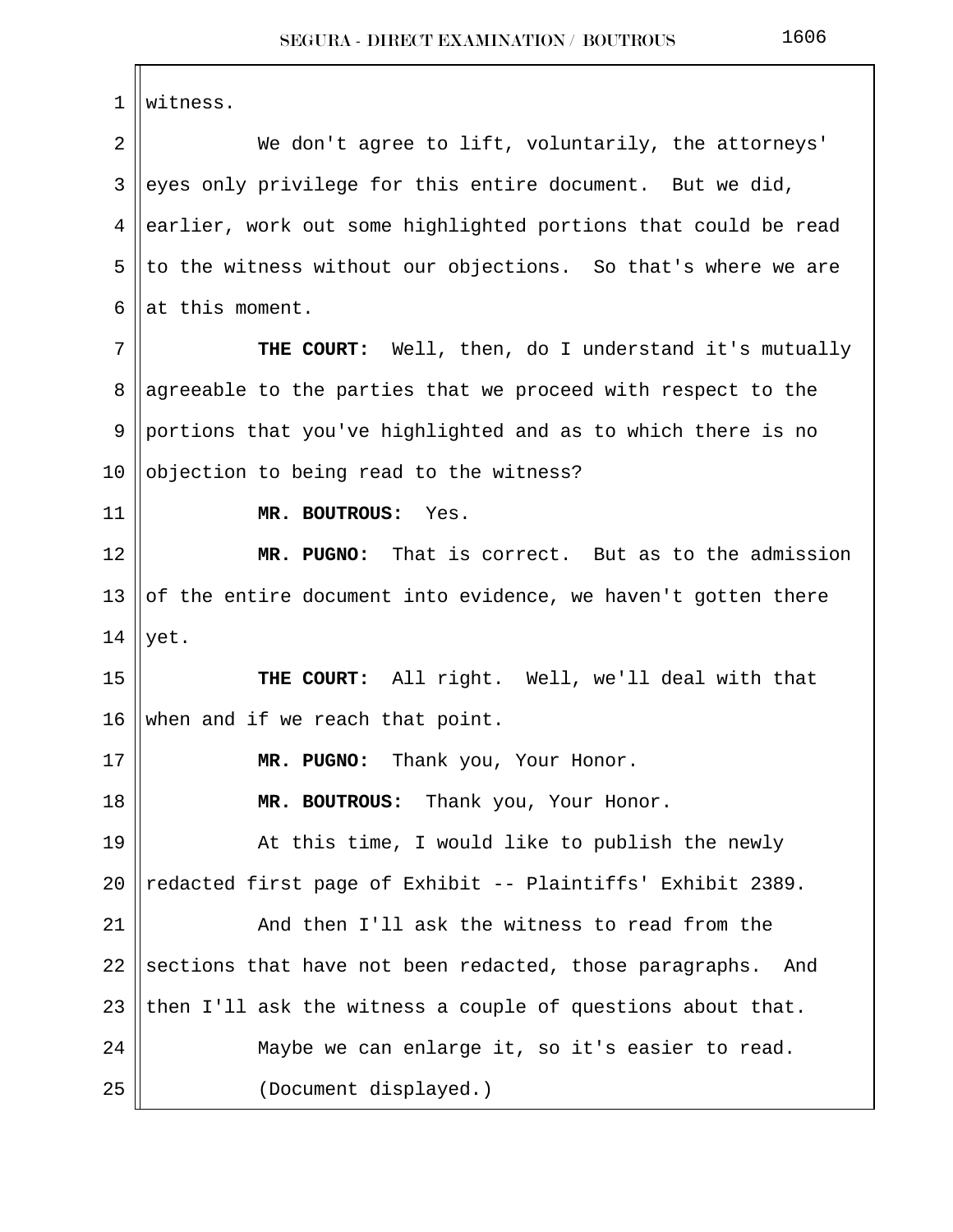witness.

We don't agree to lift, voluntarily, the attorneys' eyes only privilege for this entire document. But we did, earlier, work out some highlighted portions that could be read to the witness without our objections. So that's where we are at this moment.

**THE COURT:** Well, then, do I understand it's mutually agreeable to the parties that we proceed with respect to the portions that you've highlighted and as to which there is no objection to being read to the witness?

**MR. BOUTROUS:** Yes.

**MR. PUGNO:** That is correct. But as to the admission of the entire document into evidence, we haven't gotten there yet.

**THE COURT:** All right. Well, we'll deal with that when and if we reach that point.

**MR. PUGNO:** Thank you, Your Honor.

**MR. BOUTROUS:** Thank you, Your Honor.

At this time, I would like to publish the newly redacted first page of Exhibit -- Plaintiffs' Exhibit 2389.

And then I'll ask the witness to read from the sections that have not been redacted, those paragraphs. And then I'll ask the witness a couple of questions about that.

Maybe we can enlarge it, so it's easier to read.

(Document displayed.)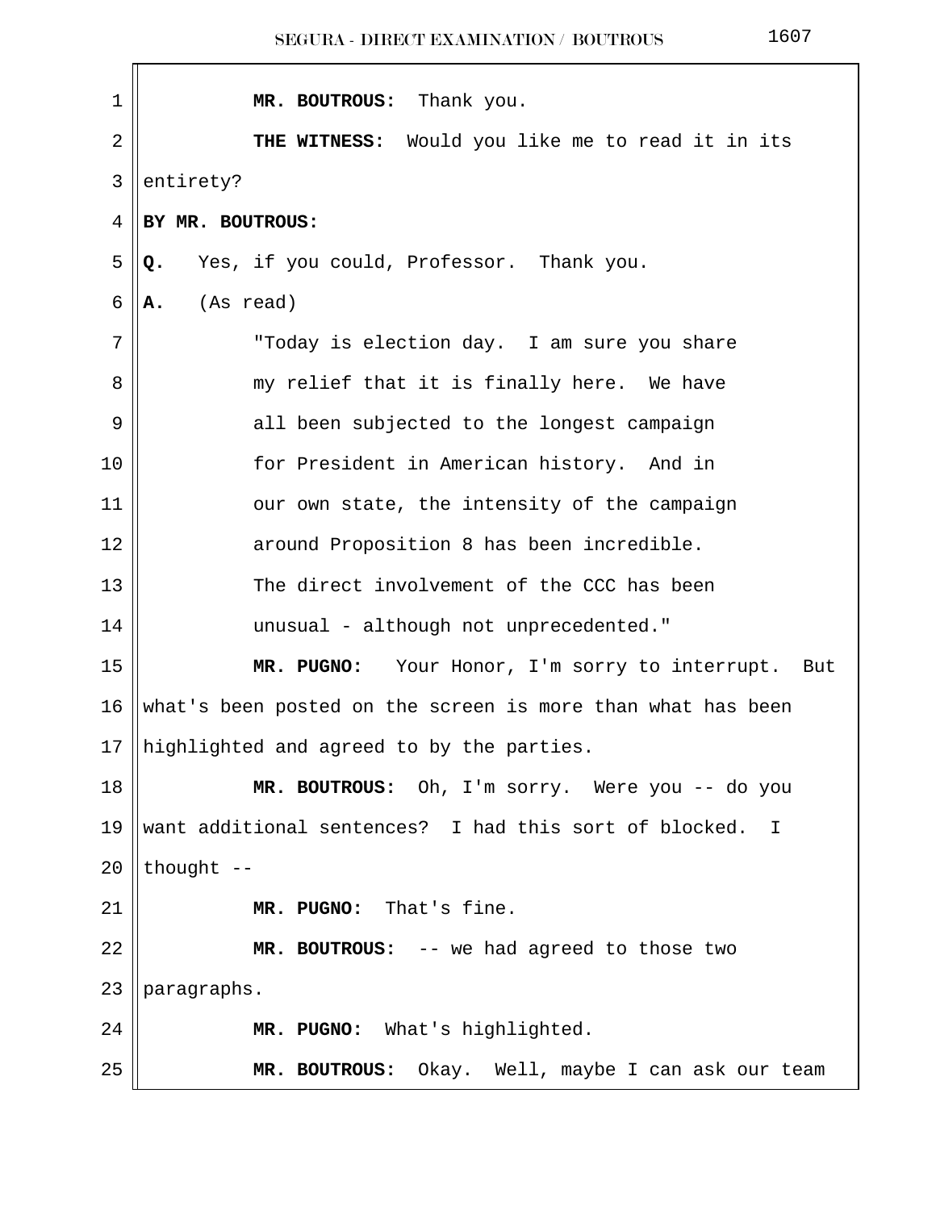**MR. BOUTROUS:** Thank you.

**THE WITNESS:** Would you like me to read it in its entirety?

**BY MR. BOUTROUS:**

**Q.** Yes, if you could, Professor. Thank you.

**A.** (As read)

> "Today is election day. I am sure you share my relief that it is finally here. We have all been subjected to the longest campaign for President in American history. And in our own state, the intensity of the campaign around Proposition 8 has been incredible. The direct involvement of the CCC has been unusual - although not unprecedented."

**MR. PUGNO:** Your Honor, I'm sorry to interrupt. But what's been posted on the screen is more than what has been highlighted and agreed to by the parties.

**MR. BOUTROUS:** Oh, I'm sorry. Were you -- do you want additional sentences? I had this sort of blocked. I thought --

**MR. PUGNO:** That's fine.

**MR. BOUTROUS:** -- we had agreed to those two paragraphs.

**MR. PUGNO:** What's highlighted.

**MR. BOUTROUS:** Okay. Well, maybe I can ask our team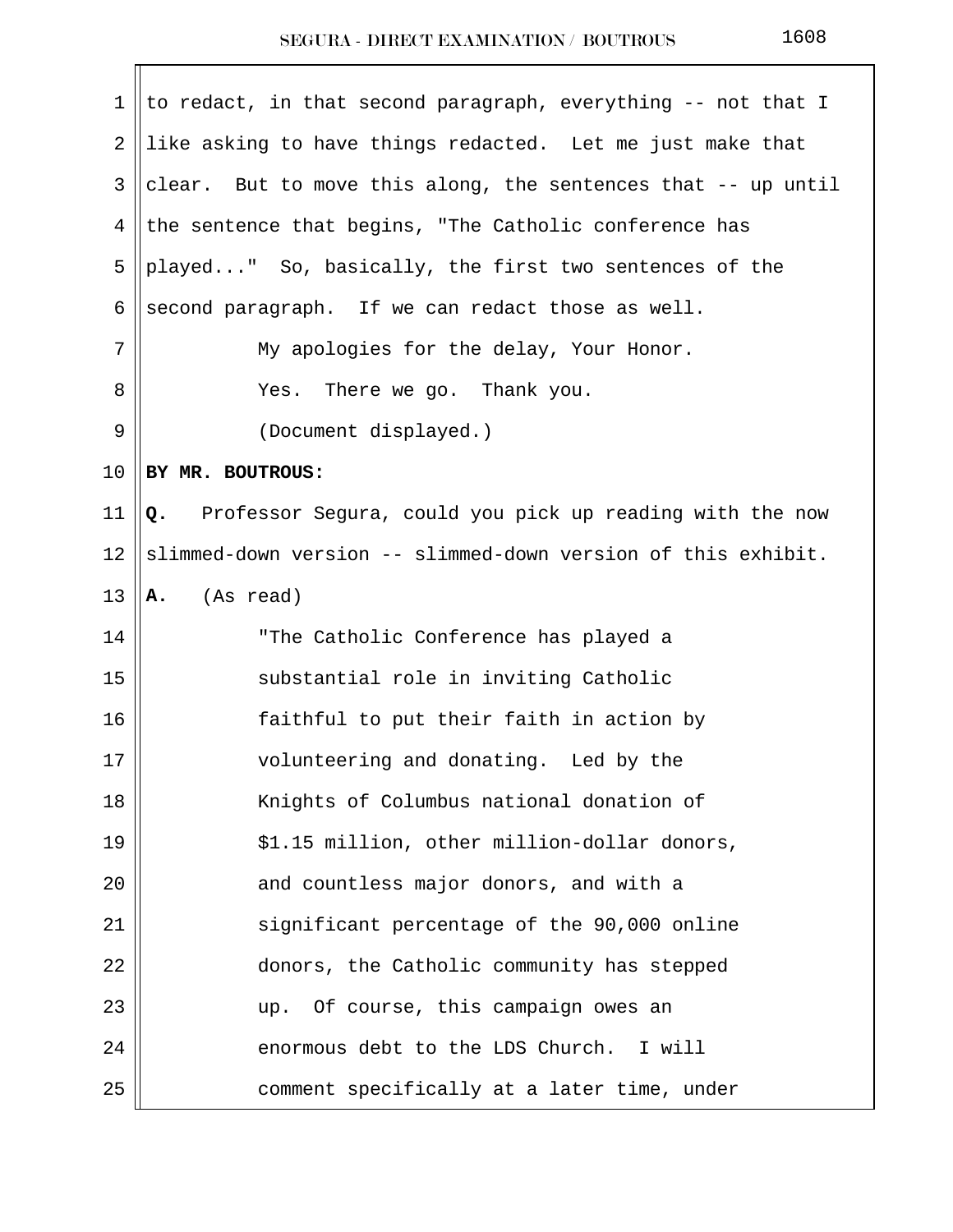to redact, in that second paragraph, everything -- not that I like asking to have things redacted. Let me just make that clear. But to move this along, the sentences that -- up until the sentence that begins, "The Catholic conference has played..." So, basically, the first two sentences of the second paragraph. If we can redact those as well.

My apologies for the delay, Your Honor.

Yes. There we go. Thank you.

(Document displayed.)

**BY MR. BOUTROUS:**

**Q.** Professor Segura, could you pick up reading with the now slimmed-down version -- slimmed-down version of this exhibit.

**A.** (As read)

"The Catholic Conference has played a substantial role in inviting Catholic faithful to put their faith in action by volunteering and donating. Led by the Knights of Columbus national donation of $1.15 million, other million-dollar donors, and countless major donors, and with a significant percentage of the 90,000 online donors, the Catholic community has stepped up. Of course, this campaign owes an enormous debt to the LDS Church. I will comment specifically at a later time, under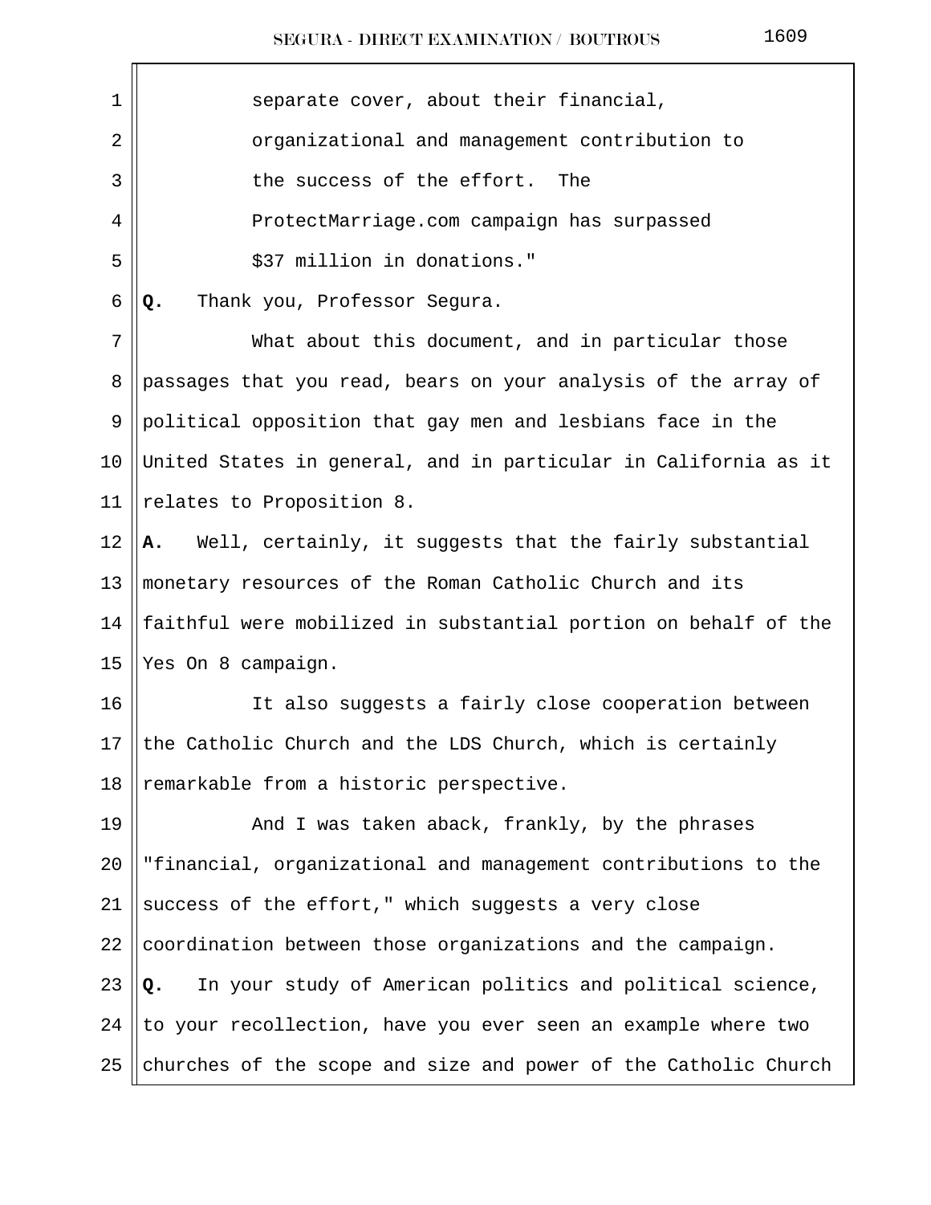separate cover, about their financial, organizational and management contribution to the success of the effort. The ProtectMarriage.com campaign has surpassed $37 million in donations."

**Q.** Thank you, Professor Segura.

What about this document, and in particular those passages that you read, bears on your analysis of the array of political opposition that gay men and lesbians face in the United States in general, and in particular in California as it relates to Proposition 8.

**A.** Well, certainly, it suggests that the fairly substantial monetary resources of the Roman Catholic Church and its faithful were mobilized in substantial portion on behalf of the Yes On 8 campaign.

It also suggests a fairly close cooperation between the Catholic Church and the LDS Church, which is certainly remarkable from a historic perspective.

And I was taken aback, frankly, by the phrases "financial, organizational and management contributions to the success of the effort," which suggests a very close coordination between those organizations and the campaign.

**Q.** In your study of American politics and political science, to your recollection, have you ever seen an example where two churches of the scope and size and power of the Catholic Church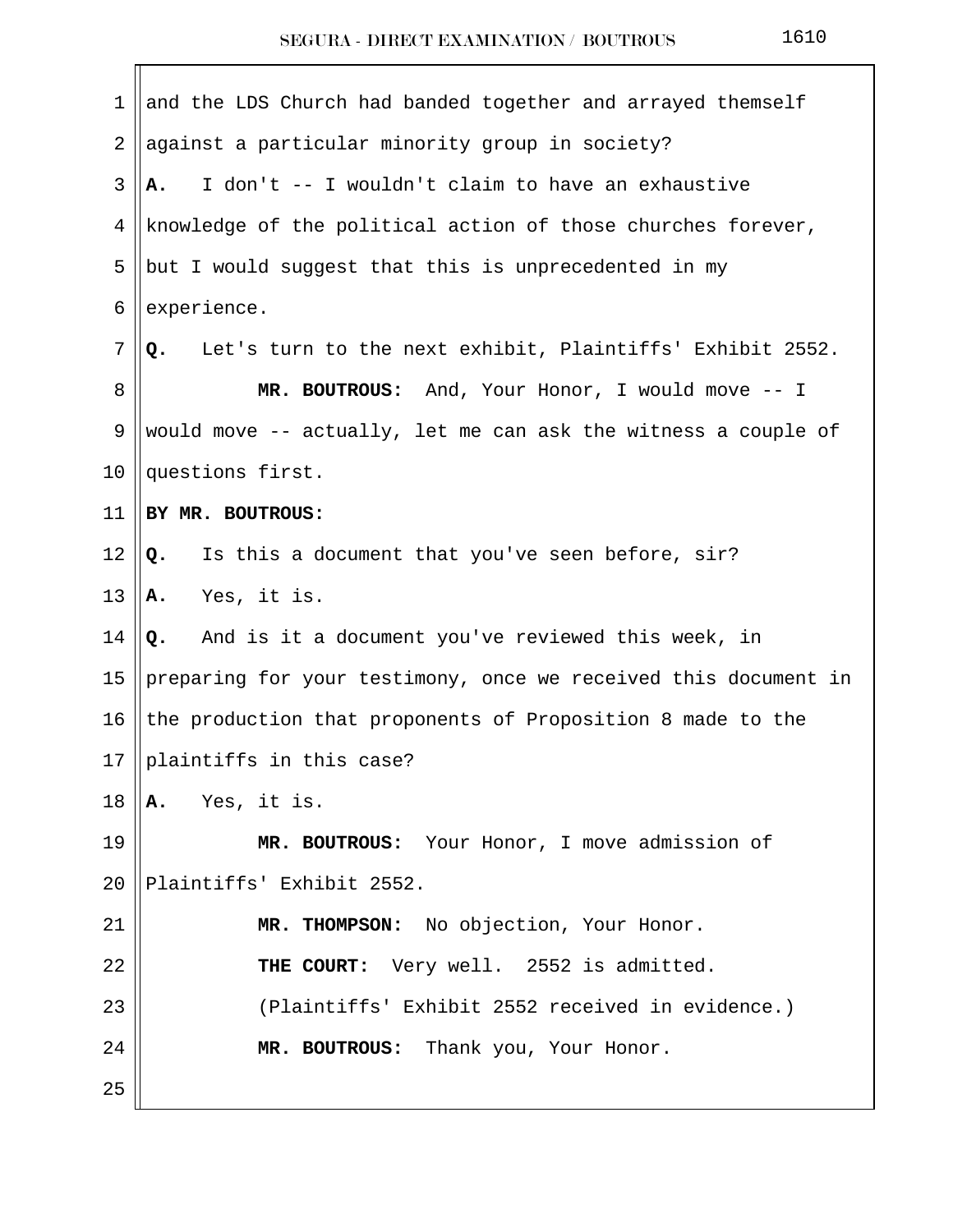and the LDS Church had banded together and arrayed themself against a particular minority group in society?

**A.** I don't -- I wouldn't claim to have an exhaustive knowledge of the political action of those churches forever, but I would suggest that this is unprecedented in my experience.

**Q.** Let's turn to the next exhibit, Plaintiffs' Exhibit 2552.

**MR. BOUTROUS:** And, Your Honor, I would move -- I would move -- actually, let me can ask the witness a couple of questions first.

**BY MR. BOUTROUS:**

**Q.** Is this a document that you've seen before, sir?

**A.** Yes, it is.

**Q.** And is it a document you've reviewed this week, in preparing for your testimony, once we received this document in the production that proponents of Proposition 8 made to the plaintiffs in this case?

**A.** Yes, it is.

**MR. BOUTROUS:** Your Honor, I move admission of Plaintiffs' Exhibit 2552.

**MR. THOMPSON:** No objection, Your Honor.

**THE COURT:** Very well. 2552 is admitted.

(Plaintiffs' Exhibit 2552 received in evidence.)

**MR. BOUTROUS:** Thank you, Your Honor.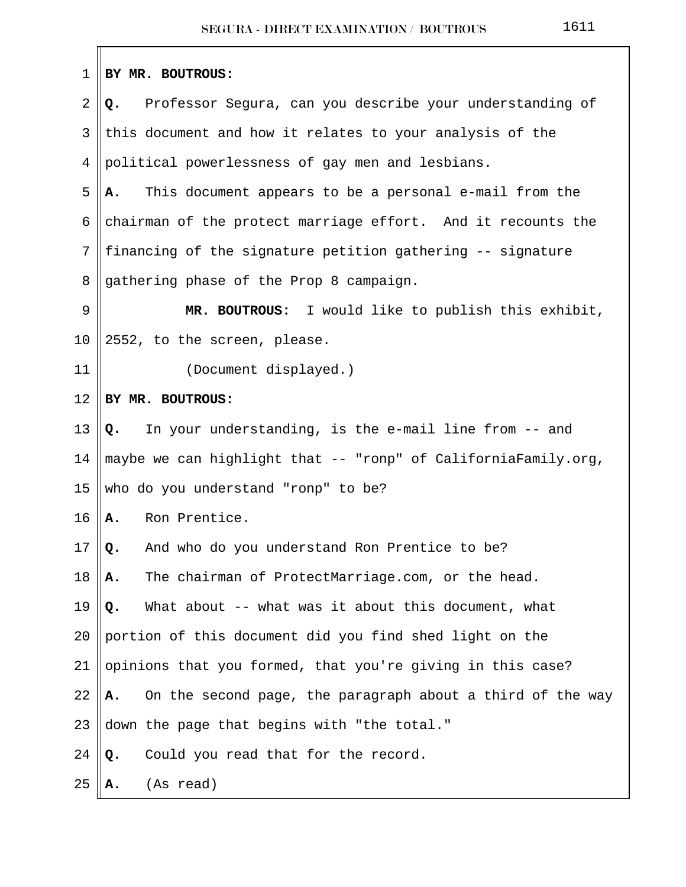BY MR. BOUTROUS:

**Q.** Professor Segura, can you describe your understanding of this document and how it relates to your analysis of the political powerlessness of gay men and lesbians.

**A.** This document appears to be a personal e-mail from the chairman of the protect marriage effort. And it recounts the financing of the signature petition gathering -- signature gathering phase of the Prop 8 campaign.

**MR. BOUTROUS:** I would like to publish this exhibit, 2552, to the screen, please.

(Document displayed.)

BY MR. BOUTROUS:

**Q.** In your understanding, is the e-mail line from -- and maybe we can highlight that -- "ronp" of CaliforniaFamily.org, who do you understand "ronp" to be?

**A.** Ron Prentice.

**Q.** And who do you understand Ron Prentice to be?

**A.** The chairman of ProtectMarriage.com, or the head.

**Q.** What about -- what was it about this document, what portion of this document did you find shed light on the opinions that you formed, that you're giving in this case?

**A.** On the second page, the paragraph about a third of the way down the page that begins with "the total."

**Q.** Could you read that for the record.

**A.** (As read)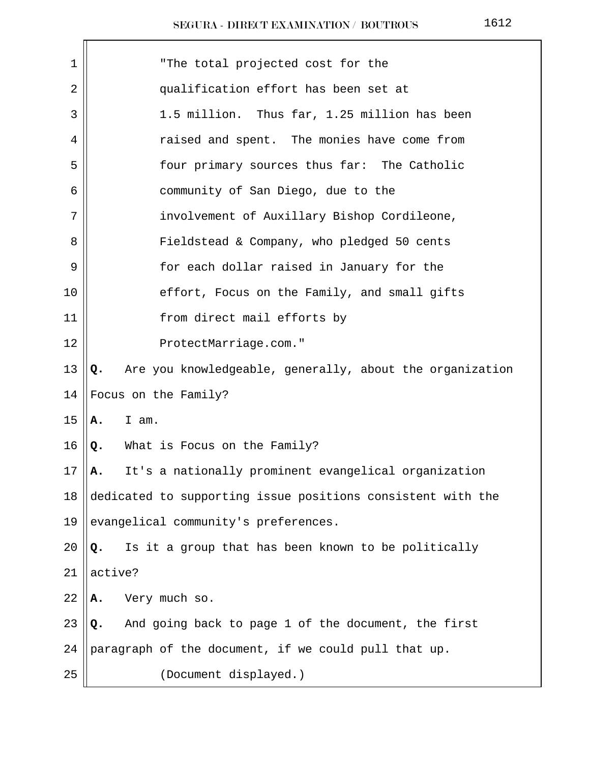"The total projected cost for the qualification effort has been set at 1.5 million. Thus far, 1.25 million has been raised and spent. The monies have come from four primary sources thus far: The Catholic community of San Diego, due to the involvement of Auxillary Bishop Cordileone, Fieldstead & Company, who pledged 50 cents for each dollar raised in January for the effort, Focus on the Family, and small gifts from direct mail efforts by ProtectMarriage.com."

**Q.** Are you knowledgeable, generally, about the organization Focus on the Family?

**A.** I am.

**Q.** What is Focus on the Family?

**A.** It's a nationally prominent evangelical organization dedicated to supporting issue positions consistent with the evangelical community's preferences.

**Q.** Is it a group that has been known to be politically active?

**A.** Very much so.

**Q.** And going back to page 1 of the document, the first paragraph of the document, if we could pull that up.

(Document displayed.)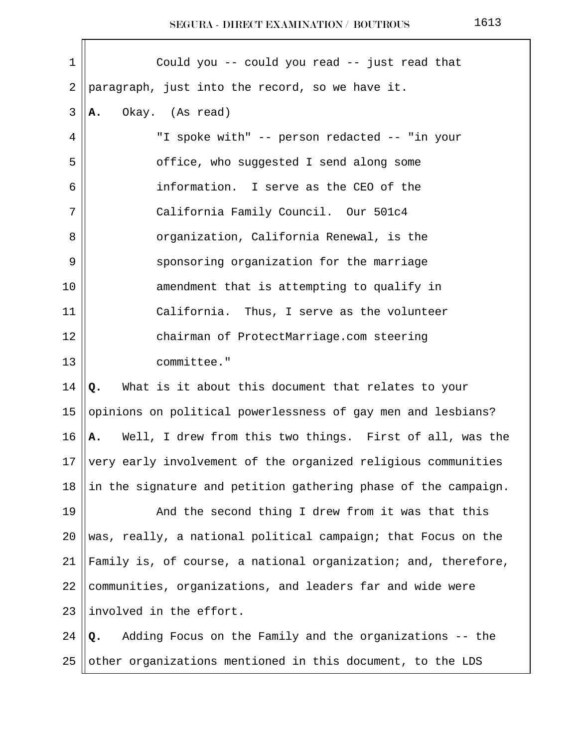Could you -- could you read -- just read that paragraph, just into the record, so we have it.

**A.** Okay. (As read)

> "I spoke with" -- person redacted -- "in your office, who suggested I send along some information. I serve as the CEO of the California Family Council. Our 501c4 organization, California Renewal, is the sponsoring organization for the marriage amendment that is attempting to qualify in California. Thus, I serve as the volunteer chairman of ProtectMarriage.com steering committee."

**Q.** What is it about this document that relates to your opinions on political powerlessness of gay men and lesbians?

**A.** Well, I drew from this two things. First of all, was the very early involvement of the organized religious communities in the signature and petition gathering phase of the campaign.

And the second thing I drew from it was that this was, really, a national political campaign; that Focus on the Family is, of course, a national organization; and, therefore, communities, organizations, and leaders far and wide were involved in the effort.

**Q.** Adding Focus on the Family and the organizations -- the other organizations mentioned in this document, to the LDS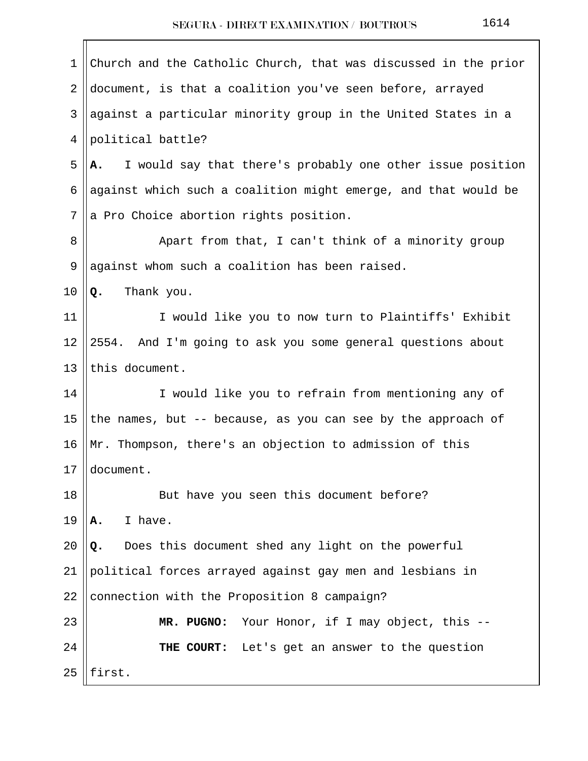Church and the Catholic Church, that was discussed in the prior document, is that a coalition you've seen before, arrayed against a particular minority group in the United States in a political battle?

**A.** I would say that there's probably one other issue position against which such a coalition might emerge, and that would be a Pro Choice abortion rights position.

Apart from that, I can't think of a minority group against whom such a coalition has been raised.

**Q.** Thank you.

I would like you to now turn to Plaintiffs' Exhibit 2554. And I'm going to ask you some general questions about this document.

I would like you to refrain from mentioning any of the names, but -- because, as you can see by the approach of Mr. Thompson, there's an objection to admission of this document.

But have you seen this document before?

**A.** I have.

**Q.** Does this document shed any light on the powerful political forces arrayed against gay men and lesbians in connection with the Proposition 8 campaign?

**MR. PUGNO:** Your Honor, if I may object, this --

**THE COURT:** Let's get an answer to the question first.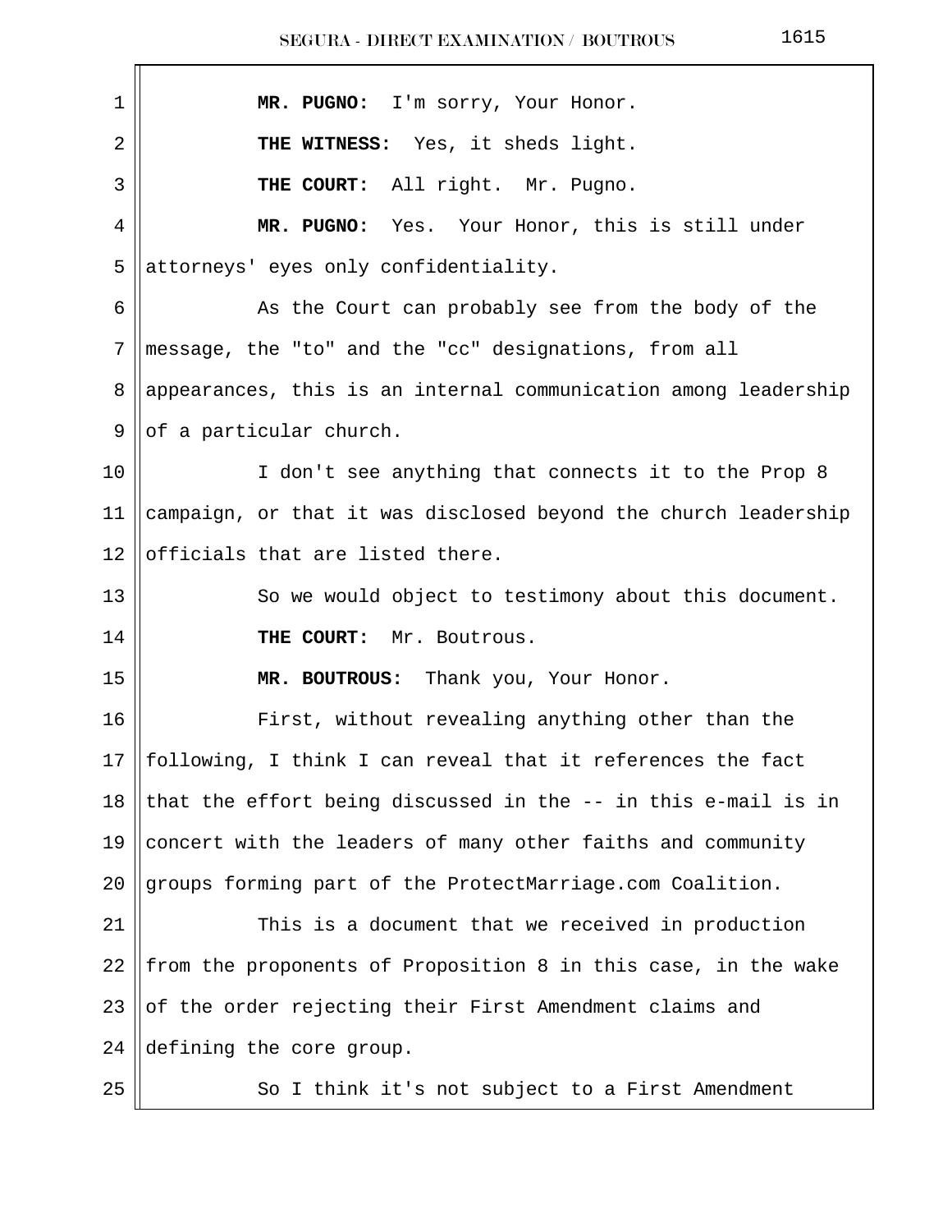**MR. PUGNO:** I'm sorry, Your Honor.

**THE WITNESS:** Yes, it sheds light.

**THE COURT:** All right. Mr. Pugno.

**MR. PUGNO:** Yes. Your Honor, this is still under attorneys' eyes only confidentiality.

As the Court can probably see from the body of the message, the "to" and the "cc" designations, from all appearances, this is an internal communication among leadership of a particular church.

I don't see anything that connects it to the Prop 8 campaign, or that it was disclosed beyond the church leadership officials that are listed there.

So we would object to testimony about this document.

**THE COURT:** Mr. Boutrous.

**MR. BOUTROUS:** Thank you, Your Honor.

First, without revealing anything other than the following, I think I can reveal that it references the fact that the effort being discussed in the -- in this e-mail is in concert with the leaders of many other faiths and community groups forming part of the ProtectMarriage.com Coalition.

This is a document that we received in production from the proponents of Proposition 8 in this case, in the wake of the order rejecting their First Amendment claims and defining the core group.

So I think it's not subject to a First Amendment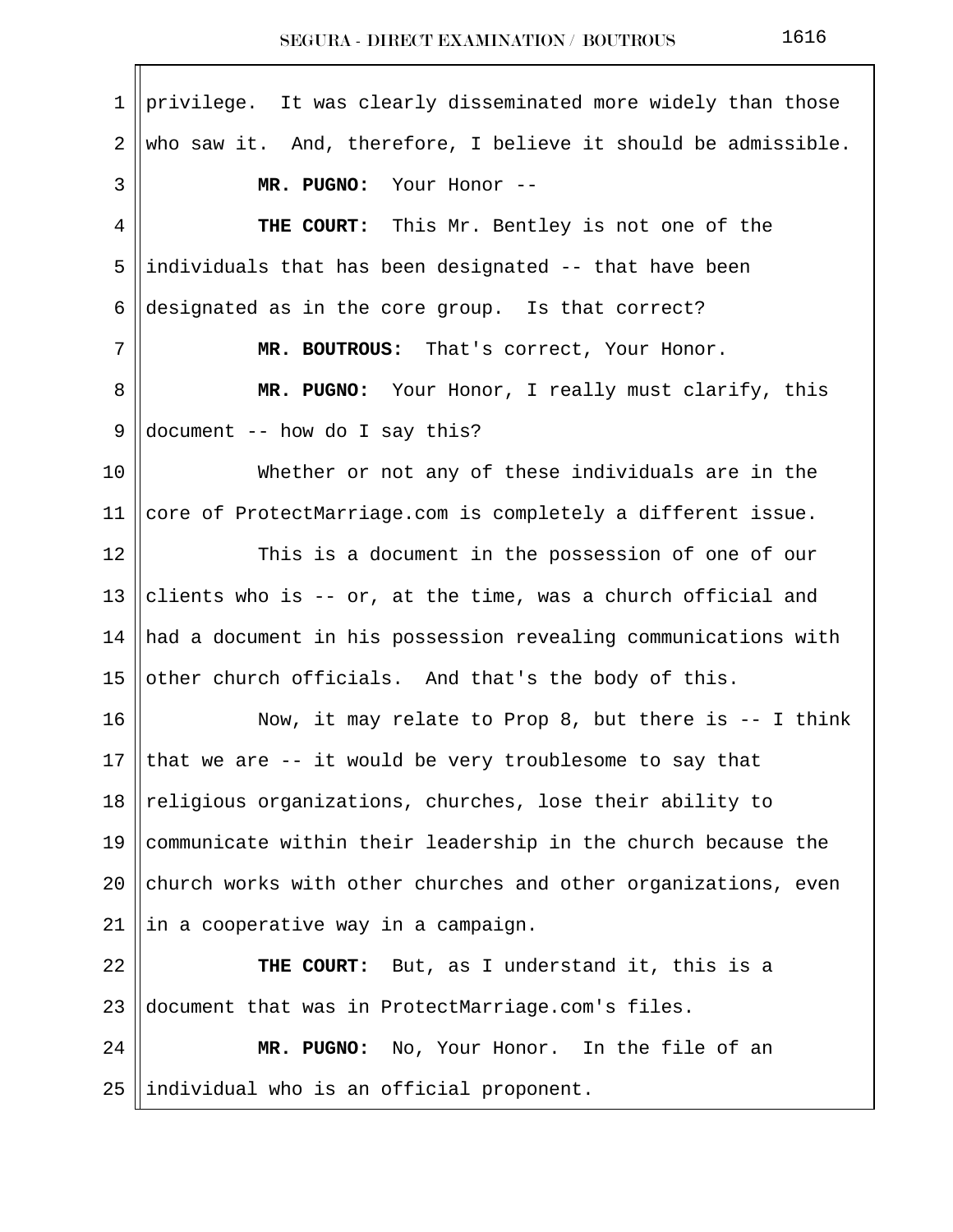privilege. It was clearly disseminated more widely than those who saw it. And, therefore, I believe it should be admissible.

**MR. PUGNO:** Your Honor --

**THE COURT:** This Mr. Bentley is not one of the individuals that has been designated -- that have been designated as in the core group. Is that correct?

**MR. BOUTROUS:** That's correct, Your Honor.

**MR. PUGNO:** Your Honor, I really must clarify, this document -- how do I say this?

Whether or not any of these individuals are in the core of ProtectMarriage.com is completely a different issue.

This is a document in the possession of one of our clients who is -- or, at the time, was a church official and had a document in his possession revealing communications with other church officials. And that's the body of this.

Now, it may relate to Prop 8, but there is -- I think that we are -- it would be very troublesome to say that religious organizations, churches, lose their ability to communicate within their leadership in the church because the church works with other churches and other organizations, even in a cooperative way in a campaign.

**THE COURT:** But, as I understand it, this is a document that was in ProtectMarriage.com's files.

**MR. PUGNO:** No, Your Honor. In the file of an individual who is an official proponent.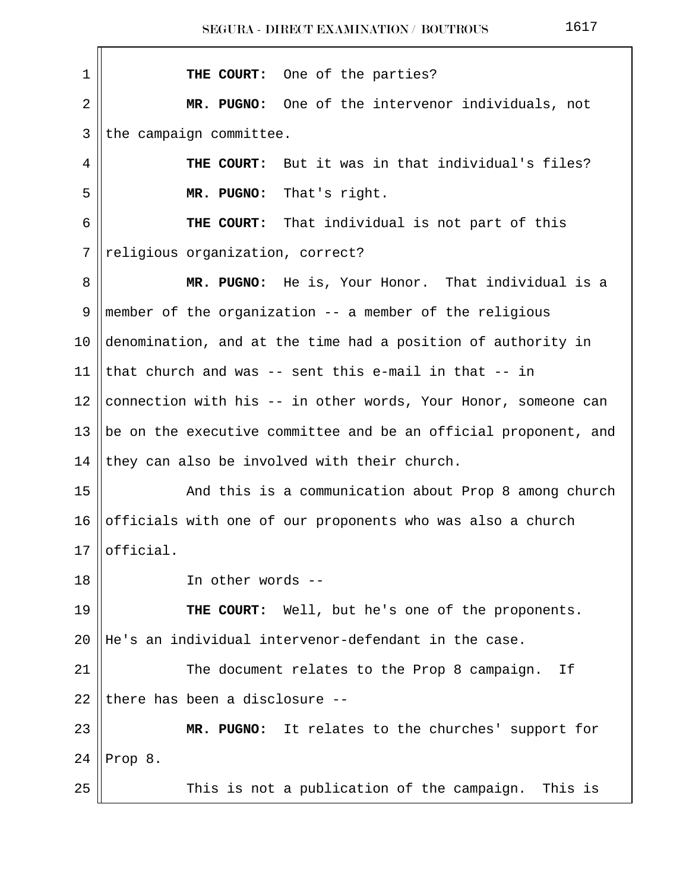**THE COURT:** One of the parties?

**MR. PUGNO:** One of the intervenor individuals, not the campaign committee.

**THE COURT:** But it was in that individual's files?

**MR. PUGNO:** That's right.

**THE COURT:** That individual is not part of this religious organization, correct?

**MR. PUGNO:** He is, Your Honor. That individual is a member of the organization -- a member of the religious denomination, and at the time had a position of authority in that church and was -- sent this e-mail in that -- in connection with his -- in other words, Your Honor, someone can be on the executive committee and be an official proponent, and they can also be involved with their church.

And this is a communication about Prop 8 among church officials with one of our proponents who was also a church official.

In other words --

**THE COURT:** Well, but he's one of the proponents. He's an individual intervenor-defendant in the case.

The document relates to the Prop 8 campaign. If there has been a disclosure --

**MR. PUGNO:** It relates to the churches' support for Prop 8.

This is not a publication of the campaign. This is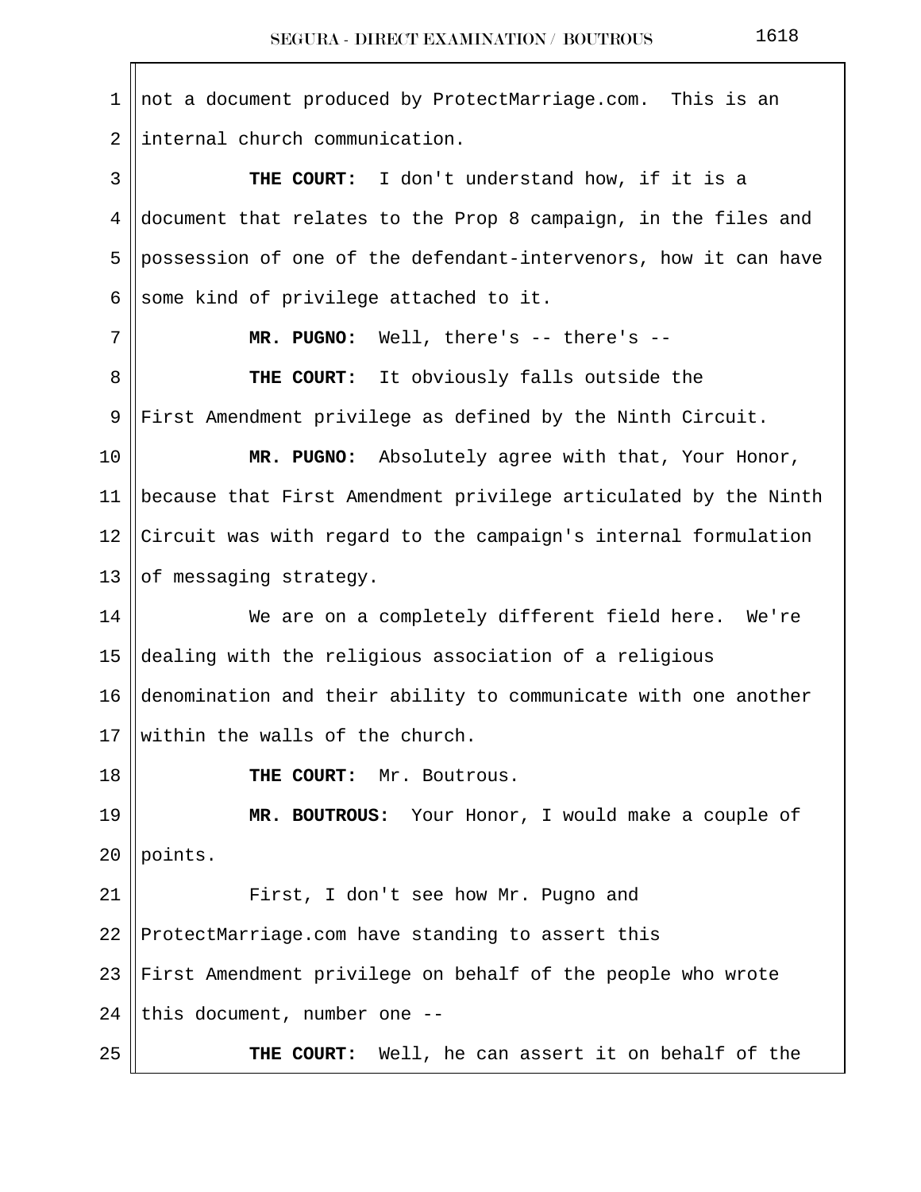not a document produced by ProtectMarriage.com. This is an internal church communication.

**THE COURT:** I don't understand how, if it is a document that relates to the Prop 8 campaign, in the files and possession of one of the defendant-intervenors, how it can have some kind of privilege attached to it.

**MR. PUGNO:** Well, there's -- there's --

**THE COURT:** It obviously falls outside the First Amendment privilege as defined by the Ninth Circuit.

**MR. PUGNO:** Absolutely agree with that, Your Honor, because that First Amendment privilege articulated by the Ninth Circuit was with regard to the campaign's internal formulation of messaging strategy.

We are on a completely different field here. We're dealing with the religious association of a religious denomination and their ability to communicate with one another within the walls of the church.

**THE COURT:** Mr. Boutrous.

**MR. BOUTROUS:** Your Honor, I would make a couple of points.

First, I don't see how Mr. Pugno and ProtectMarriage.com have standing to assert this First Amendment privilege on behalf of the people who wrote this document, number one --

**THE COURT:** Well, he can assert it on behalf of the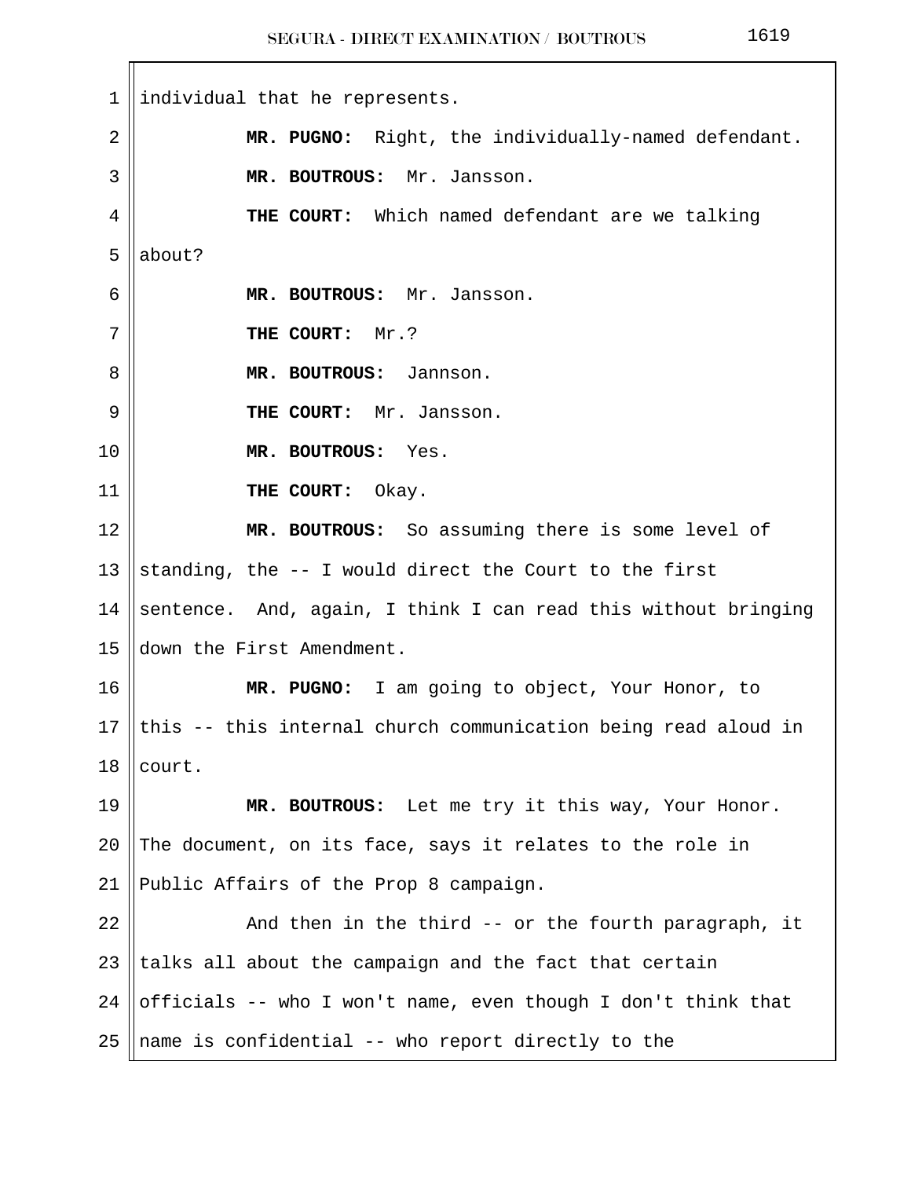individual that he represents.

**MR. PUGNO:** Right, the individually-named defendant.

**MR. BOUTROUS:** Mr. Jansson.

**THE COURT:** Which named defendant are we talking about?

**MR. BOUTROUS:** Mr. Jansson.

**THE COURT:** Mr.?

**MR. BOUTROUS:** Jannson.

**THE COURT:** Mr. Jansson.

**MR. BOUTROUS:** Yes.

**THE COURT:** Okay.

**MR. BOUTROUS:** So assuming there is some level of standing, the -- I would direct the Court to the first sentence. And, again, I think I can read this without bringing down the First Amendment.

**MR. PUGNO:** I am going to object, Your Honor, to this -- this internal church communication being read aloud in court.

**MR. BOUTROUS:** Let me try it this way, Your Honor. The document, on its face, says it relates to the role in Public Affairs of the Prop 8 campaign.

And then in the third -- or the fourth paragraph, it talks all about the campaign and the fact that certain officials -- who I won't name, even though I don't think that name is confidential -- who report directly to the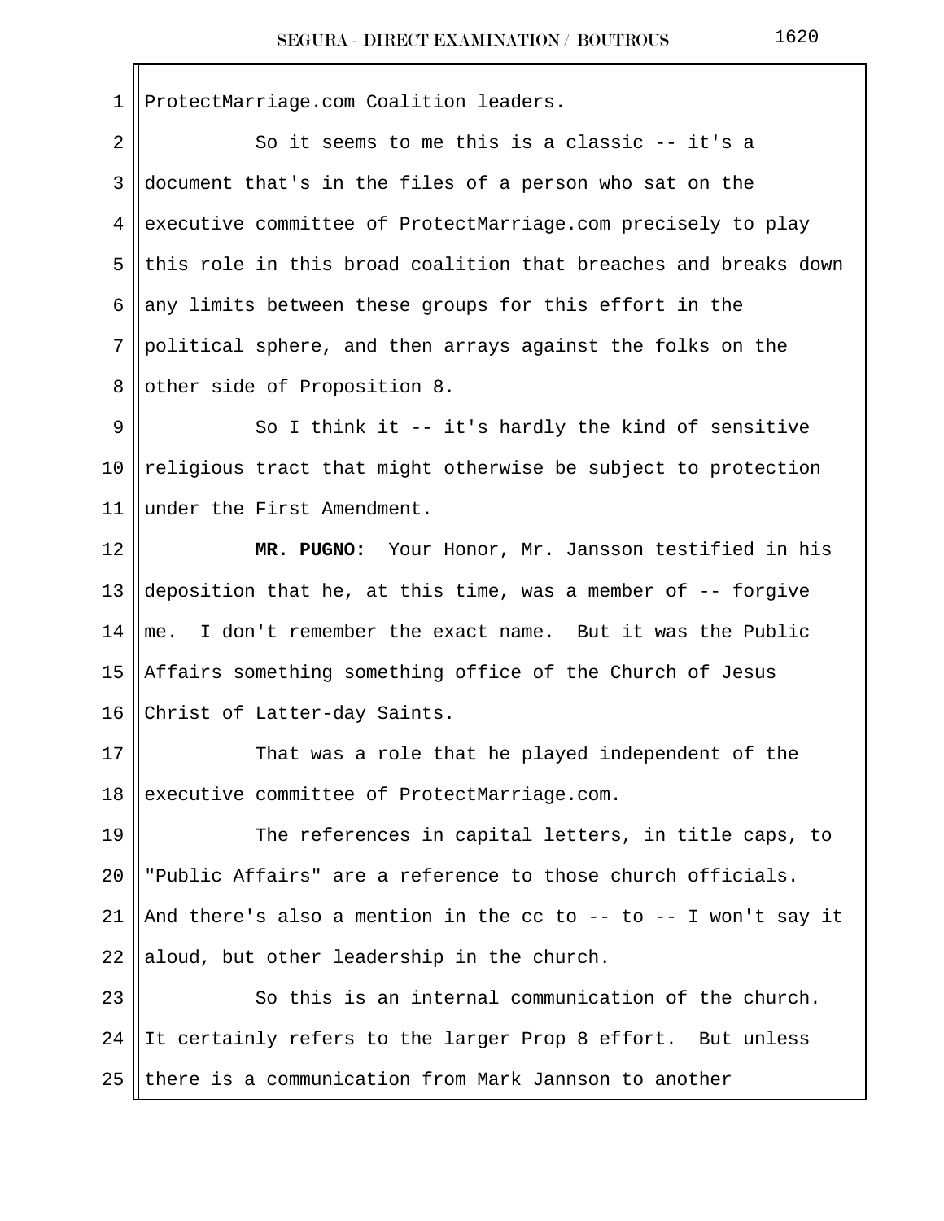ProtectMarriage.com Coalition leaders.

So it seems to me this is a classic -- it's a document that's in the files of a person who sat on the executive committee of ProtectMarriage.com precisely to play this role in this broad coalition that breaches and breaks down any limits between these groups for this effort in the political sphere, and then arrays against the folks on the other side of Proposition 8.

So I think it -- it's hardly the kind of sensitive religious tract that might otherwise be subject to protection under the First Amendment.

**MR. PUGNO:** Your Honor, Mr. Jansson testified in his deposition that he, at this time, was a member of -- forgive me. I don't remember the exact name. But it was the Public Affairs something something office of the Church of Jesus Christ of Latter-day Saints.

That was a role that he played independent of the executive committee of ProtectMarriage.com.

The references in capital letters, in title caps, to "Public Affairs" are a reference to those church officials. And there's also a mention in the cc to -- to -- I won't say it aloud, but other leadership in the church.

So this is an internal communication of the church. It certainly refers to the larger Prop 8 effort. But unless there is a communication from Mark Jannson to another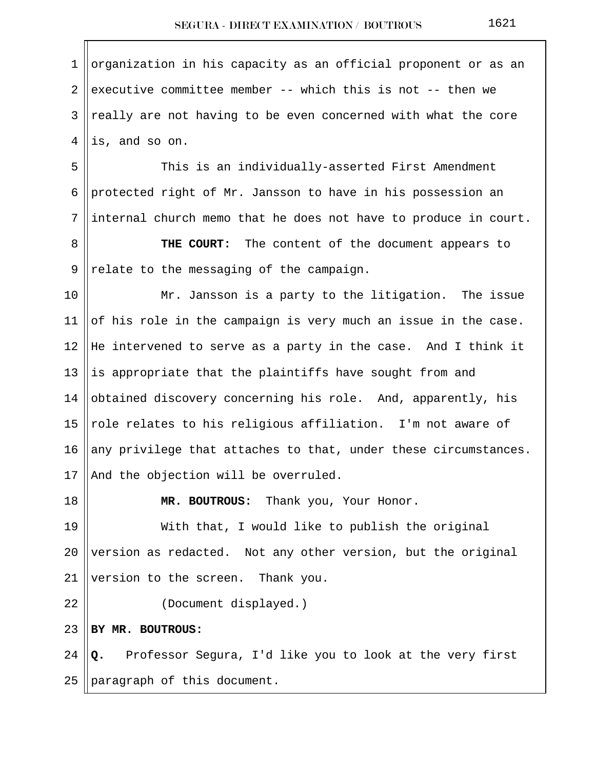organization in his capacity as an official proponent or as an executive committee member -- which this is not -- then we really are not having to be even concerned with what the core is, and so on.

This is an individually-asserted First Amendment protected right of Mr. Jansson to have in his possession an internal church memo that he does not have to produce in court.

**THE COURT:** The content of the document appears to relate to the messaging of the campaign.

Mr. Jansson is a party to the litigation. The issue of his role in the campaign is very much an issue in the case. He intervened to serve as a party in the case. And I think it is appropriate that the plaintiffs have sought from and obtained discovery concerning his role. And, apparently, his role relates to his religious affiliation. I'm not aware of any privilege that attaches to that, under these circumstances. And the objection will be overruled.

**MR. BOUTROUS:** Thank you, Your Honor.

With that, I would like to publish the original version as redacted. Not any other version, but the original version to the screen. Thank you.

(Document displayed.)

**BY MR. BOUTROUS:**

**Q.** Professor Segura, I'd like you to look at the very first paragraph of this document.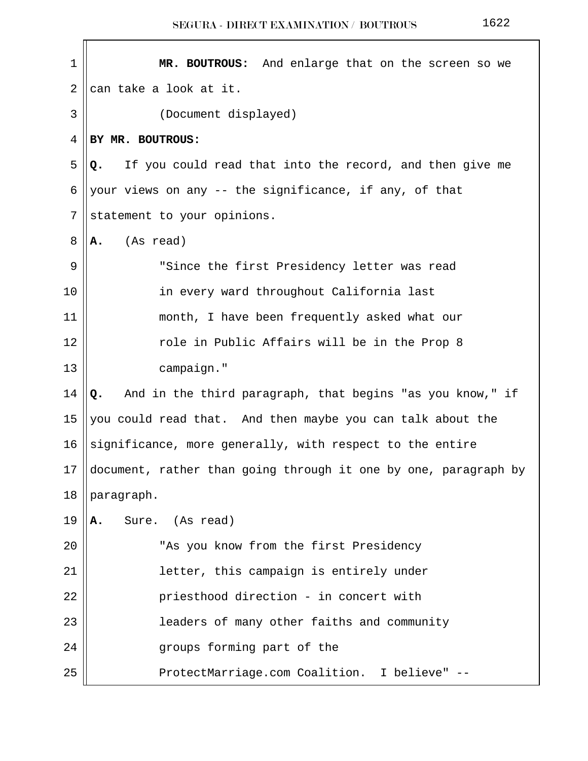**MR. BOUTROUS:** And enlarge that on the screen so we can take a look at it.

(Document displayed)

**BY MR. BOUTROUS:**

**Q.** If you could read that into the record, and then give me your views on any -- the significance, if any, of that statement to your opinions.

**A.** (As read)

> "Since the first Presidency letter was read in every ward throughout California last month, I have been frequently asked what our role in Public Affairs will be in the Prop 8 campaign."

**Q.** And in the third paragraph, that begins "as you know," if you could read that. And then maybe you can talk about the significance, more generally, with respect to the entire document, rather than going through it one by one, paragraph by paragraph.

**A.** Sure. (As read)

> "As you know from the first Presidency letter, this campaign is entirely under priesthood direction - in concert with leaders of many other faiths and community groups forming part of the ProtectMarriage.com Coalition. I believe" --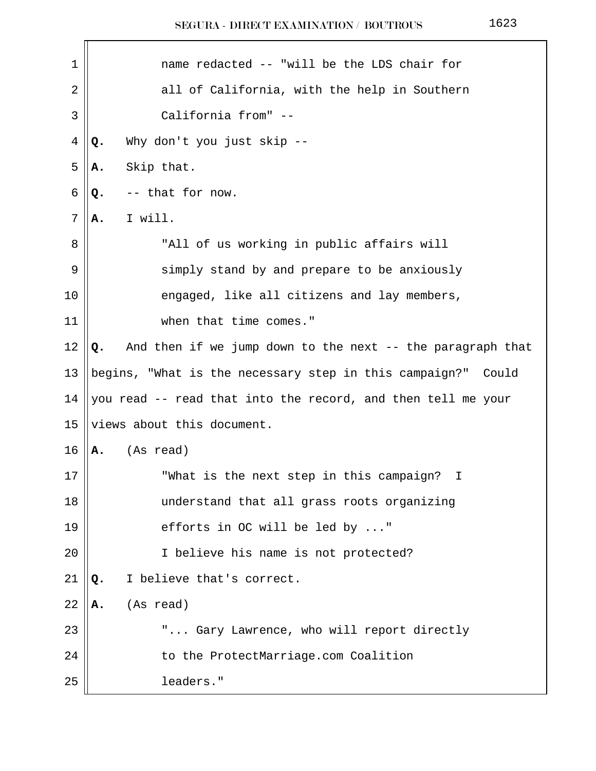name redacted -- "will be the LDS chair for all of California, with the help in Southern California from" --

**Q.** Why don't you just skip --

**A.** Skip that.

**Q.** -- that for now.

**A.** I will.

"All of us working in public affairs will simply stand by and prepare to be anxiously engaged, like all citizens and lay members, when that time comes."

**Q.** And then if we jump down to the next -- the paragraph that begins, "What is the necessary step in this campaign?" Could you read -- read that into the record, and then tell me your views about this document.

**A.** (As read)

"What is the next step in this campaign? I understand that all grass roots organizing efforts in OC will be led by ..."

I believe his name is not protected?

**Q.** I believe that's correct.

**A.** (As read)

"... Gary Lawrence, who will report directly to the ProtectMarriage.com Coalition leaders."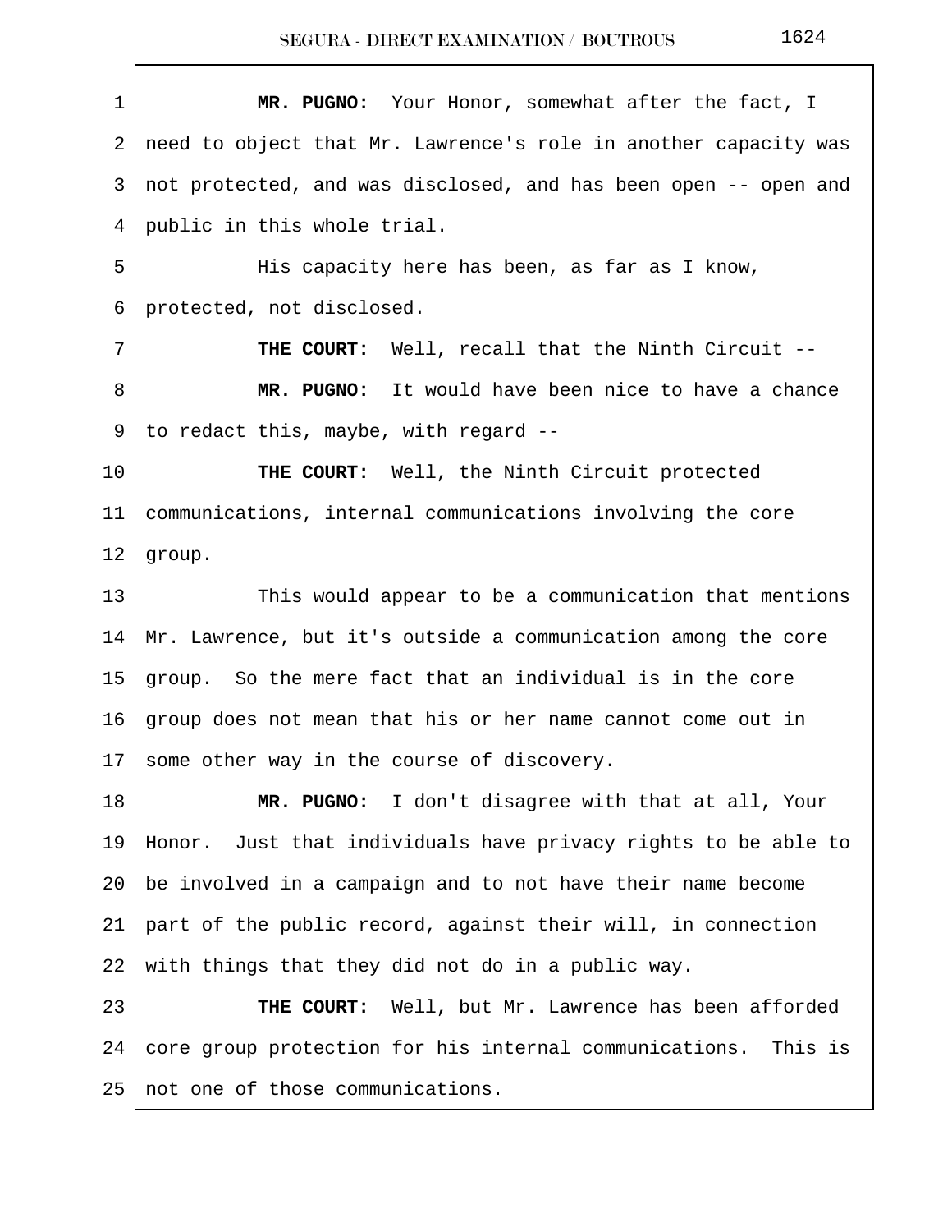**MR. PUGNO:** Your Honor, somewhat after the fact, I need to object that Mr. Lawrence's role in another capacity was not protected, and was disclosed, and has been open -- open and public in this whole trial.

His capacity here has been, as far as I know, protected, not disclosed.

**THE COURT:** Well, recall that the Ninth Circuit --

**MR. PUGNO:** It would have been nice to have a chance to redact this, maybe, with regard --

**THE COURT:** Well, the Ninth Circuit protected communications, internal communications involving the core group.

This would appear to be a communication that mentions Mr. Lawrence, but it's outside a communication among the core group. So the mere fact that an individual is in the core group does not mean that his or her name cannot come out in some other way in the course of discovery.

**MR. PUGNO:** I don't disagree with that at all, Your Honor. Just that individuals have privacy rights to be able to be involved in a campaign and to not have their name become part of the public record, against their will, in connection with things that they did not do in a public way.

**THE COURT:** Well, but Mr. Lawrence has been afforded core group protection for his internal communications. This is not one of those communications.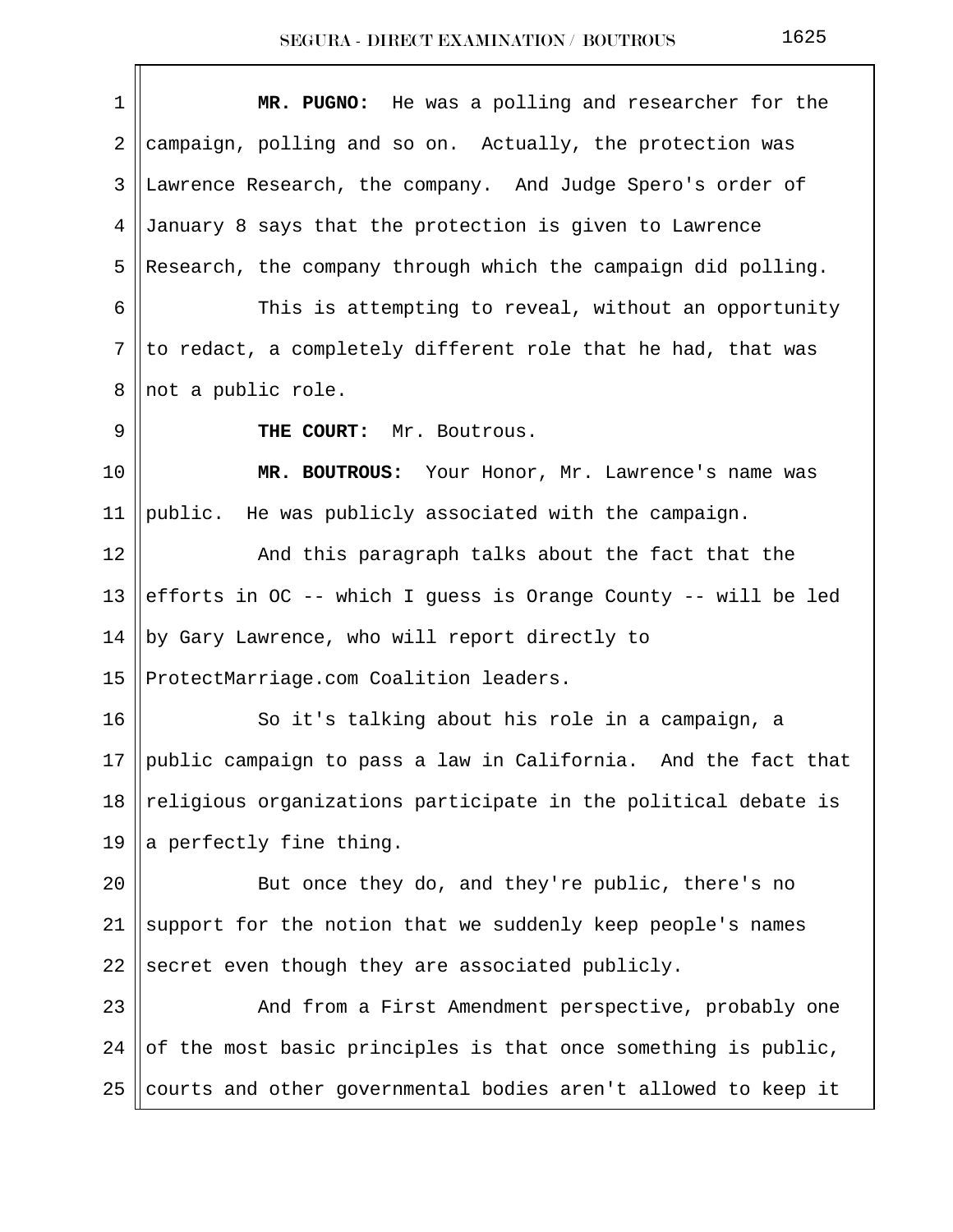**MR. PUGNO:** He was a polling and researcher for the campaign, polling and so on. Actually, the protection was Lawrence Research, the company. And Judge Spero's order of January 8 says that the protection is given to Lawrence Research, the company through which the campaign did polling.

This is attempting to reveal, without an opportunity to redact, a completely different role that he had, that was not a public role.

**THE COURT:** Mr. Boutrous.

**MR. BOUTROUS:** Your Honor, Mr. Lawrence's name was public. He was publicly associated with the campaign.

And this paragraph talks about the fact that the efforts in OC -- which I guess is Orange County -- will be led by Gary Lawrence, who will report directly to ProtectMarriage.com Coalition leaders.

So it's talking about his role in a campaign, a public campaign to pass a law in California. And the fact that religious organizations participate in the political debate is a perfectly fine thing.

But once they do, and they're public, there's no support for the notion that we suddenly keep people's names secret even though they are associated publicly.

And from a First Amendment perspective, probably one of the most basic principles is that once something is public, courts and other governmental bodies aren't allowed to keep it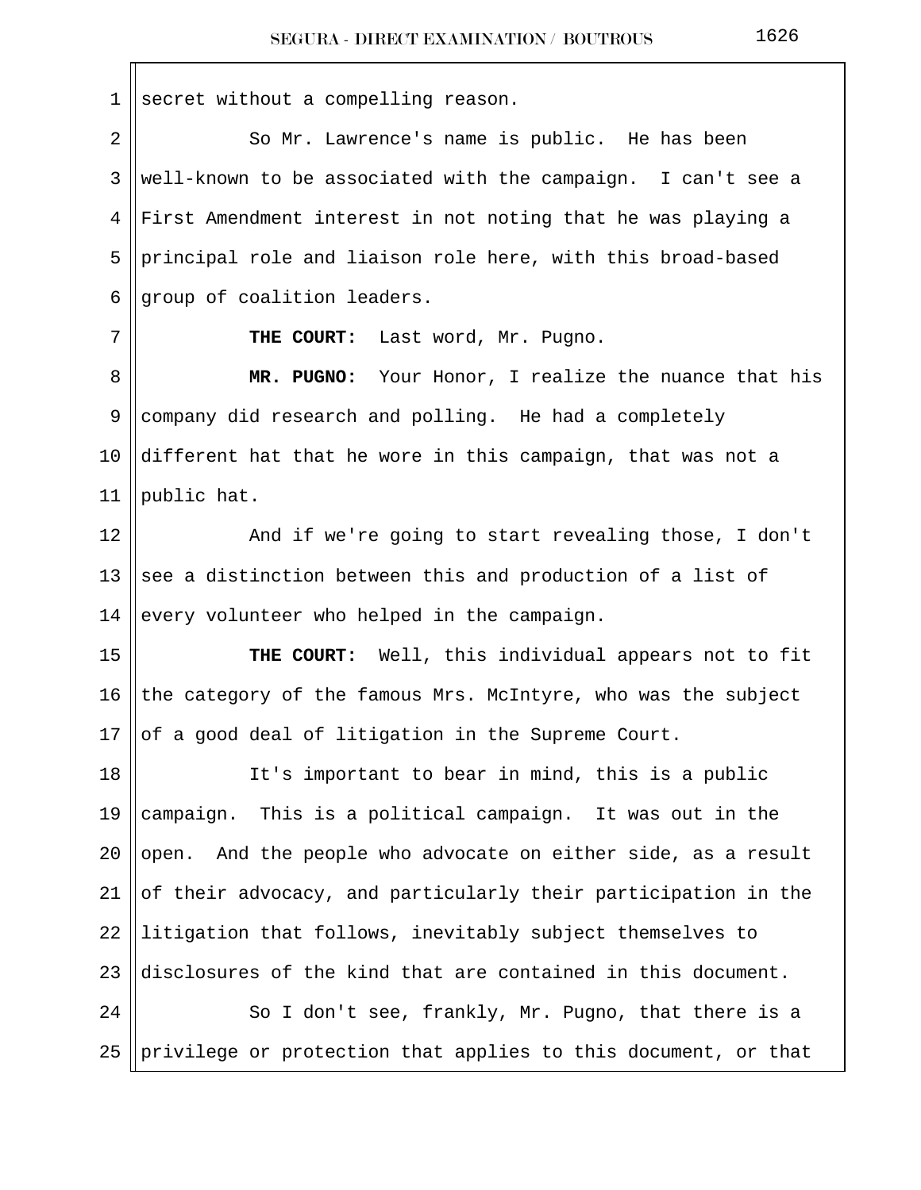secret without a compelling reason.

So Mr. Lawrence's name is public. He has been well-known to be associated with the campaign. I can't see a First Amendment interest in not noting that he was playing a principal role and liaison role here, with this broad-based group of coalition leaders.

**THE COURT:** Last word, Mr. Pugno.

**MR. PUGNO:** Your Honor, I realize the nuance that his company did research and polling. He had a completely different hat that he wore in this campaign, that was not a public hat.

And if we're going to start revealing those, I don't see a distinction between this and production of a list of every volunteer who helped in the campaign.

**THE COURT:** Well, this individual appears not to fit the category of the famous Mrs. McIntyre, who was the subject of a good deal of litigation in the Supreme Court.

It's important to bear in mind, this is a public campaign. This is a political campaign. It was out in the open. And the people who advocate on either side, as a result of their advocacy, and particularly their participation in the litigation that follows, inevitably subject themselves to disclosures of the kind that are contained in this document.

So I don't see, frankly, Mr. Pugno, that there is a privilege or protection that applies to this document, or that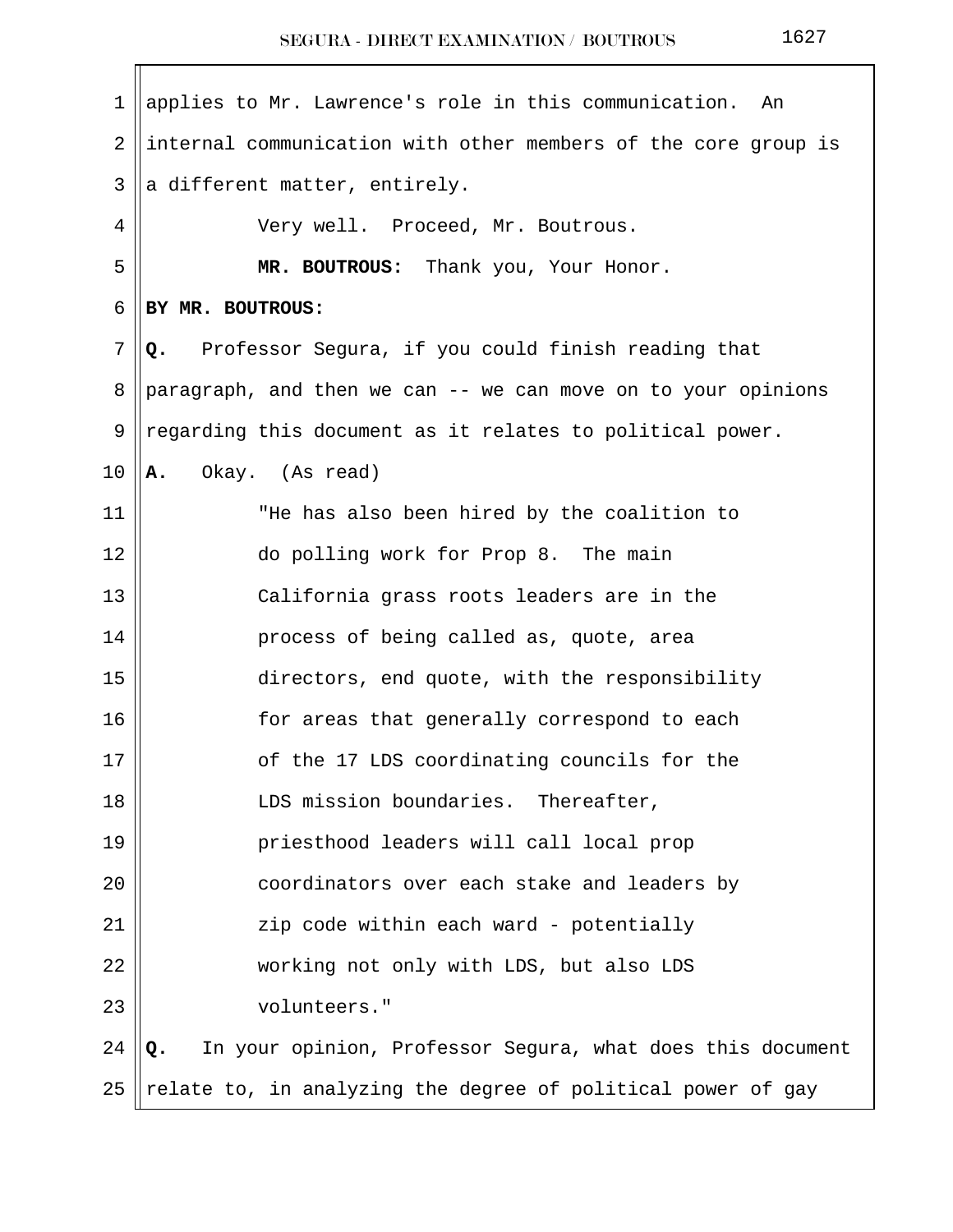applies to Mr. Lawrence's role in this communication. An internal communication with other members of the core group is a different matter, entirely.

Very well. Proceed, Mr. Boutrous.

**MR. BOUTROUS:** Thank you, Your Honor.

**BY MR. BOUTROUS:**

**Q.** Professor Segura, if you could finish reading that paragraph, and then we can -- we can move on to your opinions regarding this document as it relates to political power.

**A.** Okay. (As read)

"He has also been hired by the coalition to do polling work for Prop 8. The main California grass roots leaders are in the process of being called as, quote, area directors, end quote, with the responsibility for areas that generally correspond to each of the 17 LDS coordinating councils for the LDS mission boundaries. Thereafter, priesthood leaders will call local prop coordinators over each stake and leaders by zip code within each ward - potentially working not only with LDS, but also LDS volunteers."

**Q.** In your opinion, Professor Segura, what does this document relate to, in analyzing the degree of political power of gay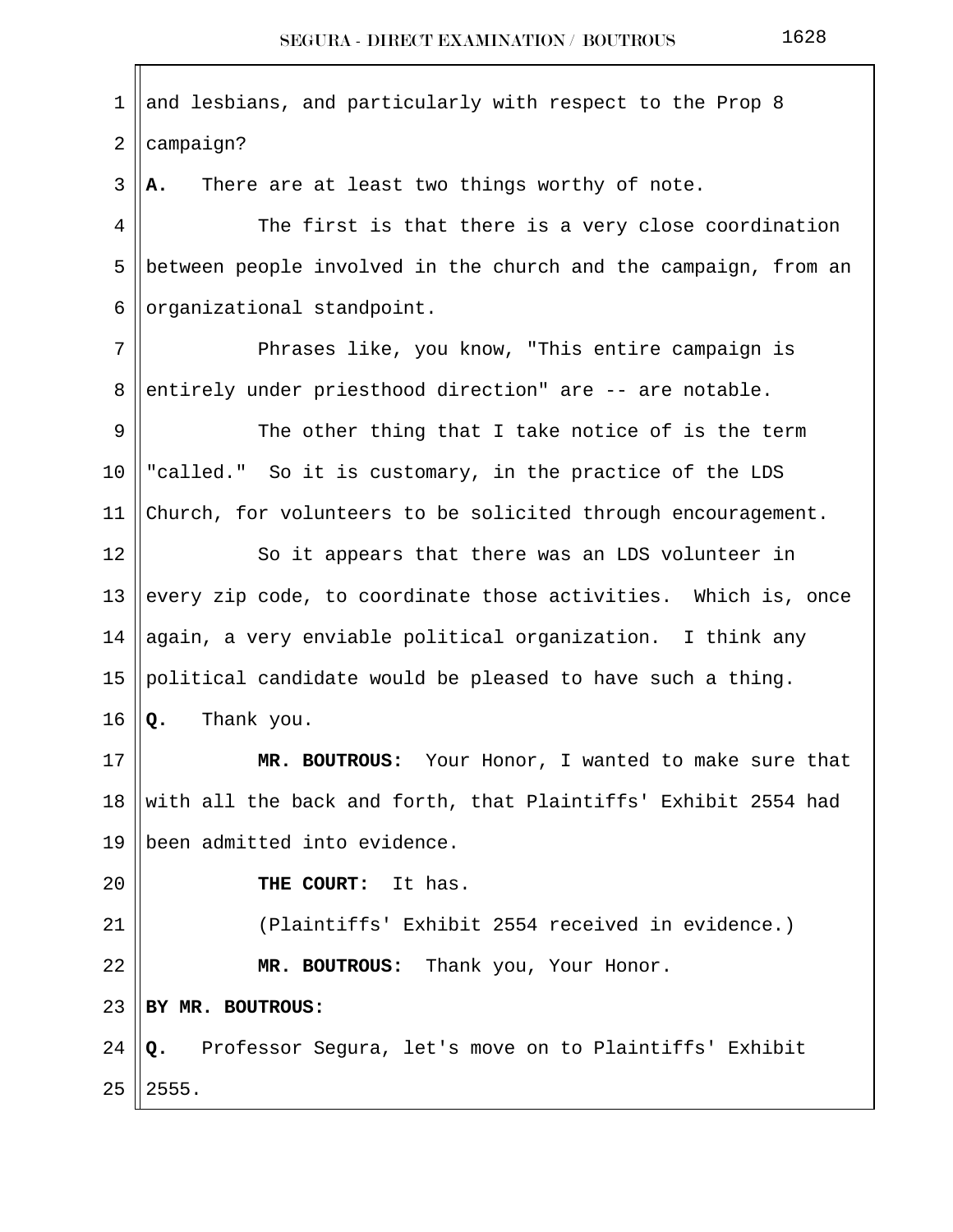and lesbians, and particularly with respect to the Prop 8 campaign?

**A.** There are at least two things worthy of note.

The first is that there is a very close coordination between people involved in the church and the campaign, from an organizational standpoint.

Phrases like, you know, "This entire campaign is entirely under priesthood direction" are -- are notable.

The other thing that I take notice of is the term "called." So it is customary, in the practice of the LDS Church, for volunteers to be solicited through encouragement.

So it appears that there was an LDS volunteer in every zip code, to coordinate those activities. Which is, once again, a very enviable political organization. I think any political candidate would be pleased to have such a thing.

**Q.** Thank you.

**MR. BOUTROUS:** Your Honor, I wanted to make sure that with all the back and forth, that Plaintiffs' Exhibit 2554 had been admitted into evidence.

**THE COURT:** It has.

(Plaintiffs' Exhibit 2554 received in evidence.)

**MR. BOUTROUS:** Thank you, Your Honor.

**BY MR. BOUTROUS:**

**Q.** Professor Segura, let's move on to Plaintiffs' Exhibit 2555.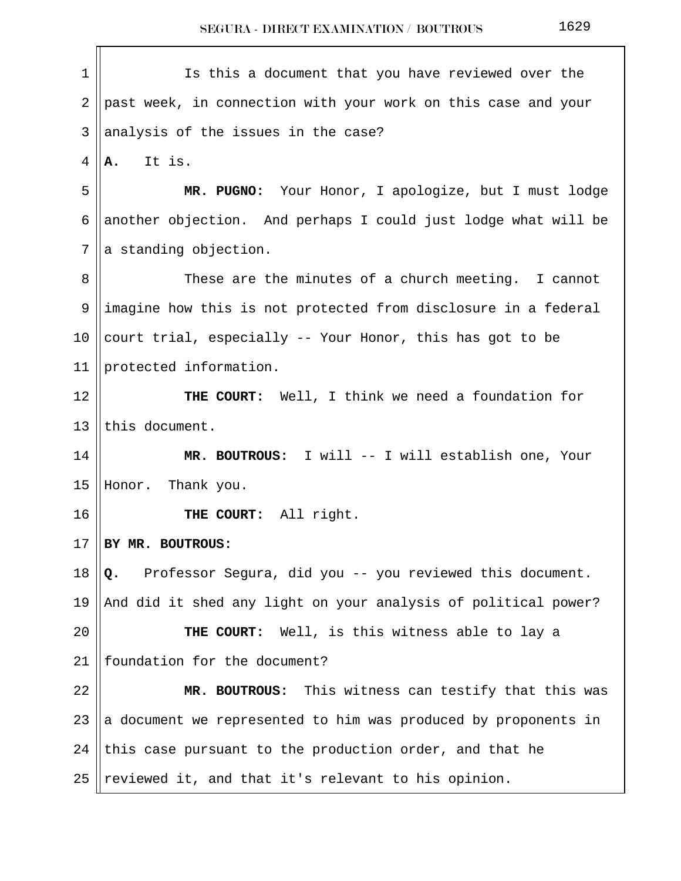Is this a document that you have reviewed over the past week, in connection with your work on this case and your analysis of the issues in the case?

**A.** It is.

**MR. PUGNO:** Your Honor, I apologize, but I must lodge another objection. And perhaps I could just lodge what will be a standing objection.

These are the minutes of a church meeting. I cannot imagine how this is not protected from disclosure in a federal court trial, especially -- Your Honor, this has got to be protected information.

**THE COURT:** Well, I think we need a foundation for this document.

**MR. BOUTROUS:** I will -- I will establish one, Your Honor. Thank you.

**THE COURT:** All right.

**BY MR. BOUTROUS:**

**Q.** Professor Segura, did you -- you reviewed this document. And did it shed any light on your analysis of political power?

**THE COURT:** Well, is this witness able to lay a foundation for the document?

**MR. BOUTROUS:** This witness can testify that this was a document we represented to him was produced by proponents in this case pursuant to the production order, and that he reviewed it, and that it's relevant to his opinion.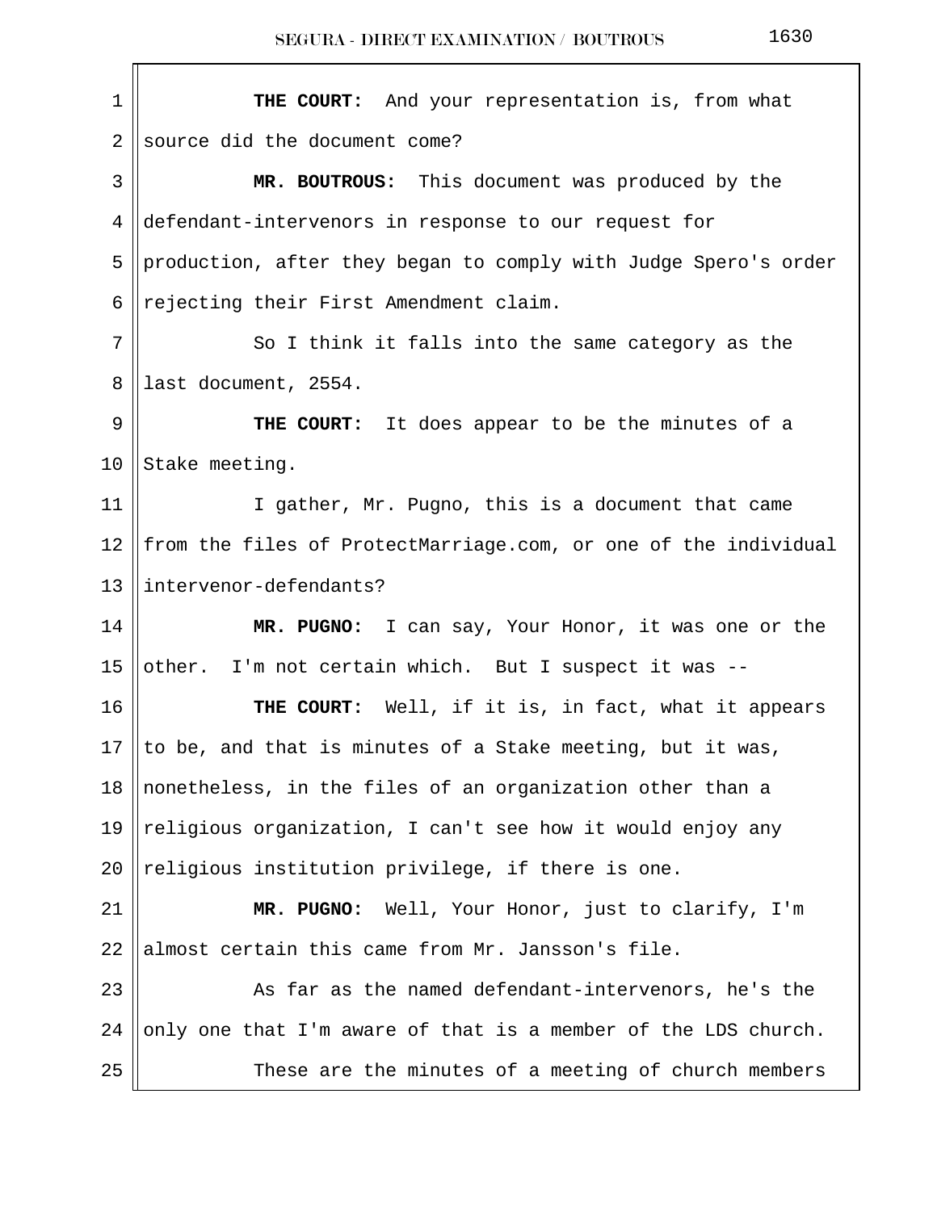**THE COURT:** And your representation is, from what source did the document come?

**MR. BOUTROUS:** This document was produced by the defendant-intervenors in response to our request for production, after they began to comply with Judge Spero's order rejecting their First Amendment claim.

So I think it falls into the same category as the last document, 2554.

**THE COURT:** It does appear to be the minutes of a Stake meeting.

I gather, Mr. Pugno, this is a document that came from the files of ProtectMarriage.com, or one of the individual intervenor-defendants?

**MR. PUGNO:** I can say, Your Honor, it was one or the other. I'm not certain which. But I suspect it was --

**THE COURT:** Well, if it is, in fact, what it appears to be, and that is minutes of a Stake meeting, but it was, nonetheless, in the files of an organization other than a religious organization, I can't see how it would enjoy any religious institution privilege, if there is one.

**MR. PUGNO:** Well, Your Honor, just to clarify, I'm almost certain this came from Mr. Jansson's file.

As far as the named defendant-intervenors, he's the only one that I'm aware of that is a member of the LDS church.

These are the minutes of a meeting of church members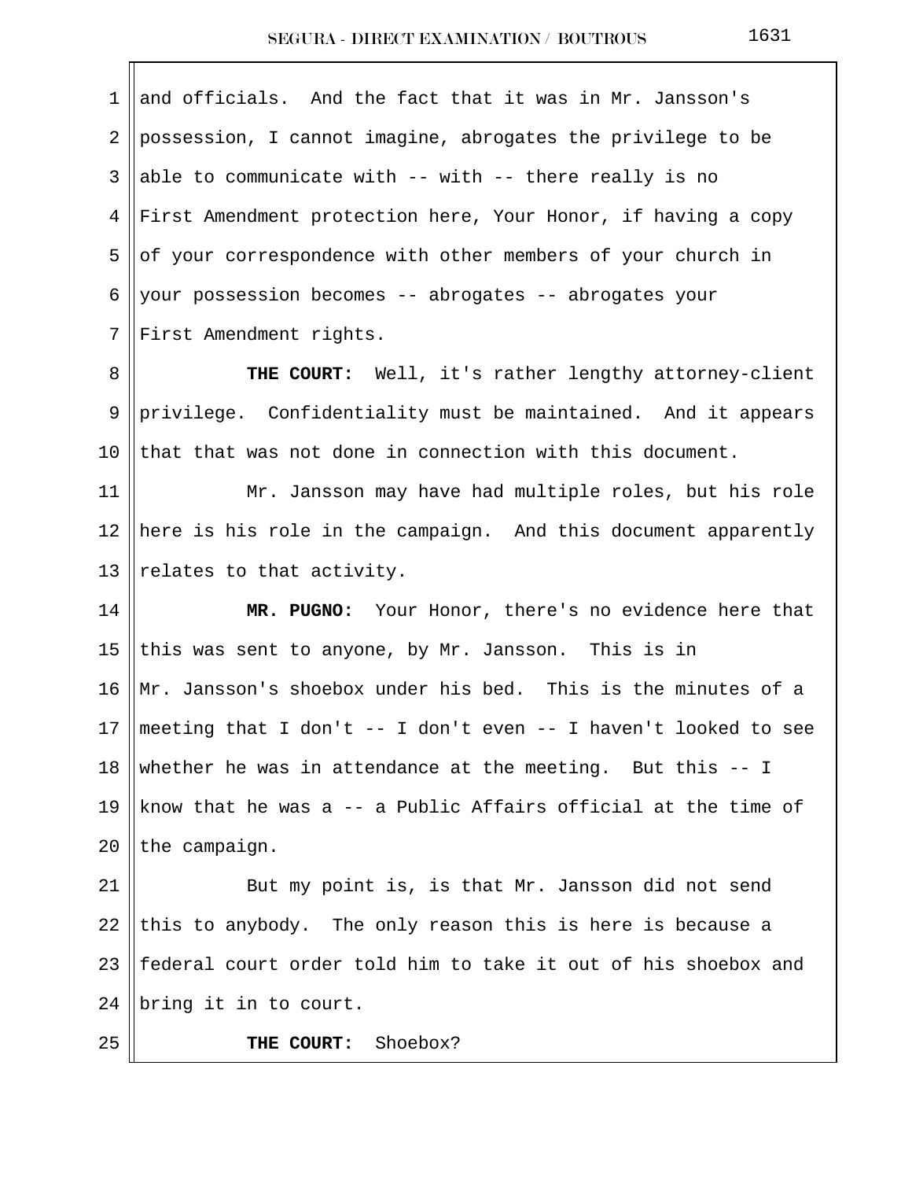and officials. And the fact that it was in Mr. Jansson's possession, I cannot imagine, abrogates the privilege to be able to communicate with -- with -- there really is no First Amendment protection here, Your Honor, if having a copy of your correspondence with other members of your church in your possession becomes -- abrogates -- abrogates your First Amendment rights.

**THE COURT:** Well, it's rather lengthy attorney-client privilege. Confidentiality must be maintained. And it appears that that was not done in connection with this document.

Mr. Jansson may have had multiple roles, but his role here is his role in the campaign. And this document apparently relates to that activity.

**MR. PUGNO:** Your Honor, there's no evidence here that this was sent to anyone, by Mr. Jansson. This is in Mr. Jansson's shoebox under his bed. This is the minutes of a meeting that I don't -- I don't even -- I haven't looked to see whether he was in attendance at the meeting. But this -- I know that he was a -- a Public Affairs official at the time of the campaign.

But my point is, is that Mr. Jansson did not send this to anybody. The only reason this is here is because a federal court order told him to take it out of his shoebox and bring it in to court.

**THE COURT:** Shoebox?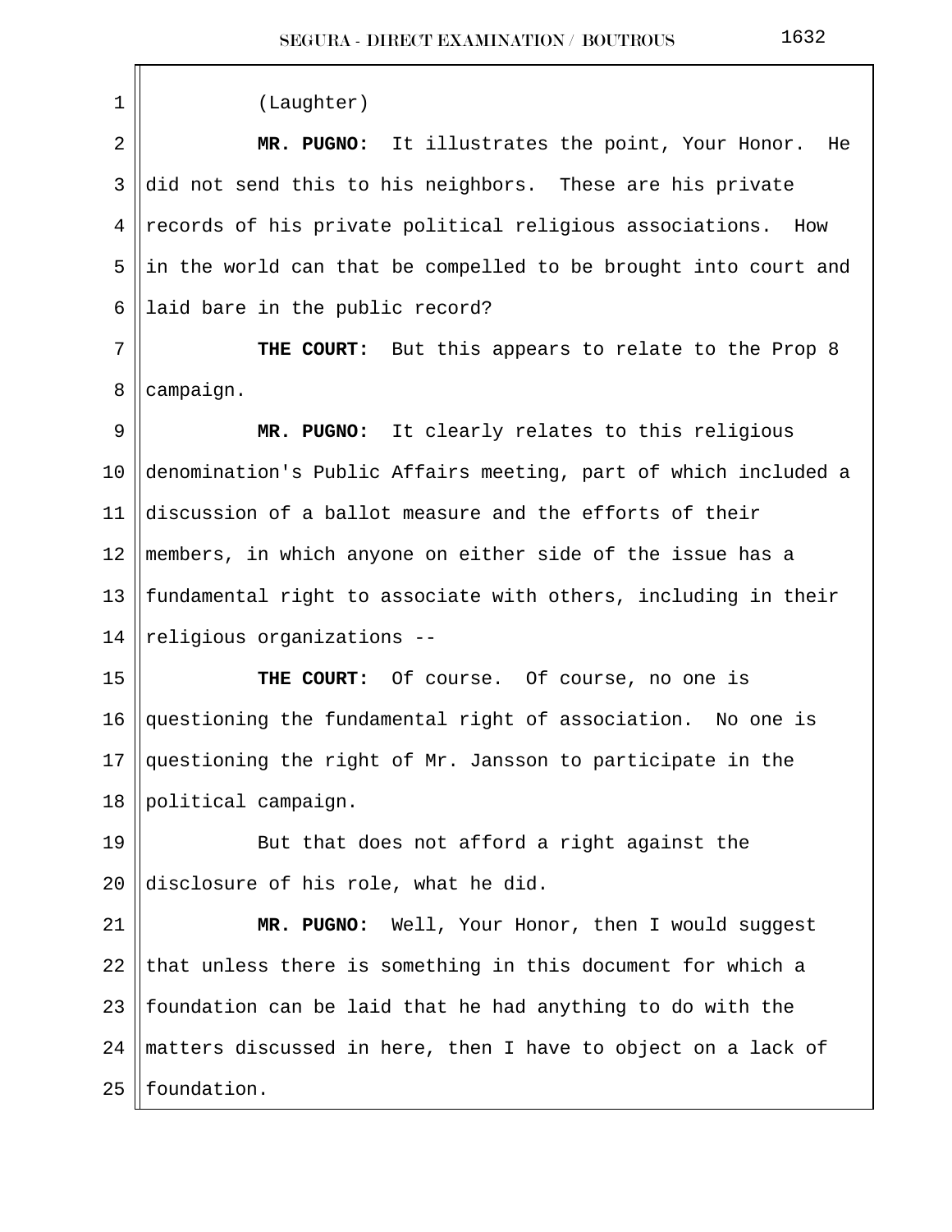(Laughter)

**MR. PUGNO:** It illustrates the point, Your Honor. He did not send this to his neighbors. These are his private records of his private political religious associations. How in the world can that be compelled to be brought into court and laid bare in the public record?

**THE COURT:** But this appears to relate to the Prop 8 campaign.

**MR. PUGNO:** It clearly relates to this religious denomination's Public Affairs meeting, part of which included a discussion of a ballot measure and the efforts of their members, in which anyone on either side of the issue has a fundamental right to associate with others, including in their religious organizations --

**THE COURT:** Of course. Of course, no one is questioning the fundamental right of association. No one is questioning the right of Mr. Jansson to participate in the political campaign.

But that does not afford a right against the disclosure of his role, what he did.

**MR. PUGNO:** Well, Your Honor, then I would suggest that unless there is something in this document for which a foundation can be laid that he had anything to do with the matters discussed in here, then I have to object on a lack of foundation.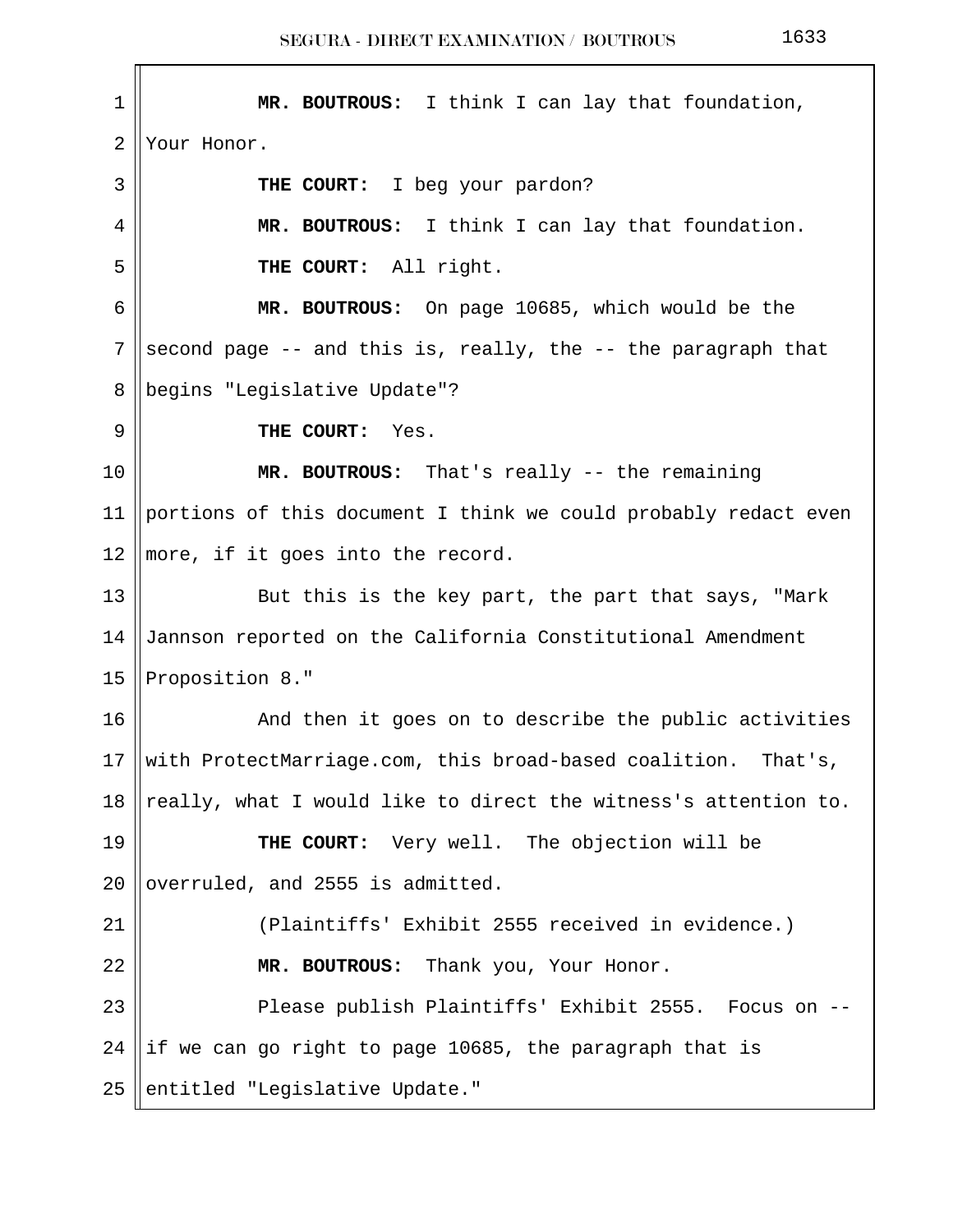**MR. BOUTROUS:** I think I can lay that foundation, Your Honor.

**THE COURT:** I beg your pardon?

**MR. BOUTROUS:** I think I can lay that foundation.

**THE COURT:** All right.

**MR. BOUTROUS:** On page 10685, which would be the second page -- and this is, really, the -- the paragraph that begins "Legislative Update"?

**THE COURT:** Yes.

**MR. BOUTROUS:** That's really -- the remaining portions of this document I think we could probably redact even more, if it goes into the record.

But this is the key part, the part that says, "Mark Jannson reported on the California Constitutional Amendment Proposition 8."

And then it goes on to describe the public activities with ProtectMarriage.com, this broad-based coalition. That's, really, what I would like to direct the witness's attention to.

**THE COURT:** Very well. The objection will be overruled, and 2555 is admitted.

(Plaintiffs' Exhibit 2555 received in evidence.)

**MR. BOUTROUS:** Thank you, Your Honor.

Please publish Plaintiffs' Exhibit 2555. Focus on -- if we can go right to page 10685, the paragraph that is entitled "Legislative Update."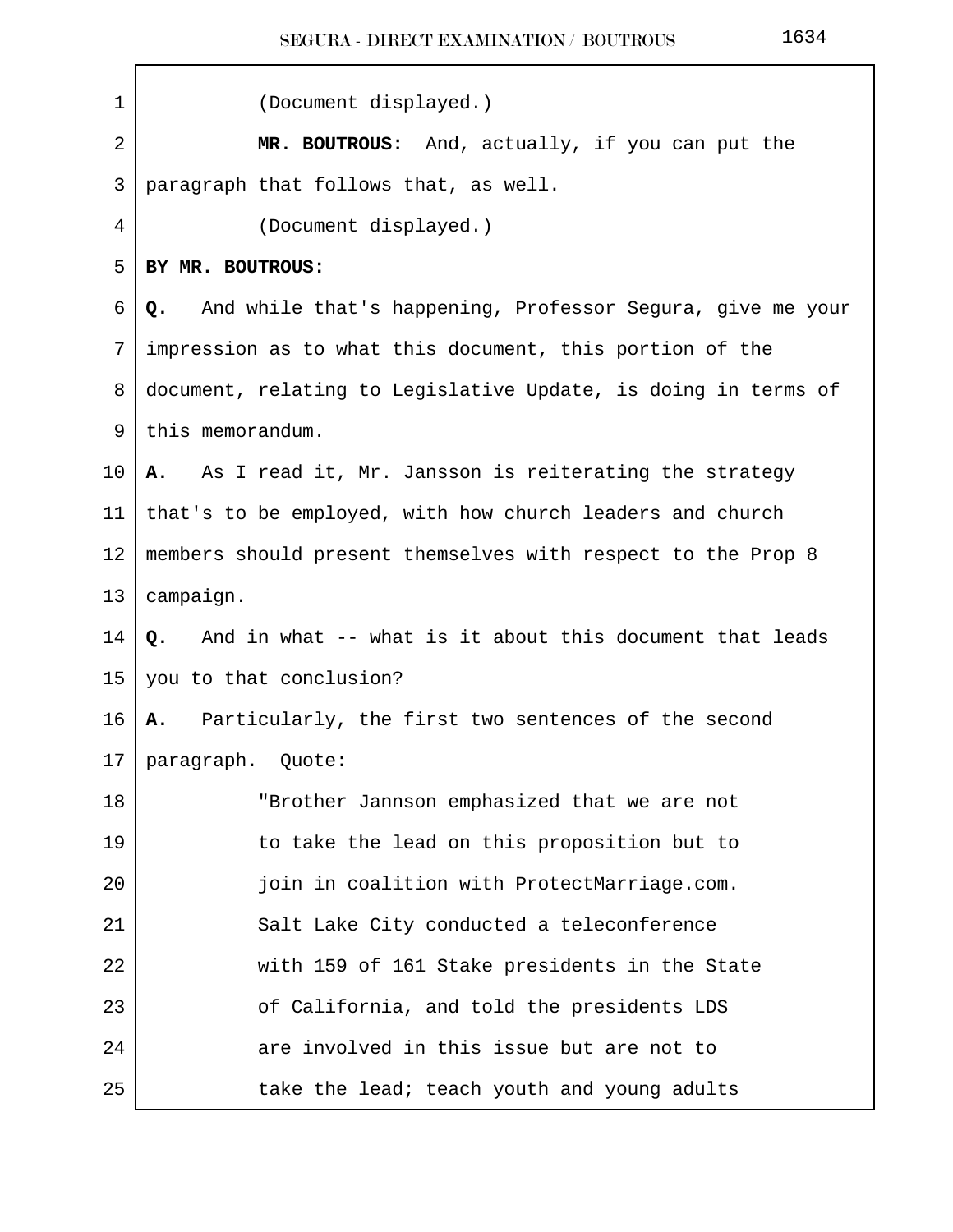(Document displayed.)

**MR. BOUTROUS:** And, actually, if you can put the paragraph that follows that, as well.

(Document displayed.)

**BY MR. BOUTROUS:**

**Q.** And while that's happening, Professor Segura, give me your impression as to what this document, this portion of the document, relating to Legislative Update, is doing in terms of this memorandum.

**A.** As I read it, Mr. Jansson is reiterating the strategy that's to be employed, with how church leaders and church members should present themselves with respect to the Prop 8 campaign.

**Q.** And in what -- what is it about this document that leads you to that conclusion?

**A.** Particularly, the first two sentences of the second paragraph. Quote:

> "Brother Jannson emphasized that we are not to take the lead on this proposition but to join in coalition with ProtectMarriage.com. Salt Lake City conducted a teleconference with 159 of 161 Stake presidents in the State of California, and told the presidents LDS are involved in this issue but are not to take the lead; teach youth and young adults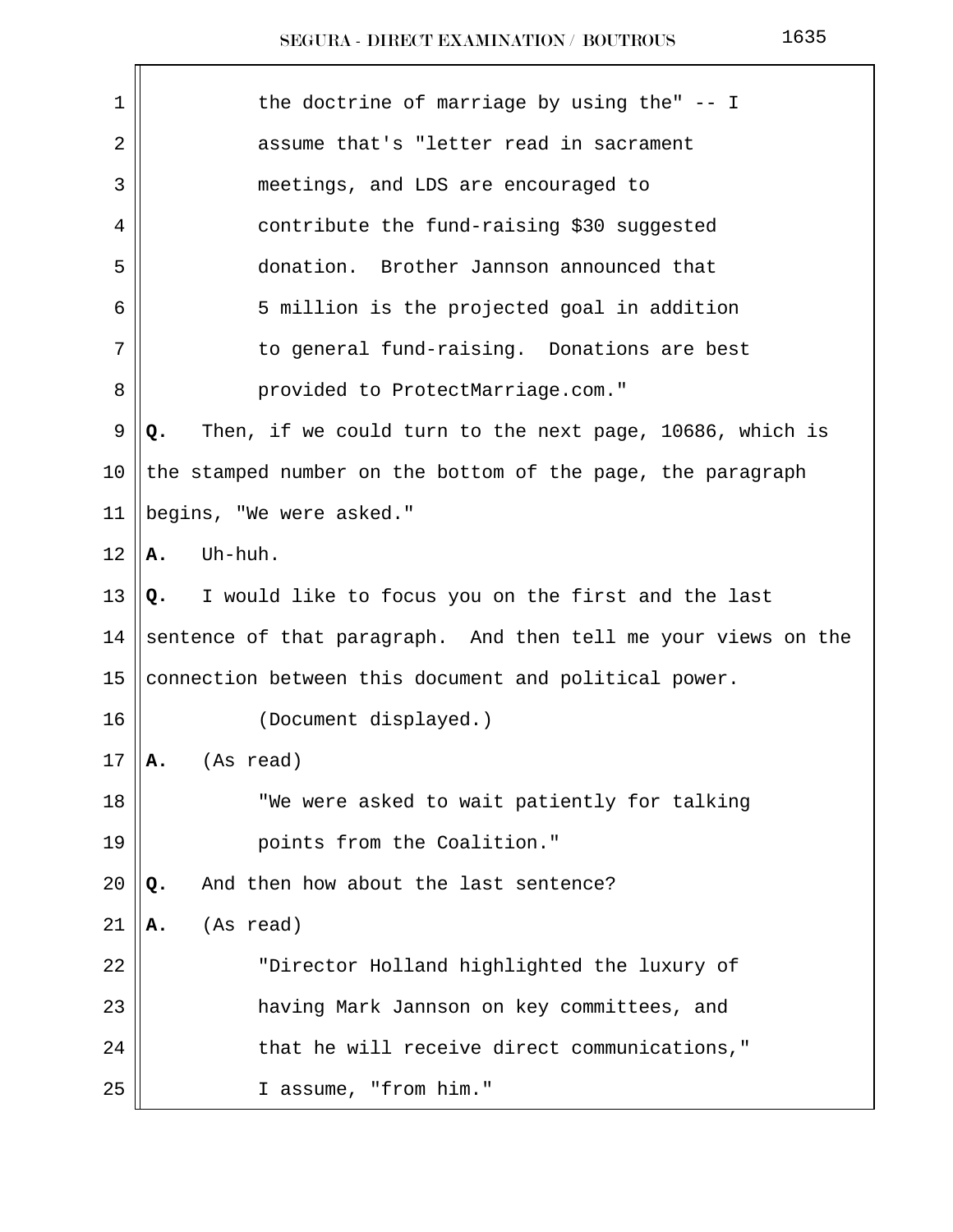the doctrine of marriage by using the" -- I assume that's "letter read in sacrament meetings, and LDS are encouraged to contribute the fund-raising $30 suggested donation. Brother Jannson announced that 5 million is the projected goal in addition to general fund-raising. Donations are best provided to ProtectMarriage.com."

**Q.** Then, if we could turn to the next page, 10686, which is the stamped number on the bottom of the page, the paragraph begins, "We were asked."

**A.** Uh-huh.

**Q.** I would like to focus you on the first and the last sentence of that paragraph. And then tell me your views on the connection between this document and political power.

(Document displayed.)

**A.** (As read)

"We were asked to wait patiently for talking points from the Coalition."

**Q.** And then how about the last sentence?

**A.** (As read)

"Director Holland highlighted the luxury of having Mark Jannson on key committees, and that he will receive direct communications," I assume, "from him."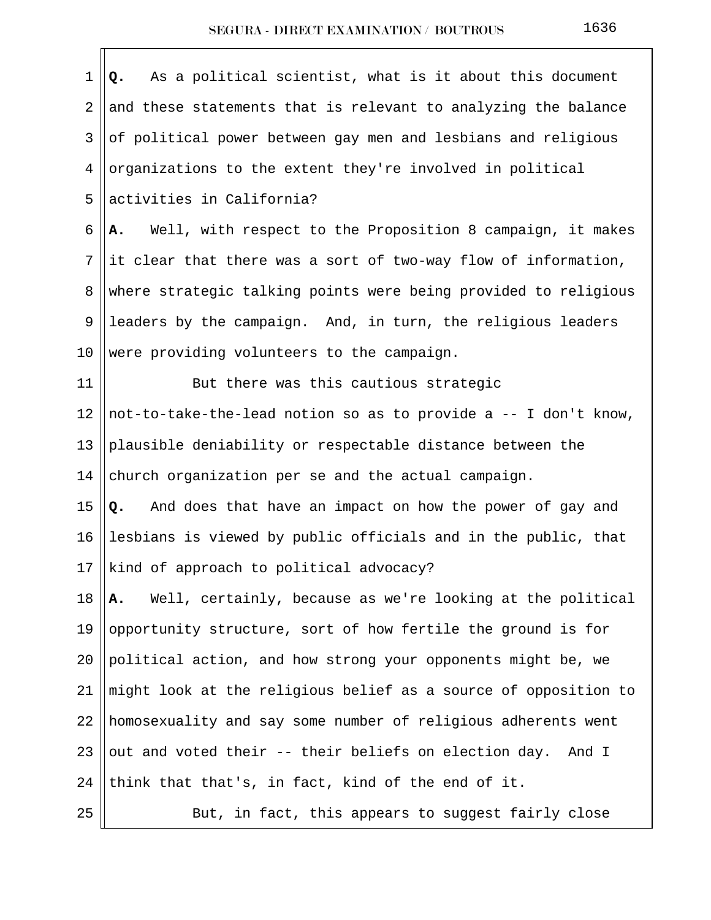**Q.** As a political scientist, what is it about this document and these statements that is relevant to analyzing the balance of political power between gay men and lesbians and religious organizations to the extent they're involved in political activities in California?

**A.** Well, with respect to the Proposition 8 campaign, it makes it clear that there was a sort of two-way flow of information, where strategic talking points were being provided to religious leaders by the campaign. And, in turn, the religious leaders were providing volunteers to the campaign.

But there was this cautious strategic not-to-take-the-lead notion so as to provide a -- I don't know, plausible deniability or respectable distance between the church organization per se and the actual campaign.

**Q.** And does that have an impact on how the power of gay and lesbians is viewed by public officials and in the public, that kind of approach to political advocacy?

**A.** Well, certainly, because as we're looking at the political opportunity structure, sort of how fertile the ground is for political action, and how strong your opponents might be, we might look at the religious belief as a source of opposition to homosexuality and say some number of religious adherents went out and voted their -- their beliefs on election day. And I think that that's, in fact, kind of the end of it.

But, in fact, this appears to suggest fairly close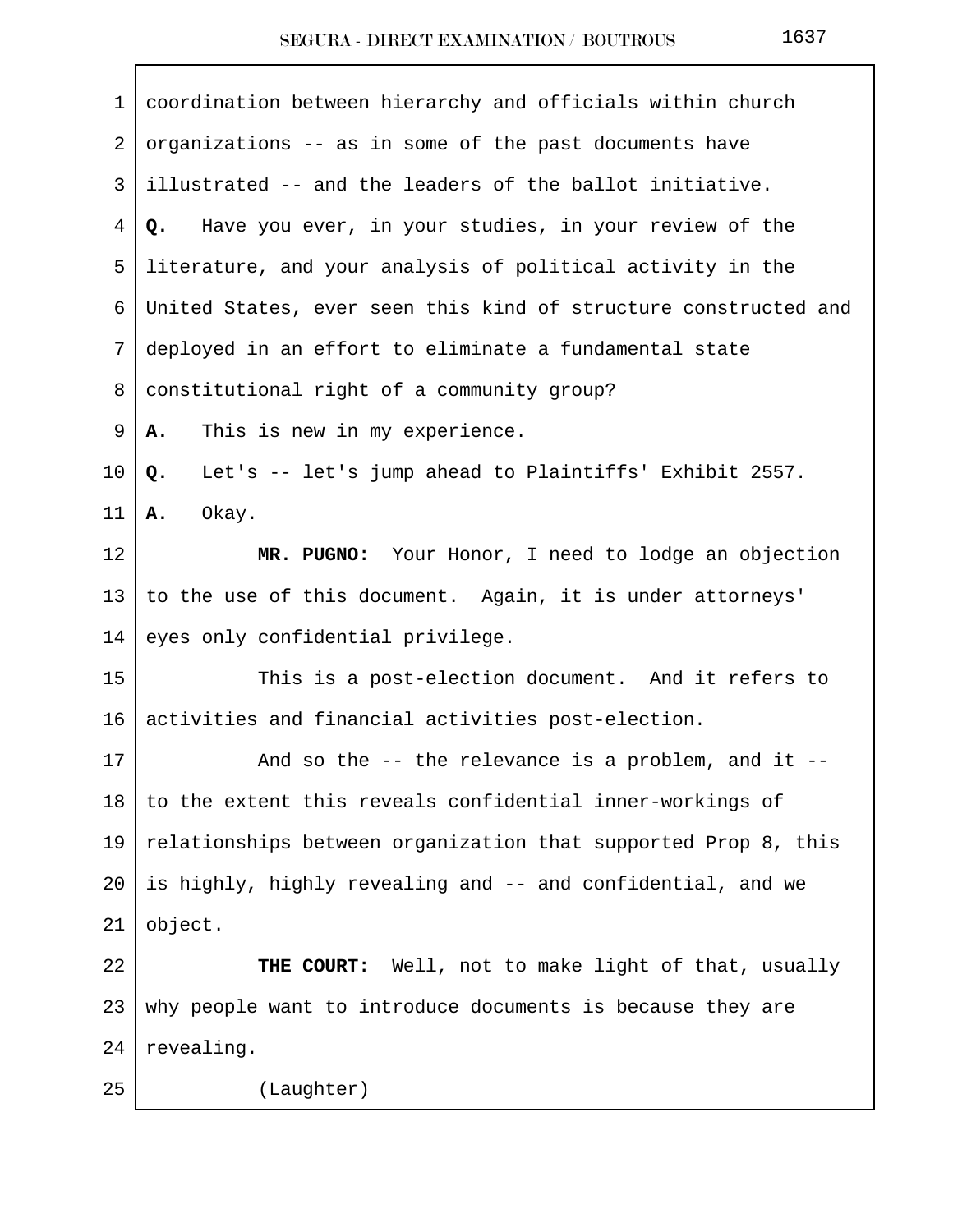coordination between hierarchy and officials within church organizations -- as in some of the past documents have illustrated -- and the leaders of the ballot initiative.

**Q.** Have you ever, in your studies, in your review of the literature, and your analysis of political activity in the United States, ever seen this kind of structure constructed and deployed in an effort to eliminate a fundamental state constitutional right of a community group?

**A.** This is new in my experience.

**Q.** Let's -- let's jump ahead to Plaintiffs' Exhibit 2557.

**A.** Okay.

**MR. PUGNO:** Your Honor, I need to lodge an objection to the use of this document. Again, it is under attorneys' eyes only confidential privilege.

This is a post-election document. And it refers to activities and financial activities post-election.

And so the -- the relevance is a problem, and it -- to the extent this reveals confidential inner-workings of relationships between organization that supported Prop 8, this is highly, highly revealing and -- and confidential, and we object.

**THE COURT:** Well, not to make light of that, usually why people want to introduce documents is because they are revealing.

(Laughter)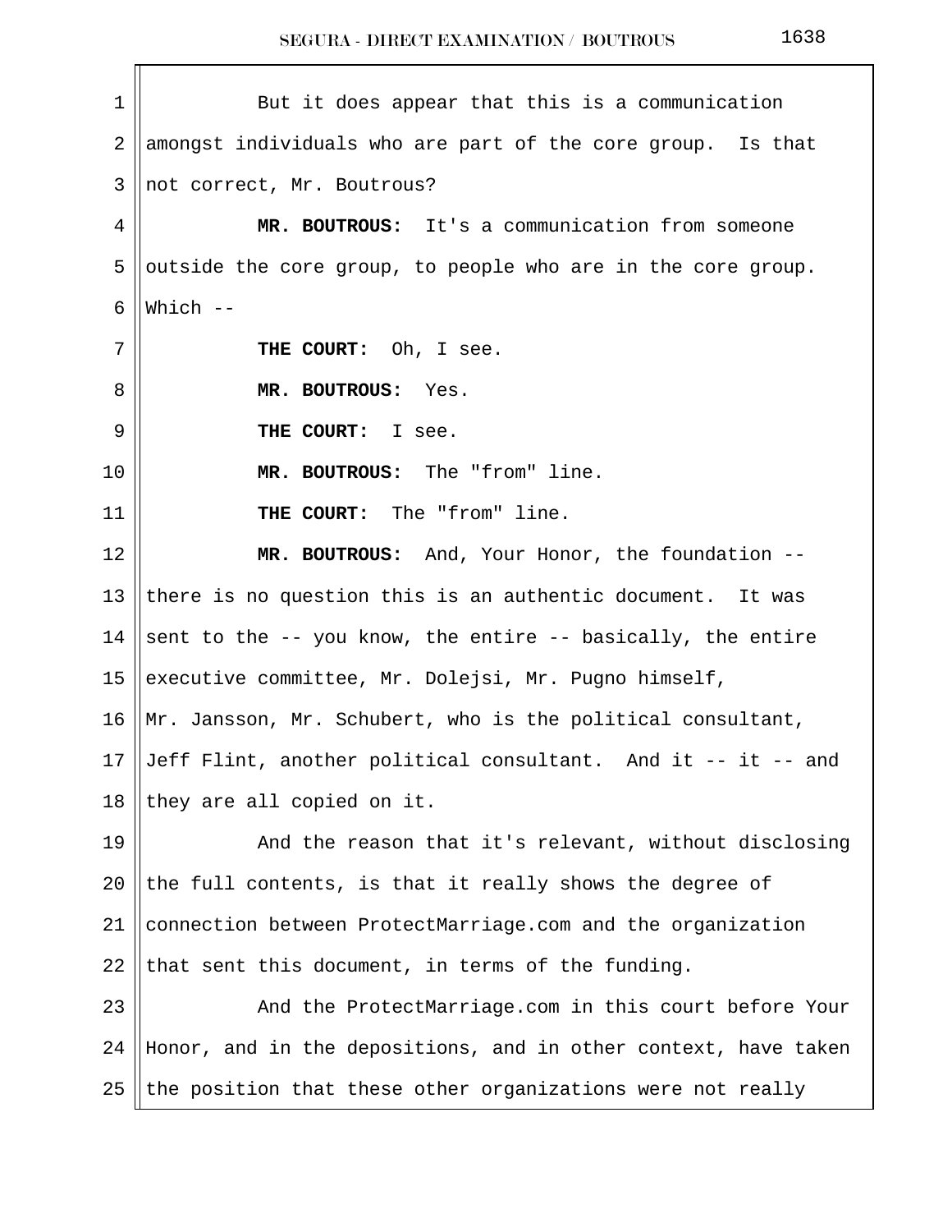But it does appear that this is a communication amongst individuals who are part of the core group. Is that not correct, Mr. Boutrous?

**MR. BOUTROUS:** It's a communication from someone outside the core group, to people who are in the core group. Which --

**THE COURT:** Oh, I see.

**MR. BOUTROUS:** Yes.

**THE COURT:** I see.

**MR. BOUTROUS:** The "from" line.

**THE COURT:** The "from" line.

**MR. BOUTROUS:** And, Your Honor, the foundation -- there is no question this is an authentic document. It was sent to the -- you know, the entire -- basically, the entire executive committee, Mr. Dolejsi, Mr. Pugno himself, Mr. Jansson, Mr. Schubert, who is the political consultant, Jeff Flint, another political consultant. And it -- it -- and they are all copied on it.

And the reason that it's relevant, without disclosing the full contents, is that it really shows the degree of connection between ProtectMarriage.com and the organization that sent this document, in terms of the funding.

And the ProtectMarriage.com in this court before Your Honor, and in the depositions, and in other context, have taken the position that these other organizations were not really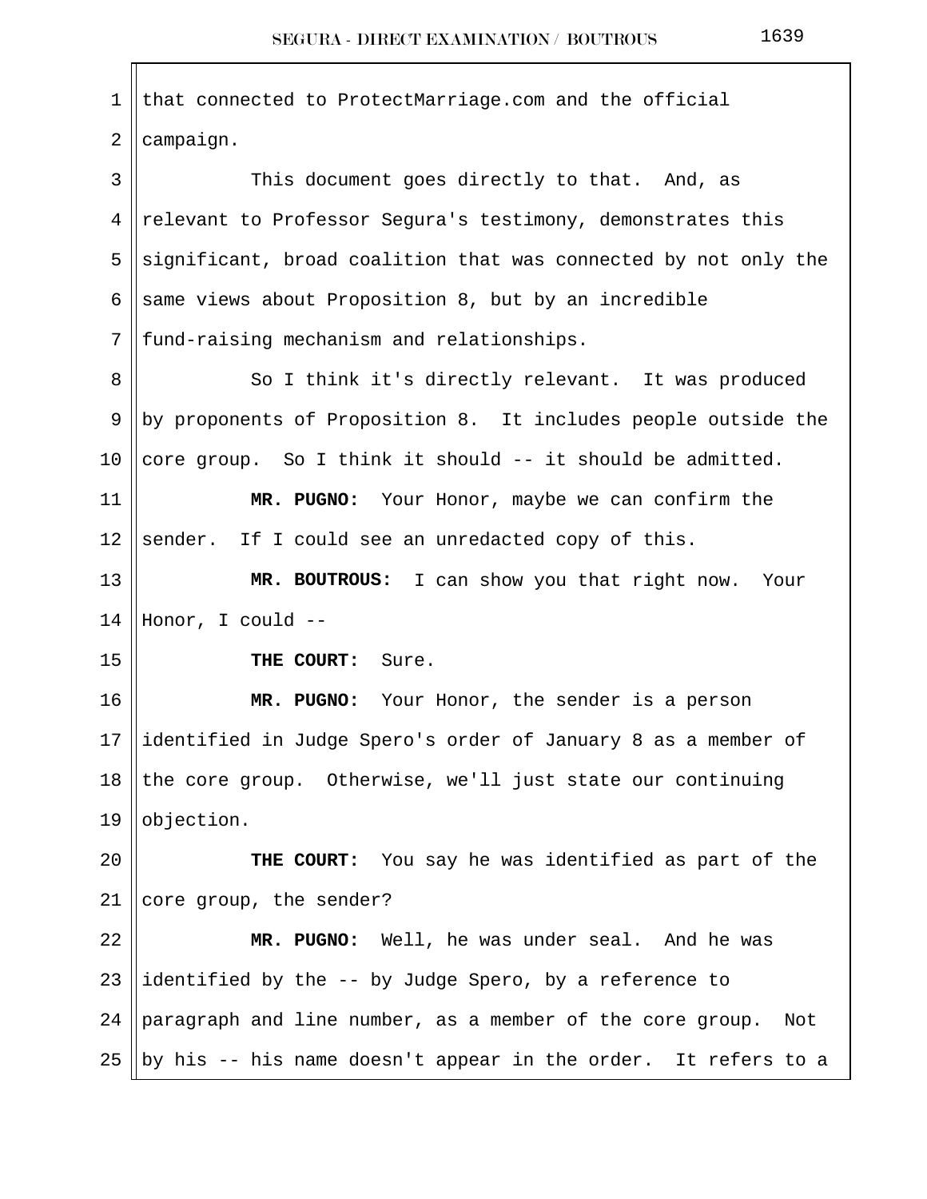that connected to ProtectMarriage.com and the official campaign.

This document goes directly to that. And, as relevant to Professor Segura's testimony, demonstrates this significant, broad coalition that was connected by not only the same views about Proposition 8, but by an incredible fund-raising mechanism and relationships.

So I think it's directly relevant. It was produced by proponents of Proposition 8. It includes people outside the core group. So I think it should -- it should be admitted.

**MR. PUGNO:** Your Honor, maybe we can confirm the sender. If I could see an unredacted copy of this.

**MR. BOUTROUS:** I can show you that right now. Your Honor, I could --

**THE COURT:** Sure.

**MR. PUGNO:** Your Honor, the sender is a person identified in Judge Spero's order of January 8 as a member of the core group. Otherwise, we'll just state our continuing objection.

**THE COURT:** You say he was identified as part of the core group, the sender?

**MR. PUGNO:** Well, he was under seal. And he was identified by the -- by Judge Spero, by a reference to paragraph and line number, as a member of the core group. Not by his -- his name doesn't appear in the order. It refers to a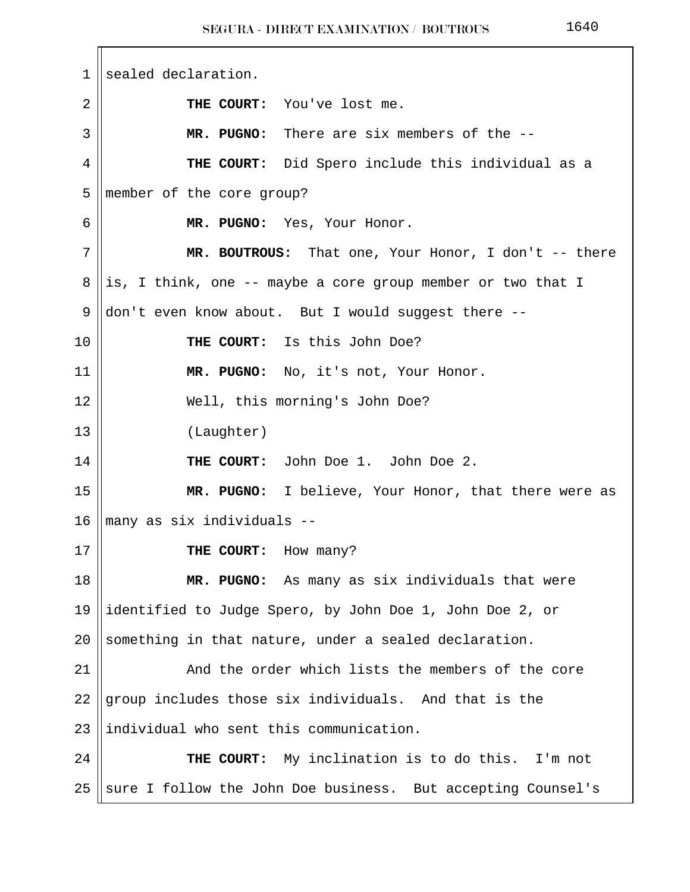sealed declaration.

**THE COURT:** You've lost me.

**MR. PUGNO:** There are six members of the --

**THE COURT:** Did Spero include this individual as a member of the core group?

**MR. PUGNO:** Yes, Your Honor.

**MR. BOUTROUS:** That one, Your Honor, I don't -- there is, I think, one -- maybe a core group member or two that I don't even know about. But I would suggest there --

**THE COURT:** Is this John Doe?

**MR. PUGNO:** No, it's not, Your Honor.

Well, this morning's John Doe?

(Laughter)

**THE COURT:** John Doe 1. John Doe 2.

**MR. PUGNO:** I believe, Your Honor, that there were as many as six individuals --

**THE COURT:** How many?

**MR. PUGNO:** As many as six individuals that were identified to Judge Spero, by John Doe 1, John Doe 2, or something in that nature, under a sealed declaration.

And the order which lists the members of the core group includes those six individuals. And that is the individual who sent this communication.

**THE COURT:** My inclination is to do this. I'm not sure I follow the John Doe business. But accepting Counsel's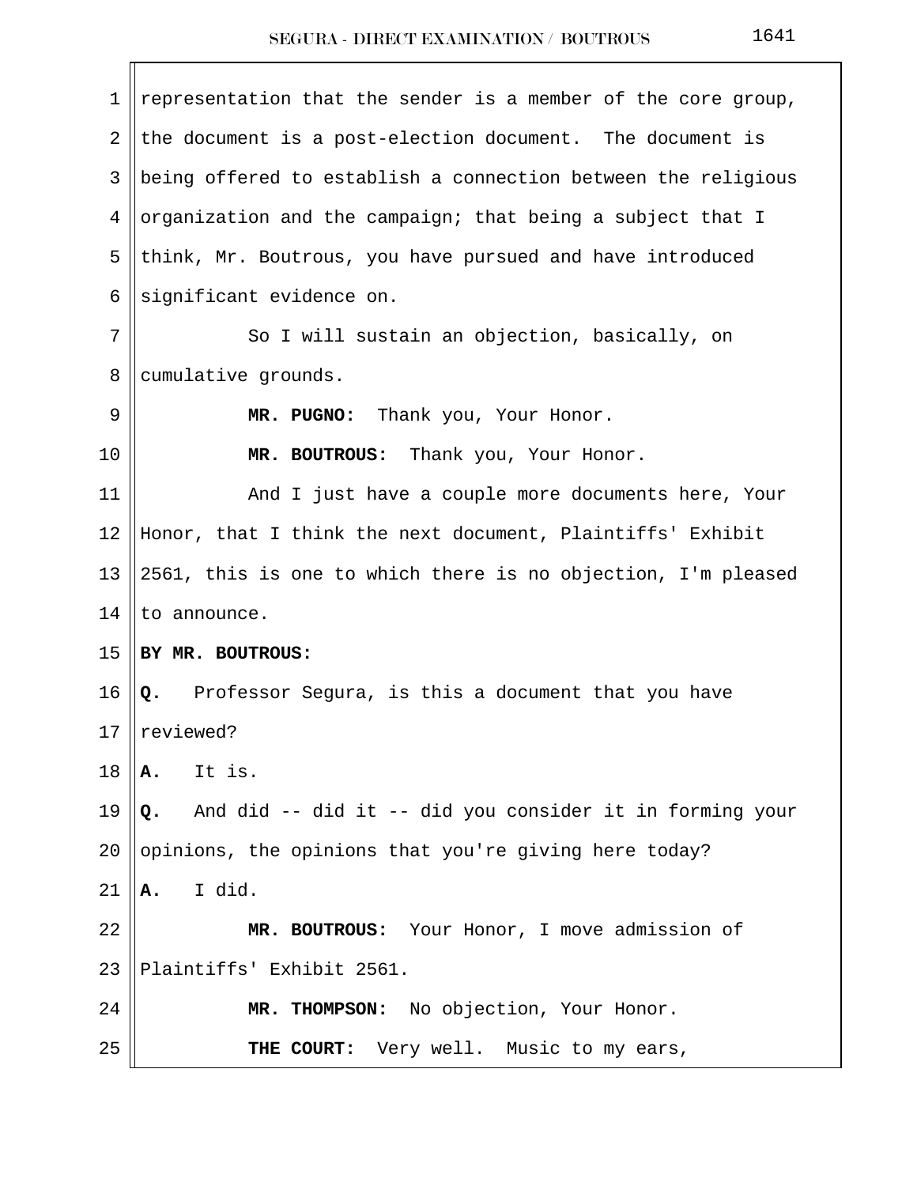representation that the sender is a member of the core group, the document is a post-election document. The document is being offered to establish a connection between the religious organization and the campaign; that being a subject that I think, Mr. Boutrous, you have pursued and have introduced significant evidence on.

So I will sustain an objection, basically, on cumulative grounds.

**MR. PUGNO:** Thank you, Your Honor.

**MR. BOUTROUS:** Thank you, Your Honor.

And I just have a couple more documents here, Your Honor, that I think the next document, Plaintiffs' Exhibit 2561, this is one to which there is no objection, I'm pleased to announce.

**BY MR. BOUTROUS:**

**Q.** Professor Segura, is this a document that you have reviewed?

**A.** It is.

**Q.** And did -- did it -- did you consider it in forming your opinions, the opinions that you're giving here today?

**A.** I did.

**MR. BOUTROUS:** Your Honor, I move admission of Plaintiffs' Exhibit 2561.

**MR. THOMPSON:** No objection, Your Honor.

**THE COURT:** Very well. Music to my ears,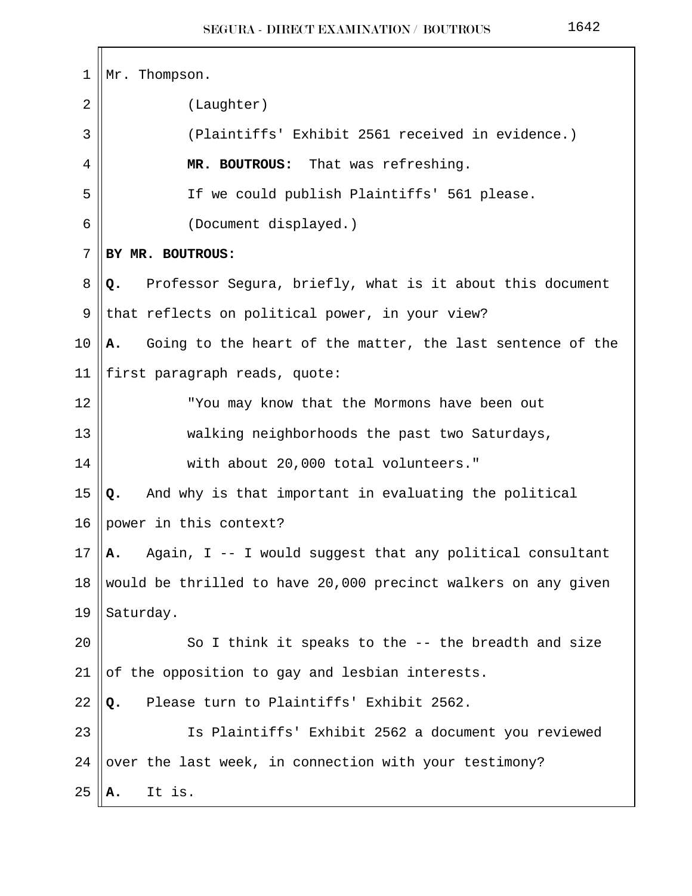Mr. Thompson.

(Laughter)

(Plaintiffs' Exhibit 2561 received in evidence.)

**MR. BOUTROUS:** That was refreshing.

If we could publish Plaintiffs' 561 please.

(Document displayed.)

**BY MR. BOUTROUS:**

**Q.** Professor Segura, briefly, what is it about this document that reflects on political power, in your view?

**A.** Going to the heart of the matter, the last sentence of the first paragraph reads, quote:

"You may know that the Mormons have been out walking neighborhoods the past two Saturdays, with about 20,000 total volunteers."

**Q.** And why is that important in evaluating the political power in this context?

**A.** Again, I -- I would suggest that any political consultant would be thrilled to have 20,000 precinct walkers on any given Saturday.

So I think it speaks to the -- the breadth and size of the opposition to gay and lesbian interests.

**Q.** Please turn to Plaintiffs' Exhibit 2562.

Is Plaintiffs' Exhibit 2562 a document you reviewed over the last week, in connection with your testimony?

**A.** It is.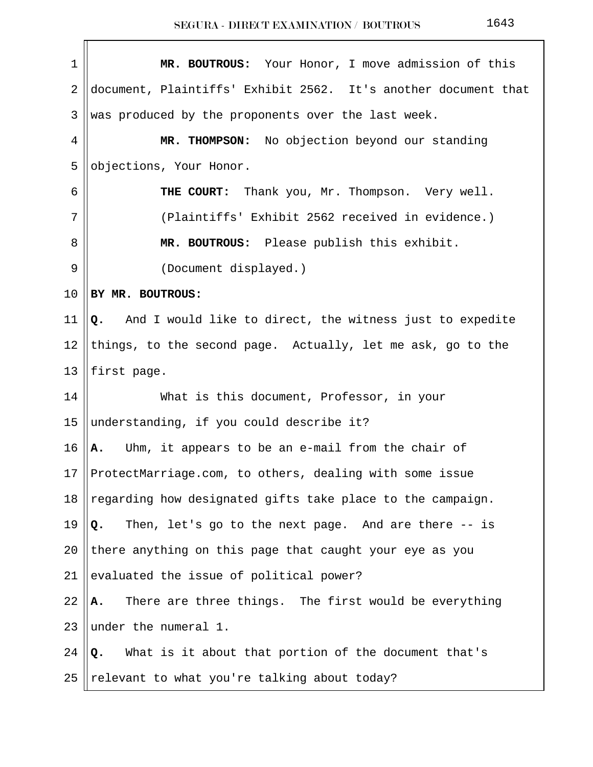**MR. BOUTROUS:** Your Honor, I move admission of this document, Plaintiffs' Exhibit 2562. It's another document that was produced by the proponents over the last week.

**MR. THOMPSON:** No objection beyond our standing objections, Your Honor.

**THE COURT:** Thank you, Mr. Thompson. Very well.

(Plaintiffs' Exhibit 2562 received in evidence.)

**MR. BOUTROUS:** Please publish this exhibit.

(Document displayed.)

**BY MR. BOUTROUS:**

**Q.** And I would like to direct, the witness just to expedite things, to the second page. Actually, let me ask, go to the first page.

What is this document, Professor, in your understanding, if you could describe it?

**A.** Uhm, it appears to be an e-mail from the chair of ProtectMarriage.com, to others, dealing with some issue regarding how designated gifts take place to the campaign.

**Q.** Then, let's go to the next page. And are there -- is there anything on this page that caught your eye as you evaluated the issue of political power?

**A.** There are three things. The first would be everything under the numeral 1.

**Q.** What is it about that portion of the document that's relevant to what you're talking about today?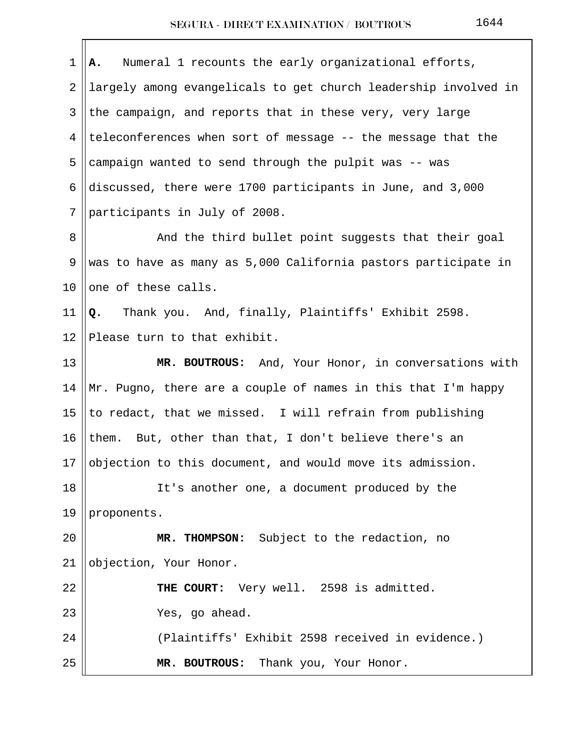**A.** Numeral 1 recounts the early organizational efforts, largely among evangelicals to get church leadership involved in the campaign, and reports that in these very, very large teleconferences when sort of message -- the message that the campaign wanted to send through the pulpit was -- was discussed, there were 1700 participants in June, and 3,000 participants in July of 2008.

And the third bullet point suggests that their goal was to have as many as 5,000 California pastors participate in one of these calls.

**Q.** Thank you. And, finally, Plaintiffs' Exhibit 2598. Please turn to that exhibit.

**MR. BOUTROUS:** And, Your Honor, in conversations with Mr. Pugno, there are a couple of names in this that I'm happy to redact, that we missed. I will refrain from publishing them. But, other than that, I don't believe there's an objection to this document, and would move its admission.

It's another one, a document produced by the proponents.

**MR. THOMPSON:** Subject to the redaction, no objection, Your Honor.

**THE COURT:** Very well. 2598 is admitted.

Yes, go ahead.

(Plaintiffs' Exhibit 2598 received in evidence.)

**MR. BOUTROUS:** Thank you, Your Honor.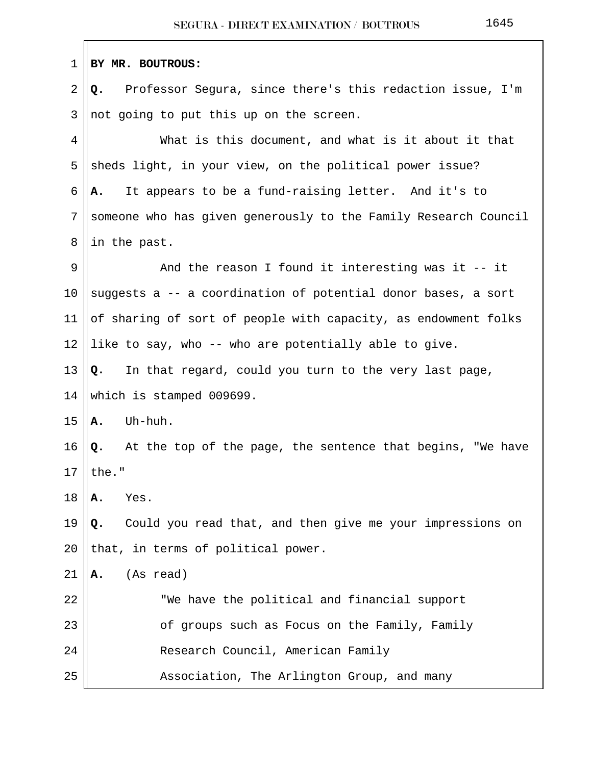**BY MR. BOUTROUS:**

**Q.** Professor Segura, since there's this redaction issue, I'm not going to put this up on the screen.

What is this document, and what is it about it that sheds light, in your view, on the political power issue?

**A.** It appears to be a fund-raising letter. And it's to someone who has given generously to the Family Research Council in the past.

And the reason I found it interesting was it -- it suggests a -- a coordination of potential donor bases, a sort of sharing of sort of people with capacity, as endowment folks like to say, who -- who are potentially able to give.

**Q.** In that regard, could you turn to the very last page, which is stamped 009699.

**A.** Uh-huh.

**Q.** At the top of the page, the sentence that begins, "We have the."

**A.** Yes.

**Q.** Could you read that, and then give me your impressions on that, in terms of political power.

**A.** (As read)

"We have the political and financial support of groups such as Focus on the Family, Family Research Council, American Family Association, The Arlington Group, and many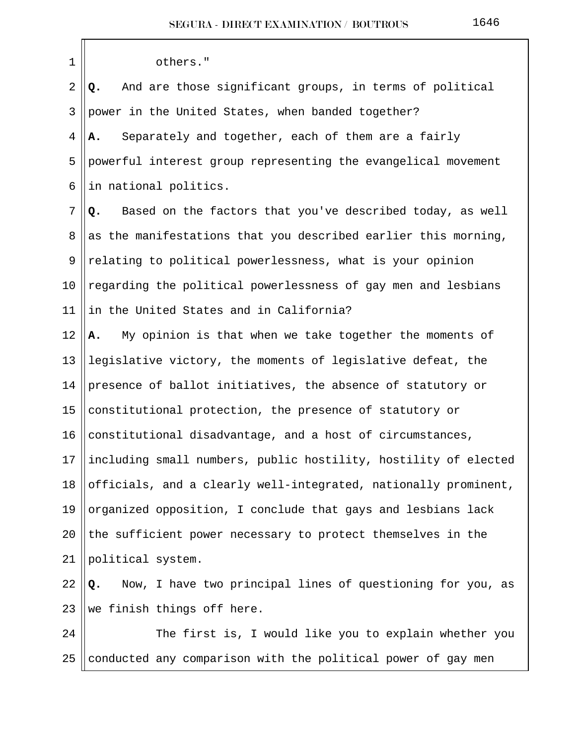others."

**Q.** And are those significant groups, in terms of political power in the United States, when banded together?

**A.** Separately and together, each of them are a fairly powerful interest group representing the evangelical movement in national politics.

**Q.** Based on the factors that you've described today, as well as the manifestations that you described earlier this morning, relating to political powerlessness, what is your opinion regarding the political powerlessness of gay men and lesbians in the United States and in California?

**A.** My opinion is that when we take together the moments of legislative victory, the moments of legislative defeat, the presence of ballot initiatives, the absence of statutory or constitutional protection, the presence of statutory or constitutional disadvantage, and a host of circumstances, including small numbers, public hostility, hostility of elected officials, and a clearly well-integrated, nationally prominent, organized opposition, I conclude that gays and lesbians lack the sufficient power necessary to protect themselves in the political system.

**Q.** Now, I have two principal lines of questioning for you, as we finish things off here.

The first is, I would like you to explain whether you conducted any comparison with the political power of gay men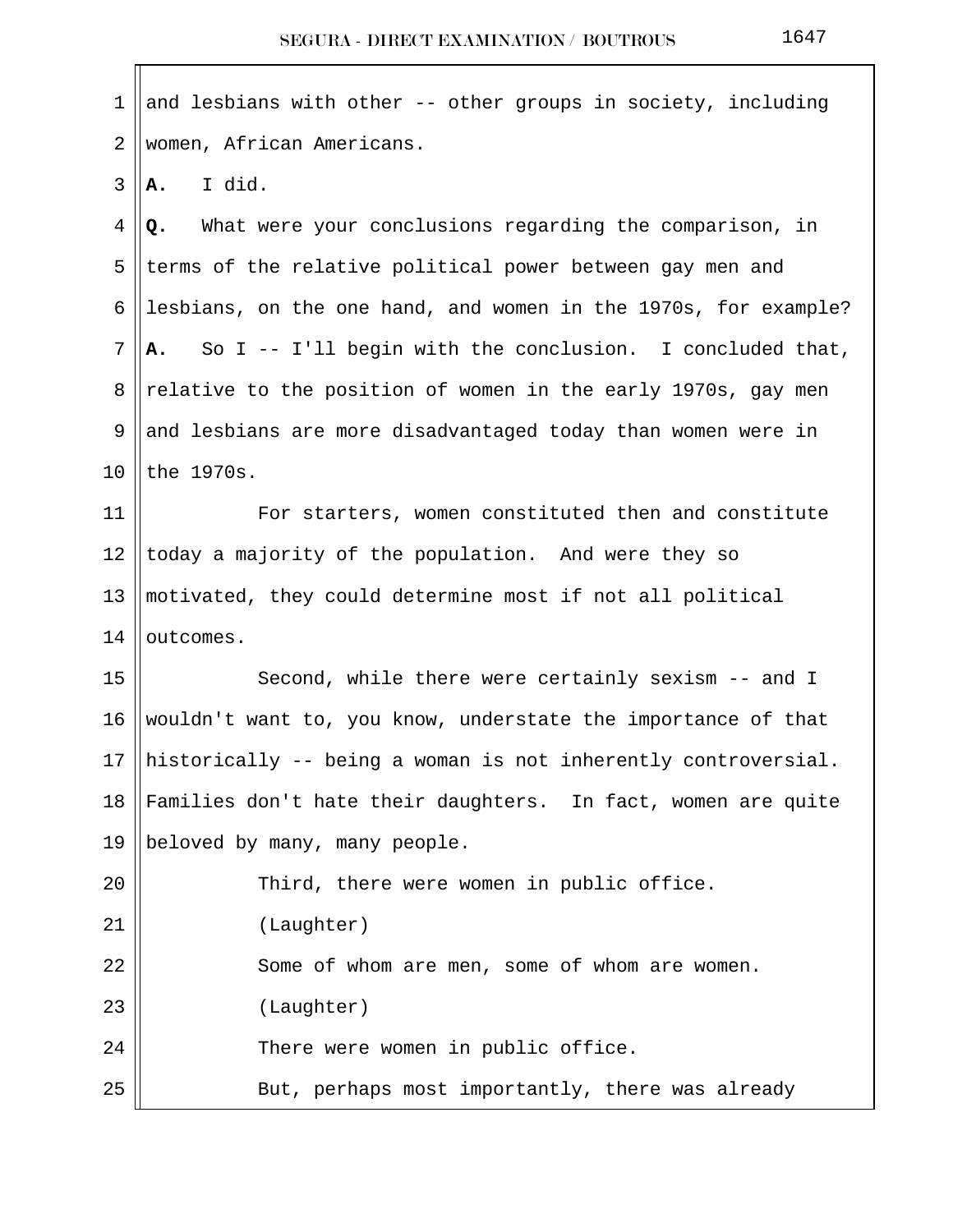and lesbians with other -- other groups in society, including women, African Americans.

**A.** I did.

**Q.** What were your conclusions regarding the comparison, in terms of the relative political power between gay men and lesbians, on the one hand, and women in the 1970s, for example?

**A.** So I -- I'll begin with the conclusion. I concluded that, relative to the position of women in the early 1970s, gay men and lesbians are more disadvantaged today than women were in the 1970s.

For starters, women constituted then and constitute today a majority of the population. And were they so motivated, they could determine most if not all political outcomes.

Second, while there were certainly sexism -- and I wouldn't want to, you know, understate the importance of that historically -- being a woman is not inherently controversial. Families don't hate their daughters. In fact, women are quite beloved by many, many people.

Third, there were women in public office.

(Laughter)

Some of whom are men, some of whom are women.

(Laughter)

There were women in public office.

But, perhaps most importantly, there was already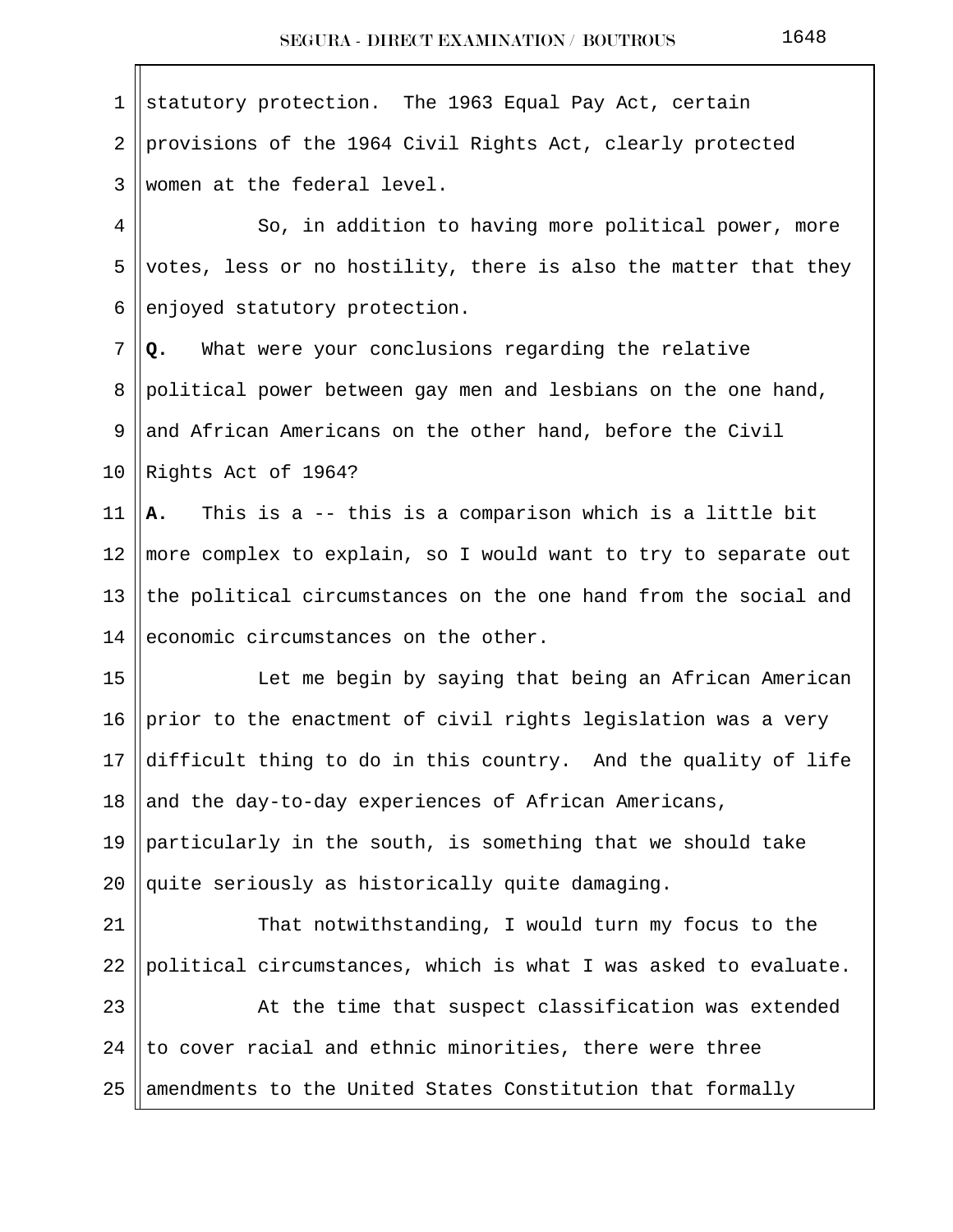statutory protection. The 1963 Equal Pay Act, certain provisions of the 1964 Civil Rights Act, clearly protected women at the federal level.

So, in addition to having more political power, more votes, less or no hostility, there is also the matter that they enjoyed statutory protection.

**Q.** What were your conclusions regarding the relative political power between gay men and lesbians on the one hand, and African Americans on the other hand, before the Civil Rights Act of 1964?

**A.** This is a -- this is a comparison which is a little bit more complex to explain, so I would want to try to separate out the political circumstances on the one hand from the social and economic circumstances on the other.

Let me begin by saying that being an African American prior to the enactment of civil rights legislation was a very difficult thing to do in this country. And the quality of life and the day-to-day experiences of African Americans, particularly in the south, is something that we should take quite seriously as historically quite damaging.

That notwithstanding, I would turn my focus to the political circumstances, which is what I was asked to evaluate.

At the time that suspect classification was extended to cover racial and ethnic minorities, there were three amendments to the United States Constitution that formally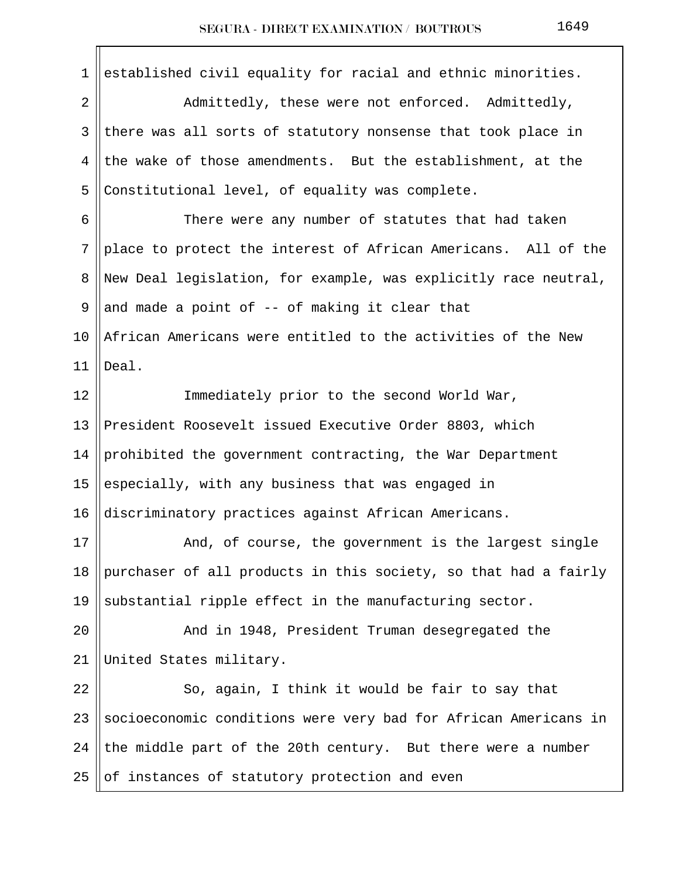established civil equality for racial and ethnic minorities.

Admittedly, these were not enforced. Admittedly, there was all sorts of statutory nonsense that took place in the wake of those amendments. But the establishment, at the Constitutional level, of equality was complete.

There were any number of statutes that had taken place to protect the interest of African Americans. All of the New Deal legislation, for example, was explicitly race neutral, and made a point of -- of making it clear that African Americans were entitled to the activities of the New Deal.

Immediately prior to the second World War, President Roosevelt issued Executive Order 8803, which prohibited the government contracting, the War Department especially, with any business that was engaged in discriminatory practices against African Americans.

And, of course, the government is the largest single purchaser of all products in this society, so that had a fairly substantial ripple effect in the manufacturing sector.

And in 1948, President Truman desegregated the United States military.

So, again, I think it would be fair to say that socioeconomic conditions were very bad for African Americans in the middle part of the 20th century. But there were a number of instances of statutory protection and even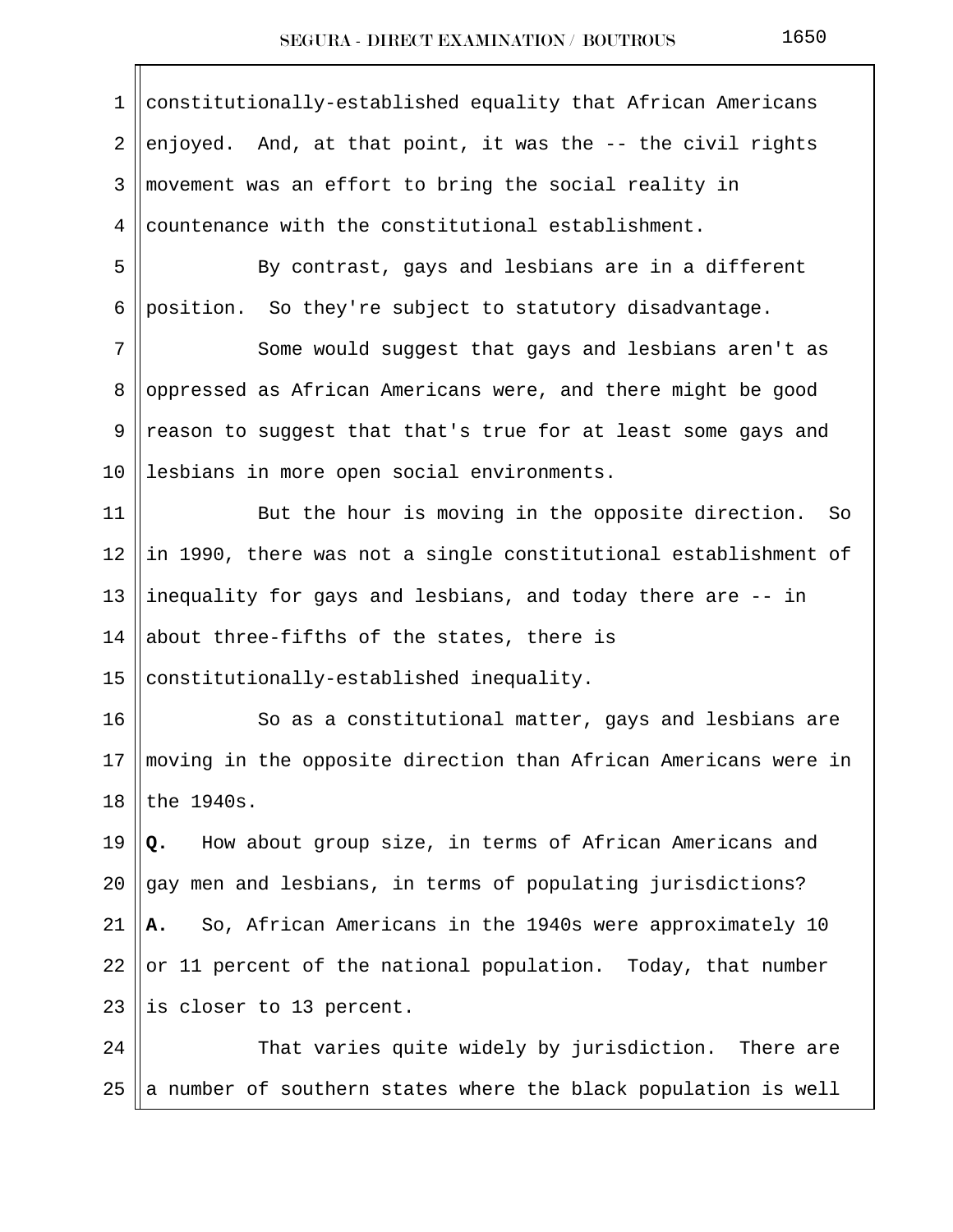constitutionally-established equality that African Americans enjoyed. And, at that point, it was the -- the civil rights movement was an effort to bring the social reality in countenance with the constitutional establishment.

By contrast, gays and lesbians are in a different position. So they're subject to statutory disadvantage.

Some would suggest that gays and lesbians aren't as oppressed as African Americans were, and there might be good reason to suggest that that's true for at least some gays and lesbians in more open social environments.

But the hour is moving in the opposite direction. So in 1990, there was not a single constitutional establishment of inequality for gays and lesbians, and today there are -- in about three-fifths of the states, there is constitutionally-established inequality.

So as a constitutional matter, gays and lesbians are moving in the opposite direction than African Americans were in the 1940s.

**Q.** How about group size, in terms of African Americans and gay men and lesbians, in terms of populating jurisdictions?

**A.** So, African Americans in the 1940s were approximately 10 or 11 percent of the national population. Today, that number is closer to 13 percent.

That varies quite widely by jurisdiction. There are a number of southern states where the black population is well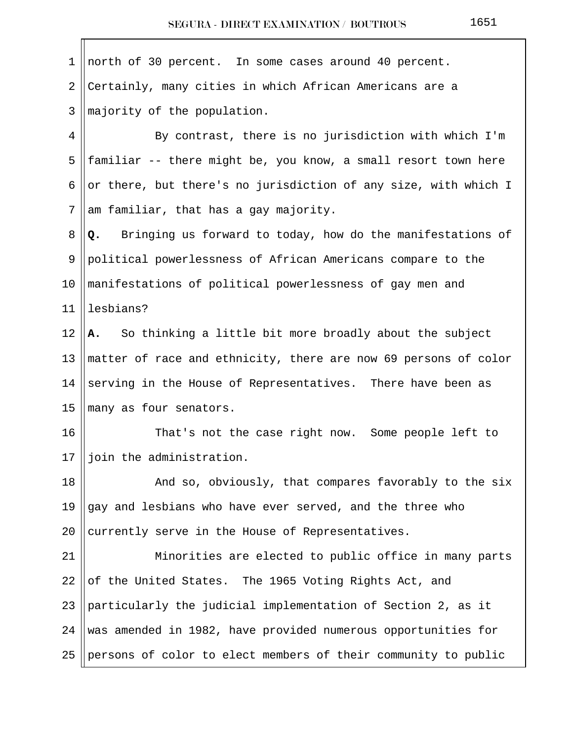north of 30 percent. In some cases around 40 percent. Certainly, many cities in which African Americans are a majority of the population.

By contrast, there is no jurisdiction with which I'm familiar -- there might be, you know, a small resort town here or there, but there's no jurisdiction of any size, with which I am familiar, that has a gay majority.

**Q.** Bringing us forward to today, how do the manifestations of political powerlessness of African Americans compare to the manifestations of political powerlessness of gay men and lesbians?

**A.** So thinking a little bit more broadly about the subject matter of race and ethnicity, there are now 69 persons of color serving in the House of Representatives. There have been as many as four senators.

That's not the case right now. Some people left to join the administration.

And so, obviously, that compares favorably to the six gay and lesbians who have ever served, and the three who currently serve in the House of Representatives.

Minorities are elected to public office in many parts of the United States. The 1965 Voting Rights Act, and particularly the judicial implementation of Section 2, as it was amended in 1982, have provided numerous opportunities for persons of color to elect members of their community to public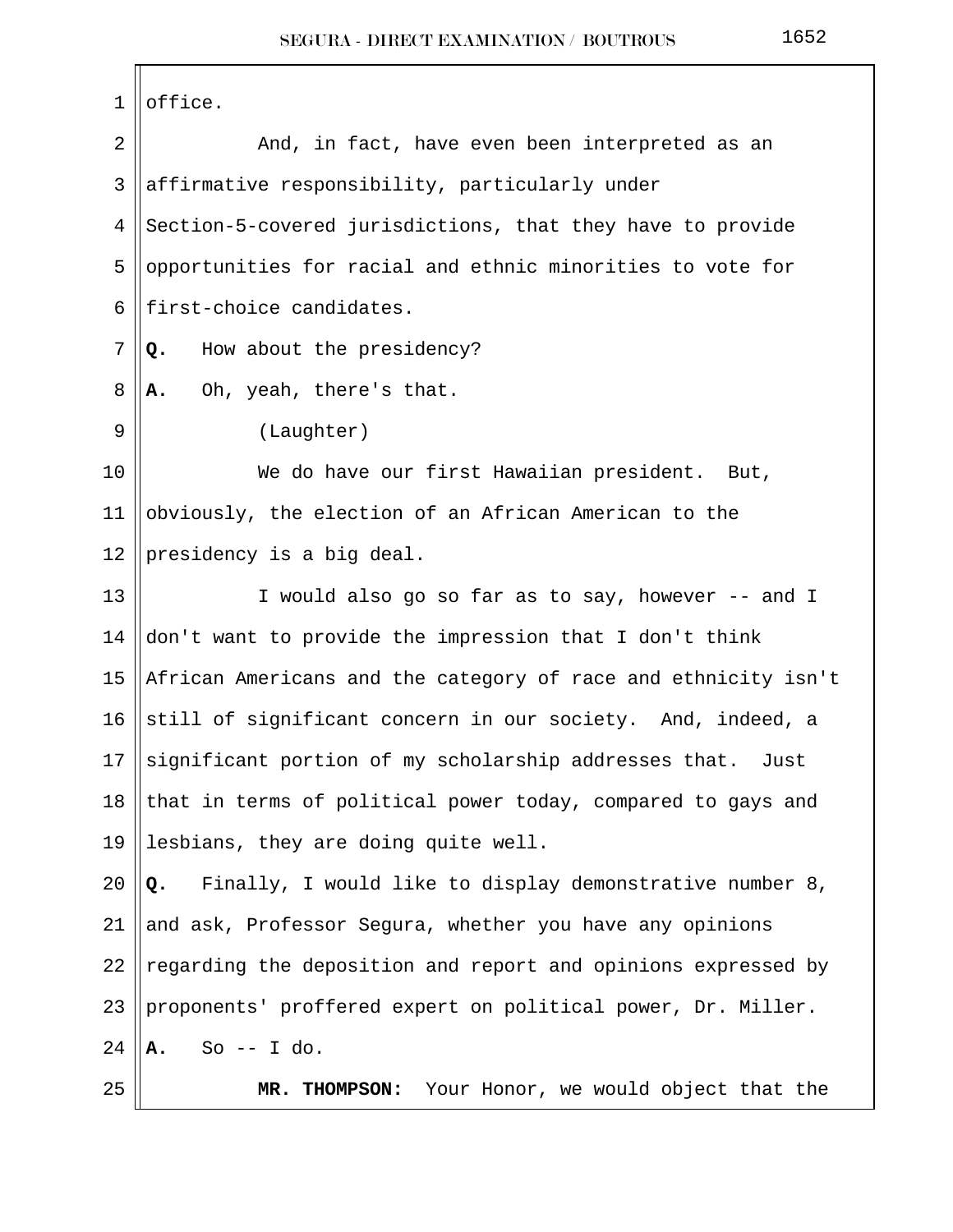office.

And, in fact, have even been interpreted as an affirmative responsibility, particularly under Section-5-covered jurisdictions, that they have to provide opportunities for racial and ethnic minorities to vote for first-choice candidates.

**Q.** How about the presidency?

**A.** Oh, yeah, there's that.

(Laughter)

We do have our first Hawaiian president. But, obviously, the election of an African American to the presidency is a big deal.

I would also go so far as to say, however -- and I don't want to provide the impression that I don't think African Americans and the category of race and ethnicity isn't still of significant concern in our society. And, indeed, a significant portion of my scholarship addresses that. Just that in terms of political power today, compared to gays and lesbians, they are doing quite well.

**Q.** Finally, I would like to display demonstrative number 8, and ask, Professor Segura, whether you have any opinions regarding the deposition and report and opinions expressed by proponents' proffered expert on political power, Dr. Miller.

**A.** So -- I do.

**MR. THOMPSON:** Your Honor, we would object that the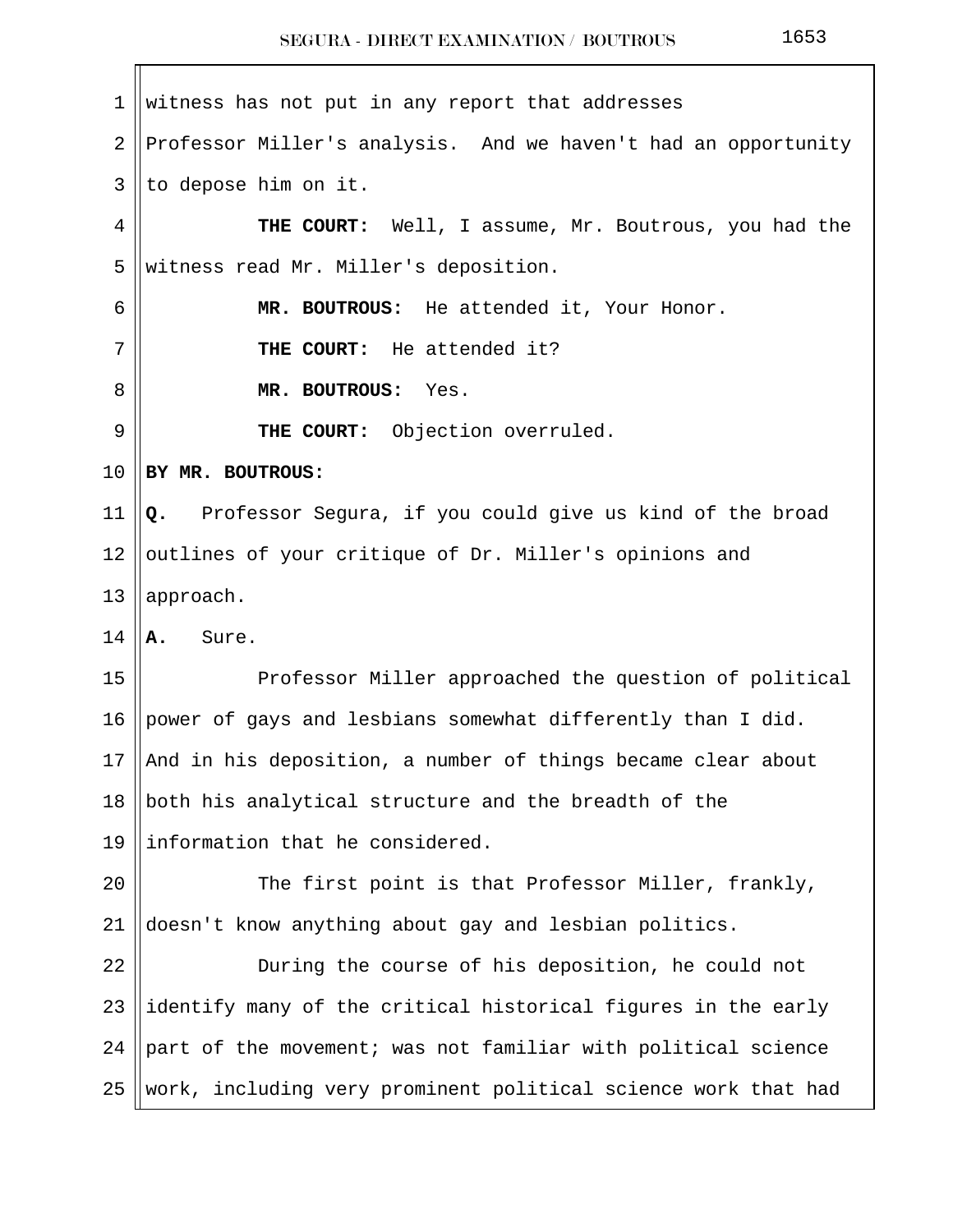witness has not put in any report that addresses Professor Miller's analysis. And we haven't had an opportunity to depose him on it.

**THE COURT:** Well, I assume, Mr. Boutrous, you had the witness read Mr. Miller's deposition.

**MR. BOUTROUS:** He attended it, Your Honor.

**THE COURT:** He attended it?

**MR. BOUTROUS:** Yes.

**THE COURT:** Objection overruled.

**BY MR. BOUTROUS:**

**Q.** Professor Segura, if you could give us kind of the broad outlines of your critique of Dr. Miller's opinions and approach.

**A.** Sure.

Professor Miller approached the question of political power of gays and lesbians somewhat differently than I did. And in his deposition, a number of things became clear about both his analytical structure and the breadth of the information that he considered.

The first point is that Professor Miller, frankly, doesn't know anything about gay and lesbian politics.

During the course of his deposition, he could not identify many of the critical historical figures in the early part of the movement; was not familiar with political science work, including very prominent political science work that had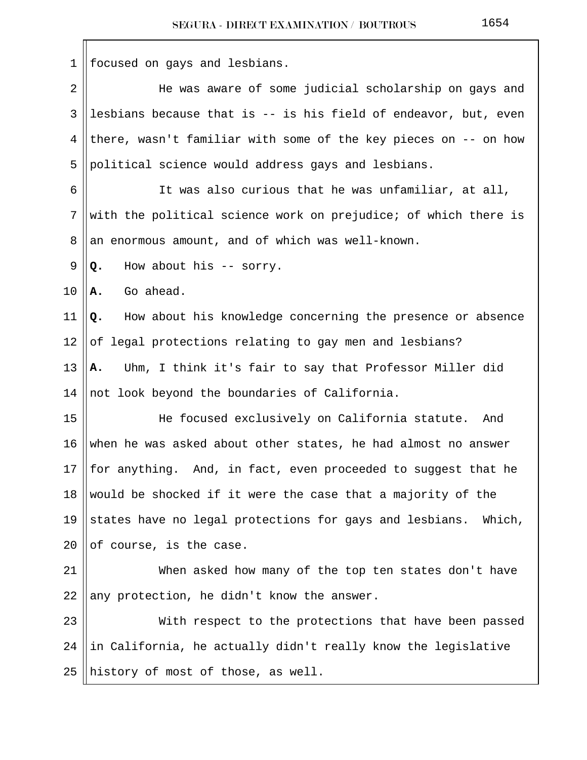focused on gays and lesbians.

He was aware of some judicial scholarship on gays and lesbians because that is -- is his field of endeavor, but, even there, wasn't familiar with some of the key pieces on -- on how political science would address gays and lesbians.

It was also curious that he was unfamiliar, at all, with the political science work on prejudice; of which there is an enormous amount, and of which was well-known.

**Q.** How about his -- sorry.

**A.** Go ahead.

**Q.** How about his knowledge concerning the presence or absence of legal protections relating to gay men and lesbians?

**A.** Uhm, I think it's fair to say that Professor Miller did not look beyond the boundaries of California.

He focused exclusively on California statute. And when he was asked about other states, he had almost no answer for anything. And, in fact, even proceeded to suggest that he would be shocked if it were the case that a majority of the states have no legal protections for gays and lesbians. Which, of course, is the case.

When asked how many of the top ten states don't have any protection, he didn't know the answer.

With respect to the protections that have been passed in California, he actually didn't really know the legislative history of most of those, as well.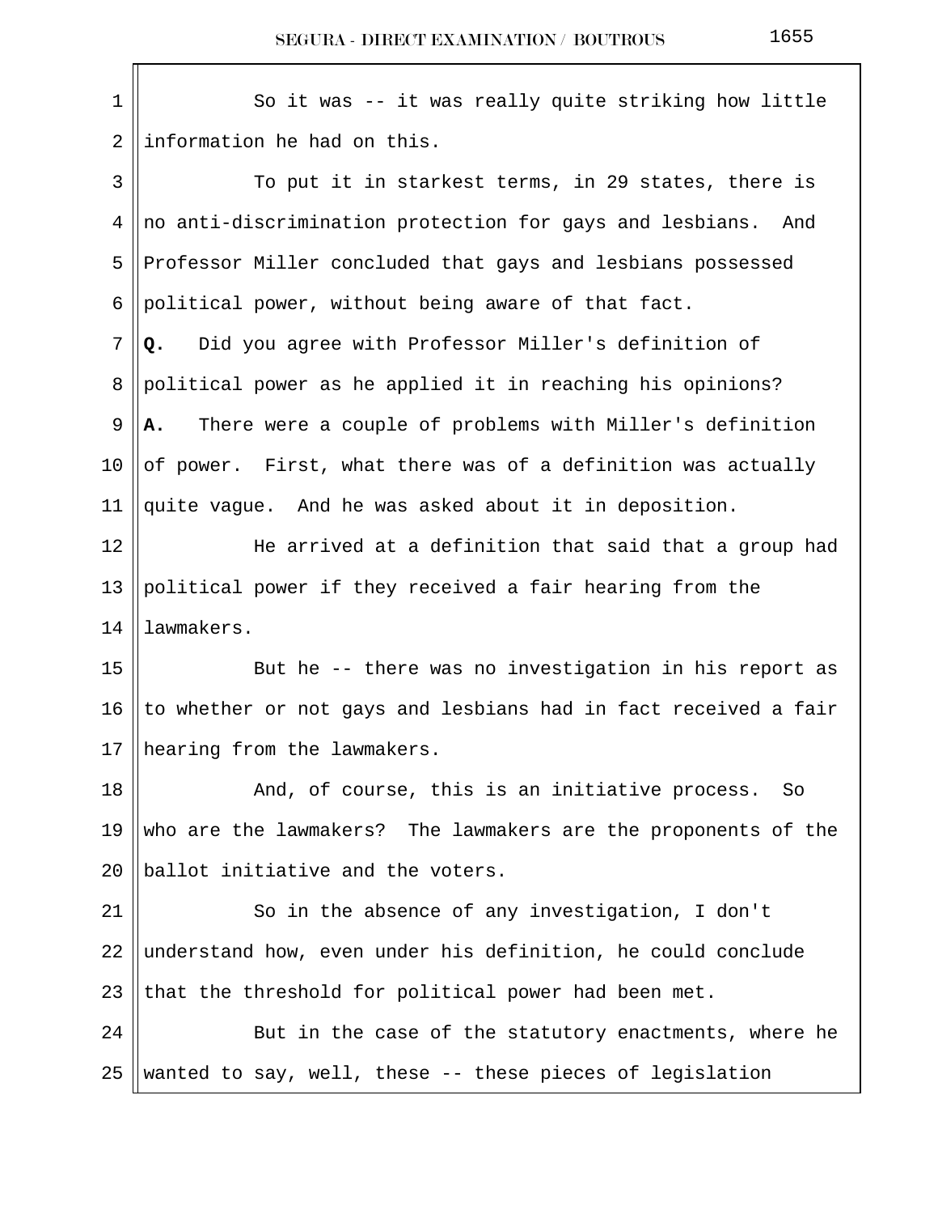So it was -- it was really quite striking how little information he had on this.

To put it in starkest terms, in 29 states, there is no anti-discrimination protection for gays and lesbians. And Professor Miller concluded that gays and lesbians possessed political power, without being aware of that fact.

**Q.** Did you agree with Professor Miller's definition of political power as he applied it in reaching his opinions?

**A.** There were a couple of problems with Miller's definition of power. First, what there was of a definition was actually quite vague. And he was asked about it in deposition.

He arrived at a definition that said that a group had political power if they received a fair hearing from the lawmakers.

But he -- there was no investigation in his report as to whether or not gays and lesbians had in fact received a fair hearing from the lawmakers.

And, of course, this is an initiative process. So who are the lawmakers? The lawmakers are the proponents of the ballot initiative and the voters.

So in the absence of any investigation, I don't understand how, even under his definition, he could conclude that the threshold for political power had been met.

But in the case of the statutory enactments, where he wanted to say, well, these -- these pieces of legislation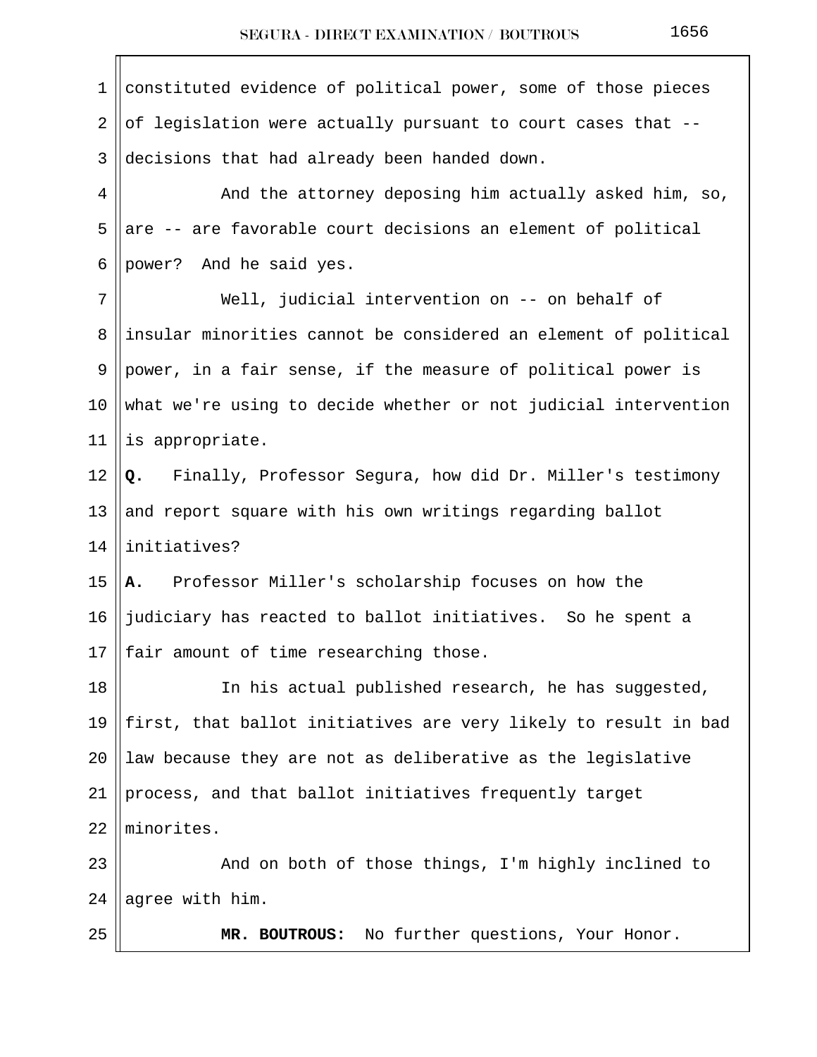constituted evidence of political power, some of those pieces of legislation were actually pursuant to court cases that -- decisions that had already been handed down.

And the attorney deposing him actually asked him, so, are -- are favorable court decisions an element of political power? And he said yes.

Well, judicial intervention on -- on behalf of insular minorities cannot be considered an element of political power, in a fair sense, if the measure of political power is what we're using to decide whether or not judicial intervention is appropriate.

**Q.** Finally, Professor Segura, how did Dr. Miller's testimony and report square with his own writings regarding ballot initiatives?

**A.** Professor Miller's scholarship focuses on how the judiciary has reacted to ballot initiatives. So he spent a fair amount of time researching those.

In his actual published research, he has suggested, first, that ballot initiatives are very likely to result in bad law because they are not as deliberative as the legislative process, and that ballot initiatives frequently target minorites.

And on both of those things, I'm highly inclined to agree with him.

**MR. BOUTROUS:** No further questions, Your Honor.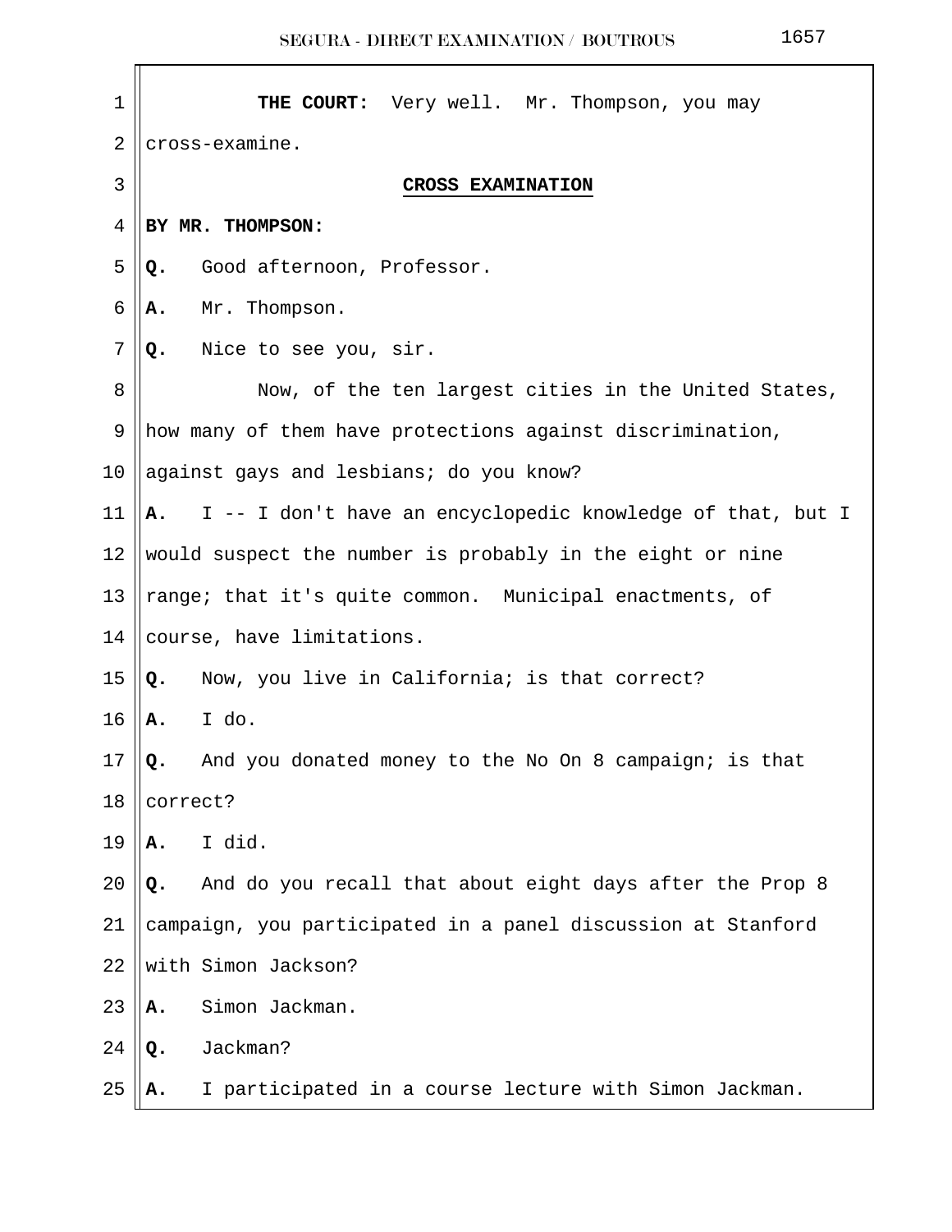**THE COURT:** Very well. Mr. Thompson, you may cross-examine.

**CROSS EXAMINATION**

**BY MR. THOMPSON:**

**Q.** Good afternoon, Professor.

**A.** Mr. Thompson.

**Q.** Nice to see you, sir.

Now, of the ten largest cities in the United States, how many of them have protections against discrimination, against gays and lesbians; do you know?

**A.** I -- I don't have an encyclopedic knowledge of that, but I would suspect the number is probably in the eight or nine range; that it's quite common. Municipal enactments, of course, have limitations.

**Q.** Now, you live in California; is that correct?

**A.** I do.

**Q.** And you donated money to the No On 8 campaign; is that correct?

**A.** I did.

**Q.** And do you recall that about eight days after the Prop 8 campaign, you participated in a panel discussion at Stanford with Simon Jackson?

**A.** Simon Jackman.

**Q.** Jackman?

**A.** I participated in a course lecture with Simon Jackman.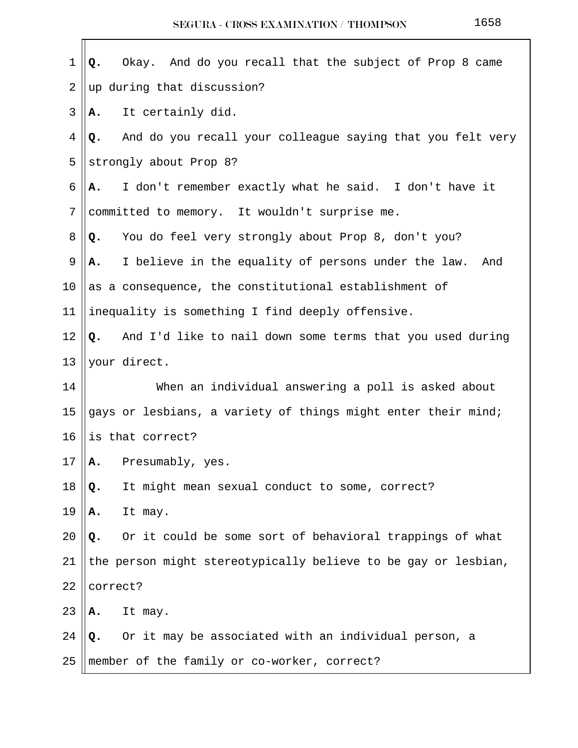**Q.** Okay. And do you recall that the subject of Prop 8 came up during that discussion?

**A.** It certainly did.

**Q.** And do you recall your colleague saying that you felt very strongly about Prop 8?

**A.** I don't remember exactly what he said. I don't have it committed to memory. It wouldn't surprise me.

**Q.** You do feel very strongly about Prop 8, don't you?

**A.** I believe in the equality of persons under the law. And as a consequence, the constitutional establishment of inequality is something I find deeply offensive.

**Q.** And I'd like to nail down some terms that you used during your direct.

When an individual answering a poll is asked about gays or lesbians, a variety of things might enter their mind; is that correct?

**A.** Presumably, yes.

**Q.** It might mean sexual conduct to some, correct?

**A.** It may.

**Q.** Or it could be some sort of behavioral trappings of what the person might stereotypically believe to be gay or lesbian, correct?

**A.** It may.

**Q.** Or it may be associated with an individual person, a member of the family or co-worker, correct?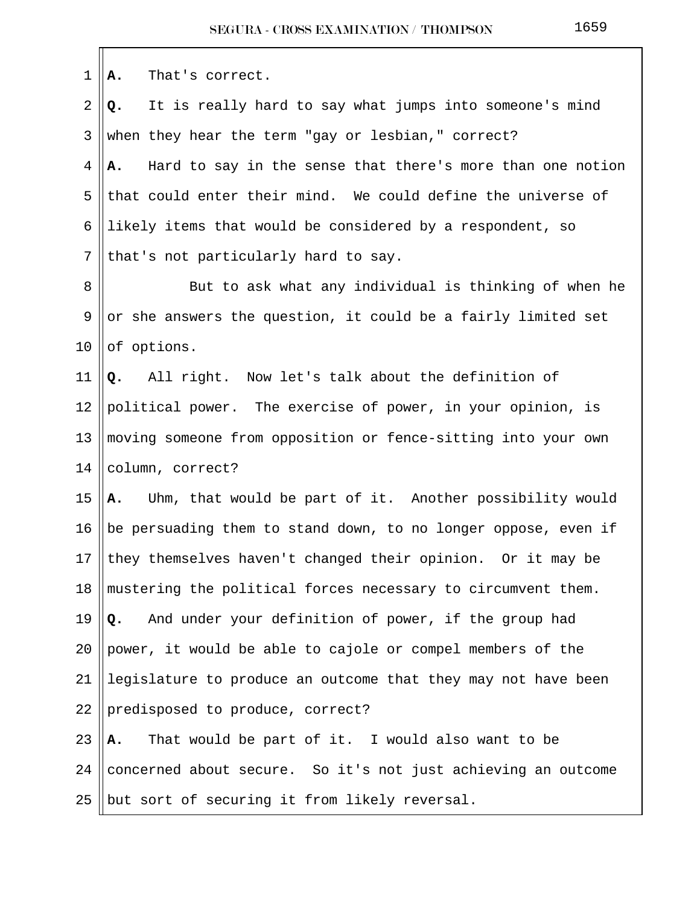**A.** That's correct.

**Q.** It is really hard to say what jumps into someone's mind when they hear the term "gay or lesbian," correct?

**A.** Hard to say in the sense that there's more than one notion that could enter their mind. We could define the universe of likely items that would be considered by a respondent, so that's not particularly hard to say.

But to ask what any individual is thinking of when he or she answers the question, it could be a fairly limited set of options.

**Q.** All right. Now let's talk about the definition of political power. The exercise of power, in your opinion, is moving someone from opposition or fence-sitting into your own column, correct?

**A.** Uhm, that would be part of it. Another possibility would be persuading them to stand down, to no longer oppose, even if they themselves haven't changed their opinion. Or it may be mustering the political forces necessary to circumvent them.

**Q.** And under your definition of power, if the group had power, it would be able to cajole or compel members of the legislature to produce an outcome that they may not have been predisposed to produce, correct?

**A.** That would be part of it. I would also want to be concerned about secure. So it's not just achieving an outcome but sort of securing it from likely reversal.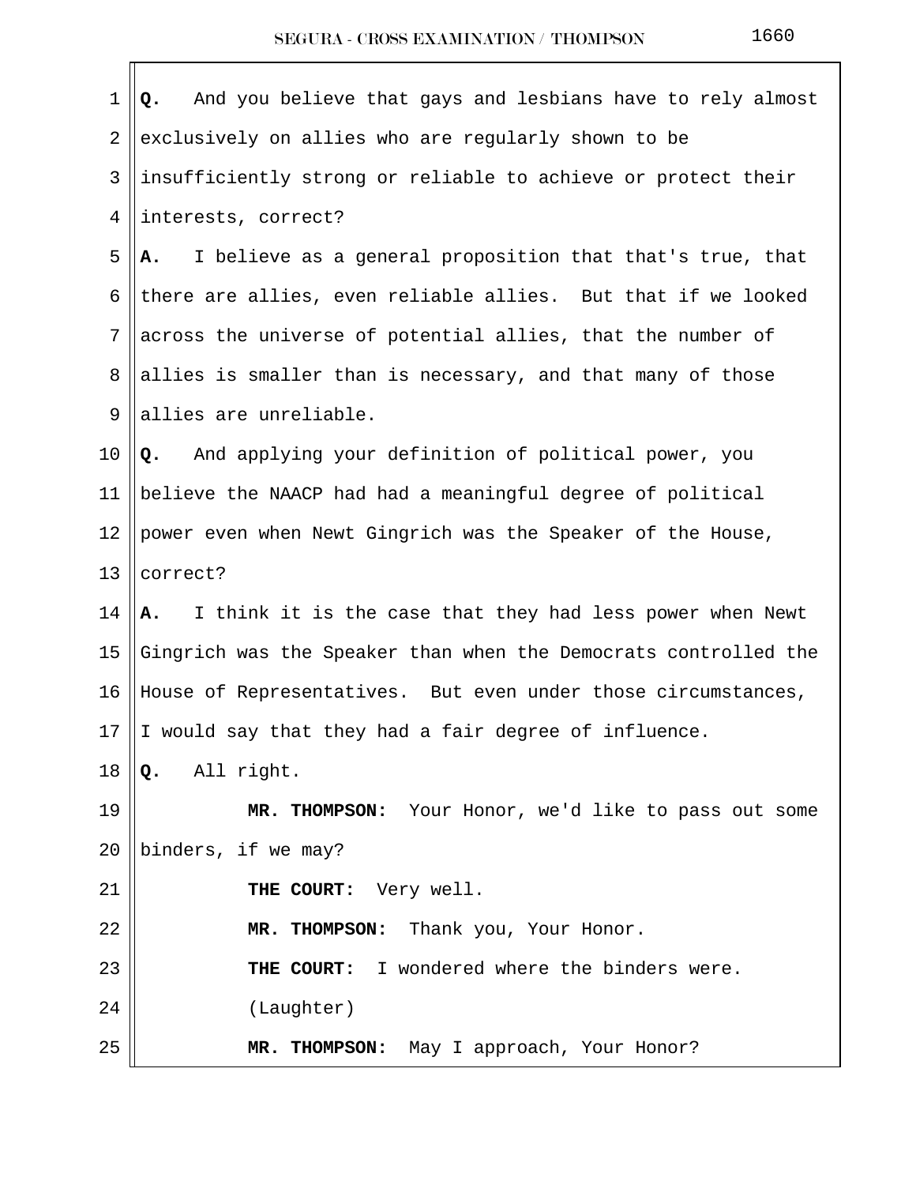**Q.** And you believe that gays and lesbians have to rely almost exclusively on allies who are regularly shown to be insufficiently strong or reliable to achieve or protect their interests, correct?

**A.** I believe as a general proposition that that's true, that there are allies, even reliable allies. But that if we looked across the universe of potential allies, that the number of allies is smaller than is necessary, and that many of those allies are unreliable.

**Q.** And applying your definition of political power, you believe the NAACP had had a meaningful degree of political power even when Newt Gingrich was the Speaker of the House, correct?

**A.** I think it is the case that they had less power when Newt Gingrich was the Speaker than when the Democrats controlled the House of Representatives. But even under those circumstances, I would say that they had a fair degree of influence.

**Q.** All right.

**MR. THOMPSON:** Your Honor, we'd like to pass out some binders, if we may?

**THE COURT:** Very well.

**MR. THOMPSON:** Thank you, Your Honor.

**THE COURT:** I wondered where the binders were.

(Laughter)

**MR. THOMPSON:** May I approach, Your Honor?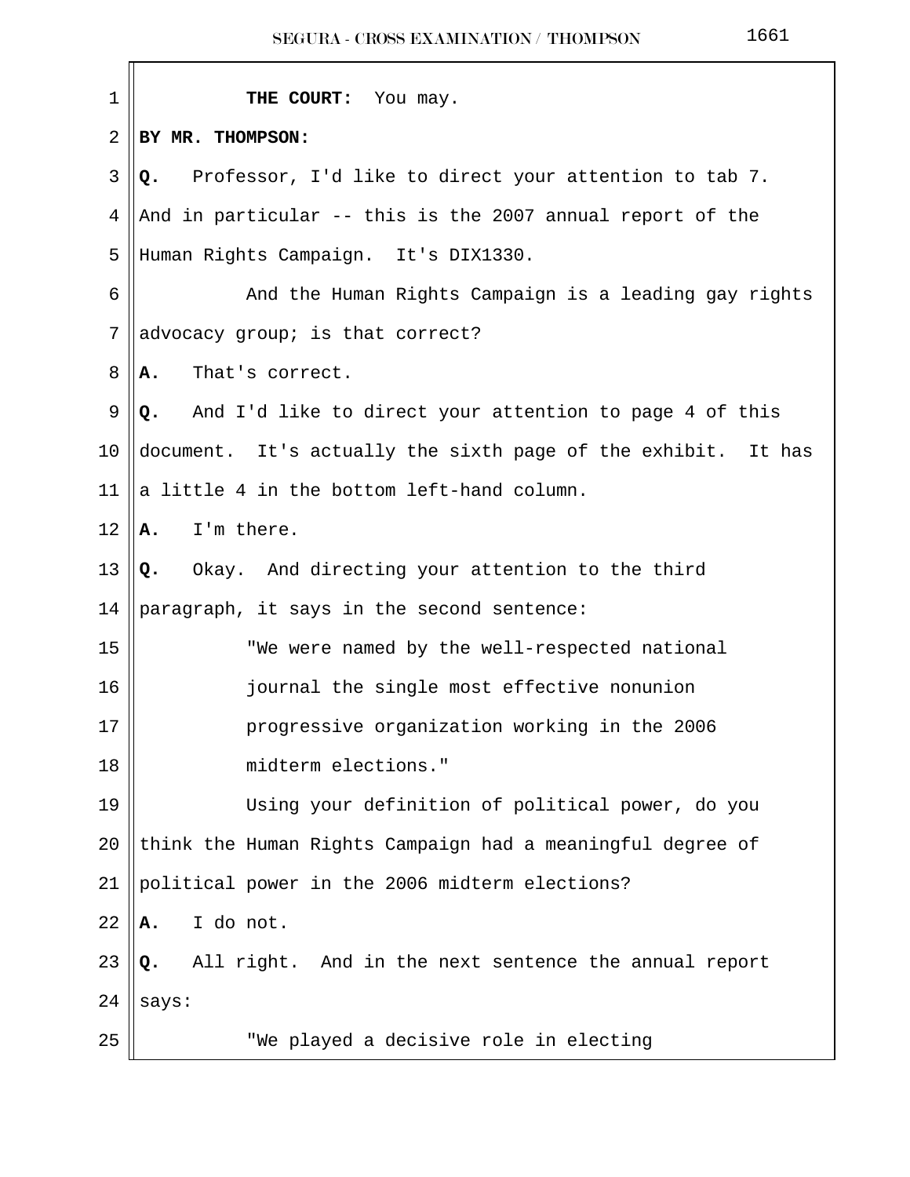**THE COURT:** You may.

**BY MR. THOMPSON:**

**Q.** Professor, I'd like to direct your attention to tab 7. And in particular -- this is the 2007 annual report of the Human Rights Campaign. It's DIX1330.

And the Human Rights Campaign is a leading gay rights advocacy group; is that correct?

**A.** That's correct.

**Q.** And I'd like to direct your attention to page 4 of this document. It's actually the sixth page of the exhibit. It has a little 4 in the bottom left-hand column.

**A.** I'm there.

**Q.** Okay. And directing your attention to the third paragraph, it says in the second sentence:

> "We were named by the well-respected national journal the single most effective nonunion progressive organization working in the 2006 midterm elections."

Using your definition of political power, do you think the Human Rights Campaign had a meaningful degree of political power in the 2006 midterm elections?

**A.** I do not.

**Q.** All right. And in the next sentence the annual report says:

> "We played a decisive role in electing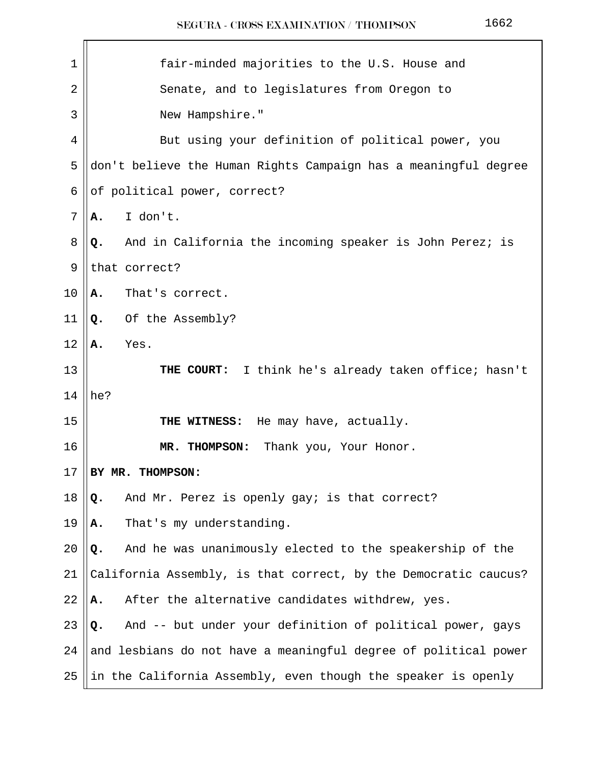fair-minded majorities to the U.S. House and Senate, and to legislatures from Oregon to New Hampshire."

But using your definition of political power, you don't believe the Human Rights Campaign has a meaningful degree of political power, correct?

**A.** I don't.

**Q.** And in California the incoming speaker is John Perez; is that correct?

**A.** That's correct.

**Q.** Of the Assembly?

**A.** Yes.

**THE COURT:** I think he's already taken office; hasn't he?

**THE WITNESS:** He may have, actually.

**MR. THOMPSON:** Thank you, Your Honor.

**BY MR. THOMPSON:**

**Q.** And Mr. Perez is openly gay; is that correct?

**A.** That's my understanding.

**Q.** And he was unanimously elected to the speakership of the California Assembly, is that correct, by the Democratic caucus?

**A.** After the alternative candidates withdrew, yes.

**Q.** And -- but under your definition of political power, gays and lesbians do not have a meaningful degree of political power in the California Assembly, even though the speaker is openly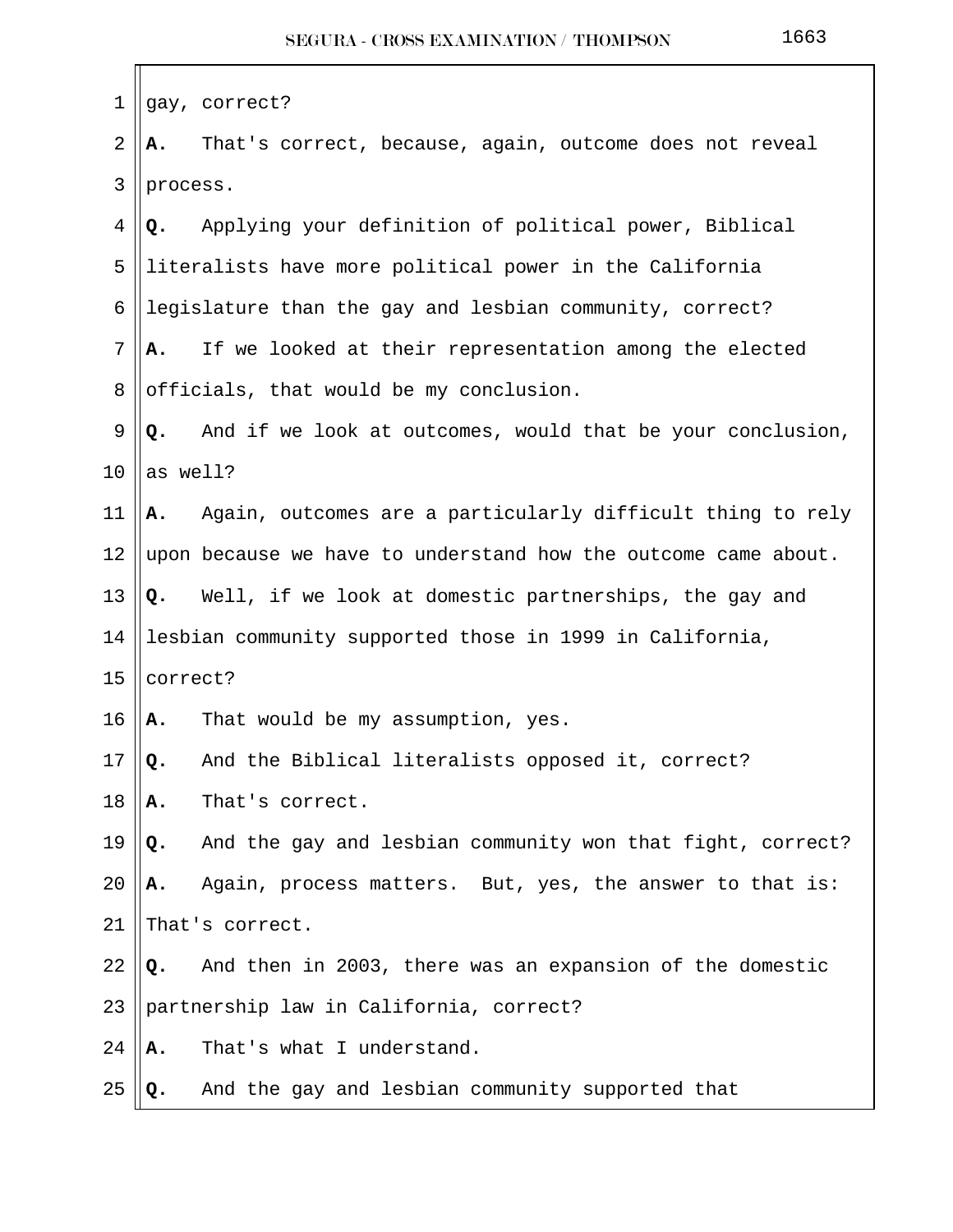gay, correct?

**A.** That's correct, because, again, outcome does not reveal process.

**Q.** Applying your definition of political power, Biblical literalists have more political power in the California legislature than the gay and lesbian community, correct?

**A.** If we looked at their representation among the elected officials, that would be my conclusion.

**Q.** And if we look at outcomes, would that be your conclusion, as well?

**A.** Again, outcomes are a particularly difficult thing to rely upon because we have to understand how the outcome came about.

**Q.** Well, if we look at domestic partnerships, the gay and lesbian community supported those in 1999 in California, correct?

**A.** That would be my assumption, yes.

**Q.** And the Biblical literalists opposed it, correct?

**A.** That's correct.

**Q.** And the gay and lesbian community won that fight, correct?

**A.** Again, process matters. But, yes, the answer to that is: That's correct.

**Q.** And then in 2003, there was an expansion of the domestic partnership law in California, correct?

**A.** That's what I understand.

**Q.** And the gay and lesbian community supported that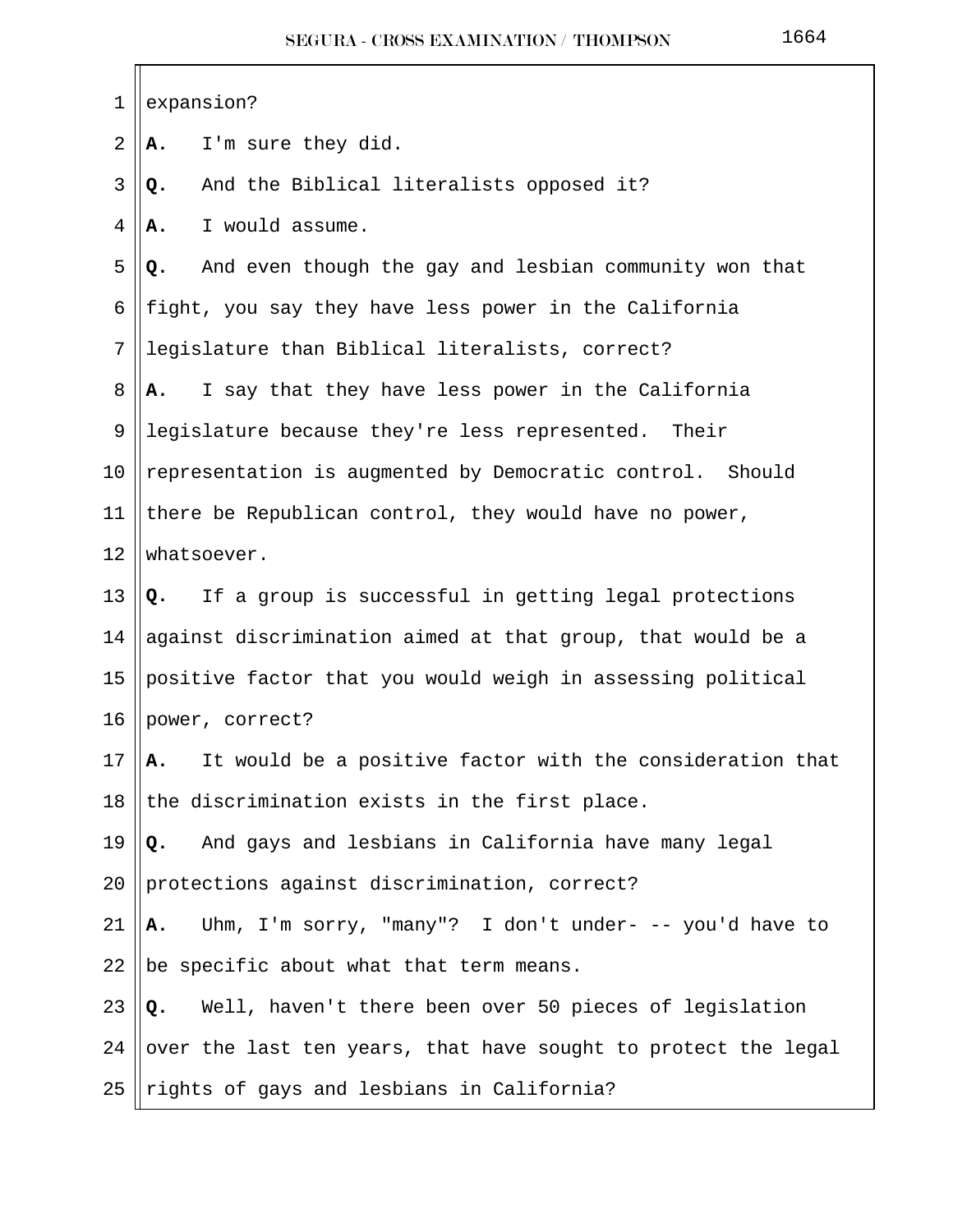expansion?

**A.** I'm sure they did.

**Q.** And the Biblical literalists opposed it?

**A.** I would assume.

**Q.** And even though the gay and lesbian community won that fight, you say they have less power in the California legislature than Biblical literalists, correct?

**A.** I say that they have less power in the California legislature because they're less represented. Their representation is augmented by Democratic control. Should there be Republican control, they would have no power, whatsoever.

**Q.** If a group is successful in getting legal protections against discrimination aimed at that group, that would be a positive factor that you would weigh in assessing political power, correct?

**A.** It would be a positive factor with the consideration that the discrimination exists in the first place.

**Q.** And gays and lesbians in California have many legal protections against discrimination, correct?

**A.** Uhm, I'm sorry, "many"? I don't under- -- you'd have to be specific about what that term means.

**Q.** Well, haven't there been over 50 pieces of legislation over the last ten years, that have sought to protect the legal rights of gays and lesbians in California?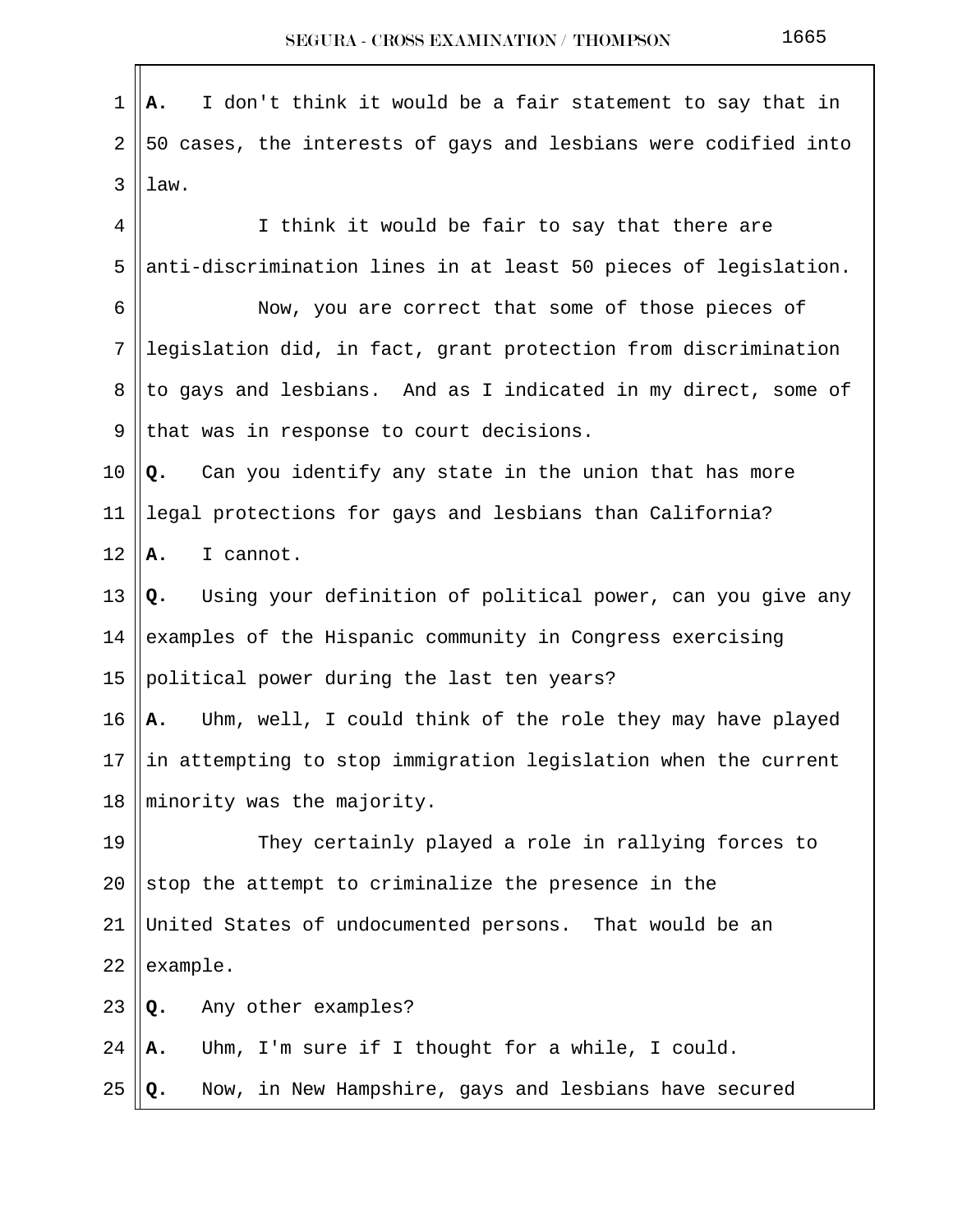**A.** I don't think it would be a fair statement to say that in 50 cases, the interests of gays and lesbians were codified into law.

I think it would be fair to say that there are anti-discrimination lines in at least 50 pieces of legislation.

Now, you are correct that some of those pieces of legislation did, in fact, grant protection from discrimination to gays and lesbians. And as I indicated in my direct, some of that was in response to court decisions.

**Q.** Can you identify any state in the union that has more legal protections for gays and lesbians than California?

**A.** I cannot.

**Q.** Using your definition of political power, can you give any examples of the Hispanic community in Congress exercising political power during the last ten years?

**A.** Uhm, well, I could think of the role they may have played in attempting to stop immigration legislation when the current minority was the majority.

They certainly played a role in rallying forces to stop the attempt to criminalize the presence in the United States of undocumented persons. That would be an example.

**Q.** Any other examples?

**A.** Uhm, I'm sure if I thought for a while, I could.

**Q.** Now, in New Hampshire, gays and lesbians have secured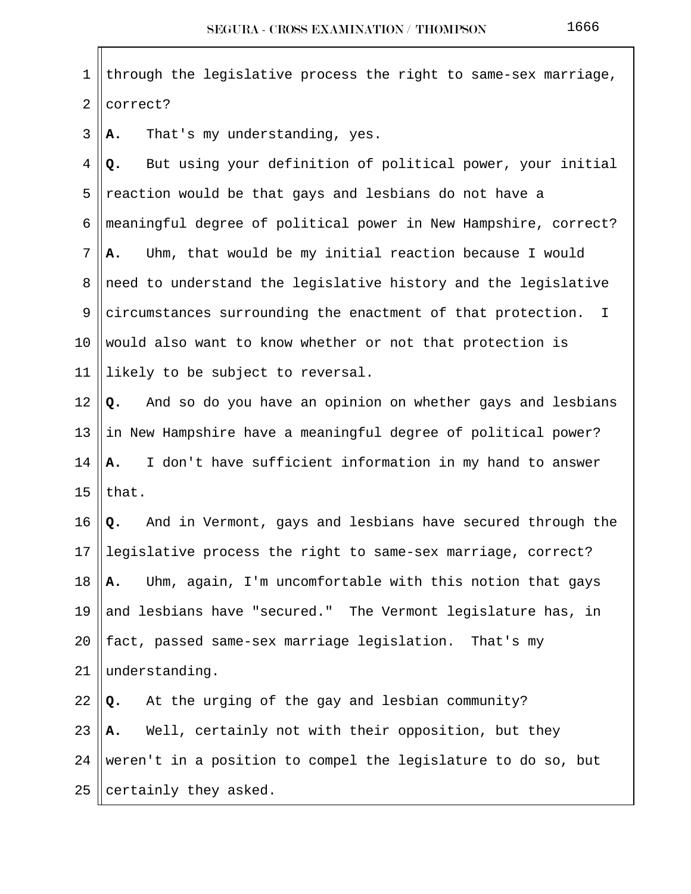through the legislative process the right to same-sex marriage, correct?

**A.** That's my understanding, yes.

**Q.** But using your definition of political power, your initial reaction would be that gays and lesbians do not have a meaningful degree of political power in New Hampshire, correct?

**A.** Uhm, that would be my initial reaction because I would need to understand the legislative history and the legislative circumstances surrounding the enactment of that protection. I would also want to know whether or not that protection is likely to be subject to reversal.

**Q.** And so do you have an opinion on whether gays and lesbians in New Hampshire have a meaningful degree of political power?

**A.** I don't have sufficient information in my hand to answer that.

**Q.** And in Vermont, gays and lesbians have secured through the legislative process the right to same-sex marriage, correct?

**A.** Uhm, again, I'm uncomfortable with this notion that gays and lesbians have "secured." The Vermont legislature has, in fact, passed same-sex marriage legislation. That's my understanding.

**Q.** At the urging of the gay and lesbian community?

**A.** Well, certainly not with their opposition, but they weren't in a position to compel the legislature to do so, but certainly they asked.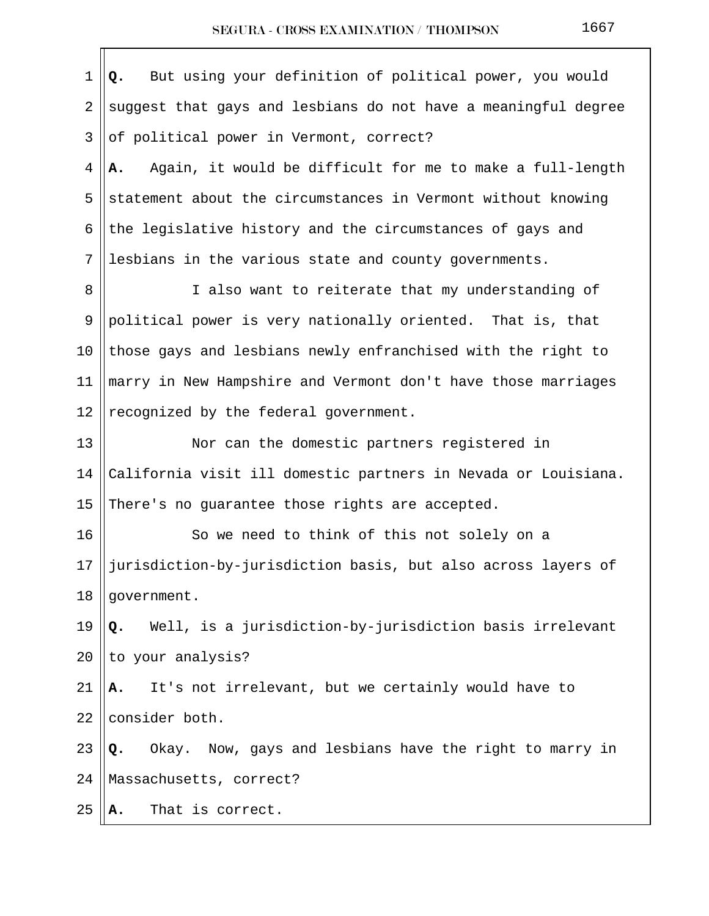**Q.** But using your definition of political power, you would suggest that gays and lesbians do not have a meaningful degree of political power in Vermont, correct?

**A.** Again, it would be difficult for me to make a full-length statement about the circumstances in Vermont without knowing the legislative history and the circumstances of gays and lesbians in the various state and county governments.

I also want to reiterate that my understanding of political power is very nationally oriented. That is, that those gays and lesbians newly enfranchised with the right to marry in New Hampshire and Vermont don't have those marriages recognized by the federal government.

Nor can the domestic partners registered in California visit ill domestic partners in Nevada or Louisiana. There's no guarantee those rights are accepted.

So we need to think of this not solely on a jurisdiction-by-jurisdiction basis, but also across layers of government.

**Q.** Well, is a jurisdiction-by-jurisdiction basis irrelevant to your analysis?

**A.** It's not irrelevant, but we certainly would have to consider both.

**Q.** Okay. Now, gays and lesbians have the right to marry in Massachusetts, correct?

**A.** That is correct.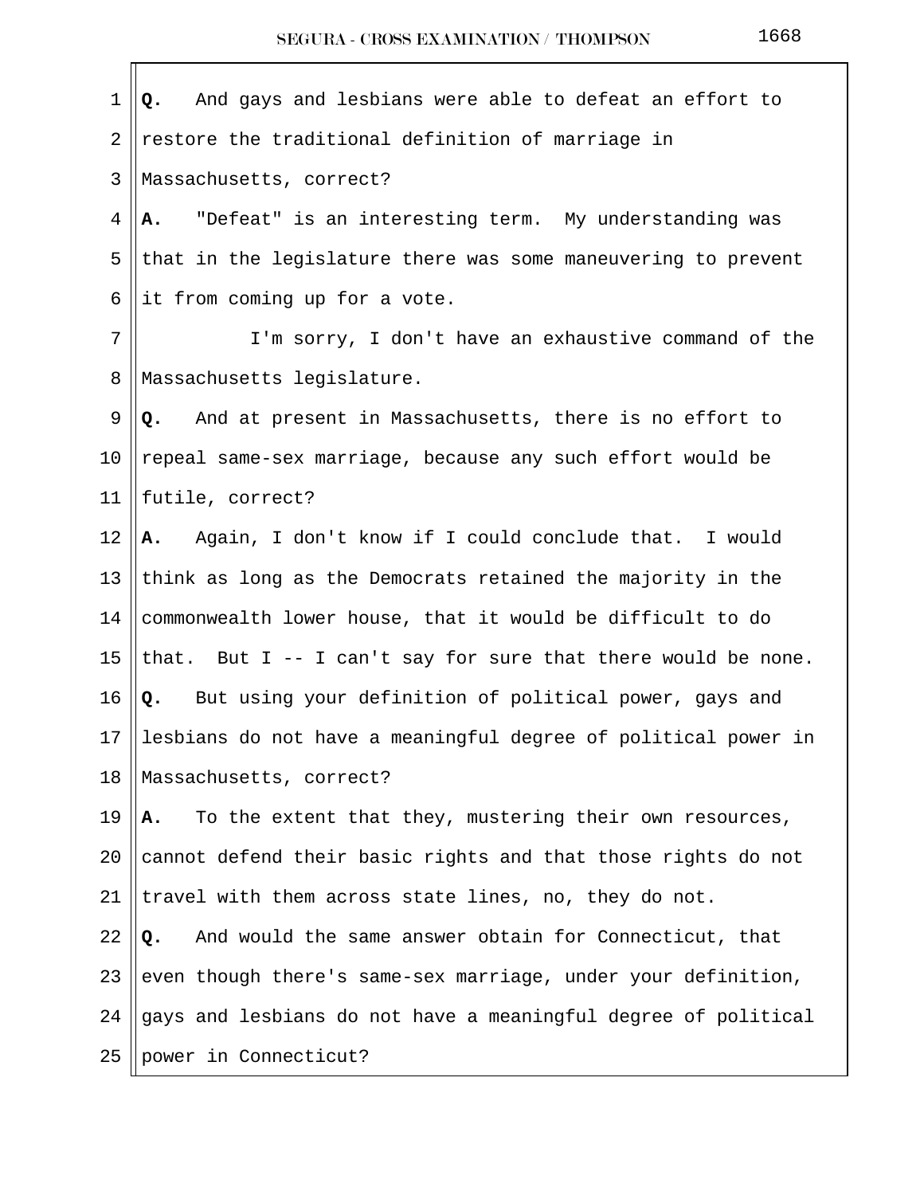**Q.** And gays and lesbians were able to defeat an effort to restore the traditional definition of marriage in Massachusetts, correct?

**A.** "Defeat" is an interesting term. My understanding was that in the legislature there was some maneuvering to prevent it from coming up for a vote.

I'm sorry, I don't have an exhaustive command of the Massachusetts legislature.

**Q.** And at present in Massachusetts, there is no effort to repeal same-sex marriage, because any such effort would be futile, correct?

**A.** Again, I don't know if I could conclude that. I would think as long as the Democrats retained the majority in the commonwealth lower house, that it would be difficult to do that. But I -- I can't say for sure that there would be none.

**Q.** But using your definition of political power, gays and lesbians do not have a meaningful degree of political power in Massachusetts, correct?

**A.** To the extent that they, mustering their own resources, cannot defend their basic rights and that those rights do not travel with them across state lines, no, they do not.

**Q.** And would the same answer obtain for Connecticut, that even though there's same-sex marriage, under your definition, gays and lesbians do not have a meaningful degree of political power in Connecticut?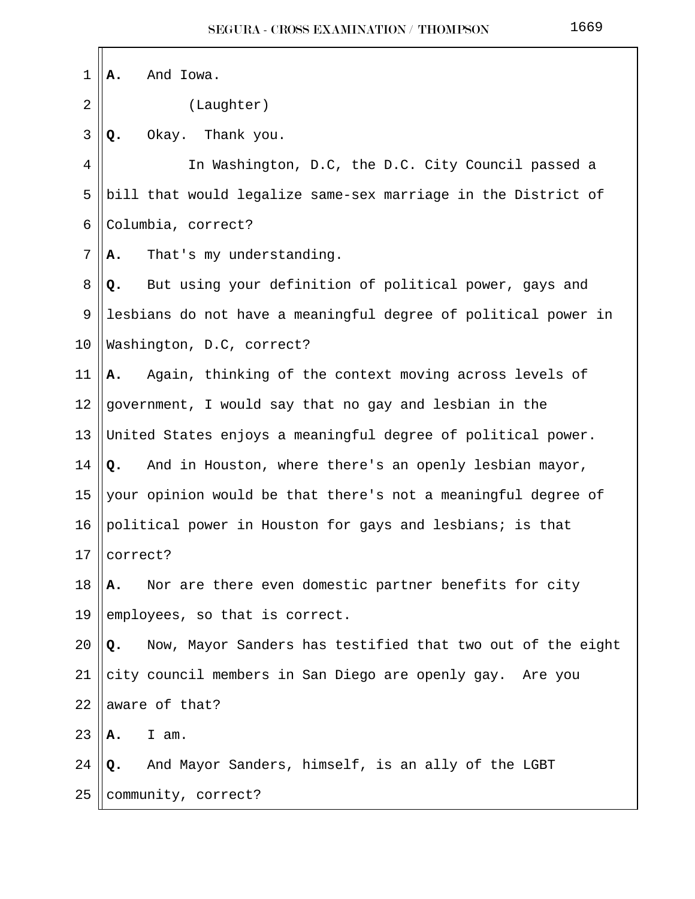**A.** And Iowa.

(Laughter)

**Q.** Okay. Thank you.

In Washington, D.C, the D.C. City Council passed a bill that would legalize same-sex marriage in the District of Columbia, correct?

**A.** That's my understanding.

**Q.** But using your definition of political power, gays and lesbians do not have a meaningful degree of political power in Washington, D.C, correct?

**A.** Again, thinking of the context moving across levels of government, I would say that no gay and lesbian in the United States enjoys a meaningful degree of political power.

**Q.** And in Houston, where there's an openly lesbian mayor, your opinion would be that there's not a meaningful degree of political power in Houston for gays and lesbians; is that correct?

**A.** Nor are there even domestic partner benefits for city employees, so that is correct.

**Q.** Now, Mayor Sanders has testified that two out of the eight city council members in San Diego are openly gay. Are you aware of that?

**A.** I am.

**Q.** And Mayor Sanders, himself, is an ally of the LGBT community, correct?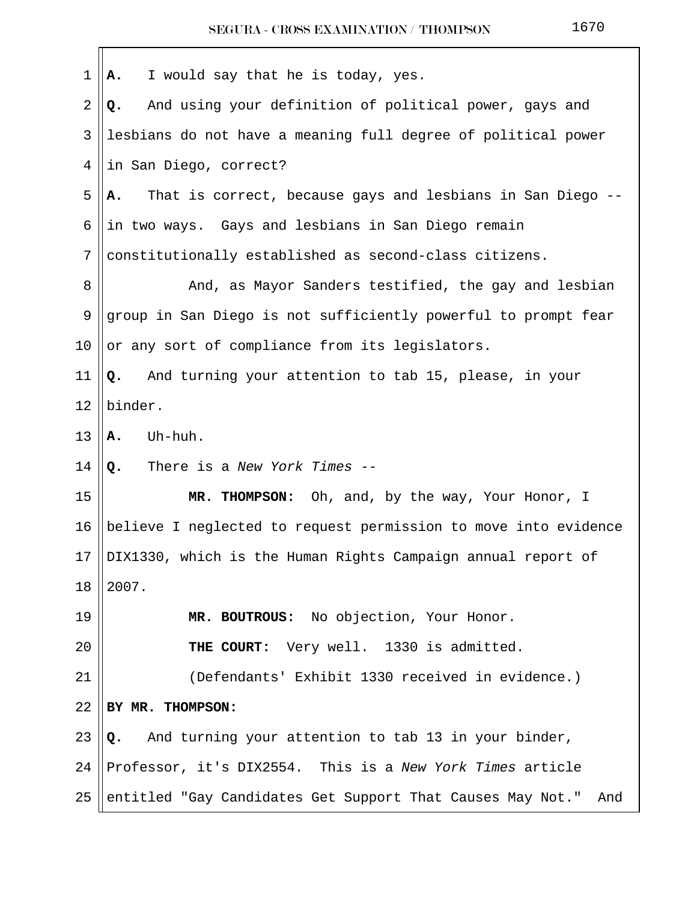A. I would say that he is today, yes.

Q. And using your definition of political power, gays and lesbians do not have a meaning full degree of political power in San Diego, correct?

A. That is correct, because gays and lesbians in San Diego -- in two ways. Gays and lesbians in San Diego remain constitutionally established as second-class citizens.

And, as Mayor Sanders testified, the gay and lesbian group in San Diego is not sufficiently powerful to prompt fear or any sort of compliance from its legislators.

Q. And turning your attention to tab 15, please, in your binder.

A. Uh-huh.

Q. There is a *New York Times* --

**MR. THOMPSON:** Oh, and, by the way, Your Honor, I believe I neglected to request permission to move into evidence DIX1330, which is the Human Rights Campaign annual report of 2007.

**MR. BOUTROUS:** No objection, Your Honor.

**THE COURT:** Very well. 1330 is admitted.

(Defendants' Exhibit 1330 received in evidence.)

**BY MR. THOMPSON:**

Q. And turning your attention to tab 13 in your binder, Professor, it's DIX2554. This is a *New York Times* article entitled "Gay Candidates Get Support That Causes May Not." And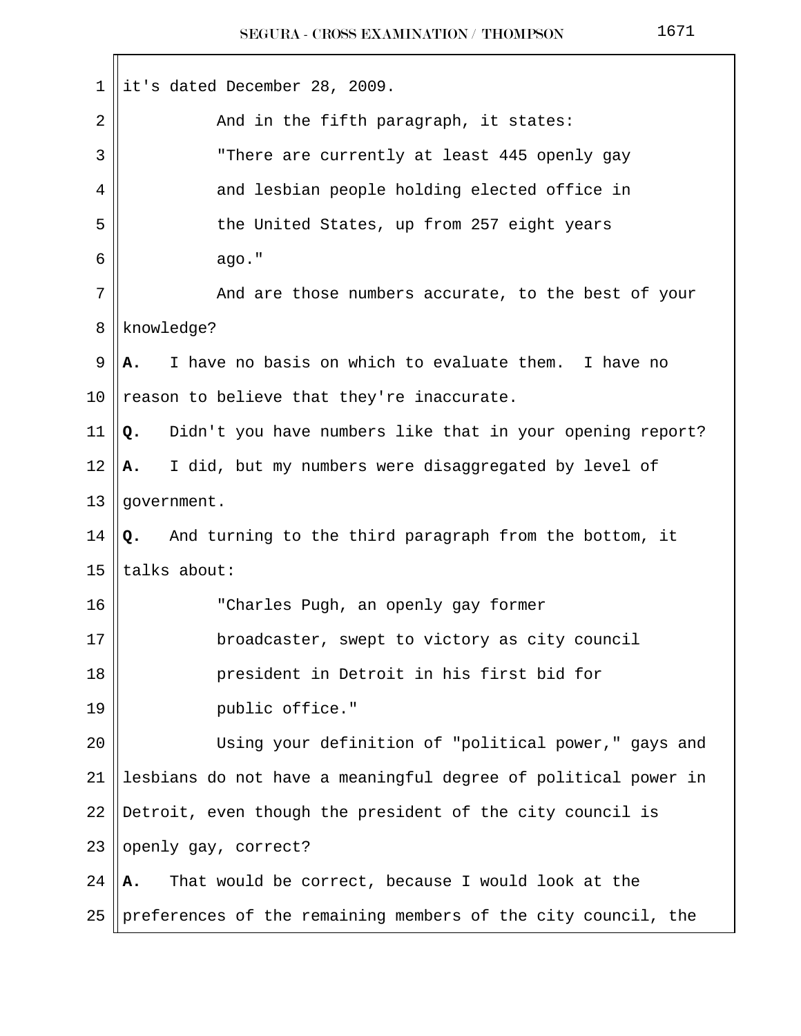it's dated December 28, 2009.

And in the fifth paragraph, it states:

"There are currently at least 445 openly gay and lesbian people holding elected office in the United States, up from 257 eight years ago."

And are those numbers accurate, to the best of your knowledge?

**A.** I have no basis on which to evaluate them. I have no reason to believe that they're inaccurate.

**Q.** Didn't you have numbers like that in your opening report?

**A.** I did, but my numbers were disaggregated by level of government.

**Q.** And turning to the third paragraph from the bottom, it talks about:

"Charles Pugh, an openly gay former broadcaster, swept to victory as city council president in Detroit in his first bid for public office."

Using your definition of "political power," gays and lesbians do not have a meaningful degree of political power in Detroit, even though the president of the city council is openly gay, correct?

**A.** That would be correct, because I would look at the preferences of the remaining members of the city council, the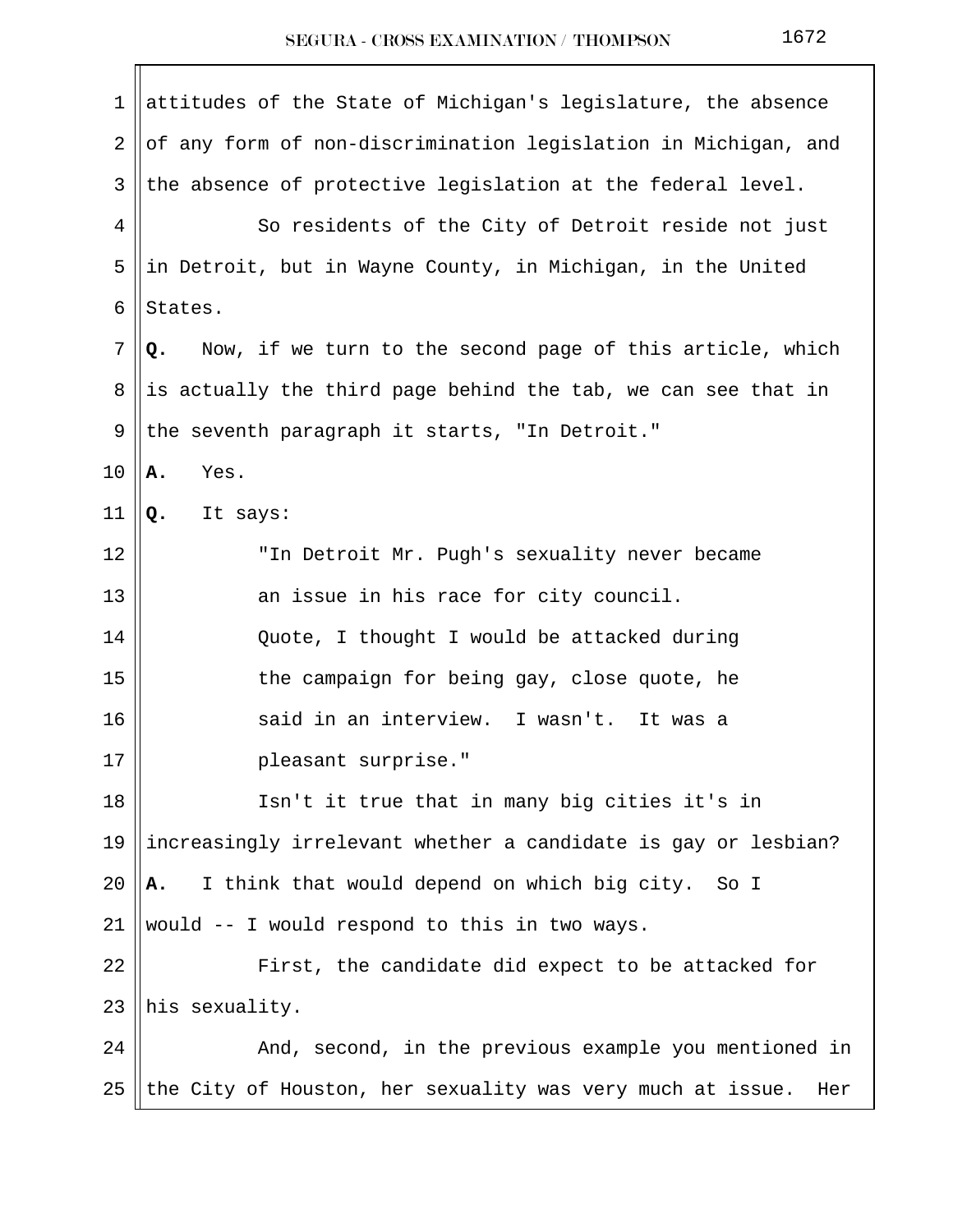attitudes of the State of Michigan's legislature, the absence of any form of non-discrimination legislation in Michigan, and the absence of protective legislation at the federal level.

So residents of the City of Detroit reside not just in Detroit, but in Wayne County, in Michigan, in the United States.

**Q.** Now, if we turn to the second page of this article, which is actually the third page behind the tab, we can see that in the seventh paragraph it starts, "In Detroit."

**A.** Yes.

**Q.** It says:

> "In Detroit Mr. Pugh's sexuality never became an issue in his race for city council. Quote, I thought I would be attacked during the campaign for being gay, close quote, he said in an interview. I wasn't. It was a pleasant surprise."

Isn't it true that in many big cities it's in increasingly irrelevant whether a candidate is gay or lesbian?

**A.** I think that would depend on which big city. So I would -- I would respond to this in two ways.

First, the candidate did expect to be attacked for his sexuality.

And, second, in the previous example you mentioned in the City of Houston, her sexuality was very much at issue. Her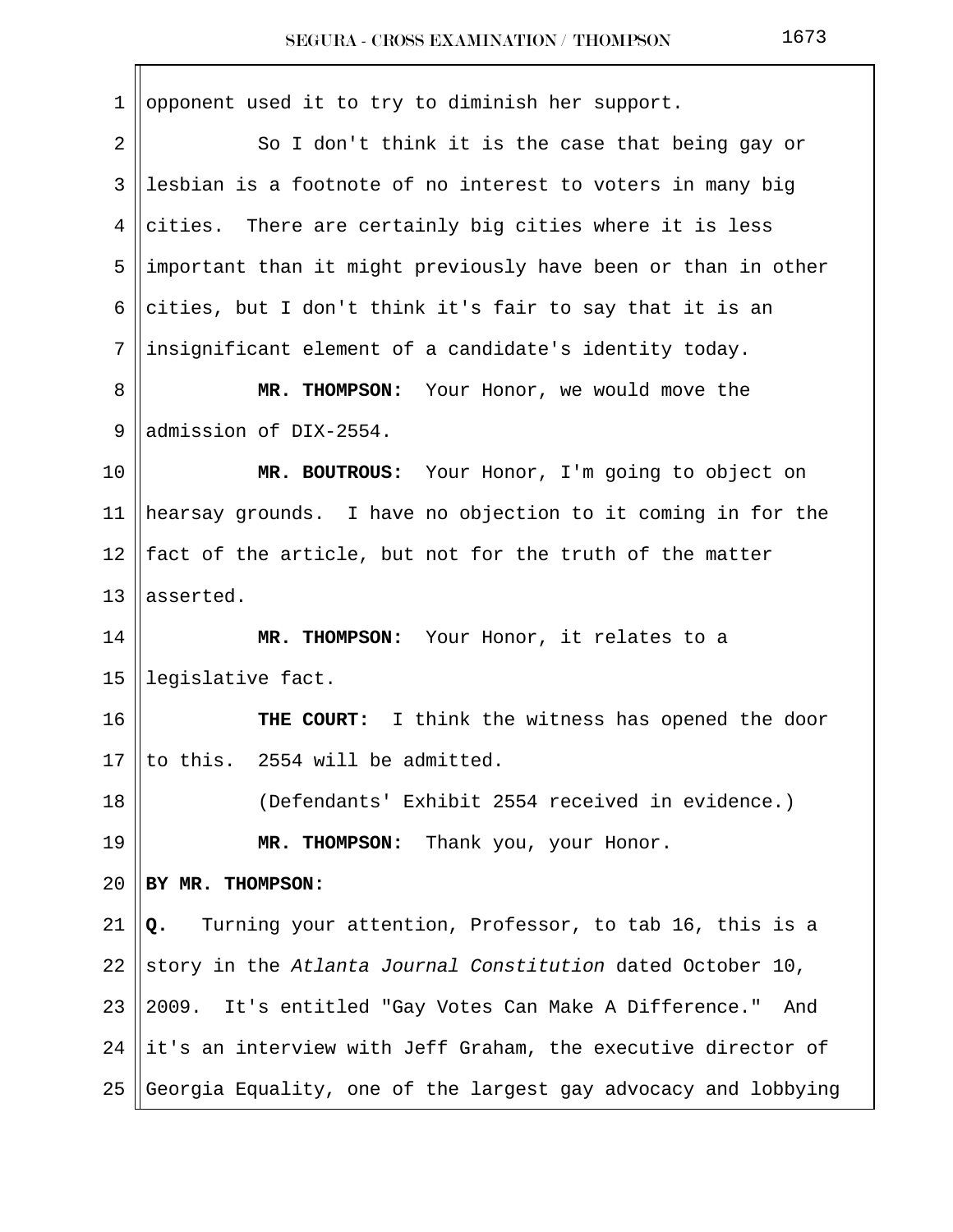opponent used it to try to diminish her support.

So I don't think it is the case that being gay or lesbian is a footnote of no interest to voters in many big cities. There are certainly big cities where it is less important than it might previously have been or than in other cities, but I don't think it's fair to say that it is an insignificant element of a candidate's identity today.

**MR. THOMPSON:** Your Honor, we would move the admission of DIX-2554.

**MR. BOUTROUS:** Your Honor, I'm going to object on hearsay grounds. I have no objection to it coming in for the fact of the article, but not for the truth of the matter asserted.

**MR. THOMPSON:** Your Honor, it relates to a legislative fact.

**THE COURT:** I think the witness has opened the door to this. 2554 will be admitted.

(Defendants' Exhibit 2554 received in evidence.)

**MR. THOMPSON:** Thank you, your Honor.

**BY MR. THOMPSON:**

**Q.** Turning your attention, Professor, to tab 16, this is a story in the *Atlanta Journal Constitution* dated October 10, 2009. It's entitled "Gay Votes Can Make A Difference." And it's an interview with Jeff Graham, the executive director of Georgia Equality, one of the largest gay advocacy and lobbying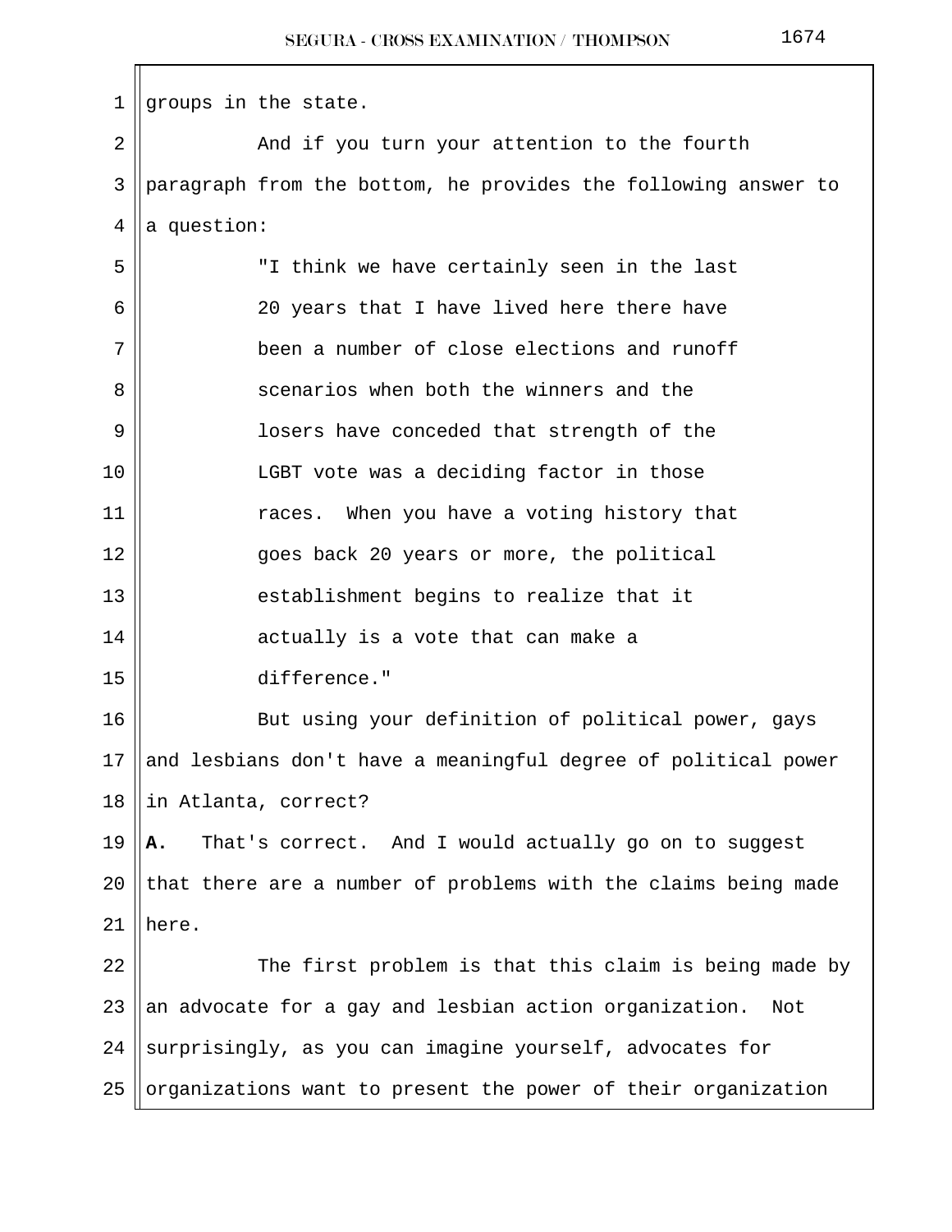groups in the state.

And if you turn your attention to the fourth paragraph from the bottom, he provides the following answer to a question:

> "I think we have certainly seen in the last 20 years that I have lived here there have been a number of close elections and runoff scenarios when both the winners and the losers have conceded that strength of the LGBT vote was a deciding factor in those races. When you have a voting history that goes back 20 years or more, the political establishment begins to realize that it actually is a vote that can make a difference."

But using your definition of political power, gays and lesbians don't have a meaningful degree of political power in Atlanta, correct?

**A.** That's correct. And I would actually go on to suggest that there are a number of problems with the claims being made here.

The first problem is that this claim is being made by an advocate for a gay and lesbian action organization. Not surprisingly, as you can imagine yourself, advocates for organizations want to present the power of their organization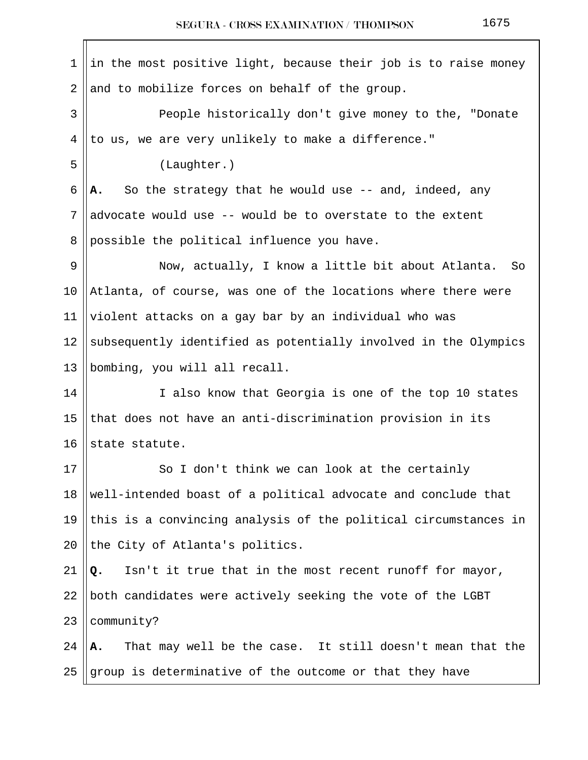in the most positive light, because their job is to raise money and to mobilize forces on behalf of the group.

People historically don't give money to the, "Donate to us, we are very unlikely to make a difference."

(Laughter.)

**A.** So the strategy that he would use -- and, indeed, any advocate would use -- would be to overstate to the extent possible the political influence you have.

Now, actually, I know a little bit about Atlanta. So Atlanta, of course, was one of the locations where there were violent attacks on a gay bar by an individual who was subsequently identified as potentially involved in the Olympics bombing, you will all recall.

I also know that Georgia is one of the top 10 states that does not have an anti-discrimination provision in its state statute.

So I don't think we can look at the certainly well-intended boast of a political advocate and conclude that this is a convincing analysis of the political circumstances in the City of Atlanta's politics.

**Q.** Isn't it true that in the most recent runoff for mayor, both candidates were actively seeking the vote of the LGBT community?

**A.** That may well be the case. It still doesn't mean that the group is determinative of the outcome or that they have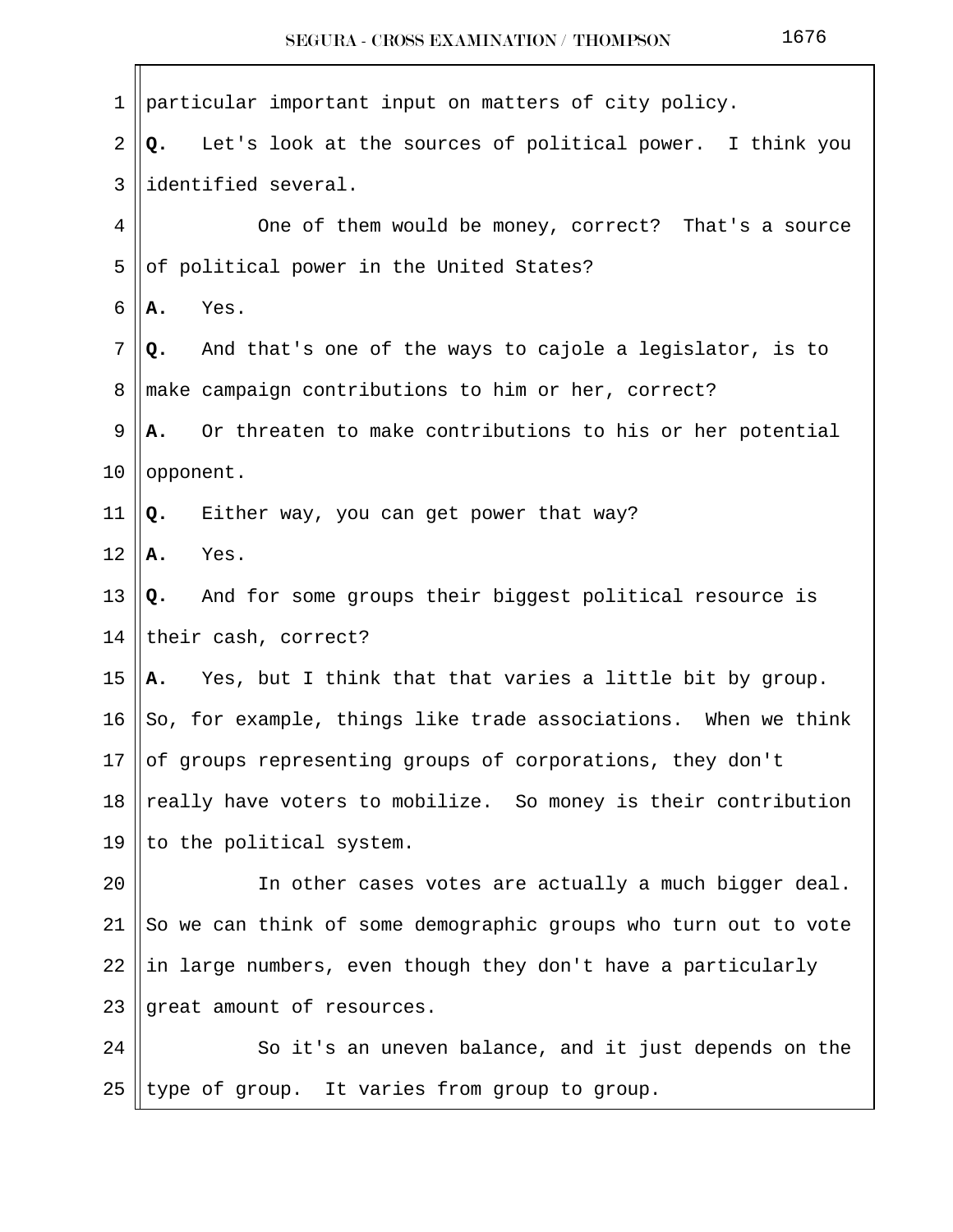particular important input on matters of city policy.

**Q.** Let's look at the sources of political power. I think you identified several.

One of them would be money, correct? That's a source of political power in the United States?

**A.** Yes.

**Q.** And that's one of the ways to cajole a legislator, is to make campaign contributions to him or her, correct?

**A.** Or threaten to make contributions to his or her potential opponent.

**Q.** Either way, you can get power that way?

**A.** Yes.

**Q.** And for some groups their biggest political resource is their cash, correct?

**A.** Yes, but I think that that varies a little bit by group. So, for example, things like trade associations. When we think of groups representing groups of corporations, they don't really have voters to mobilize. So money is their contribution to the political system.

In other cases votes are actually a much bigger deal. So we can think of some demographic groups who turn out to vote in large numbers, even though they don't have a particularly great amount of resources.

So it's an uneven balance, and it just depends on the type of group. It varies from group to group.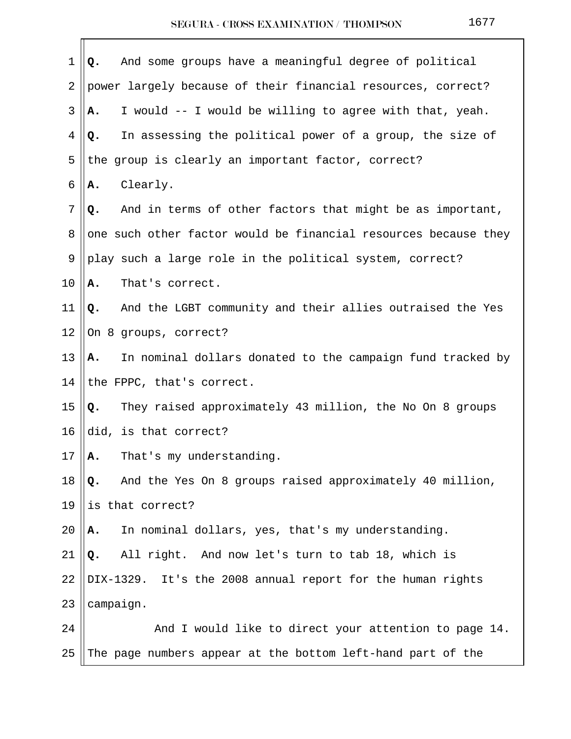**Q.** And some groups have a meaningful degree of political power largely because of their financial resources, correct?

**A.** I would -- I would be willing to agree with that, yeah.

**Q.** In assessing the political power of a group, the size of the group is clearly an important factor, correct?

**A.** Clearly.

**Q.** And in terms of other factors that might be as important, one such other factor would be financial resources because they play such a large role in the political system, correct?

**A.** That's correct.

**Q.** And the LGBT community and their allies outraised the Yes On 8 groups, correct?

**A.** In nominal dollars donated to the campaign fund tracked by the FPPC, that's correct.

**Q.** They raised approximately 43 million, the No On 8 groups did, is that correct?

**A.** That's my understanding.

**Q.** And the Yes On 8 groups raised approximately 40 million, is that correct?

**A.** In nominal dollars, yes, that's my understanding.

**Q.** All right. And now let's turn to tab 18, which is DIX-1329. It's the 2008 annual report for the human rights campaign.

And I would like to direct your attention to page 14. The page numbers appear at the bottom left-hand part of the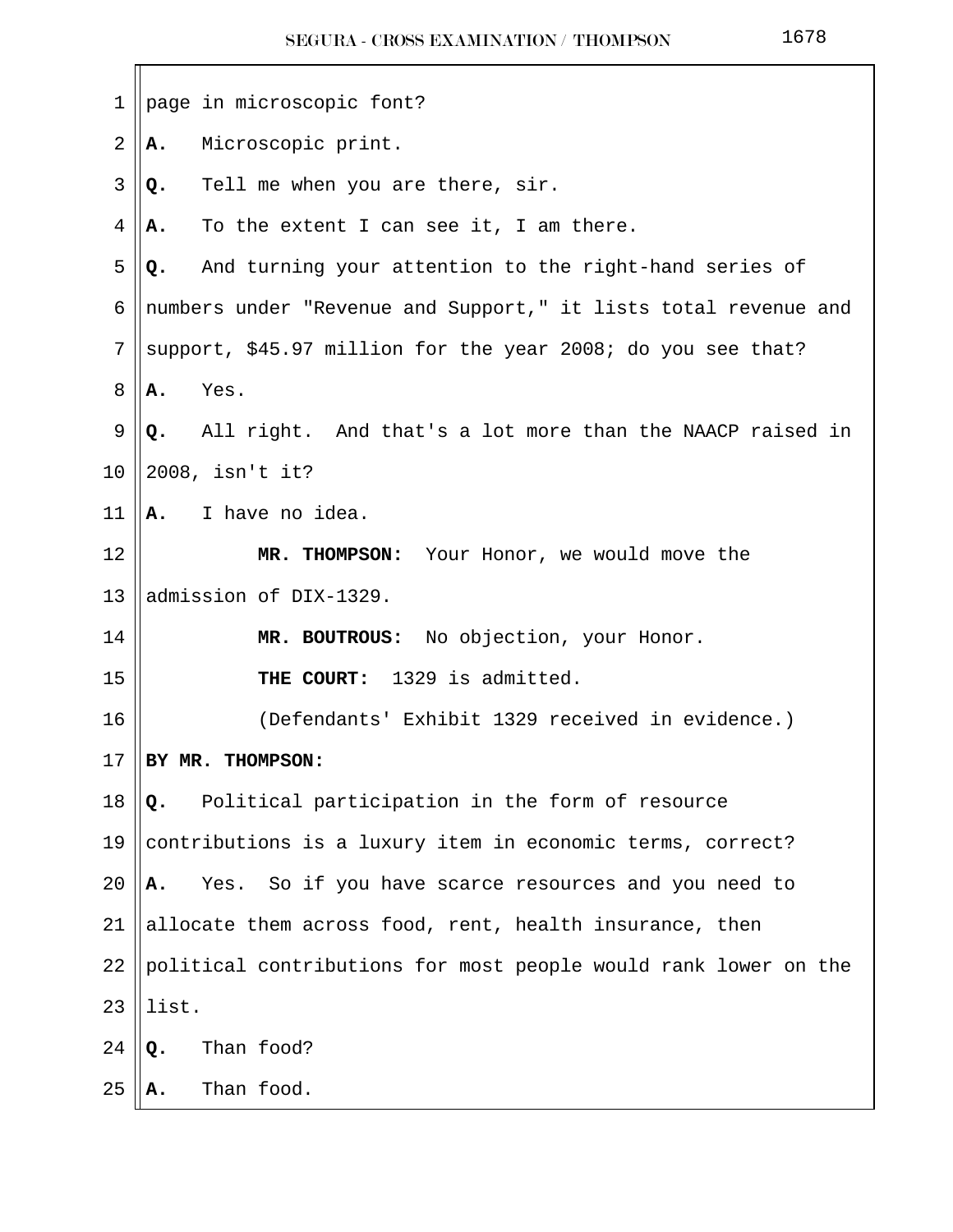page in microscopic font?

**A.** Microscopic print.

**Q.** Tell me when you are there, sir.

**A.** To the extent I can see it, I am there.

**Q.** And turning your attention to the right-hand series of numbers under "Revenue and Support," it lists total revenue and support, $45.97 million for the year 2008; do you see that?

**A.** Yes.

**Q.** All right. And that's a lot more than the NAACP raised in 2008, isn't it?

**A.** I have no idea.

**MR. THOMPSON:** Your Honor, we would move the admission of DIX-1329.

**MR. BOUTROUS:** No objection, your Honor.

**THE COURT:** 1329 is admitted.

(Defendants' Exhibit 1329 received in evidence.)

**BY MR. THOMPSON:**

**Q.** Political participation in the form of resource contributions is a luxury item in economic terms, correct?

**A.** Yes. So if you have scarce resources and you need to allocate them across food, rent, health insurance, then political contributions for most people would rank lower on the list.

**Q.** Than food?

**A.** Than food.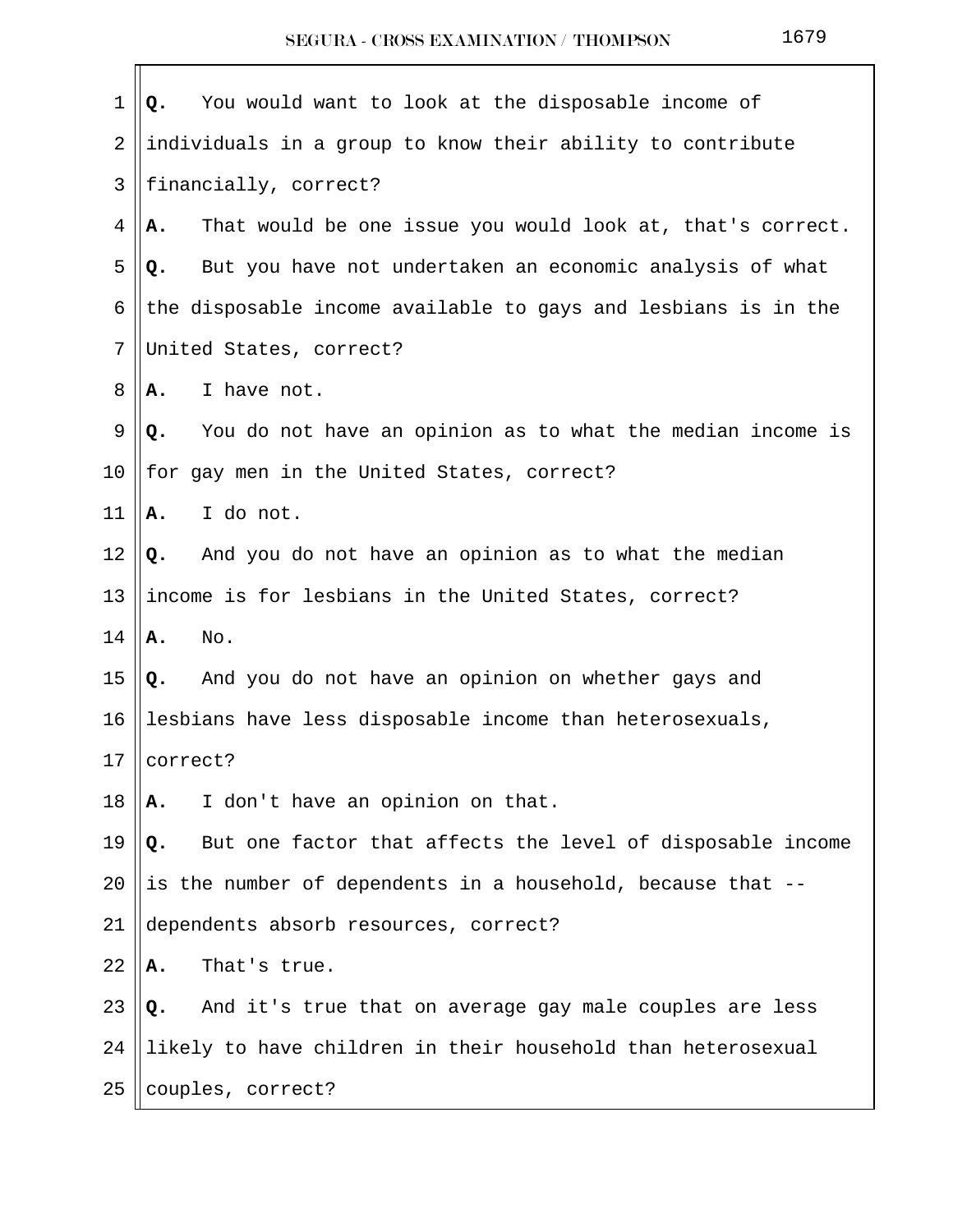**Q.** You would want to look at the disposable income of individuals in a group to know their ability to contribute financially, correct?

**A.** That would be one issue you would look at, that's correct.

**Q.** But you have not undertaken an economic analysis of what the disposable income available to gays and lesbians is in the United States, correct?

**A.** I have not.

**Q.** You do not have an opinion as to what the median income is for gay men in the United States, correct?

**A.** I do not.

**Q.** And you do not have an opinion as to what the median income is for lesbians in the United States, correct?

**A.** No.

**Q.** And you do not have an opinion on whether gays and lesbians have less disposable income than heterosexuals, correct?

**A.** I don't have an opinion on that.

**Q.** But one factor that affects the level of disposable income is the number of dependents in a household, because that -- dependents absorb resources, correct?

**A.** That's true.

**Q.** And it's true that on average gay male couples are less likely to have children in their household than heterosexual couples, correct?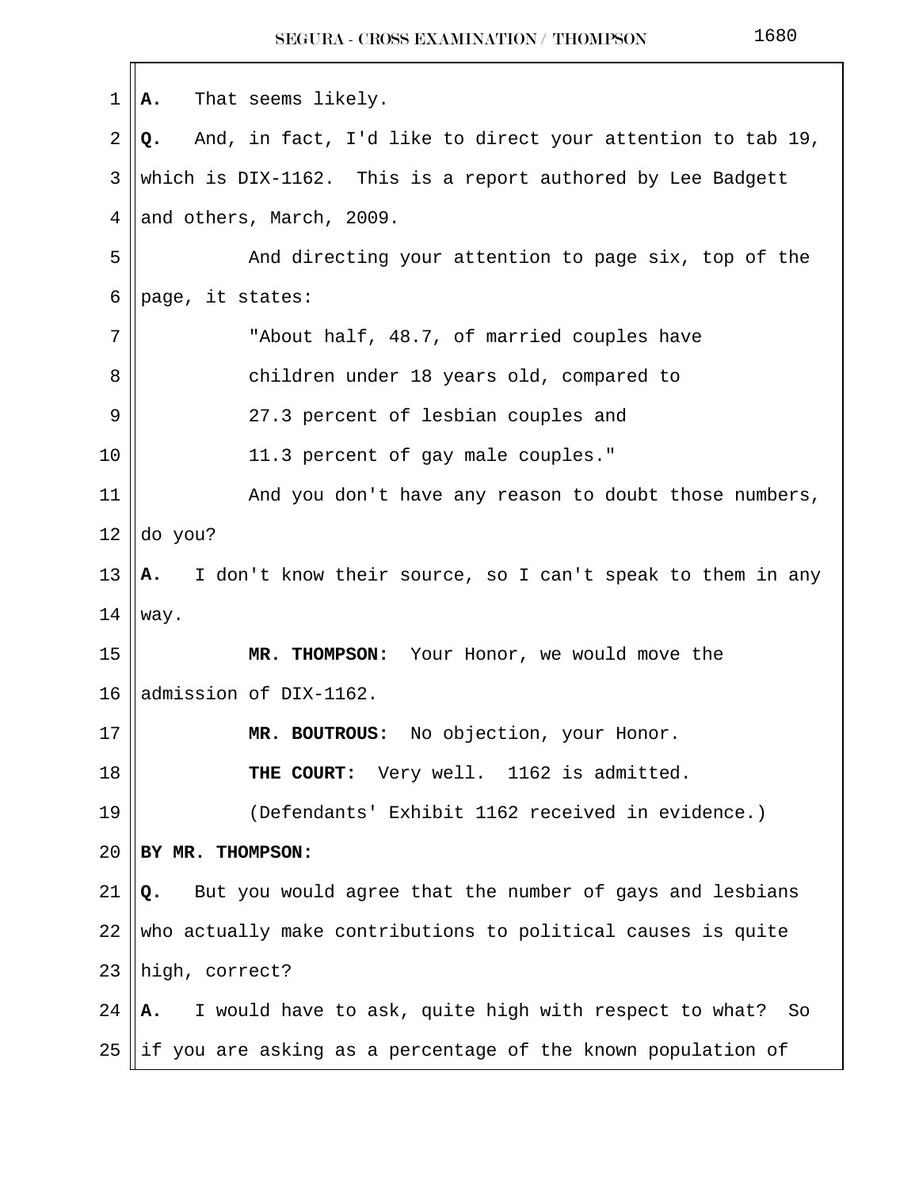A. That seems likely.

Q. And, in fact, I'd like to direct your attention to tab 19, which is DIX-1162. This is a report authored by Lee Badgett and others, March, 2009.

And directing your attention to page six, top of the page, it states:

> "About half, 48.7, of married couples have children under 18 years old, compared to 27.3 percent of lesbian couples and 11.3 percent of gay male couples."

And you don't have any reason to doubt those numbers, do you?

A. I don't know their source, so I can't speak to them in any way.

**MR. THOMPSON:** Your Honor, we would move the admission of DIX-1162.

**MR. BOUTROUS:** No objection, your Honor.

**THE COURT:** Very well. 1162 is admitted.

(Defendants' Exhibit 1162 received in evidence.)

**BY MR. THOMPSON:**

Q. But you would agree that the number of gays and lesbians who actually make contributions to political causes is quite high, correct?

A. I would have to ask, quite high with respect to what? So if you are asking as a percentage of the known population of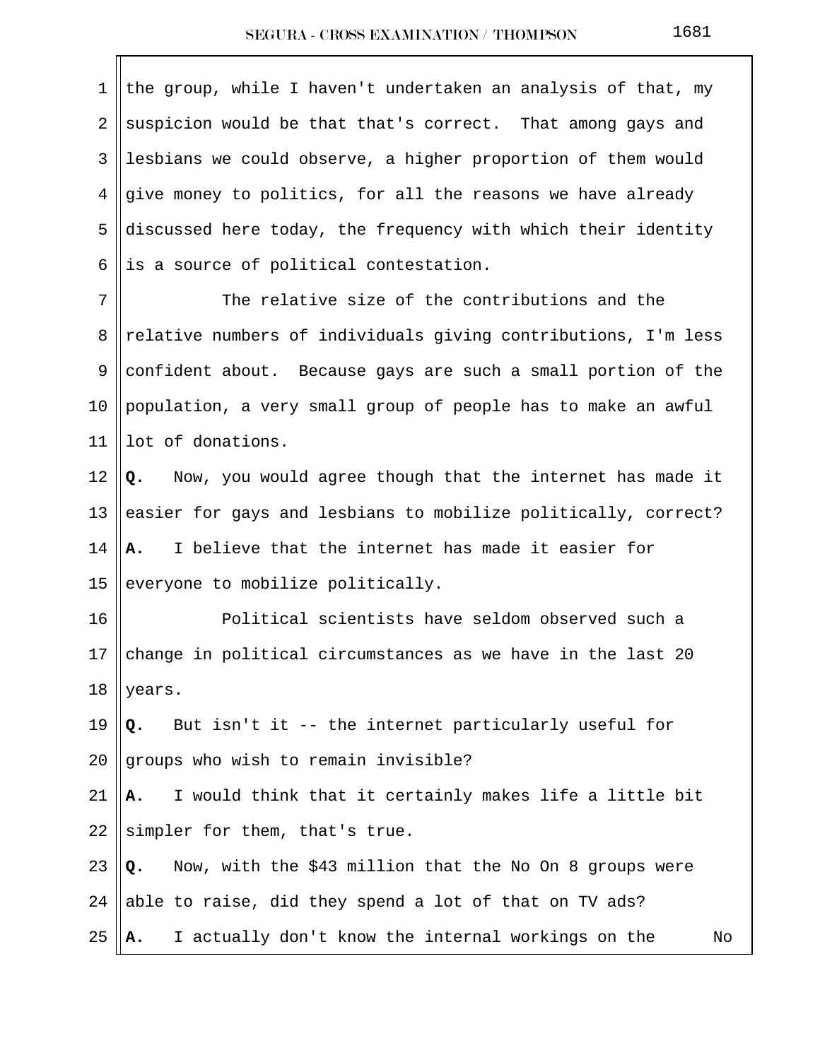the group, while I haven't undertaken an analysis of that, my suspicion would be that that's correct. That among gays and lesbians we could observe, a higher proportion of them would give money to politics, for all the reasons we have already discussed here today, the frequency with which their identity is a source of political contestation.

The relative size of the contributions and the relative numbers of individuals giving contributions, I'm less confident about. Because gays are such a small portion of the population, a very small group of people has to make an awful lot of donations.

**Q.** Now, you would agree though that the internet has made it easier for gays and lesbians to mobilize politically, correct?

**A.** I believe that the internet has made it easier for everyone to mobilize politically.

Political scientists have seldom observed such a change in political circumstances as we have in the last 20 years.

**Q.** But isn't it -- the internet particularly useful for groups who wish to remain invisible?

**A.** I would think that it certainly makes life a little bit simpler for them, that's true.

**Q.** Now, with the $43 million that the No On 8 groups were able to raise, did they spend a lot of that on TV ads?

**A.** I actually don't know the internal workings on the No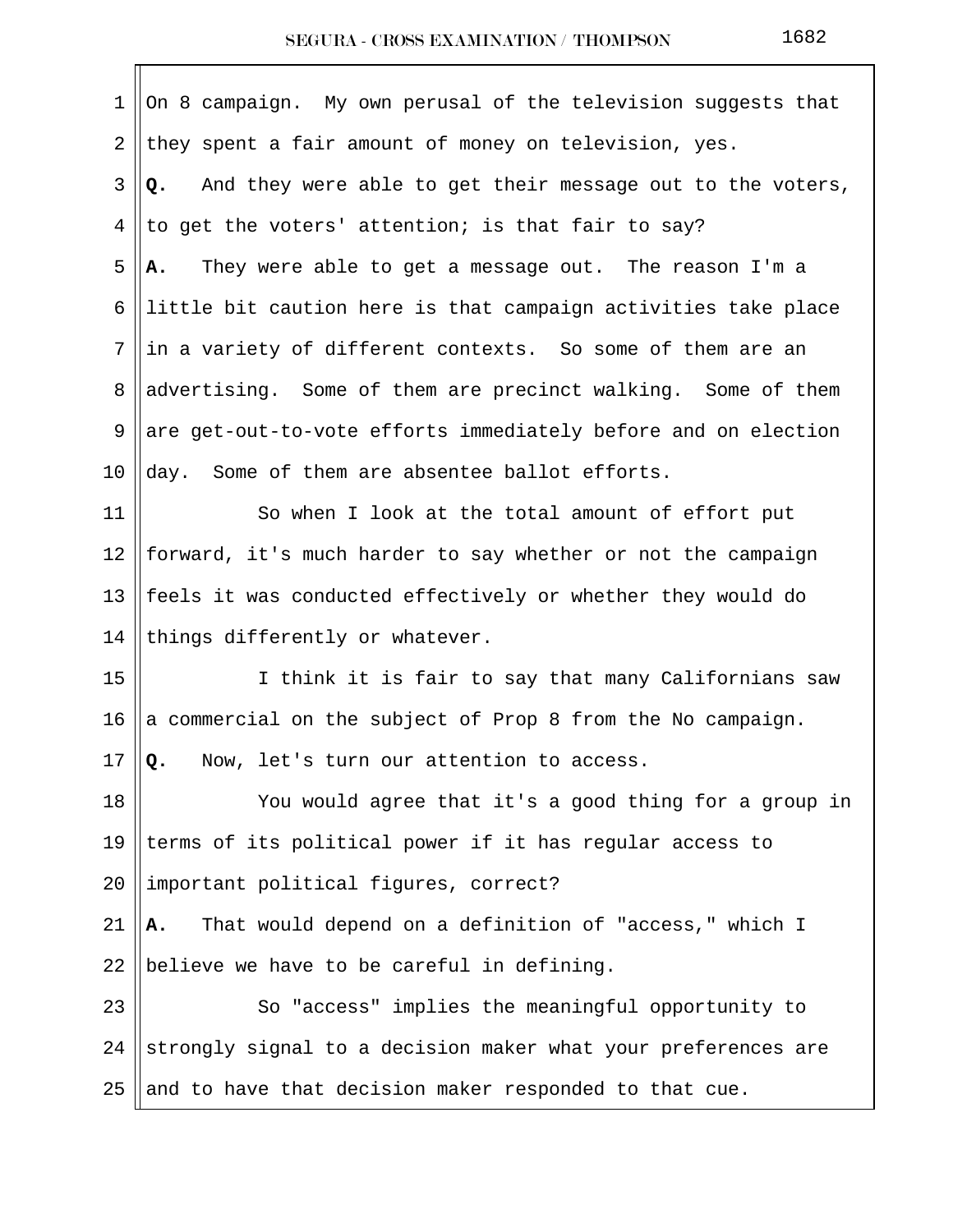On 8 campaign. My own perusal of the television suggests that they spent a fair amount of money on television, yes.

**Q.** And they were able to get their message out to the voters, to get the voters' attention; is that fair to say?

**A.** They were able to get a message out. The reason I'm a little bit caution here is that campaign activities take place in a variety of different contexts. So some of them are an advertising. Some of them are precinct walking. Some of them are get-out-to-vote efforts immediately before and on election day. Some of them are absentee ballot efforts.

So when I look at the total amount of effort put forward, it's much harder to say whether or not the campaign feels it was conducted effectively or whether they would do things differently or whatever.

I think it is fair to say that many Californians saw a commercial on the subject of Prop 8 from the No campaign.

**Q.** Now, let's turn our attention to access.

You would agree that it's a good thing for a group in terms of its political power if it has regular access to important political figures, correct?

**A.** That would depend on a definition of "access," which I believe we have to be careful in defining.

So "access" implies the meaningful opportunity to strongly signal to a decision maker what your preferences are and to have that decision maker responded to that cue.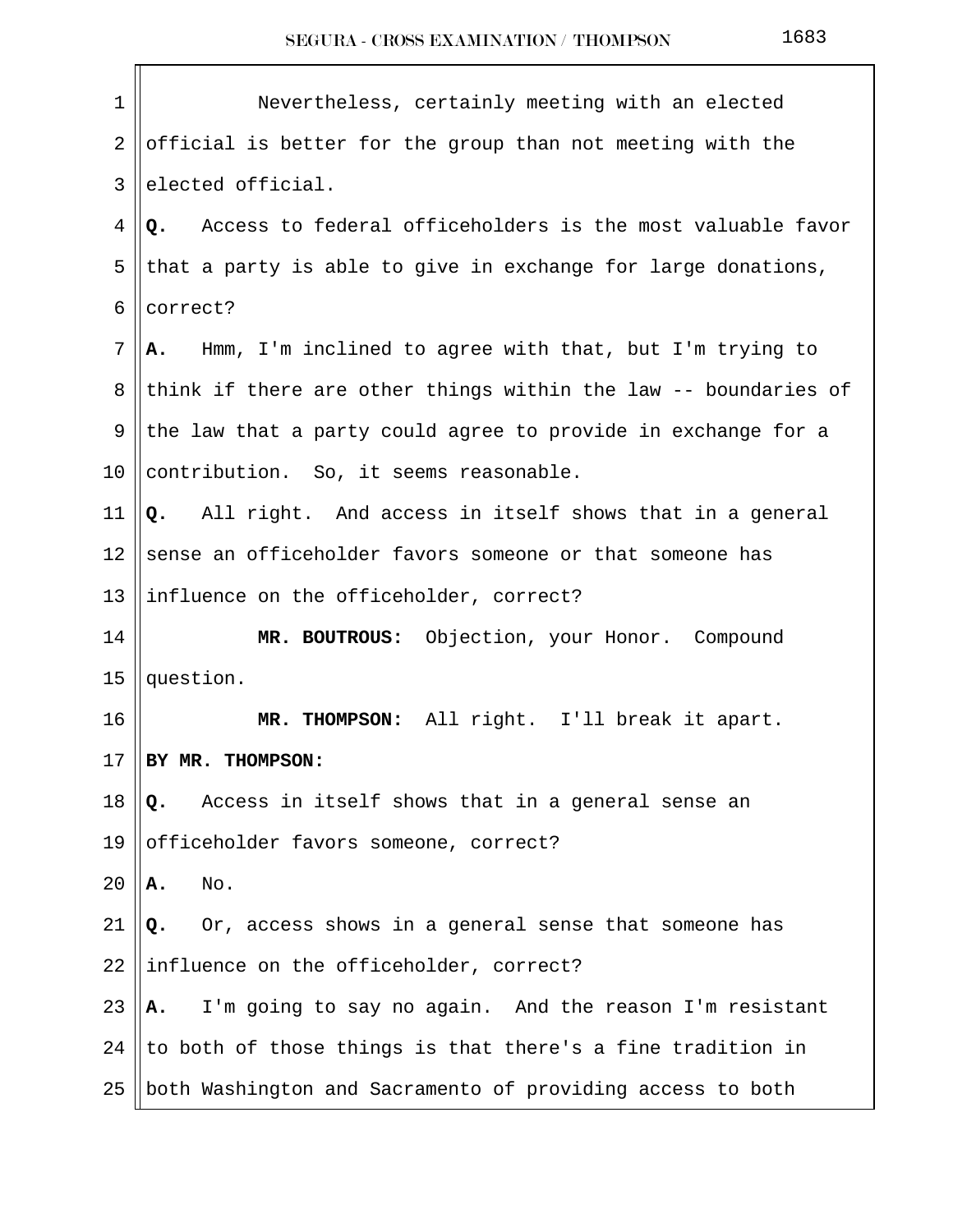Nevertheless, certainly meeting with an elected official is better for the group than not meeting with the elected official.

**Q.** Access to federal officeholders is the most valuable favor that a party is able to give in exchange for large donations, correct?

**A.** Hmm, I'm inclined to agree with that, but I'm trying to think if there are other things within the law -- boundaries of the law that a party could agree to provide in exchange for a contribution. So, it seems reasonable.

**Q.** All right. And access in itself shows that in a general sense an officeholder favors someone or that someone has influence on the officeholder, correct?

**MR. BOUTROUS:** Objection, your Honor. Compound question.

**MR. THOMPSON:** All right. I'll break it apart.

**BY MR. THOMPSON:**

**Q.** Access in itself shows that in a general sense an officeholder favors someone, correct?

**A.** No.

**Q.** Or, access shows in a general sense that someone has influence on the officeholder, correct?

**A.** I'm going to say no again. And the reason I'm resistant to both of those things is that there's a fine tradition in both Washington and Sacramento of providing access to both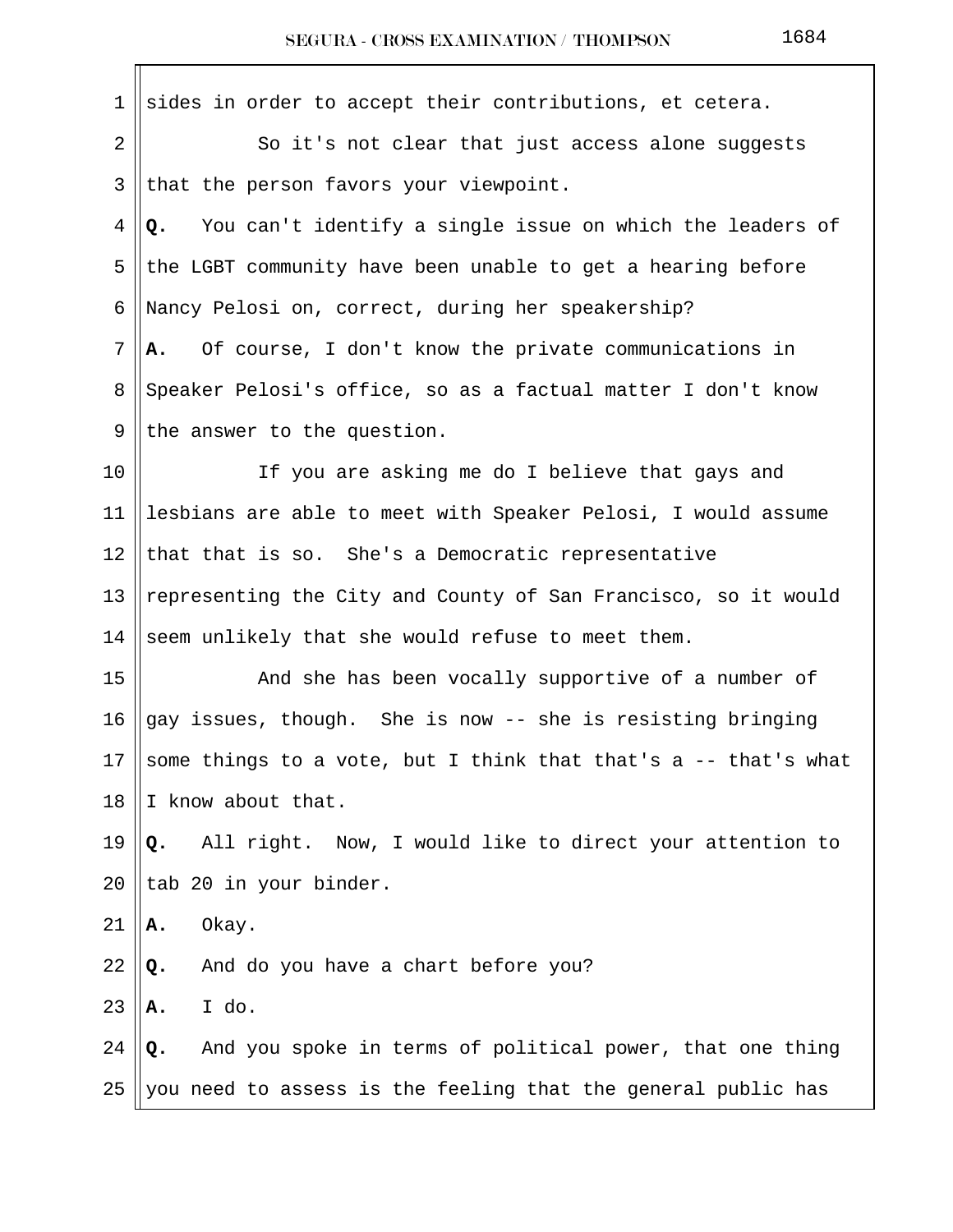sides in order to accept their contributions, et cetera.

So it's not clear that just access alone suggests that the person favors your viewpoint.

**Q.** You can't identify a single issue on which the leaders of the LGBT community have been unable to get a hearing before Nancy Pelosi on, correct, during her speakership?

**A.** Of course, I don't know the private communications in Speaker Pelosi's office, so as a factual matter I don't know the answer to the question.

If you are asking me do I believe that gays and lesbians are able to meet with Speaker Pelosi, I would assume that that is so. She's a Democratic representative representing the City and County of San Francisco, so it would seem unlikely that she would refuse to meet them.

And she has been vocally supportive of a number of gay issues, though. She is now -- she is resisting bringing some things to a vote, but I think that that's a -- that's what I know about that.

**Q.** All right. Now, I would like to direct your attention to tab 20 in your binder.

**A.** Okay.

**Q.** And do you have a chart before you?

**A.** I do.

**Q.** And you spoke in terms of political power, that one thing you need to assess is the feeling that the general public has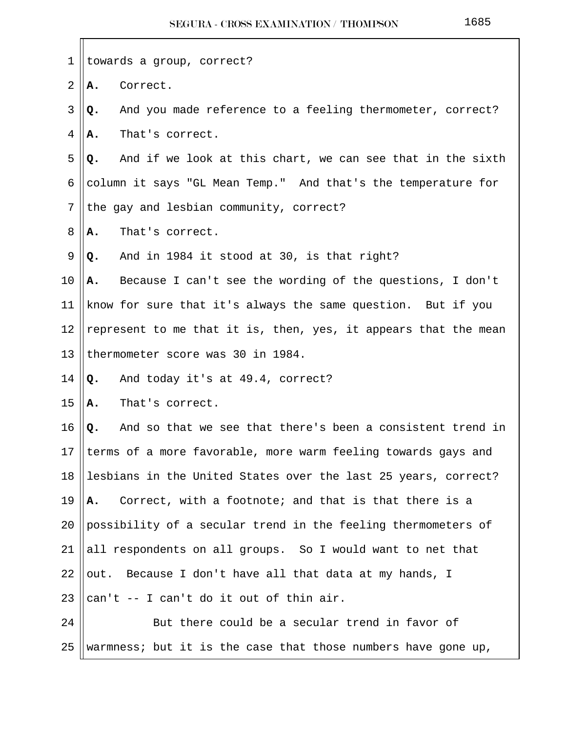towards a group, correct?

**A.** Correct.

**Q.** And you made reference to a feeling thermometer, correct?

**A.** That's correct.

**Q.** And if we look at this chart, we can see that in the sixth column it says "GL Mean Temp." And that's the temperature for the gay and lesbian community, correct?

**A.** That's correct.

**Q.** And in 1984 it stood at 30, is that right?

**A.** Because I can't see the wording of the questions, I don't know for sure that it's always the same question. But if you represent to me that it is, then, yes, it appears that the mean thermometer score was 30 in 1984.

**Q.** And today it's at 49.4, correct?

**A.** That's correct.

**Q.** And so that we see that there's been a consistent trend in terms of a more favorable, more warm feeling towards gays and lesbians in the United States over the last 25 years, correct?

**A.** Correct, with a footnote; and that is that there is a possibility of a secular trend in the feeling thermometers of all respondents on all groups. So I would want to net that out. Because I don't have all that data at my hands, I can't -- I can't do it out of thin air.

But there could be a secular trend in favor of warmness; but it is the case that those numbers have gone up,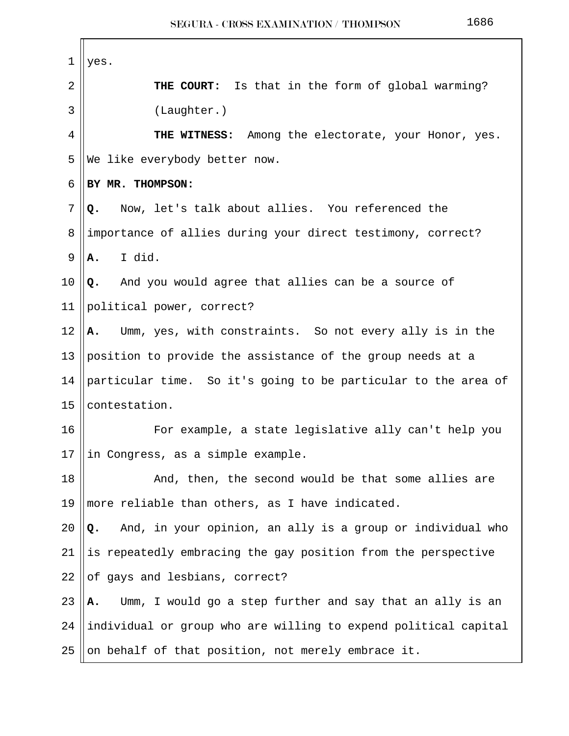yes.

**THE COURT:** Is that in the form of global warming?

(Laughter.)

**THE WITNESS:** Among the electorate, your Honor, yes. We like everybody better now.

**BY MR. THOMPSON:**

**Q.** Now, let's talk about allies. You referenced the importance of allies during your direct testimony, correct?

**A.** I did.

**Q.** And you would agree that allies can be a source of political power, correct?

**A.** Umm, yes, with constraints. So not every ally is in the position to provide the assistance of the group needs at a particular time. So it's going to be particular to the area of contestation.

For example, a state legislative ally can't help you in Congress, as a simple example.

And, then, the second would be that some allies are more reliable than others, as I have indicated.

**Q.** And, in your opinion, an ally is a group or individual who is repeatedly embracing the gay position from the perspective of gays and lesbians, correct?

**A.** Umm, I would go a step further and say that an ally is an individual or group who are willing to expend political capital on behalf of that position, not merely embrace it.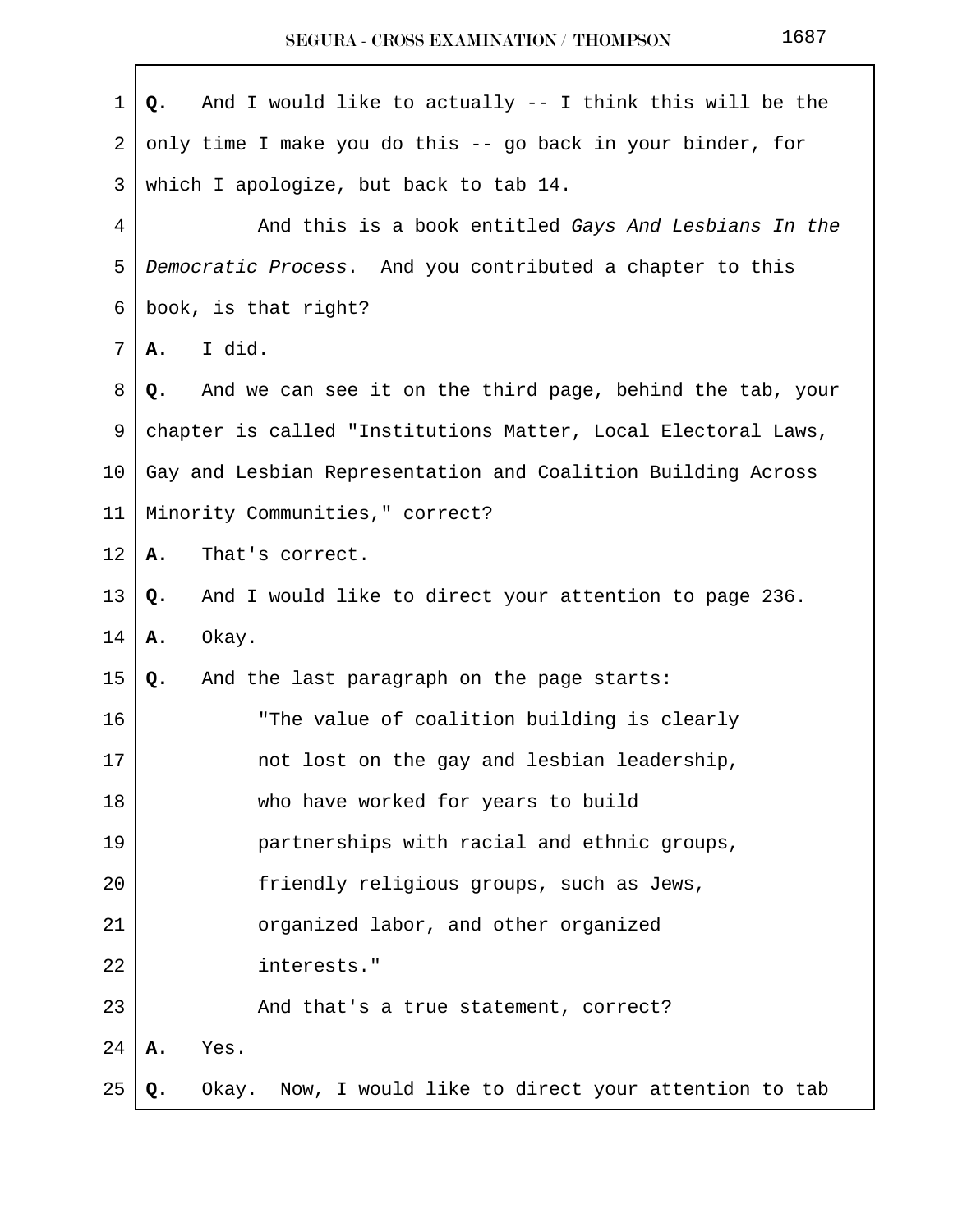**Q.** And I would like to actually -- I think this will be the only time I make you do this -- go back in your binder, for which I apologize, but back to tab 14.

And this is a book entitled *Gays And Lesbians In the Democratic Process*. And you contributed a chapter to this book, is that right?

**A.** I did.

**Q.** And we can see it on the third page, behind the tab, your chapter is called "Institutions Matter, Local Electoral Laws, Gay and Lesbian Representation and Coalition Building Across Minority Communities," correct?

**A.** That's correct.

**Q.** And I would like to direct your attention to page 236.

**A.** Okay.

**Q.** And the last paragraph on the page starts:

> "The value of coalition building is clearly not lost on the gay and lesbian leadership, who have worked for years to build partnerships with racial and ethnic groups, friendly religious groups, such as Jews, organized labor, and other organized interests."

And that's a true statement, correct?

**A.** Yes.

**Q.** Okay. Now, I would like to direct your attention to tab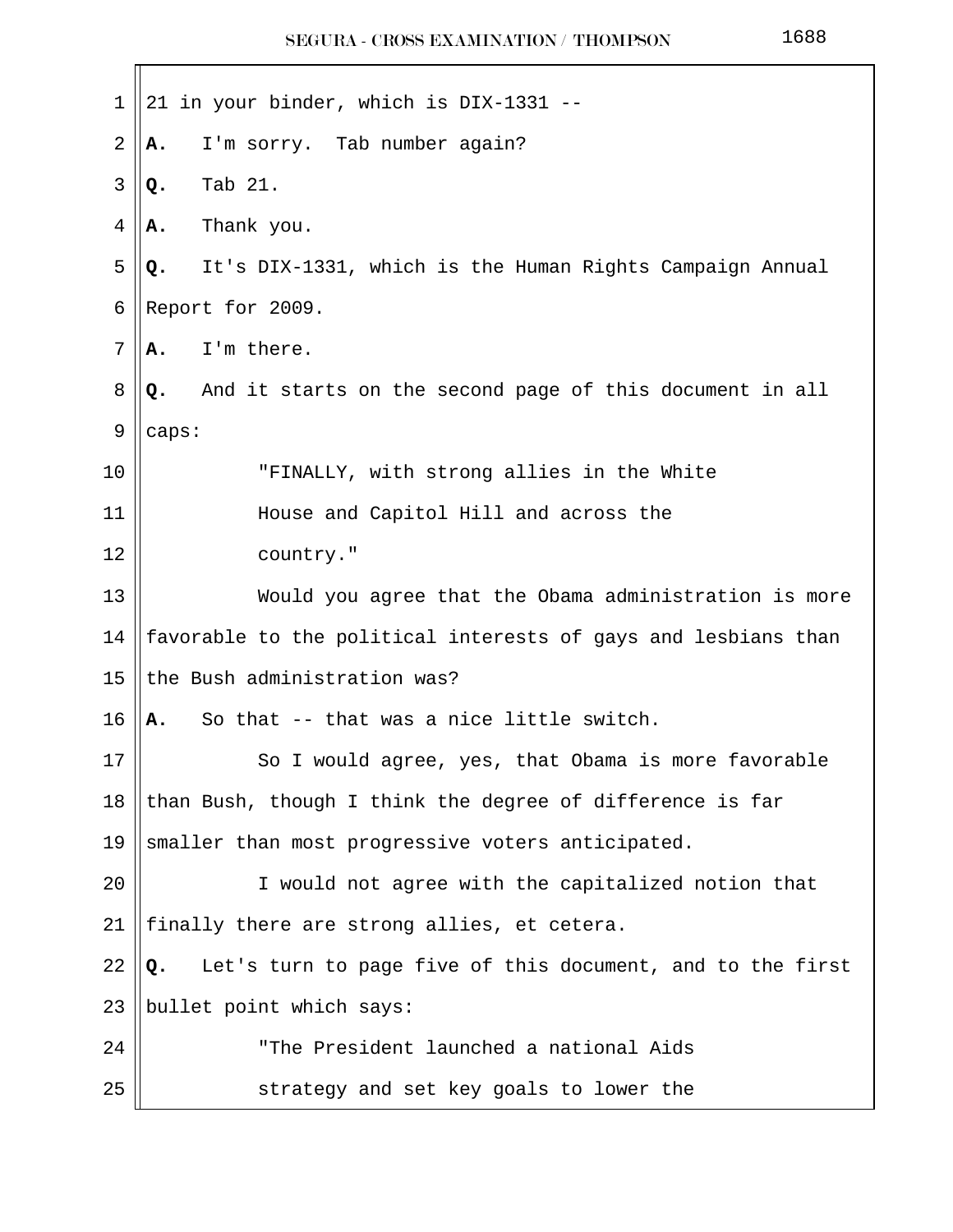21 in your binder, which is DIX-1331 --

**A.** I'm sorry. Tab number again?

**Q.** Tab 21.

**A.** Thank you.

**Q.** It's DIX-1331, which is the Human Rights Campaign Annual Report for 2009.

**A.** I'm there.

**Q.** And it starts on the second page of this document in all caps:

> "FINALLY, with strong allies in the White House and Capitol Hill and across the country."

Would you agree that the Obama administration is more favorable to the political interests of gays and lesbians than the Bush administration was?

**A.** So that -- that was a nice little switch.

So I would agree, yes, that Obama is more favorable than Bush, though I think the degree of difference is far smaller than most progressive voters anticipated.

I would not agree with the capitalized notion that finally there are strong allies, et cetera.

**Q.** Let's turn to page five of this document, and to the first bullet point which says:

> "The President launched a national Aids strategy and set key goals to lower the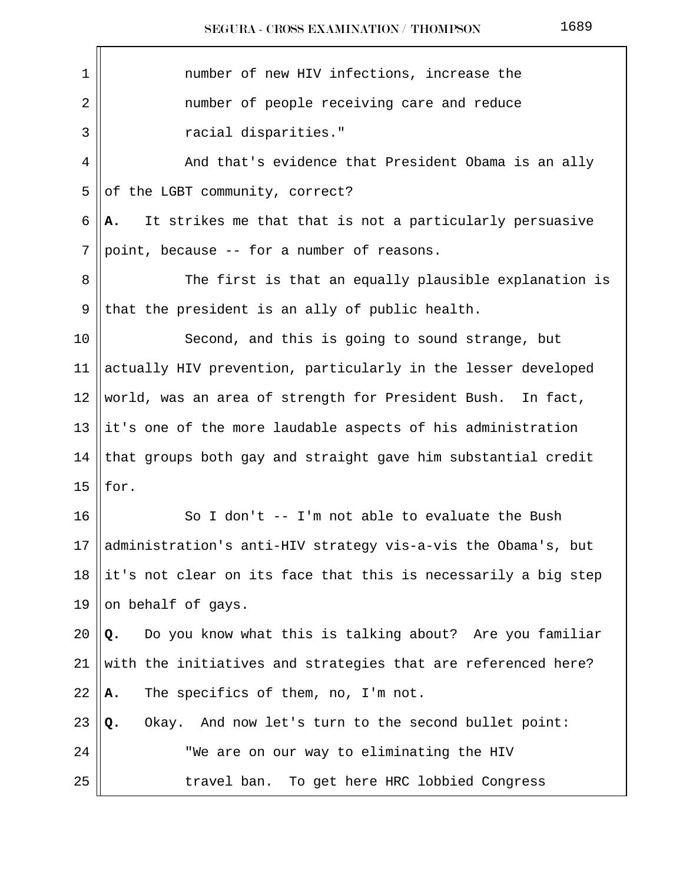number of new HIV infections, increase the number of people receiving care and reduce racial disparities."

And that's evidence that President Obama is an ally of the LGBT community, correct?

**A.** It strikes me that that is not a particularly persuasive point, because -- for a number of reasons.

The first is that an equally plausible explanation is that the president is an ally of public health.

Second, and this is going to sound strange, but actually HIV prevention, particularly in the lesser developed world, was an area of strength for President Bush. In fact, it's one of the more laudable aspects of his administration that groups both gay and straight gave him substantial credit for.

So I don't -- I'm not able to evaluate the Bush administration's anti-HIV strategy vis-a-vis the Obama's, but it's not clear on its face that this is necessarily a big step on behalf of gays.

**Q.** Do you know what this is talking about? Are you familiar with the initiatives and strategies that are referenced here?

**A.** The specifics of them, no, I'm not.

**Q.** Okay. And now let's turn to the second bullet point:

"We are on our way to eliminating the HIV travel ban. To get here HRC lobbied Congress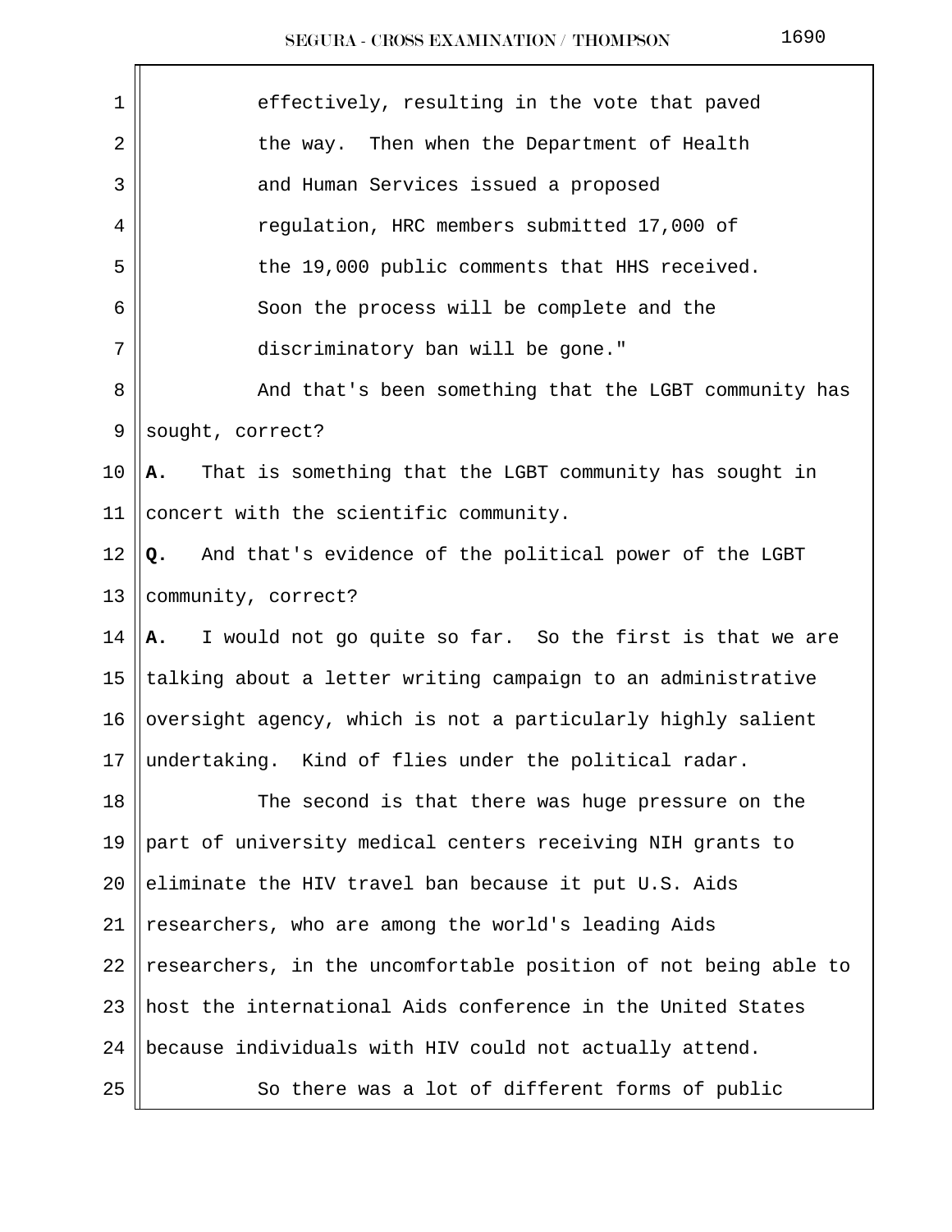effectively, resulting in the vote that paved the way. Then when the Department of Health and Human Services issued a proposed regulation, HRC members submitted 17,000 of the 19,000 public comments that HHS received. Soon the process will be complete and the discriminatory ban will be gone."

And that's been something that the LGBT community has sought, correct?

**A.** That is something that the LGBT community has sought in concert with the scientific community.

**Q.** And that's evidence of the political power of the LGBT community, correct?

**A.** I would not go quite so far. So the first is that we are talking about a letter writing campaign to an administrative oversight agency, which is not a particularly highly salient undertaking. Kind of flies under the political radar.

The second is that there was huge pressure on the part of university medical centers receiving NIH grants to eliminate the HIV travel ban because it put U.S. Aids researchers, who are among the world's leading Aids researchers, in the uncomfortable position of not being able to host the international Aids conference in the United States because individuals with HIV could not actually attend.

So there was a lot of different forms of public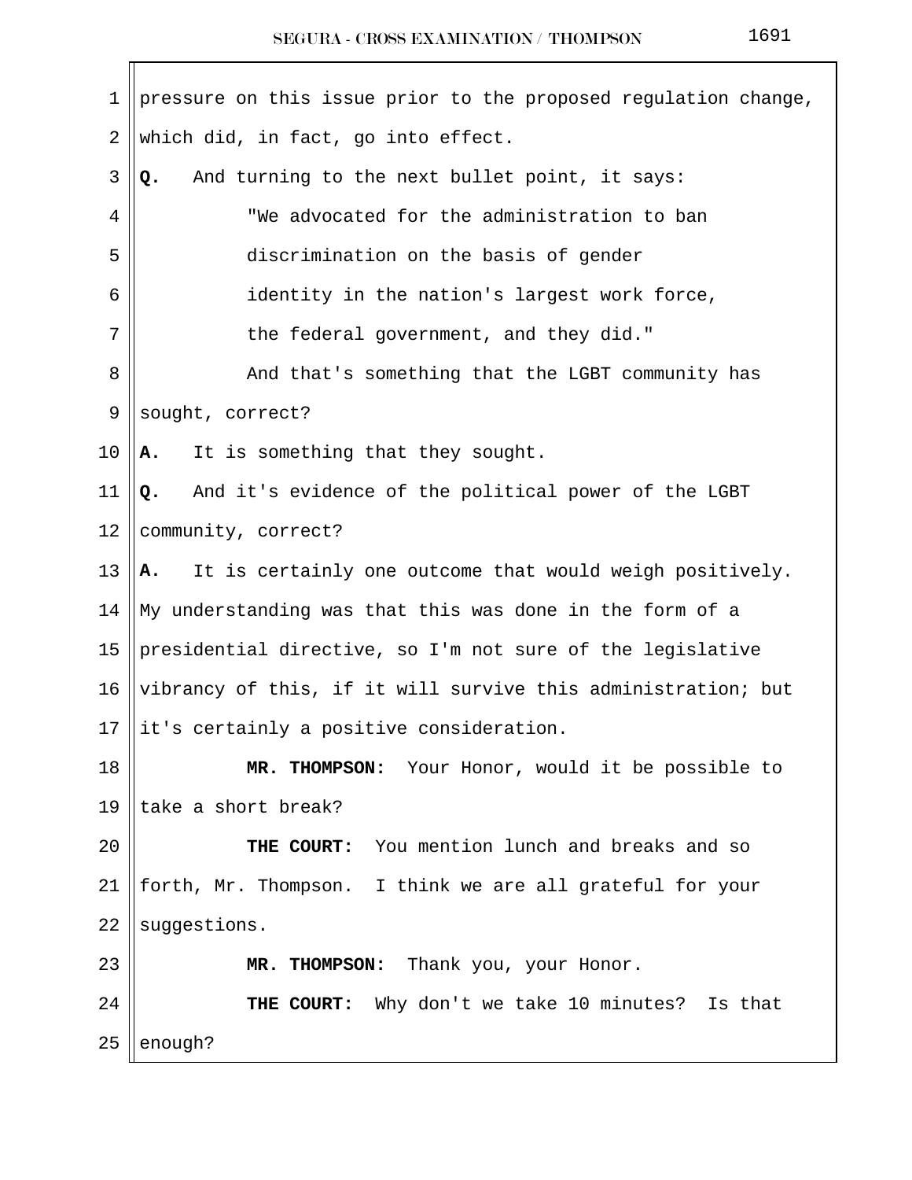pressure on this issue prior to the proposed regulation change, which did, in fact, go into effect.

**Q.** And turning to the next bullet point, it says:

> "We advocated for the administration to ban discrimination on the basis of gender identity in the nation's largest work force, the federal government, and they did."

And that's something that the LGBT community has sought, correct?

**A.** It is something that they sought.

**Q.** And it's evidence of the political power of the LGBT community, correct?

**A.** It is certainly one outcome that would weigh positively. My understanding was that this was done in the form of a presidential directive, so I'm not sure of the legislative vibrancy of this, if it will survive this administration; but it's certainly a positive consideration.

**MR. THOMPSON:** Your Honor, would it be possible to take a short break?

**THE COURT:** You mention lunch and breaks and so forth, Mr. Thompson. I think we are all grateful for your suggestions.

**MR. THOMPSON:** Thank you, your Honor.

**THE COURT:** Why don't we take 10 minutes? Is that enough?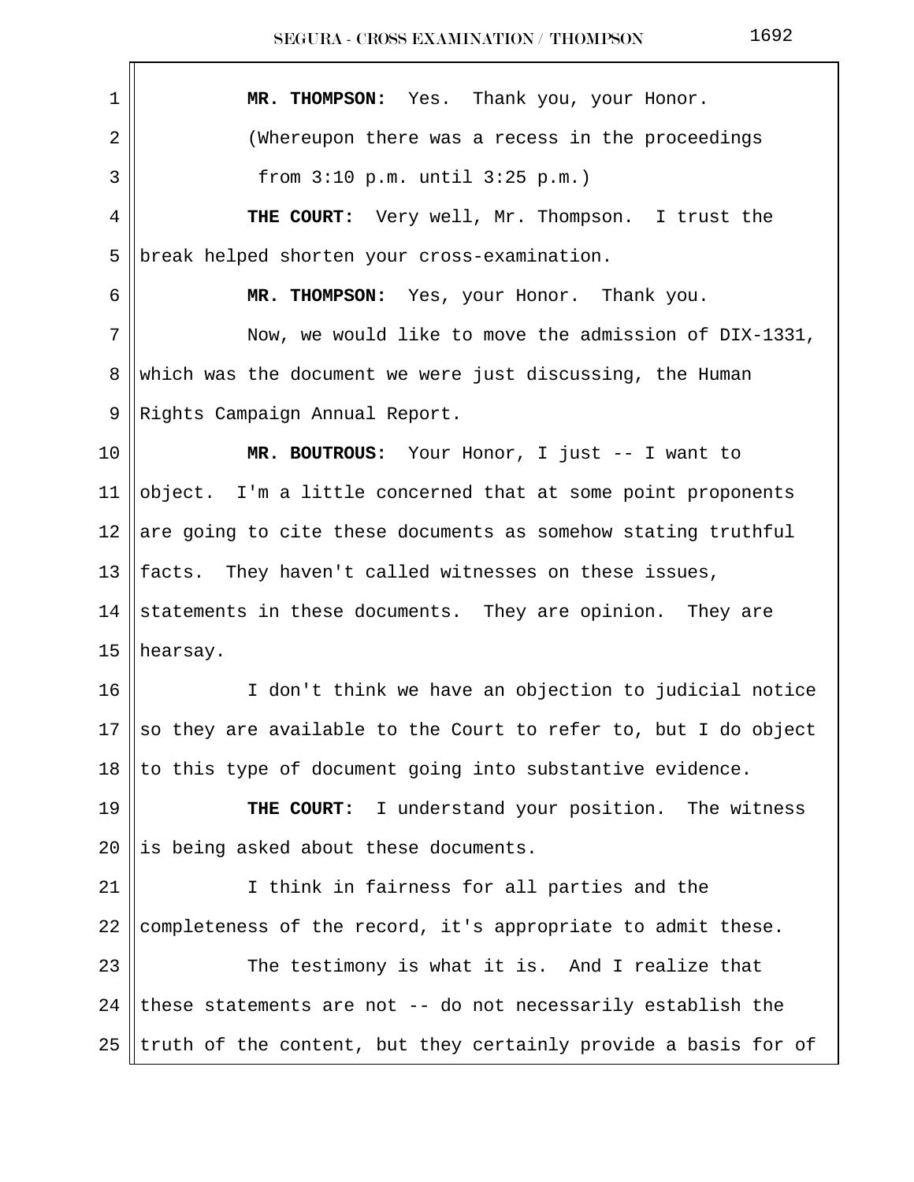**MR. THOMPSON:** Yes. Thank you, your Honor.

(Whereupon there was a recess in the proceedings from 3:10 p.m. until 3:25 p.m.)

**THE COURT:** Very well, Mr. Thompson. I trust the break helped shorten your cross-examination.

**MR. THOMPSON:** Yes, your Honor. Thank you.

Now, we would like to move the admission of DIX-1331, which was the document we were just discussing, the Human Rights Campaign Annual Report.

**MR. BOUTROUS:** Your Honor, I just -- I want to object. I'm a little concerned that at some point proponents are going to cite these documents as somehow stating truthful facts. They haven't called witnesses on these issues, statements in these documents. They are opinion. They are hearsay.

I don't think we have an objection to judicial notice so they are available to the Court to refer to, but I do object to this type of document going into substantive evidence.

**THE COURT:** I understand your position. The witness is being asked about these documents.

I think in fairness for all parties and the completeness of the record, it's appropriate to admit these.

The testimony is what it is. And I realize that these statements are not -- do not necessarily establish the truth of the content, but they certainly provide a basis for of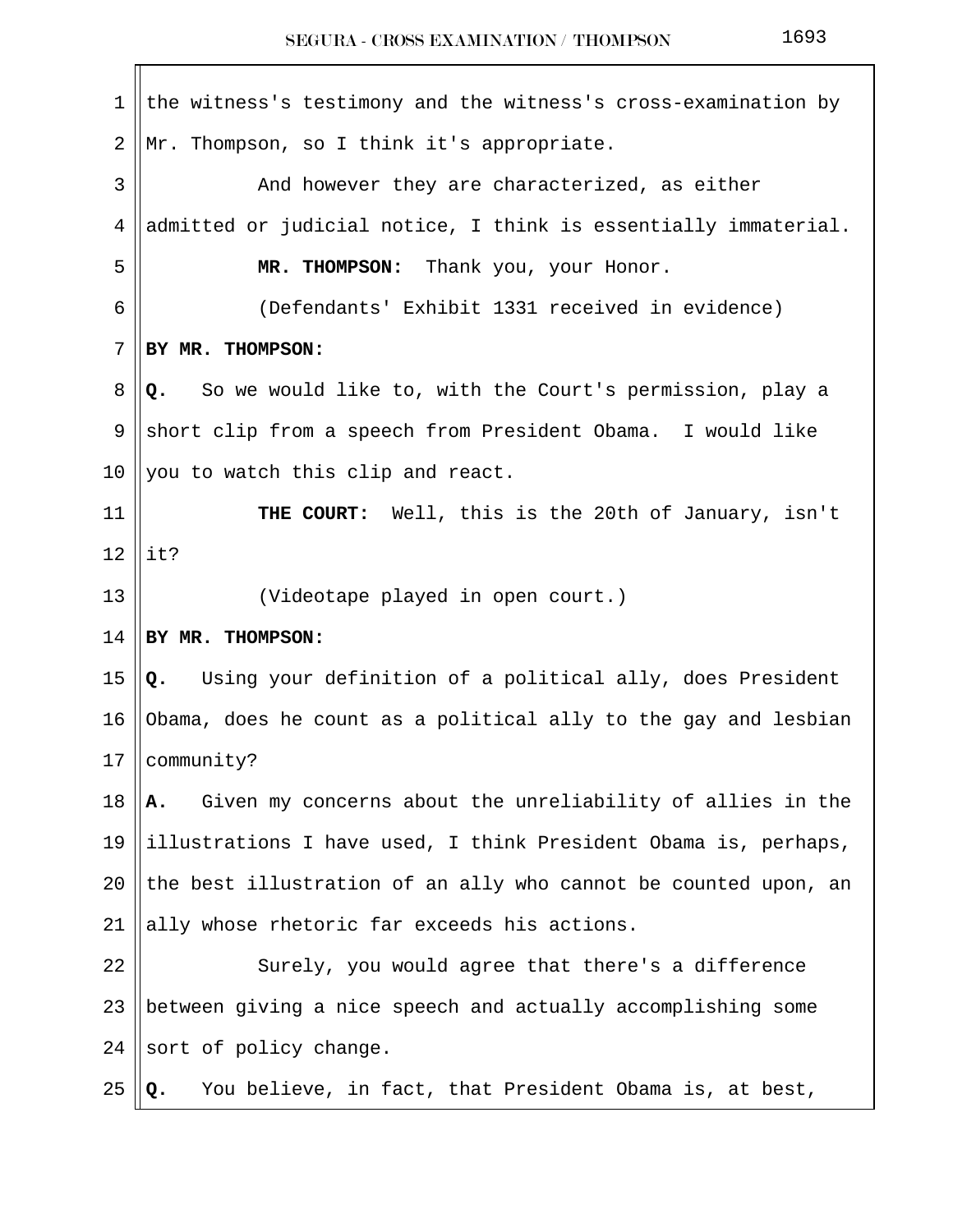the witness's testimony and the witness's cross-examination by Mr. Thompson, so I think it's appropriate.

And however they are characterized, as either admitted or judicial notice, I think is essentially immaterial.

**MR. THOMPSON:** Thank you, your Honor.

(Defendants' Exhibit 1331 received in evidence)

**BY MR. THOMPSON:**

**Q.** So we would like to, with the Court's permission, play a short clip from a speech from President Obama. I would like you to watch this clip and react.

**THE COURT:** Well, this is the 20th of January, isn't it?

(Videotape played in open court.)

**BY MR. THOMPSON:**

**Q.** Using your definition of a political ally, does President Obama, does he count as a political ally to the gay and lesbian community?

**A.** Given my concerns about the unreliability of allies in the illustrations I have used, I think President Obama is, perhaps, the best illustration of an ally who cannot be counted upon, an ally whose rhetoric far exceeds his actions.

Surely, you would agree that there's a difference between giving a nice speech and actually accomplishing some sort of policy change.

**Q.** You believe, in fact, that President Obama is, at best,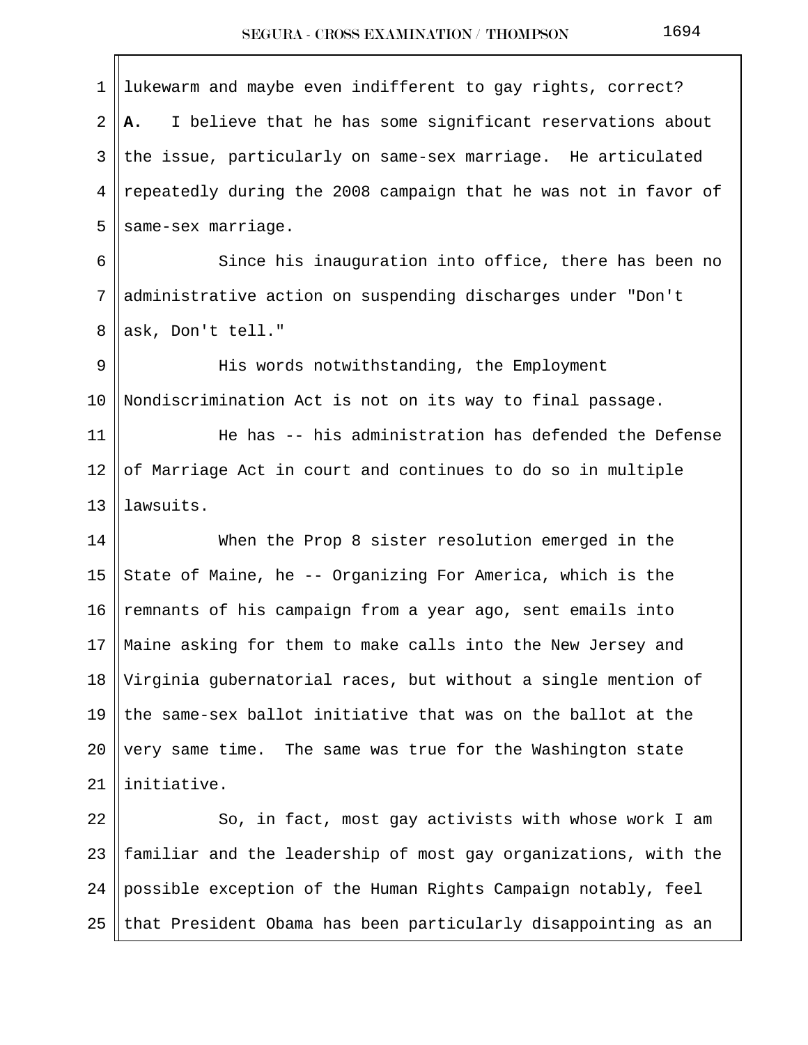lukewarm and maybe even indifferent to gay rights, correct?

**A.** I believe that he has some significant reservations about the issue, particularly on same-sex marriage. He articulated repeatedly during the 2008 campaign that he was not in favor of same-sex marriage.

Since his inauguration into office, there has been no administrative action on suspending discharges under "Don't ask, Don't tell."

His words notwithstanding, the Employment Nondiscrimination Act is not on its way to final passage.

He has -- his administration has defended the Defense of Marriage Act in court and continues to do so in multiple lawsuits.

When the Prop 8 sister resolution emerged in the State of Maine, he -- Organizing For America, which is the remnants of his campaign from a year ago, sent emails into Maine asking for them to make calls into the New Jersey and Virginia gubernatorial races, but without a single mention of the same-sex ballot initiative that was on the ballot at the very same time. The same was true for the Washington state initiative.

So, in fact, most gay activists with whose work I am familiar and the leadership of most gay organizations, with the possible exception of the Human Rights Campaign notably, feel that President Obama has been particularly disappointing as an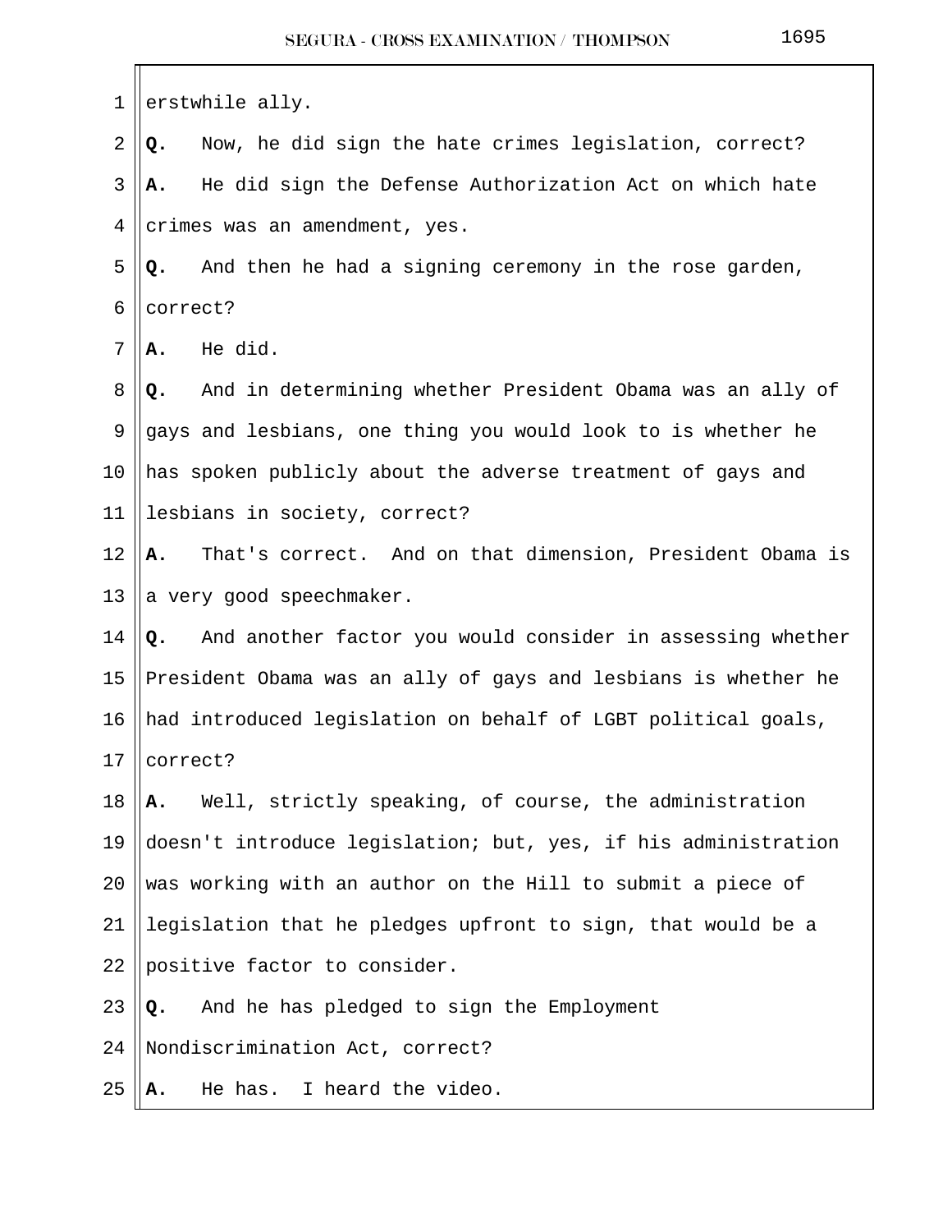erstwhile ally.

**Q.** Now, he did sign the hate crimes legislation, correct?

**A.** He did sign the Defense Authorization Act on which hate crimes was an amendment, yes.

**Q.** And then he had a signing ceremony in the rose garden, correct?

**A.** He did.

**Q.** And in determining whether President Obama was an ally of gays and lesbians, one thing you would look to is whether he has spoken publicly about the adverse treatment of gays and lesbians in society, correct?

**A.** That's correct. And on that dimension, President Obama is a very good speechmaker.

**Q.** And another factor you would consider in assessing whether President Obama was an ally of gays and lesbians is whether he had introduced legislation on behalf of LGBT political goals, correct?

**A.** Well, strictly speaking, of course, the administration doesn't introduce legislation; but, yes, if his administration was working with an author on the Hill to submit a piece of legislation that he pledges upfront to sign, that would be a positive factor to consider.

**Q.** And he has pledged to sign the Employment Nondiscrimination Act, correct?

**A.** He has. I heard the video.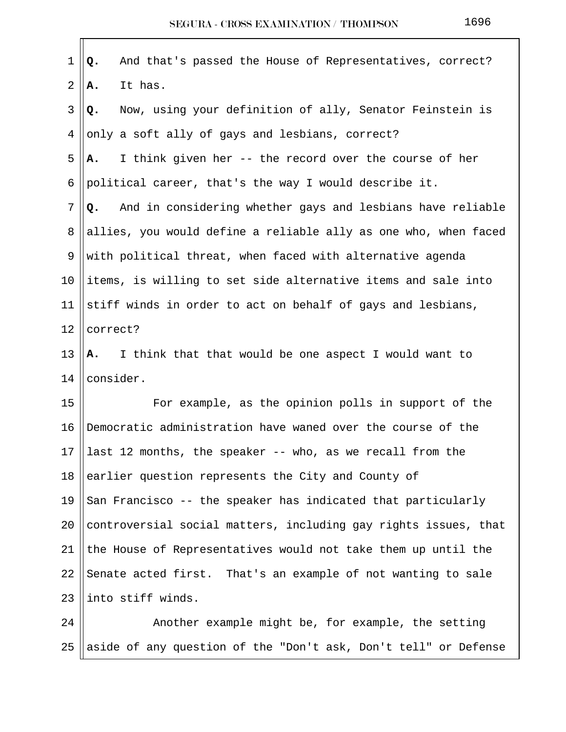**Q.** And that's passed the House of Representatives, correct?

**A.** It has.

**Q.** Now, using your definition of ally, Senator Feinstein is only a soft ally of gays and lesbians, correct?

**A.** I think given her -- the record over the course of her political career, that's the way I would describe it.

**Q.** And in considering whether gays and lesbians have reliable allies, you would define a reliable ally as one who, when faced with political threat, when faced with alternative agenda items, is willing to set side alternative items and sale into stiff winds in order to act on behalf of gays and lesbians, correct?

**A.** I think that that would be one aspect I would want to consider.

For example, as the opinion polls in support of the Democratic administration have waned over the course of the last 12 months, the speaker -- who, as we recall from the earlier question represents the City and County of San Francisco -- the speaker has indicated that particularly controversial social matters, including gay rights issues, that the House of Representatives would not take them up until the Senate acted first. That's an example of not wanting to sale into stiff winds.

Another example might be, for example, the setting aside of any question of the "Don't ask, Don't tell" or Defense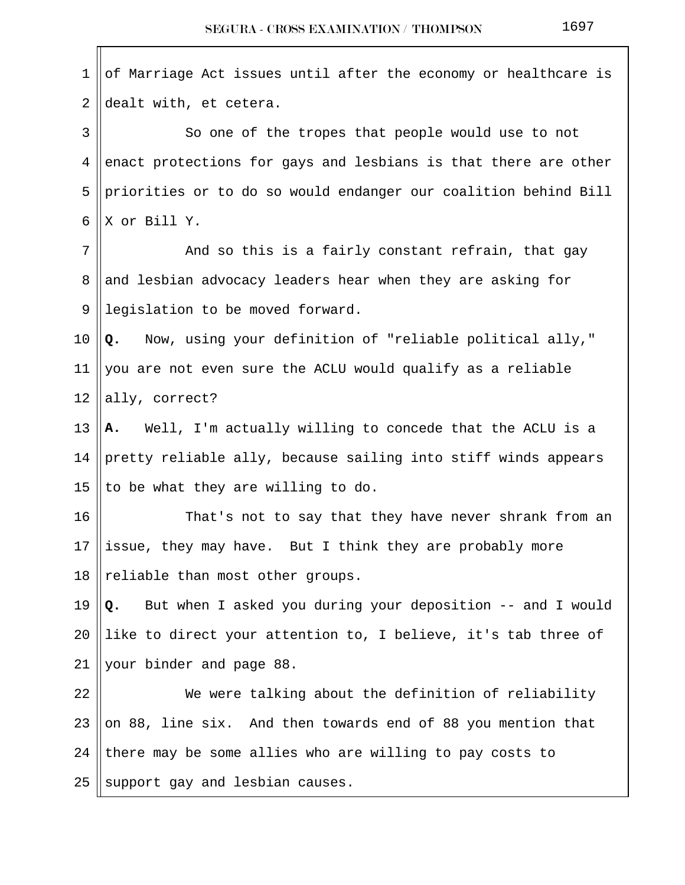of Marriage Act issues until after the economy or healthcare is dealt with, et cetera.

So one of the tropes that people would use to not enact protections for gays and lesbians is that there are other priorities or to do so would endanger our coalition behind Bill X or Bill Y.

And so this is a fairly constant refrain, that gay and lesbian advocacy leaders hear when they are asking for legislation to be moved forward.

**Q.** Now, using your definition of "reliable political ally," you are not even sure the ACLU would qualify as a reliable ally, correct?

**A.** Well, I'm actually willing to concede that the ACLU is a pretty reliable ally, because sailing into stiff winds appears to be what they are willing to do.

That's not to say that they have never shrank from an issue, they may have. But I think they are probably more reliable than most other groups.

**Q.** But when I asked you during your deposition -- and I would like to direct your attention to, I believe, it's tab three of your binder and page 88.

We were talking about the definition of reliability on 88, line six. And then towards end of 88 you mention that there may be some allies who are willing to pay costs to support gay and lesbian causes.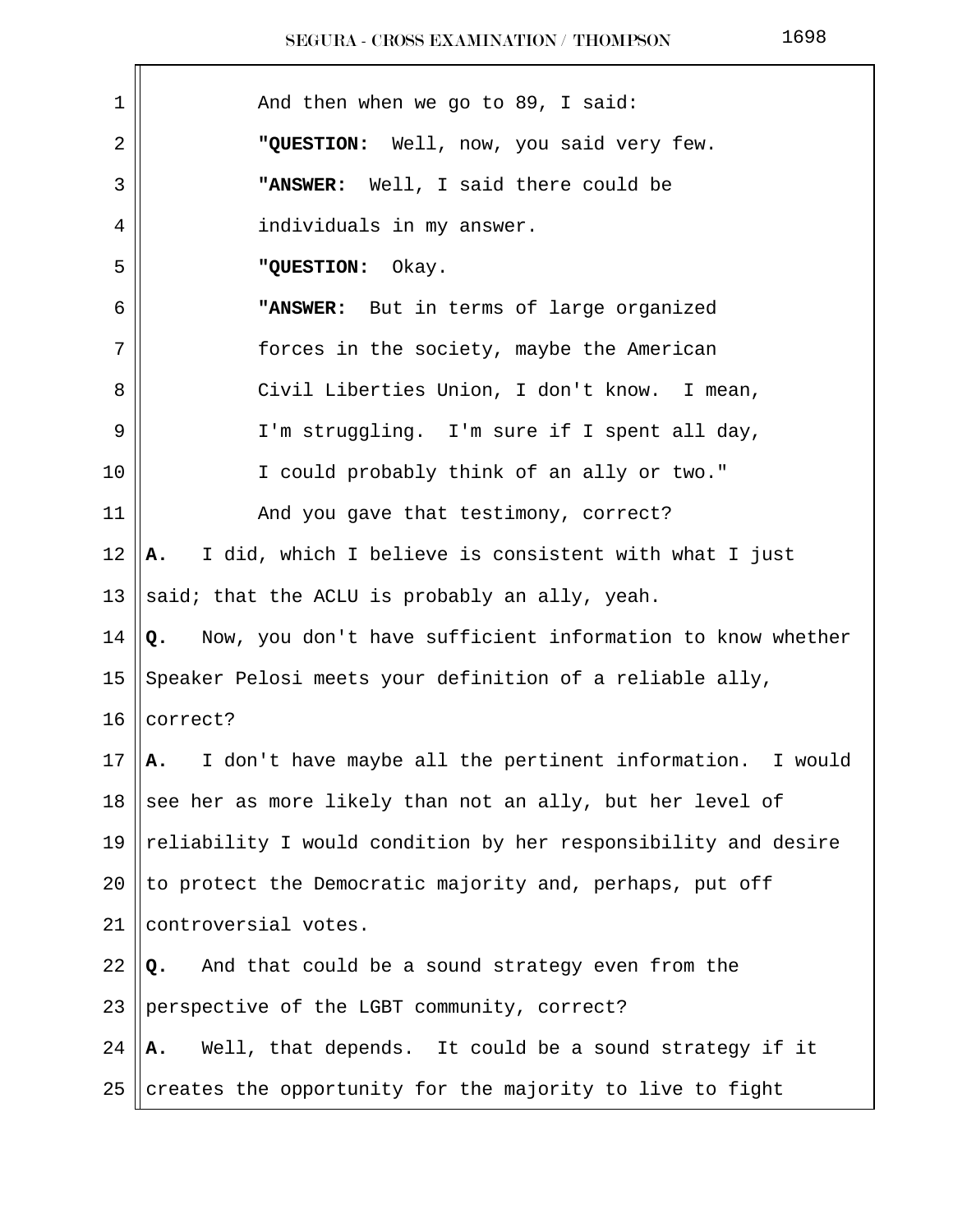And then when we go to 89, I said:

**"QUESTION:** Well, now, you said very few.

**"ANSWER:** Well, I said there could be individuals in my answer.

**"QUESTION:** Okay.

**"ANSWER:** But in terms of large organized forces in the society, maybe the American Civil Liberties Union, I don't know. I mean, I'm struggling. I'm sure if I spent all day, I could probably think of an ally or two."

And you gave that testimony, correct?

**A.** I did, which I believe is consistent with what I just said; that the ACLU is probably an ally, yeah.

**Q.** Now, you don't have sufficient information to know whether Speaker Pelosi meets your definition of a reliable ally, correct?

**A.** I don't have maybe all the pertinent information. I would see her as more likely than not an ally, but her level of reliability I would condition by her responsibility and desire to protect the Democratic majority and, perhaps, put off controversial votes.

**Q.** And that could be a sound strategy even from the perspective of the LGBT community, correct?

**A.** Well, that depends. It could be a sound strategy if it creates the opportunity for the majority to live to fight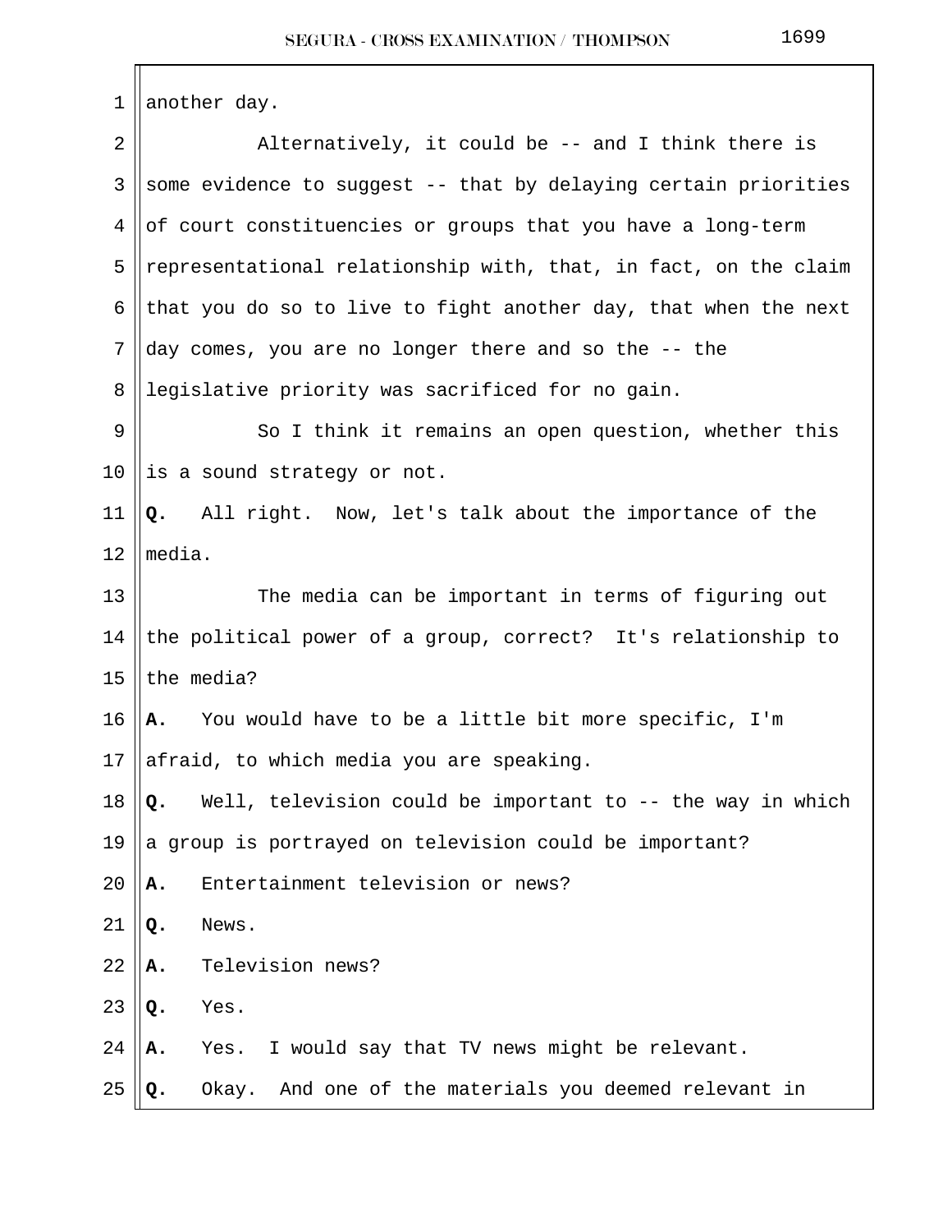another day.

Alternatively, it could be -- and I think there is some evidence to suggest -- that by delaying certain priorities of court constituencies or groups that you have a long-term representational relationship with, that, in fact, on the claim that you do so to live to fight another day, that when the next day comes, you are no longer there and so the -- the legislative priority was sacrificed for no gain.

So I think it remains an open question, whether this is a sound strategy or not.

**Q.** All right. Now, let's talk about the importance of the media.

The media can be important in terms of figuring out the political power of a group, correct? It's relationship to the media?

**A.** You would have to be a little bit more specific, I'm afraid, to which media you are speaking.

**Q.** Well, television could be important to -- the way in which a group is portrayed on television could be important?

**A.** Entertainment television or news?

**Q.** News.

**A.** Television news?

**Q.** Yes.

**A.** Yes. I would say that TV news might be relevant.

**Q.** Okay. And one of the materials you deemed relevant in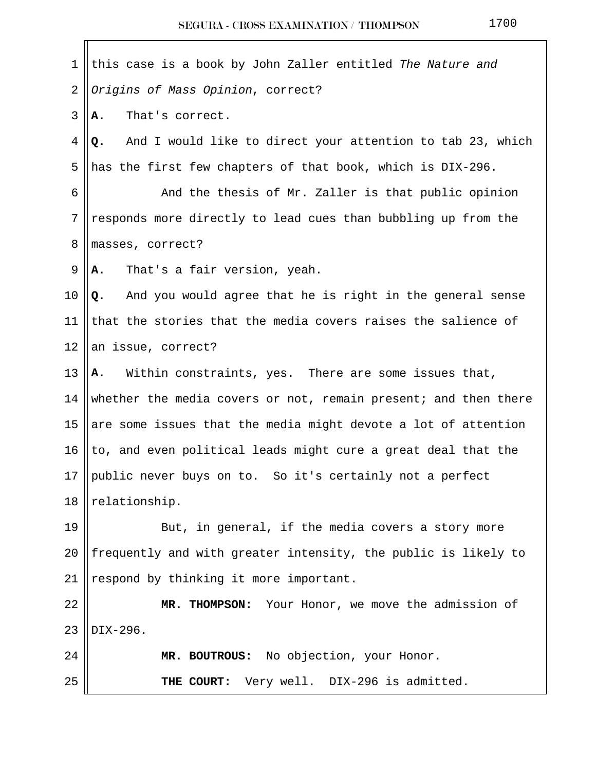this case is a book by John Zaller entitled *The Nature and Origins of Mass Opinion*, correct?

**A.** That's correct.

**Q.** And I would like to direct your attention to tab 23, which has the first few chapters of that book, which is DIX-296.

And the thesis of Mr. Zaller is that public opinion responds more directly to lead cues than bubbling up from the masses, correct?

**A.** That's a fair version, yeah.

**Q.** And you would agree that he is right in the general sense that the stories that the media covers raises the salience of an issue, correct?

**A.** Within constraints, yes. There are some issues that, whether the media covers or not, remain present; and then there are some issues that the media might devote a lot of attention to, and even political leads might cure a great deal that the public never buys on to. So it's certainly not a perfect relationship.

But, in general, if the media covers a story more frequently and with greater intensity, the public is likely to respond by thinking it more important.

**MR. THOMPSON:** Your Honor, we move the admission of DIX-296.

**MR. BOUTROUS:** No objection, your Honor.

**THE COURT:** Very well. DIX-296 is admitted.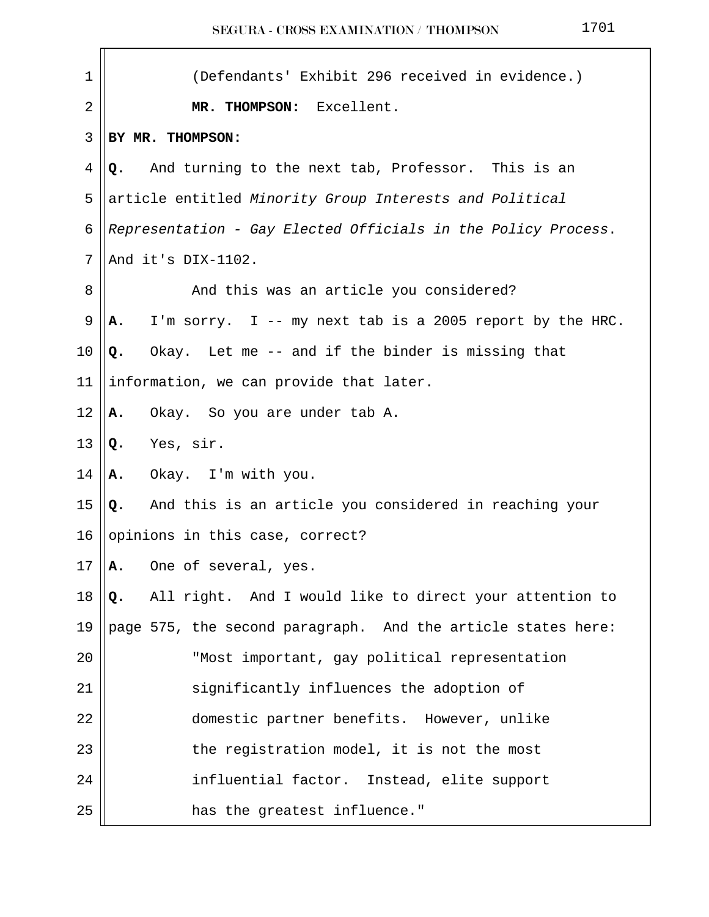(Defendants' Exhibit 296 received in evidence.)

**MR. THOMPSON:** Excellent.

**BY MR. THOMPSON:**

**Q.** And turning to the next tab, Professor. This is an article entitled *Minority Group Interests and Political Representation - Gay Elected Officials in the Policy Process*. And it's DIX-1102.

And this was an article you considered?

**A.** I'm sorry. I -- my next tab is a 2005 report by the HRC.

**Q.** Okay. Let me -- and if the binder is missing that information, we can provide that later.

**A.** Okay. So you are under tab A.

**Q.** Yes, sir.

**A.** Okay. I'm with you.

**Q.** And this is an article you considered in reaching your opinions in this case, correct?

**A.** One of several, yes.

**Q.** All right. And I would like to direct your attention to page 575, the second paragraph. And the article states here:

> "Most important, gay political representation significantly influences the adoption of domestic partner benefits. However, unlike the registration model, it is not the most influential factor. Instead, elite support has the greatest influence."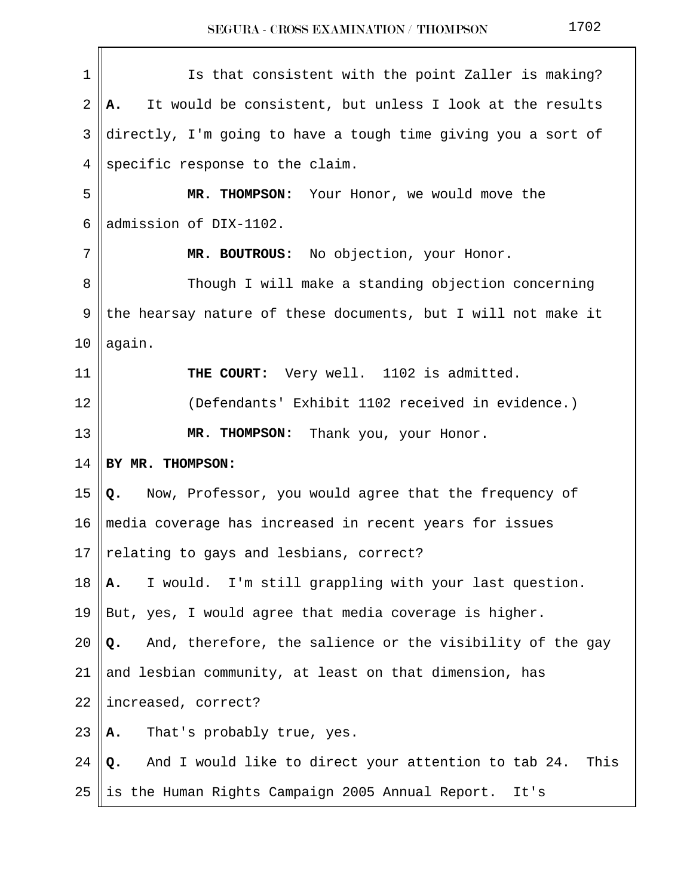Is that consistent with the point Zaller is making?

**A.** It would be consistent, but unless I look at the results directly, I'm going to have a tough time giving you a sort of specific response to the claim.

**MR. THOMPSON:** Your Honor, we would move the admission of DIX-1102.

**MR. BOUTROUS:** No objection, your Honor.

Though I will make a standing objection concerning the hearsay nature of these documents, but I will not make it again.

**THE COURT:** Very well. 1102 is admitted.

(Defendants' Exhibit 1102 received in evidence.)

**MR. THOMPSON:** Thank you, your Honor.

**BY MR. THOMPSON:**

**Q.** Now, Professor, you would agree that the frequency of media coverage has increased in recent years for issues relating to gays and lesbians, correct?

**A.** I would. I'm still grappling with your last question. But, yes, I would agree that media coverage is higher.

**Q.** And, therefore, the salience or the visibility of the gay and lesbian community, at least on that dimension, has increased, correct?

**A.** That's probably true, yes.

**Q.** And I would like to direct your attention to tab 24. This is the Human Rights Campaign 2005 Annual Report. It's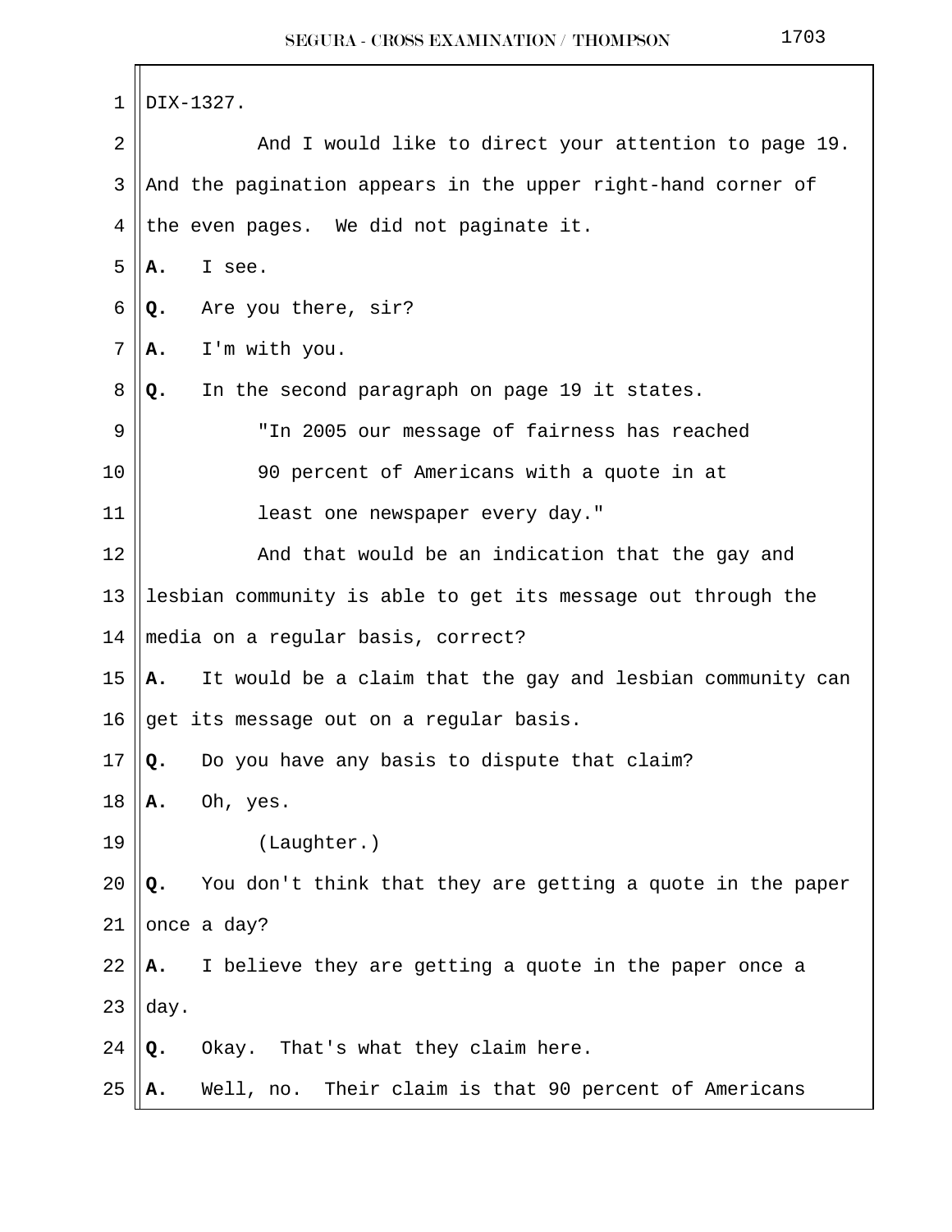DIX-1327.

And I would like to direct your attention to page 19. And the pagination appears in the upper right-hand corner of the even pages. We did not paginate it.

**A.** I see.

**Q.** Are you there, sir?

**A.** I'm with you.

**Q.** In the second paragraph on page 19 it states.

> "In 2005 our message of fairness has reached 90 percent of Americans with a quote in at least one newspaper every day."

And that would be an indication that the gay and lesbian community is able to get its message out through the media on a regular basis, correct?

**A.** It would be a claim that the gay and lesbian community can get its message out on a regular basis.

**Q.** Do you have any basis to dispute that claim?

**A.** Oh, yes.

(Laughter.)

**Q.** You don't think that they are getting a quote in the paper once a day?

**A.** I believe they are getting a quote in the paper once a day.

**Q.** Okay. That's what they claim here.

**A.** Well, no. Their claim is that 90 percent of Americans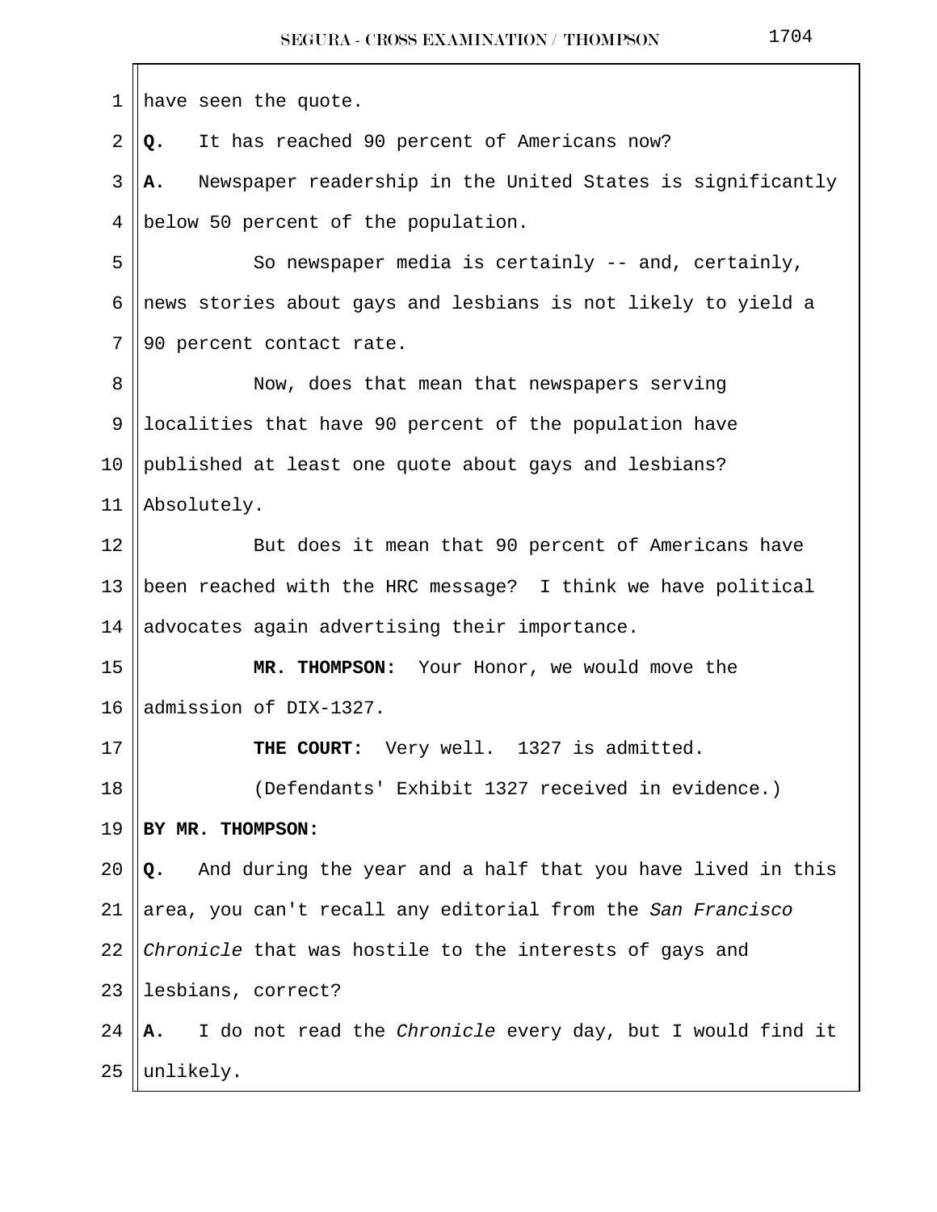have seen the quote.

**Q.** It has reached 90 percent of Americans now?

**A.** Newspaper readership in the United States is significantly below 50 percent of the population.

So newspaper media is certainly -- and, certainly, news stories about gays and lesbians is not likely to yield a 90 percent contact rate.

Now, does that mean that newspapers serving localities that have 90 percent of the population have published at least one quote about gays and lesbians? Absolutely.

But does it mean that 90 percent of Americans have been reached with the HRC message? I think we have political advocates again advertising their importance.

**MR. THOMPSON:** Your Honor, we would move the admission of DIX-1327.

**THE COURT:** Very well. 1327 is admitted.

(Defendants' Exhibit 1327 received in evidence.)

**BY MR. THOMPSON:**

**Q.** And during the year and a half that you have lived in this area, you can't recall any editorial from the *San Francisco Chronicle* that was hostile to the interests of gays and lesbians, correct?

**A.** I do not read the *Chronicle* every day, but I would find it unlikely.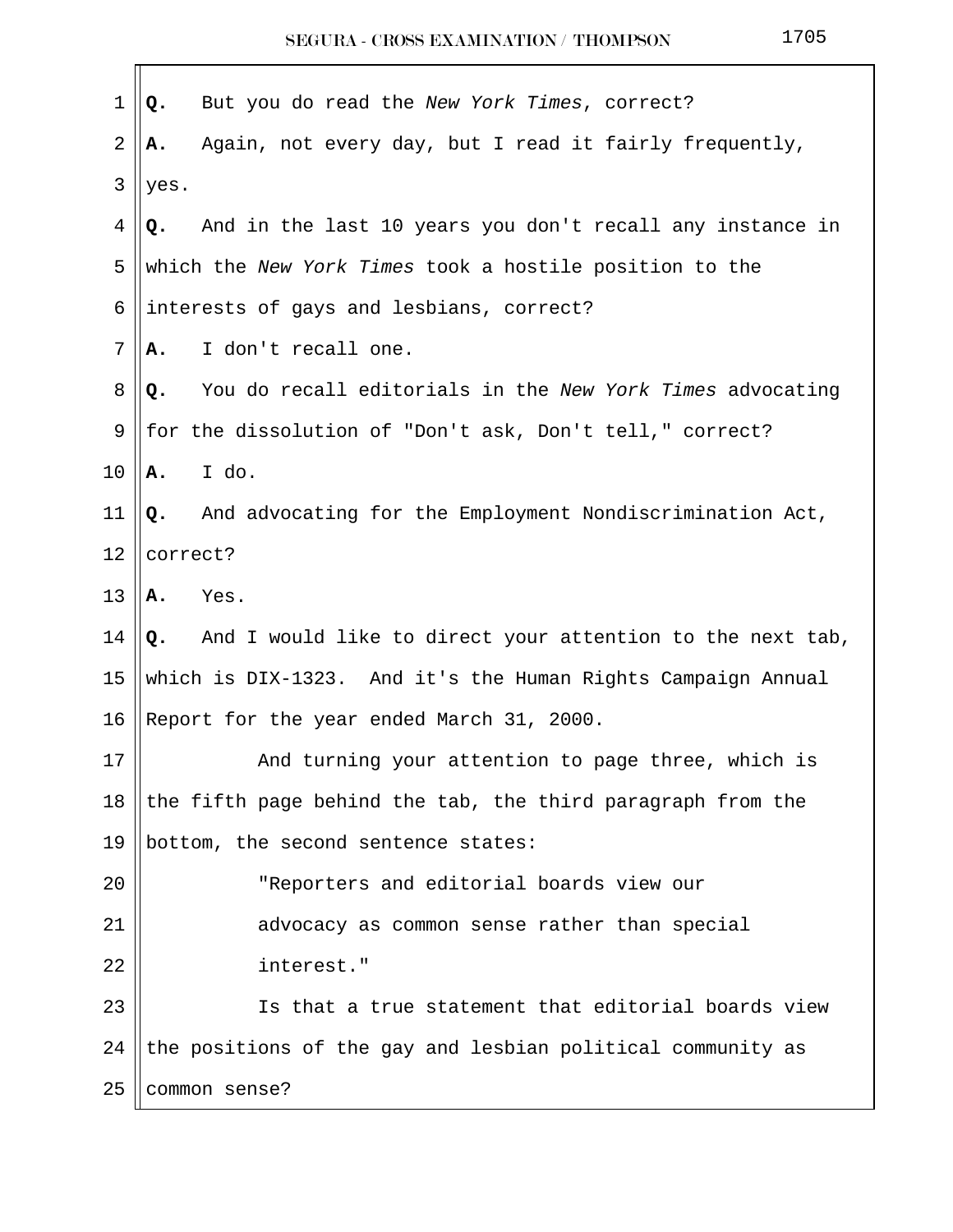**Q.** But you do read the *New York Times*, correct?

**A.** Again, not every day, but I read it fairly frequently, yes.

**Q.** And in the last 10 years you don't recall any instance in which the *New York Times* took a hostile position to the interests of gays and lesbians, correct?

**A.** I don't recall one.

**Q.** You do recall editorials in the *New York Times* advocating for the dissolution of "Don't ask, Don't tell," correct?

**A.** I do.

**Q.** And advocating for the Employment Nondiscrimination Act, correct?

**A.** Yes.

**Q.** And I would like to direct your attention to the next tab, which is DIX-1323. And it's the Human Rights Campaign Annual Report for the year ended March 31, 2000.

And turning your attention to page three, which is the fifth page behind the tab, the third paragraph from the bottom, the second sentence states:

> "Reporters and editorial boards view our advocacy as common sense rather than special interest."

Is that a true statement that editorial boards view the positions of the gay and lesbian political community as common sense?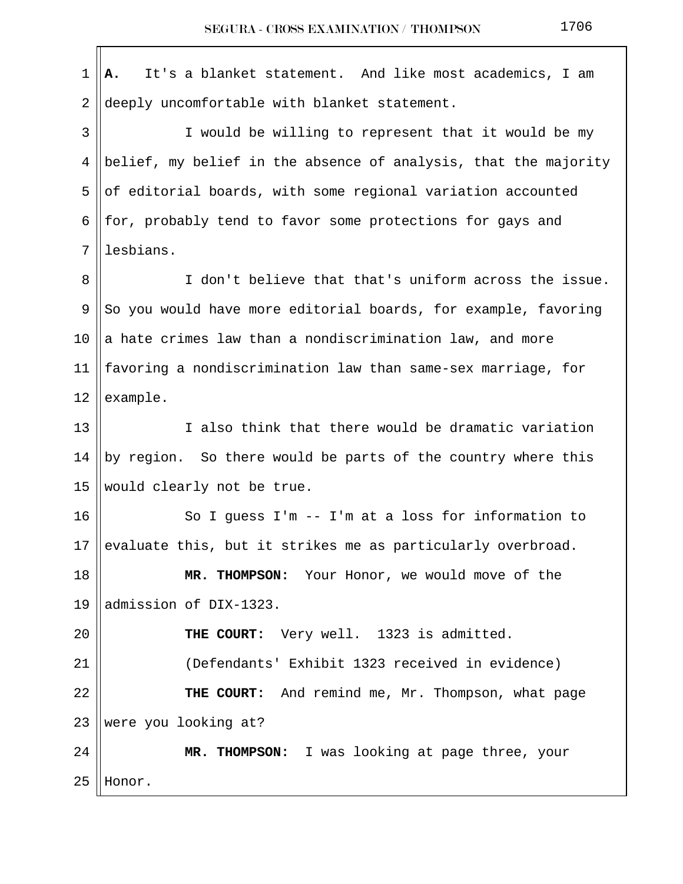**A.** It's a blanket statement. And like most academics, I am deeply uncomfortable with blanket statement.

I would be willing to represent that it would be my belief, my belief in the absence of analysis, that the majority of editorial boards, with some regional variation accounted for, probably tend to favor some protections for gays and lesbians.

I don't believe that that's uniform across the issue. So you would have more editorial boards, for example, favoring a hate crimes law than a nondiscrimination law, and more favoring a nondiscrimination law than same-sex marriage, for example.

I also think that there would be dramatic variation by region. So there would be parts of the country where this would clearly not be true.

So I guess I'm -- I'm at a loss for information to evaluate this, but it strikes me as particularly overbroad.

**MR. THOMPSON:** Your Honor, we would move of the admission of DIX-1323.

**THE COURT:** Very well. 1323 is admitted.

(Defendants' Exhibit 1323 received in evidence)

**THE COURT:** And remind me, Mr. Thompson, what page were you looking at?

**MR. THOMPSON:** I was looking at page three, your Honor.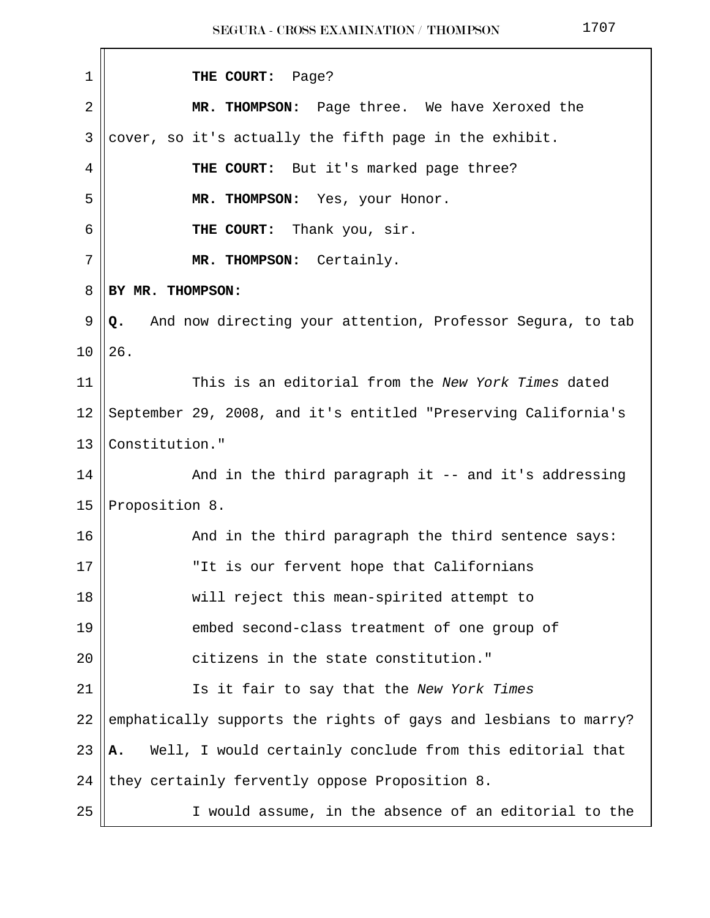**THE COURT:** Page?

**MR. THOMPSON:** Page three. We have Xeroxed the cover, so it's actually the fifth page in the exhibit.

**THE COURT:** But it's marked page three?

**MR. THOMPSON:** Yes, your Honor.

**THE COURT:** Thank you, sir.

**MR. THOMPSON:** Certainly.

**BY MR. THOMPSON:**

**Q.** And now directing your attention, Professor Segura, to tab 26.

This is an editorial from the *New York Times* dated September 29, 2008, and it's entitled "Preserving California's Constitution."

And in the third paragraph it -- and it's addressing Proposition 8.

And in the third paragraph the third sentence says:

> "It is our fervent hope that Californians will reject this mean-spirited attempt to embed second-class treatment of one group of citizens in the state constitution."

Is it fair to say that the *New York Times* emphatically supports the rights of gays and lesbians to marry?

**A.** Well, I would certainly conclude from this editorial that they certainly fervently oppose Proposition 8.

I would assume, in the absence of an editorial to the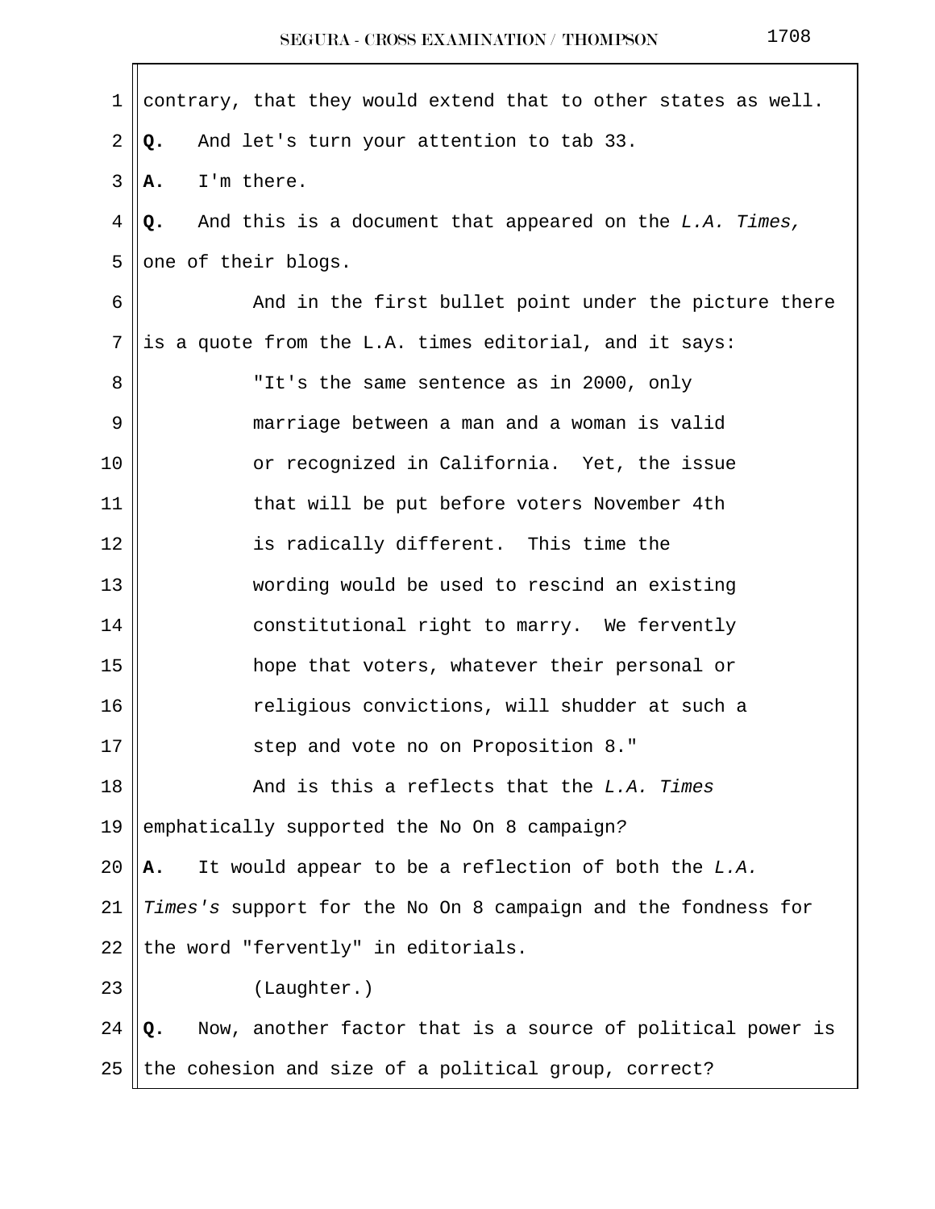contrary, that they would extend that to other states as well.

**Q.** And let's turn your attention to tab 33.

**A.** I'm there.

**Q.** And this is a document that appeared on the *L.A. Times,* one of their blogs.

And in the first bullet point under the picture there is a quote from the L.A. times editorial, and it says:

> "It's the same sentence as in 2000, only marriage between a man and a woman is valid or recognized in California. Yet, the issue that will be put before voters November 4th is radically different. This time the wording would be used to rescind an existing constitutional right to marry. We fervently hope that voters, whatever their personal or religious convictions, will shudder at such a step and vote no on Proposition 8."

And is this a reflects that the *L.A. Times* emphatically supported the No On 8 campaign?

**A.** It would appear to be a reflection of both the *L.A. Times's* support for the No On 8 campaign and the fondness for the word "fervently" in editorials.

(Laughter.)

**Q.** Now, another factor that is a source of political power is the cohesion and size of a political group, correct?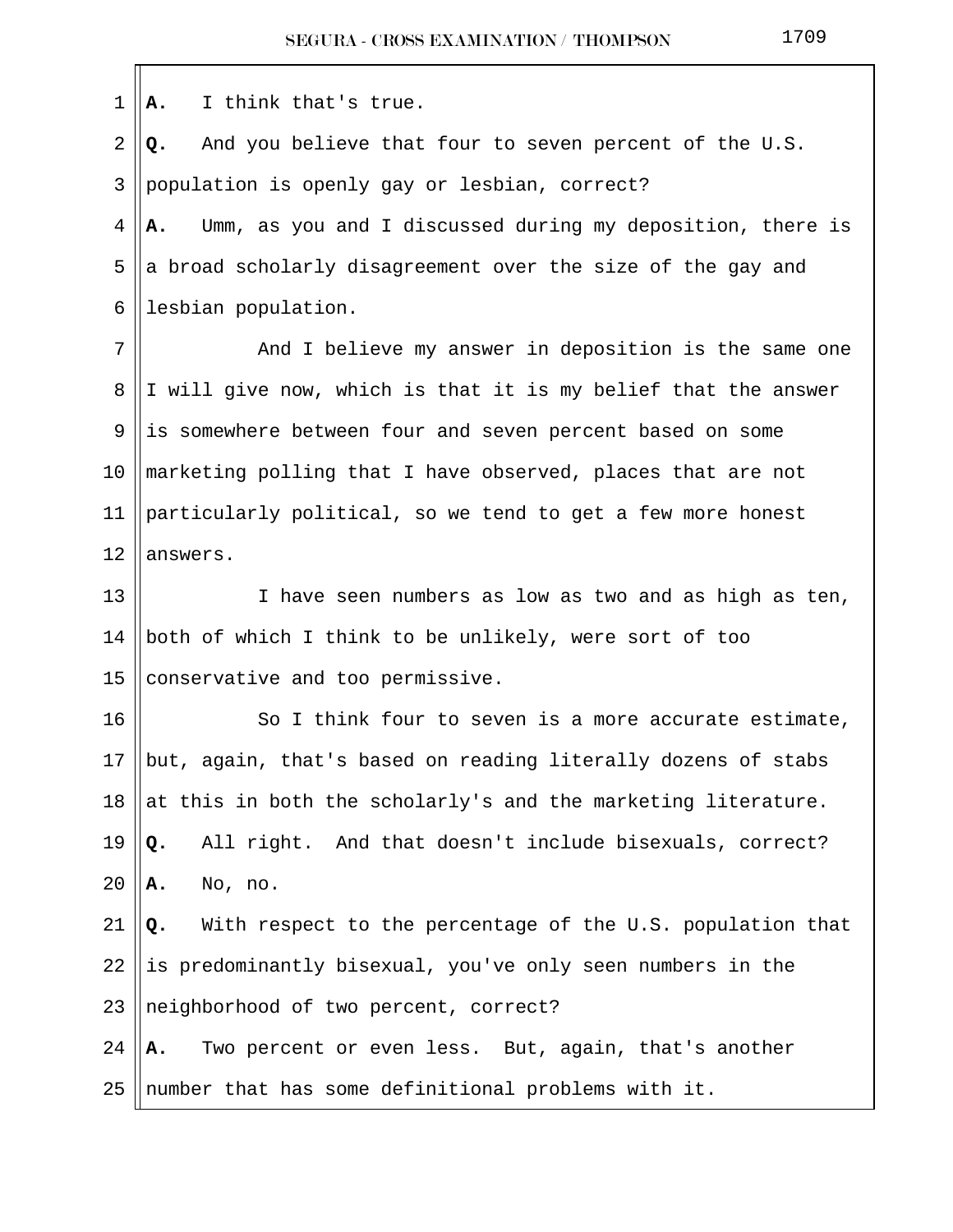**A.** I think that's true.

**Q.** And you believe that four to seven percent of the U.S. population is openly gay or lesbian, correct?

**A.** Umm, as you and I discussed during my deposition, there is a broad scholarly disagreement over the size of the gay and lesbian population.

And I believe my answer in deposition is the same one I will give now, which is that it is my belief that the answer is somewhere between four and seven percent based on some marketing polling that I have observed, places that are not particularly political, so we tend to get a few more honest answers.

I have seen numbers as low as two and as high as ten, both of which I think to be unlikely, were sort of too conservative and too permissive.

So I think four to seven is a more accurate estimate, but, again, that's based on reading literally dozens of stabs at this in both the scholarly's and the marketing literature.

**Q.** All right. And that doesn't include bisexuals, correct?

**A.** No, no.

**Q.** With respect to the percentage of the U.S. population that is predominantly bisexual, you've only seen numbers in the neighborhood of two percent, correct?

**A.** Two percent or even less. But, again, that's another number that has some definitional problems with it.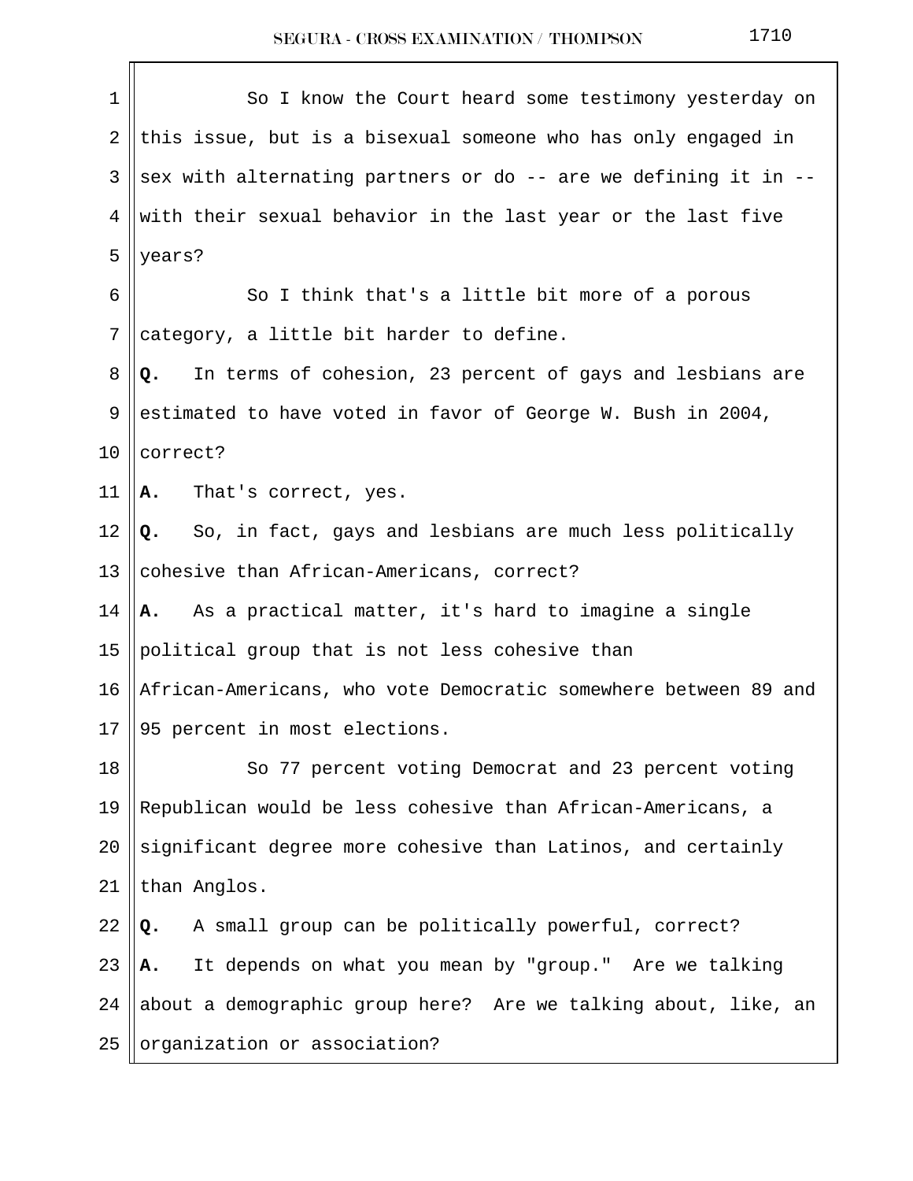So I know the Court heard some testimony yesterday on this issue, but is a bisexual someone who has only engaged in sex with alternating partners or do -- are we defining it in -- with their sexual behavior in the last year or the last five years?

So I think that's a little bit more of a porous category, a little bit harder to define.

**Q.** In terms of cohesion, 23 percent of gays and lesbians are estimated to have voted in favor of George W. Bush in 2004, correct?

**A.** That's correct, yes.

**Q.** So, in fact, gays and lesbians are much less politically cohesive than African-Americans, correct?

**A.** As a practical matter, it's hard to imagine a single political group that is not less cohesive than African-Americans, who vote Democratic somewhere between 89 and 95 percent in most elections.

So 77 percent voting Democrat and 23 percent voting Republican would be less cohesive than African-Americans, a significant degree more cohesive than Latinos, and certainly than Anglos.

**Q.** A small group can be politically powerful, correct?

**A.** It depends on what you mean by "group." Are we talking about a demographic group here? Are we talking about, like, an organization or association?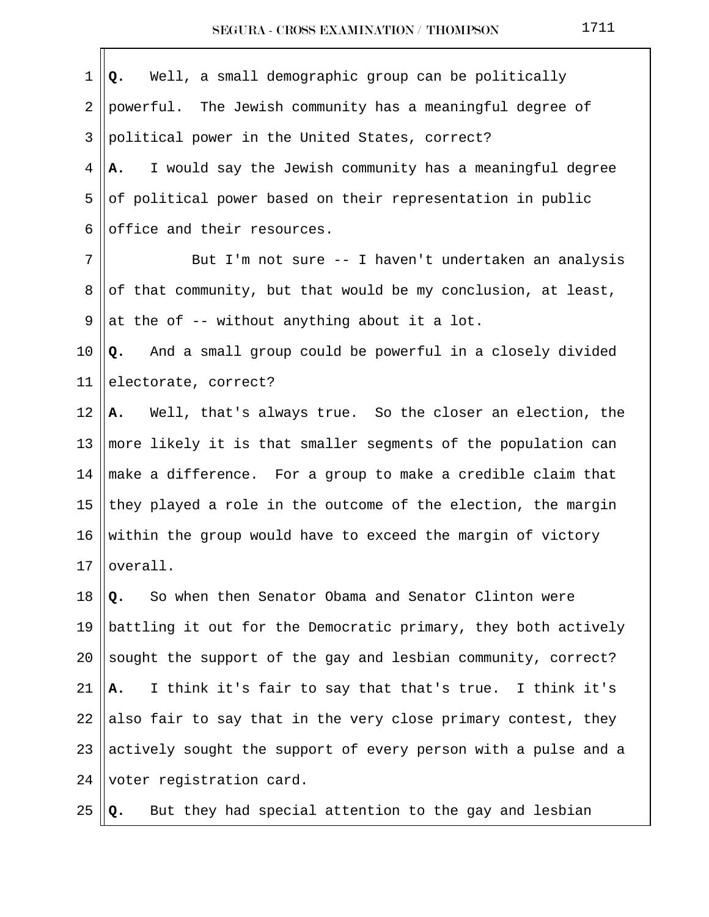**Q.** Well, a small demographic group can be politically powerful. The Jewish community has a meaningful degree of political power in the United States, correct?

**A.** I would say the Jewish community has a meaningful degree of political power based on their representation in public office and their resources.

But I'm not sure -- I haven't undertaken an analysis of that community, but that would be my conclusion, at least, at the of -- without anything about it a lot.

**Q.** And a small group could be powerful in a closely divided electorate, correct?

**A.** Well, that's always true. So the closer an election, the more likely it is that smaller segments of the population can make a difference. For a group to make a credible claim that they played a role in the outcome of the election, the margin within the group would have to exceed the margin of victory overall.

**Q.** So when then Senator Obama and Senator Clinton were battling it out for the Democratic primary, they both actively sought the support of the gay and lesbian community, correct?

**A.** I think it's fair to say that that's true. I think it's also fair to say that in the very close primary contest, they actively sought the support of every person with a pulse and a voter registration card.

**Q.** But they had special attention to the gay and lesbian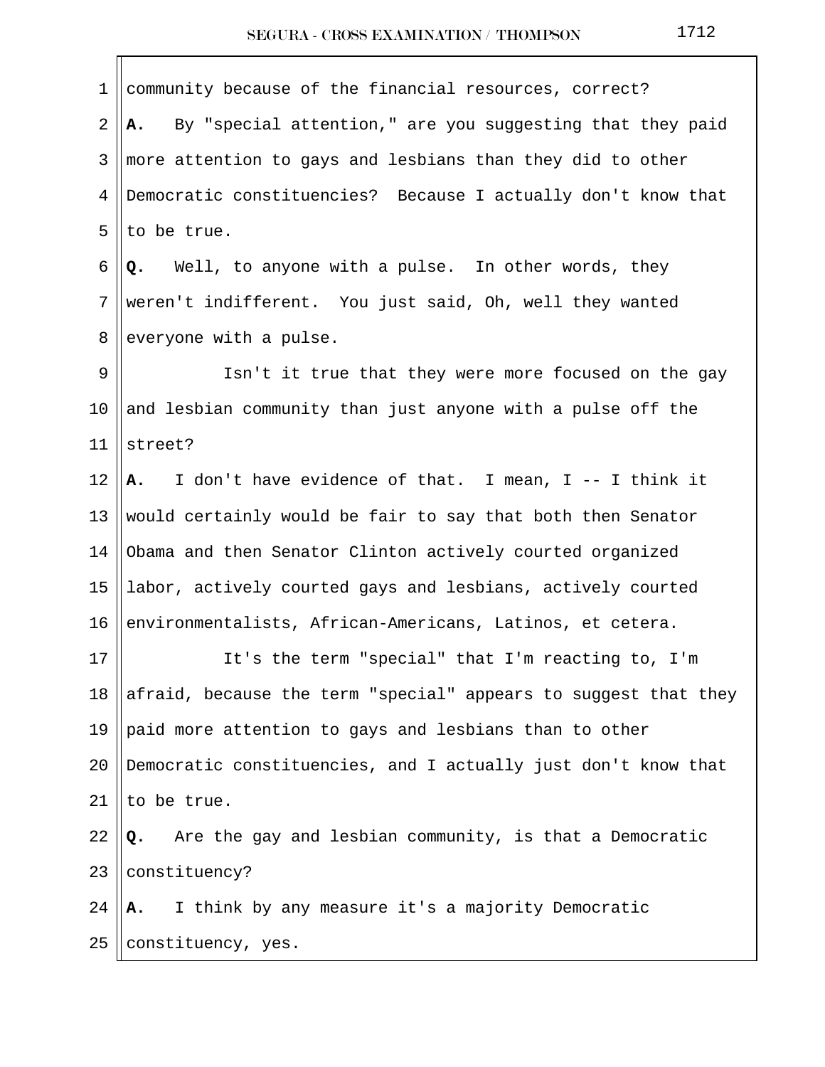community because of the financial resources, correct?

**A.** By "special attention," are you suggesting that they paid more attention to gays and lesbians than they did to other Democratic constituencies? Because I actually don't know that to be true.

**Q.** Well, to anyone with a pulse. In other words, they weren't indifferent. You just said, Oh, well they wanted everyone with a pulse.

Isn't it true that they were more focused on the gay and lesbian community than just anyone with a pulse off the street?

**A.** I don't have evidence of that. I mean, I -- I think it would certainly would be fair to say that both then Senator Obama and then Senator Clinton actively courted organized labor, actively courted gays and lesbians, actively courted environmentalists, African-Americans, Latinos, et cetera.

It's the term "special" that I'm reacting to, I'm afraid, because the term "special" appears to suggest that they paid more attention to gays and lesbians than to other Democratic constituencies, and I actually just don't know that to be true.

**Q.** Are the gay and lesbian community, is that a Democratic constituency?

**A.** I think by any measure it's a majority Democratic constituency, yes.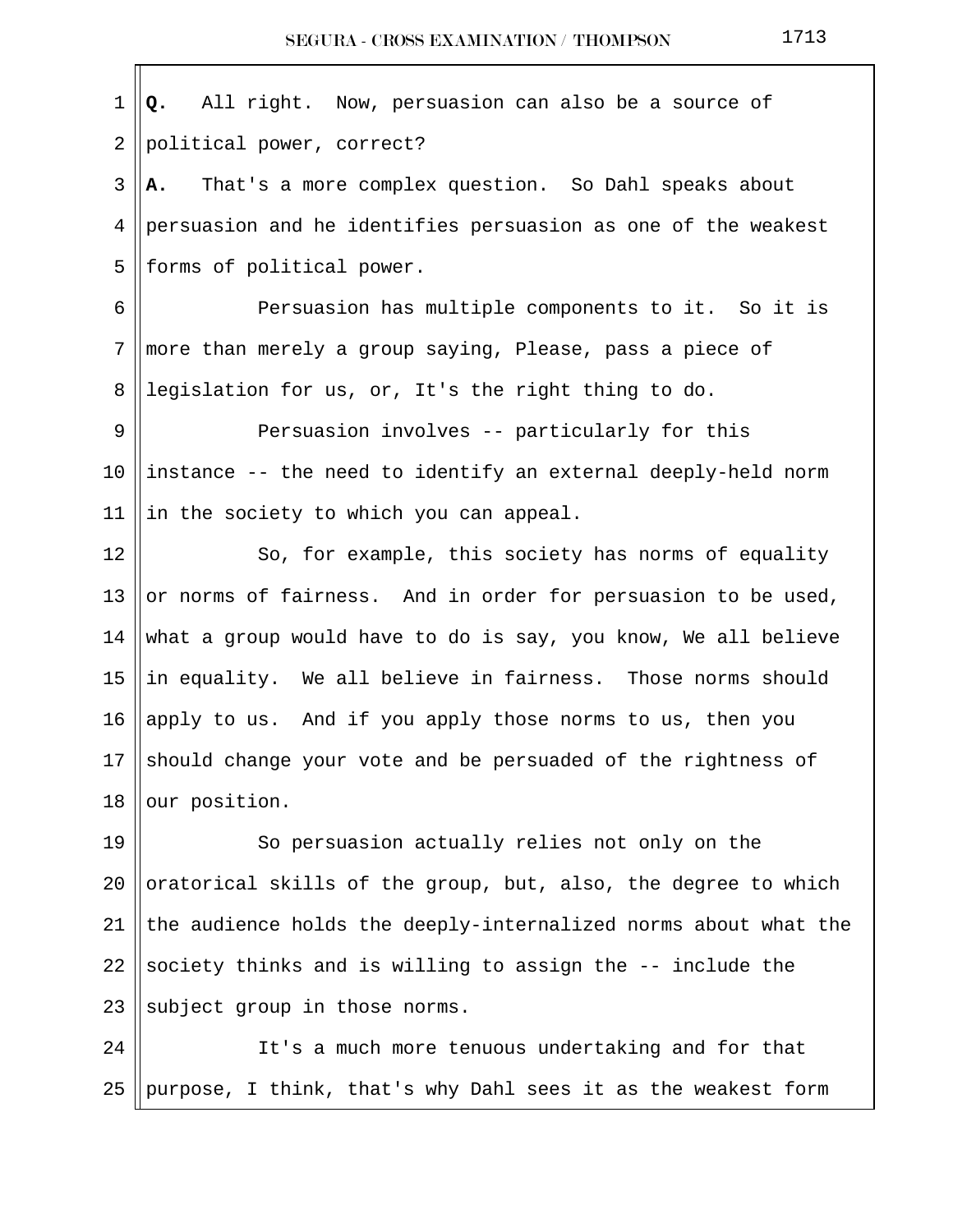**Q.** All right. Now, persuasion can also be a source of political power, correct?

**A.** That's a more complex question. So Dahl speaks about persuasion and he identifies persuasion as one of the weakest forms of political power.

Persuasion has multiple components to it. So it is more than merely a group saying, Please, pass a piece of legislation for us, or, It's the right thing to do.

Persuasion involves -- particularly for this instance -- the need to identify an external deeply-held norm in the society to which you can appeal.

So, for example, this society has norms of equality or norms of fairness. And in order for persuasion to be used, what a group would have to do is say, you know, We all believe in equality. We all believe in fairness. Those norms should apply to us. And if you apply those norms to us, then you should change your vote and be persuaded of the rightness of our position.

So persuasion actually relies not only on the oratorical skills of the group, but, also, the degree to which the audience holds the deeply-internalized norms about what the society thinks and is willing to assign the -- include the subject group in those norms.

It's a much more tenuous undertaking and for that purpose, I think, that's why Dahl sees it as the weakest form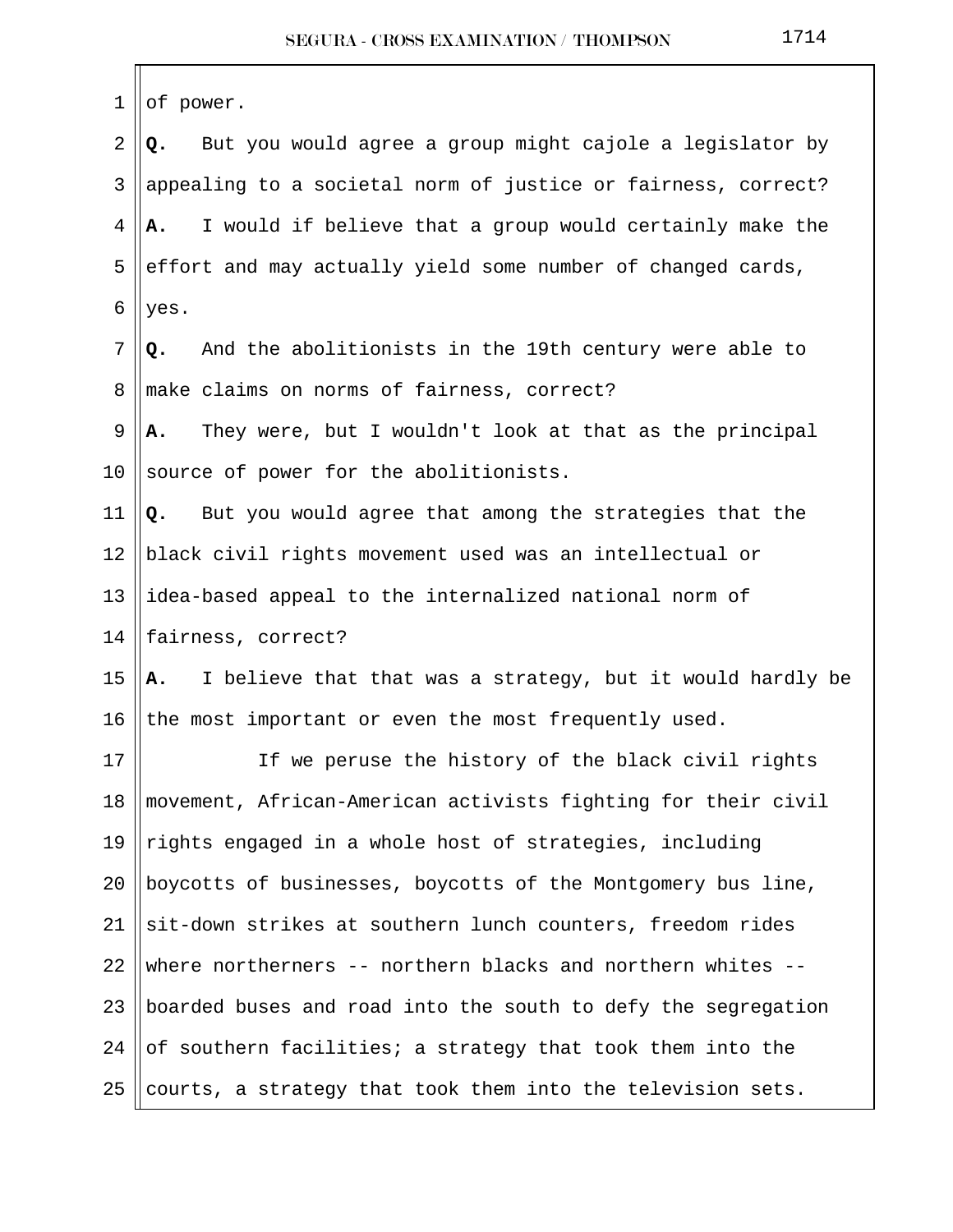of power.

**Q.** But you would agree a group might cajole a legislator by appealing to a societal norm of justice or fairness, correct?

**A.** I would if believe that a group would certainly make the effort and may actually yield some number of changed cards, yes.

**Q.** And the abolitionists in the 19th century were able to make claims on norms of fairness, correct?

**A.** They were, but I wouldn't look at that as the principal source of power for the abolitionists.

**Q.** But you would agree that among the strategies that the black civil rights movement used was an intellectual or idea-based appeal to the internalized national norm of fairness, correct?

**A.** I believe that that was a strategy, but it would hardly be the most important or even the most frequently used.

If we peruse the history of the black civil rights movement, African-American activists fighting for their civil rights engaged in a whole host of strategies, including boycotts of businesses, boycotts of the Montgomery bus line, sit-down strikes at southern lunch counters, freedom rides where northerners -- northern blacks and northern whites -- boarded buses and road into the south to defy the segregation of southern facilities; a strategy that took them into the courts, a strategy that took them into the television sets.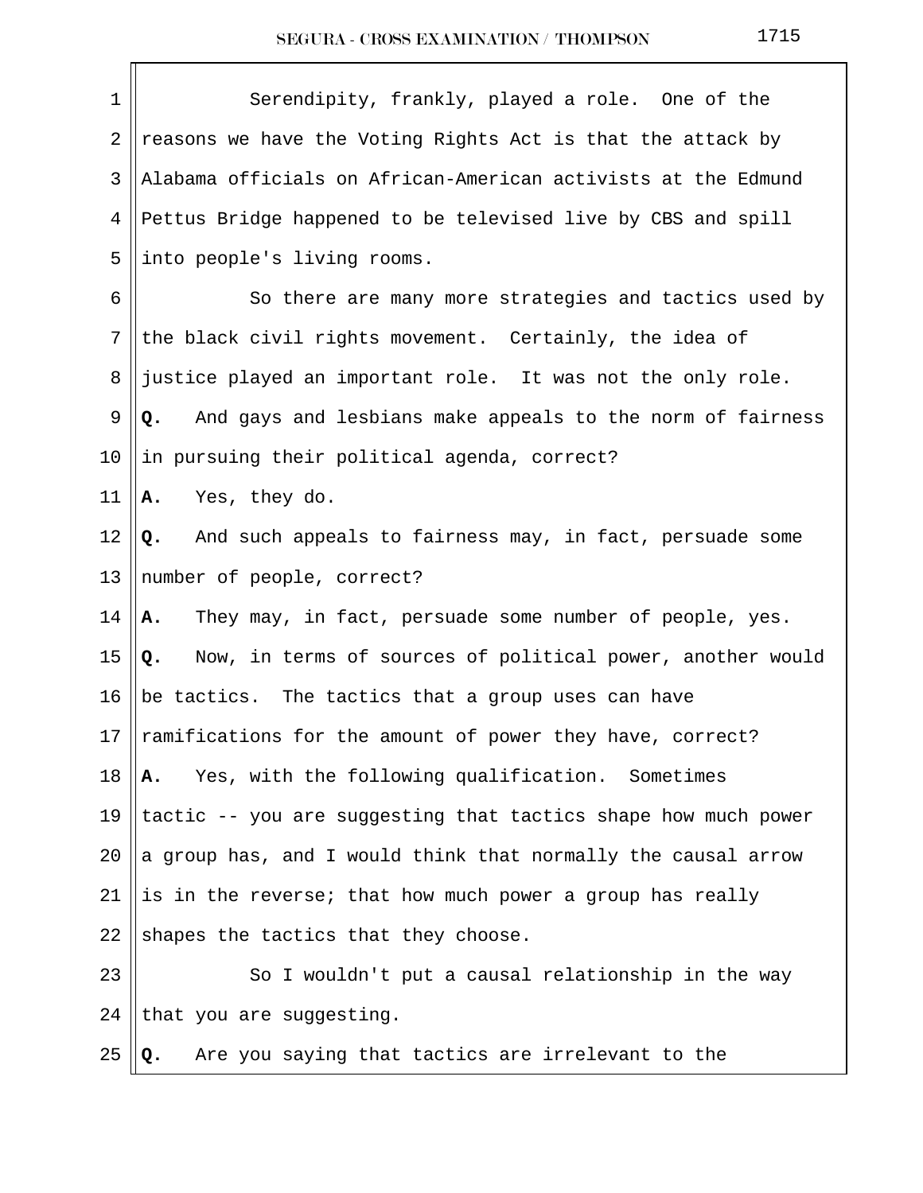Serendipity, frankly, played a role. One of the reasons we have the Voting Rights Act is that the attack by Alabama officials on African-American activists at the Edmund Pettus Bridge happened to be televised live by CBS and spill into people's living rooms.

So there are many more strategies and tactics used by the black civil rights movement. Certainly, the idea of justice played an important role. It was not the only role.

**Q.** And gays and lesbians make appeals to the norm of fairness in pursuing their political agenda, correct?

**A.** Yes, they do.

**Q.** And such appeals to fairness may, in fact, persuade some number of people, correct?

**A.** They may, in fact, persuade some number of people, yes.

**Q.** Now, in terms of sources of political power, another would be tactics. The tactics that a group uses can have ramifications for the amount of power they have, correct?

**A.** Yes, with the following qualification. Sometimes tactic -- you are suggesting that tactics shape how much power a group has, and I would think that normally the causal arrow is in the reverse; that how much power a group has really shapes the tactics that they choose.

So I wouldn't put a causal relationship in the way that you are suggesting.

**Q.** Are you saying that tactics are irrelevant to the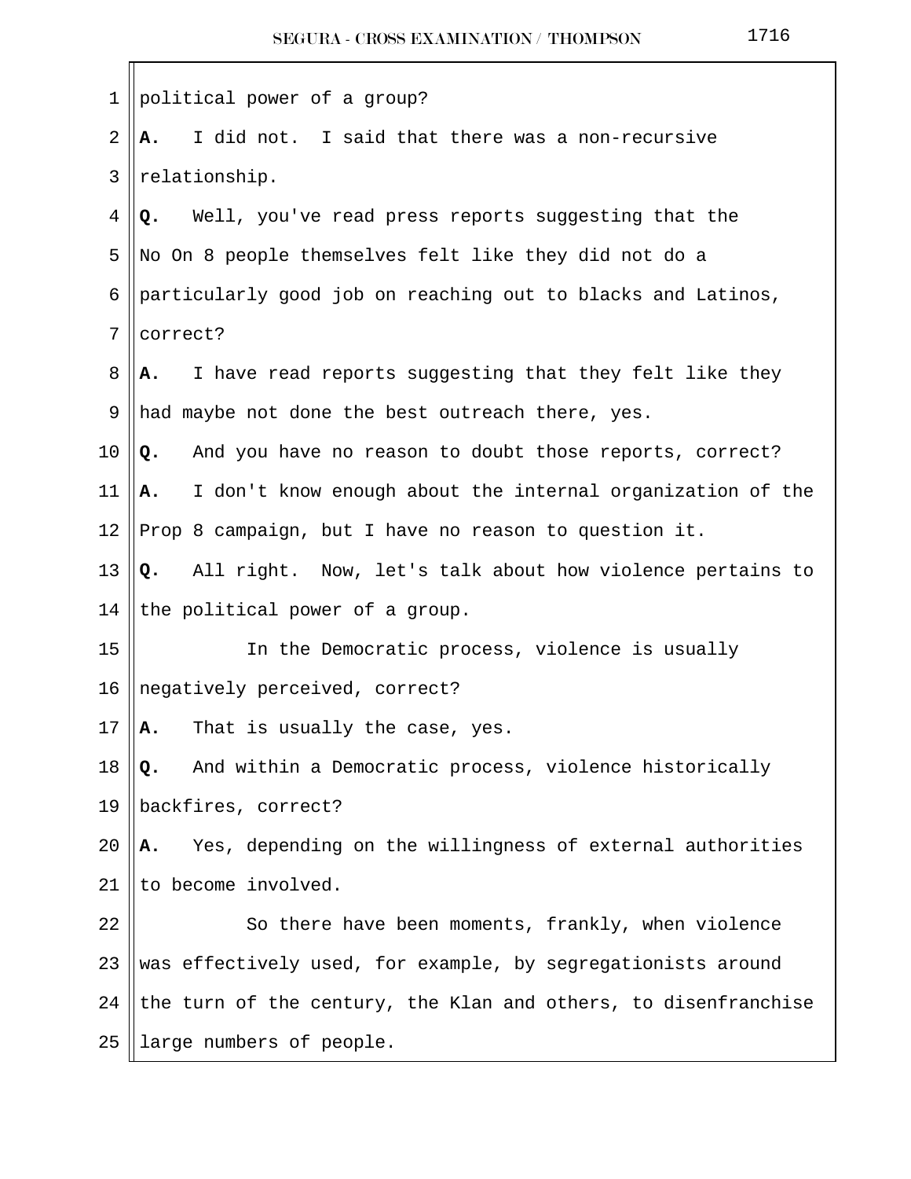political power of a group?

**A.** I did not. I said that there was a non-recursive relationship.

**Q.** Well, you've read press reports suggesting that the No On 8 people themselves felt like they did not do a particularly good job on reaching out to blacks and Latinos, correct?

**A.** I have read reports suggesting that they felt like they had maybe not done the best outreach there, yes.

**Q.** And you have no reason to doubt those reports, correct?

**A.** I don't know enough about the internal organization of the Prop 8 campaign, but I have no reason to question it.

**Q.** All right. Now, let's talk about how violence pertains to the political power of a group.

In the Democratic process, violence is usually negatively perceived, correct?

**A.** That is usually the case, yes.

**Q.** And within a Democratic process, violence historically backfires, correct?

**A.** Yes, depending on the willingness of external authorities to become involved.

So there have been moments, frankly, when violence was effectively used, for example, by segregationists around the turn of the century, the Klan and others, to disenfranchise large numbers of people.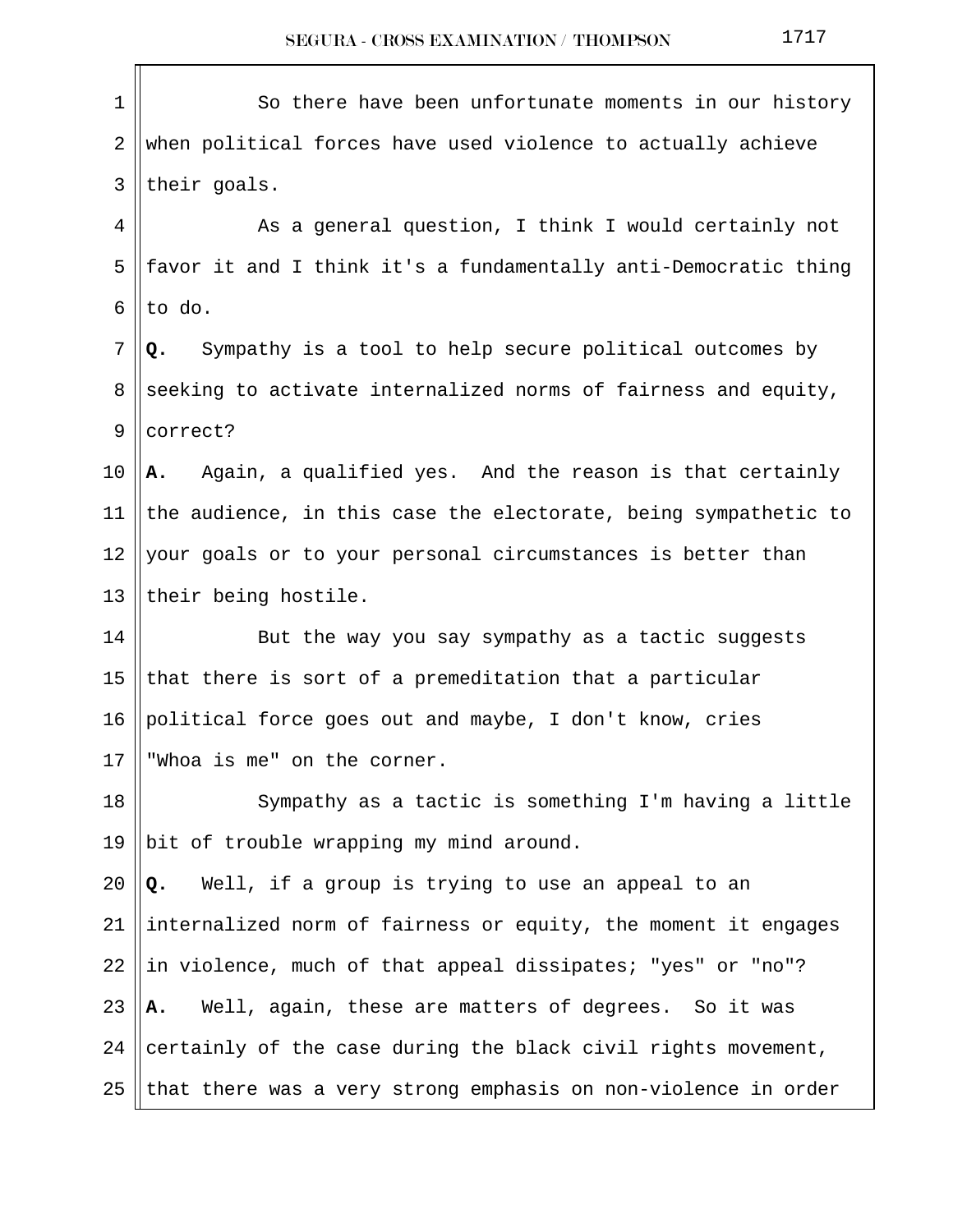So there have been unfortunate moments in our history when political forces have used violence to actually achieve their goals.

As a general question, I think I would certainly not favor it and I think it's a fundamentally anti-Democratic thing to do.

**Q.** Sympathy is a tool to help secure political outcomes by seeking to activate internalized norms of fairness and equity, correct?

**A.** Again, a qualified yes. And the reason is that certainly the audience, in this case the electorate, being sympathetic to your goals or to your personal circumstances is better than their being hostile.

But the way you say sympathy as a tactic suggests that there is sort of a premeditation that a particular political force goes out and maybe, I don't know, cries "Whoa is me" on the corner.

Sympathy as a tactic is something I'm having a little bit of trouble wrapping my mind around.

**Q.** Well, if a group is trying to use an appeal to an internalized norm of fairness or equity, the moment it engages in violence, much of that appeal dissipates; "yes" or "no"?

**A.** Well, again, these are matters of degrees. So it was certainly of the case during the black civil rights movement, that there was a very strong emphasis on non-violence in order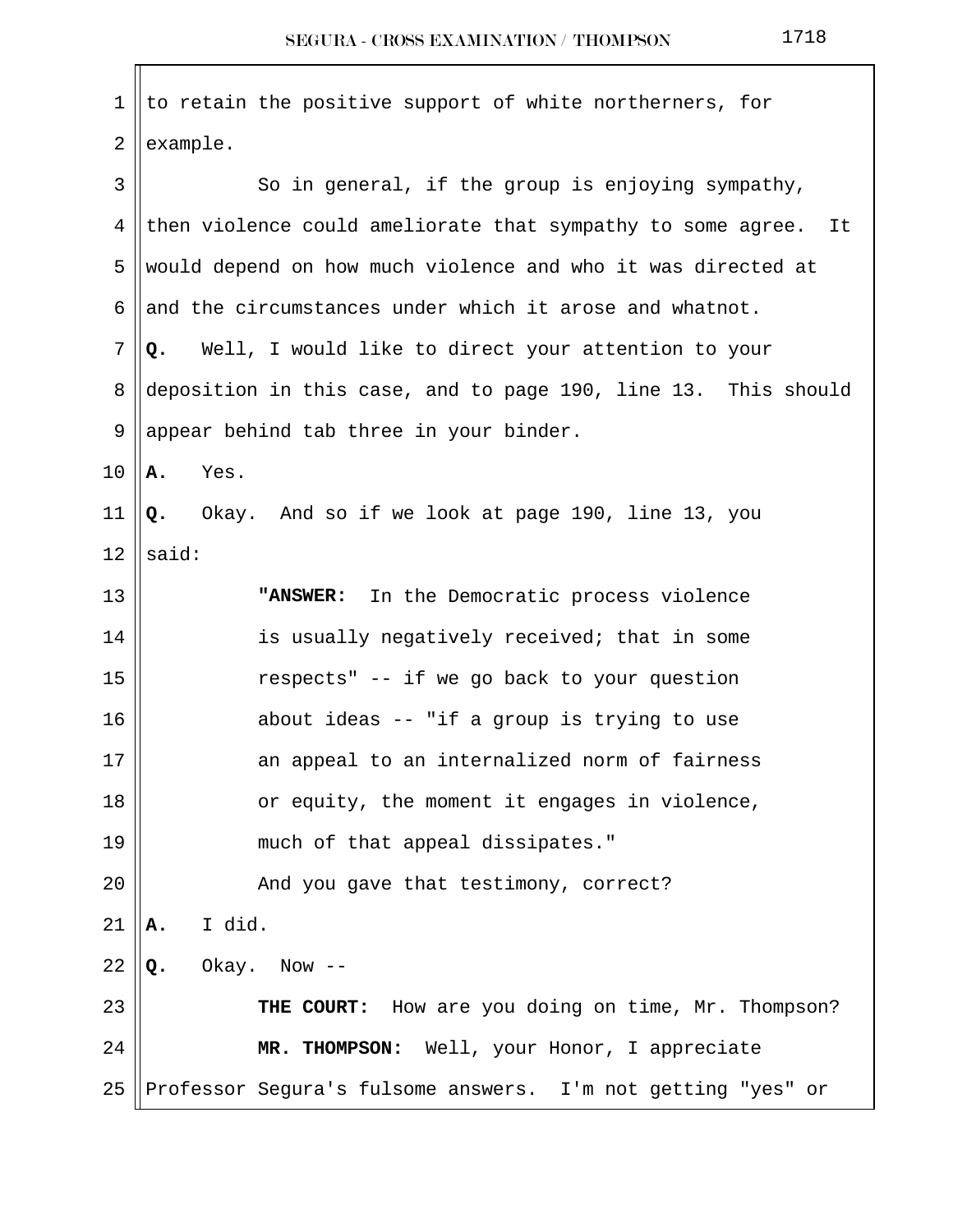to retain the positive support of white northerners, for example.

So in general, if the group is enjoying sympathy, then violence could ameliorate that sympathy to some agree. It would depend on how much violence and who it was directed at and the circumstances under which it arose and whatnot.

**Q.** Well, I would like to direct your attention to your deposition in this case, and to page 190, line 13. This should appear behind tab three in your binder.

**A.** Yes.

**Q.** Okay. And so if we look at page 190, line 13, you said:

> **"ANSWER:** In the Democratic process violence is usually negatively received; that in some respects" -- if we go back to your question about ideas -- "if a group is trying to use an appeal to an internalized norm of fairness or equity, the moment it engages in violence, much of that appeal dissipates."

And you gave that testimony, correct?

**A.** I did.

**Q.** Okay. Now --

**THE COURT:** How are you doing on time, Mr. Thompson?

**MR. THOMPSON:** Well, your Honor, I appreciate Professor Segura's fulsome answers. I'm not getting "yes" or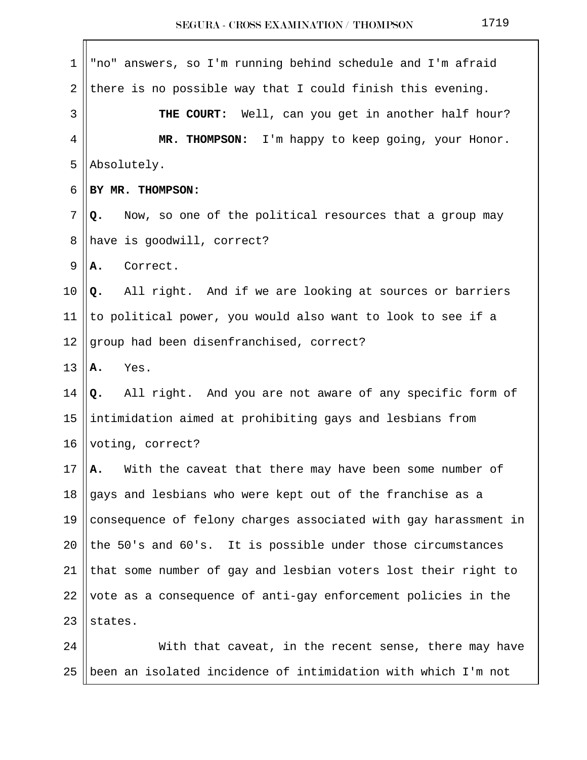"no" answers, so I'm running behind schedule and I'm afraid there is no possible way that I could finish this evening.

**THE COURT:** Well, can you get in another half hour?

**MR. THOMPSON:** I'm happy to keep going, your Honor. Absolutely.

**BY MR. THOMPSON:**

**Q.** Now, so one of the political resources that a group may have is goodwill, correct?

**A.** Correct.

**Q.** All right. And if we are looking at sources or barriers to political power, you would also want to look to see if a group had been disenfranchised, correct?

**A.** Yes.

**Q.** All right. And you are not aware of any specific form of intimidation aimed at prohibiting gays and lesbians from voting, correct?

**A.** With the caveat that there may have been some number of gays and lesbians who were kept out of the franchise as a consequence of felony charges associated with gay harassment in the 50's and 60's. It is possible under those circumstances that some number of gay and lesbian voters lost their right to vote as a consequence of anti-gay enforcement policies in the states.

With that caveat, in the recent sense, there may have been an isolated incidence of intimidation with which I'm not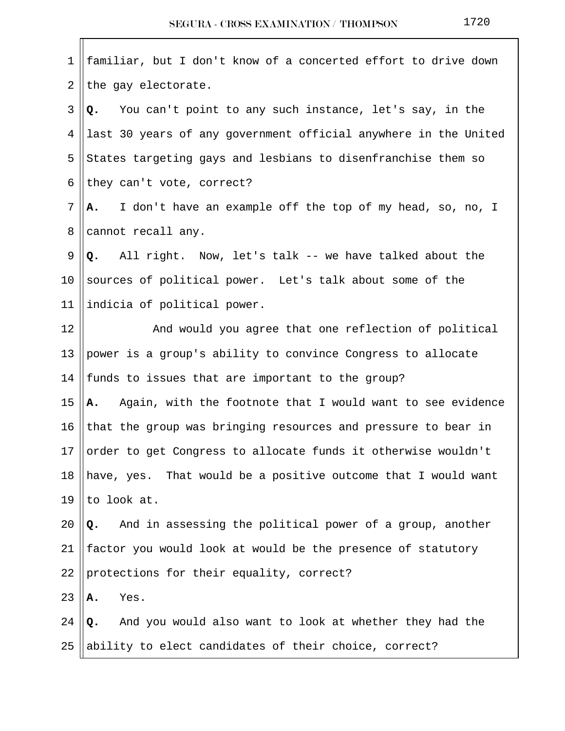familiar, but I don't know of a concerted effort to drive down the gay electorate.

**Q.** You can't point to any such instance, let's say, in the last 30 years of any government official anywhere in the United States targeting gays and lesbians to disenfranchise them so they can't vote, correct?

**A.** I don't have an example off the top of my head, so, no, I cannot recall any.

**Q.** All right. Now, let's talk -- we have talked about the sources of political power. Let's talk about some of the indicia of political power.

And would you agree that one reflection of political power is a group's ability to convince Congress to allocate funds to issues that are important to the group?

**A.** Again, with the footnote that I would want to see evidence that the group was bringing resources and pressure to bear in order to get Congress to allocate funds it otherwise wouldn't have, yes. That would be a positive outcome that I would want to look at.

**Q.** And in assessing the political power of a group, another factor you would look at would be the presence of statutory protections for their equality, correct?

**A.** Yes.

**Q.** And you would also want to look at whether they had the ability to elect candidates of their choice, correct?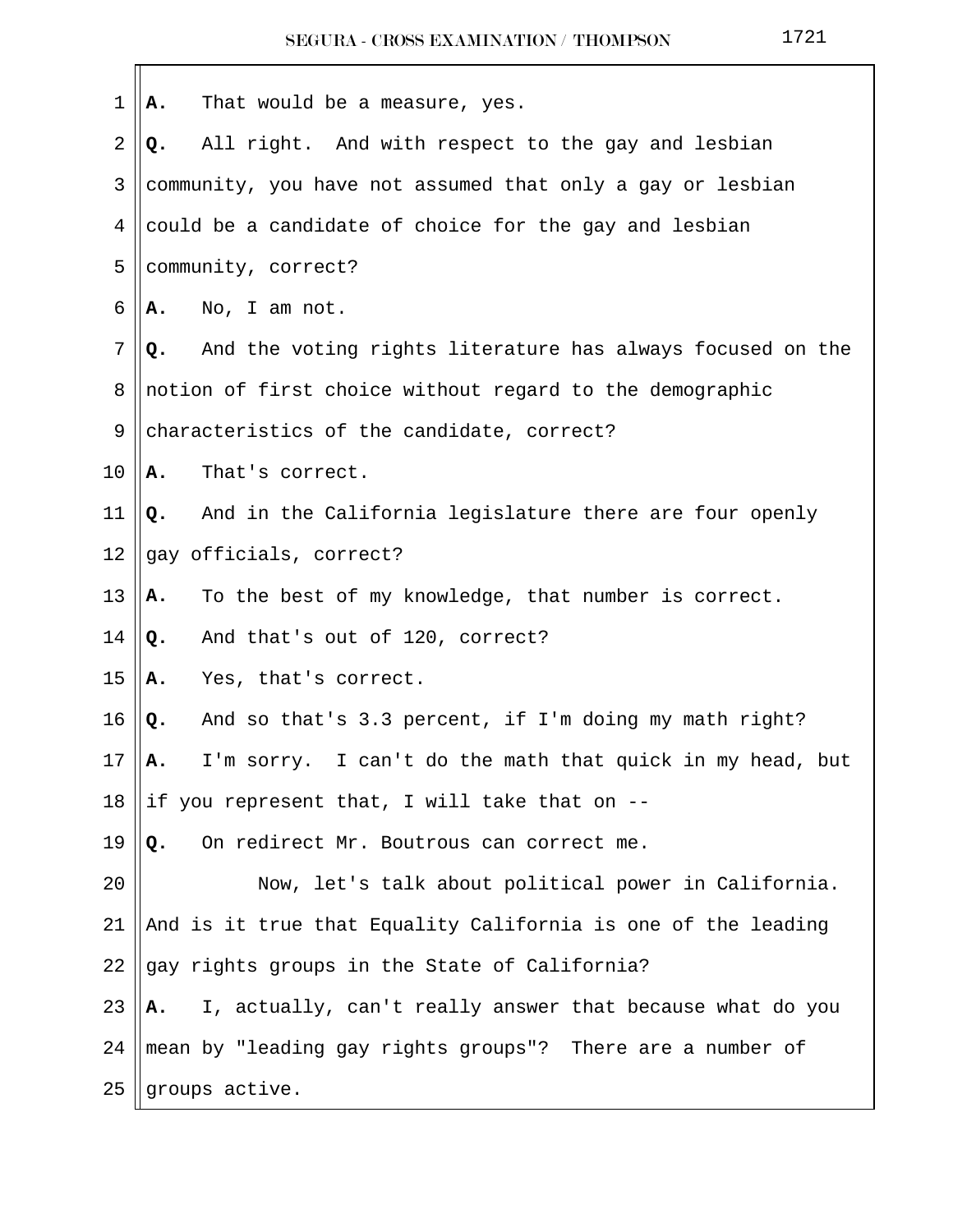A. That would be a measure, yes.

Q. All right. And with respect to the gay and lesbian community, you have not assumed that only a gay or lesbian could be a candidate of choice for the gay and lesbian community, correct?

A. No, I am not.

Q. And the voting rights literature has always focused on the notion of first choice without regard to the demographic characteristics of the candidate, correct?

A. That's correct.

Q. And in the California legislature there are four openly gay officials, correct?

A. To the best of my knowledge, that number is correct.

Q. And that's out of 120, correct?

A. Yes, that's correct.

Q. And so that's 3.3 percent, if I'm doing my math right?

A. I'm sorry. I can't do the math that quick in my head, but if you represent that, I will take that on --

Q. On redirect Mr. Boutrous can correct me.

Now, let's talk about political power in California. And is it true that Equality California is one of the leading gay rights groups in the State of California?

A. I, actually, can't really answer that because what do you mean by "leading gay rights groups"? There are a number of groups active.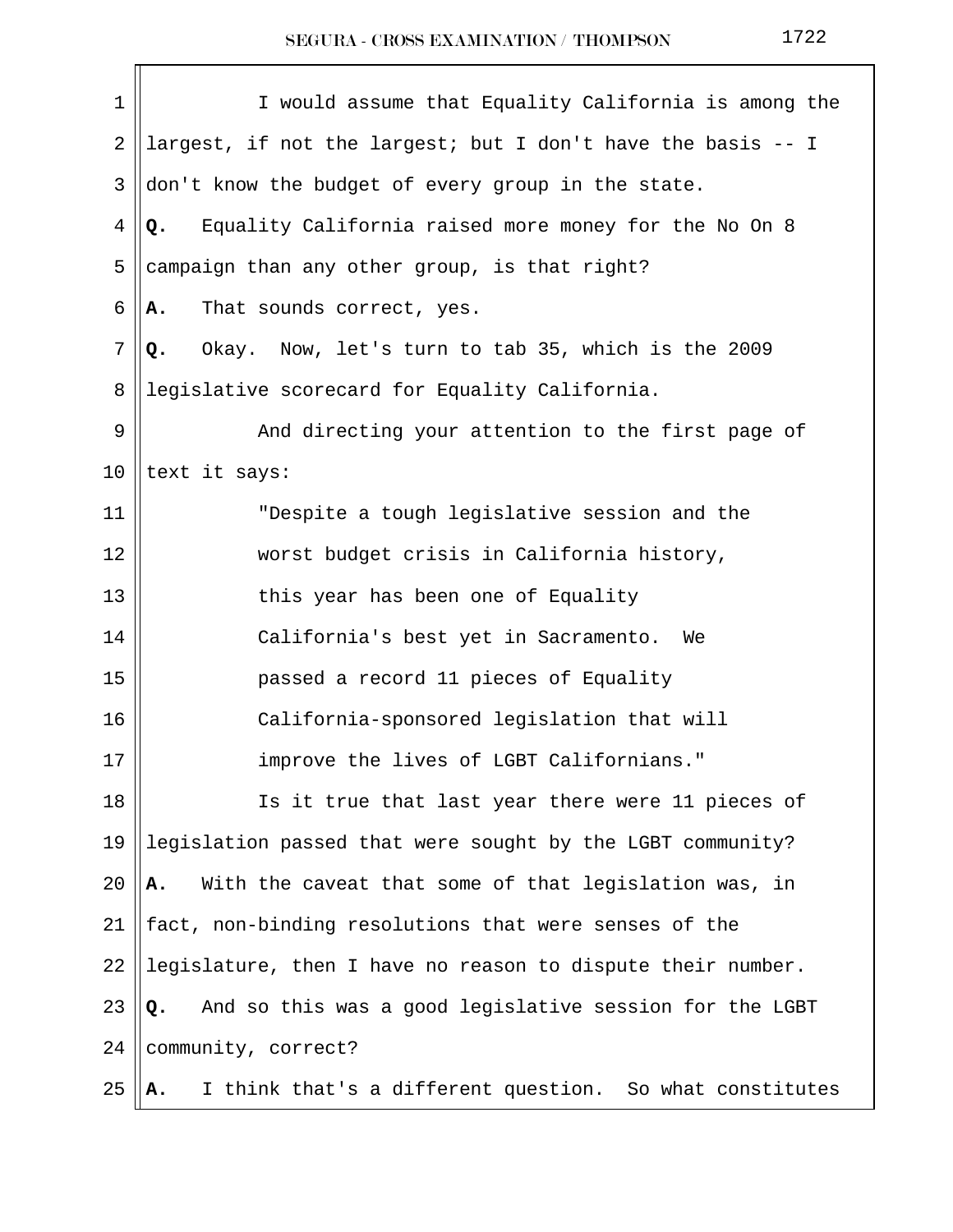I would assume that Equality California is among the largest, if not the largest; but I don't have the basis -- I don't know the budget of every group in the state.

**Q.** Equality California raised more money for the No On 8 campaign than any other group, is that right?

**A.** That sounds correct, yes.

**Q.** Okay. Now, let's turn to tab 35, which is the 2009 legislative scorecard for Equality California.

And directing your attention to the first page of text it says:

> "Despite a tough legislative session and the worst budget crisis in California history, this year has been one of Equality California's best yet in Sacramento. We passed a record 11 pieces of Equality California-sponsored legislation that will improve the lives of LGBT Californians."

Is it true that last year there were 11 pieces of legislation passed that were sought by the LGBT community?

**A.** With the caveat that some of that legislation was, in fact, non-binding resolutions that were senses of the legislature, then I have no reason to dispute their number.

**Q.** And so this was a good legislative session for the LGBT community, correct?

**A.** I think that's a different question. So what constitutes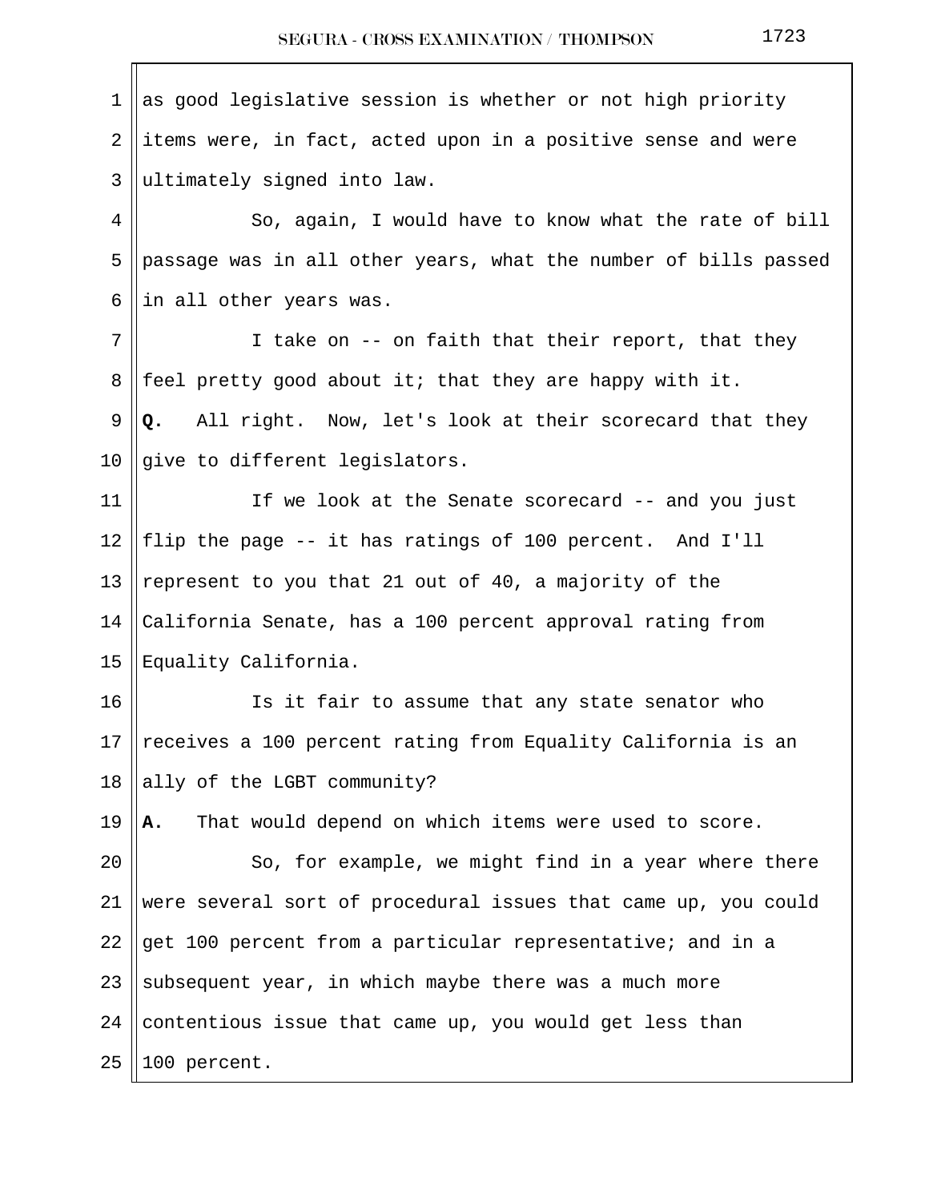as good legislative session is whether or not high priority items were, in fact, acted upon in a positive sense and were ultimately signed into law.

So, again, I would have to know what the rate of bill passage was in all other years, what the number of bills passed in all other years was.

I take on -- on faith that their report, that they feel pretty good about it; that they are happy with it.

**Q.** All right. Now, let's look at their scorecard that they give to different legislators.

If we look at the Senate scorecard -- and you just flip the page -- it has ratings of 100 percent. And I'll represent to you that 21 out of 40, a majority of the California Senate, has a 100 percent approval rating from Equality California.

Is it fair to assume that any state senator who receives a 100 percent rating from Equality California is an ally of the LGBT community?

**A.** That would depend on which items were used to score.

So, for example, we might find in a year where there were several sort of procedural issues that came up, you could get 100 percent from a particular representative; and in a subsequent year, in which maybe there was a much more contentious issue that came up, you would get less than 100 percent.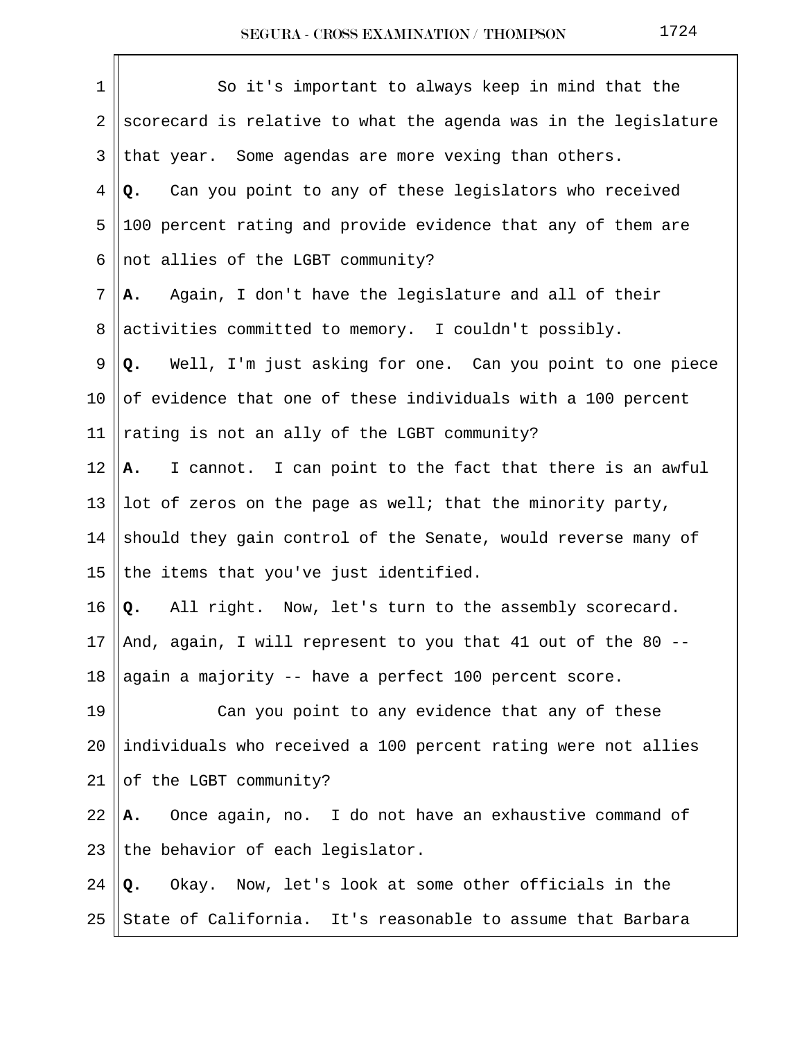So it's important to always keep in mind that the scorecard is relative to what the agenda was in the legislature that year. Some agendas are more vexing than others.

**Q.** Can you point to any of these legislators who received 100 percent rating and provide evidence that any of them are not allies of the LGBT community?

**A.** Again, I don't have the legislature and all of their activities committed to memory. I couldn't possibly.

**Q.** Well, I'm just asking for one. Can you point to one piece of evidence that one of these individuals with a 100 percent rating is not an ally of the LGBT community?

**A.** I cannot. I can point to the fact that there is an awful lot of zeros on the page as well; that the minority party, should they gain control of the Senate, would reverse many of the items that you've just identified.

**Q.** All right. Now, let's turn to the assembly scorecard. And, again, I will represent to you that 41 out of the 80 -- again a majority -- have a perfect 100 percent score.

Can you point to any evidence that any of these individuals who received a 100 percent rating were not allies of the LGBT community?

**A.** Once again, no. I do not have an exhaustive command of the behavior of each legislator.

**Q.** Okay. Now, let's look at some other officials in the State of California. It's reasonable to assume that Barbara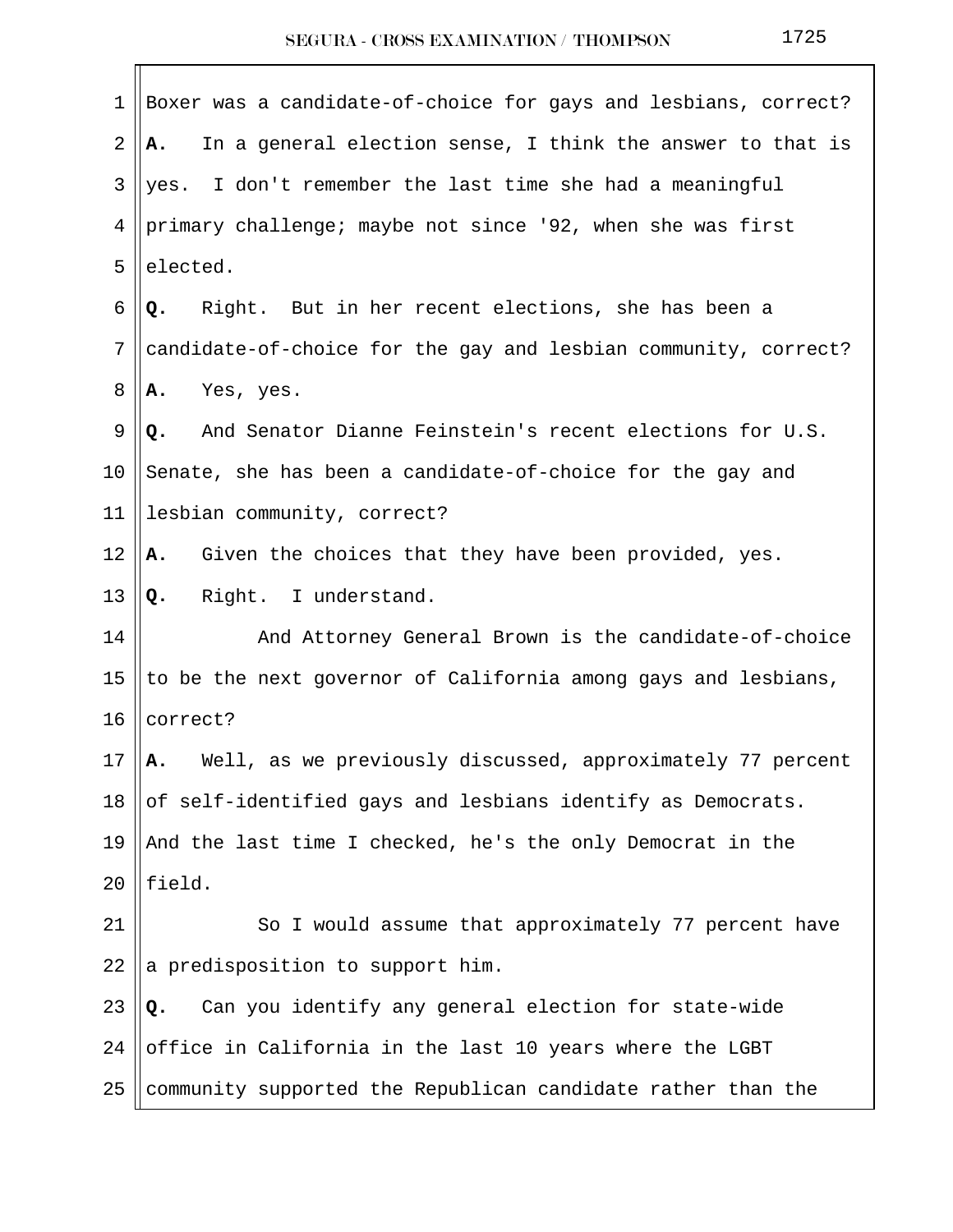Boxer was a candidate-of-choice for gays and lesbians, correct?

**A.** In a general election sense, I think the answer to that is yes. I don't remember the last time she had a meaningful primary challenge; maybe not since '92, when she was first elected.

**Q.** Right. But in her recent elections, she has been a candidate-of-choice for the gay and lesbian community, correct?

**A.** Yes, yes.

**Q.** And Senator Dianne Feinstein's recent elections for U.S. Senate, she has been a candidate-of-choice for the gay and lesbian community, correct?

**A.** Given the choices that they have been provided, yes.

**Q.** Right. I understand.

And Attorney General Brown is the candidate-of-choice to be the next governor of California among gays and lesbians, correct?

**A.** Well, as we previously discussed, approximately 77 percent of self-identified gays and lesbians identify as Democrats. And the last time I checked, he's the only Democrat in the field.

So I would assume that approximately 77 percent have a predisposition to support him.

**Q.** Can you identify any general election for state-wide office in California in the last 10 years where the LGBT community supported the Republican candidate rather than the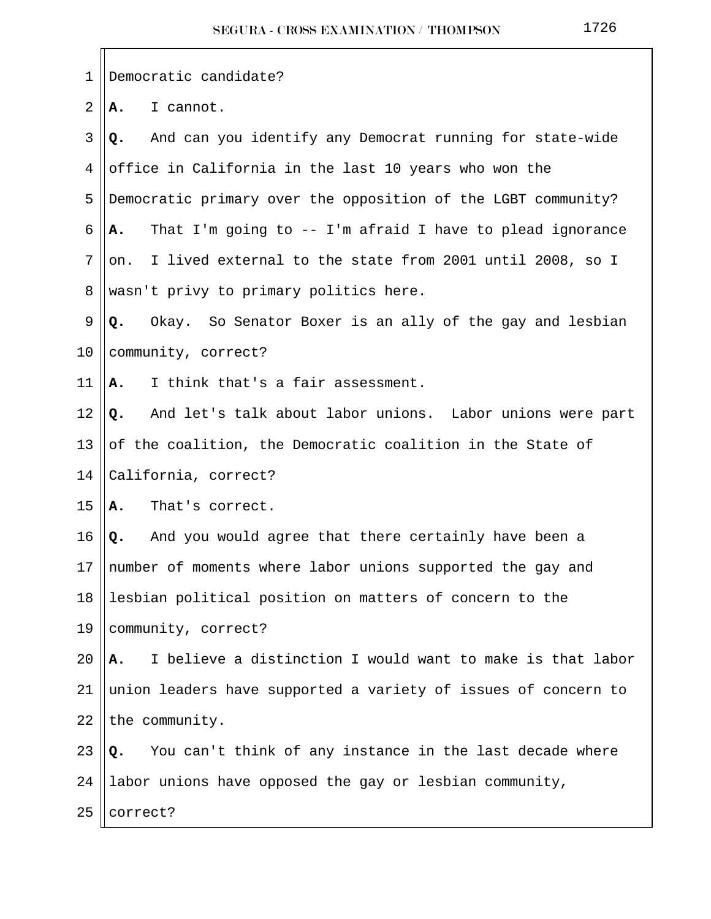Democratic candidate?

**A.** I cannot.

**Q.** And can you identify any Democrat running for state-wide office in California in the last 10 years who won the Democratic primary over the opposition of the LGBT community?

**A.** That I'm going to -- I'm afraid I have to plead ignorance on. I lived external to the state from 2001 until 2008, so I wasn't privy to primary politics here.

**Q.** Okay. So Senator Boxer is an ally of the gay and lesbian community, correct?

**A.** I think that's a fair assessment.

**Q.** And let's talk about labor unions. Labor unions were part of the coalition, the Democratic coalition in the State of California, correct?

**A.** That's correct.

**Q.** And you would agree that there certainly have been a number of moments where labor unions supported the gay and lesbian political position on matters of concern to the community, correct?

**A.** I believe a distinction I would want to make is that labor union leaders have supported a variety of issues of concern to the community.

**Q.** You can't think of any instance in the last decade where labor unions have opposed the gay or lesbian community, correct?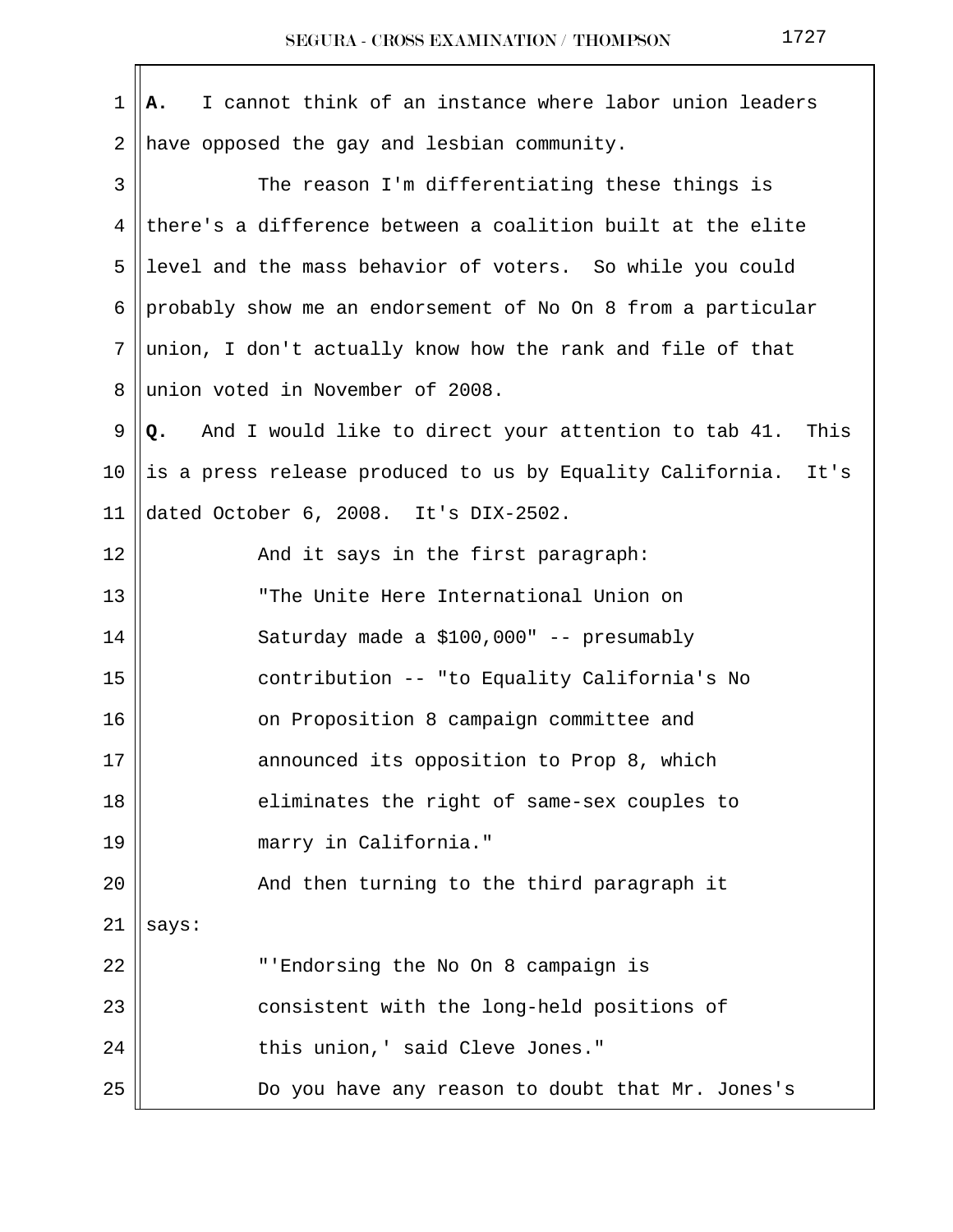**A.** I cannot think of an instance where labor union leaders have opposed the gay and lesbian community.

The reason I'm differentiating these things is there's a difference between a coalition built at the elite level and the mass behavior of voters. So while you could probably show me an endorsement of No On 8 from a particular union, I don't actually know how the rank and file of that union voted in November of 2008.

**Q.** And I would like to direct your attention to tab 41. This is a press release produced to us by Equality California. It's dated October 6, 2008. It's DIX-2502.

And it says in the first paragraph:

> "The Unite Here International Union on Saturday made a $100,000" -- presumably contribution -- "to Equality California's No on Proposition 8 campaign committee and announced its opposition to Prop 8, which eliminates the right of same-sex couples to marry in California."

And then turning to the third paragraph it says:

> "'Endorsing the No On 8 campaign is consistent with the long-held positions of this union,' said Cleve Jones."

Do you have any reason to doubt that Mr. Jones's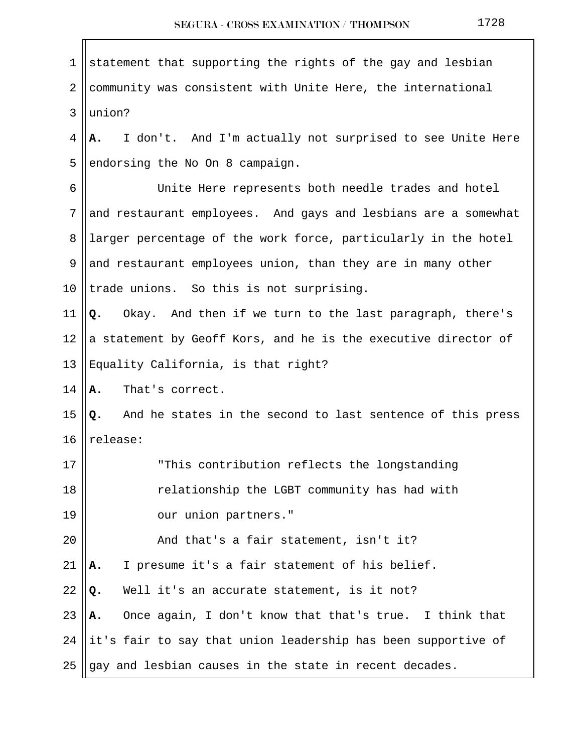statement that supporting the rights of the gay and lesbian community was consistent with Unite Here, the international union?

**A.** I don't. And I'm actually not surprised to see Unite Here endorsing the No On 8 campaign.

Unite Here represents both needle trades and hotel and restaurant employees. And gays and lesbians are a somewhat larger percentage of the work force, particularly in the hotel and restaurant employees union, than they are in many other trade unions. So this is not surprising.

**Q.** Okay. And then if we turn to the last paragraph, there's a statement by Geoff Kors, and he is the executive director of Equality California, is that right?

**A.** That's correct.

**Q.** And he states in the second to last sentence of this press release:

> "This contribution reflects the longstanding relationship the LGBT community has had with our union partners."

And that's a fair statement, isn't it?

**A.** I presume it's a fair statement of his belief.

**Q.** Well it's an accurate statement, is it not?

**A.** Once again, I don't know that that's true. I think that it's fair to say that union leadership has been supportive of gay and lesbian causes in the state in recent decades.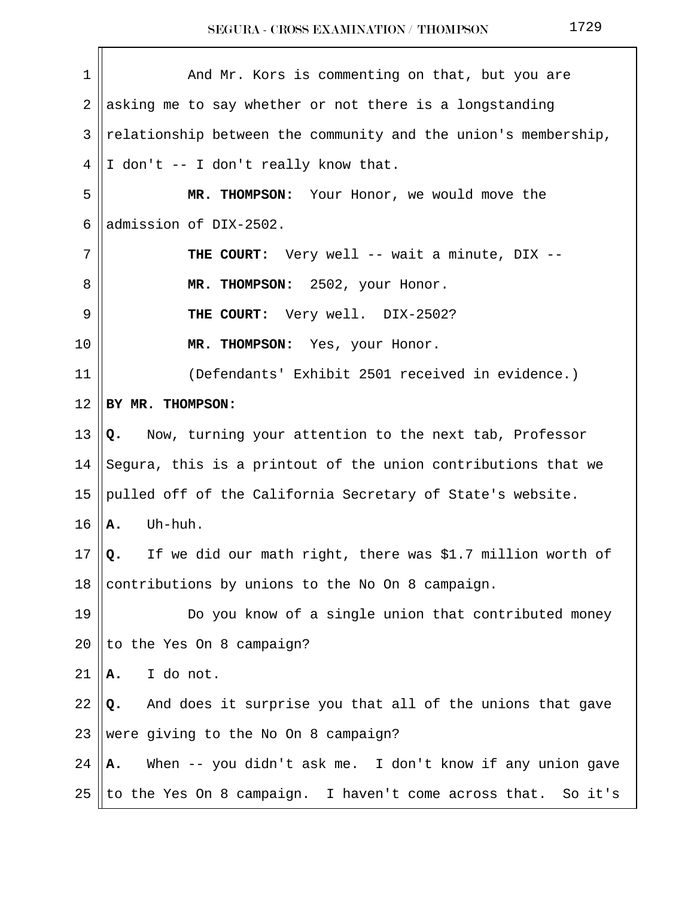And Mr. Kors is commenting on that, but you are asking me to say whether or not there is a longstanding relationship between the community and the union's membership, I don't -- I don't really know that.

**MR. THOMPSON:** Your Honor, we would move the admission of DIX-2502.

**THE COURT:** Very well -- wait a minute, DIX --

**MR. THOMPSON:** 2502, your Honor.

**THE COURT:** Very well. DIX-2502?

**MR. THOMPSON:** Yes, your Honor.

(Defendants' Exhibit 2501 received in evidence.)

**BY MR. THOMPSON:**

**Q.** Now, turning your attention to the next tab, Professor Segura, this is a printout of the union contributions that we pulled off of the California Secretary of State's website.

**A.** Uh-huh.

**Q.** If we did our math right, there was $1.7 million worth of contributions by unions to the No On 8 campaign.

Do you know of a single union that contributed money to the Yes On 8 campaign?

**A.** I do not.

**Q.** And does it surprise you that all of the unions that gave were giving to the No On 8 campaign?

**A.** When -- you didn't ask me. I don't know if any union gave to the Yes On 8 campaign. I haven't come across that. So it's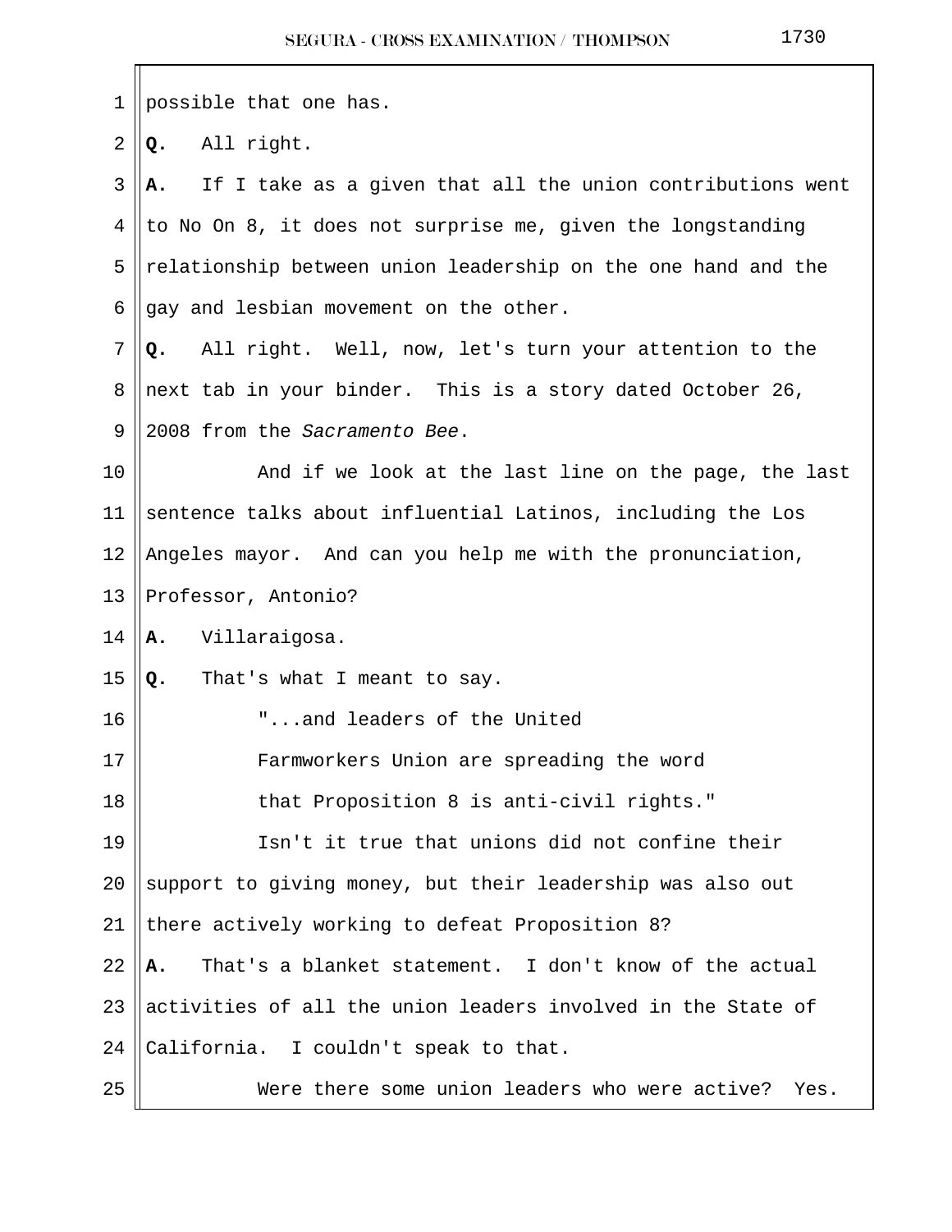possible that one has.

**Q.** All right.

**A.** If I take as a given that all the union contributions went to No On 8, it does not surprise me, given the longstanding relationship between union leadership on the one hand and the gay and lesbian movement on the other.

**Q.** All right. Well, now, let's turn your attention to the next tab in your binder. This is a story dated October 26, 2008 from the *Sacramento Bee*.

And if we look at the last line on the page, the last sentence talks about influential Latinos, including the Los Angeles mayor. And can you help me with the pronunciation, Professor, Antonio?

**A.** Villaraigosa.

**Q.** That's what I meant to say.

> "...and leaders of the United Farmworkers Union are spreading the word that Proposition 8 is anti-civil rights."

Isn't it true that unions did not confine their support to giving money, but their leadership was also out there actively working to defeat Proposition 8?

**A.** That's a blanket statement. I don't know of the actual activities of all the union leaders involved in the State of California. I couldn't speak to that.

Were there some union leaders who were active? Yes.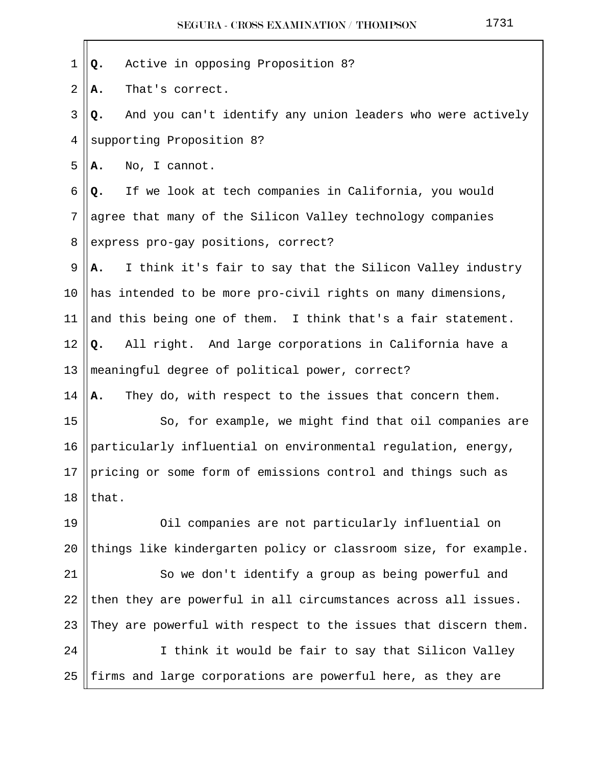**Q.** Active in opposing Proposition 8?

**A.** That's correct.

**Q.** And you can't identify any union leaders who were actively supporting Proposition 8?

**A.** No, I cannot.

**Q.** If we look at tech companies in California, you would agree that many of the Silicon Valley technology companies express pro-gay positions, correct?

**A.** I think it's fair to say that the Silicon Valley industry has intended to be more pro-civil rights on many dimensions, and this being one of them. I think that's a fair statement.

**Q.** All right. And large corporations in California have a meaningful degree of political power, correct?

**A.** They do, with respect to the issues that concern them.

So, for example, we might find that oil companies are particularly influential on environmental regulation, energy, pricing or some form of emissions control and things such as that.

Oil companies are not particularly influential on things like kindergarten policy or classroom size, for example.

So we don't identify a group as being powerful and then they are powerful in all circumstances across all issues. They are powerful with respect to the issues that discern them.

I think it would be fair to say that Silicon Valley firms and large corporations are powerful here, as they are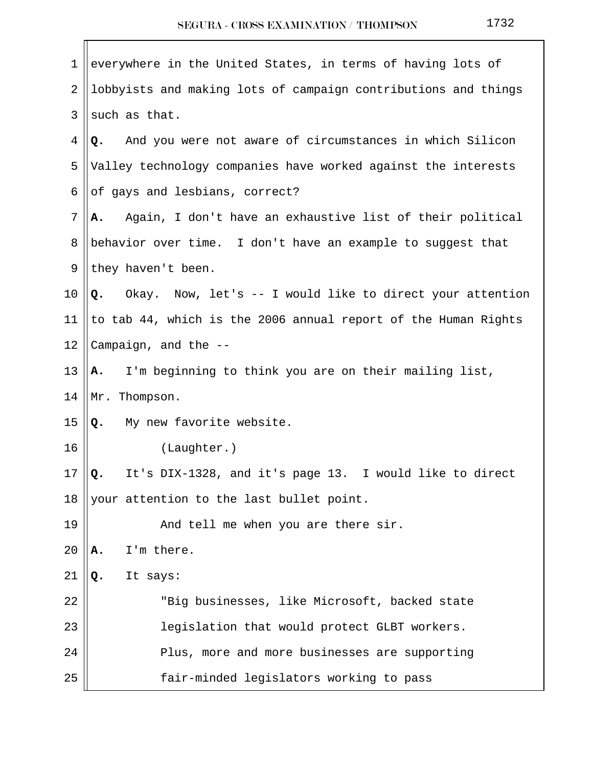everywhere in the United States, in terms of having lots of lobbyists and making lots of campaign contributions and things such as that.

**Q.** And you were not aware of circumstances in which Silicon Valley technology companies have worked against the interests of gays and lesbians, correct?

**A.** Again, I don't have an exhaustive list of their political behavior over time. I don't have an example to suggest that they haven't been.

**Q.** Okay. Now, let's -- I would like to direct your attention to tab 44, which is the 2006 annual report of the Human Rights Campaign, and the --

**A.** I'm beginning to think you are on their mailing list, Mr. Thompson.

**Q.** My new favorite website.

(Laughter.)

**Q.** It's DIX-1328, and it's page 13. I would like to direct your attention to the last bullet point.

And tell me when you are there sir.

**A.** I'm there.

**Q.** It says:

"Big businesses, like Microsoft, backed state legislation that would protect GLBT workers. Plus, more and more businesses are supporting fair-minded legislators working to pass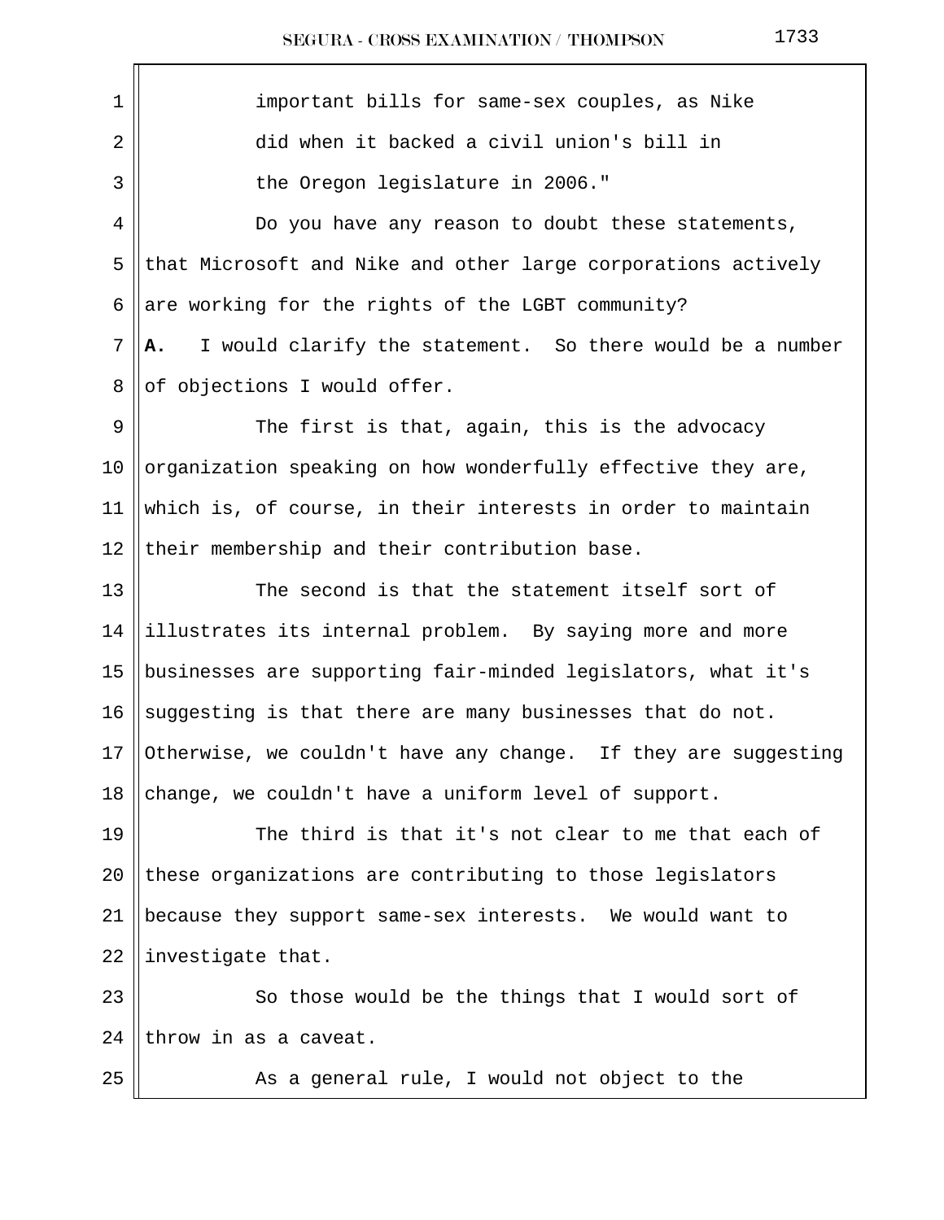important bills for same-sex couples, as Nike did when it backed a civil union's bill in the Oregon legislature in 2006."

Do you have any reason to doubt these statements, that Microsoft and Nike and other large corporations actively are working for the rights of the LGBT community?

**A.** I would clarify the statement. So there would be a number of objections I would offer.

The first is that, again, this is the advocacy organization speaking on how wonderfully effective they are, which is, of course, in their interests in order to maintain their membership and their contribution base.

The second is that the statement itself sort of illustrates its internal problem. By saying more and more businesses are supporting fair-minded legislators, what it's suggesting is that there are many businesses that do not. Otherwise, we couldn't have any change. If they are suggesting change, we couldn't have a uniform level of support.

The third is that it's not clear to me that each of these organizations are contributing to those legislators because they support same-sex interests. We would want to investigate that.

So those would be the things that I would sort of throw in as a caveat.

As a general rule, I would not object to the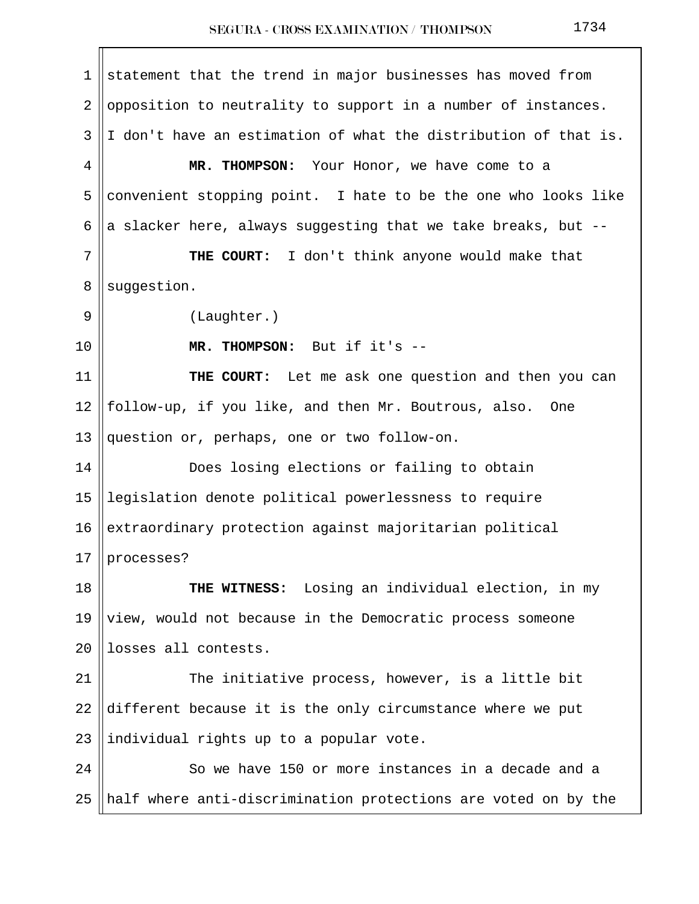statement that the trend in major businesses has moved from opposition to neutrality to support in a number of instances. I don't have an estimation of what the distribution of that is.

**MR. THOMPSON:** Your Honor, we have come to a convenient stopping point. I hate to be the one who looks like a slacker here, always suggesting that we take breaks, but --

**THE COURT:** I don't think anyone would make that suggestion.

(Laughter.)

**MR. THOMPSON:** But if it's --

**THE COURT:** Let me ask one question and then you can follow-up, if you like, and then Mr. Boutrous, also. One question or, perhaps, one or two follow-on.

Does losing elections or failing to obtain legislation denote political powerlessness to require extraordinary protection against majoritarian political processes?

**THE WITNESS:** Losing an individual election, in my view, would not because in the Democratic process someone losses all contests.

The initiative process, however, is a little bit different because it is the only circumstance where we put individual rights up to a popular vote.

So we have 150 or more instances in a decade and a half where anti-discrimination protections are voted on by the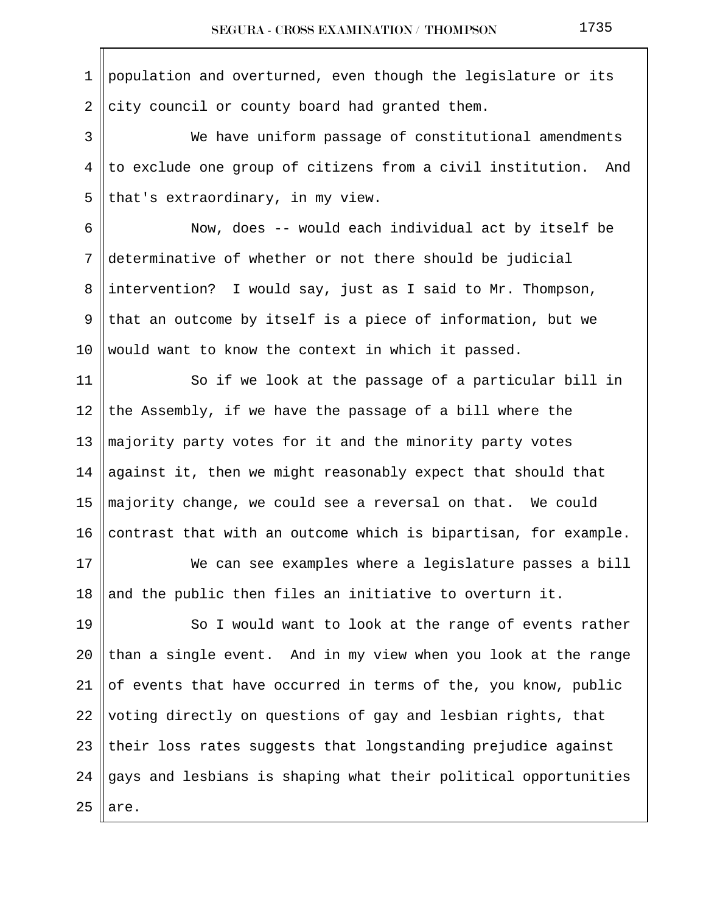population and overturned, even though the legislature or its city council or county board had granted them.

We have uniform passage of constitutional amendments to exclude one group of citizens from a civil institution. And that's extraordinary, in my view.

Now, does -- would each individual act by itself be determinative of whether or not there should be judicial intervention? I would say, just as I said to Mr. Thompson, that an outcome by itself is a piece of information, but we would want to know the context in which it passed.

So if we look at the passage of a particular bill in the Assembly, if we have the passage of a bill where the majority party votes for it and the minority party votes against it, then we might reasonably expect that should that majority change, we could see a reversal on that. We could contrast that with an outcome which is bipartisan, for example.

We can see examples where a legislature passes a bill and the public then files an initiative to overturn it.

So I would want to look at the range of events rather than a single event. And in my view when you look at the range of events that have occurred in terms of the, you know, public voting directly on questions of gay and lesbian rights, that their loss rates suggests that longstanding prejudice against gays and lesbians is shaping what their political opportunities are.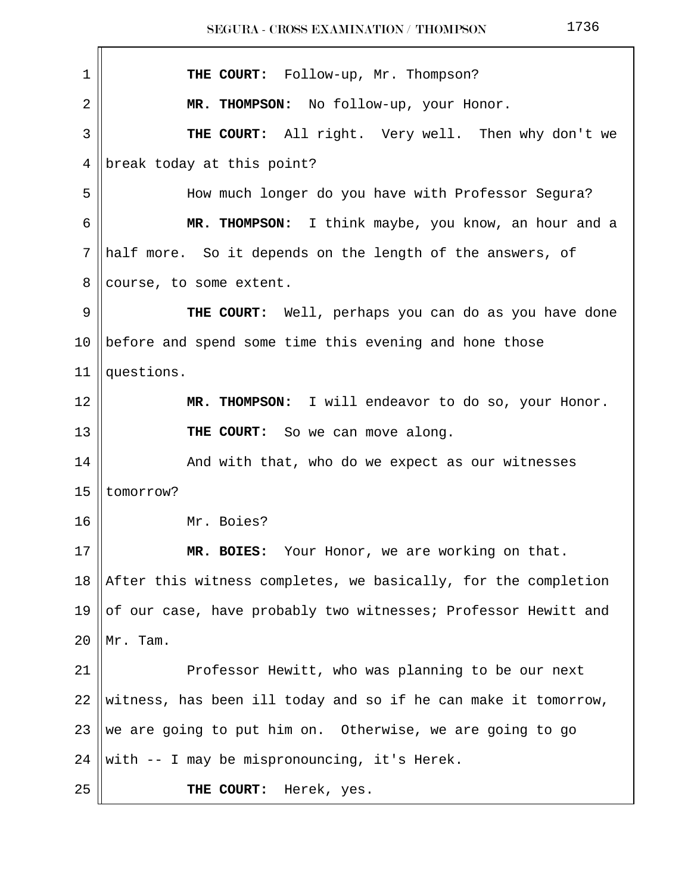**THE COURT:** Follow-up, Mr. Thompson?

**MR. THOMPSON:** No follow-up, your Honor.

**THE COURT:** All right. Very well. Then why don't we break today at this point?

How much longer do you have with Professor Segura?

**MR. THOMPSON:** I think maybe, you know, an hour and a half more. So it depends on the length of the answers, of course, to some extent.

**THE COURT:** Well, perhaps you can do as you have done before and spend some time this evening and hone those questions.

**MR. THOMPSON:** I will endeavor to do so, your Honor.

**THE COURT:** So we can move along.

And with that, who do we expect as our witnesses tomorrow?

Mr. Boies?

**MR. BOIES:** Your Honor, we are working on that. After this witness completes, we basically, for the completion of our case, have probably two witnesses; Professor Hewitt and Mr. Tam.

Professor Hewitt, who was planning to be our next witness, has been ill today and so if he can make it tomorrow, we are going to put him on. Otherwise, we are going to go with -- I may be mispronouncing, it's Herek.

**THE COURT:** Herek, yes.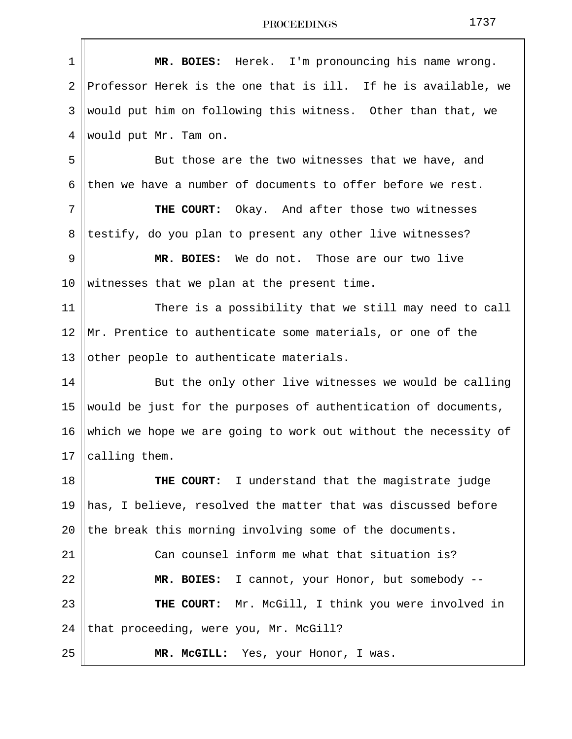**MR. BOIES:** Herek. I'm pronouncing his name wrong. Professor Herek is the one that is ill. If he is available, we would put him on following this witness. Other than that, we would put Mr. Tam on.

But those are the two witnesses that we have, and then we have a number of documents to offer before we rest.

**THE COURT:** Okay. And after those two witnesses testify, do you plan to present any other live witnesses?

**MR. BOIES:** We do not. Those are our two live witnesses that we plan at the present time.

There is a possibility that we still may need to call Mr. Prentice to authenticate some materials, or one of the other people to authenticate materials.

But the only other live witnesses we would be calling would be just for the purposes of authentication of documents, which we hope we are going to work out without the necessity of calling them.

**THE COURT:** I understand that the magistrate judge has, I believe, resolved the matter that was discussed before the break this morning involving some of the documents.

Can counsel inform me what that situation is?

**MR. BOIES:** I cannot, your Honor, but somebody --

**THE COURT:** Mr. McGill, I think you were involved in that proceeding, were you, Mr. McGill?

**MR. McGILL:** Yes, your Honor, I was.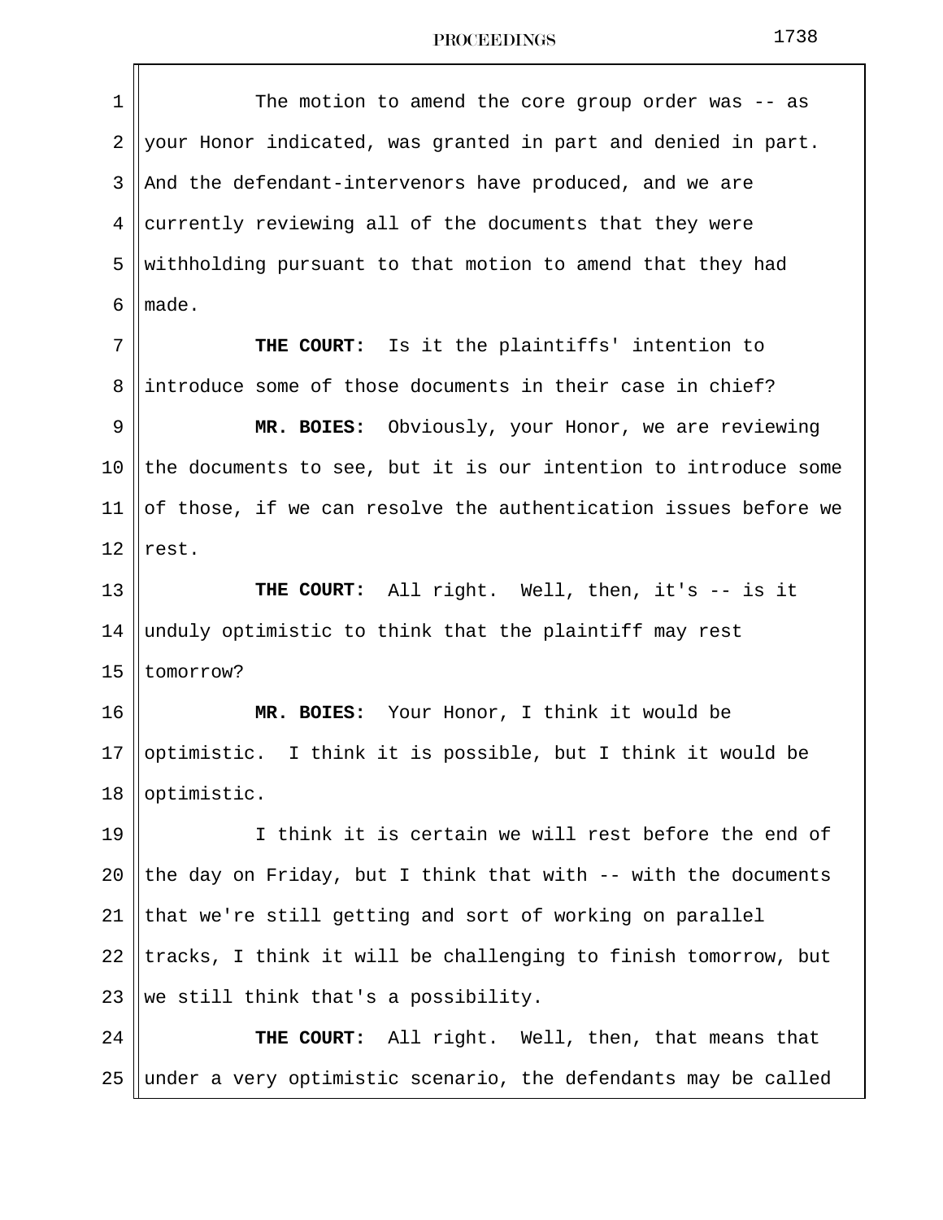The motion to amend the core group order was -- as your Honor indicated, was granted in part and denied in part. And the defendant-intervenors have produced, and we are currently reviewing all of the documents that they were withholding pursuant to that motion to amend that they had made.

**THE COURT:** Is it the plaintiffs' intention to introduce some of those documents in their case in chief?

**MR. BOIES:** Obviously, your Honor, we are reviewing the documents to see, but it is our intention to introduce some of those, if we can resolve the authentication issues before we rest.

**THE COURT:** All right. Well, then, it's -- is it unduly optimistic to think that the plaintiff may rest tomorrow?

**MR. BOIES:** Your Honor, I think it would be optimistic. I think it is possible, but I think it would be optimistic.

I think it is certain we will rest before the end of the day on Friday, but I think that with -- with the documents that we're still getting and sort of working on parallel tracks, I think it will be challenging to finish tomorrow, but we still think that's a possibility.

**THE COURT:** All right. Well, then, that means that under a very optimistic scenario, the defendants may be called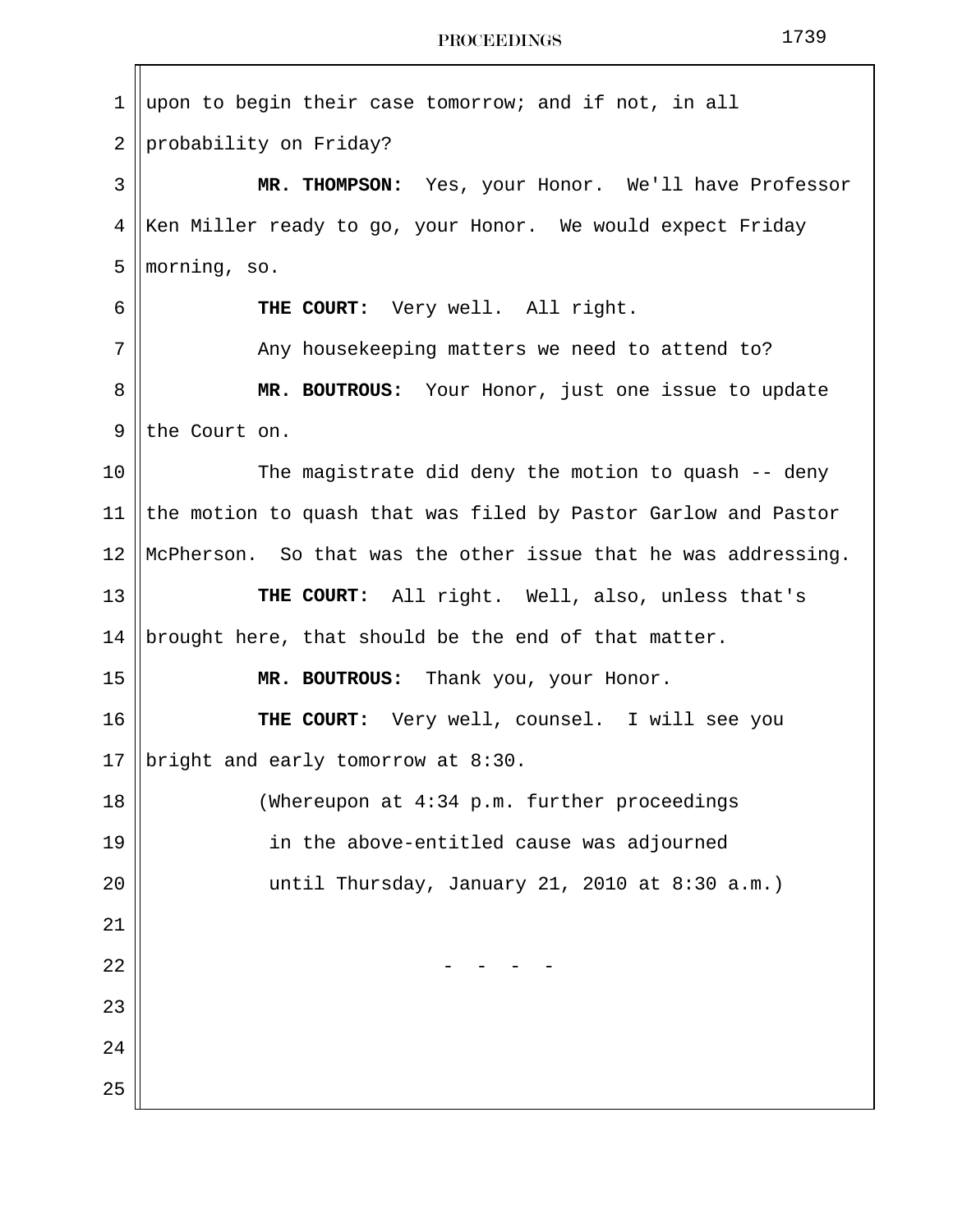upon to begin their case tomorrow; and if not, in all probability on Friday?

**MR. THOMPSON:** Yes, your Honor. We'll have Professor Ken Miller ready to go, your Honor. We would expect Friday morning, so.

**THE COURT:** Very well. All right.

Any housekeeping matters we need to attend to?

**MR. BOUTROUS:** Your Honor, just one issue to update the Court on.

The magistrate did deny the motion to quash -- deny the motion to quash that was filed by Pastor Garlow and Pastor McPherson. So that was the other issue that he was addressing.

**THE COURT:** All right. Well, also, unless that's brought here, that should be the end of that matter.

**MR. BOUTROUS:** Thank you, your Honor.

**THE COURT:** Very well, counsel. I will see you bright and early tomorrow at 8:30.

(Whereupon at 4:34 p.m. further proceedings in the above-entitled cause was adjourned until Thursday, January 21, 2010 at 8:30 a.m.)

- - - -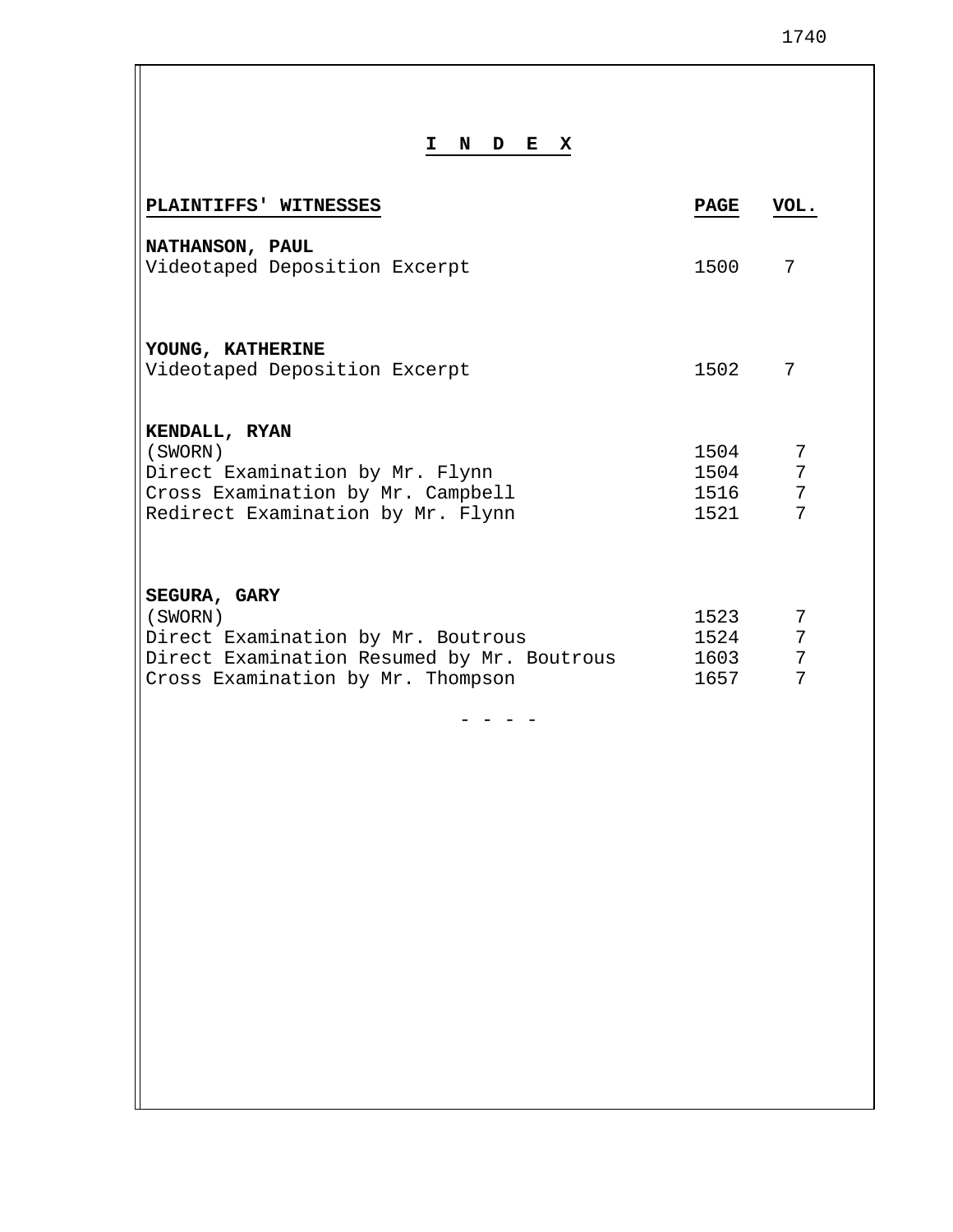# I N D E X

| PLAINTIFFS' WITNESSES | PAGE | VOL. |
|---|---|---|
| **NATHANSON, PAUL** | | |
| Videotaped Deposition Excerpt | 1500 | 7 |
| **YOUNG, KATHERINE** | | |
| Videotaped Deposition Excerpt | 1502 | 7 |
| **KENDALL, RYAN** | | |
| (SWORN) | 1504 | 7 |
| Direct Examination by Mr. Flynn | 1504 | 7 |
| Cross Examination by Mr. Campbell | 1516 | 7 |
| Redirect Examination by Mr. Flynn | 1521 | 7 |
| **SEGURA, GARY** | | |
| (SWORN) | 1523 | 7 |
| Direct Examination by Mr. Boutrous | 1524 | 7 |
| Direct Examination Resumed by Mr. Boutrous | 1603 | 7 |
| Cross Examination by Mr. Thompson | 1657 | 7 |

\- - - -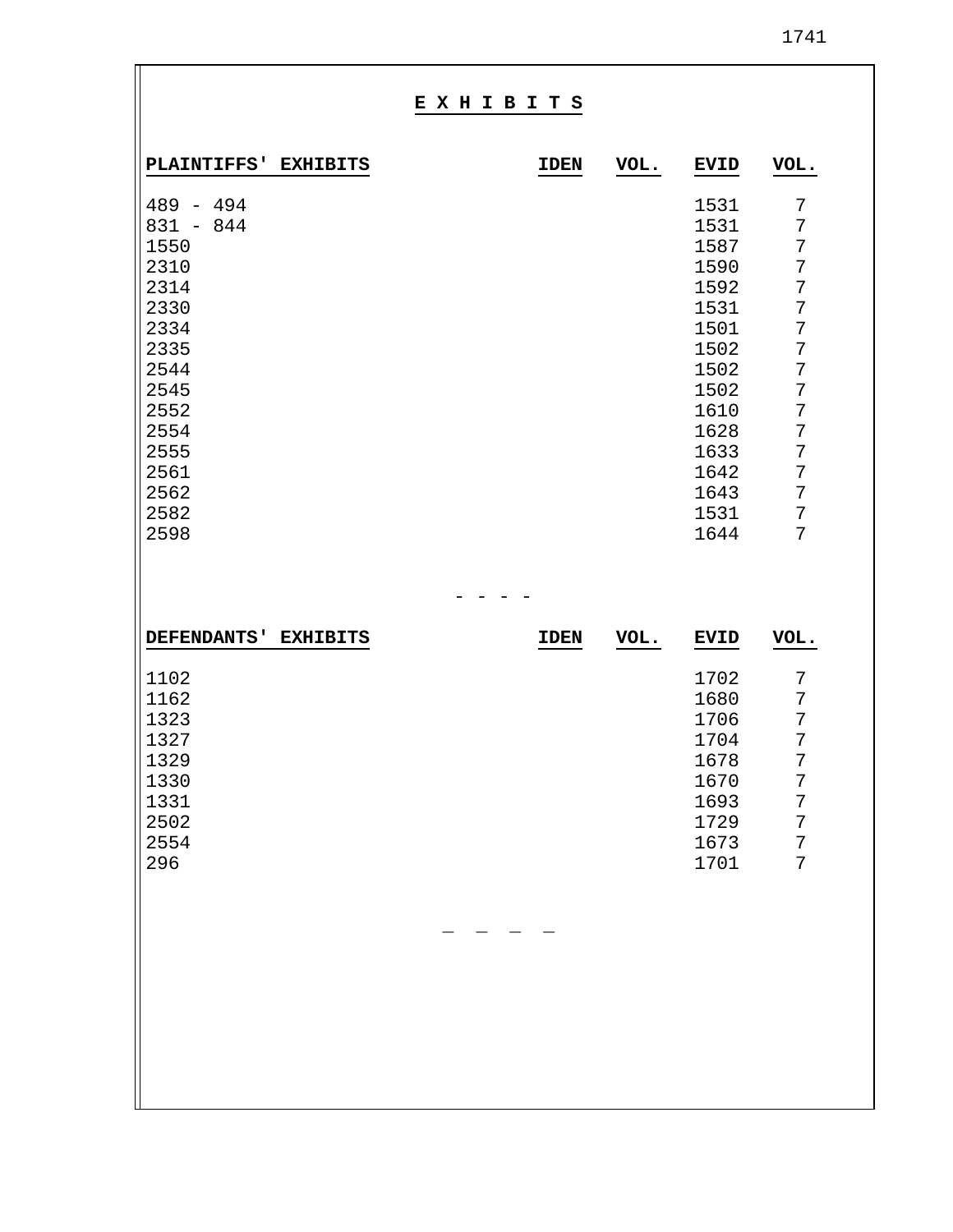# E X H I B I T S

| PLAINTIFFS' EXHIBITS | IDEN | VOL. | EVID | VOL. |
|---|---|---|---|---|
| 489 - 494 | | | 1531 | 7 |
| 831 - 844 | | | 1531 | 7 |
| 1550 | | | 1587 | 7 |
| 2310 | | | 1590 | 7 |
| 2314 | | | 1592 | 7 |
| 2330 | | | 1531 | 7 |
| 2334 | | | 1501 | 7 |
| 2335 | | | 1502 | 7 |
| 2544 | | | 1502 | 7 |
| 2545 | | | 1502 | 7 |
| 2552 | | | 1610 | 7 |
| 2554 | | | 1628 | 7 |
| 2555 | | | 1633 | 7 |
| 2561 | | | 1642 | 7 |
| 2562 | | | 1643 | 7 |
| 2582 | | | 1531 | 7 |
| 2598 | | | 1644 | 7 |

- - - -

| DEFENDANTS' EXHIBITS | IDEN | VOL. | EVID | VOL. |
|---|---|---|---|---|
| 1102 | | | 1702 | 7 |
| 1162 | | | 1680 | 7 |
| 1323 | | | 1706 | 7 |
| 1327 | | | 1704 | 7 |
| 1329 | | | 1678 | 7 |
| 1330 | | | 1670 | 7 |
| 1331 | | | 1693 | 7 |
| 2502 | | | 1729 | 7 |
| 2554 | | | 1673 | 7 |
| 296 | | | 1701 | 7 |

_ _ _ _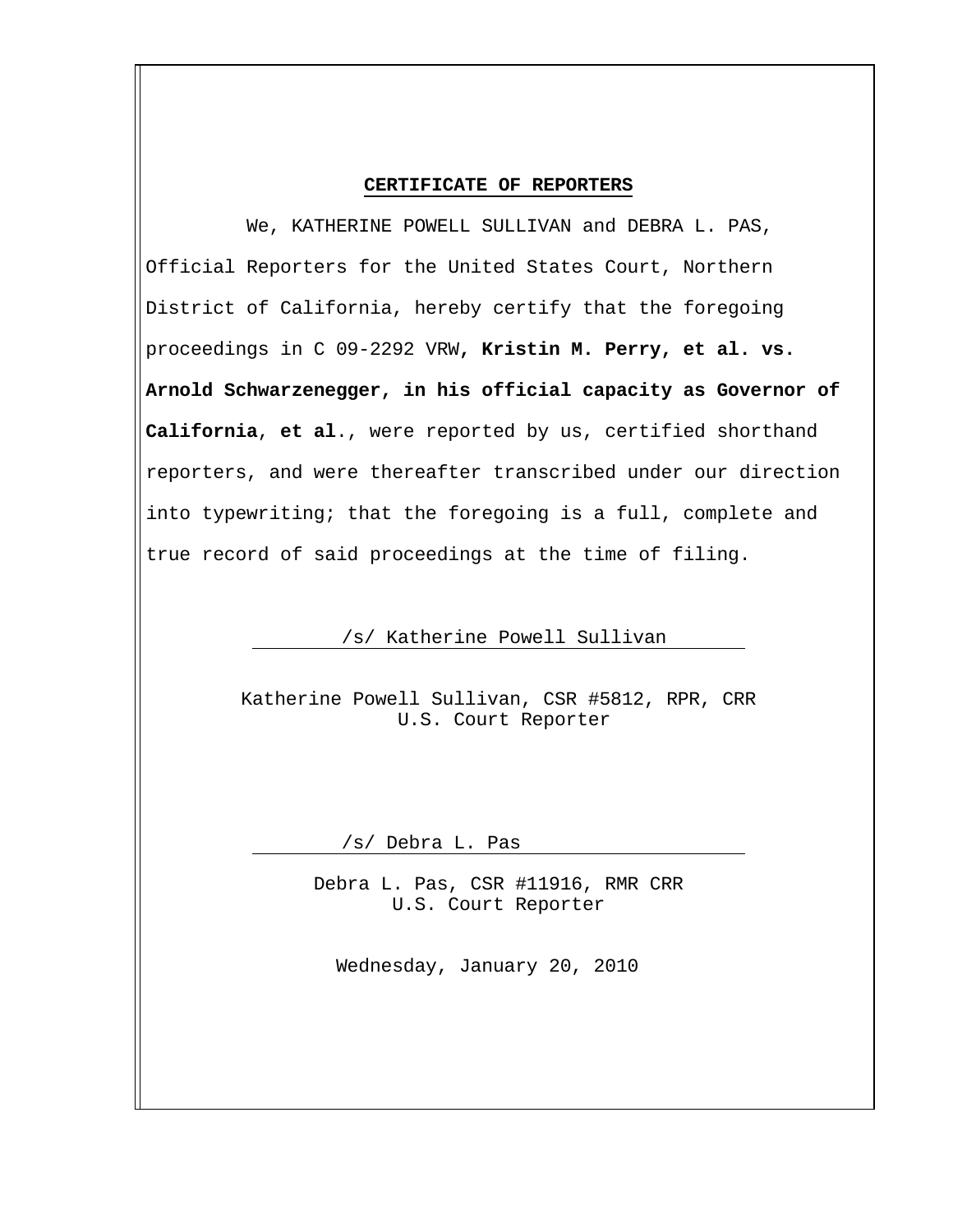**CERTIFICATE OF REPORTERS**

We, KATHERINE POWELL SULLIVAN and DEBRA L. PAS, Official Reporters for the United States Court, Northern District of California, hereby certify that the foregoing proceedings in C 09-2292 VRW, **Kristin M. Perry, et al. vs. Arnold Schwarzenegger, in his official capacity as Governor of California**, **et al**., were reported by us, certified shorthand reporters, and were thereafter transcribed under our direction into typewriting; that the foregoing is a full, complete and true record of said proceedings at the time of filing.

/s/ Katherine Powell Sullivan

Katherine Powell Sullivan, CSR #5812, RPR, CRR
U.S. Court Reporter

/s/ Debra L. Pas

Debra L. Pas, CSR #11916, RMR CRR
U.S. Court Reporter

Wednesday, January 20, 2010